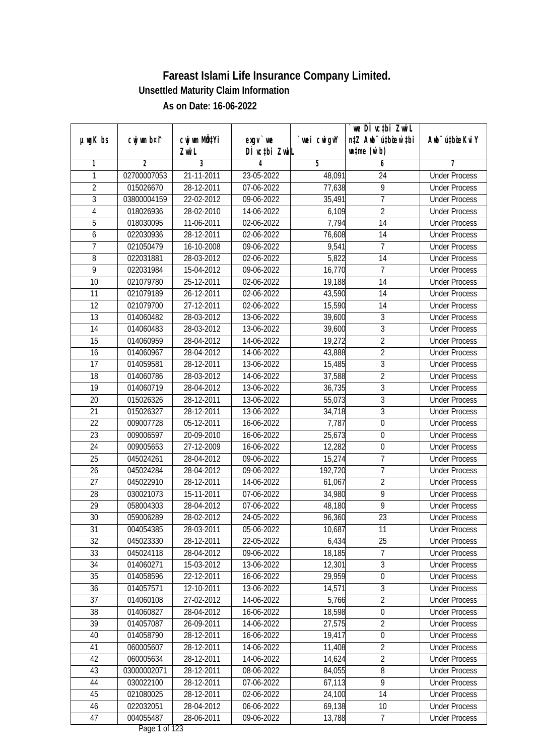# Fareast Islami Life Insurance Company Limited.

## Unsettled Maturity Claim Information

### As on Date: 16-06-2022

| µwgK bs | cwjwm b¤^i | cwjwm MÖn‡Yi ZvwiL | exgv`vwe DÌvc‡bi ZvwiL | `vwei cwigvY | `vwe DÌvc‡bi ZvwiL n‡Z Awb¯úwËi w`‡bi e¨eavb (w`b) | Awb¯úwËi KviY |
|---|---|---|---|---|---|---|
| 1 | 2 | 3 | 4 | 5 | 6 | 7 |
| 1 | 02700007053 | 21-11-2011 | 23-05-2022 | 48,091 | 24 | Under Process |
| 2 | 015026670 | 28-12-2011 | 07-06-2022 | 77,638 | 9 | Under Process |
| 3 | 03800004159 | 22-02-2012 | 09-06-2022 | 35,491 | 7 | Under Process |
| 4 | 018026936 | 28-02-2010 | 14-06-2022 | 6,109 | 2 | Under Process |
| 5 | 018030095 | 11-06-2011 | 02-06-2022 | 7,794 | 14 | Under Process |
| 6 | 022030936 | 28-12-2011 | 02-06-2022 | 76,608 | 14 | Under Process |
| 7 | 021050479 | 16-10-2008 | 09-06-2022 | 9,541 | 7 | Under Process |
| 8 | 022031881 | 28-03-2012 | 02-06-2022 | 5,822 | 14 | Under Process |
| 9 | 022031984 | 15-04-2012 | 09-06-2022 | 16,770 | 7 | Under Process |
| 10 | 021079780 | 25-12-2011 | 02-06-2022 | 19,188 | 14 | Under Process |
| 11 | 021079189 | 26-12-2011 | 02-06-2022 | 43,590 | 14 | Under Process |
| 12 | 021079700 | 27-12-2011 | 02-06-2022 | 15,590 | 14 | Under Process |
| 13 | 014060482 | 28-03-2012 | 13-06-2022 | 39,600 | 3 | Under Process |
| 14 | 014060483 | 28-03-2012 | 13-06-2022 | 39,600 | 3 | Under Process |
| 15 | 014060959 | 28-04-2012 | 14-06-2022 | 19,272 | 2 | Under Process |
| 16 | 014060967 | 28-04-2012 | 14-06-2022 | 43,888 | 2 | Under Process |
| 17 | 014059581 | 28-12-2011 | 13-06-2022 | 15,485 | 3 | Under Process |
| 18 | 014060786 | 28-03-2012 | 14-06-2022 | 37,588 | 2 | Under Process |
| 19 | 014060719 | 28-04-2012 | 13-06-2022 | 36,735 | 3 | Under Process |
| 20 | 015026326 | 28-12-2011 | 13-06-2022 | 55,073 | 3 | Under Process |
| 21 | 015026327 | 28-12-2011 | 13-06-2022 | 34,718 | 3 | Under Process |
| 22 | 009007728 | 05-12-2011 | 16-06-2022 | 7,787 | 0 | Under Process |
| 23 | 009006597 | 20-09-2010 | 16-06-2022 | 25,673 | 0 | Under Process |
| 24 | 009005653 | 27-12-2009 | 16-06-2022 | 12,282 | 0 | Under Process |
| 25 | 045024261 | 28-04-2012 | 09-06-2022 | 15,274 | 7 | Under Process |
| 26 | 045024284 | 28-04-2012 | 09-06-2022 | 192,720 | 7 | Under Process |
| 27 | 045022910 | 28-12-2011 | 14-06-2022 | 61,067 | 2 | Under Process |
| 28 | 030021073 | 15-11-2011 | 07-06-2022 | 34,980 | 9 | Under Process |
| 29 | 058004303 | 28-04-2012 | 07-06-2022 | 48,180 | 9 | Under Process |
| 30 | 059006289 | 28-02-2012 | 24-05-2022 | 96,360 | 23 | Under Process |
| 31 | 004054385 | 28-03-2011 | 05-06-2022 | 10,687 | 11 | Under Process |
| 32 | 045023330 | 28-12-2011 | 22-05-2022 | 6,434 | 25 | Under Process |
| 33 | 045024118 | 28-04-2012 | 09-06-2022 | 18,185 | 7 | Under Process |
| 34 | 014060271 | 15-03-2012 | 13-06-2022 | 12,301 | 3 | Under Process |
| 35 | 014058596 | 22-12-2011 | 16-06-2022 | 29,959 | 0 | Under Process |
| 36 | 014057571 | 12-10-2011 | 13-06-2022 | 14,571 | 3 | Under Process |
| 37 | 014060108 | 27-02-2012 | 14-06-2022 | 5,766 | 2 | Under Process |
| 38 | 014060827 | 28-04-2012 | 16-06-2022 | 18,598 | 0 | Under Process |
| 39 | 014057087 | 26-09-2011 | 14-06-2022 | 27,575 | 2 | Under Process |
| 40 | 014058790 | 28-12-2011 | 16-06-2022 | 19,417 | 0 | Under Process |
| 41 | 060005607 | 28-12-2011 | 14-06-2022 | 11,408 | 2 | Under Process |
| 42 | 060005634 | 28-12-2011 | 14-06-2022 | 14,624 | 2 | Under Process |
| 43 | 03000002071 | 28-12-2011 | 08-06-2022 | 84,055 | 8 | Under Process |
| 44 | 030022100 | 28-12-2011 | 07-06-2022 | 67,113 | 9 | Under Process |
| 45 | 021080025 | 28-12-2011 | 02-06-2022 | 24,100 | 14 | Under Process |
| 46 | 022032051 | 28-04-2012 | 06-06-2022 | 69,138 | 10 | Under Process |
| 47 | 004055487 | 28-06-2011 | 09-06-2022 | 13,788 | 7 | Under Process |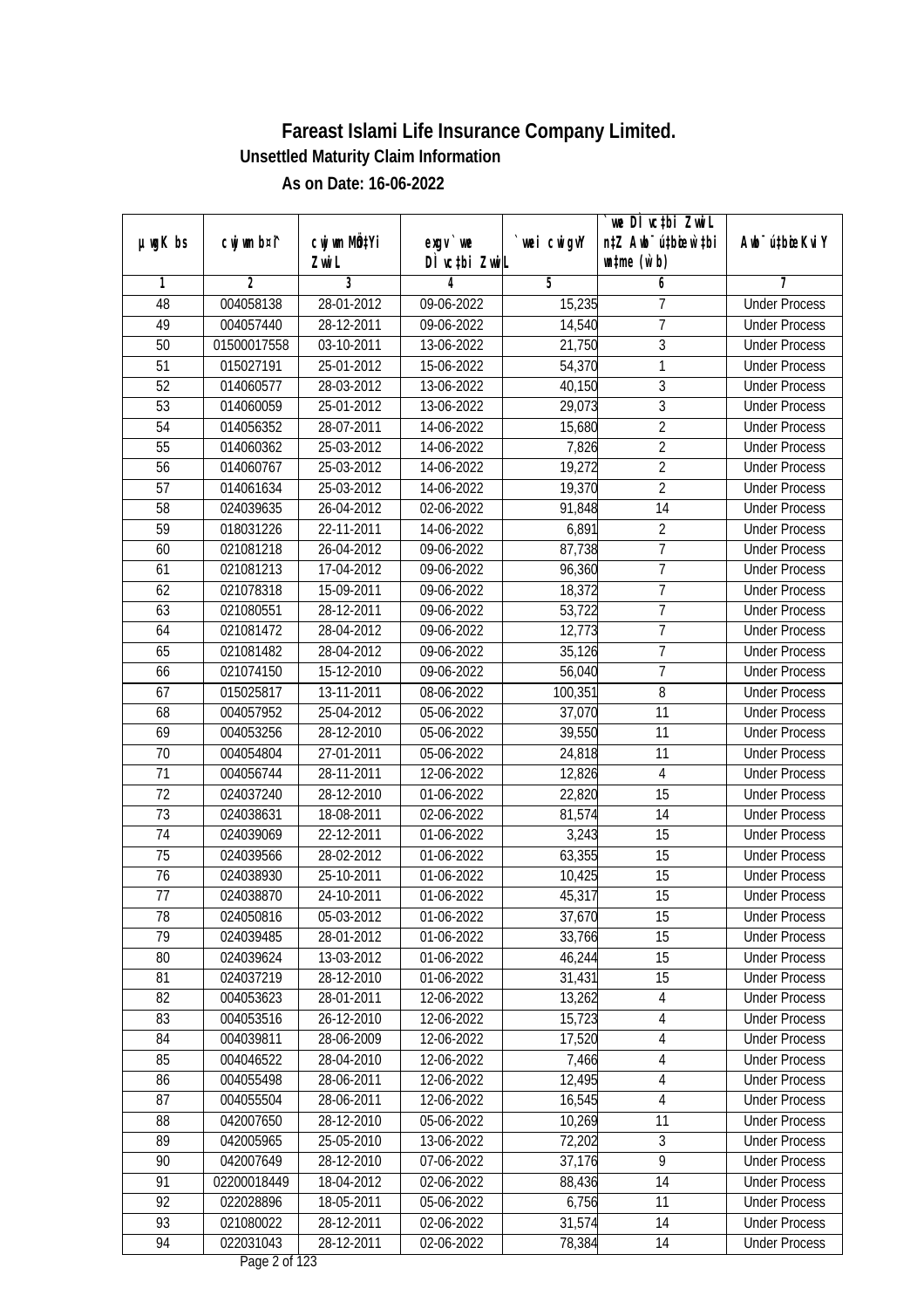# Fareast Islami Life Insurance Company Limited.

## Unsettled Maturity Claim Information

### As on Date: 16-06-2022

| µwgK bs | cwjwm b¤^i | cwjwm MÖn‡Yi ZvwiL | exgv `we DÌvc‡bi ZvwiL | `vwei cwigvY | `we DÌvc‡bi ZvwiL n‡Z Awb¯úwËi w`‡bi weeiY (w`b) | Awb¯úwËi KviY |
|---|---|---|---|---|---|---|
| 1 | 2 | 3 | 4 | 5 | 6 | 7 |
| 48 | 004058138 | 28-01-2012 | 09-06-2022 | 15,235 | 7 | Under Process |
| 49 | 004057440 | 28-12-2011 | 09-06-2022 | 14,540 | 7 | Under Process |
| 50 | 01500017558 | 03-10-2011 | 13-06-2022 | 21,750 | 3 | Under Process |
| 51 | 015027191 | 25-01-2012 | 15-06-2022 | 54,370 | 1 | Under Process |
| 52 | 014060577 | 28-03-2012 | 13-06-2022 | 40,150 | 3 | Under Process |
| 53 | 014060059 | 25-01-2012 | 13-06-2022 | 29,073 | 3 | Under Process |
| 54 | 014056352 | 28-07-2011 | 14-06-2022 | 15,680 | 2 | Under Process |
| 55 | 014060362 | 25-03-2012 | 14-06-2022 | 7,826 | 2 | Under Process |
| 56 | 014060767 | 25-03-2012 | 14-06-2022 | 19,272 | 2 | Under Process |
| 57 | 014061634 | 25-03-2012 | 14-06-2022 | 19,370 | 2 | Under Process |
| 58 | 024039635 | 26-04-2012 | 02-06-2022 | 91,848 | 14 | Under Process |
| 59 | 018031226 | 22-11-2011 | 14-06-2022 | 6,891 | 2 | Under Process |
| 60 | 021081218 | 26-04-2012 | 09-06-2022 | 87,738 | 7 | Under Process |
| 61 | 021081213 | 17-04-2012 | 09-06-2022 | 96,360 | 7 | Under Process |
| 62 | 021078318 | 15-09-2011 | 09-06-2022 | 18,372 | 7 | Under Process |
| 63 | 021080551 | 28-12-2011 | 09-06-2022 | 53,722 | 7 | Under Process |
| 64 | 021081472 | 28-04-2012 | 09-06-2022 | 12,773 | 7 | Under Process |
| 65 | 021081482 | 28-04-2012 | 09-06-2022 | 35,126 | 7 | Under Process |
| 66 | 021074150 | 15-12-2010 | 09-06-2022 | 56,040 | 7 | Under Process |
| 67 | 015025817 | 13-11-2011 | 08-06-2022 | 100,351 | 8 | Under Process |
| 68 | 004057952 | 25-04-2012 | 05-06-2022 | 37,070 | 11 | Under Process |
| 69 | 004053256 | 28-12-2010 | 05-06-2022 | 39,550 | 11 | Under Process |
| 70 | 004054804 | 27-01-2011 | 05-06-2022 | 24,818 | 11 | Under Process |
| 71 | 004056744 | 28-11-2011 | 12-06-2022 | 12,826 | 4 | Under Process |
| 72 | 024037240 | 28-12-2010 | 01-06-2022 | 22,820 | 15 | Under Process |
| 73 | 024038631 | 18-08-2011 | 02-06-2022 | 81,574 | 14 | Under Process |
| 74 | 024039069 | 22-12-2011 | 01-06-2022 | 3,243 | 15 | Under Process |
| 75 | 024039566 | 28-02-2012 | 01-06-2022 | 63,355 | 15 | Under Process |
| 76 | 024038930 | 25-10-2011 | 01-06-2022 | 10,425 | 15 | Under Process |
| 77 | 024038870 | 24-10-2011 | 01-06-2022 | 45,317 | 15 | Under Process |
| 78 | 024050816 | 05-03-2012 | 01-06-2022 | 37,670 | 15 | Under Process |
| 79 | 024039485 | 28-01-2012 | 01-06-2022 | 33,766 | 15 | Under Process |
| 80 | 024039624 | 13-03-2012 | 01-06-2022 | 46,244 | 15 | Under Process |
| 81 | 024037219 | 28-12-2010 | 01-06-2022 | 31,431 | 15 | Under Process |
| 82 | 004053623 | 28-01-2011 | 12-06-2022 | 13,262 | 4 | Under Process |
| 83 | 004053516 | 26-12-2010 | 12-06-2022 | 15,723 | 4 | Under Process |
| 84 | 004039811 | 28-06-2009 | 12-06-2022 | 17,520 | 4 | Under Process |
| 85 | 004046522 | 28-04-2010 | 12-06-2022 | 7,466 | 4 | Under Process |
| 86 | 004055498 | 28-06-2011 | 12-06-2022 | 12,495 | 4 | Under Process |
| 87 | 004055504 | 28-06-2011 | 12-06-2022 | 16,545 | 4 | Under Process |
| 88 | 042007650 | 28-12-2010 | 05-06-2022 | 10,269 | 11 | Under Process |
| 89 | 042005965 | 25-05-2010 | 13-06-2022 | 72,202 | 3 | Under Process |
| 90 | 042007649 | 28-12-2010 | 07-06-2022 | 37,176 | 9 | Under Process |
| 91 | 02200018449 | 18-04-2012 | 02-06-2022 | 88,436 | 14 | Under Process |
| 92 | 022028896 | 18-05-2011 | 05-06-2022 | 6,756 | 11 | Under Process |
| 93 | 021080022 | 28-12-2011 | 02-06-2022 | 31,574 | 14 | Under Process |
| 94 | 022031043 | 28-12-2011 | 02-06-2022 | 78,384 | 14 | Under Process |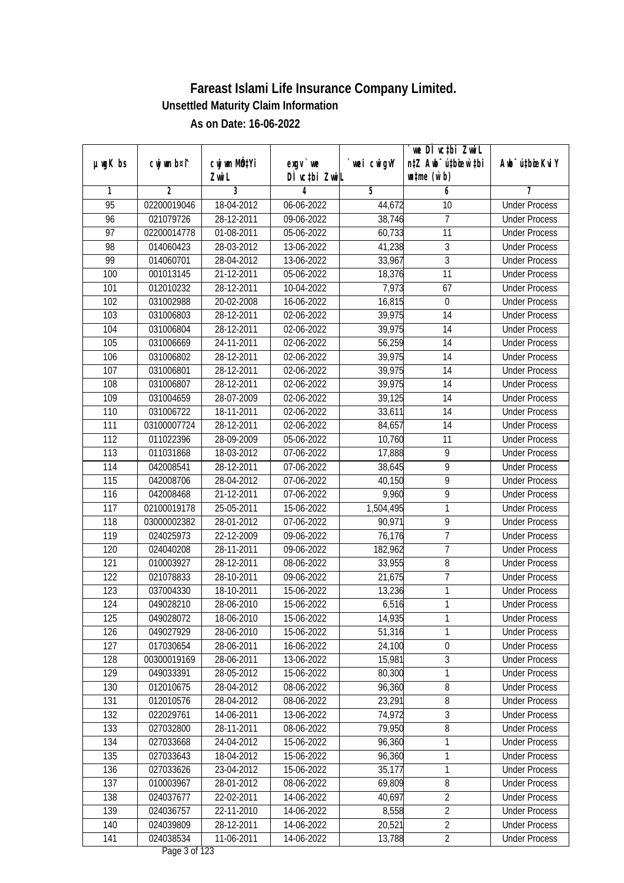# Fareast Islami Life Insurance Company Limited.

### Unsettled Maturity Claim Information

### As on Date: 16-06-2022

| µwgK bs | cwjwm b¤^i | cwjwm MÖn‡Yi ZvwiL | exgv`vwe DÌvc‡bi ZvwiL | `vwei cwigvY | `vwe DÌvc‡bi ZvwiL n‡Z Awb¯úbœ `v‡bi wnmve (w`b) | Awb¯úbœ Ki‡Y |
|---|---|---|---|---|---|---|
| 1 | 2 | 3 | 4 | 5 | 6 | 7 |
| 95 | 02200019046 | 18-04-2012 | 06-06-2022 | 44,672 | 10 | Under Process |
| 96 | 021079726 | 28-12-2011 | 09-06-2022 | 38,746 | 7 | Under Process |
| 97 | 02200014778 | 01-08-2011 | 05-06-2022 | 60,733 | 11 | Under Process |
| 98 | 014060423 | 28-03-2012 | 13-06-2022 | 41,238 | 3 | Under Process |
| 99 | 014060701 | 28-04-2012 | 13-06-2022 | 33,967 | 3 | Under Process |
| 100 | 001013145 | 21-12-2011 | 05-06-2022 | 18,376 | 11 | Under Process |
| 101 | 012010232 | 28-12-2011 | 10-04-2022 | 7,973 | 67 | Under Process |
| 102 | 031002988 | 20-02-2008 | 16-06-2022 | 16,815 | 0 | Under Process |
| 103 | 031006803 | 28-12-2011 | 02-06-2022 | 39,975 | 14 | Under Process |
| 104 | 031006804 | 28-12-2011 | 02-06-2022 | 39,975 | 14 | Under Process |
| 105 | 031006669 | 24-11-2011 | 02-06-2022 | 56,259 | 14 | Under Process |
| 106 | 031006802 | 28-12-2011 | 02-06-2022 | 39,975 | 14 | Under Process |
| 107 | 031006801 | 28-12-2011 | 02-06-2022 | 39,975 | 14 | Under Process |
| 108 | 031006807 | 28-12-2011 | 02-06-2022 | 39,975 | 14 | Under Process |
| 109 | 031004659 | 28-07-2009 | 02-06-2022 | 39,125 | 14 | Under Process |
| 110 | 031006722 | 18-11-2011 | 02-06-2022 | 33,611 | 14 | Under Process |
| 111 | 03100007724 | 28-12-2011 | 02-06-2022 | 84,657 | 14 | Under Process |
| 112 | 011022396 | 28-09-2009 | 05-06-2022 | 10,760 | 11 | Under Process |
| 113 | 011031868 | 18-03-2012 | 07-06-2022 | 17,888 | 9 | Under Process |
| 114 | 042008541 | 28-12-2011 | 07-06-2022 | 38,645 | 9 | Under Process |
| 115 | 042008706 | 28-04-2012 | 07-06-2022 | 40,150 | 9 | Under Process |
| 116 | 042008468 | 21-12-2011 | 07-06-2022 | 9,960 | 9 | Under Process |
| 117 | 02100019178 | 25-05-2011 | 15-06-2022 | 1,504,495 | 1 | Under Process |
| 118 | 03000002382 | 28-01-2012 | 07-06-2022 | 90,971 | 9 | Under Process |
| 119 | 024025973 | 22-12-2009 | 09-06-2022 | 76,176 | 7 | Under Process |
| 120 | 024040208 | 28-11-2011 | 09-06-2022 | 182,962 | 7 | Under Process |
| 121 | 010003927 | 28-12-2011 | 08-06-2022 | 33,955 | 8 | Under Process |
| 122 | 021078833 | 28-10-2011 | 09-06-2022 | 21,675 | 7 | Under Process |
| 123 | 037004330 | 18-10-2011 | 15-06-2022 | 13,236 | 1 | Under Process |
| 124 | 049028210 | 28-06-2010 | 15-06-2022 | 6,516 | 1 | Under Process |
| 125 | 049028072 | 18-06-2010 | 15-06-2022 | 14,935 | 1 | Under Process |
| 126 | 049027929 | 28-06-2010 | 15-06-2022 | 51,316 | 1 | Under Process |
| 127 | 017030654 | 28-06-2011 | 16-06-2022 | 24,100 | 0 | Under Process |
| 128 | 00300019169 | 28-06-2011 | 13-06-2022 | 15,981 | 3 | Under Process |
| 129 | 049033391 | 28-05-2012 | 15-06-2022 | 80,300 | 1 | Under Process |
| 130 | 012010675 | 28-04-2012 | 08-06-2022 | 96,360 | 8 | Under Process |
| 131 | 012010576 | 28-04-2012 | 08-06-2022 | 23,291 | 8 | Under Process |
| 132 | 022029761 | 14-06-2011 | 13-06-2022 | 74,972 | 3 | Under Process |
| 133 | 027032800 | 28-11-2011 | 08-06-2022 | 79,950 | 8 | Under Process |
| 134 | 027033668 | 24-04-2012 | 15-06-2022 | 96,360 | 1 | Under Process |
| 135 | 027033643 | 18-04-2012 | 15-06-2022 | 96,360 | 1 | Under Process |
| 136 | 027033626 | 23-04-2012 | 15-06-2022 | 35,177 | 1 | Under Process |
| 137 | 010003967 | 28-01-2012 | 08-06-2022 | 69,809 | 8 | Under Process |
| 138 | 024037677 | 22-02-2011 | 14-06-2022 | 40,697 | 2 | Under Process |
| 139 | 024036757 | 22-11-2010 | 14-06-2022 | 8,558 | 2 | Under Process |
| 140 | 024039809 | 28-12-2011 | 14-06-2022 | 20,521 | 2 | Under Process |
| 141 | 024038534 | 11-06-2011 | 14-06-2022 | 13,788 | 2 | Under Process |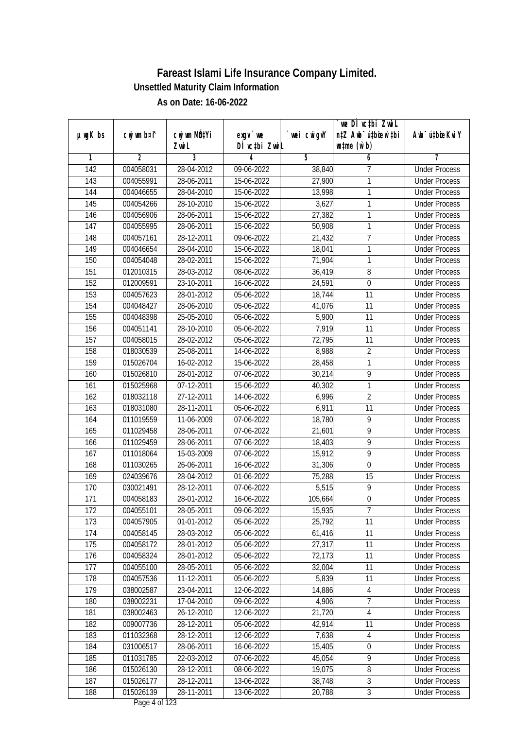# Fareast Islami Life Insurance Company Limited.

## Unsettled Maturity Claim Information

## As on Date: 16-06-2022

| µwgK bs | cwjwm b¤^i | cwjwm MÖn‡Yi ZvwiL | exgv` we DÌ vc‡bi ZvwiL | `vwei cwigvY | `vwe DÌ vc‡bi ZvwiL n‡Z Aub¯ú‡bœi w`‡bi wn‡me (w`b) | Aub¯ú‡bœi KviY |
|---|---|---|---|---|---|---|
| 1 | 2 | 3 | 4 | 5 | 6 | 7 |
| 142 | 004058031 | 28-04-2012 | 09-06-2022 | 38,840 | 7 | Under Process |
| 143 | 004055991 | 28-06-2011 | 15-06-2022 | 27,900 | 1 | Under Process |
| 144 | 004046655 | 28-04-2010 | 15-06-2022 | 13,998 | 1 | Under Process |
| 145 | 004054266 | 28-10-2010 | 15-06-2022 | 3,627 | 1 | Under Process |
| 146 | 004056906 | 28-06-2011 | 15-06-2022 | 27,382 | 1 | Under Process |
| 147 | 004055995 | 28-06-2011 | 15-06-2022 | 50,908 | 1 | Under Process |
| 148 | 004057161 | 28-12-2011 | 09-06-2022 | 21,432 | 7 | Under Process |
| 149 | 004046654 | 28-04-2010 | 15-06-2022 | 18,041 | 1 | Under Process |
| 150 | 004054048 | 28-02-2011 | 15-06-2022 | 71,904 | 1 | Under Process |
| 151 | 012010315 | 28-03-2012 | 08-06-2022 | 36,419 | 8 | Under Process |
| 152 | 012009591 | 23-10-2011 | 16-06-2022 | 24,591 | 0 | Under Process |
| 153 | 004057623 | 28-01-2012 | 05-06-2022 | 18,744 | 11 | Under Process |
| 154 | 004048427 | 28-06-2010 | 05-06-2022 | 41,076 | 11 | Under Process |
| 155 | 004048398 | 25-05-2010 | 05-06-2022 | 5,900 | 11 | Under Process |
| 156 | 004051141 | 28-10-2010 | 05-06-2022 | 7,919 | 11 | Under Process |
| 157 | 004058015 | 28-02-2012 | 05-06-2022 | 72,795 | 11 | Under Process |
| 158 | 018030539 | 25-08-2011 | 14-06-2022 | 8,988 | 2 | Under Process |
| 159 | 015026704 | 16-02-2012 | 15-06-2022 | 28,458 | 1 | Under Process |
| 160 | 015026810 | 28-01-2012 | 07-06-2022 | 30,214 | 9 | Under Process |
| 161 | 015025968 | 07-12-2011 | 15-06-2022 | 40,302 | 1 | Under Process |
| 162 | 018032118 | 27-12-2011 | 14-06-2022 | 6,996 | 2 | Under Process |
| 163 | 018031080 | 28-11-2011 | 05-06-2022 | 6,911 | 11 | Under Process |
| 164 | 011019559 | 11-06-2009 | 07-06-2022 | 18,780 | 9 | Under Process |
| 165 | 011029458 | 28-06-2011 | 07-06-2022 | 21,601 | 9 | Under Process |
| 166 | 011029459 | 28-06-2011 | 07-06-2022 | 18,403 | 9 | Under Process |
| 167 | 011018064 | 15-03-2009 | 07-06-2022 | 15,912 | 9 | Under Process |
| 168 | 011030265 | 26-06-2011 | 16-06-2022 | 31,306 | 0 | Under Process |
| 169 | 024039676 | 28-04-2012 | 01-06-2022 | 75,288 | 15 | Under Process |
| 170 | 030021491 | 28-12-2011 | 07-06-2022 | 5,515 | 9 | Under Process |
| 171 | 004058183 | 28-01-2012 | 16-06-2022 | 105,664 | 0 | Under Process |
| 172 | 004055101 | 28-05-2011 | 09-06-2022 | 15,935 | 7 | Under Process |
| 173 | 004057905 | 01-01-2012 | 05-06-2022 | 25,792 | 11 | Under Process |
| 174 | 004058145 | 28-03-2012 | 05-06-2022 | 61,416 | 11 | Under Process |
| 175 | 004058172 | 28-01-2012 | 05-06-2022 | 27,317 | 11 | Under Process |
| 176 | 004058324 | 28-01-2012 | 05-06-2022 | 72,173 | 11 | Under Process |
| 177 | 004055100 | 28-05-2011 | 05-06-2022 | 32,004 | 11 | Under Process |
| 178 | 004057536 | 11-12-2011 | 05-06-2022 | 5,839 | 11 | Under Process |
| 179 | 038002587 | 23-04-2011 | 12-06-2022 | 14,886 | 4 | Under Process |
| 180 | 038002231 | 17-04-2010 | 09-06-2022 | 4,906 | 7 | Under Process |
| 181 | 038002463 | 26-12-2010 | 12-06-2022 | 21,720 | 4 | Under Process |
| 182 | 009007736 | 28-12-2011 | 05-06-2022 | 42,914 | 11 | Under Process |
| 183 | 011032368 | 28-12-2011 | 12-06-2022 | 7,638 | 4 | Under Process |
| 184 | 031006517 | 28-06-2011 | 16-06-2022 | 15,405 | 0 | Under Process |
| 185 | 011031785 | 22-03-2012 | 07-06-2022 | 45,054 | 9 | Under Process |
| 186 | 015026130 | 28-12-2011 | 08-06-2022 | 19,075 | 8 | Under Process |
| 187 | 015026177 | 28-12-2011 | 13-06-2022 | 38,748 | 3 | Under Process |
| 188 | 015026139 | 28-11-2011 | 13-06-2022 | 20,788 | 3 | Under Process |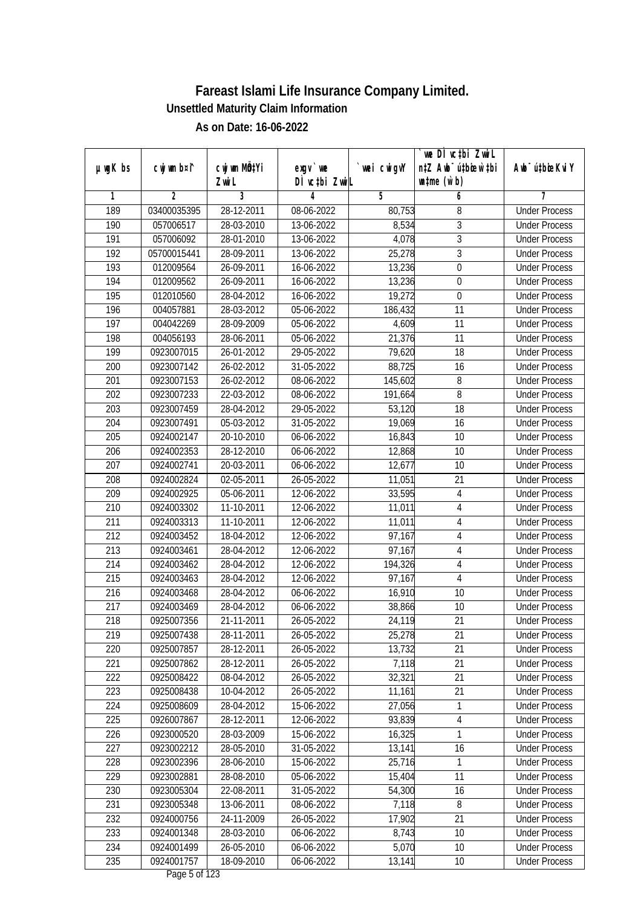# Fareast Islami Life Insurance Company Limited.

## Unsettled Maturity Claim Information

### As on Date: 16-06-2022

| µwgK bs | cwjwm bs¤^i | cwjwm MÖn‡Yi ZvwiL | exgv`vwe DÌvc‡bi ZvwiL | `vweK…Z UvKv | `vwe DÌvc‡bi ZvwiL n‡Z Awb¯úbœ w`‡bi msL¨v (w`b) | Awb¯ú‡bœi KviY |
|---|---|---|---|---|---|---|
| 1 | 2 | 3 | 4 | 5 | 6 | 7 |
| 189 | 03400035395 | 28-12-2011 | 08-06-2022 | 80,753 | 8 | Under Process |
| 190 | 057006517 | 28-03-2010 | 13-06-2022 | 8,534 | 3 | Under Process |
| 191 | 057006092 | 28-01-2010 | 13-06-2022 | 4,078 | 3 | Under Process |
| 192 | 05700015441 | 28-09-2011 | 13-06-2022 | 25,278 | 3 | Under Process |
| 193 | 012009564 | 26-09-2011 | 16-06-2022 | 13,236 | 0 | Under Process |
| 194 | 012009562 | 26-09-2011 | 16-06-2022 | 13,236 | 0 | Under Process |
| 195 | 012010560 | 28-04-2012 | 16-06-2022 | 19,272 | 0 | Under Process |
| 196 | 004057881 | 28-03-2012 | 05-06-2022 | 186,432 | 11 | Under Process |
| 197 | 004042269 | 28-09-2009 | 05-06-2022 | 4,609 | 11 | Under Process |
| 198 | 004056193 | 28-06-2011 | 05-06-2022 | 21,376 | 11 | Under Process |
| 199 | 0923007015 | 26-01-2012 | 29-05-2022 | 79,620 | 18 | Under Process |
| 200 | 0923007142 | 26-02-2012 | 31-05-2022 | 88,725 | 16 | Under Process |
| 201 | 0923007153 | 26-02-2012 | 08-06-2022 | 145,602 | 8 | Under Process |
| 202 | 0923007233 | 22-03-2012 | 08-06-2022 | 191,664 | 8 | Under Process |
| 203 | 0923007459 | 28-04-2012 | 29-05-2022 | 53,120 | 18 | Under Process |
| 204 | 0923007491 | 05-03-2012 | 31-05-2022 | 19,069 | 16 | Under Process |
| 205 | 0924002147 | 20-10-2010 | 06-06-2022 | 16,843 | 10 | Under Process |
| 206 | 0924002353 | 28-12-2010 | 06-06-2022 | 12,868 | 10 | Under Process |
| 207 | 0924002741 | 20-03-2011 | 06-06-2022 | 12,677 | 10 | Under Process |
| 208 | 0924002824 | 02-05-2011 | 26-05-2022 | 11,051 | 21 | Under Process |
| 209 | 0924002925 | 05-06-2011 | 12-06-2022 | 33,595 | 4 | Under Process |
| 210 | 0924003302 | 11-10-2011 | 12-06-2022 | 11,011 | 4 | Under Process |
| 211 | 0924003313 | 11-10-2011 | 12-06-2022 | 11,011 | 4 | Under Process |
| 212 | 0924003452 | 18-04-2012 | 12-06-2022 | 97,167 | 4 | Under Process |
| 213 | 0924003461 | 28-04-2012 | 12-06-2022 | 97,167 | 4 | Under Process |
| 214 | 0924003462 | 28-04-2012 | 12-06-2022 | 194,326 | 4 | Under Process |
| 215 | 0924003463 | 28-04-2012 | 12-06-2022 | 97,167 | 4 | Under Process |
| 216 | 0924003468 | 28-04-2012 | 06-06-2022 | 16,910 | 10 | Under Process |
| 217 | 0924003469 | 28-04-2012 | 06-06-2022 | 38,866 | 10 | Under Process |
| 218 | 0925007356 | 21-11-2011 | 26-05-2022 | 24,119 | 21 | Under Process |
| 219 | 0925007438 | 28-11-2011 | 26-05-2022 | 25,278 | 21 | Under Process |
| 220 | 0925007857 | 28-12-2011 | 26-05-2022 | 13,732 | 21 | Under Process |
| 221 | 0925007862 | 28-12-2011 | 26-05-2022 | 7,118 | 21 | Under Process |
| 222 | 0925008422 | 08-04-2012 | 26-05-2022 | 32,321 | 21 | Under Process |
| 223 | 0925008438 | 10-04-2012 | 26-05-2022 | 11,161 | 21 | Under Process |
| 224 | 0925008609 | 28-04-2012 | 15-06-2022 | 27,056 | 1 | Under Process |
| 225 | 0926007867 | 28-12-2011 | 12-06-2022 | 93,839 | 4 | Under Process |
| 226 | 0923000520 | 28-03-2009 | 15-06-2022 | 16,325 | 1 | Under Process |
| 227 | 0923002212 | 28-05-2010 | 31-05-2022 | 13,141 | 16 | Under Process |
| 228 | 0923002396 | 28-06-2010 | 15-06-2022 | 25,716 | 1 | Under Process |
| 229 | 0923002881 | 28-08-2010 | 05-06-2022 | 15,404 | 11 | Under Process |
| 230 | 0923005304 | 22-08-2011 | 31-05-2022 | 54,300 | 16 | Under Process |
| 231 | 0923005348 | 13-06-2011 | 08-06-2022 | 7,118 | 8 | Under Process |
| 232 | 0924000756 | 24-11-2009 | 26-05-2022 | 17,902 | 21 | Under Process |
| 233 | 0924001348 | 28-03-2010 | 06-06-2022 | 8,743 | 10 | Under Process |
| 234 | 0924001499 | 26-05-2010 | 06-06-2022 | 5,070 | 10 | Under Process |
| 235 | 0924001757 | 18-09-2010 | 06-06-2022 | 13,141 | 10 | Under Process |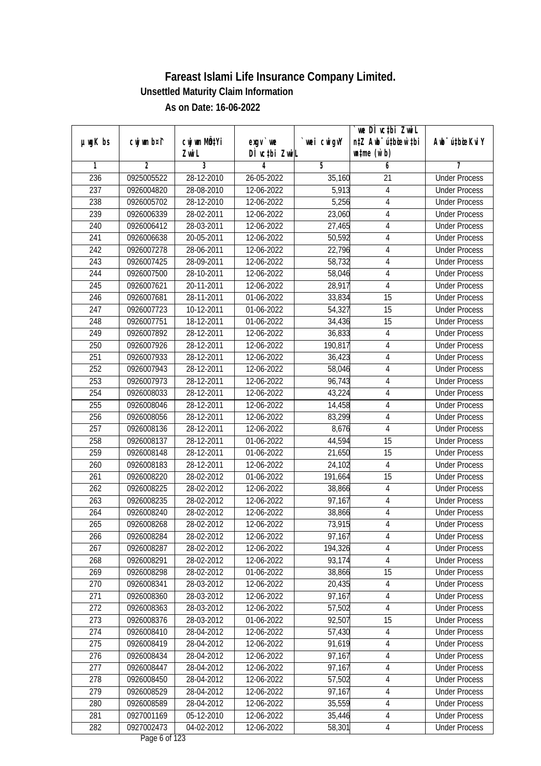# Fareast Islami Life Insurance Company Limited.

**Unsettled Maturity Claim Information**

**As on Date: 16-06-2022**

| µwgK bs | cwjwm b¤^i | cwjwm MÖn‡Yi ZvwiL | exgv`vwe DÌvc‡bi ZvwiL | `vwei cwigvY | `vwe DÌvc‡bi ZvwiL n‡Z Awb¯úwËi w`‡bi msL¨v (w`b) | Awb¯úwËi KviY |
|---|---|---|---|---|---|---|
| 1 | 2 | 3 | 4 | 5 | 6 | 7 |
| 236 | 0925005522 | 28-12-2010 | 26-05-2022 | 35,160 | 21 | Under Process |
| 237 | 0926004820 | 28-08-2010 | 12-06-2022 | 5,913 | 4 | Under Process |
| 238 | 0926005702 | 28-12-2010 | 12-06-2022 | 5,256 | 4 | Under Process |
| 239 | 0926006339 | 28-02-2011 | 12-06-2022 | 23,060 | 4 | Under Process |
| 240 | 0926006412 | 28-03-2011 | 12-06-2022 | 27,465 | 4 | Under Process |
| 241 | 0926006638 | 20-05-2011 | 12-06-2022 | 50,592 | 4 | Under Process |
| 242 | 0926007278 | 28-06-2011 | 12-06-2022 | 22,796 | 4 | Under Process |
| 243 | 0926007425 | 28-09-2011 | 12-06-2022 | 58,732 | 4 | Under Process |
| 244 | 0926007500 | 28-10-2011 | 12-06-2022 | 58,046 | 4 | Under Process |
| 245 | 0926007621 | 20-11-2011 | 12-06-2022 | 28,917 | 4 | Under Process |
| 246 | 0926007681 | 28-11-2011 | 01-06-2022 | 33,834 | 15 | Under Process |
| 247 | 0926007723 | 10-12-2011 | 01-06-2022 | 54,327 | 15 | Under Process |
| 248 | 0926007751 | 18-12-2011 | 01-06-2022 | 34,436 | 15 | Under Process |
| 249 | 0926007892 | 28-12-2011 | 12-06-2022 | 36,833 | 4 | Under Process |
| 250 | 0926007926 | 28-12-2011 | 12-06-2022 | 190,817 | 4 | Under Process |
| 251 | 0926007933 | 28-12-2011 | 12-06-2022 | 36,423 | 4 | Under Process |
| 252 | 0926007943 | 28-12-2011 | 12-06-2022 | 58,046 | 4 | Under Process |
| 253 | 0926007973 | 28-12-2011 | 12-06-2022 | 96,743 | 4 | Under Process |
| 254 | 0926008033 | 28-12-2011 | 12-06-2022 | 43,224 | 4 | Under Process |
| 255 | 0926008046 | 28-12-2011 | 12-06-2022 | 14,458 | 4 | Under Process |
| 256 | 0926008056 | 28-12-2011 | 12-06-2022 | 83,299 | 4 | Under Process |
| 257 | 0926008136 | 28-12-2011 | 12-06-2022 | 8,676 | 4 | Under Process |
| 258 | 0926008137 | 28-12-2011 | 01-06-2022 | 44,594 | 15 | Under Process |
| 259 | 0926008148 | 28-12-2011 | 01-06-2022 | 21,650 | 15 | Under Process |
| 260 | 0926008183 | 28-12-2011 | 12-06-2022 | 24,102 | 4 | Under Process |
| 261 | 0926008220 | 28-02-2012 | 01-06-2022 | 191,664 | 15 | Under Process |
| 262 | 0926008225 | 28-02-2012 | 12-06-2022 | 38,866 | 4 | Under Process |
| 263 | 0926008235 | 28-02-2012 | 12-06-2022 | 97,167 | 4 | Under Process |
| 264 | 0926008240 | 28-02-2012 | 12-06-2022 | 38,866 | 4 | Under Process |
| 265 | 0926008268 | 28-02-2012 | 12-06-2022 | 73,915 | 4 | Under Process |
| 266 | 0926008284 | 28-02-2012 | 12-06-2022 | 97,167 | 4 | Under Process |
| 267 | 0926008287 | 28-02-2012 | 12-06-2022 | 194,326 | 4 | Under Process |
| 268 | 0926008291 | 28-02-2012 | 12-06-2022 | 93,174 | 4 | Under Process |
| 269 | 0926008298 | 28-02-2012 | 01-06-2022 | 38,866 | 15 | Under Process |
| 270 | 0926008341 | 28-03-2012 | 12-06-2022 | 20,435 | 4 | Under Process |
| 271 | 0926008360 | 28-03-2012 | 12-06-2022 | 97,167 | 4 | Under Process |
| 272 | 0926008363 | 28-03-2012 | 12-06-2022 | 57,502 | 4 | Under Process |
| 273 | 0926008376 | 28-03-2012 | 01-06-2022 | 92,507 | 15 | Under Process |
| 274 | 0926008410 | 28-04-2012 | 12-06-2022 | 57,430 | 4 | Under Process |
| 275 | 0926008419 | 28-04-2012 | 12-06-2022 | 91,619 | 4 | Under Process |
| 276 | 0926008434 | 28-04-2012 | 12-06-2022 | 97,167 | 4 | Under Process |
| 277 | 0926008447 | 28-04-2012 | 12-06-2022 | 97,167 | 4 | Under Process |
| 278 | 0926008450 | 28-04-2012 | 12-06-2022 | 57,502 | 4 | Under Process |
| 279 | 0926008529 | 28-04-2012 | 12-06-2022 | 97,167 | 4 | Under Process |
| 280 | 0926008589 | 28-04-2012 | 12-06-2022 | 35,559 | 4 | Under Process |
| 281 | 0927001169 | 05-12-2010 | 12-06-2022 | 35,446 | 4 | Under Process |
| 282 | 0927002473 | 04-02-2012 | 12-06-2022 | 58,301 | 4 | Under Process |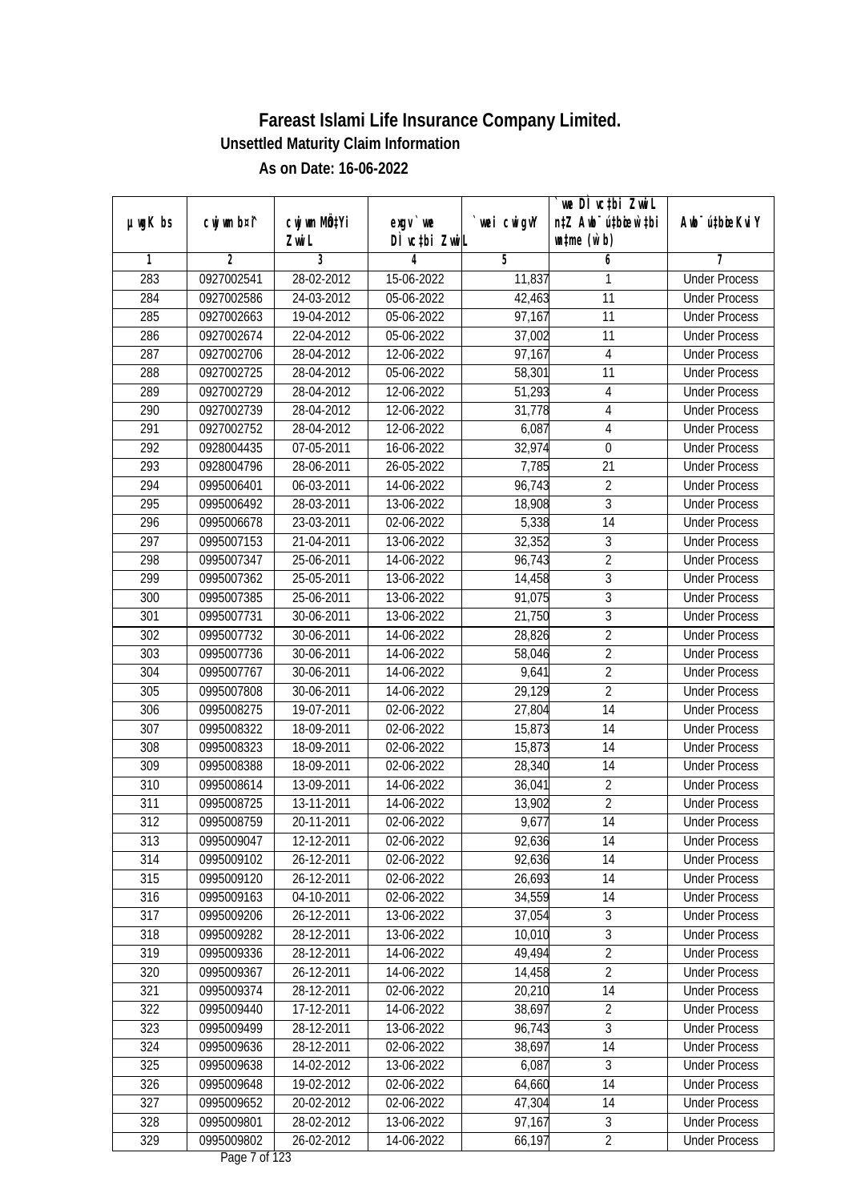# Fareast Islami Life Insurance Company Limited.

## Unsettled Maturity Claim Information

### As on Date: 16-06-2022

| µwgK bs | cwjwm b¤^i | cwjwm MÖn‡Yi ZvwiL | exgv` we DÌ vc‡bi ZvwiL | `vwei cwigvY | `we DÌ vc‡bi ZvwiL n‡Z Avbyô vb‡bi w`b msL¨v (w`b) | Avbyô vb‡bi KviY |
|---|---|---|---|---|---|---|
| 1 | 2 | 3 | 4 | 5 | 6 | 7 |
| 283 | 0927002541 | 28-02-2012 | 15-06-2022 | 11,837 | 1 | Under Process |
| 284 | 0927002586 | 24-03-2012 | 05-06-2022 | 42,463 | 11 | Under Process |
| 285 | 0927002663 | 19-04-2012 | 05-06-2022 | 97,167 | 11 | Under Process |
| 286 | 0927002674 | 22-04-2012 | 05-06-2022 | 37,002 | 11 | Under Process |
| 287 | 0927002706 | 28-04-2012 | 12-06-2022 | 97,167 | 4 | Under Process |
| 288 | 0927002725 | 28-04-2012 | 05-06-2022 | 58,301 | 11 | Under Process |
| 289 | 0927002729 | 28-04-2012 | 12-06-2022 | 51,293 | 4 | Under Process |
| 290 | 0927002739 | 28-04-2012 | 12-06-2022 | 31,778 | 4 | Under Process |
| 291 | 0927002752 | 28-04-2012 | 12-06-2022 | 6,087 | 4 | Under Process |
| 292 | 0928004435 | 07-05-2011 | 16-06-2022 | 32,974 | 0 | Under Process |
| 293 | 0928004796 | 28-06-2011 | 26-05-2022 | 7,785 | 21 | Under Process |
| 294 | 0995006401 | 06-03-2011 | 14-06-2022 | 96,743 | 2 | Under Process |
| 295 | 0995006492 | 28-03-2011 | 13-06-2022 | 18,908 | 3 | Under Process |
| 296 | 0995006678 | 23-03-2011 | 02-06-2022 | 5,338 | 14 | Under Process |
| 297 | 0995007153 | 21-04-2011 | 13-06-2022 | 32,352 | 3 | Under Process |
| 298 | 0995007347 | 25-06-2011 | 14-06-2022 | 96,743 | 2 | Under Process |
| 299 | 0995007362 | 25-05-2011 | 13-06-2022 | 14,458 | 3 | Under Process |
| 300 | 0995007385 | 25-06-2011 | 13-06-2022 | 91,075 | 3 | Under Process |
| 301 | 0995007731 | 30-06-2011 | 13-06-2022 | 21,750 | 3 | Under Process |
| 302 | 0995007732 | 30-06-2011 | 14-06-2022 | 28,826 | 2 | Under Process |
| 303 | 0995007736 | 30-06-2011 | 14-06-2022 | 58,046 | 2 | Under Process |
| 304 | 0995007767 | 30-06-2011 | 14-06-2022 | 9,641 | 2 | Under Process |
| 305 | 0995007808 | 30-06-2011 | 14-06-2022 | 29,129 | 2 | Under Process |
| 306 | 0995008275 | 19-07-2011 | 02-06-2022 | 27,804 | 14 | Under Process |
| 307 | 0995008322 | 18-09-2011 | 02-06-2022 | 15,873 | 14 | Under Process |
| 308 | 0995008323 | 18-09-2011 | 02-06-2022 | 15,873 | 14 | Under Process |
| 309 | 0995008388 | 18-09-2011 | 02-06-2022 | 28,340 | 14 | Under Process |
| 310 | 0995008614 | 13-09-2011 | 14-06-2022 | 36,041 | 2 | Under Process |
| 311 | 0995008725 | 13-11-2011 | 14-06-2022 | 13,902 | 2 | Under Process |
| 312 | 0995008759 | 20-11-2011 | 02-06-2022 | 9,677 | 14 | Under Process |
| 313 | 0995009047 | 12-12-2011 | 02-06-2022 | 92,636 | 14 | Under Process |
| 314 | 0995009102 | 26-12-2011 | 02-06-2022 | 92,636 | 14 | Under Process |
| 315 | 0995009120 | 26-12-2011 | 02-06-2022 | 26,693 | 14 | Under Process |
| 316 | 0995009163 | 04-10-2011 | 02-06-2022 | 34,559 | 14 | Under Process |
| 317 | 0995009206 | 26-12-2011 | 13-06-2022 | 37,054 | 3 | Under Process |
| 318 | 0995009282 | 28-12-2011 | 13-06-2022 | 10,010 | 3 | Under Process |
| 319 | 0995009336 | 28-12-2011 | 14-06-2022 | 49,494 | 2 | Under Process |
| 320 | 0995009367 | 26-12-2011 | 14-06-2022 | 14,458 | 2 | Under Process |
| 321 | 0995009374 | 28-12-2011 | 02-06-2022 | 20,210 | 14 | Under Process |
| 322 | 0995009440 | 17-12-2011 | 14-06-2022 | 38,697 | 2 | Under Process |
| 323 | 0995009499 | 28-12-2011 | 13-06-2022 | 96,743 | 3 | Under Process |
| 324 | 0995009636 | 28-12-2011 | 02-06-2022 | 38,697 | 14 | Under Process |
| 325 | 0995009638 | 14-02-2012 | 13-06-2022 | 6,087 | 3 | Under Process |
| 326 | 0995009648 | 19-02-2012 | 02-06-2022 | 64,660 | 14 | Under Process |
| 327 | 0995009652 | 20-02-2012 | 02-06-2022 | 47,304 | 14 | Under Process |
| 328 | 0995009801 | 28-02-2012 | 13-06-2022 | 97,167 | 3 | Under Process |
| 329 | 0995009802 | 26-02-2012 | 14-06-2022 | 66,197 | 2 | Under Process |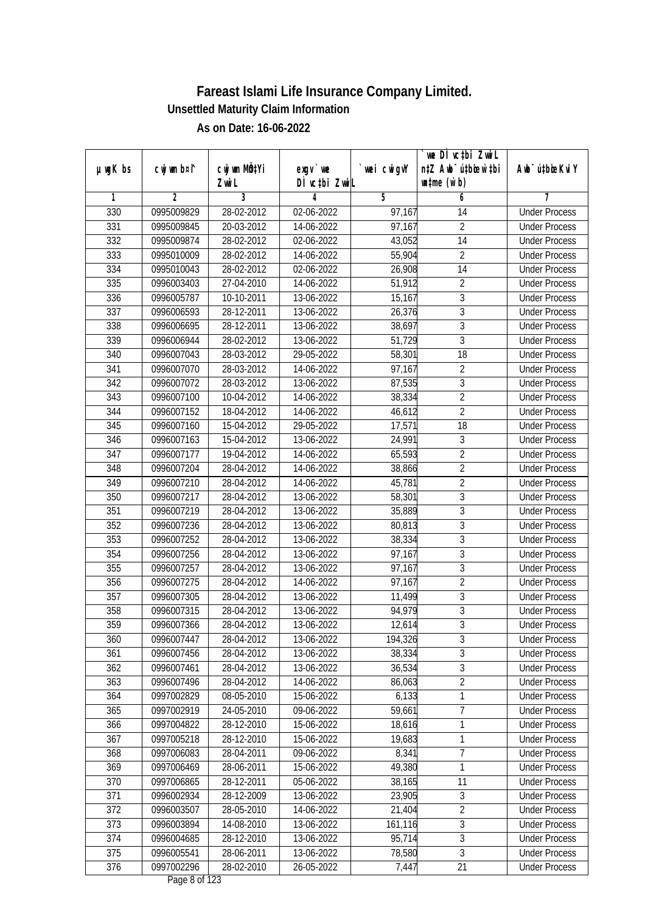# Fareast Islami Life Insurance Company Limited.

**Unsettled Maturity Claim Information**

**As on Date: 16-06-2022**

| µwgK bs | cwjwm bs¯ | cwjwm MÖnYi ZvwiL | exgv` we DÌ vc‡bi ZvwiL | `vwei cwigvY | `we DÌ vc‡bi ZvwiL n‡Z Awb¯ú‡bœi w`‡bi wn‡me (w`b) | Awb¯ú‡bœi KviY |
|---|---|---|---|---|---|---|
| 1 | 2 | 3 | 4 | 5 | 6 | 7 |
| 330 | 0995009829 | 28-02-2012 | 02-06-2022 | 97,167 | 14 | Under Process |
| 331 | 0995009845 | 20-03-2012 | 14-06-2022 | 97,167 | 2 | Under Process |
| 332 | 0995009874 | 28-02-2012 | 02-06-2022 | 43,052 | 14 | Under Process |
| 333 | 0995010009 | 28-02-2012 | 14-06-2022 | 55,904 | 2 | Under Process |
| 334 | 0995010043 | 28-02-2012 | 02-06-2022 | 26,908 | 14 | Under Process |
| 335 | 0996003403 | 27-04-2010 | 14-06-2022 | 51,912 | 2 | Under Process |
| 336 | 0996005787 | 10-10-2011 | 13-06-2022 | 15,167 | 3 | Under Process |
| 337 | 0996006593 | 28-12-2011 | 13-06-2022 | 26,376 | 3 | Under Process |
| 338 | 0996006695 | 28-12-2011 | 13-06-2022 | 38,697 | 3 | Under Process |
| 339 | 0996006944 | 28-02-2012 | 13-06-2022 | 51,729 | 3 | Under Process |
| 340 | 0996007043 | 28-03-2012 | 29-05-2022 | 58,301 | 18 | Under Process |
| 341 | 0996007070 | 28-03-2012 | 14-06-2022 | 97,167 | 2 | Under Process |
| 342 | 0996007072 | 28-03-2012 | 13-06-2022 | 87,535 | 3 | Under Process |
| 343 | 0996007100 | 10-04-2012 | 14-06-2022 | 38,334 | 2 | Under Process |
| 344 | 0996007152 | 18-04-2012 | 14-06-2022 | 46,612 | 2 | Under Process |
| 345 | 0996007160 | 15-04-2012 | 29-05-2022 | 17,571 | 18 | Under Process |
| 346 | 0996007163 | 15-04-2012 | 13-06-2022 | 24,991 | 3 | Under Process |
| 347 | 0996007177 | 19-04-2012 | 14-06-2022 | 65,593 | 2 | Under Process |
| 348 | 0996007204 | 28-04-2012 | 14-06-2022 | 38,866 | 2 | Under Process |
| 349 | 0996007210 | 28-04-2012 | 14-06-2022 | 45,781 | 2 | Under Process |
| 350 | 0996007217 | 28-04-2012 | 13-06-2022 | 58,301 | 3 | Under Process |
| 351 | 0996007219 | 28-04-2012 | 13-06-2022 | 35,889 | 3 | Under Process |
| 352 | 0996007236 | 28-04-2012 | 13-06-2022 | 80,813 | 3 | Under Process |
| 353 | 0996007252 | 28-04-2012 | 13-06-2022 | 38,334 | 3 | Under Process |
| 354 | 0996007256 | 28-04-2012 | 13-06-2022 | 97,167 | 3 | Under Process |
| 355 | 0996007257 | 28-04-2012 | 13-06-2022 | 97,167 | 3 | Under Process |
| 356 | 0996007275 | 28-04-2012 | 14-06-2022 | 97,167 | 2 | Under Process |
| 357 | 0996007305 | 28-04-2012 | 13-06-2022 | 11,499 | 3 | Under Process |
| 358 | 0996007315 | 28-04-2012 | 13-06-2022 | 94,979 | 3 | Under Process |
| 359 | 0996007366 | 28-04-2012 | 13-06-2022 | 12,614 | 3 | Under Process |
| 360 | 0996007447 | 28-04-2012 | 13-06-2022 | 194,326 | 3 | Under Process |
| 361 | 0996007456 | 28-04-2012 | 13-06-2022 | 38,334 | 3 | Under Process |
| 362 | 0996007461 | 28-04-2012 | 13-06-2022 | 36,534 | 3 | Under Process |
| 363 | 0996007496 | 28-04-2012 | 14-06-2022 | 86,063 | 2 | Under Process |
| 364 | 0997002829 | 08-05-2010 | 15-06-2022 | 6,133 | 1 | Under Process |
| 365 | 0997002919 | 24-05-2010 | 09-06-2022 | 59,661 | 7 | Under Process |
| 366 | 0997004822 | 28-12-2010 | 15-06-2022 | 18,616 | 1 | Under Process |
| 367 | 0997005218 | 28-12-2010 | 15-06-2022 | 19,683 | 1 | Under Process |
| 368 | 0997006083 | 28-04-2011 | 09-06-2022 | 8,341 | 7 | Under Process |
| 369 | 0997006469 | 28-06-2011 | 15-06-2022 | 49,380 | 1 | Under Process |
| 370 | 0997006865 | 28-12-2011 | 05-06-2022 | 38,165 | 11 | Under Process |
| 371 | 0996002934 | 28-12-2009 | 13-06-2022 | 23,905 | 3 | Under Process |
| 372 | 0996003507 | 28-05-2010 | 14-06-2022 | 21,404 | 2 | Under Process |
| 373 | 0996003894 | 14-08-2010 | 13-06-2022 | 161,116 | 3 | Under Process |
| 374 | 0996004685 | 28-12-2010 | 13-06-2022 | 95,714 | 3 | Under Process |
| 375 | 0996005541 | 28-06-2011 | 13-06-2022 | 78,580 | 3 | Under Process |
| 376 | 0997002296 | 28-02-2010 | 26-05-2022 | 7,447 | 21 | Under Process |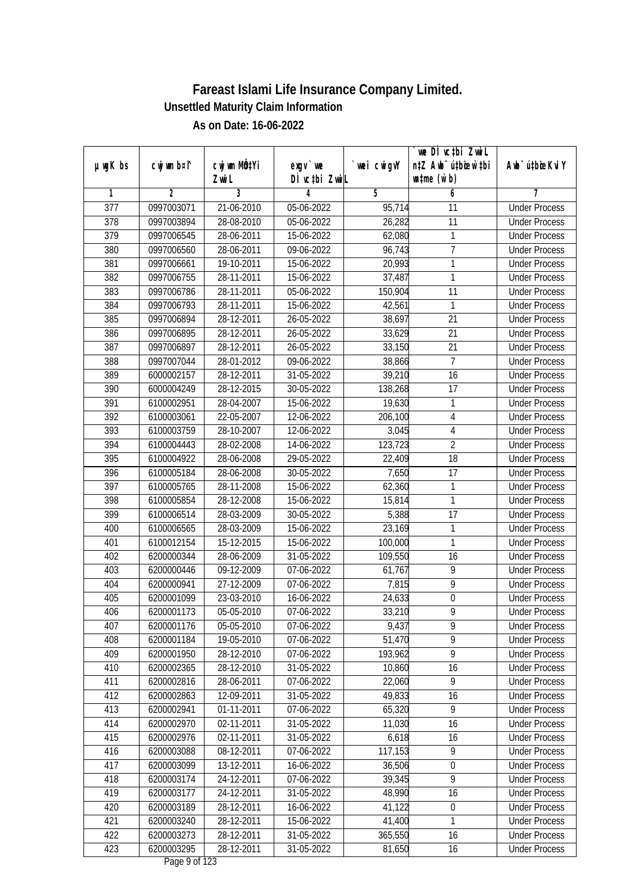# Fareast Islami Life Insurance Company Limited.

## Unsettled Maturity Claim Information

### As on Date: 16-06-2022

| µwgK bs | cwjwm b¤^i | cwjwm MÖn‡Yi ZvwiL | exgv`we DÌvc‡bi ZvwiL | `vwei cwigvY | `vwe DÌvc‡bi ZvwiL n‡Z Awb¯úwËi w`‡bi e¨eavb (w`b) | Awb¯úwËi KviY |
|---|---|---|---|---|---|---|
| 1 | 2 | 3 | 4 | 5 | 6 | 7 |
| 377 | 0997003071 | 21-06-2010 | 05-06-2022 | 95,714 | 11 | Under Process |
| 378 | 0997003894 | 28-08-2010 | 05-06-2022 | 26,282 | 11 | Under Process |
| 379 | 0997006545 | 28-06-2011 | 15-06-2022 | 62,080 | 1 | Under Process |
| 380 | 0997006560 | 28-06-2011 | 09-06-2022 | 96,743 | 7 | Under Process |
| 381 | 0997006661 | 19-10-2011 | 15-06-2022 | 20,993 | 1 | Under Process |
| 382 | 0997006755 | 28-11-2011 | 15-06-2022 | 37,487 | 1 | Under Process |
| 383 | 0997006786 | 28-11-2011 | 05-06-2022 | 150,904 | 11 | Under Process |
| 384 | 0997006793 | 28-11-2011 | 15-06-2022 | 42,561 | 1 | Under Process |
| 385 | 0997006894 | 28-12-2011 | 26-05-2022 | 38,697 | 21 | Under Process |
| 386 | 0997006895 | 28-12-2011 | 26-05-2022 | 33,629 | 21 | Under Process |
| 387 | 0997006897 | 28-12-2011 | 26-05-2022 | 33,150 | 21 | Under Process |
| 388 | 0997007044 | 28-01-2012 | 09-06-2022 | 38,866 | 7 | Under Process |
| 389 | 6000002157 | 28-12-2011 | 31-05-2022 | 39,210 | 16 | Under Process |
| 390 | 6000004249 | 28-12-2015 | 30-05-2022 | 138,268 | 17 | Under Process |
| 391 | 6100002951 | 28-04-2007 | 15-06-2022 | 19,630 | 1 | Under Process |
| 392 | 6100003061 | 22-05-2007 | 12-06-2022 | 206,100 | 4 | Under Process |
| 393 | 6100003759 | 28-10-2007 | 12-06-2022 | 3,045 | 4 | Under Process |
| 394 | 6100004443 | 28-02-2008 | 14-06-2022 | 123,723 | 2 | Under Process |
| 395 | 6100004922 | 28-06-2008 | 29-05-2022 | 22,409 | 18 | Under Process |
| 396 | 6100005184 | 28-06-2008 | 30-05-2022 | 7,650 | 17 | Under Process |
| 397 | 6100005765 | 28-11-2008 | 15-06-2022 | 62,360 | 1 | Under Process |
| 398 | 6100005854 | 28-12-2008 | 15-06-2022 | 15,814 | 1 | Under Process |
| 399 | 6100006514 | 28-03-2009 | 30-05-2022 | 5,388 | 17 | Under Process |
| 400 | 6100006565 | 28-03-2009 | 15-06-2022 | 23,169 | 1 | Under Process |
| 401 | 6100012154 | 15-12-2015 | 15-06-2022 | 100,000 | 1 | Under Process |
| 402 | 6200000344 | 28-06-2009 | 31-05-2022 | 109,550 | 16 | Under Process |
| 403 | 6200000446 | 09-12-2009 | 07-06-2022 | 61,767 | 9 | Under Process |
| 404 | 6200000941 | 27-12-2009 | 07-06-2022 | 7,815 | 9 | Under Process |
| 405 | 6200001099 | 23-03-2010 | 16-06-2022 | 24,633 | 0 | Under Process |
| 406 | 6200001173 | 05-05-2010 | 07-06-2022 | 33,210 | 9 | Under Process |
| 407 | 6200001176 | 05-05-2010 | 07-06-2022 | 9,437 | 9 | Under Process |
| 408 | 6200001184 | 19-05-2010 | 07-06-2022 | 51,470 | 9 | Under Process |
| 409 | 6200001950 | 28-12-2010 | 07-06-2022 | 193,962 | 9 | Under Process |
| 410 | 6200002365 | 28-12-2010 | 31-05-2022 | 10,860 | 16 | Under Process |
| 411 | 6200002816 | 28-06-2011 | 07-06-2022 | 22,060 | 9 | Under Process |
| 412 | 6200002863 | 12-09-2011 | 31-05-2022 | 49,833 | 16 | Under Process |
| 413 | 6200002941 | 01-11-2011 | 07-06-2022 | 65,320 | 9 | Under Process |
| 414 | 6200002970 | 02-11-2011 | 31-05-2022 | 11,030 | 16 | Under Process |
| 415 | 6200002976 | 02-11-2011 | 31-05-2022 | 6,618 | 16 | Under Process |
| 416 | 6200003088 | 08-12-2011 | 07-06-2022 | 117,153 | 9 | Under Process |
| 417 | 6200003099 | 13-12-2011 | 16-06-2022 | 36,506 | 0 | Under Process |
| 418 | 6200003174 | 24-12-2011 | 07-06-2022 | 39,345 | 9 | Under Process |
| 419 | 6200003177 | 24-12-2011 | 31-05-2022 | 48,990 | 16 | Under Process |
| 420 | 6200003189 | 28-12-2011 | 16-06-2022 | 41,122 | 0 | Under Process |
| 421 | 6200003240 | 28-12-2011 | 15-06-2022 | 41,400 | 1 | Under Process |
| 422 | 6200003273 | 28-12-2011 | 31-05-2022 | 365,550 | 16 | Under Process |
| 423 | 6200003295 | 28-12-2011 | 31-05-2022 | 81,650 | 16 | Under Process |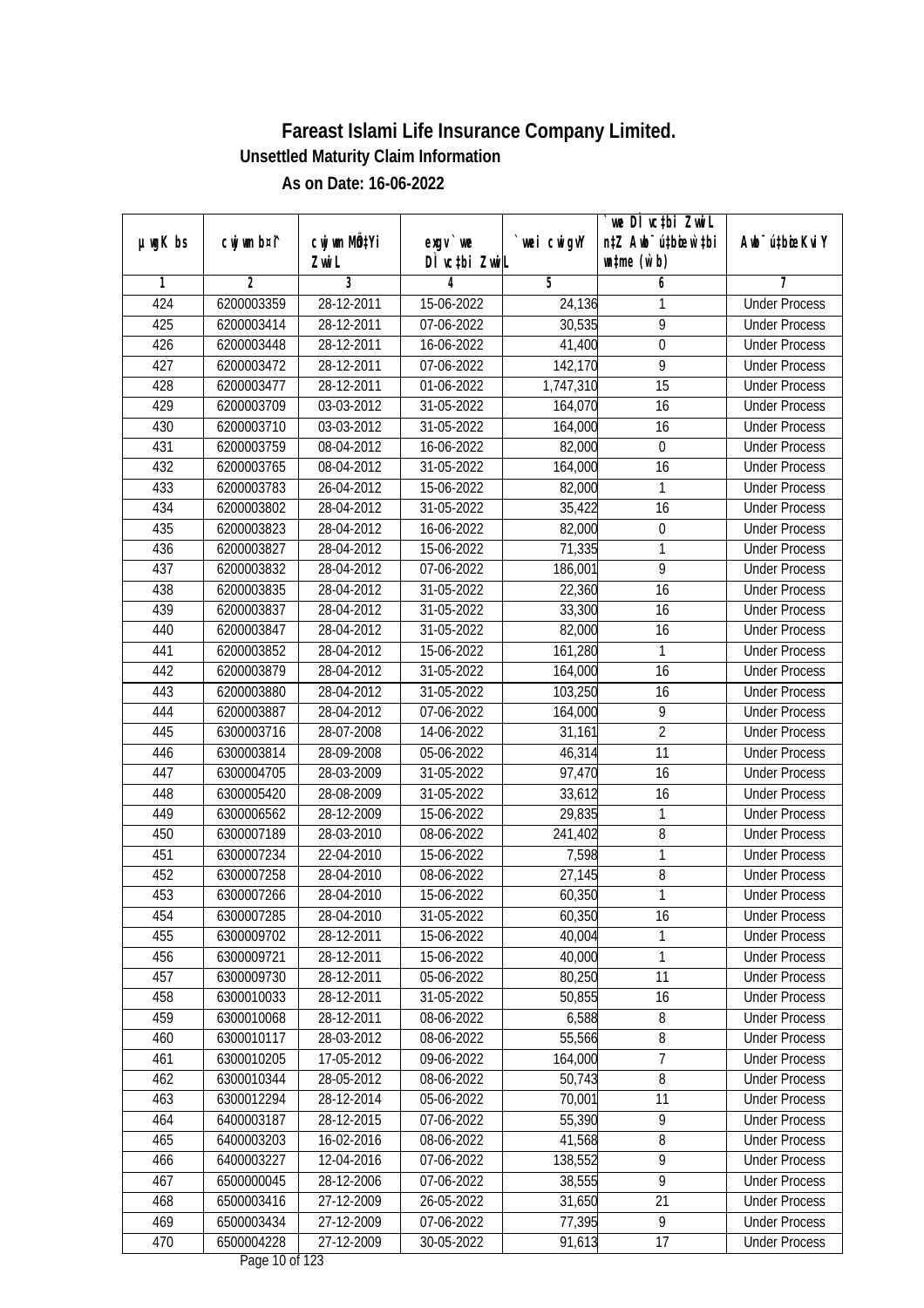# Fareast Islami Life Insurance Company Limited.

**Unsettled Maturity Claim Information**

**As on Date: 16-06-2022**

| µwgK bs | cwjwm b¤^i | cwjwm MÖn‡Yi ZvwiL | exgv`vwe DÌvc‡bi ZvwiL | `vwei cwigvY | `vwe DÌvc‡bi ZvwiL n‡Z Awb¯úbœ `v‡bi w`‡bi msL¨v (w`b) | Awb¯úbœi KviY |
|---|---|---|---|---|---|---|
| 1 | 2 | 3 | 4 | 5 | 6 | 7 |
| 424 | 6200003359 | 28-12-2011 | 15-06-2022 | 24,136 | 1 | Under Process |
| 425 | 6200003414 | 28-12-2011 | 07-06-2022 | 30,535 | 9 | Under Process |
| 426 | 6200003448 | 28-12-2011 | 16-06-2022 | 41,400 | 0 | Under Process |
| 427 | 6200003472 | 28-12-2011 | 07-06-2022 | 142,170 | 9 | Under Process |
| 428 | 6200003477 | 28-12-2011 | 01-06-2022 | 1,747,310 | 15 | Under Process |
| 429 | 6200003709 | 03-03-2012 | 31-05-2022 | 164,070 | 16 | Under Process |
| 430 | 6200003710 | 03-03-2012 | 31-05-2022 | 164,000 | 16 | Under Process |
| 431 | 6200003759 | 08-04-2012 | 16-06-2022 | 82,000 | 0 | Under Process |
| 432 | 6200003765 | 08-04-2012 | 31-05-2022 | 164,000 | 16 | Under Process |
| 433 | 6200003783 | 26-04-2012 | 15-06-2022 | 82,000 | 1 | Under Process |
| 434 | 6200003802 | 28-04-2012 | 31-05-2022 | 35,422 | 16 | Under Process |
| 435 | 6200003823 | 28-04-2012 | 16-06-2022 | 82,000 | 0 | Under Process |
| 436 | 6200003827 | 28-04-2012 | 15-06-2022 | 71,335 | 1 | Under Process |
| 437 | 6200003832 | 28-04-2012 | 07-06-2022 | 186,001 | 9 | Under Process |
| 438 | 6200003835 | 28-04-2012 | 31-05-2022 | 22,360 | 16 | Under Process |
| 439 | 6200003837 | 28-04-2012 | 31-05-2022 | 33,300 | 16 | Under Process |
| 440 | 6200003847 | 28-04-2012 | 31-05-2022 | 82,000 | 16 | Under Process |
| 441 | 6200003852 | 28-04-2012 | 15-06-2022 | 161,280 | 1 | Under Process |
| 442 | 6200003879 | 28-04-2012 | 31-05-2022 | 164,000 | 16 | Under Process |
| 443 | 6200003880 | 28-04-2012 | 31-05-2022 | 103,250 | 16 | Under Process |
| 444 | 6200003887 | 28-04-2012 | 07-06-2022 | 164,000 | 9 | Under Process |
| 445 | 6300003716 | 28-07-2008 | 14-06-2022 | 31,161 | 2 | Under Process |
| 446 | 6300003814 | 28-09-2008 | 05-06-2022 | 46,314 | 11 | Under Process |
| 447 | 6300004705 | 28-03-2009 | 31-05-2022 | 97,470 | 16 | Under Process |
| 448 | 6300005420 | 28-08-2009 | 31-05-2022 | 33,612 | 16 | Under Process |
| 449 | 6300006562 | 28-12-2009 | 15-06-2022 | 29,835 | 1 | Under Process |
| 450 | 6300007189 | 28-03-2010 | 08-06-2022 | 241,402 | 8 | Under Process |
| 451 | 6300007234 | 22-04-2010 | 15-06-2022 | 7,598 | 1 | Under Process |
| 452 | 6300007258 | 28-04-2010 | 08-06-2022 | 27,145 | 8 | Under Process |
| 453 | 6300007266 | 28-04-2010 | 15-06-2022 | 60,350 | 1 | Under Process |
| 454 | 6300007285 | 28-04-2010 | 31-05-2022 | 60,350 | 16 | Under Process |
| 455 | 6300009702 | 28-12-2011 | 15-06-2022 | 40,004 | 1 | Under Process |
| 456 | 6300009721 | 28-12-2011 | 15-06-2022 | 40,000 | 1 | Under Process |
| 457 | 6300009730 | 28-12-2011 | 05-06-2022 | 80,250 | 11 | Under Process |
| 458 | 6300010033 | 28-12-2011 | 31-05-2022 | 50,855 | 16 | Under Process |
| 459 | 6300010068 | 28-12-2011 | 08-06-2022 | 6,588 | 8 | Under Process |
| 460 | 6300010117 | 28-03-2012 | 08-06-2022 | 55,566 | 8 | Under Process |
| 461 | 6300010205 | 17-05-2012 | 09-06-2022 | 164,000 | 7 | Under Process |
| 462 | 6300010344 | 28-05-2012 | 08-06-2022 | 50,743 | 8 | Under Process |
| 463 | 6300012294 | 28-12-2014 | 05-06-2022 | 70,001 | 11 | Under Process |
| 464 | 6400003187 | 28-12-2015 | 07-06-2022 | 55,390 | 9 | Under Process |
| 465 | 6400003203 | 16-02-2016 | 08-06-2022 | 41,568 | 8 | Under Process |
| 466 | 6400003227 | 12-04-2016 | 07-06-2022 | 138,552 | 9 | Under Process |
| 467 | 6500000045 | 28-12-2006 | 07-06-2022 | 38,555 | 9 | Under Process |
| 468 | 6500003416 | 27-12-2009 | 26-05-2022 | 31,650 | 21 | Under Process |
| 469 | 6500003434 | 27-12-2009 | 07-06-2022 | 77,395 | 9 | Under Process |
| 470 | 6500004228 | 27-12-2009 | 30-05-2022 | 91,613 | 17 | Under Process |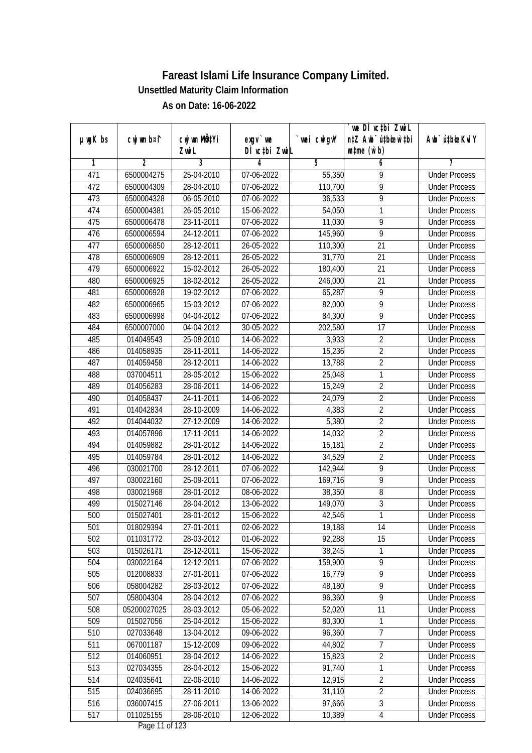# Fareast Islami Life Insurance Company Limited.

## Unsettled Maturity Claim Information

### As on Date: 16-06-2022

| µwgK bs | cwjwm bs¦ | cwjwm MÖn‡Yi ZvwiL | ejv`‡i `vwe DÌvc‡bi ZvwiL | `vwei cwigvY | `vwe DÌvc‡bi ZvwiL n‡Z Awb¯úbœ ‡bi mgq (w`b) | Awb¯ú‡bœi KviY |
|---|---|---|---|---|---|---|
| 1 | 2 | 3 | 4 | 5 | 6 | 7 |
| 471 | 6500004275 | 25-04-2010 | 07-06-2022 | 55,350 | 9 | Under Process |
| 472 | 6500004309 | 28-04-2010 | 07-06-2022 | 110,700 | 9 | Under Process |
| 473 | 6500004328 | 06-05-2010 | 07-06-2022 | 36,533 | 9 | Under Process |
| 474 | 6500004381 | 26-05-2010 | 15-06-2022 | 54,050 | 1 | Under Process |
| 475 | 6500006478 | 23-11-2011 | 07-06-2022 | 11,030 | 9 | Under Process |
| 476 | 6500006594 | 24-12-2011 | 07-06-2022 | 145,960 | 9 | Under Process |
| 477 | 6500006850 | 28-12-2011 | 26-05-2022 | 110,300 | 21 | Under Process |
| 478 | 6500006909 | 28-12-2011 | 26-05-2022 | 31,770 | 21 | Under Process |
| 479 | 6500006922 | 15-02-2012 | 26-05-2022 | 180,400 | 21 | Under Process |
| 480 | 6500006925 | 18-02-2012 | 26-05-2022 | 246,000 | 21 | Under Process |
| 481 | 6500006928 | 19-02-2012 | 07-06-2022 | 65,287 | 9 | Under Process |
| 482 | 6500006965 | 15-03-2012 | 07-06-2022 | 82,000 | 9 | Under Process |
| 483 | 6500006998 | 04-04-2012 | 07-06-2022 | 84,300 | 9 | Under Process |
| 484 | 6500007000 | 04-04-2012 | 30-05-2022 | 202,580 | 17 | Under Process |
| 485 | 014049543 | 25-08-2010 | 14-06-2022 | 3,933 | 2 | Under Process |
| 486 | 014058935 | 28-11-2011 | 14-06-2022 | 15,236 | 2 | Under Process |
| 487 | 014059458 | 28-12-2011 | 14-06-2022 | 13,788 | 2 | Under Process |
| 488 | 037004511 | 28-05-2012 | 15-06-2022 | 25,048 | 1 | Under Process |
| 489 | 014056283 | 28-06-2011 | 14-06-2022 | 15,249 | 2 | Under Process |
| 490 | 014058437 | 24-11-2011 | 14-06-2022 | 24,079 | 2 | Under Process |
| 491 | 014042834 | 28-10-2009 | 14-06-2022 | 4,383 | 2 | Under Process |
| 492 | 014044032 | 27-12-2009 | 14-06-2022 | 5,380 | 2 | Under Process |
| 493 | 014057896 | 17-11-2011 | 14-06-2022 | 14,032 | 2 | Under Process |
| 494 | 014059882 | 28-01-2012 | 14-06-2022 | 15,181 | 2 | Under Process |
| 495 | 014059784 | 28-01-2012 | 14-06-2022 | 34,529 | 2 | Under Process |
| 496 | 030021700 | 28-12-2011 | 07-06-2022 | 142,944 | 9 | Under Process |
| 497 | 030022160 | 25-09-2011 | 07-06-2022 | 169,716 | 9 | Under Process |
| 498 | 030021968 | 28-01-2012 | 08-06-2022 | 38,350 | 8 | Under Process |
| 499 | 015027146 | 28-04-2012 | 13-06-2022 | 149,070 | 3 | Under Process |
| 500 | 015027401 | 28-01-2012 | 15-06-2022 | 42,546 | 1 | Under Process |
| 501 | 018029394 | 27-01-2011 | 02-06-2022 | 19,188 | 14 | Under Process |
| 502 | 011031772 | 28-03-2012 | 01-06-2022 | 92,288 | 15 | Under Process |
| 503 | 015026171 | 28-12-2011 | 15-06-2022 | 38,245 | 1 | Under Process |
| 504 | 030022164 | 12-12-2011 | 07-06-2022 | 159,900 | 9 | Under Process |
| 505 | 012008833 | 27-01-2011 | 07-06-2022 | 16,779 | 9 | Under Process |
| 506 | 058004282 | 28-03-2012 | 07-06-2022 | 48,180 | 9 | Under Process |
| 507 | 058004304 | 28-04-2012 | 07-06-2022 | 96,360 | 9 | Under Process |
| 508 | 05200027025 | 28-03-2012 | 05-06-2022 | 52,020 | 11 | Under Process |
| 509 | 015027056 | 25-04-2012 | 15-06-2022 | 80,300 | 1 | Under Process |
| 510 | 027033648 | 13-04-2012 | 09-06-2022 | 96,360 | 7 | Under Process |
| 511 | 067001187 | 15-12-2009 | 09-06-2022 | 44,802 | 7 | Under Process |
| 512 | 014060951 | 28-04-2012 | 14-06-2022 | 15,823 | 2 | Under Process |
| 513 | 027034355 | 28-04-2012 | 15-06-2022 | 91,740 | 1 | Under Process |
| 514 | 024035641 | 22-06-2010 | 14-06-2022 | 12,915 | 2 | Under Process |
| 515 | 024036695 | 28-11-2010 | 14-06-2022 | 31,110 | 2 | Under Process |
| 516 | 036007415 | 27-06-2011 | 13-06-2022 | 97,666 | 3 | Under Process |
| 517 | 011025155 | 28-06-2010 | 12-06-2022 | 10,389 | 4 | Under Process |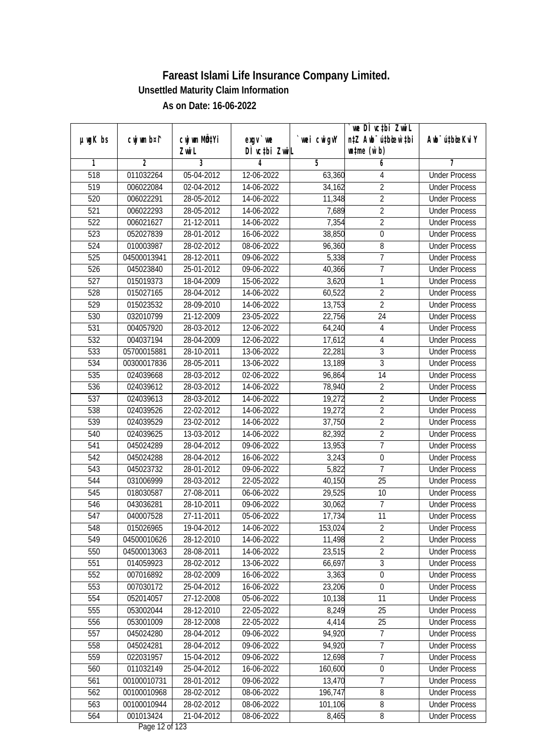# Fareast Islami Life Insurance Company Limited.

**Unsettled Maturity Claim Information**

**As on Date: 16-06-2022**

| µwgK bs | cwjwm b¤^i | cwjwm MÖn‡Yi ZvwiL | exgv`vwe DÌvc‡bi ZvwiL | `vwei cwigvY | `vwe DÌvc‡bi ZvwiL n‡Z Awb¯úwËi w`‡bi msL¨v (w`b) | Awb¯úwËi KviY |
|---|---|---|---|---|---|---|
| 1 | 2 | 3 | 4 | 5 | 6 | 7 |
| 518 | 011032264 | 05-04-2012 | 12-06-2022 | 63,360 | 4 | Under Process |
| 519 | 006022084 | 02-04-2012 | 14-06-2022 | 34,162 | 2 | Under Process |
| 520 | 006022291 | 28-05-2012 | 14-06-2022 | 11,348 | 2 | Under Process |
| 521 | 006022293 | 28-05-2012 | 14-06-2022 | 7,689 | 2 | Under Process |
| 522 | 006021627 | 21-12-2011 | 14-06-2022 | 7,354 | 2 | Under Process |
| 523 | 052027839 | 28-01-2012 | 16-06-2022 | 38,850 | 0 | Under Process |
| 524 | 010003987 | 28-02-2012 | 08-06-2022 | 96,360 | 8 | Under Process |
| 525 | 04500013941 | 28-12-2011 | 09-06-2022 | 5,338 | 7 | Under Process |
| 526 | 045023840 | 25-01-2012 | 09-06-2022 | 40,366 | 7 | Under Process |
| 527 | 015019373 | 18-04-2009 | 15-06-2022 | 3,620 | 1 | Under Process |
| 528 | 015027165 | 28-04-2012 | 14-06-2022 | 60,522 | 2 | Under Process |
| 529 | 015023532 | 28-09-2010 | 14-06-2022 | 13,753 | 2 | Under Process |
| 530 | 032010799 | 21-12-2009 | 23-05-2022 | 22,756 | 24 | Under Process |
| 531 | 004057920 | 28-03-2012 | 12-06-2022 | 64,240 | 4 | Under Process |
| 532 | 004037194 | 28-04-2009 | 12-06-2022 | 17,612 | 4 | Under Process |
| 533 | 05700015881 | 28-10-2011 | 13-06-2022 | 22,281 | 3 | Under Process |
| 534 | 00300017836 | 28-05-2011 | 13-06-2022 | 13,189 | 3 | Under Process |
| 535 | 024039668 | 28-03-2012 | 02-06-2022 | 96,864 | 14 | Under Process |
| 536 | 024039612 | 28-03-2012 | 14-06-2022 | 78,940 | 2 | Under Process |
| 537 | 024039613 | 28-03-2012 | 14-06-2022 | 19,272 | 2 | Under Process |
| 538 | 024039526 | 22-02-2012 | 14-06-2022 | 19,272 | 2 | Under Process |
| 539 | 024039529 | 23-02-2012 | 14-06-2022 | 37,750 | 2 | Under Process |
| 540 | 024039625 | 13-03-2012 | 14-06-2022 | 82,392 | 2 | Under Process |
| 541 | 045024289 | 28-04-2012 | 09-06-2022 | 13,953 | 7 | Under Process |
| 542 | 045024288 | 28-04-2012 | 16-06-2022 | 3,243 | 0 | Under Process |
| 543 | 045023732 | 28-01-2012 | 09-06-2022 | 5,822 | 7 | Under Process |
| 544 | 031006999 | 28-03-2012 | 22-05-2022 | 40,150 | 25 | Under Process |
| 545 | 018030587 | 27-08-2011 | 06-06-2022 | 29,525 | 10 | Under Process |
| 546 | 043036281 | 28-10-2011 | 09-06-2022 | 30,062 | 7 | Under Process |
| 547 | 040007528 | 27-11-2011 | 05-06-2022 | 17,734 | 11 | Under Process |
| 548 | 015026965 | 19-04-2012 | 14-06-2022 | 153,024 | 2 | Under Process |
| 549 | 04500010626 | 28-12-2010 | 14-06-2022 | 11,498 | 2 | Under Process |
| 550 | 04500013063 | 28-08-2011 | 14-06-2022 | 23,515 | 2 | Under Process |
| 551 | 014059923 | 28-02-2012 | 13-06-2022 | 66,697 | 3 | Under Process |
| 552 | 007016892 | 28-02-2009 | 16-06-2022 | 3,363 | 0 | Under Process |
| 553 | 007030172 | 25-04-2012 | 16-06-2022 | 23,206 | 0 | Under Process |
| 554 | 052014057 | 27-12-2008 | 05-06-2022 | 10,138 | 11 | Under Process |
| 555 | 053002044 | 28-12-2010 | 22-05-2022 | 8,249 | 25 | Under Process |
| 556 | 053001009 | 28-12-2008 | 22-05-2022 | 4,414 | 25 | Under Process |
| 557 | 045024280 | 28-04-2012 | 09-06-2022 | 94,920 | 7 | Under Process |
| 558 | 045024281 | 28-04-2012 | 09-06-2022 | 94,920 | 7 | Under Process |
| 559 | 022031957 | 15-04-2012 | 09-06-2022 | 12,698 | 7 | Under Process |
| 560 | 011032149 | 25-04-2012 | 16-06-2022 | 160,600 | 0 | Under Process |
| 561 | 00100010731 | 28-01-2012 | 09-06-2022 | 13,470 | 7 | Under Process |
| 562 | 00100010968 | 28-02-2012 | 08-06-2022 | 196,747 | 8 | Under Process |
| 563 | 00100010944 | 28-02-2012 | 08-06-2022 | 101,106 | 8 | Under Process |
| 564 | 001013424 | 21-04-2012 | 08-06-2022 | 8,465 | 8 | Under Process |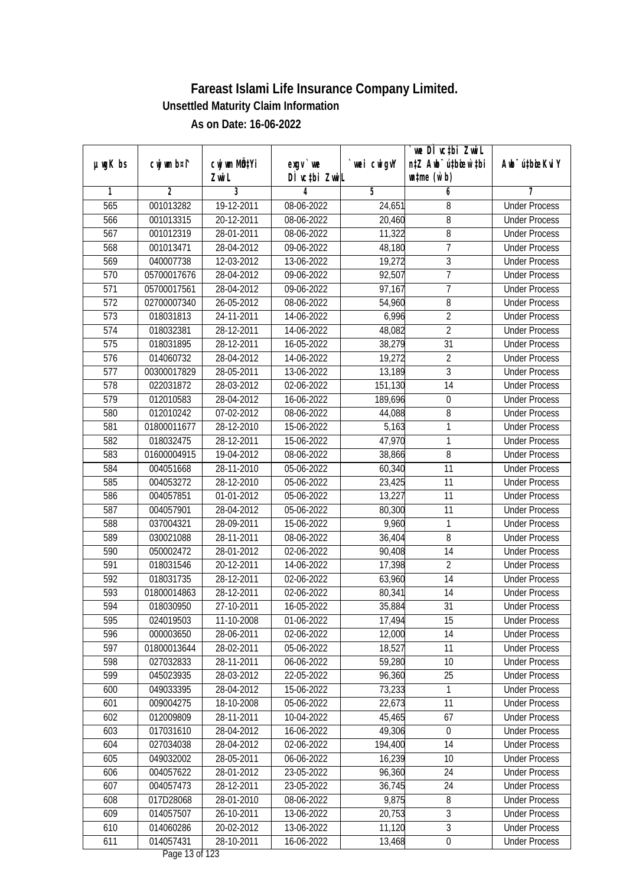# Fareast Islami Life Insurance Company Limited.

## Unsettled Maturity Claim Information

### As on Date: 16-06-2022

| µwgK bs | cwjwm b¤^i | cwjwm MÖn‡Yi ZvwiL | exgv`vwe DÌvc‡bi ZvwiL | `vwei cwigvY | `vwe DÌvc‡bi ZvwiL n‡Z Aby¯'vb‡bi w`b ch©šÍ (w`b) | Aby¯'v‡bi KviY |
|---|---|---|---|---|---|---|
| 1 | 2 | 3 | 4 | 5 | 6 | 7 |
| 565 | 001013282 | 19-12-2011 | 08-06-2022 | 24,651 | 8 | Under Process |
| 566 | 001013315 | 20-12-2011 | 08-06-2022 | 20,460 | 8 | Under Process |
| 567 | 001012319 | 28-01-2011 | 08-06-2022 | 11,322 | 8 | Under Process |
| 568 | 001013471 | 28-04-2012 | 09-06-2022 | 48,180 | 7 | Under Process |
| 569 | 040007738 | 12-03-2012 | 13-06-2022 | 19,272 | 3 | Under Process |
| 570 | 05700017676 | 28-04-2012 | 09-06-2022 | 92,507 | 7 | Under Process |
| 571 | 05700017561 | 28-04-2012 | 09-06-2022 | 97,167 | 7 | Under Process |
| 572 | 02700007340 | 26-05-2012 | 08-06-2022 | 54,960 | 8 | Under Process |
| 573 | 018031813 | 24-11-2011 | 14-06-2022 | 6,996 | 2 | Under Process |
| 574 | 018032381 | 28-12-2011 | 14-06-2022 | 48,082 | 2 | Under Process |
| 575 | 018031895 | 28-12-2011 | 16-05-2022 | 38,279 | 31 | Under Process |
| 576 | 014060732 | 28-04-2012 | 14-06-2022 | 19,272 | 2 | Under Process |
| 577 | 00300017829 | 28-05-2011 | 13-06-2022 | 13,189 | 3 | Under Process |
| 578 | 022031872 | 28-03-2012 | 02-06-2022 | 151,130 | 14 | Under Process |
| 579 | 012010583 | 28-04-2012 | 16-06-2022 | 189,696 | 0 | Under Process |
| 580 | 012010242 | 07-02-2012 | 08-06-2022 | 44,088 | 8 | Under Process |
| 581 | 01800011677 | 28-12-2010 | 15-06-2022 | 5,163 | 1 | Under Process |
| 582 | 018032475 | 28-12-2011 | 15-06-2022 | 47,970 | 1 | Under Process |
| 583 | 01600004915 | 19-04-2012 | 08-06-2022 | 38,866 | 8 | Under Process |
| 584 | 004051668 | 28-11-2010 | 05-06-2022 | 60,340 | 11 | Under Process |
| 585 | 004053272 | 28-12-2010 | 05-06-2022 | 23,425 | 11 | Under Process |
| 586 | 004057851 | 01-01-2012 | 05-06-2022 | 13,227 | 11 | Under Process |
| 587 | 004057901 | 28-04-2012 | 05-06-2022 | 80,300 | 11 | Under Process |
| 588 | 037004321 | 28-09-2011 | 15-06-2022 | 9,960 | 1 | Under Process |
| 589 | 030021088 | 28-11-2011 | 08-06-2022 | 36,404 | 8 | Under Process |
| 590 | 050002472 | 28-01-2012 | 02-06-2022 | 90,408 | 14 | Under Process |
| 591 | 018031546 | 20-12-2011 | 14-06-2022 | 17,398 | 2 | Under Process |
| 592 | 018031735 | 28-12-2011 | 02-06-2022 | 63,960 | 14 | Under Process |
| 593 | 01800014863 | 28-12-2011 | 02-06-2022 | 80,341 | 14 | Under Process |
| 594 | 018030950 | 27-10-2011 | 16-05-2022 | 35,884 | 31 | Under Process |
| 595 | 024019503 | 11-10-2008 | 01-06-2022 | 17,494 | 15 | Under Process |
| 596 | 000003650 | 28-06-2011 | 02-06-2022 | 12,000 | 14 | Under Process |
| 597 | 01800013644 | 28-02-2011 | 05-06-2022 | 18,527 | 11 | Under Process |
| 598 | 027032833 | 28-11-2011 | 06-06-2022 | 59,280 | 10 | Under Process |
| 599 | 045023935 | 28-03-2012 | 22-05-2022 | 96,360 | 25 | Under Process |
| 600 | 049033395 | 28-04-2012 | 15-06-2022 | 73,233 | 1 | Under Process |
| 601 | 009004275 | 18-10-2008 | 05-06-2022 | 22,673 | 11 | Under Process |
| 602 | 012009809 | 28-11-2011 | 10-04-2022 | 45,465 | 67 | Under Process |
| 603 | 017031610 | 28-04-2012 | 16-06-2022 | 49,306 | 0 | Under Process |
| 604 | 027034038 | 28-04-2012 | 02-06-2022 | 194,400 | 14 | Under Process |
| 605 | 049032002 | 28-05-2011 | 06-06-2022 | 16,239 | 10 | Under Process |
| 606 | 004057622 | 28-01-2012 | 23-05-2022 | 96,360 | 24 | Under Process |
| 607 | 004057473 | 28-12-2011 | 23-05-2022 | 36,745 | 24 | Under Process |
| 608 | 017D28068 | 28-01-2010 | 08-06-2022 | 9,875 | 8 | Under Process |
| 609 | 014057507 | 26-10-2011 | 13-06-2022 | 20,753 | 3 | Under Process |
| 610 | 014060286 | 20-02-2012 | 13-06-2022 | 11,120 | 3 | Under Process |
| 611 | 014057431 | 28-10-2011 | 16-06-2022 | 13,468 | 0 | Under Process |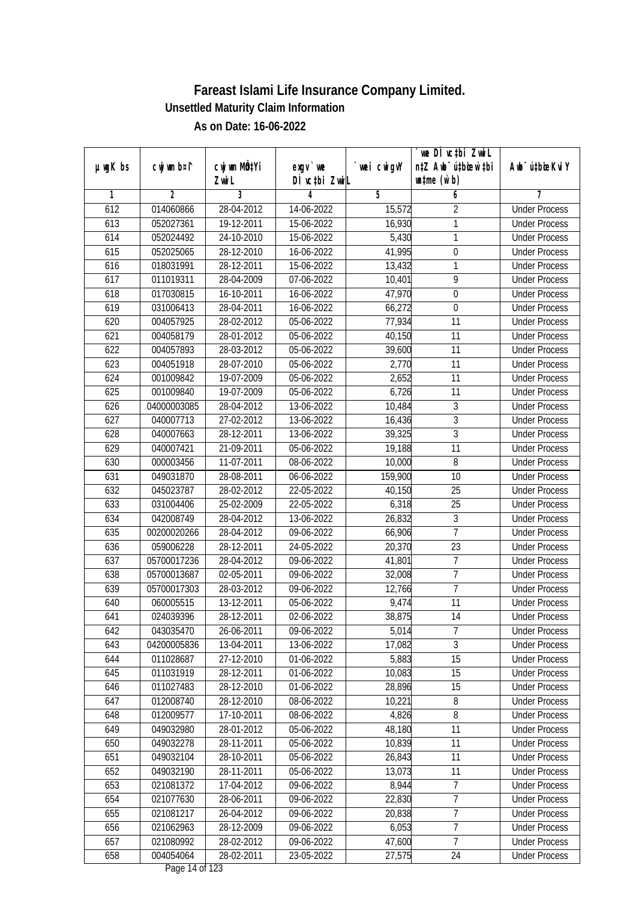# Fareast Islami Life Insurance Company Limited.

**Unsettled Maturity Claim Information**

**As on Date: 16-06-2022**

| µwgK bs | cwjwm b¤^i | cwjwm MÖn‡Yi ZvwiL | exgv` we DÌvc‡bi ZvwiL | `vwei cwigvY | `vwe DÌvc‡bi ZvwiL n‡Z Awb¯úbœ w`‡bi e¨eavb (w`b) | Awb¯úbœi KviY |
|---|---|---|---|---|---|---|
| 1 | 2 | 3 | 4 | 5 | 6 | 7 |
| 612 | 014060866 | 28-04-2012 | 14-06-2022 | 15,572 | 2 | Under Process |
| 613 | 052027361 | 19-12-2011 | 15-06-2022 | 16,930 | 1 | Under Process |
| 614 | 052024492 | 24-10-2010 | 15-06-2022 | 5,430 | 1 | Under Process |
| 615 | 052025065 | 28-12-2010 | 16-06-2022 | 41,995 | 0 | Under Process |
| 616 | 018031991 | 28-12-2011 | 15-06-2022 | 13,432 | 1 | Under Process |
| 617 | 011019311 | 28-04-2009 | 07-06-2022 | 10,401 | 9 | Under Process |
| 618 | 017030815 | 16-10-2011 | 16-06-2022 | 47,970 | 0 | Under Process |
| 619 | 031006413 | 28-04-2011 | 16-06-2022 | 66,272 | 0 | Under Process |
| 620 | 004057925 | 28-02-2012 | 05-06-2022 | 77,934 | 11 | Under Process |
| 621 | 004058179 | 28-01-2012 | 05-06-2022 | 40,150 | 11 | Under Process |
| 622 | 004057893 | 28-03-2012 | 05-06-2022 | 39,600 | 11 | Under Process |
| 623 | 004051918 | 28-07-2010 | 05-06-2022 | 2,770 | 11 | Under Process |
| 624 | 001009842 | 19-07-2009 | 05-06-2022 | 2,652 | 11 | Under Process |
| 625 | 001009840 | 19-07-2009 | 05-06-2022 | 6,726 | 11 | Under Process |
| 626 | 04000003085 | 28-04-2012 | 13-06-2022 | 10,484 | 3 | Under Process |
| 627 | 040007713 | 27-02-2012 | 13-06-2022 | 16,436 | 3 | Under Process |
| 628 | 040007663 | 28-12-2011 | 13-06-2022 | 39,325 | 3 | Under Process |
| 629 | 040007421 | 21-09-2011 | 05-06-2022 | 19,188 | 11 | Under Process |
| 630 | 000003456 | 11-07-2011 | 08-06-2022 | 10,000 | 8 | Under Process |
| 631 | 049031870 | 28-08-2011 | 06-06-2022 | 159,900 | 10 | Under Process |
| 632 | 045023787 | 28-02-2012 | 22-05-2022 | 40,150 | 25 | Under Process |
| 633 | 031004406 | 25-02-2009 | 22-05-2022 | 6,318 | 25 | Under Process |
| 634 | 042008749 | 28-04-2012 | 13-06-2022 | 26,832 | 3 | Under Process |
| 635 | 00200020266 | 28-04-2012 | 09-06-2022 | 66,906 | 7 | Under Process |
| 636 | 059006228 | 28-12-2011 | 24-05-2022 | 20,370 | 23 | Under Process |
| 637 | 05700017236 | 28-04-2012 | 09-06-2022 | 41,801 | 7 | Under Process |
| 638 | 05700013687 | 02-05-2011 | 09-06-2022 | 32,008 | 7 | Under Process |
| 639 | 05700017303 | 28-03-2012 | 09-06-2022 | 12,766 | 7 | Under Process |
| 640 | 060005515 | 13-12-2011 | 05-06-2022 | 9,474 | 11 | Under Process |
| 641 | 024039396 | 28-12-2011 | 02-06-2022 | 38,875 | 14 | Under Process |
| 642 | 043035470 | 26-06-2011 | 09-06-2022 | 5,014 | 7 | Under Process |
| 643 | 04200005836 | 13-04-2011 | 13-06-2022 | 17,082 | 3 | Under Process |
| 644 | 011028687 | 27-12-2010 | 01-06-2022 | 5,883 | 15 | Under Process |
| 645 | 011031919 | 28-12-2011 | 01-06-2022 | 10,083 | 15 | Under Process |
| 646 | 011027483 | 28-12-2010 | 01-06-2022 | 28,896 | 15 | Under Process |
| 647 | 012008740 | 28-12-2010 | 08-06-2022 | 10,221 | 8 | Under Process |
| 648 | 012009577 | 17-10-2011 | 08-06-2022 | 4,826 | 8 | Under Process |
| 649 | 049032980 | 28-01-2012 | 05-06-2022 | 48,180 | 11 | Under Process |
| 650 | 049032278 | 28-11-2011 | 05-06-2022 | 10,839 | 11 | Under Process |
| 651 | 049032104 | 28-10-2011 | 05-06-2022 | 26,843 | 11 | Under Process |
| 652 | 049032190 | 28-11-2011 | 05-06-2022 | 13,073 | 11 | Under Process |
| 653 | 021081372 | 17-04-2012 | 09-06-2022 | 8,944 | 7 | Under Process |
| 654 | 021077630 | 28-06-2011 | 09-06-2022 | 22,830 | 7 | Under Process |
| 655 | 021081217 | 26-04-2012 | 09-06-2022 | 20,838 | 7 | Under Process |
| 656 | 021062963 | 28-12-2009 | 09-06-2022 | 6,053 | 7 | Under Process |
| 657 | 021080992 | 28-02-2012 | 09-06-2022 | 47,600 | 7 | Under Process |
| 658 | 004054064 | 28-02-2011 | 23-05-2022 | 27,575 | 24 | Under Process |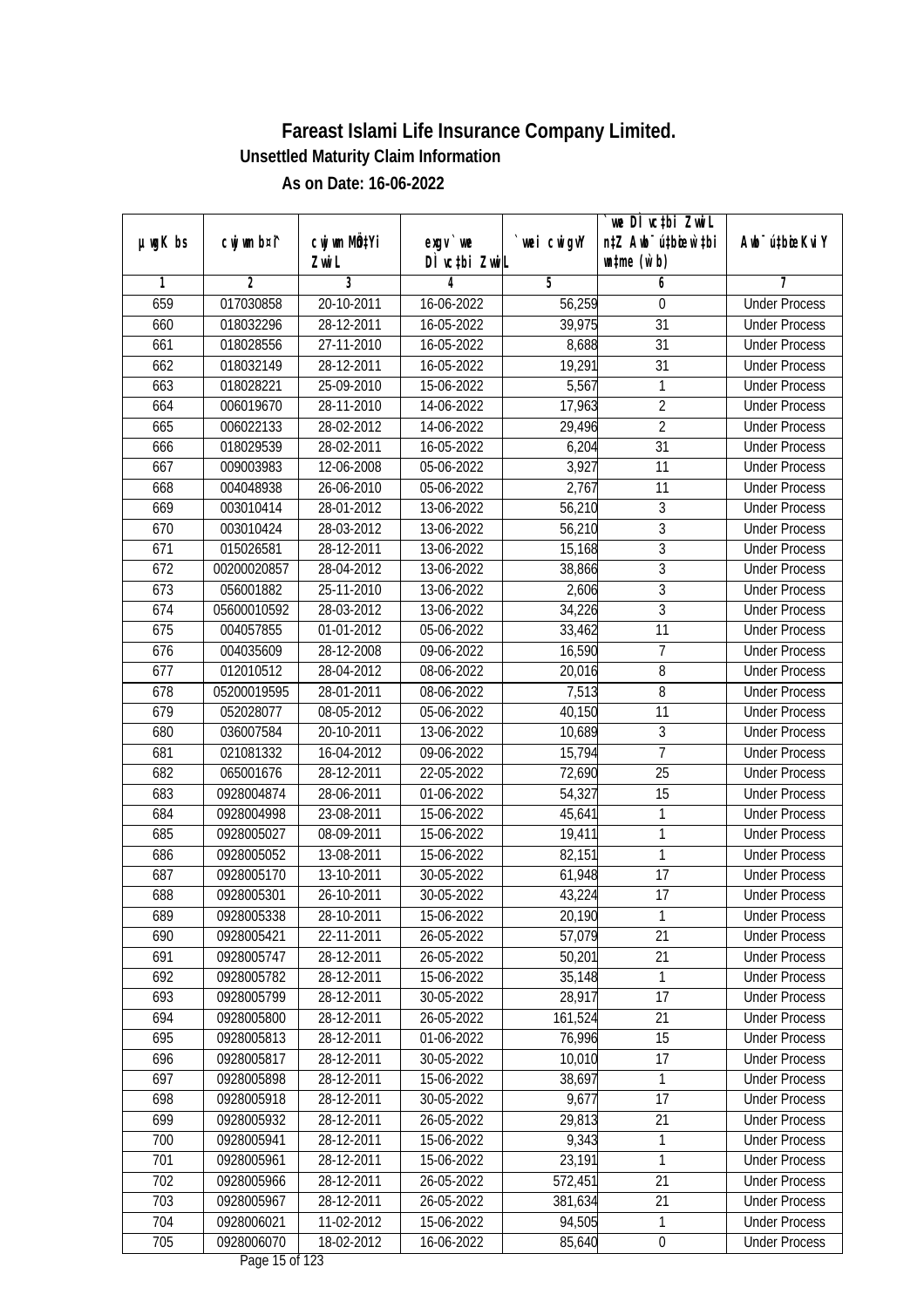# Fareast Islami Life Insurance Company Limited.

## Unsettled Maturity Claim Information

### As on Date: 16-06-2022

| µwgK bs | cwjwm b¤^i | cwjwm MÖnYi ZwiL | exgv`we DÌvc‡bi ZwiL | `vwei cwigvY | `vwe DÌvc‡bi ZvwiL n‡Z Awb¯úwËi w`b msL¨v (w`b) | Awb¯úwËi KviY |
|---|---|---|---|---|---|---|
| 1 | 2 | 3 | 4 | 5 | 6 | 7 |
| 659 | 017030858 | 20-10-2011 | 16-06-2022 | 56,259 | 0 | Under Process |
| 660 | 018032296 | 28-12-2011 | 16-05-2022 | 39,975 | 31 | Under Process |
| 661 | 018028556 | 27-11-2010 | 16-05-2022 | 8,688 | 31 | Under Process |
| 662 | 018032149 | 28-12-2011 | 16-05-2022 | 19,291 | 31 | Under Process |
| 663 | 018028221 | 25-09-2010 | 15-06-2022 | 5,567 | 1 | Under Process |
| 664 | 006019670 | 28-11-2010 | 14-06-2022 | 17,963 | 2 | Under Process |
| 665 | 006022133 | 28-02-2012 | 14-06-2022 | 29,496 | 2 | Under Process |
| 666 | 018029539 | 28-02-2011 | 16-05-2022 | 6,204 | 31 | Under Process |
| 667 | 009003983 | 12-06-2008 | 05-06-2022 | 3,927 | 11 | Under Process |
| 668 | 004048938 | 26-06-2010 | 05-06-2022 | 2,767 | 11 | Under Process |
| 669 | 003010414 | 28-01-2012 | 13-06-2022 | 56,210 | 3 | Under Process |
| 670 | 003010424 | 28-03-2012 | 13-06-2022 | 56,210 | 3 | Under Process |
| 671 | 015026581 | 28-12-2011 | 13-06-2022 | 15,168 | 3 | Under Process |
| 672 | 00200020857 | 28-04-2012 | 13-06-2022 | 38,866 | 3 | Under Process |
| 673 | 056001882 | 25-11-2010 | 13-06-2022 | 2,606 | 3 | Under Process |
| 674 | 05600010592 | 28-03-2012 | 13-06-2022 | 34,226 | 3 | Under Process |
| 675 | 004057855 | 01-01-2012 | 05-06-2022 | 33,462 | 11 | Under Process |
| 676 | 004035609 | 28-12-2008 | 09-06-2022 | 16,590 | 7 | Under Process |
| 677 | 012010512 | 28-04-2012 | 08-06-2022 | 20,016 | 8 | Under Process |
| 678 | 05200019595 | 28-01-2011 | 08-06-2022 | 7,513 | 8 | Under Process |
| 679 | 052028077 | 08-05-2012 | 05-06-2022 | 40,150 | 11 | Under Process |
| 680 | 036007584 | 20-10-2011 | 13-06-2022 | 10,689 | 3 | Under Process |
| 681 | 021081332 | 16-04-2012 | 09-06-2022 | 15,794 | 7 | Under Process |
| 682 | 065001676 | 28-12-2011 | 22-05-2022 | 72,690 | 25 | Under Process |
| 683 | 0928004874 | 28-06-2011 | 01-06-2022 | 54,327 | 15 | Under Process |
| 684 | 0928004998 | 23-08-2011 | 15-06-2022 | 45,641 | 1 | Under Process |
| 685 | 0928005027 | 08-09-2011 | 15-06-2022 | 19,411 | 1 | Under Process |
| 686 | 0928005052 | 13-08-2011 | 15-06-2022 | 82,151 | 1 | Under Process |
| 687 | 0928005170 | 13-10-2011 | 30-05-2022 | 61,948 | 17 | Under Process |
| 688 | 0928005301 | 26-10-2011 | 30-05-2022 | 43,224 | 17 | Under Process |
| 689 | 0928005338 | 28-10-2011 | 15-06-2022 | 20,190 | 1 | Under Process |
| 690 | 0928005421 | 22-11-2011 | 26-05-2022 | 57,079 | 21 | Under Process |
| 691 | 0928005747 | 28-12-2011 | 26-05-2022 | 50,201 | 21 | Under Process |
| 692 | 0928005782 | 28-12-2011 | 15-06-2022 | 35,148 | 1 | Under Process |
| 693 | 0928005799 | 28-12-2011 | 30-05-2022 | 28,917 | 17 | Under Process |
| 694 | 0928005800 | 28-12-2011 | 26-05-2022 | 161,524 | 21 | Under Process |
| 695 | 0928005813 | 28-12-2011 | 01-06-2022 | 76,996 | 15 | Under Process |
| 696 | 0928005817 | 28-12-2011 | 30-05-2022 | 10,010 | 17 | Under Process |
| 697 | 0928005898 | 28-12-2011 | 15-06-2022 | 38,697 | 1 | Under Process |
| 698 | 0928005918 | 28-12-2011 | 30-05-2022 | 9,677 | 17 | Under Process |
| 699 | 0928005932 | 28-12-2011 | 26-05-2022 | 29,813 | 21 | Under Process |
| 700 | 0928005941 | 28-12-2011 | 15-06-2022 | 9,343 | 1 | Under Process |
| 701 | 0928005961 | 28-12-2011 | 15-06-2022 | 23,191 | 1 | Under Process |
| 702 | 0928005966 | 28-12-2011 | 26-05-2022 | 572,451 | 21 | Under Process |
| 703 | 0928005967 | 28-12-2011 | 26-05-2022 | 381,634 | 21 | Under Process |
| 704 | 0928006021 | 11-02-2012 | 15-06-2022 | 94,505 | 1 | Under Process |
| 705 | 0928006070 | 18-02-2012 | 16-06-2022 | 85,640 | 0 | Under Process |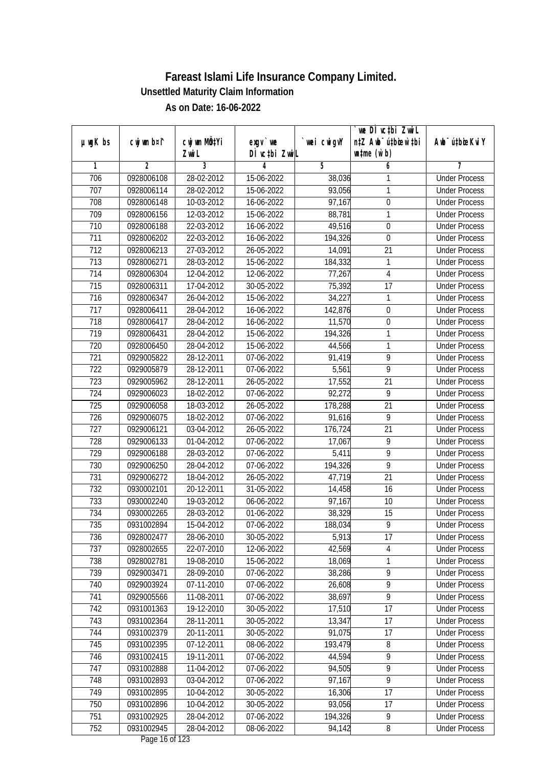# Fareast Islami Life Insurance Company Limited.

## Unsettled Maturity Claim Information

### As on Date: 16-06-2022

| µwgK bs | cwjwm b¤^i | cwjwm MÖn‡Yi ZvwiL | exgv`we DÌvc‡bi ZvwiL | `vwei cwigvY | `vwe DÌvc‡bi ZvwiL n‡Z Awb¯ú‡bœi w`‡bi msL¨v (w`b) | Awb¯ú‡bœi KviY |
|---|---|---|---|---|---|---|
| 1 | 2 | 3 | 4 | 5 | 6 | 7 |
| 706 | 0928006108 | 28-02-2012 | 15-06-2022 | 38,036 | 1 | Under Process |
| 707 | 0928006114 | 28-02-2012 | 15-06-2022 | 93,056 | 1 | Under Process |
| 708 | 0928006148 | 10-03-2012 | 16-06-2022 | 97,167 | 0 | Under Process |
| 709 | 0928006156 | 12-03-2012 | 15-06-2022 | 88,781 | 1 | Under Process |
| 710 | 0928006188 | 22-03-2012 | 16-06-2022 | 49,516 | 0 | Under Process |
| 711 | 0928006202 | 22-03-2012 | 16-06-2022 | 194,326 | 0 | Under Process |
| 712 | 0928006213 | 27-03-2012 | 26-05-2022 | 14,091 | 21 | Under Process |
| 713 | 0928006271 | 28-03-2012 | 15-06-2022 | 184,332 | 1 | Under Process |
| 714 | 0928006304 | 12-04-2012 | 12-06-2022 | 77,267 | 4 | Under Process |
| 715 | 0928006311 | 17-04-2012 | 30-05-2022 | 75,392 | 17 | Under Process |
| 716 | 0928006347 | 26-04-2012 | 15-06-2022 | 34,227 | 1 | Under Process |
| 717 | 0928006411 | 28-04-2012 | 16-06-2022 | 142,876 | 0 | Under Process |
| 718 | 0928006417 | 28-04-2012 | 16-06-2022 | 11,570 | 0 | Under Process |
| 719 | 0928006431 | 28-04-2012 | 15-06-2022 | 194,326 | 1 | Under Process |
| 720 | 0928006450 | 28-04-2012 | 15-06-2022 | 44,566 | 1 | Under Process |
| 721 | 0929005822 | 28-12-2011 | 07-06-2022 | 91,419 | 9 | Under Process |
| 722 | 0929005879 | 28-12-2011 | 07-06-2022 | 5,561 | 9 | Under Process |
| 723 | 0929005962 | 28-12-2011 | 26-05-2022 | 17,552 | 21 | Under Process |
| 724 | 0929006023 | 18-02-2012 | 07-06-2022 | 92,272 | 9 | Under Process |
| 725 | 0929006058 | 18-03-2012 | 26-05-2022 | 178,288 | 21 | Under Process |
| 726 | 0929006075 | 18-02-2012 | 07-06-2022 | 91,616 | 9 | Under Process |
| 727 | 0929006121 | 03-04-2012 | 26-05-2022 | 176,724 | 21 | Under Process |
| 728 | 0929006133 | 01-04-2012 | 07-06-2022 | 17,067 | 9 | Under Process |
| 729 | 0929006188 | 28-03-2012 | 07-06-2022 | 5,411 | 9 | Under Process |
| 730 | 0929006250 | 28-04-2012 | 07-06-2022 | 194,326 | 9 | Under Process |
| 731 | 0929006272 | 18-04-2012 | 26-05-2022 | 47,719 | 21 | Under Process |
| 732 | 0930002101 | 20-12-2011 | 31-05-2022 | 14,458 | 16 | Under Process |
| 733 | 0930002240 | 19-03-2012 | 06-06-2022 | 97,167 | 10 | Under Process |
| 734 | 0930002265 | 28-03-2012 | 01-06-2022 | 38,329 | 15 | Under Process |
| 735 | 0931002894 | 15-04-2012 | 07-06-2022 | 188,034 | 9 | Under Process |
| 736 | 0928002477 | 28-06-2010 | 30-05-2022 | 5,913 | 17 | Under Process |
| 737 | 0928002655 | 22-07-2010 | 12-06-2022 | 42,569 | 4 | Under Process |
| 738 | 0928002781 | 19-08-2010 | 15-06-2022 | 18,069 | 1 | Under Process |
| 739 | 0929003471 | 28-09-2010 | 07-06-2022 | 38,286 | 9 | Under Process |
| 740 | 0929003924 | 07-11-2010 | 07-06-2022 | 26,608 | 9 | Under Process |
| 741 | 0929005566 | 11-08-2011 | 07-06-2022 | 38,697 | 9 | Under Process |
| 742 | 0931001363 | 19-12-2010 | 30-05-2022 | 17,510 | 17 | Under Process |
| 743 | 0931002364 | 28-11-2011 | 30-05-2022 | 13,347 | 17 | Under Process |
| 744 | 0931002379 | 20-11-2011 | 30-05-2022 | 91,075 | 17 | Under Process |
| 745 | 0931002395 | 07-12-2011 | 08-06-2022 | 193,479 | 8 | Under Process |
| 746 | 0931002415 | 19-11-2011 | 07-06-2022 | 44,594 | 9 | Under Process |
| 747 | 0931002888 | 11-04-2012 | 07-06-2022 | 94,505 | 9 | Under Process |
| 748 | 0931002893 | 03-04-2012 | 07-06-2022 | 97,167 | 9 | Under Process |
| 749 | 0931002895 | 10-04-2012 | 30-05-2022 | 16,306 | 17 | Under Process |
| 750 | 0931002896 | 10-04-2012 | 30-05-2022 | 93,056 | 17 | Under Process |
| 751 | 0931002925 | 28-04-2012 | 07-06-2022 | 194,326 | 9 | Under Process |
| 752 | 0931002945 | 28-04-2012 | 08-06-2022 | 94,142 | 8 | Under Process |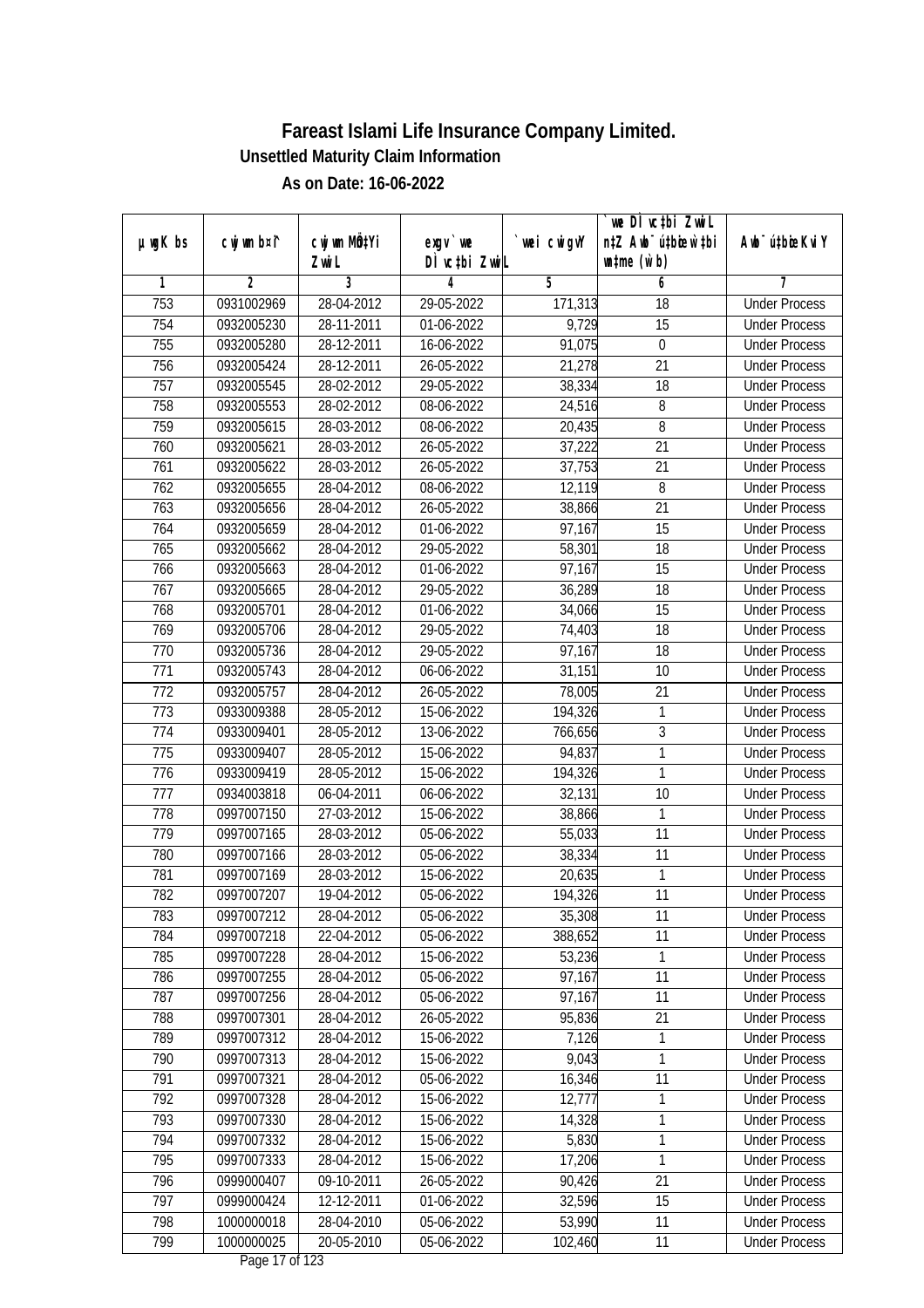# Fareast Islami Life Insurance Company Limited.

## Unsettled Maturity Claim Information

### As on Date: 16-06-2022

| µwgK bs | cwjwm b¤^i | cwjwm MÖn‡Yi ZvwiL | exgv`vwe DÌvc‡bi ZvwiL | `vwei cwigvY | `vwe DÌvc‡bi ZvwiL n‡Z Awb¯úbœ `vwei mgqKvj (w`b) | Awb¯ú‡bœi KviY |
|---|---|---|---|---|---|---|
| 1 | 2 | 3 | 4 | 5 | 6 | 7 |
| 753 | 0931002969 | 28-04-2012 | 29-05-2022 | 171,313 | 18 | Under Process |
| 754 | 0932005230 | 28-11-2011 | 01-06-2022 | 9,729 | 15 | Under Process |
| 755 | 0932005280 | 28-12-2011 | 16-06-2022 | 91,075 | 0 | Under Process |
| 756 | 0932005424 | 28-12-2011 | 26-05-2022 | 21,278 | 21 | Under Process |
| 757 | 0932005545 | 28-02-2012 | 29-05-2022 | 38,334 | 18 | Under Process |
| 758 | 0932005553 | 28-02-2012 | 08-06-2022 | 24,516 | 8 | Under Process |
| 759 | 0932005615 | 28-03-2012 | 08-06-2022 | 20,435 | 8 | Under Process |
| 760 | 0932005621 | 28-03-2012 | 26-05-2022 | 37,222 | 21 | Under Process |
| 761 | 0932005622 | 28-03-2012 | 26-05-2022 | 37,753 | 21 | Under Process |
| 762 | 0932005655 | 28-04-2012 | 08-06-2022 | 12,119 | 8 | Under Process |
| 763 | 0932005656 | 28-04-2012 | 26-05-2022 | 38,866 | 21 | Under Process |
| 764 | 0932005659 | 28-04-2012 | 01-06-2022 | 97,167 | 15 | Under Process |
| 765 | 0932005662 | 28-04-2012 | 29-05-2022 | 58,301 | 18 | Under Process |
| 766 | 0932005663 | 28-04-2012 | 01-06-2022 | 97,167 | 15 | Under Process |
| 767 | 0932005665 | 28-04-2012 | 29-05-2022 | 36,289 | 18 | Under Process |
| 768 | 0932005701 | 28-04-2012 | 01-06-2022 | 34,066 | 15 | Under Process |
| 769 | 0932005706 | 28-04-2012 | 29-05-2022 | 74,403 | 18 | Under Process |
| 770 | 0932005736 | 28-04-2012 | 29-05-2022 | 97,167 | 18 | Under Process |
| 771 | 0932005743 | 28-04-2012 | 06-06-2022 | 31,151 | 10 | Under Process |
| 772 | 0932005757 | 28-04-2012 | 26-05-2022 | 78,005 | 21 | Under Process |
| 773 | 0933009388 | 28-05-2012 | 15-06-2022 | 194,326 | 1 | Under Process |
| 774 | 0933009401 | 28-05-2012 | 13-06-2022 | 766,656 | 3 | Under Process |
| 775 | 0933009407 | 28-05-2012 | 15-06-2022 | 94,837 | 1 | Under Process |
| 776 | 0933009419 | 28-05-2012 | 15-06-2022 | 194,326 | 1 | Under Process |
| 777 | 0934003818 | 06-04-2011 | 06-06-2022 | 32,131 | 10 | Under Process |
| 778 | 0997007150 | 27-03-2012 | 15-06-2022 | 38,866 | 1 | Under Process |
| 779 | 0997007165 | 28-03-2012 | 05-06-2022 | 55,033 | 11 | Under Process |
| 780 | 0997007166 | 28-03-2012 | 05-06-2022 | 38,334 | 11 | Under Process |
| 781 | 0997007169 | 28-03-2012 | 15-06-2022 | 20,635 | 1 | Under Process |
| 782 | 0997007207 | 19-04-2012 | 05-06-2022 | 194,326 | 11 | Under Process |
| 783 | 0997007212 | 28-04-2012 | 05-06-2022 | 35,308 | 11 | Under Process |
| 784 | 0997007218 | 22-04-2012 | 05-06-2022 | 388,652 | 11 | Under Process |
| 785 | 0997007228 | 28-04-2012 | 15-06-2022 | 53,236 | 1 | Under Process |
| 786 | 0997007255 | 28-04-2012 | 05-06-2022 | 97,167 | 11 | Under Process |
| 787 | 0997007256 | 28-04-2012 | 05-06-2022 | 97,167 | 11 | Under Process |
| 788 | 0997007301 | 28-04-2012 | 26-05-2022 | 95,836 | 21 | Under Process |
| 789 | 0997007312 | 28-04-2012 | 15-06-2022 | 7,126 | 1 | Under Process |
| 790 | 0997007313 | 28-04-2012 | 15-06-2022 | 9,043 | 1 | Under Process |
| 791 | 0997007321 | 28-04-2012 | 05-06-2022 | 16,346 | 11 | Under Process |
| 792 | 0997007328 | 28-04-2012 | 15-06-2022 | 12,777 | 1 | Under Process |
| 793 | 0997007330 | 28-04-2012 | 15-06-2022 | 14,328 | 1 | Under Process |
| 794 | 0997007332 | 28-04-2012 | 15-06-2022 | 5,830 | 1 | Under Process |
| 795 | 0997007333 | 28-04-2012 | 15-06-2022 | 17,206 | 1 | Under Process |
| 796 | 0999000407 | 09-10-2011 | 26-05-2022 | 90,426 | 21 | Under Process |
| 797 | 0999000424 | 12-12-2011 | 01-06-2022 | 32,596 | 15 | Under Process |
| 798 | 1000000018 | 28-04-2010 | 05-06-2022 | 53,990 | 11 | Under Process |
| 799 | 1000000025 | 20-05-2010 | 05-06-2022 | 102,460 | 11 | Under Process |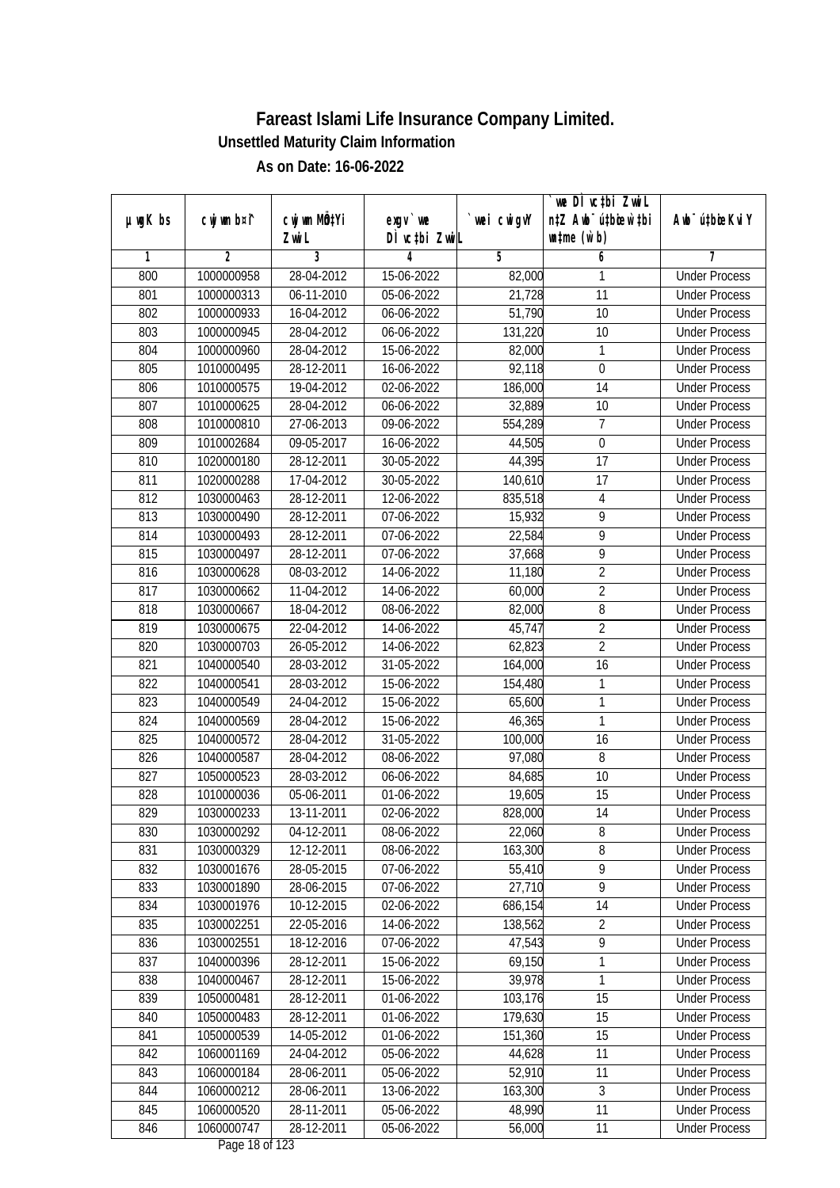# Fareast Islami Life Insurance Company Limited.

**Unsettled Maturity Claim Information**

**As on Date: 16-06-2022**

| µwgK bs | cwjwm b¤^i | cwjwm MÖn‡Yi ZvwiL | exgv`we DÌvc‡bi ZvwiL | `vwei cwigvY | `vwe DÌvc‡bi ZvwiL n‡Z Awb¯úbœ`vwei wbb¯úwËi mgq (w`b) | Awb¯ú‡bœi KviY |
|---|---|---|---|---|---|---|
| 1 | 2 | 3 | 4 | 5 | 6 | 7 |
| 800 | 1000000958 | 28-04-2012 | 15-06-2022 | 82,000 | 1 | Under Process |
| 801 | 1000000313 | 06-11-2010 | 05-06-2022 | 21,728 | 11 | Under Process |
| 802 | 1000000933 | 16-04-2012 | 06-06-2022 | 51,790 | 10 | Under Process |
| 803 | 1000000945 | 28-04-2012 | 06-06-2022 | 131,220 | 10 | Under Process |
| 804 | 1000000960 | 28-04-2012 | 15-06-2022 | 82,000 | 1 | Under Process |
| 805 | 1010000495 | 28-12-2011 | 16-06-2022 | 92,118 | 0 | Under Process |
| 806 | 1010000575 | 19-04-2012 | 02-06-2022 | 186,000 | 14 | Under Process |
| 807 | 1010000625 | 28-04-2012 | 06-06-2022 | 32,889 | 10 | Under Process |
| 808 | 1010000810 | 27-06-2013 | 09-06-2022 | 554,289 | 7 | Under Process |
| 809 | 1010002684 | 09-05-2017 | 16-06-2022 | 44,505 | 0 | Under Process |
| 810 | 1020000180 | 28-12-2011 | 30-05-2022 | 44,395 | 17 | Under Process |
| 811 | 1020000288 | 17-04-2012 | 30-05-2022 | 140,610 | 17 | Under Process |
| 812 | 1030000463 | 28-12-2011 | 12-06-2022 | 835,518 | 4 | Under Process |
| 813 | 1030000490 | 28-12-2011 | 07-06-2022 | 15,932 | 9 | Under Process |
| 814 | 1030000493 | 28-12-2011 | 07-06-2022 | 22,584 | 9 | Under Process |
| 815 | 1030000497 | 28-12-2011 | 07-06-2022 | 37,668 | 9 | Under Process |
| 816 | 1030000628 | 08-03-2012 | 14-06-2022 | 11,180 | 2 | Under Process |
| 817 | 1030000662 | 11-04-2012 | 14-06-2022 | 60,000 | 2 | Under Process |
| 818 | 1030000667 | 18-04-2012 | 08-06-2022 | 82,000 | 8 | Under Process |
| 819 | 1030000675 | 22-04-2012 | 14-06-2022 | 45,747 | 2 | Under Process |
| 820 | 1030000703 | 26-05-2012 | 14-06-2022 | 62,823 | 2 | Under Process |
| 821 | 1040000540 | 28-03-2012 | 31-05-2022 | 164,000 | 16 | Under Process |
| 822 | 1040000541 | 28-03-2012 | 15-06-2022 | 154,480 | 1 | Under Process |
| 823 | 1040000549 | 24-04-2012 | 15-06-2022 | 65,600 | 1 | Under Process |
| 824 | 1040000569 | 28-04-2012 | 15-06-2022 | 46,365 | 1 | Under Process |
| 825 | 1040000572 | 28-04-2012 | 31-05-2022 | 100,000 | 16 | Under Process |
| 826 | 1040000587 | 28-04-2012 | 08-06-2022 | 97,080 | 8 | Under Process |
| 827 | 1050000523 | 28-03-2012 | 06-06-2022 | 84,685 | 10 | Under Process |
| 828 | 1010000036 | 05-06-2011 | 01-06-2022 | 19,605 | 15 | Under Process |
| 829 | 1030000233 | 13-11-2011 | 02-06-2022 | 828,000 | 14 | Under Process |
| 830 | 1030000292 | 04-12-2011 | 08-06-2022 | 22,060 | 8 | Under Process |
| 831 | 1030000329 | 12-12-2011 | 08-06-2022 | 163,300 | 8 | Under Process |
| 832 | 1030001676 | 28-05-2015 | 07-06-2022 | 55,410 | 9 | Under Process |
| 833 | 1030001890 | 28-06-2015 | 07-06-2022 | 27,710 | 9 | Under Process |
| 834 | 1030001976 | 10-12-2015 | 02-06-2022 | 686,154 | 14 | Under Process |
| 835 | 1030002251 | 22-05-2016 | 14-06-2022 | 138,562 | 2 | Under Process |
| 836 | 1030002551 | 18-12-2016 | 07-06-2022 | 47,543 | 9 | Under Process |
| 837 | 1040000396 | 28-12-2011 | 15-06-2022 | 69,150 | 1 | Under Process |
| 838 | 1040000467 | 28-12-2011 | 15-06-2022 | 39,978 | 1 | Under Process |
| 839 | 1050000481 | 28-12-2011 | 01-06-2022 | 103,176 | 15 | Under Process |
| 840 | 1050000483 | 28-12-2011 | 01-06-2022 | 179,630 | 15 | Under Process |
| 841 | 1050000539 | 14-05-2012 | 01-06-2022 | 151,360 | 15 | Under Process |
| 842 | 1060001169 | 24-04-2012 | 05-06-2022 | 44,628 | 11 | Under Process |
| 843 | 1060000184 | 28-06-2011 | 05-06-2022 | 52,910 | 11 | Under Process |
| 844 | 1060000212 | 28-06-2011 | 13-06-2022 | 163,300 | 3 | Under Process |
| 845 | 1060000520 | 28-11-2011 | 05-06-2022 | 48,990 | 11 | Under Process |
| 846 | 1060000747 | 28-12-2011 | 05-06-2022 | 56,000 | 11 | Under Process |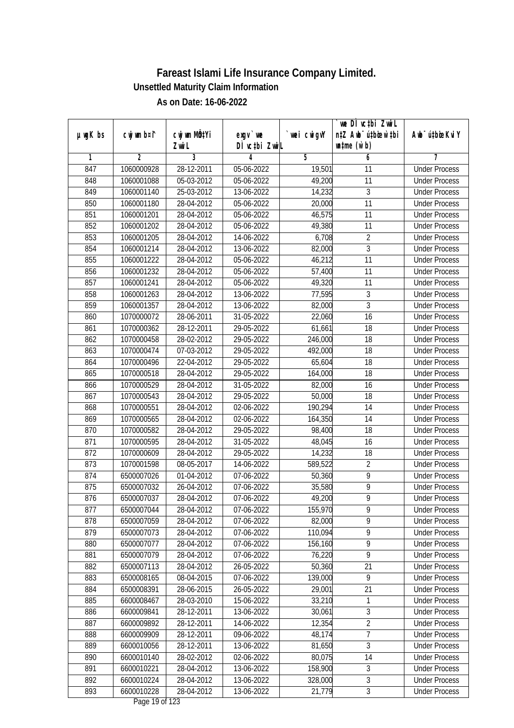# Fareast Islami Life Insurance Company Limited.

## Unsettled Maturity Claim Information

### As on Date: 16-06-2022

| µwgK bs | cwjwm b¤^i | cwjwm MÖn‡Yi ZvwiL | exgv`vwe DÌvc‡bi ZvwiL | `vwei cwigvY | `vwe DÌvc‡bi ZvwiL n‡Z Awb¯úbœ `v‡qi wbwi‡L (w`b) | Awb¯ú‡bœi KviY |
|---|---|---|---|---|---|---|
| 1 | 2 | 3 | 4 | 5 | 6 | 7 |
| 847 | 1060000928 | 28-12-2011 | 05-06-2022 | 19,501 | 11 | Under Process |
| 848 | 1060001088 | 05-03-2012 | 05-06-2022 | 49,200 | 11 | Under Process |
| 849 | 1060001140 | 25-03-2012 | 13-06-2022 | 14,232 | 3 | Under Process |
| 850 | 1060001180 | 28-04-2012 | 05-06-2022 | 20,000 | 11 | Under Process |
| 851 | 1060001201 | 28-04-2012 | 05-06-2022 | 46,575 | 11 | Under Process |
| 852 | 1060001202 | 28-04-2012 | 05-06-2022 | 49,380 | 11 | Under Process |
| 853 | 1060001205 | 28-04-2012 | 14-06-2022 | 6,708 | 2 | Under Process |
| 854 | 1060001214 | 28-04-2012 | 13-06-2022 | 82,000 | 3 | Under Process |
| 855 | 1060001222 | 28-04-2012 | 05-06-2022 | 46,212 | 11 | Under Process |
| 856 | 1060001232 | 28-04-2012 | 05-06-2022 | 57,400 | 11 | Under Process |
| 857 | 1060001241 | 28-04-2012 | 05-06-2022 | 49,320 | 11 | Under Process |
| 858 | 1060001263 | 28-04-2012 | 13-06-2022 | 77,595 | 3 | Under Process |
| 859 | 1060001357 | 28-04-2012 | 13-06-2022 | 82,000 | 3 | Under Process |
| 860 | 1070000072 | 28-06-2011 | 31-05-2022 | 22,060 | 16 | Under Process |
| 861 | 1070000362 | 28-12-2011 | 29-05-2022 | 61,661 | 18 | Under Process |
| 862 | 1070000458 | 28-02-2012 | 29-05-2022 | 246,000 | 18 | Under Process |
| 863 | 1070000474 | 07-03-2012 | 29-05-2022 | 492,000 | 18 | Under Process |
| 864 | 1070000496 | 22-04-2012 | 29-05-2022 | 65,604 | 18 | Under Process |
| 865 | 1070000518 | 28-04-2012 | 29-05-2022 | 164,000 | 18 | Under Process |
| 866 | 1070000529 | 28-04-2012 | 31-05-2022 | 82,000 | 16 | Under Process |
| 867 | 1070000543 | 28-04-2012 | 29-05-2022 | 50,000 | 18 | Under Process |
| 868 | 1070000551 | 28-04-2012 | 02-06-2022 | 190,294 | 14 | Under Process |
| 869 | 1070000565 | 28-04-2012 | 02-06-2022 | 164,350 | 14 | Under Process |
| 870 | 1070000582 | 28-04-2012 | 29-05-2022 | 98,400 | 18 | Under Process |
| 871 | 1070000595 | 28-04-2012 | 31-05-2022 | 48,045 | 16 | Under Process |
| 872 | 1070000609 | 28-04-2012 | 29-05-2022 | 14,232 | 18 | Under Process |
| 873 | 1070001598 | 08-05-2017 | 14-06-2022 | 589,522 | 2 | Under Process |
| 874 | 6500007026 | 01-04-2012 | 07-06-2022 | 50,360 | 9 | Under Process |
| 875 | 6500007032 | 26-04-2012 | 07-06-2022 | 35,580 | 9 | Under Process |
| 876 | 6500007037 | 28-04-2012 | 07-06-2022 | 49,200 | 9 | Under Process |
| 877 | 6500007044 | 28-04-2012 | 07-06-2022 | 155,970 | 9 | Under Process |
| 878 | 6500007059 | 28-04-2012 | 07-06-2022 | 82,000 | 9 | Under Process |
| 879 | 6500007073 | 28-04-2012 | 07-06-2022 | 110,094 | 9 | Under Process |
| 880 | 6500007077 | 28-04-2012 | 07-06-2022 | 156,160 | 9 | Under Process |
| 881 | 6500007079 | 28-04-2012 | 07-06-2022 | 76,220 | 9 | Under Process |
| 882 | 6500007113 | 28-04-2012 | 26-05-2022 | 50,360 | 21 | Under Process |
| 883 | 6500008165 | 08-04-2015 | 07-06-2022 | 139,000 | 9 | Under Process |
| 884 | 6500008391 | 28-06-2015 | 26-05-2022 | 29,001 | 21 | Under Process |
| 885 | 6600008467 | 28-03-2010 | 15-06-2022 | 33,210 | 1 | Under Process |
| 886 | 6600009841 | 28-12-2011 | 13-06-2022 | 30,061 | 3 | Under Process |
| 887 | 6600009892 | 28-12-2011 | 14-06-2022 | 12,354 | 2 | Under Process |
| 888 | 6600009909 | 28-12-2011 | 09-06-2022 | 48,174 | 7 | Under Process |
| 889 | 6600010056 | 28-12-2011 | 13-06-2022 | 81,650 | 3 | Under Process |
| 890 | 6600010140 | 28-02-2012 | 02-06-2022 | 80,075 | 14 | Under Process |
| 891 | 6600010221 | 28-04-2012 | 13-06-2022 | 158,900 | 3 | Under Process |
| 892 | 6600010224 | 28-04-2012 | 13-06-2022 | 328,000 | 3 | Under Process |
| 893 | 6600010228 | 28-04-2012 | 13-06-2022 | 21,779 | 3 | Under Process |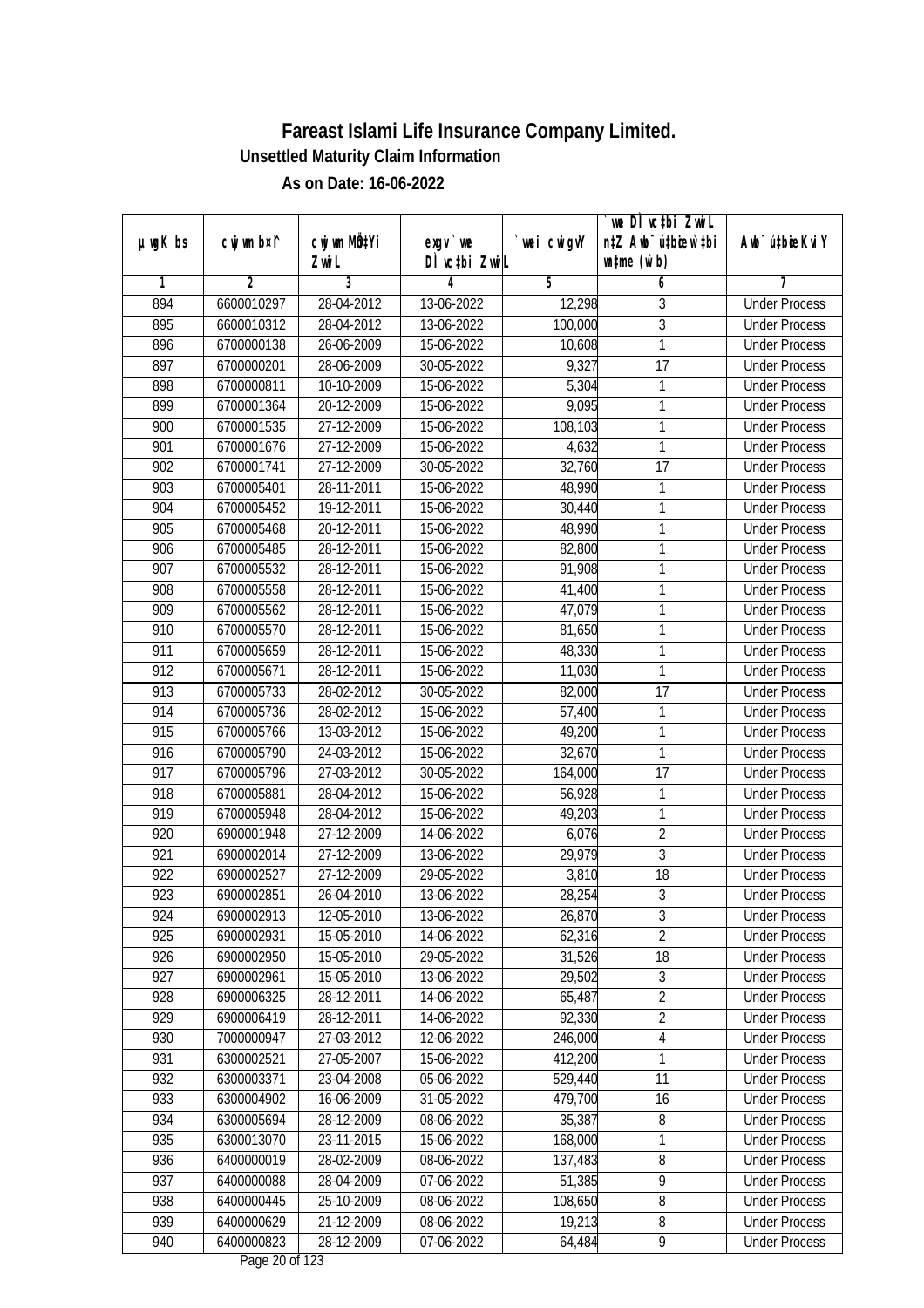# Fareast Islami Life Insurance Company Limited.

**Unsettled Maturity Claim Information**

**As on Date: 16-06-2022**

| µwgK bs | cwjwm b¤^i | cwjwm MÖnYi ZwiL | exgv`we DÌvc‡bi ZwiL | `vwei cwigvY | `vwe DÌvc‡bi ZwiL n‡Z Awb¯úwËi w`b msL¨v (w`b) | Awb¯úwËi KviY |
|---|---|---|---|---|---|---|
| 1 | 2 | 3 | 4 | 5 | 6 | 7 |
| 894 | 6600010297 | 28-04-2012 | 13-06-2022 | 12,298 | 3 | Under Process |
| 895 | 6600010312 | 28-04-2012 | 13-06-2022 | 100,000 | 3 | Under Process |
| 896 | 6700000138 | 26-06-2009 | 15-06-2022 | 10,608 | 1 | Under Process |
| 897 | 6700000201 | 28-06-2009 | 30-05-2022 | 9,327 | 17 | Under Process |
| 898 | 6700000811 | 10-10-2009 | 15-06-2022 | 5,304 | 1 | Under Process |
| 899 | 6700001364 | 20-12-2009 | 15-06-2022 | 9,095 | 1 | Under Process |
| 900 | 6700001535 | 27-12-2009 | 15-06-2022 | 108,103 | 1 | Under Process |
| 901 | 6700001676 | 27-12-2009 | 15-06-2022 | 4,632 | 1 | Under Process |
| 902 | 6700001741 | 27-12-2009 | 30-05-2022 | 32,760 | 17 | Under Process |
| 903 | 6700005401 | 28-11-2011 | 15-06-2022 | 48,990 | 1 | Under Process |
| 904 | 6700005452 | 19-12-2011 | 15-06-2022 | 30,440 | 1 | Under Process |
| 905 | 6700005468 | 20-12-2011 | 15-06-2022 | 48,990 | 1 | Under Process |
| 906 | 6700005485 | 28-12-2011 | 15-06-2022 | 82,800 | 1 | Under Process |
| 907 | 6700005532 | 28-12-2011 | 15-06-2022 | 91,908 | 1 | Under Process |
| 908 | 6700005558 | 28-12-2011 | 15-06-2022 | 41,400 | 1 | Under Process |
| 909 | 6700005562 | 28-12-2011 | 15-06-2022 | 47,079 | 1 | Under Process |
| 910 | 6700005570 | 28-12-2011 | 15-06-2022 | 81,650 | 1 | Under Process |
| 911 | 6700005659 | 28-12-2011 | 15-06-2022 | 48,330 | 1 | Under Process |
| 912 | 6700005671 | 28-12-2011 | 15-06-2022 | 11,030 | 1 | Under Process |
| 913 | 6700005733 | 28-02-2012 | 30-05-2022 | 82,000 | 17 | Under Process |
| 914 | 6700005736 | 28-02-2012 | 15-06-2022 | 57,400 | 1 | Under Process |
| 915 | 6700005766 | 13-03-2012 | 15-06-2022 | 49,200 | 1 | Under Process |
| 916 | 6700005790 | 24-03-2012 | 15-06-2022 | 32,670 | 1 | Under Process |
| 917 | 6700005796 | 27-03-2012 | 30-05-2022 | 164,000 | 17 | Under Process |
| 918 | 6700005881 | 28-04-2012 | 15-06-2022 | 56,928 | 1 | Under Process |
| 919 | 6700005948 | 28-04-2012 | 15-06-2022 | 49,203 | 1 | Under Process |
| 920 | 6900001948 | 27-12-2009 | 14-06-2022 | 6,076 | 2 | Under Process |
| 921 | 6900002014 | 27-12-2009 | 13-06-2022 | 29,979 | 3 | Under Process |
| 922 | 6900002527 | 27-12-2009 | 29-05-2022 | 3,810 | 18 | Under Process |
| 923 | 6900002851 | 26-04-2010 | 13-06-2022 | 28,254 | 3 | Under Process |
| 924 | 6900002913 | 12-05-2010 | 13-06-2022 | 26,870 | 3 | Under Process |
| 925 | 6900002931 | 15-05-2010 | 14-06-2022 | 62,316 | 2 | Under Process |
| 926 | 6900002950 | 15-05-2010 | 29-05-2022 | 31,526 | 18 | Under Process |
| 927 | 6900002961 | 15-05-2010 | 13-06-2022 | 29,502 | 3 | Under Process |
| 928 | 6900006325 | 28-12-2011 | 14-06-2022 | 65,487 | 2 | Under Process |
| 929 | 6900006419 | 28-12-2011 | 14-06-2022 | 92,330 | 2 | Under Process |
| 930 | 7000000947 | 27-03-2012 | 12-06-2022 | 246,000 | 4 | Under Process |
| 931 | 6300002521 | 27-05-2007 | 15-06-2022 | 412,200 | 1 | Under Process |
| 932 | 6300003371 | 23-04-2008 | 05-06-2022 | 529,440 | 11 | Under Process |
| 933 | 6300004902 | 16-06-2009 | 31-05-2022 | 479,700 | 16 | Under Process |
| 934 | 6300005694 | 28-12-2009 | 08-06-2022 | 35,387 | 8 | Under Process |
| 935 | 6300013070 | 23-11-2015 | 15-06-2022 | 168,000 | 1 | Under Process |
| 936 | 6400000019 | 28-02-2009 | 08-06-2022 | 137,483 | 8 | Under Process |
| 937 | 6400000088 | 28-04-2009 | 07-06-2022 | 51,385 | 9 | Under Process |
| 938 | 6400000445 | 25-10-2009 | 08-06-2022 | 108,650 | 8 | Under Process |
| 939 | 6400000629 | 21-12-2009 | 08-06-2022 | 19,213 | 8 | Under Process |
| 940 | 6400000823 | 28-12-2009 | 07-06-2022 | 64,484 | 9 | Under Process |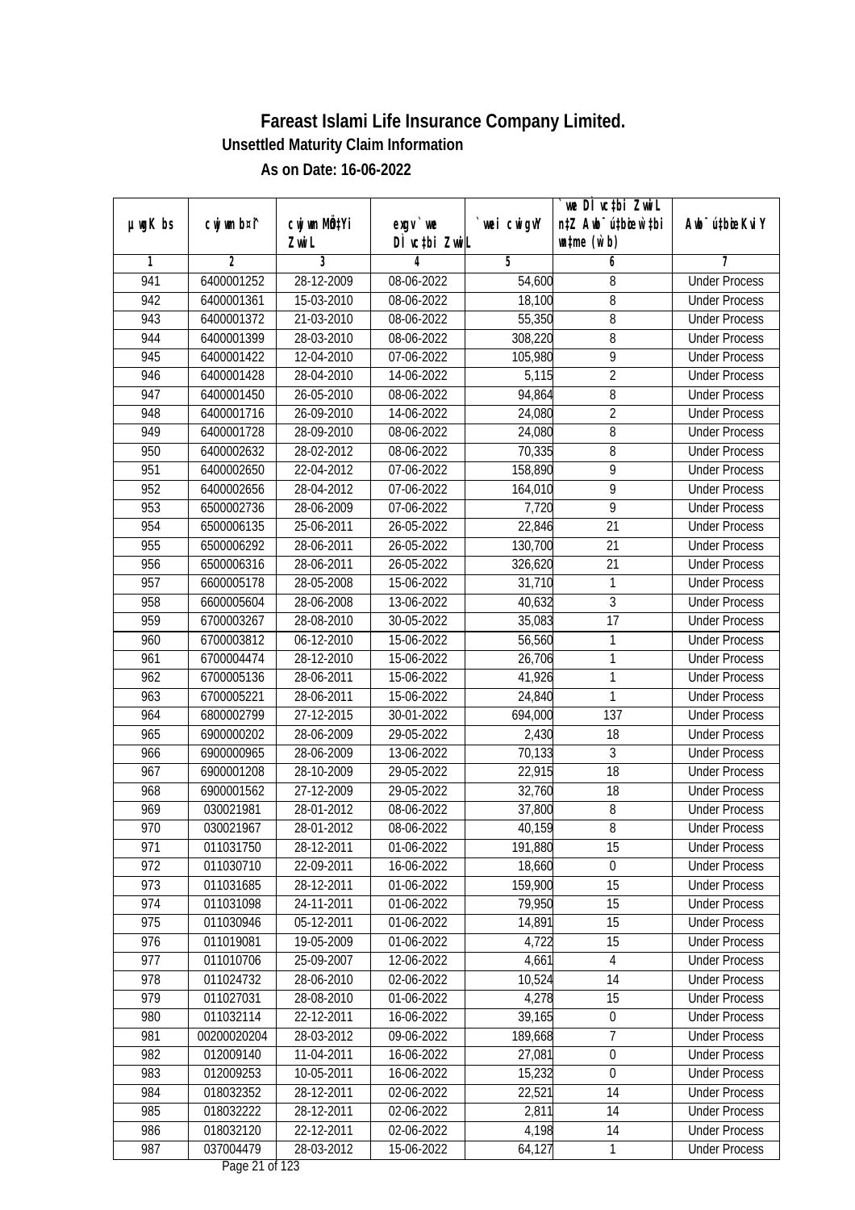# Fareast Islami Life Insurance Company Limited.

### Unsettled Maturity Claim Information

### As on Date: 16-06-2022

| µwgK bs | cwjwm b¤î | cwjwm MÖnYi ZvwiL | exgv` we DÌvc‡bi ZvwiL | `vwei cwigvY | `we DÌvc‡bi ZvwiL n‡Z Awb¯úbœ w`‡bi msL¨v (w`b) | Awb¯ú‡bœi KviY |
|---|---|---|---|---|---|---|
| 1 | 2 | 3 | 4 | 5 | 6 | 7 |
| 941 | 6400001252 | 28-12-2009 | 08-06-2022 | 54,600 | 8 | Under Process |
| 942 | 6400001361 | 15-03-2010 | 08-06-2022 | 18,100 | 8 | Under Process |
| 943 | 6400001372 | 21-03-2010 | 08-06-2022 | 55,350 | 8 | Under Process |
| 944 | 6400001399 | 28-03-2010 | 08-06-2022 | 308,220 | 8 | Under Process |
| 945 | 6400001422 | 12-04-2010 | 07-06-2022 | 105,980 | 9 | Under Process |
| 946 | 6400001428 | 28-04-2010 | 14-06-2022 | 5,115 | 2 | Under Process |
| 947 | 6400001450 | 26-05-2010 | 08-06-2022 | 94,864 | 8 | Under Process |
| 948 | 6400001716 | 26-09-2010 | 14-06-2022 | 24,080 | 2 | Under Process |
| 949 | 6400001728 | 28-09-2010 | 08-06-2022 | 24,080 | 8 | Under Process |
| 950 | 6400002632 | 28-02-2012 | 08-06-2022 | 70,335 | 8 | Under Process |
| 951 | 6400002650 | 22-04-2012 | 07-06-2022 | 158,890 | 9 | Under Process |
| 952 | 6400002656 | 28-04-2012 | 07-06-2022 | 164,010 | 9 | Under Process |
| 953 | 6500002736 | 28-06-2009 | 07-06-2022 | 7,720 | 9 | Under Process |
| 954 | 6500006135 | 25-06-2011 | 26-05-2022 | 22,846 | 21 | Under Process |
| 955 | 6500006292 | 28-06-2011 | 26-05-2022 | 130,700 | 21 | Under Process |
| 956 | 6500006316 | 28-06-2011 | 26-05-2022 | 326,620 | 21 | Under Process |
| 957 | 6600005178 | 28-05-2008 | 15-06-2022 | 31,710 | 1 | Under Process |
| 958 | 6600005604 | 28-06-2008 | 13-06-2022 | 40,632 | 3 | Under Process |
| 959 | 6700003267 | 28-08-2010 | 30-05-2022 | 35,083 | 17 | Under Process |
| 960 | 6700003812 | 06-12-2010 | 15-06-2022 | 56,560 | 1 | Under Process |
| 961 | 6700004474 | 28-12-2010 | 15-06-2022 | 26,706 | 1 | Under Process |
| 962 | 6700005136 | 28-06-2011 | 15-06-2022 | 41,926 | 1 | Under Process |
| 963 | 6700005221 | 28-06-2011 | 15-06-2022 | 24,840 | 1 | Under Process |
| 964 | 6800002799 | 27-12-2015 | 30-01-2022 | 694,000 | 137 | Under Process |
| 965 | 6900000202 | 28-06-2009 | 29-05-2022 | 2,430 | 18 | Under Process |
| 966 | 6900000965 | 28-06-2009 | 13-06-2022 | 70,133 | 3 | Under Process |
| 967 | 6900001208 | 28-10-2009 | 29-05-2022 | 22,915 | 18 | Under Process |
| 968 | 6900001562 | 27-12-2009 | 29-05-2022 | 32,760 | 18 | Under Process |
| 969 | 030021981 | 28-01-2012 | 08-06-2022 | 37,800 | 8 | Under Process |
| 970 | 030021967 | 28-01-2012 | 08-06-2022 | 40,159 | 8 | Under Process |
| 971 | 011031750 | 28-12-2011 | 01-06-2022 | 191,880 | 15 | Under Process |
| 972 | 011030710 | 22-09-2011 | 16-06-2022 | 18,660 | 0 | Under Process |
| 973 | 011031685 | 28-12-2011 | 01-06-2022 | 159,900 | 15 | Under Process |
| 974 | 011031098 | 24-11-2011 | 01-06-2022 | 79,950 | 15 | Under Process |
| 975 | 011030946 | 05-12-2011 | 01-06-2022 | 14,891 | 15 | Under Process |
| 976 | 011019081 | 19-05-2009 | 01-06-2022 | 4,722 | 15 | Under Process |
| 977 | 011010706 | 25-09-2007 | 12-06-2022 | 4,661 | 4 | Under Process |
| 978 | 011024732 | 28-06-2010 | 02-06-2022 | 10,524 | 14 | Under Process |
| 979 | 011027031 | 28-08-2010 | 01-06-2022 | 4,278 | 15 | Under Process |
| 980 | 011032114 | 22-12-2011 | 16-06-2022 | 39,165 | 0 | Under Process |
| 981 | 00200020204 | 28-03-2012 | 09-06-2022 | 189,668 | 7 | Under Process |
| 982 | 012009140 | 11-04-2011 | 16-06-2022 | 27,081 | 0 | Under Process |
| 983 | 012009253 | 10-05-2011 | 16-06-2022 | 15,232 | 0 | Under Process |
| 984 | 018032352 | 28-12-2011 | 02-06-2022 | 22,521 | 14 | Under Process |
| 985 | 018032222 | 28-12-2011 | 02-06-2022 | 2,811 | 14 | Under Process |
| 986 | 018032120 | 22-12-2011 | 02-06-2022 | 4,198 | 14 | Under Process |
| 987 | 037004479 | 28-03-2012 | 15-06-2022 | 64,127 | 1 | Under Process |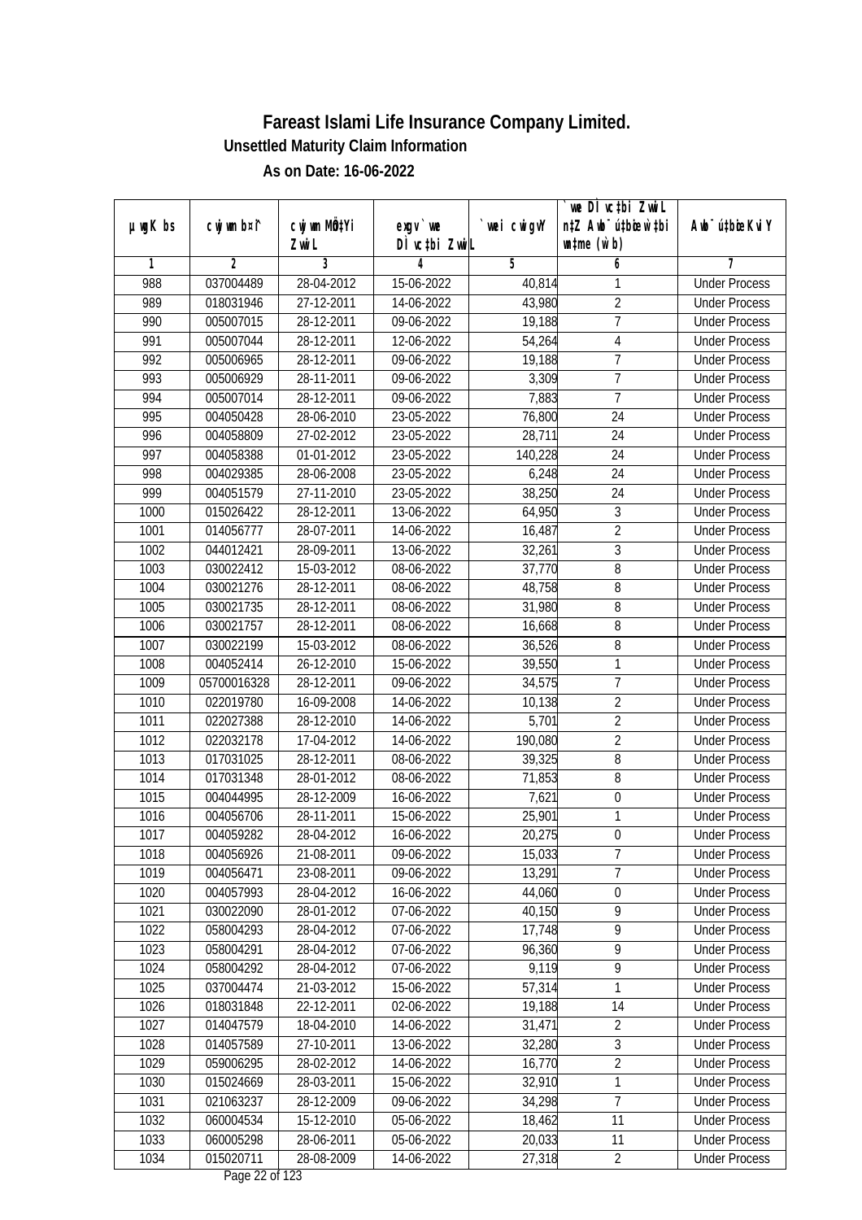# Fareast Islami Life Insurance Company Limited.

### Unsettled Maturity Claim Information

### As on Date: 16-06-2022

| µwgK bs | cwjwm b¤^i | cwjwm MÖn‡Yi ZwiL | exgv`we DÌvc‡bi ZwiL | `vwei cwigvY | `we DÌvc‡bi ZwiL n‡Z Awb¯úbœ w`‡bi wnmve (w`b) | Awb¯úbœi KviY |
|---|---|---|---|---|---|---|
| 1 | 2 | 3 | 4 | 5 | 6 | 7 |
| 988 | 037004489 | 28-04-2012 | 15-06-2022 | 40,814 | 1 | Under Process |
| 989 | 018031946 | 27-12-2011 | 14-06-2022 | 43,980 | 2 | Under Process |
| 990 | 005007015 | 28-12-2011 | 09-06-2022 | 19,188 | 7 | Under Process |
| 991 | 005007044 | 28-12-2011 | 12-06-2022 | 54,264 | 4 | Under Process |
| 992 | 005006965 | 28-12-2011 | 09-06-2022 | 19,188 | 7 | Under Process |
| 993 | 005006929 | 28-11-2011 | 09-06-2022 | 3,309 | 7 | Under Process |
| 994 | 005007014 | 28-12-2011 | 09-06-2022 | 7,883 | 7 | Under Process |
| 995 | 004050428 | 28-06-2010 | 23-05-2022 | 76,800 | 24 | Under Process |
| 996 | 004058809 | 27-02-2012 | 23-05-2022 | 28,711 | 24 | Under Process |
| 997 | 004058388 | 01-01-2012 | 23-05-2022 | 140,228 | 24 | Under Process |
| 998 | 004029385 | 28-06-2008 | 23-05-2022 | 6,248 | 24 | Under Process |
| 999 | 004051579 | 27-11-2010 | 23-05-2022 | 38,250 | 24 | Under Process |
| 1000 | 015026422 | 28-12-2011 | 13-06-2022 | 64,950 | 3 | Under Process |
| 1001 | 014056777 | 28-07-2011 | 14-06-2022 | 16,487 | 2 | Under Process |
| 1002 | 044012421 | 28-09-2011 | 13-06-2022 | 32,261 | 3 | Under Process |
| 1003 | 030022412 | 15-03-2012 | 08-06-2022 | 37,770 | 8 | Under Process |
| 1004 | 030021276 | 28-12-2011 | 08-06-2022 | 48,758 | 8 | Under Process |
| 1005 | 030021735 | 28-12-2011 | 08-06-2022 | 31,980 | 8 | Under Process |
| 1006 | 030021757 | 28-12-2011 | 08-06-2022 | 16,668 | 8 | Under Process |
| 1007 | 030022199 | 15-03-2012 | 08-06-2022 | 36,526 | 8 | Under Process |
| 1008 | 004052414 | 26-12-2010 | 15-06-2022 | 39,550 | 1 | Under Process |
| 1009 | 05700016328 | 28-12-2011 | 09-06-2022 | 34,575 | 7 | Under Process |
| 1010 | 022019780 | 16-09-2008 | 14-06-2022 | 10,138 | 2 | Under Process |
| 1011 | 022027388 | 28-12-2010 | 14-06-2022 | 5,701 | 2 | Under Process |
| 1012 | 022032178 | 17-04-2012 | 14-06-2022 | 190,080 | 2 | Under Process |
| 1013 | 017031025 | 28-12-2011 | 08-06-2022 | 39,325 | 8 | Under Process |
| 1014 | 017031348 | 28-01-2012 | 08-06-2022 | 71,853 | 8 | Under Process |
| 1015 | 004044995 | 28-12-2009 | 16-06-2022 | 7,621 | 0 | Under Process |
| 1016 | 004056706 | 28-11-2011 | 15-06-2022 | 25,901 | 1 | Under Process |
| 1017 | 004059282 | 28-04-2012 | 16-06-2022 | 20,275 | 0 | Under Process |
| 1018 | 004056926 | 21-08-2011 | 09-06-2022 | 15,033 | 7 | Under Process |
| 1019 | 004056471 | 23-08-2011 | 09-06-2022 | 13,291 | 7 | Under Process |
| 1020 | 004057993 | 28-04-2012 | 16-06-2022 | 44,060 | 0 | Under Process |
| 1021 | 030022090 | 28-01-2012 | 07-06-2022 | 40,150 | 9 | Under Process |
| 1022 | 058004293 | 28-04-2012 | 07-06-2022 | 17,748 | 9 | Under Process |
| 1023 | 058004291 | 28-04-2012 | 07-06-2022 | 96,360 | 9 | Under Process |
| 1024 | 058004292 | 28-04-2012 | 07-06-2022 | 9,119 | 9 | Under Process |
| 1025 | 037004474 | 21-03-2012 | 15-06-2022 | 57,314 | 1 | Under Process |
| 1026 | 018031848 | 22-12-2011 | 02-06-2022 | 19,188 | 14 | Under Process |
| 1027 | 014047579 | 18-04-2010 | 14-06-2022 | 31,471 | 2 | Under Process |
| 1028 | 014057589 | 27-10-2011 | 13-06-2022 | 32,280 | 3 | Under Process |
| 1029 | 059006295 | 28-02-2012 | 14-06-2022 | 16,770 | 2 | Under Process |
| 1030 | 015024669 | 28-03-2011 | 15-06-2022 | 32,910 | 1 | Under Process |
| 1031 | 021063237 | 28-12-2009 | 09-06-2022 | 34,298 | 7 | Under Process |
| 1032 | 060004534 | 15-12-2010 | 05-06-2022 | 18,462 | 11 | Under Process |
| 1033 | 060005298 | 28-06-2011 | 05-06-2022 | 20,033 | 11 | Under Process |
| 1034 | 015020711 | 28-08-2009 | 14-06-2022 | 27,318 | 2 | Under Process |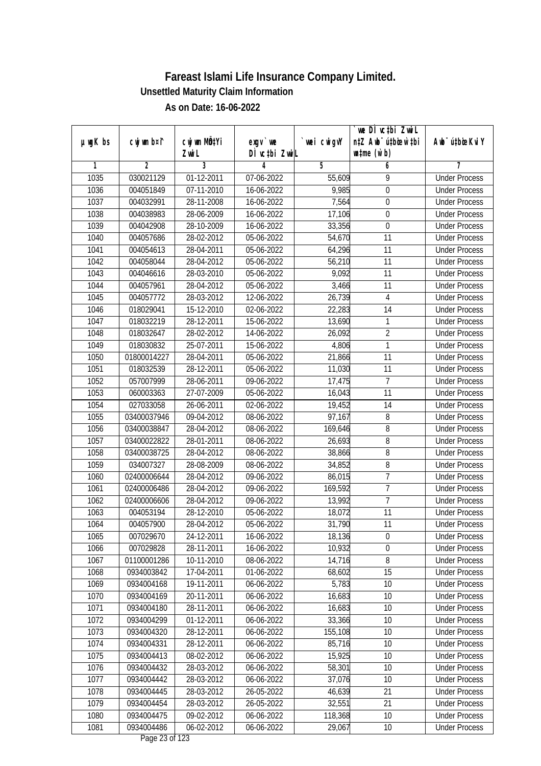# Fareast Islami Life Insurance Company Limited.

**Unsettled Maturity Claim Information**

**As on Date: 16-06-2022**

| µwgK bs | cwjwm b¤^i | cwjwm MÖn‡Yi ZvwiL | exgv`vwe DÌvc‡bi ZvwiL | `vwei cwigvY | `vwe DÌvc‡bi ZvwiL n‡Z Awb¯úwËi w`‡bi msL¨v (w`b) | Awb¯úwËi KviY |
|---|---|---|---|---|---|---|
| 1 | 2 | 3 | 4 | 5 | 6 | 7 |
| 1035 | 030021129 | 01-12-2011 | 07-06-2022 | 55,609 | 9 | Under Process |
| 1036 | 004051849 | 07-11-2010 | 16-06-2022 | 9,985 | 0 | Under Process |
| 1037 | 004032991 | 28-11-2008 | 16-06-2022 | 7,564 | 0 | Under Process |
| 1038 | 004038983 | 28-06-2009 | 16-06-2022 | 17,106 | 0 | Under Process |
| 1039 | 004042908 | 28-10-2009 | 16-06-2022 | 33,356 | 0 | Under Process |
| 1040 | 004057686 | 28-02-2012 | 05-06-2022 | 54,670 | 11 | Under Process |
| 1041 | 004054613 | 28-04-2011 | 05-06-2022 | 64,296 | 11 | Under Process |
| 1042 | 004058044 | 28-04-2012 | 05-06-2022 | 56,210 | 11 | Under Process |
| 1043 | 004046616 | 28-03-2010 | 05-06-2022 | 9,092 | 11 | Under Process |
| 1044 | 004057961 | 28-04-2012 | 05-06-2022 | 3,466 | 11 | Under Process |
| 1045 | 004057772 | 28-03-2012 | 12-06-2022 | 26,739 | 4 | Under Process |
| 1046 | 018029041 | 15-12-2010 | 02-06-2022 | 22,283 | 14 | Under Process |
| 1047 | 018032219 | 28-12-2011 | 15-06-2022 | 13,690 | 1 | Under Process |
| 1048 | 018032647 | 28-02-2012 | 14-06-2022 | 26,092 | 2 | Under Process |
| 1049 | 018030832 | 25-07-2011 | 15-06-2022 | 4,806 | 1 | Under Process |
| 1050 | 01800014227 | 28-04-2011 | 05-06-2022 | 21,866 | 11 | Under Process |
| 1051 | 018032539 | 28-12-2011 | 05-06-2022 | 11,030 | 11 | Under Process |
| 1052 | 057007999 | 28-06-2011 | 09-06-2022 | 17,475 | 7 | Under Process |
| 1053 | 060003363 | 27-07-2009 | 05-06-2022 | 16,043 | 11 | Under Process |
| 1054 | 027033058 | 26-06-2011 | 02-06-2022 | 19,452 | 14 | Under Process |
| 1055 | 03400037946 | 09-04-2012 | 08-06-2022 | 97,167 | 8 | Under Process |
| 1056 | 03400038847 | 28-04-2012 | 08-06-2022 | 169,646 | 8 | Under Process |
| 1057 | 03400022822 | 28-01-2011 | 08-06-2022 | 26,693 | 8 | Under Process |
| 1058 | 03400038725 | 28-04-2012 | 08-06-2022 | 38,866 | 8 | Under Process |
| 1059 | 034007327 | 28-08-2009 | 08-06-2022 | 34,852 | 8 | Under Process |
| 1060 | 02400006644 | 28-04-2012 | 09-06-2022 | 86,015 | 7 | Under Process |
| 1061 | 02400006486 | 28-04-2012 | 09-06-2022 | 169,592 | 7 | Under Process |
| 1062 | 02400006606 | 28-04-2012 | 09-06-2022 | 13,992 | 7 | Under Process |
| 1063 | 004053194 | 28-12-2010 | 05-06-2022 | 18,072 | 11 | Under Process |
| 1064 | 004057900 | 28-04-2012 | 05-06-2022 | 31,790 | 11 | Under Process |
| 1065 | 007029670 | 24-12-2011 | 16-06-2022 | 18,136 | 0 | Under Process |
| 1066 | 007029828 | 28-11-2011 | 16-06-2022 | 10,932 | 0 | Under Process |
| 1067 | 01100001286 | 10-11-2010 | 08-06-2022 | 14,716 | 8 | Under Process |
| 1068 | 0934003842 | 17-04-2011 | 01-06-2022 | 68,602 | 15 | Under Process |
| 1069 | 0934004168 | 19-11-2011 | 06-06-2022 | 5,783 | 10 | Under Process |
| 1070 | 0934004169 | 20-11-2011 | 06-06-2022 | 16,683 | 10 | Under Process |
| 1071 | 0934004180 | 28-11-2011 | 06-06-2022 | 16,683 | 10 | Under Process |
| 1072 | 0934004299 | 01-12-2011 | 06-06-2022 | 33,366 | 10 | Under Process |
| 1073 | 0934004320 | 28-12-2011 | 06-06-2022 | 155,108 | 10 | Under Process |
| 1074 | 0934004331 | 28-12-2011 | 06-06-2022 | 85,716 | 10 | Under Process |
| 1075 | 0934004413 | 08-02-2012 | 06-06-2022 | 15,925 | 10 | Under Process |
| 1076 | 0934004432 | 28-03-2012 | 06-06-2022 | 58,301 | 10 | Under Process |
| 1077 | 0934004442 | 28-03-2012 | 06-06-2022 | 37,076 | 10 | Under Process |
| 1078 | 0934004445 | 28-03-2012 | 26-05-2022 | 46,639 | 21 | Under Process |
| 1079 | 0934004454 | 28-03-2012 | 26-05-2022 | 32,551 | 21 | Under Process |
| 1080 | 0934004475 | 09-02-2012 | 06-06-2022 | 118,368 | 10 | Under Process |
| 1081 | 0934004486 | 06-02-2012 | 06-06-2022 | 29,067 | 10 | Under Process |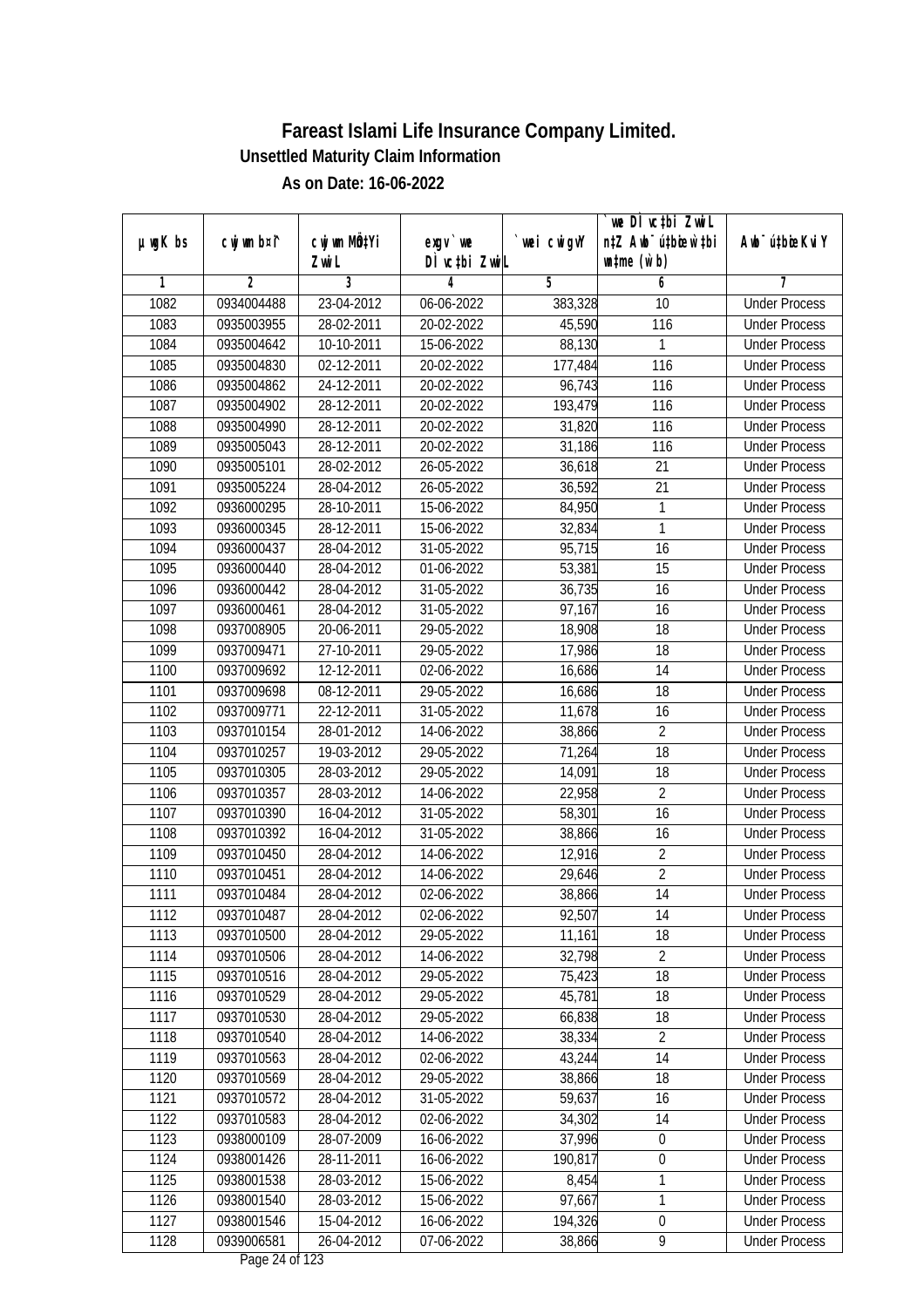# Fareast Islami Life Insurance Company Limited.

## Unsettled Maturity Claim Information

### As on Date: 16-06-2022

| µwgK bs | cwjwm b¤^i | cwjwm MÖn‡Yi ZvwiL | exgv`we DÌvc‡bi ZvwiL | `vwei cwigvY | `vwe DÌvc‡bi ZvwiL n‡Z Awb¯úbœ `vwei mgq (w`b) | Awb¯ú‡bœi KviY |
|---|---|---|---|---|---|---|
| 1 | 2 | 3 | 4 | 5 | 6 | 7 |
| 1082 | 0934004488 | 23-04-2012 | 06-06-2022 | 383,328 | 10 | Under Process |
| 1083 | 0935003955 | 28-02-2011 | 20-02-2022 | 45,590 | 116 | Under Process |
| 1084 | 0935004642 | 10-10-2011 | 15-06-2022 | 88,130 | 1 | Under Process |
| 1085 | 0935004830 | 02-12-2011 | 20-02-2022 | 177,484 | 116 | Under Process |
| 1086 | 0935004862 | 24-12-2011 | 20-02-2022 | 96,743 | 116 | Under Process |
| 1087 | 0935004902 | 28-12-2011 | 20-02-2022 | 193,479 | 116 | Under Process |
| 1088 | 0935004990 | 28-12-2011 | 20-02-2022 | 31,820 | 116 | Under Process |
| 1089 | 0935005043 | 28-12-2011 | 20-02-2022 | 31,186 | 116 | Under Process |
| 1090 | 0935005101 | 28-02-2012 | 26-05-2022 | 36,618 | 21 | Under Process |
| 1091 | 0935005224 | 28-04-2012 | 26-05-2022 | 36,592 | 21 | Under Process |
| 1092 | 0936000295 | 28-10-2011 | 15-06-2022 | 84,950 | 1 | Under Process |
| 1093 | 0936000345 | 28-12-2011 | 15-06-2022 | 32,834 | 1 | Under Process |
| 1094 | 0936000437 | 28-04-2012 | 31-05-2022 | 95,715 | 16 | Under Process |
| 1095 | 0936000440 | 28-04-2012 | 01-06-2022 | 53,381 | 15 | Under Process |
| 1096 | 0936000442 | 28-04-2012 | 31-05-2022 | 36,735 | 16 | Under Process |
| 1097 | 0936000461 | 28-04-2012 | 31-05-2022 | 97,167 | 16 | Under Process |
| 1098 | 0937008905 | 20-06-2011 | 29-05-2022 | 18,908 | 18 | Under Process |
| 1099 | 0937009471 | 27-10-2011 | 29-05-2022 | 17,986 | 18 | Under Process |
| 1100 | 0937009692 | 12-12-2011 | 02-06-2022 | 16,686 | 14 | Under Process |
| 1101 | 0937009698 | 08-12-2011 | 29-05-2022 | 16,686 | 18 | Under Process |
| 1102 | 0937009771 | 22-12-2011 | 31-05-2022 | 11,678 | 16 | Under Process |
| 1103 | 0937010154 | 28-01-2012 | 14-06-2022 | 38,866 | 2 | Under Process |
| 1104 | 0937010257 | 19-03-2012 | 29-05-2022 | 71,264 | 18 | Under Process |
| 1105 | 0937010305 | 28-03-2012 | 29-05-2022 | 14,091 | 18 | Under Process |
| 1106 | 0937010357 | 28-03-2012 | 14-06-2022 | 22,958 | 2 | Under Process |
| 1107 | 0937010390 | 16-04-2012 | 31-05-2022 | 58,301 | 16 | Under Process |
| 1108 | 0937010392 | 16-04-2012 | 31-05-2022 | 38,866 | 16 | Under Process |
| 1109 | 0937010450 | 28-04-2012 | 14-06-2022 | 12,916 | 2 | Under Process |
| 1110 | 0937010451 | 28-04-2012 | 14-06-2022 | 29,646 | 2 | Under Process |
| 1111 | 0937010484 | 28-04-2012 | 02-06-2022 | 38,866 | 14 | Under Process |
| 1112 | 0937010487 | 28-04-2012 | 02-06-2022 | 92,507 | 14 | Under Process |
| 1113 | 0937010500 | 28-04-2012 | 29-05-2022 | 11,161 | 18 | Under Process |
| 1114 | 0937010506 | 28-04-2012 | 14-06-2022 | 32,798 | 2 | Under Process |
| 1115 | 0937010516 | 28-04-2012 | 29-05-2022 | 75,423 | 18 | Under Process |
| 1116 | 0937010529 | 28-04-2012 | 29-05-2022 | 45,781 | 18 | Under Process |
| 1117 | 0937010530 | 28-04-2012 | 29-05-2022 | 66,838 | 18 | Under Process |
| 1118 | 0937010540 | 28-04-2012 | 14-06-2022 | 38,334 | 2 | Under Process |
| 1119 | 0937010563 | 28-04-2012 | 02-06-2022 | 43,244 | 14 | Under Process |
| 1120 | 0937010569 | 28-04-2012 | 29-05-2022 | 38,866 | 18 | Under Process |
| 1121 | 0937010572 | 28-04-2012 | 31-05-2022 | 59,637 | 16 | Under Process |
| 1122 | 0937010583 | 28-04-2012 | 02-06-2022 | 34,302 | 14 | Under Process |
| 1123 | 0938000109 | 28-07-2009 | 16-06-2022 | 37,996 | 0 | Under Process |
| 1124 | 0938001426 | 28-11-2011 | 16-06-2022 | 190,817 | 0 | Under Process |
| 1125 | 0938001538 | 28-03-2012 | 15-06-2022 | 8,454 | 1 | Under Process |
| 1126 | 0938001540 | 28-03-2012 | 15-06-2022 | 97,667 | 1 | Under Process |
| 1127 | 0938001546 | 15-04-2012 | 16-06-2022 | 194,326 | 0 | Under Process |
| 1128 | 0939006581 | 26-04-2012 | 07-06-2022 | 38,866 | 9 | Under Process |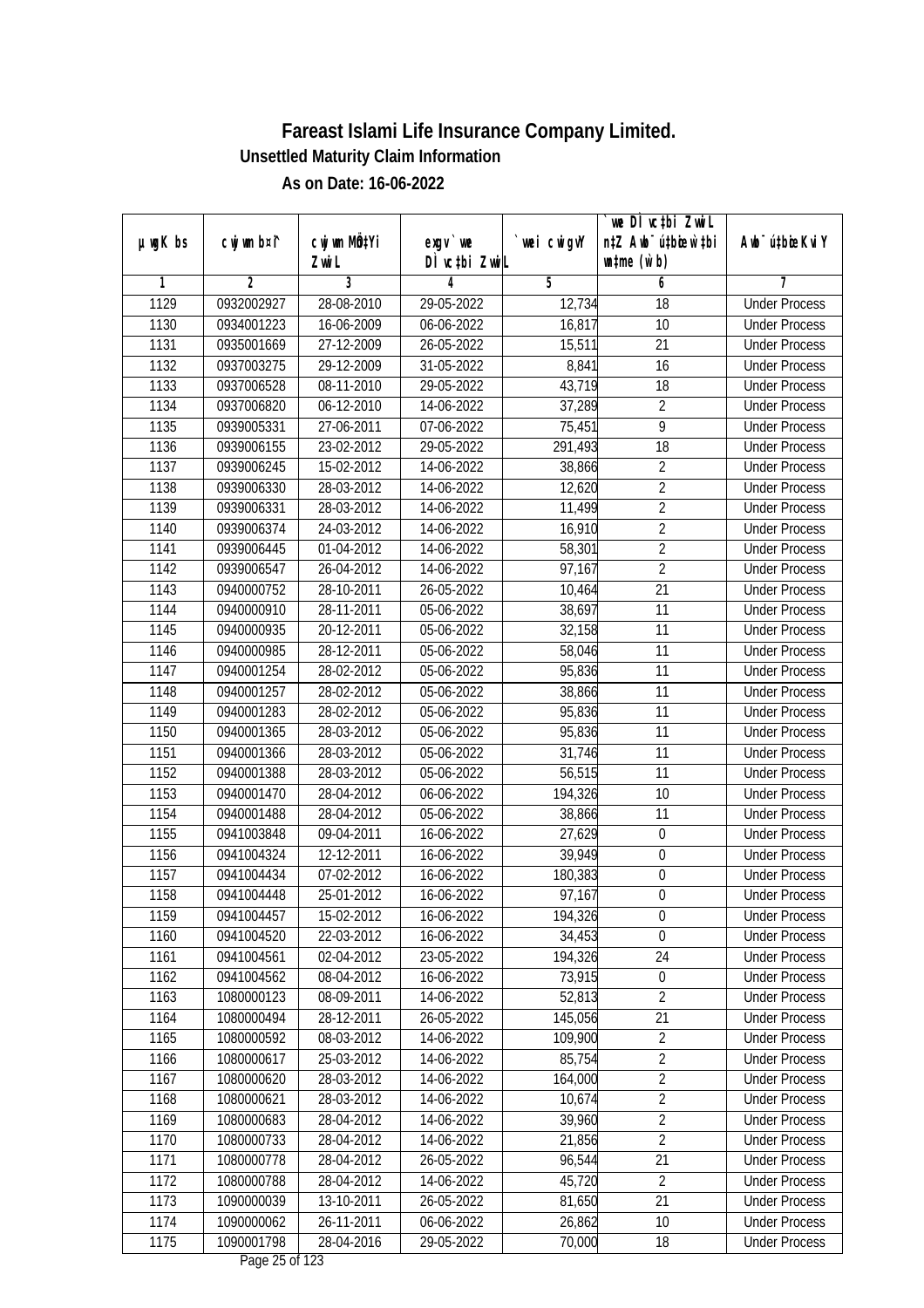# Fareast Islami Life Insurance Company Limited.

**Unsettled Maturity Claim Information**

**As on Date: 16-06-2022**

| µwgK bs | cwjwm b¤^i | cwjwm MÖnYi ZwiL | exgv` we DÌ vc‡bi ZwiL | `vwei cwigvY | `vwe DÌ vc‡bi ZwiL n‡Z Awb¯úwËi w`‡bi msL¨v (w`b) | Awb¯úwËi KviY |
|---|---|---|---|---|---|---|
| 1 | 2 | 3 | 4 | 5 | 6 | 7 |
| 1129 | 0932002927 | 28-08-2010 | 29-05-2022 | 12,734 | 18 | Under Process |
| 1130 | 0934001223 | 16-06-2009 | 06-06-2022 | 16,817 | 10 | Under Process |
| 1131 | 0935001669 | 27-12-2009 | 26-05-2022 | 15,511 | 21 | Under Process |
| 1132 | 0937003275 | 29-12-2009 | 31-05-2022 | 8,841 | 16 | Under Process |
| 1133 | 0937006528 | 08-11-2010 | 29-05-2022 | 43,719 | 18 | Under Process |
| 1134 | 0937006820 | 06-12-2010 | 14-06-2022 | 37,289 | 2 | Under Process |
| 1135 | 0939005331 | 27-06-2011 | 07-06-2022 | 75,451 | 9 | Under Process |
| 1136 | 0939006155 | 23-02-2012 | 29-05-2022 | 291,493 | 18 | Under Process |
| 1137 | 0939006245 | 15-02-2012 | 14-06-2022 | 38,866 | 2 | Under Process |
| 1138 | 0939006330 | 28-03-2012 | 14-06-2022 | 12,620 | 2 | Under Process |
| 1139 | 0939006331 | 28-03-2012 | 14-06-2022 | 11,499 | 2 | Under Process |
| 1140 | 0939006374 | 24-03-2012 | 14-06-2022 | 16,910 | 2 | Under Process |
| 1141 | 0939006445 | 01-04-2012 | 14-06-2022 | 58,301 | 2 | Under Process |
| 1142 | 0939006547 | 26-04-2012 | 14-06-2022 | 97,167 | 2 | Under Process |
| 1143 | 0940000752 | 28-10-2011 | 26-05-2022 | 10,464 | 21 | Under Process |
| 1144 | 0940000910 | 28-11-2011 | 05-06-2022 | 38,697 | 11 | Under Process |
| 1145 | 0940000935 | 20-12-2011 | 05-06-2022 | 32,158 | 11 | Under Process |
| 1146 | 0940000985 | 28-12-2011 | 05-06-2022 | 58,046 | 11 | Under Process |
| 1147 | 0940001254 | 28-02-2012 | 05-06-2022 | 95,836 | 11 | Under Process |
| 1148 | 0940001257 | 28-02-2012 | 05-06-2022 | 38,866 | 11 | Under Process |
| 1149 | 0940001283 | 28-02-2012 | 05-06-2022 | 95,836 | 11 | Under Process |
| 1150 | 0940001365 | 28-03-2012 | 05-06-2022 | 95,836 | 11 | Under Process |
| 1151 | 0940001366 | 28-03-2012 | 05-06-2022 | 31,746 | 11 | Under Process |
| 1152 | 0940001388 | 28-03-2012 | 05-06-2022 | 56,515 | 11 | Under Process |
| 1153 | 0940001470 | 28-04-2012 | 06-06-2022 | 194,326 | 10 | Under Process |
| 1154 | 0940001488 | 28-04-2012 | 05-06-2022 | 38,866 | 11 | Under Process |
| 1155 | 0941003848 | 09-04-2011 | 16-06-2022 | 27,629 | 0 | Under Process |
| 1156 | 0941004324 | 12-12-2011 | 16-06-2022 | 39,949 | 0 | Under Process |
| 1157 | 0941004434 | 07-02-2012 | 16-06-2022 | 180,383 | 0 | Under Process |
| 1158 | 0941004448 | 25-01-2012 | 16-06-2022 | 97,167 | 0 | Under Process |
| 1159 | 0941004457 | 15-02-2012 | 16-06-2022 | 194,326 | 0 | Under Process |
| 1160 | 0941004520 | 22-03-2012 | 16-06-2022 | 34,453 | 0 | Under Process |
| 1161 | 0941004561 | 02-04-2012 | 23-05-2022 | 194,326 | 24 | Under Process |
| 1162 | 0941004562 | 08-04-2012 | 16-06-2022 | 73,915 | 0 | Under Process |
| 1163 | 1080000123 | 08-09-2011 | 14-06-2022 | 52,813 | 2 | Under Process |
| 1164 | 1080000494 | 28-12-2011 | 26-05-2022 | 145,056 | 21 | Under Process |
| 1165 | 1080000592 | 08-03-2012 | 14-06-2022 | 109,900 | 2 | Under Process |
| 1166 | 1080000617 | 25-03-2012 | 14-06-2022 | 85,754 | 2 | Under Process |
| 1167 | 1080000620 | 28-03-2012 | 14-06-2022 | 164,000 | 2 | Under Process |
| 1168 | 1080000621 | 28-03-2012 | 14-06-2022 | 10,674 | 2 | Under Process |
| 1169 | 1080000683 | 28-04-2012 | 14-06-2022 | 39,960 | 2 | Under Process |
| 1170 | 1080000733 | 28-04-2012 | 14-06-2022 | 21,856 | 2 | Under Process |
| 1171 | 1080000778 | 28-04-2012 | 26-05-2022 | 96,544 | 21 | Under Process |
| 1172 | 1080000788 | 28-04-2012 | 14-06-2022 | 45,720 | 2 | Under Process |
| 1173 | 1090000039 | 13-10-2011 | 26-05-2022 | 81,650 | 21 | Under Process |
| 1174 | 1090000062 | 26-11-2011 | 06-06-2022 | 26,862 | 10 | Under Process |
| 1175 | 1090001798 | 28-04-2016 | 29-05-2022 | 70,000 | 18 | Under Process |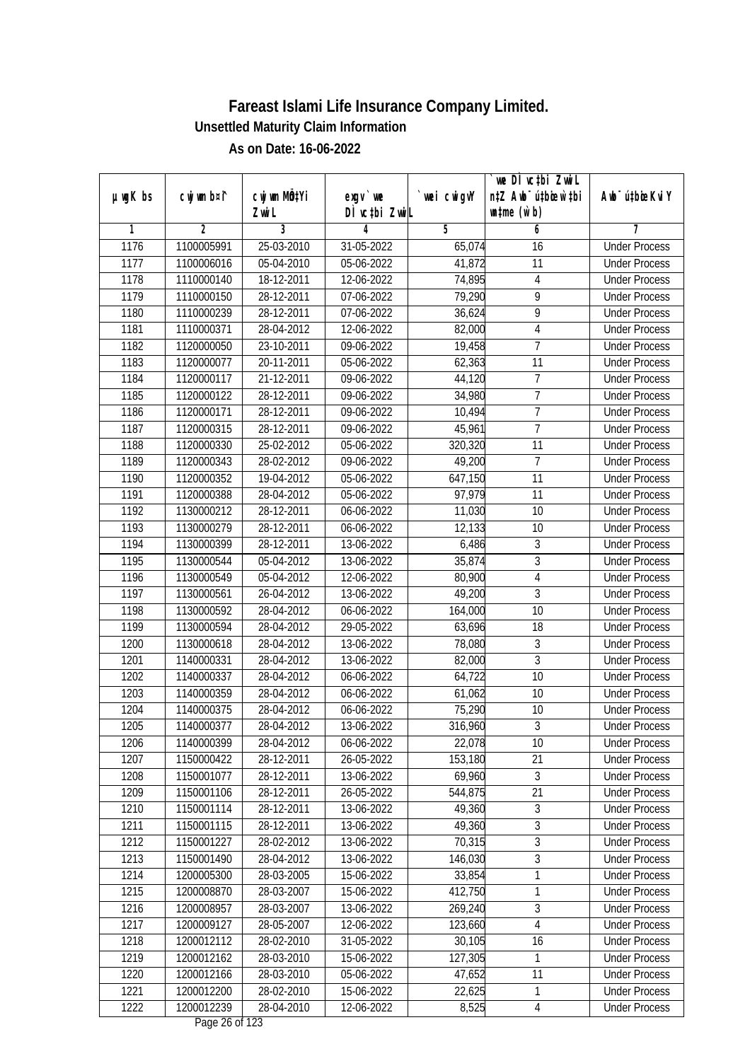# Fareast Islami Life Insurance Company Limited.

## Unsettled Maturity Claim Information

### As on Date: 16-06-2022

| µwgK bs | cwjwm b¤^i | cwjwm MÖn‡Yi ZvwiL | exgv `vwe DÌvc‡bi ZvwiL | `vwei cwigvY | `vwe DÌvc‡bi ZvwiL n‡Z Awb¯úbœ `v‡bi w`‡bi mgq (w`b) | Awb¯úbœ `vwei KviY |
|---|---|---|---|---|---|---|
| 1 | 2 | 3 | 4 | 5 | 6 | 7 |
| 1176 | 1100005991 | 25-03-2010 | 31-05-2022 | 65,074 | 16 | Under Process |
| 1177 | 1100006016 | 05-04-2010 | 05-06-2022 | 41,872 | 11 | Under Process |
| 1178 | 1110000140 | 18-12-2011 | 12-06-2022 | 74,895 | 4 | Under Process |
| 1179 | 1110000150 | 28-12-2011 | 07-06-2022 | 79,290 | 9 | Under Process |
| 1180 | 1110000239 | 28-12-2011 | 07-06-2022 | 36,624 | 9 | Under Process |
| 1181 | 1110000371 | 28-04-2012 | 12-06-2022 | 82,000 | 4 | Under Process |
| 1182 | 1120000050 | 23-10-2011 | 09-06-2022 | 19,458 | 7 | Under Process |
| 1183 | 1120000077 | 20-11-2011 | 05-06-2022 | 62,363 | 11 | Under Process |
| 1184 | 1120000117 | 21-12-2011 | 09-06-2022 | 44,120 | 7 | Under Process |
| 1185 | 1120000122 | 28-12-2011 | 09-06-2022 | 34,980 | 7 | Under Process |
| 1186 | 1120000171 | 28-12-2011 | 09-06-2022 | 10,494 | 7 | Under Process |
| 1187 | 1120000315 | 28-12-2011 | 09-06-2022 | 45,961 | 7 | Under Process |
| 1188 | 1120000330 | 25-02-2012 | 05-06-2022 | 320,320 | 11 | Under Process |
| 1189 | 1120000343 | 28-02-2012 | 09-06-2022 | 49,200 | 7 | Under Process |
| 1190 | 1120000352 | 19-04-2012 | 05-06-2022 | 647,150 | 11 | Under Process |
| 1191 | 1120000388 | 28-04-2012 | 05-06-2022 | 97,979 | 11 | Under Process |
| 1192 | 1130000212 | 28-12-2011 | 06-06-2022 | 11,030 | 10 | Under Process |
| 1193 | 1130000279 | 28-12-2011 | 06-06-2022 | 12,133 | 10 | Under Process |
| 1194 | 1130000399 | 28-12-2011 | 13-06-2022 | 6,486 | 3 | Under Process |
| 1195 | 1130000544 | 05-04-2012 | 13-06-2022 | 35,874 | 3 | Under Process |
| 1196 | 1130000549 | 05-04-2012 | 12-06-2022 | 80,900 | 4 | Under Process |
| 1197 | 1130000561 | 26-04-2012 | 13-06-2022 | 49,200 | 3 | Under Process |
| 1198 | 1130000592 | 28-04-2012 | 06-06-2022 | 164,000 | 10 | Under Process |
| 1199 | 1130000594 | 28-04-2012 | 29-05-2022 | 63,696 | 18 | Under Process |
| 1200 | 1130000618 | 28-04-2012 | 13-06-2022 | 78,080 | 3 | Under Process |
| 1201 | 1140000331 | 28-04-2012 | 13-06-2022 | 82,000 | 3 | Under Process |
| 1202 | 1140000337 | 28-04-2012 | 06-06-2022 | 64,722 | 10 | Under Process |
| 1203 | 1140000359 | 28-04-2012 | 06-06-2022 | 61,062 | 10 | Under Process |
| 1204 | 1140000375 | 28-04-2012 | 06-06-2022 | 75,290 | 10 | Under Process |
| 1205 | 1140000377 | 28-04-2012 | 13-06-2022 | 316,960 | 3 | Under Process |
| 1206 | 1140000399 | 28-04-2012 | 06-06-2022 | 22,078 | 10 | Under Process |
| 1207 | 1150000422 | 28-12-2011 | 26-05-2022 | 153,180 | 21 | Under Process |
| 1208 | 1150001077 | 28-12-2011 | 13-06-2022 | 69,960 | 3 | Under Process |
| 1209 | 1150001106 | 28-12-2011 | 26-05-2022 | 544,875 | 21 | Under Process |
| 1210 | 1150001114 | 28-12-2011 | 13-06-2022 | 49,360 | 3 | Under Process |
| 1211 | 1150001115 | 28-12-2011 | 13-06-2022 | 49,360 | 3 | Under Process |
| 1212 | 1150001227 | 28-02-2012 | 13-06-2022 | 70,315 | 3 | Under Process |
| 1213 | 1150001490 | 28-04-2012 | 13-06-2022 | 146,030 | 3 | Under Process |
| 1214 | 1200005300 | 28-03-2005 | 15-06-2022 | 33,854 | 1 | Under Process |
| 1215 | 1200008870 | 28-03-2007 | 15-06-2022 | 412,750 | 1 | Under Process |
| 1216 | 1200008957 | 28-03-2007 | 13-06-2022 | 269,240 | 3 | Under Process |
| 1217 | 1200009127 | 28-05-2007 | 12-06-2022 | 123,660 | 4 | Under Process |
| 1218 | 1200012112 | 28-02-2010 | 31-05-2022 | 30,105 | 16 | Under Process |
| 1219 | 1200012162 | 28-03-2010 | 15-06-2022 | 127,305 | 1 | Under Process |
| 1220 | 1200012166 | 28-03-2010 | 05-06-2022 | 47,652 | 11 | Under Process |
| 1221 | 1200012200 | 28-02-2010 | 15-06-2022 | 22,625 | 1 | Under Process |
| 1222 | 1200012239 | 28-04-2010 | 12-06-2022 | 8,525 | 4 | Under Process |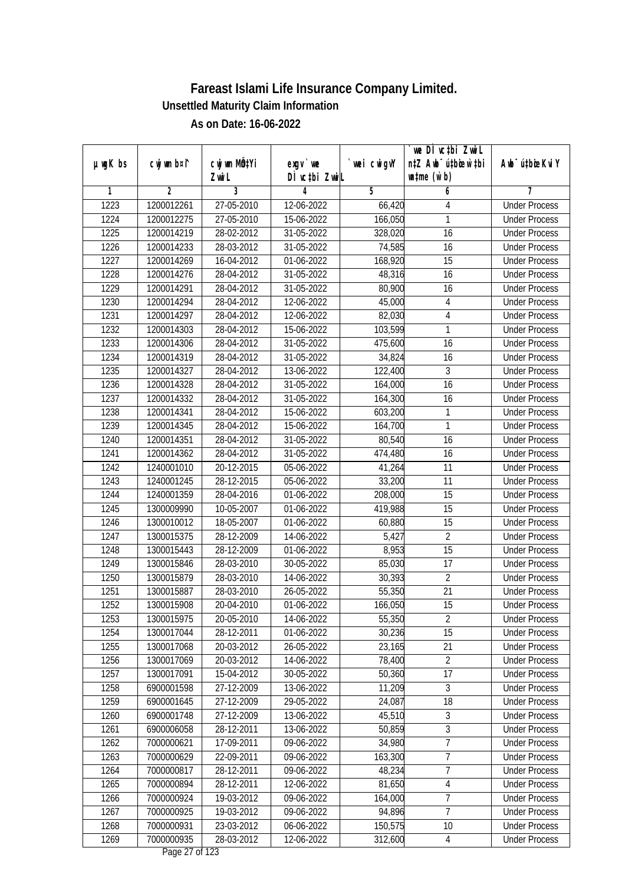# Fareast Islami Life Insurance Company Limited.

## Unsettled Maturity Claim Information

### As on Date: 16-06-2022

| µwgK bs | cwjwm b¤^i | cwjwm MÖn‡Yi ZvwiL | exgv `we DÌvc‡bi ZvwiL | `vwei cwigvY | `vwe DÌvc‡bi ZvwiL n‡Z Awb¯úbœ `v‡bi w`b (w`b) | Awb¯úbœ KviY |
|---|---|---|---|---|---|---|
| 1 | 2 | 3 | 4 | 5 | 6 | 7 |
| 1223 | 1200012261 | 27-05-2010 | 12-06-2022 | 66,420 | 4 | Under Process |
| 1224 | 1200012275 | 27-05-2010 | 15-06-2022 | 166,050 | 1 | Under Process |
| 1225 | 1200014219 | 28-02-2012 | 31-05-2022 | 328,020 | 16 | Under Process |
| 1226 | 1200014233 | 28-03-2012 | 31-05-2022 | 74,585 | 16 | Under Process |
| 1227 | 1200014269 | 16-04-2012 | 01-06-2022 | 168,920 | 15 | Under Process |
| 1228 | 1200014276 | 28-04-2012 | 31-05-2022 | 48,316 | 16 | Under Process |
| 1229 | 1200014291 | 28-04-2012 | 31-05-2022 | 80,900 | 16 | Under Process |
| 1230 | 1200014294 | 28-04-2012 | 12-06-2022 | 45,000 | 4 | Under Process |
| 1231 | 1200014297 | 28-04-2012 | 12-06-2022 | 82,030 | 4 | Under Process |
| 1232 | 1200014303 | 28-04-2012 | 15-06-2022 | 103,599 | 1 | Under Process |
| 1233 | 1200014306 | 28-04-2012 | 31-05-2022 | 475,600 | 16 | Under Process |
| 1234 | 1200014319 | 28-04-2012 | 31-05-2022 | 34,824 | 16 | Under Process |
| 1235 | 1200014327 | 28-04-2012 | 13-06-2022 | 122,400 | 3 | Under Process |
| 1236 | 1200014328 | 28-04-2012 | 31-05-2022 | 164,000 | 16 | Under Process |
| 1237 | 1200014332 | 28-04-2012 | 31-05-2022 | 164,300 | 16 | Under Process |
| 1238 | 1200014341 | 28-04-2012 | 15-06-2022 | 603,200 | 1 | Under Process |
| 1239 | 1200014345 | 28-04-2012 | 15-06-2022 | 164,700 | 1 | Under Process |
| 1240 | 1200014351 | 28-04-2012 | 31-05-2022 | 80,540 | 16 | Under Process |
| 1241 | 1200014362 | 28-04-2012 | 31-05-2022 | 474,480 | 16 | Under Process |
| 1242 | 1240001010 | 20-12-2015 | 05-06-2022 | 41,264 | 11 | Under Process |
| 1243 | 1240001245 | 28-12-2015 | 05-06-2022 | 33,200 | 11 | Under Process |
| 1244 | 1240001359 | 28-04-2016 | 01-06-2022 | 208,000 | 15 | Under Process |
| 1245 | 1300009990 | 10-05-2007 | 01-06-2022 | 419,988 | 15 | Under Process |
| 1246 | 1300010012 | 18-05-2007 | 01-06-2022 | 60,880 | 15 | Under Process |
| 1247 | 1300015375 | 28-12-2009 | 14-06-2022 | 5,427 | 2 | Under Process |
| 1248 | 1300015443 | 28-12-2009 | 01-06-2022 | 8,953 | 15 | Under Process |
| 1249 | 1300015846 | 28-03-2010 | 30-05-2022 | 85,030 | 17 | Under Process |
| 1250 | 1300015879 | 28-03-2010 | 14-06-2022 | 30,393 | 2 | Under Process |
| 1251 | 1300015887 | 28-03-2010 | 26-05-2022 | 55,350 | 21 | Under Process |
| 1252 | 1300015908 | 20-04-2010 | 01-06-2022 | 166,050 | 15 | Under Process |
| 1253 | 1300015975 | 20-05-2010 | 14-06-2022 | 55,350 | 2 | Under Process |
| 1254 | 1300017044 | 28-12-2011 | 01-06-2022 | 30,236 | 15 | Under Process |
| 1255 | 1300017068 | 20-03-2012 | 26-05-2022 | 23,165 | 21 | Under Process |
| 1256 | 1300017069 | 20-03-2012 | 14-06-2022 | 78,400 | 2 | Under Process |
| 1257 | 1300017091 | 15-04-2012 | 30-05-2022 | 50,360 | 17 | Under Process |
| 1258 | 6900001598 | 27-12-2009 | 13-06-2022 | 11,209 | 3 | Under Process |
| 1259 | 6900001645 | 27-12-2009 | 29-05-2022 | 24,087 | 18 | Under Process |
| 1260 | 6900001748 | 27-12-2009 | 13-06-2022 | 45,510 | 3 | Under Process |
| 1261 | 6900006058 | 28-12-2011 | 13-06-2022 | 50,859 | 3 | Under Process |
| 1262 | 7000000621 | 17-09-2011 | 09-06-2022 | 34,980 | 7 | Under Process |
| 1263 | 7000000629 | 22-09-2011 | 09-06-2022 | 163,300 | 7 | Under Process |
| 1264 | 7000000817 | 28-12-2011 | 09-06-2022 | 48,234 | 7 | Under Process |
| 1265 | 7000000894 | 28-12-2011 | 12-06-2022 | 81,650 | 4 | Under Process |
| 1266 | 7000000924 | 19-03-2012 | 09-06-2022 | 164,000 | 7 | Under Process |
| 1267 | 7000000925 | 19-03-2012 | 09-06-2022 | 94,896 | 7 | Under Process |
| 1268 | 7000000931 | 23-03-2012 | 06-06-2022 | 150,575 | 10 | Under Process |
| 1269 | 7000000935 | 28-03-2012 | 12-06-2022 | 312,600 | 4 | Under Process |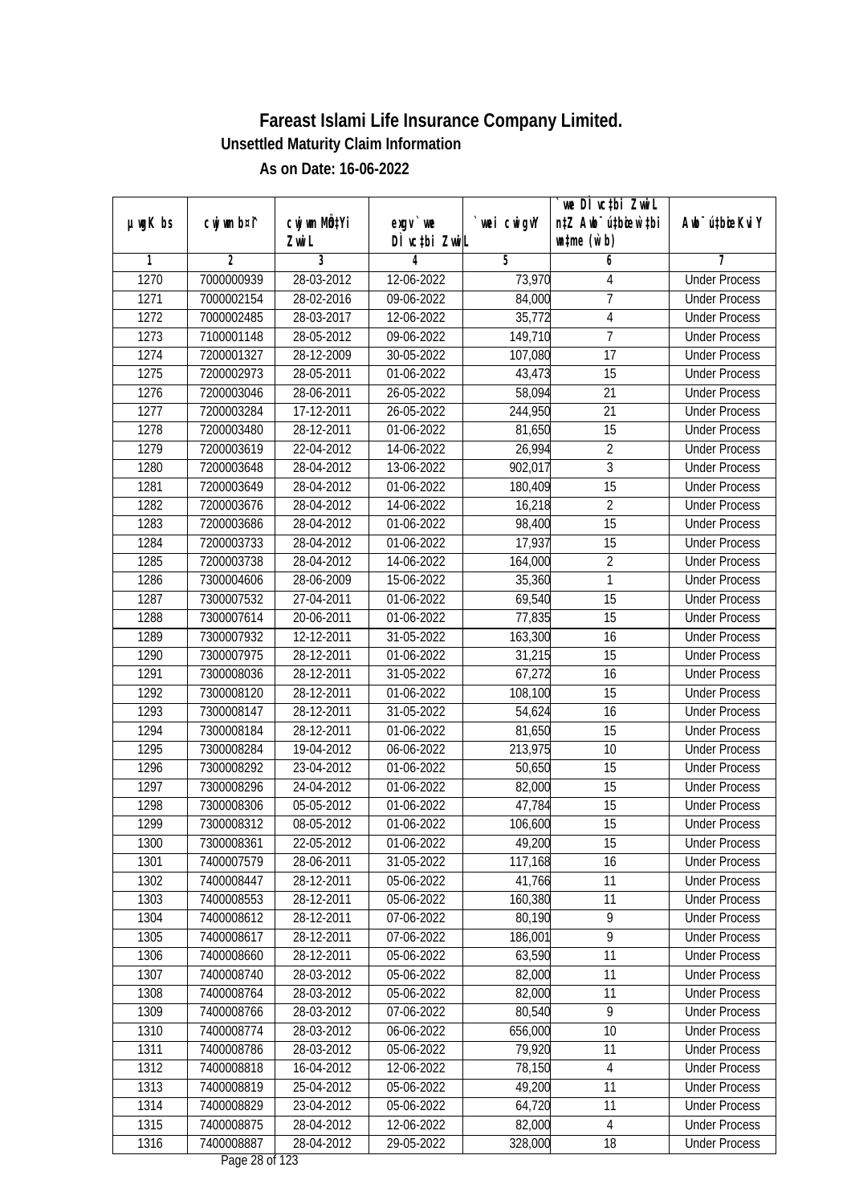# Fareast Islami Life Insurance Company Limited.

### Unsettled Maturity Claim Information

### As on Date: 16-06-2022

| µwgK bs | cwjwm b¤^i | cwjwm MÖn‡Yi ZvwiL | exgv` we DÌvc‡bi ZvwiL | `vwei cwigvY | `vwe DÌvc‡bi ZvwiL n‡Z Awb¯úbœ `v‡bi mgq (w`b) | Awb¯ú‡bœi KviY |
|---|---|---|---|---|---|---|
| 1 | 2 | 3 | 4 | 5 | 6 | 7 |
| 1270 | 7000000939 | 28-03-2012 | 12-06-2022 | 73,970 | 4 | Under Process |
| 1271 | 7000002154 | 28-02-2016 | 09-06-2022 | 84,000 | 7 | Under Process |
| 1272 | 7000002485 | 28-03-2017 | 12-06-2022 | 35,772 | 4 | Under Process |
| 1273 | 7100001148 | 28-05-2012 | 09-06-2022 | 149,710 | 7 | Under Process |
| 1274 | 7200001327 | 28-12-2009 | 30-05-2022 | 107,080 | 17 | Under Process |
| 1275 | 7200002973 | 28-05-2011 | 01-06-2022 | 43,473 | 15 | Under Process |
| 1276 | 7200003046 | 28-06-2011 | 26-05-2022 | 58,094 | 21 | Under Process |
| 1277 | 7200003284 | 17-12-2011 | 26-05-2022 | 244,950 | 21 | Under Process |
| 1278 | 7200003480 | 28-12-2011 | 01-06-2022 | 81,650 | 15 | Under Process |
| 1279 | 7200003619 | 22-04-2012 | 14-06-2022 | 26,994 | 2 | Under Process |
| 1280 | 7200003648 | 28-04-2012 | 13-06-2022 | 902,017 | 3 | Under Process |
| 1281 | 7200003649 | 28-04-2012 | 01-06-2022 | 180,409 | 15 | Under Process |
| 1282 | 7200003676 | 28-04-2012 | 14-06-2022 | 16,218 | 2 | Under Process |
| 1283 | 7200003686 | 28-04-2012 | 01-06-2022 | 98,400 | 15 | Under Process |
| 1284 | 7200003733 | 28-04-2012 | 01-06-2022 | 17,937 | 15 | Under Process |
| 1285 | 7200003738 | 28-04-2012 | 14-06-2022 | 164,000 | 2 | Under Process |
| 1286 | 7300004606 | 28-06-2009 | 15-06-2022 | 35,360 | 1 | Under Process |
| 1287 | 7300007532 | 27-04-2011 | 01-06-2022 | 69,540 | 15 | Under Process |
| 1288 | 7300007614 | 20-06-2011 | 01-06-2022 | 77,835 | 15 | Under Process |
| 1289 | 7300007932 | 12-12-2011 | 31-05-2022 | 163,300 | 16 | Under Process |
| 1290 | 7300007975 | 28-12-2011 | 01-06-2022 | 31,215 | 15 | Under Process |
| 1291 | 7300008036 | 28-12-2011 | 31-05-2022 | 67,272 | 16 | Under Process |
| 1292 | 7300008120 | 28-12-2011 | 01-06-2022 | 108,100 | 15 | Under Process |
| 1293 | 7300008147 | 28-12-2011 | 31-05-2022 | 54,624 | 16 | Under Process |
| 1294 | 7300008184 | 28-12-2011 | 01-06-2022 | 81,650 | 15 | Under Process |
| 1295 | 7300008284 | 19-04-2012 | 06-06-2022 | 213,975 | 10 | Under Process |
| 1296 | 7300008292 | 23-04-2012 | 01-06-2022 | 50,650 | 15 | Under Process |
| 1297 | 7300008296 | 24-04-2012 | 01-06-2022 | 82,000 | 15 | Under Process |
| 1298 | 7300008306 | 05-05-2012 | 01-06-2022 | 47,784 | 15 | Under Process |
| 1299 | 7300008312 | 08-05-2012 | 01-06-2022 | 106,600 | 15 | Under Process |
| 1300 | 7300008361 | 22-05-2012 | 01-06-2022 | 49,200 | 15 | Under Process |
| 1301 | 7400007579 | 28-06-2011 | 31-05-2022 | 117,168 | 16 | Under Process |
| 1302 | 7400008447 | 28-12-2011 | 05-06-2022 | 41,766 | 11 | Under Process |
| 1303 | 7400008553 | 28-12-2011 | 05-06-2022 | 160,380 | 11 | Under Process |
| 1304 | 7400008612 | 28-12-2011 | 07-06-2022 | 80,190 | 9 | Under Process |
| 1305 | 7400008617 | 28-12-2011 | 07-06-2022 | 186,001 | 9 | Under Process |
| 1306 | 7400008660 | 28-12-2011 | 05-06-2022 | 63,590 | 11 | Under Process |
| 1307 | 7400008740 | 28-03-2012 | 05-06-2022 | 82,000 | 11 | Under Process |
| 1308 | 7400008764 | 28-03-2012 | 05-06-2022 | 82,000 | 11 | Under Process |
| 1309 | 7400008766 | 28-03-2012 | 07-06-2022 | 80,540 | 9 | Under Process |
| 1310 | 7400008774 | 28-03-2012 | 06-06-2022 | 656,000 | 10 | Under Process |
| 1311 | 7400008786 | 28-03-2012 | 05-06-2022 | 79,920 | 11 | Under Process |
| 1312 | 7400008818 | 16-04-2012 | 12-06-2022 | 78,150 | 4 | Under Process |
| 1313 | 7400008819 | 25-04-2012 | 05-06-2022 | 49,200 | 11 | Under Process |
| 1314 | 7400008829 | 23-04-2012 | 05-06-2022 | 64,720 | 11 | Under Process |
| 1315 | 7400008875 | 28-04-2012 | 12-06-2022 | 82,000 | 4 | Under Process |
| 1316 | 7400008887 | 28-04-2012 | 29-05-2022 | 328,000 | 18 | Under Process |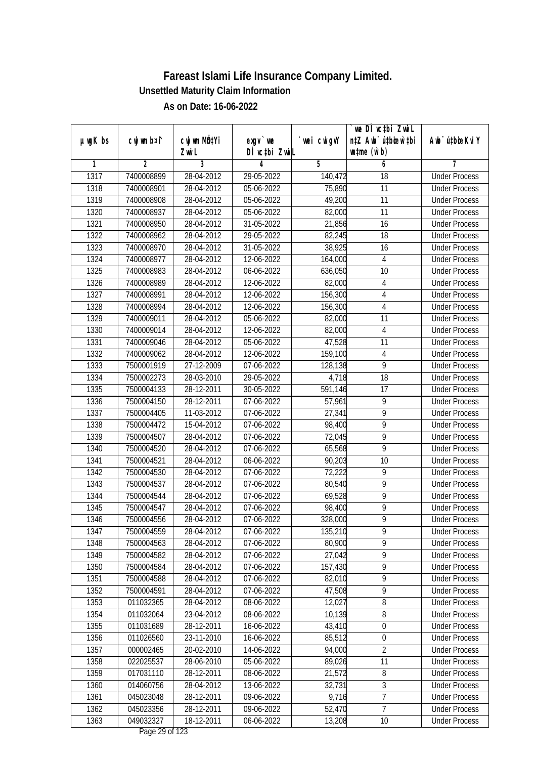# Fareast Islami Life Insurance Company Limited.

### Unsettled Maturity Claim Information

### As on Date: 16-06-2022

| µwgK bs | cwjwm b¤^i | cwjwm MÖnYi ZwiL | exgv` we DÌ vc‡bi ZwiL | `vwei cwigvY | `we DÌ vc‡bi ZwiL n‡Z Awb¯ú‡bœ w`‡bi wnmve (w`b) | Awb¯ú‡bœi KviY |
|---|---|---|---|---|---|---|
| 1 | 2 | 3 | 4 | 5 | 6 | 7 |
| 1317 | 7400008899 | 28-04-2012 | 29-05-2022 | 140,472 | 18 | Under Process |
| 1318 | 7400008901 | 28-04-2012 | 05-06-2022 | 75,890 | 11 | Under Process |
| 1319 | 7400008908 | 28-04-2012 | 05-06-2022 | 49,200 | 11 | Under Process |
| 1320 | 7400008937 | 28-04-2012 | 05-06-2022 | 82,000 | 11 | Under Process |
| 1321 | 7400008950 | 28-04-2012 | 31-05-2022 | 21,856 | 16 | Under Process |
| 1322 | 7400008962 | 28-04-2012 | 29-05-2022 | 82,245 | 18 | Under Process |
| 1323 | 7400008970 | 28-04-2012 | 31-05-2022 | 38,925 | 16 | Under Process |
| 1324 | 7400008977 | 28-04-2012 | 12-06-2022 | 164,000 | 4 | Under Process |
| 1325 | 7400008983 | 28-04-2012 | 06-06-2022 | 636,050 | 10 | Under Process |
| 1326 | 7400008989 | 28-04-2012 | 12-06-2022 | 82,000 | 4 | Under Process |
| 1327 | 7400008991 | 28-04-2012 | 12-06-2022 | 156,300 | 4 | Under Process |
| 1328 | 7400008994 | 28-04-2012 | 12-06-2022 | 156,300 | 4 | Under Process |
| 1329 | 7400009011 | 28-04-2012 | 05-06-2022 | 82,000 | 11 | Under Process |
| 1330 | 7400009014 | 28-04-2012 | 12-06-2022 | 82,000 | 4 | Under Process |
| 1331 | 7400009046 | 28-04-2012 | 05-06-2022 | 47,528 | 11 | Under Process |
| 1332 | 7400009062 | 28-04-2012 | 12-06-2022 | 159,100 | 4 | Under Process |
| 1333 | 7500001919 | 27-12-2009 | 07-06-2022 | 128,138 | 9 | Under Process |
| 1334 | 7500002273 | 28-03-2010 | 29-05-2022 | 4,718 | 18 | Under Process |
| 1335 | 7500004133 | 28-12-2011 | 30-05-2022 | 591,146 | 17 | Under Process |
| 1336 | 7500004150 | 28-12-2011 | 07-06-2022 | 57,961 | 9 | Under Process |
| 1337 | 7500004405 | 11-03-2012 | 07-06-2022 | 27,341 | 9 | Under Process |
| 1338 | 7500004472 | 15-04-2012 | 07-06-2022 | 98,400 | 9 | Under Process |
| 1339 | 7500004507 | 28-04-2012 | 07-06-2022 | 72,045 | 9 | Under Process |
| 1340 | 7500004520 | 28-04-2012 | 07-06-2022 | 65,568 | 9 | Under Process |
| 1341 | 7500004521 | 28-04-2012 | 06-06-2022 | 90,203 | 10 | Under Process |
| 1342 | 7500004530 | 28-04-2012 | 07-06-2022 | 72,222 | 9 | Under Process |
| 1343 | 7500004537 | 28-04-2012 | 07-06-2022 | 80,540 | 9 | Under Process |
| 1344 | 7500004544 | 28-04-2012 | 07-06-2022 | 69,528 | 9 | Under Process |
| 1345 | 7500004547 | 28-04-2012 | 07-06-2022 | 98,400 | 9 | Under Process |
| 1346 | 7500004556 | 28-04-2012 | 07-06-2022 | 328,000 | 9 | Under Process |
| 1347 | 7500004559 | 28-04-2012 | 07-06-2022 | 135,210 | 9 | Under Process |
| 1348 | 7500004563 | 28-04-2012 | 07-06-2022 | 80,900 | 9 | Under Process |
| 1349 | 7500004582 | 28-04-2012 | 07-06-2022 | 27,042 | 9 | Under Process |
| 1350 | 7500004584 | 28-04-2012 | 07-06-2022 | 157,430 | 9 | Under Process |
| 1351 | 7500004588 | 28-04-2012 | 07-06-2022 | 82,010 | 9 | Under Process |
| 1352 | 7500004591 | 28-04-2012 | 07-06-2022 | 47,508 | 9 | Under Process |
| 1353 | 011032365 | 28-04-2012 | 08-06-2022 | 12,027 | 8 | Under Process |
| 1354 | 011032064 | 23-04-2012 | 08-06-2022 | 10,139 | 8 | Under Process |
| 1355 | 011031689 | 28-12-2011 | 16-06-2022 | 43,410 | 0 | Under Process |
| 1356 | 011026560 | 23-11-2010 | 16-06-2022 | 85,512 | 0 | Under Process |
| 1357 | 000002465 | 20-02-2010 | 14-06-2022 | 94,000 | 2 | Under Process |
| 1358 | 022025537 | 28-06-2010 | 05-06-2022 | 89,026 | 11 | Under Process |
| 1359 | 017031110 | 28-12-2011 | 08-06-2022 | 21,572 | 8 | Under Process |
| 1360 | 014060756 | 28-04-2012 | 13-06-2022 | 32,731 | 3 | Under Process |
| 1361 | 045023048 | 28-12-2011 | 09-06-2022 | 9,716 | 7 | Under Process |
| 1362 | 045023356 | 28-12-2011 | 09-06-2022 | 52,470 | 7 | Under Process |
| 1363 | 049032327 | 18-12-2011 | 06-06-2022 | 13,208 | 10 | Under Process |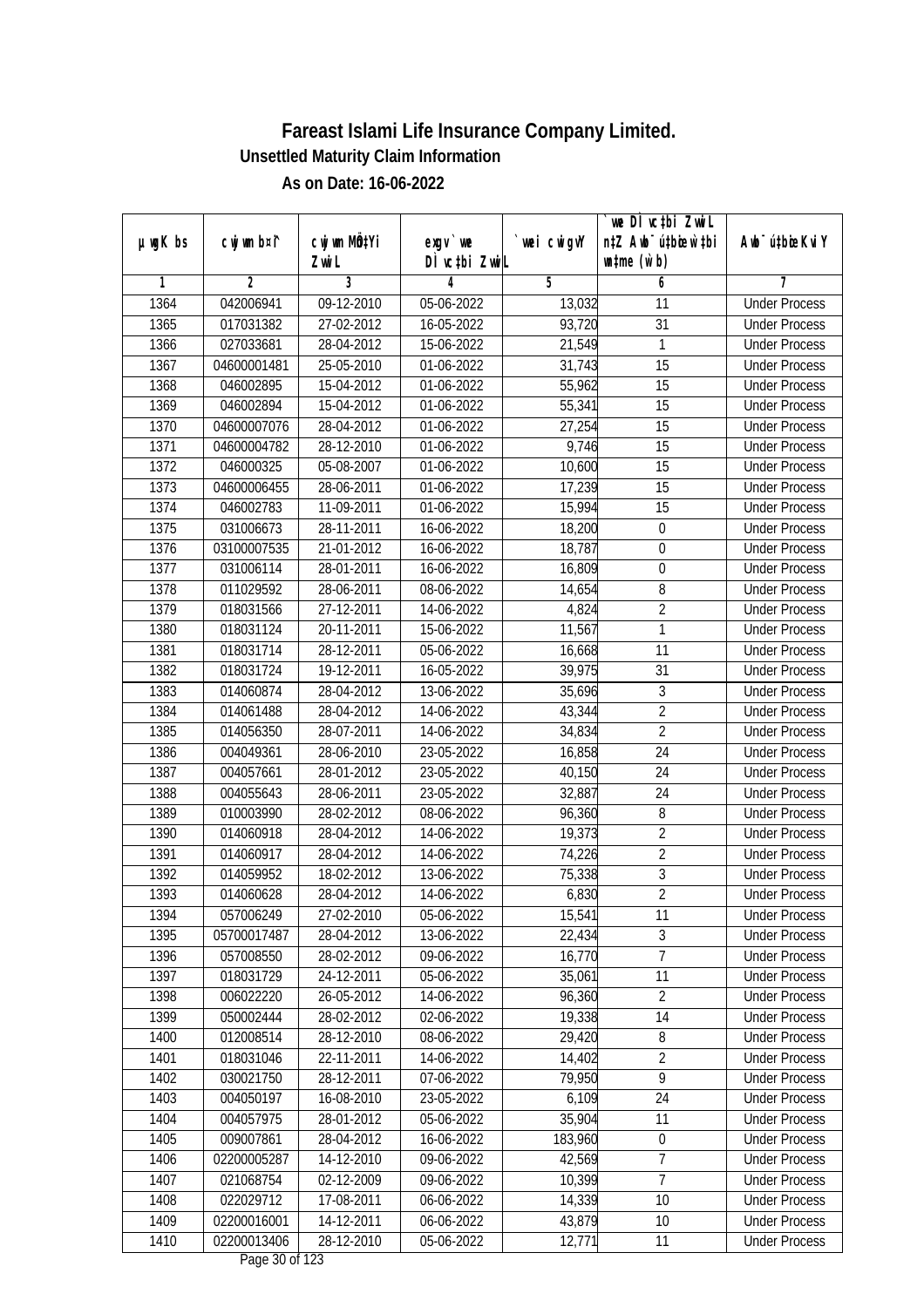# Fareast Islami Life Insurance Company Limited.

### Unsettled Maturity Claim Information

### As on Date: 16-06-2022

| µwgK bs | cwjwm b¤^i | cwjwm MÖn‡Yi ZvwiL | exgv`vwe DÌvc‡bi ZvwiL | `vwei cwigvY | `vwe DÌvc‡bi ZvwiL n‡Z Awb¯ú‡bœi w`‡bi msL¨v (w`b) | Awb¯ú‡bœi KviY |
|---|---|---|---|---|---|---|
| 1 | 2 | 3 | 4 | 5 | 6 | 7 |
| 1364 | 042006941 | 09-12-2010 | 05-06-2022 | 13,032 | 11 | Under Process |
| 1365 | 017031382 | 27-02-2012 | 16-05-2022 | 93,720 | 31 | Under Process |
| 1366 | 027033681 | 28-04-2012 | 15-06-2022 | 21,549 | 1 | Under Process |
| 1367 | 04600001481 | 25-05-2010 | 01-06-2022 | 31,743 | 15 | Under Process |
| 1368 | 046002895 | 15-04-2012 | 01-06-2022 | 55,962 | 15 | Under Process |
| 1369 | 046002894 | 15-04-2012 | 01-06-2022 | 55,341 | 15 | Under Process |
| 1370 | 04600007076 | 28-04-2012 | 01-06-2022 | 27,254 | 15 | Under Process |
| 1371 | 04600004782 | 28-12-2010 | 01-06-2022 | 9,746 | 15 | Under Process |
| 1372 | 046000325 | 05-08-2007 | 01-06-2022 | 10,600 | 15 | Under Process |
| 1373 | 04600006455 | 28-06-2011 | 01-06-2022 | 17,239 | 15 | Under Process |
| 1374 | 046002783 | 11-09-2011 | 01-06-2022 | 15,994 | 15 | Under Process |
| 1375 | 031006673 | 28-11-2011 | 16-06-2022 | 18,200 | 0 | Under Process |
| 1376 | 03100007535 | 21-01-2012 | 16-06-2022 | 18,787 | 0 | Under Process |
| 1377 | 031006114 | 28-01-2011 | 16-06-2022 | 16,809 | 0 | Under Process |
| 1378 | 011029592 | 28-06-2011 | 08-06-2022 | 14,654 | 8 | Under Process |
| 1379 | 018031566 | 27-12-2011 | 14-06-2022 | 4,824 | 2 | Under Process |
| 1380 | 018031124 | 20-11-2011 | 15-06-2022 | 11,567 | 1 | Under Process |
| 1381 | 018031714 | 28-12-2011 | 05-06-2022 | 16,668 | 11 | Under Process |
| 1382 | 018031724 | 19-12-2011 | 16-05-2022 | 39,975 | 31 | Under Process |
| 1383 | 014060874 | 28-04-2012 | 13-06-2022 | 35,696 | 3 | Under Process |
| 1384 | 014061488 | 28-04-2012 | 14-06-2022 | 43,344 | 2 | Under Process |
| 1385 | 014056350 | 28-07-2011 | 14-06-2022 | 34,834 | 2 | Under Process |
| 1386 | 004049361 | 28-06-2010 | 23-05-2022 | 16,858 | 24 | Under Process |
| 1387 | 004057661 | 28-01-2012 | 23-05-2022 | 40,150 | 24 | Under Process |
| 1388 | 004055643 | 28-06-2011 | 23-05-2022 | 32,887 | 24 | Under Process |
| 1389 | 010003990 | 28-02-2012 | 08-06-2022 | 96,360 | 8 | Under Process |
| 1390 | 014060918 | 28-04-2012 | 14-06-2022 | 19,373 | 2 | Under Process |
| 1391 | 014060917 | 28-04-2012 | 14-06-2022 | 74,226 | 2 | Under Process |
| 1392 | 014059952 | 18-02-2012 | 13-06-2022 | 75,338 | 3 | Under Process |
| 1393 | 014060628 | 28-04-2012 | 14-06-2022 | 6,830 | 2 | Under Process |
| 1394 | 057006249 | 27-02-2010 | 05-06-2022 | 15,541 | 11 | Under Process |
| 1395 | 05700017487 | 28-04-2012 | 13-06-2022 | 22,434 | 3 | Under Process |
| 1396 | 057008550 | 28-02-2012 | 09-06-2022 | 16,770 | 7 | Under Process |
| 1397 | 018031729 | 24-12-2011 | 05-06-2022 | 35,061 | 11 | Under Process |
| 1398 | 006022220 | 26-05-2012 | 14-06-2022 | 96,360 | 2 | Under Process |
| 1399 | 050002444 | 28-02-2012 | 02-06-2022 | 19,338 | 14 | Under Process |
| 1400 | 012008514 | 28-12-2010 | 08-06-2022 | 29,420 | 8 | Under Process |
| 1401 | 018031046 | 22-11-2011 | 14-06-2022 | 14,402 | 2 | Under Process |
| 1402 | 030021750 | 28-12-2011 | 07-06-2022 | 79,950 | 9 | Under Process |
| 1403 | 004050197 | 16-08-2010 | 23-05-2022 | 6,109 | 24 | Under Process |
| 1404 | 004057975 | 28-01-2012 | 05-06-2022 | 35,904 | 11 | Under Process |
| 1405 | 009007861 | 28-04-2012 | 16-06-2022 | 183,960 | 0 | Under Process |
| 1406 | 02200005287 | 14-12-2010 | 09-06-2022 | 42,569 | 7 | Under Process |
| 1407 | 021068754 | 02-12-2009 | 09-06-2022 | 10,399 | 7 | Under Process |
| 1408 | 022029712 | 17-08-2011 | 06-06-2022 | 14,339 | 10 | Under Process |
| 1409 | 02200016001 | 14-12-2011 | 06-06-2022 | 43,879 | 10 | Under Process |
| 1410 | 02200013406 | 28-12-2010 | 05-06-2022 | 12,771 | 11 | Under Process |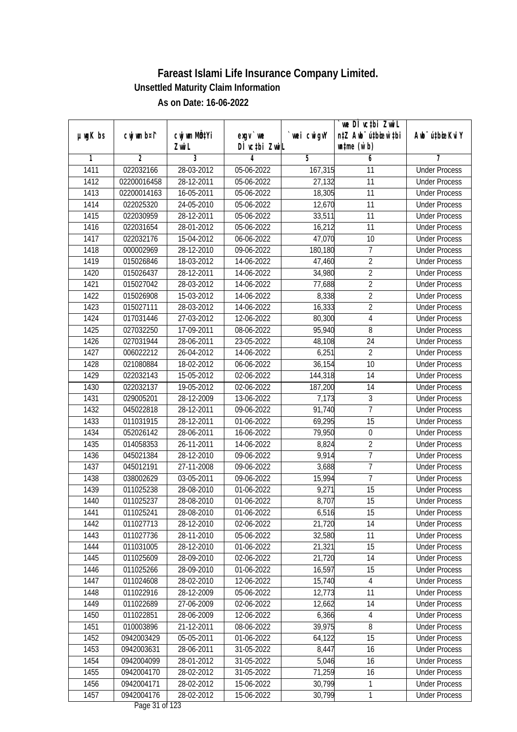# Fareast Islami Life Insurance Company Limited.

## Unsettled Maturity Claim Information

### As on Date: 16-06-2022

| µwgK bs | cwjwm b¤^i | cwjwm MÖn‡Yi ZvwiL | exgv`wei DÌvc‡bi ZvwiL | `vwei cwigvY | `vwe DÌvc‡bi ZvwiL n‡Z Awb¯úbœ `v‡bi w`b msL¨v (w`b) | Awb¯ú‡bœi KviY |
|---|---|---|---|---|---|---|
| 1 | 2 | 3 | 4 | 5 | 6 | 7 |
| 1411 | 022032166 | 28-03-2012 | 05-06-2022 | 167,315 | 11 | Under Process |
| 1412 | 02200016458 | 28-12-2011 | 05-06-2022 | 27,132 | 11 | Under Process |
| 1413 | 02200014163 | 16-05-2011 | 05-06-2022 | 18,305 | 11 | Under Process |
| 1414 | 022025320 | 24-05-2010 | 05-06-2022 | 12,670 | 11 | Under Process |
| 1415 | 022030959 | 28-12-2011 | 05-06-2022 | 33,511 | 11 | Under Process |
| 1416 | 022031654 | 28-01-2012 | 05-06-2022 | 16,212 | 11 | Under Process |
| 1417 | 022032176 | 15-04-2012 | 06-06-2022 | 47,070 | 10 | Under Process |
| 1418 | 000002969 | 28-12-2010 | 09-06-2022 | 180,180 | 7 | Under Process |
| 1419 | 015026846 | 18-03-2012 | 14-06-2022 | 47,460 | 2 | Under Process |
| 1420 | 015026437 | 28-12-2011 | 14-06-2022 | 34,980 | 2 | Under Process |
| 1421 | 015027042 | 28-03-2012 | 14-06-2022 | 77,688 | 2 | Under Process |
| 1422 | 015026908 | 15-03-2012 | 14-06-2022 | 8,338 | 2 | Under Process |
| 1423 | 015027111 | 28-03-2012 | 14-06-2022 | 16,333 | 2 | Under Process |
| 1424 | 017031446 | 27-03-2012 | 12-06-2022 | 80,300 | 4 | Under Process |
| 1425 | 027032250 | 17-09-2011 | 08-06-2022 | 95,940 | 8 | Under Process |
| 1426 | 027031944 | 28-06-2011 | 23-05-2022 | 48,108 | 24 | Under Process |
| 1427 | 006022212 | 26-04-2012 | 14-06-2022 | 6,251 | 2 | Under Process |
| 1428 | 021080884 | 18-02-2012 | 06-06-2022 | 36,154 | 10 | Under Process |
| 1429 | 022032143 | 15-05-2012 | 02-06-2022 | 144,318 | 14 | Under Process |
| 1430 | 022032137 | 19-05-2012 | 02-06-2022 | 187,200 | 14 | Under Process |
| 1431 | 029005201 | 28-12-2009 | 13-06-2022 | 7,173 | 3 | Under Process |
| 1432 | 045022818 | 28-12-2011 | 09-06-2022 | 91,740 | 7 | Under Process |
| 1433 | 011031915 | 28-12-2011 | 01-06-2022 | 69,295 | 15 | Under Process |
| 1434 | 052026142 | 28-06-2011 | 16-06-2022 | 79,950 | 0 | Under Process |
| 1435 | 014058353 | 26-11-2011 | 14-06-2022 | 8,824 | 2 | Under Process |
| 1436 | 045021384 | 28-12-2010 | 09-06-2022 | 9,914 | 7 | Under Process |
| 1437 | 045012191 | 27-11-2008 | 09-06-2022 | 3,688 | 7 | Under Process |
| 1438 | 038002629 | 03-05-2011 | 09-06-2022 | 15,994 | 7 | Under Process |
| 1439 | 011025238 | 28-08-2010 | 01-06-2022 | 9,271 | 15 | Under Process |
| 1440 | 011025237 | 28-08-2010 | 01-06-2022 | 8,707 | 15 | Under Process |
| 1441 | 011025241 | 28-08-2010 | 01-06-2022 | 6,516 | 15 | Under Process |
| 1442 | 011027713 | 28-12-2010 | 02-06-2022 | 21,720 | 14 | Under Process |
| 1443 | 011027736 | 28-11-2010 | 05-06-2022 | 32,580 | 11 | Under Process |
| 1444 | 011031005 | 28-12-2010 | 01-06-2022 | 21,321 | 15 | Under Process |
| 1445 | 011025609 | 28-09-2010 | 02-06-2022 | 21,720 | 14 | Under Process |
| 1446 | 011025266 | 28-09-2010 | 01-06-2022 | 16,597 | 15 | Under Process |
| 1447 | 011024608 | 28-02-2010 | 12-06-2022 | 15,740 | 4 | Under Process |
| 1448 | 011022916 | 28-12-2009 | 05-06-2022 | 12,773 | 11 | Under Process |
| 1449 | 011022689 | 27-06-2009 | 02-06-2022 | 12,662 | 14 | Under Process |
| 1450 | 011022851 | 28-06-2009 | 12-06-2022 | 6,366 | 4 | Under Process |
| 1451 | 010003896 | 21-12-2011 | 08-06-2022 | 39,975 | 8 | Under Process |
| 1452 | 0942003429 | 05-05-2011 | 01-06-2022 | 64,122 | 15 | Under Process |
| 1453 | 0942003631 | 28-06-2011 | 31-05-2022 | 8,447 | 16 | Under Process |
| 1454 | 0942004099 | 28-01-2012 | 31-05-2022 | 5,046 | 16 | Under Process |
| 1455 | 0942004170 | 28-02-2012 | 31-05-2022 | 71,259 | 16 | Under Process |
| 1456 | 0942004171 | 28-02-2012 | 15-06-2022 | 30,799 | 1 | Under Process |
| 1457 | 0942004176 | 28-02-2012 | 15-06-2022 | 30,799 | 1 | Under Process |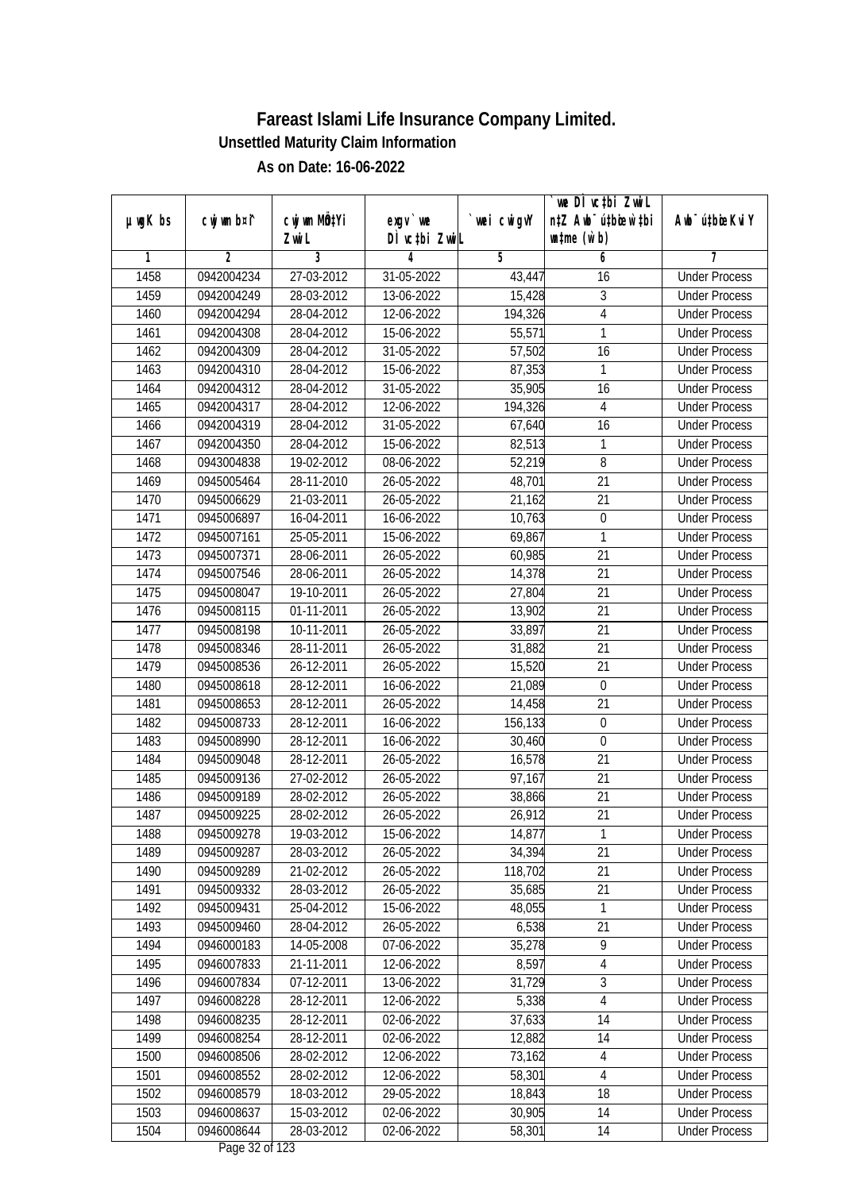# Fareast Islami Life Insurance Company Limited.

## Unsettled Maturity Claim Information

### As on Date: 16-06-2022

| µwgK bs | cwjwm b¤^i | cwjwm MÖn‡Yi ZvwiL | exgv`we DÌvc‡bi ZvwiL | `vwei cwigvY | `vwe DÌvc‡bi ZvwiL n‡Z Awb¯úbœ `v‡bi w`b (w`b) | Awb¯ú‡bœi KviY |
|---|---|---|---|---|---|---|
| 1 | 2 | 3 | 4 | 5 | 6 | 7 |
| 1458 | 0942004234 | 27-03-2012 | 31-05-2022 | 43,447 | 16 | Under Process |
| 1459 | 0942004249 | 28-03-2012 | 13-06-2022 | 15,428 | 3 | Under Process |
| 1460 | 0942004294 | 28-04-2012 | 12-06-2022 | 194,326 | 4 | Under Process |
| 1461 | 0942004308 | 28-04-2012 | 15-06-2022 | 55,571 | 1 | Under Process |
| 1462 | 0942004309 | 28-04-2012 | 31-05-2022 | 57,502 | 16 | Under Process |
| 1463 | 0942004310 | 28-04-2012 | 15-06-2022 | 87,353 | 1 | Under Process |
| 1464 | 0942004312 | 28-04-2012 | 31-05-2022 | 35,905 | 16 | Under Process |
| 1465 | 0942004317 | 28-04-2012 | 12-06-2022 | 194,326 | 4 | Under Process |
| 1466 | 0942004319 | 28-04-2012 | 31-05-2022 | 67,640 | 16 | Under Process |
| 1467 | 0942004350 | 28-04-2012 | 15-06-2022 | 82,513 | 1 | Under Process |
| 1468 | 0943004838 | 19-02-2012 | 08-06-2022 | 52,219 | 8 | Under Process |
| 1469 | 0945005464 | 28-11-2010 | 26-05-2022 | 48,701 | 21 | Under Process |
| 1470 | 0945006629 | 21-03-2011 | 26-05-2022 | 21,162 | 21 | Under Process |
| 1471 | 0945006897 | 16-04-2011 | 16-06-2022 | 10,763 | 0 | Under Process |
| 1472 | 0945007161 | 25-05-2011 | 15-06-2022 | 69,867 | 1 | Under Process |
| 1473 | 0945007371 | 28-06-2011 | 26-05-2022 | 60,985 | 21 | Under Process |
| 1474 | 0945007546 | 28-06-2011 | 26-05-2022 | 14,378 | 21 | Under Process |
| 1475 | 0945008047 | 19-10-2011 | 26-05-2022 | 27,804 | 21 | Under Process |
| 1476 | 0945008115 | 01-11-2011 | 26-05-2022 | 13,902 | 21 | Under Process |
| 1477 | 0945008198 | 10-11-2011 | 26-05-2022 | 33,897 | 21 | Under Process |
| 1478 | 0945008346 | 28-11-2011 | 26-05-2022 | 31,882 | 21 | Under Process |
| 1479 | 0945008536 | 26-12-2011 | 26-05-2022 | 15,520 | 21 | Under Process |
| 1480 | 0945008618 | 28-12-2011 | 16-06-2022 | 21,089 | 0 | Under Process |
| 1481 | 0945008653 | 28-12-2011 | 26-05-2022 | 14,458 | 21 | Under Process |
| 1482 | 0945008733 | 28-12-2011 | 16-06-2022 | 156,133 | 0 | Under Process |
| 1483 | 0945008990 | 28-12-2011 | 16-06-2022 | 30,460 | 0 | Under Process |
| 1484 | 0945009048 | 28-12-2011 | 26-05-2022 | 16,578 | 21 | Under Process |
| 1485 | 0945009136 | 27-02-2012 | 26-05-2022 | 97,167 | 21 | Under Process |
| 1486 | 0945009189 | 28-02-2012 | 26-05-2022 | 38,866 | 21 | Under Process |
| 1487 | 0945009225 | 28-02-2012 | 26-05-2022 | 26,912 | 21 | Under Process |
| 1488 | 0945009278 | 19-03-2012 | 15-06-2022 | 14,877 | 1 | Under Process |
| 1489 | 0945009287 | 28-03-2012 | 26-05-2022 | 34,394 | 21 | Under Process |
| 1490 | 0945009289 | 21-02-2012 | 26-05-2022 | 118,702 | 21 | Under Process |
| 1491 | 0945009332 | 28-03-2012 | 26-05-2022 | 35,685 | 21 | Under Process |
| 1492 | 0945009431 | 25-04-2012 | 15-06-2022 | 48,055 | 1 | Under Process |
| 1493 | 0945009460 | 28-04-2012 | 26-05-2022 | 6,538 | 21 | Under Process |
| 1494 | 0946000183 | 14-05-2008 | 07-06-2022 | 35,278 | 9 | Under Process |
| 1495 | 0946007833 | 21-11-2011 | 12-06-2022 | 8,597 | 4 | Under Process |
| 1496 | 0946007834 | 07-12-2011 | 13-06-2022 | 31,729 | 3 | Under Process |
| 1497 | 0946008228 | 28-12-2011 | 12-06-2022 | 5,338 | 4 | Under Process |
| 1498 | 0946008235 | 28-12-2011 | 02-06-2022 | 37,633 | 14 | Under Process |
| 1499 | 0946008254 | 28-12-2011 | 02-06-2022 | 12,882 | 14 | Under Process |
| 1500 | 0946008506 | 28-02-2012 | 12-06-2022 | 73,162 | 4 | Under Process |
| 1501 | 0946008552 | 28-02-2012 | 12-06-2022 | 58,301 | 4 | Under Process |
| 1502 | 0946008579 | 18-03-2012 | 29-05-2022 | 18,843 | 18 | Under Process |
| 1503 | 0946008637 | 15-03-2012 | 02-06-2022 | 30,905 | 14 | Under Process |
| 1504 | 0946008644 | 28-03-2012 | 02-06-2022 | 58,301 | 14 | Under Process |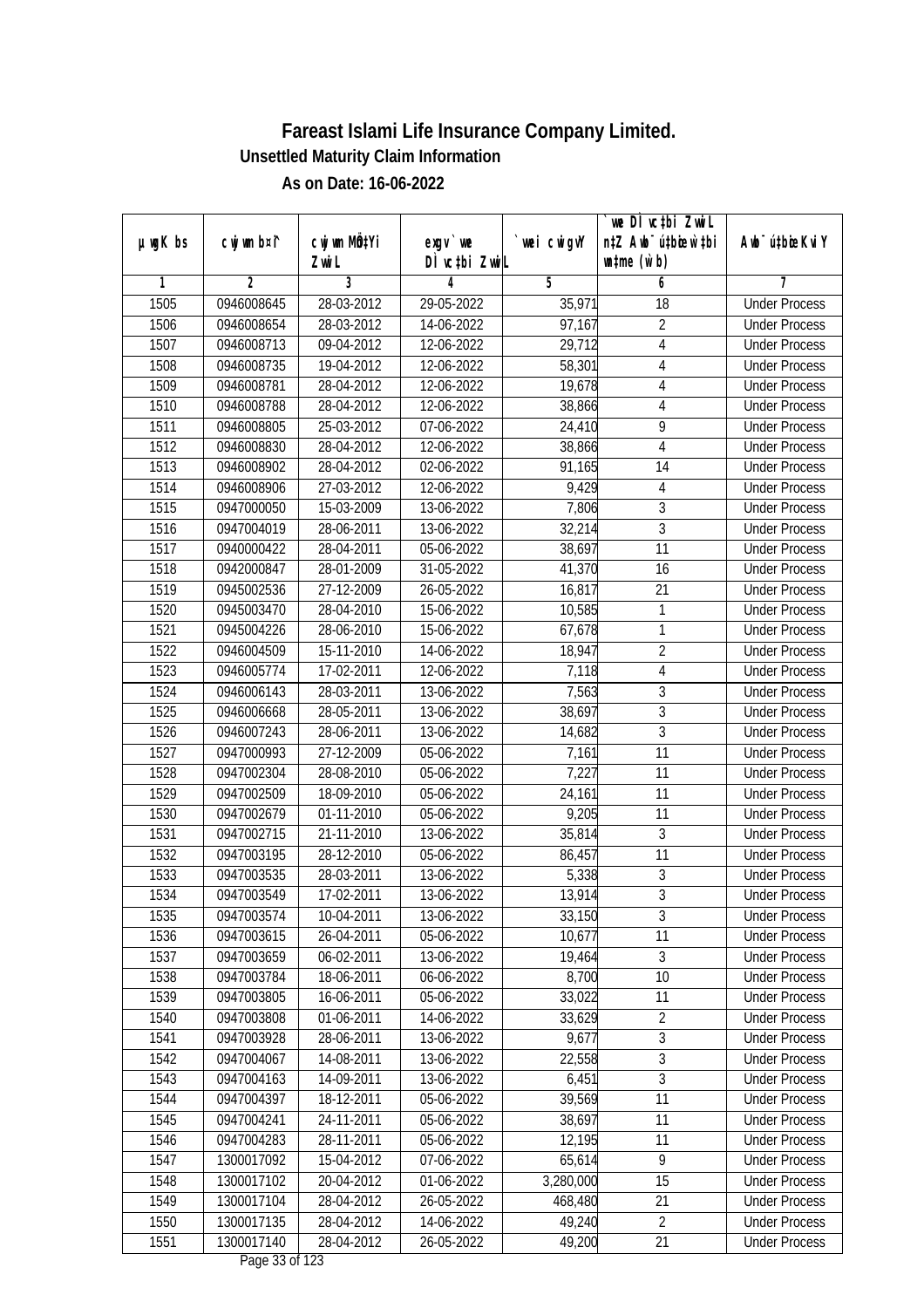# Fareast Islami Life Insurance Company Limited.

**Unsettled Maturity Claim Information**

**As on Date: 16-06-2022**

| µwgK bs | cwjwm bs¦ | cwjwm MÖ‡Yi ZvwiL | exgv`ve DÌvc‡bi ZvwiL | `vwei cwigvY | `vwe DÌvc‡bi ZvwiL n‡Z Awb¯ú‡bœi w`‡bi msL¨v (w`b) | Awb¯ú‡bœi KviY |
|---|---|---|---|---|---|---|
| 1 | 2 | 3 | 4 | 5 | 6 | 7 |
| 1505 | 0946008645 | 28-03-2012 | 29-05-2022 | 35,971 | 18 | Under Process |
| 1506 | 0946008654 | 28-03-2012 | 14-06-2022 | 97,167 | 2 | Under Process |
| 1507 | 0946008713 | 09-04-2012 | 12-06-2022 | 29,712 | 4 | Under Process |
| 1508 | 0946008735 | 19-04-2012 | 12-06-2022 | 58,301 | 4 | Under Process |
| 1509 | 0946008781 | 28-04-2012 | 12-06-2022 | 19,678 | 4 | Under Process |
| 1510 | 0946008788 | 28-04-2012 | 12-06-2022 | 38,866 | 4 | Under Process |
| 1511 | 0946008805 | 25-03-2012 | 07-06-2022 | 24,410 | 9 | Under Process |
| 1512 | 0946008830 | 28-04-2012 | 12-06-2022 | 38,866 | 4 | Under Process |
| 1513 | 0946008902 | 28-04-2012 | 02-06-2022 | 91,165 | 14 | Under Process |
| 1514 | 0946008906 | 27-03-2012 | 12-06-2022 | 9,429 | 4 | Under Process |
| 1515 | 0947000050 | 15-03-2009 | 13-06-2022 | 7,806 | 3 | Under Process |
| 1516 | 0947004019 | 28-06-2011 | 13-06-2022 | 32,214 | 3 | Under Process |
| 1517 | 0940000422 | 28-04-2011 | 05-06-2022 | 38,697 | 11 | Under Process |
| 1518 | 0942000847 | 28-01-2009 | 31-05-2022 | 41,370 | 16 | Under Process |
| 1519 | 0945002536 | 27-12-2009 | 26-05-2022 | 16,817 | 21 | Under Process |
| 1520 | 0945003470 | 28-04-2010 | 15-06-2022 | 10,585 | 1 | Under Process |
| 1521 | 0945004226 | 28-06-2010 | 15-06-2022 | 67,678 | 1 | Under Process |
| 1522 | 0946004509 | 15-11-2010 | 14-06-2022 | 18,947 | 2 | Under Process |
| 1523 | 0946005774 | 17-02-2011 | 12-06-2022 | 7,118 | 4 | Under Process |
| 1524 | 0946006143 | 28-03-2011 | 13-06-2022 | 7,563 | 3 | Under Process |
| 1525 | 0946006668 | 28-05-2011 | 13-06-2022 | 38,697 | 3 | Under Process |
| 1526 | 0946007243 | 28-06-2011 | 13-06-2022 | 14,682 | 3 | Under Process |
| 1527 | 0947000993 | 27-12-2009 | 05-06-2022 | 7,161 | 11 | Under Process |
| 1528 | 0947002304 | 28-08-2010 | 05-06-2022 | 7,227 | 11 | Under Process |
| 1529 | 0947002509 | 18-09-2010 | 05-06-2022 | 24,161 | 11 | Under Process |
| 1530 | 0947002679 | 01-11-2010 | 05-06-2022 | 9,205 | 11 | Under Process |
| 1531 | 0947002715 | 21-11-2010 | 13-06-2022 | 35,814 | 3 | Under Process |
| 1532 | 0947003195 | 28-12-2010 | 05-06-2022 | 86,457 | 11 | Under Process |
| 1533 | 0947003535 | 28-03-2011 | 13-06-2022 | 5,338 | 3 | Under Process |
| 1534 | 0947003549 | 17-02-2011 | 13-06-2022 | 13,914 | 3 | Under Process |
| 1535 | 0947003574 | 10-04-2011 | 13-06-2022 | 33,150 | 3 | Under Process |
| 1536 | 0947003615 | 26-04-2011 | 05-06-2022 | 10,677 | 11 | Under Process |
| 1537 | 0947003659 | 06-02-2011 | 13-06-2022 | 19,464 | 3 | Under Process |
| 1538 | 0947003784 | 18-06-2011 | 06-06-2022 | 8,700 | 10 | Under Process |
| 1539 | 0947003805 | 16-06-2011 | 05-06-2022 | 33,022 | 11 | Under Process |
| 1540 | 0947003808 | 01-06-2011 | 14-06-2022 | 33,629 | 2 | Under Process |
| 1541 | 0947003928 | 28-06-2011 | 13-06-2022 | 9,677 | 3 | Under Process |
| 1542 | 0947004067 | 14-08-2011 | 13-06-2022 | 22,558 | 3 | Under Process |
| 1543 | 0947004163 | 14-09-2011 | 13-06-2022 | 6,451 | 3 | Under Process |
| 1544 | 0947004397 | 18-12-2011 | 05-06-2022 | 39,569 | 11 | Under Process |
| 1545 | 0947004241 | 24-11-2011 | 05-06-2022 | 38,697 | 11 | Under Process |
| 1546 | 0947004283 | 28-11-2011 | 05-06-2022 | 12,195 | 11 | Under Process |
| 1547 | 1300017092 | 15-04-2012 | 07-06-2022 | 65,614 | 9 | Under Process |
| 1548 | 1300017102 | 20-04-2012 | 01-06-2022 | 3,280,000 | 15 | Under Process |
| 1549 | 1300017104 | 28-04-2012 | 26-05-2022 | 468,480 | 21 | Under Process |
| 1550 | 1300017135 | 28-04-2012 | 14-06-2022 | 49,240 | 2 | Under Process |
| 1551 | 1300017140 | 28-04-2012 | 26-05-2022 | 49,200 | 21 | Under Process |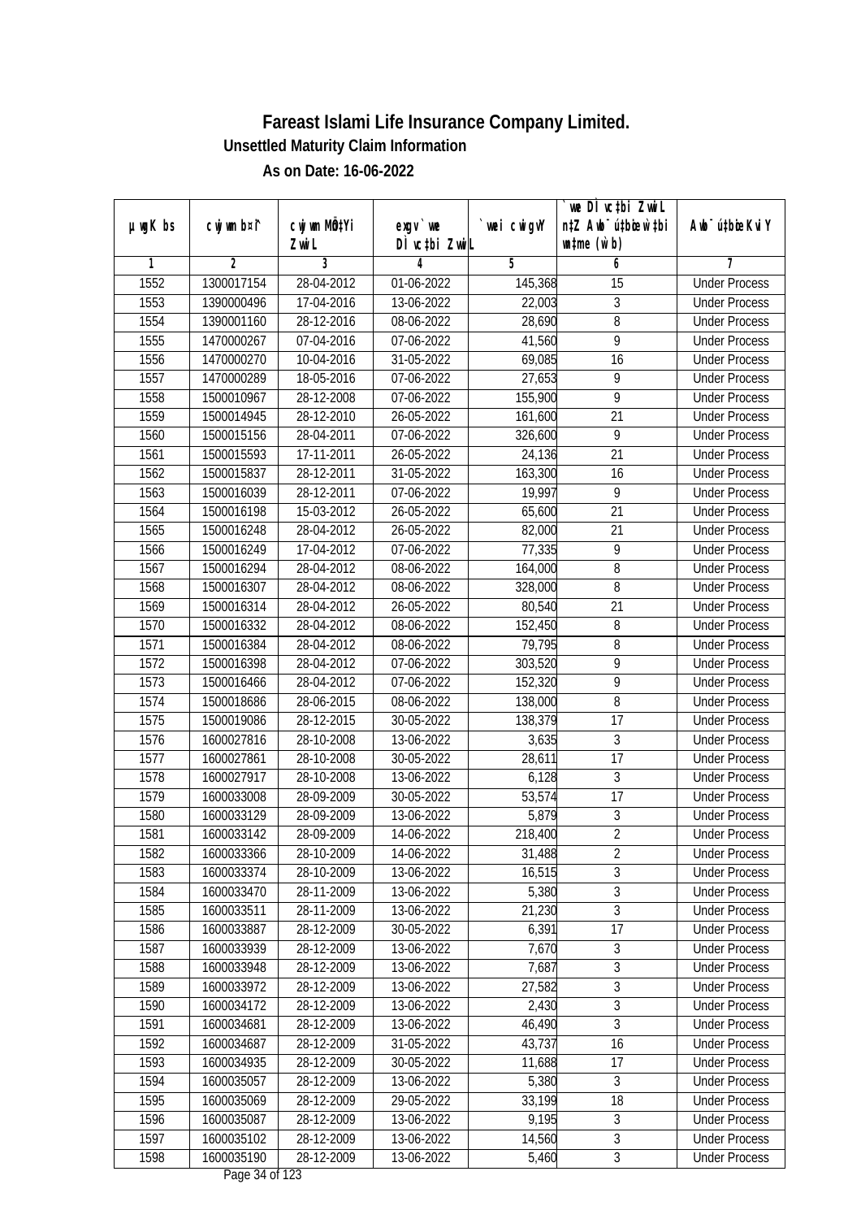# Fareast Islami Life Insurance Company Limited.

**Unsettled Maturity Claim Information**

**As on Date: 16-06-2022**

| µwgK bs | cwjwm b¤^i | cwjwm MÖn‡Yi ZvwiL | exgv` we DÌ vc‡bi ZvwiL | `vwei cwigvY | `vwe DÌvc‡bi ZvwiL n‡Z Awb¯úbœ `v‡bi w`b (w`b) | Awb¯úbœ KviY |
|---|---|---|---|---|---|---|
| 1 | 2 | 3 | 4 | 5 | 6 | 7 |
| 1552 | 1300017154 | 28-04-2012 | 01-06-2022 | 145,368 | 15 | Under Process |
| 1553 | 1390000496 | 17-04-2016 | 13-06-2022 | 22,003 | 3 | Under Process |
| 1554 | 1390001160 | 28-12-2016 | 08-06-2022 | 28,690 | 8 | Under Process |
| 1555 | 1470000267 | 07-04-2016 | 07-06-2022 | 41,560 | 9 | Under Process |
| 1556 | 1470000270 | 10-04-2016 | 31-05-2022 | 69,085 | 16 | Under Process |
| 1557 | 1470000289 | 18-05-2016 | 07-06-2022 | 27,653 | 9 | Under Process |
| 1558 | 1500010967 | 28-12-2008 | 07-06-2022 | 155,900 | 9 | Under Process |
| 1559 | 1500014945 | 28-12-2010 | 26-05-2022 | 161,600 | 21 | Under Process |
| 1560 | 1500015156 | 28-04-2011 | 07-06-2022 | 326,600 | 9 | Under Process |
| 1561 | 1500015593 | 17-11-2011 | 26-05-2022 | 24,136 | 21 | Under Process |
| 1562 | 1500015837 | 28-12-2011 | 31-05-2022 | 163,300 | 16 | Under Process |
| 1563 | 1500016039 | 28-12-2011 | 07-06-2022 | 19,997 | 9 | Under Process |
| 1564 | 1500016198 | 15-03-2012 | 26-05-2022 | 65,600 | 21 | Under Process |
| 1565 | 1500016248 | 28-04-2012 | 26-05-2022 | 82,000 | 21 | Under Process |
| 1566 | 1500016249 | 17-04-2012 | 07-06-2022 | 77,335 | 9 | Under Process |
| 1567 | 1500016294 | 28-04-2012 | 08-06-2022 | 164,000 | 8 | Under Process |
| 1568 | 1500016307 | 28-04-2012 | 08-06-2022 | 328,000 | 8 | Under Process |
| 1569 | 1500016314 | 28-04-2012 | 26-05-2022 | 80,540 | 21 | Under Process |
| 1570 | 1500016332 | 28-04-2012 | 08-06-2022 | 152,450 | 8 | Under Process |
| 1571 | 1500016384 | 28-04-2012 | 08-06-2022 | 79,795 | 8 | Under Process |
| 1572 | 1500016398 | 28-04-2012 | 07-06-2022 | 303,520 | 9 | Under Process |
| 1573 | 1500016466 | 28-04-2012 | 07-06-2022 | 152,320 | 9 | Under Process |
| 1574 | 1500018686 | 28-06-2015 | 08-06-2022 | 138,000 | 8 | Under Process |
| 1575 | 1500019086 | 28-12-2015 | 30-05-2022 | 138,379 | 17 | Under Process |
| 1576 | 1600027816 | 28-10-2008 | 13-06-2022 | 3,635 | 3 | Under Process |
| 1577 | 1600027861 | 28-10-2008 | 30-05-2022 | 28,611 | 17 | Under Process |
| 1578 | 1600027917 | 28-10-2008 | 13-06-2022 | 6,128 | 3 | Under Process |
| 1579 | 1600033008 | 28-09-2009 | 30-05-2022 | 53,574 | 17 | Under Process |
| 1580 | 1600033129 | 28-09-2009 | 13-06-2022 | 5,879 | 3 | Under Process |
| 1581 | 1600033142 | 28-09-2009 | 14-06-2022 | 218,400 | 2 | Under Process |
| 1582 | 1600033366 | 28-10-2009 | 14-06-2022 | 31,488 | 2 | Under Process |
| 1583 | 1600033374 | 28-10-2009 | 13-06-2022 | 16,515 | 3 | Under Process |
| 1584 | 1600033470 | 28-11-2009 | 13-06-2022 | 5,380 | 3 | Under Process |
| 1585 | 1600033511 | 28-11-2009 | 13-06-2022 | 21,230 | 3 | Under Process |
| 1586 | 1600033887 | 28-12-2009 | 30-05-2022 | 6,391 | 17 | Under Process |
| 1587 | 1600033939 | 28-12-2009 | 13-06-2022 | 7,670 | 3 | Under Process |
| 1588 | 1600033948 | 28-12-2009 | 13-06-2022 | 7,687 | 3 | Under Process |
| 1589 | 1600033972 | 28-12-2009 | 13-06-2022 | 27,582 | 3 | Under Process |
| 1590 | 1600034172 | 28-12-2009 | 13-06-2022 | 2,430 | 3 | Under Process |
| 1591 | 1600034681 | 28-12-2009 | 13-06-2022 | 46,490 | 3 | Under Process |
| 1592 | 1600034687 | 28-12-2009 | 31-05-2022 | 43,737 | 16 | Under Process |
| 1593 | 1600034935 | 28-12-2009 | 30-05-2022 | 11,688 | 17 | Under Process |
| 1594 | 1600035057 | 28-12-2009 | 13-06-2022 | 5,380 | 3 | Under Process |
| 1595 | 1600035069 | 28-12-2009 | 29-05-2022 | 33,199 | 18 | Under Process |
| 1596 | 1600035087 | 28-12-2009 | 13-06-2022 | 9,195 | 3 | Under Process |
| 1597 | 1600035102 | 28-12-2009 | 13-06-2022 | 14,560 | 3 | Under Process |
| 1598 | 1600035190 | 28-12-2009 | 13-06-2022 | 5,460 | 3 | Under Process |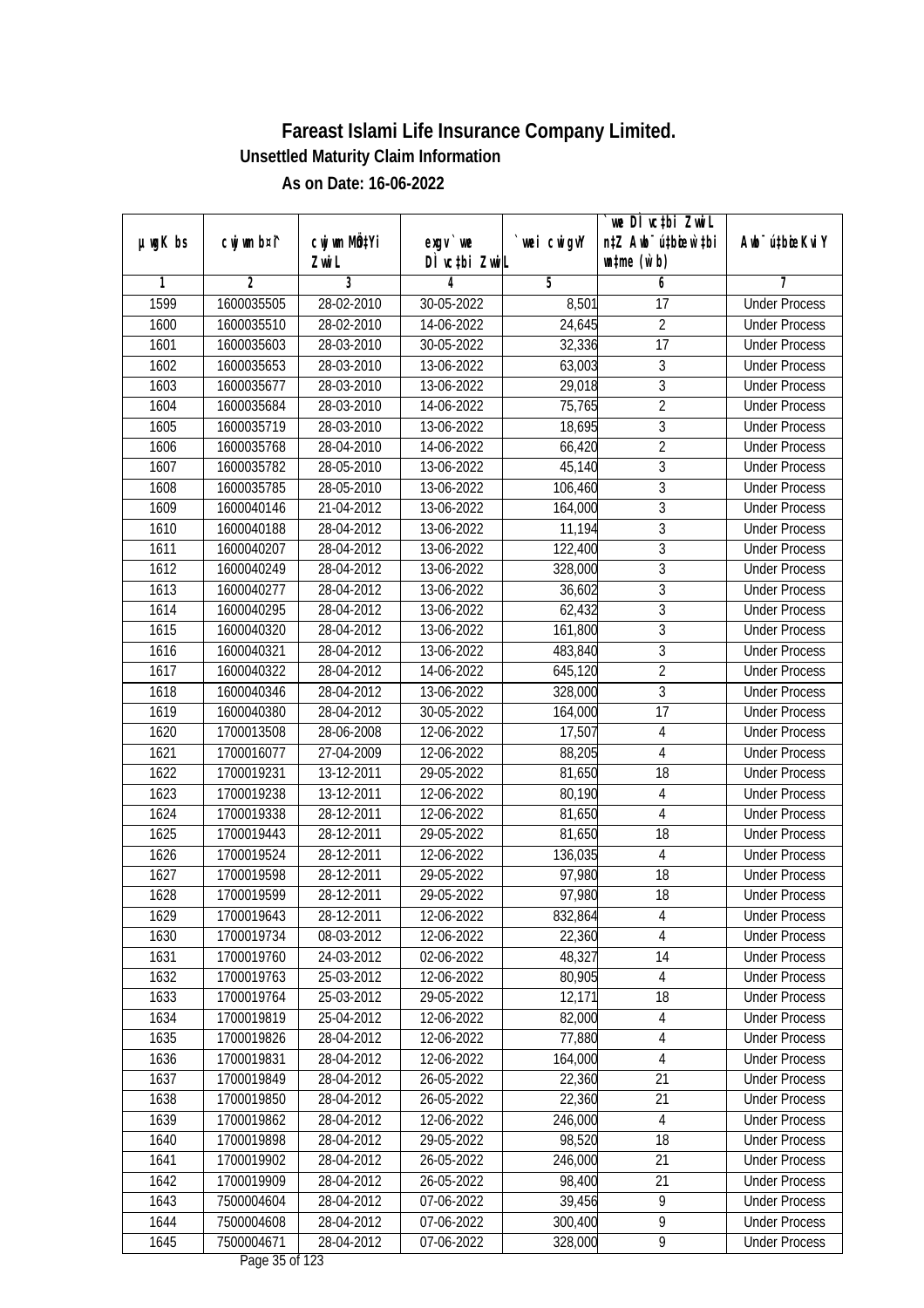# Fareast Islami Life Insurance Company Limited.

## Unsettled Maturity Claim Information

### As on Date: 16-06-2022

| µwgK bs | cwjwm b¤^i | cwjwm MÖn‡Yi ZvwiL | exgv`vwe DÌvc‡bi ZvwiL | `vwei cwigvY | `vwe DÌvc‡bi ZvwiL n‡Z Awb¯úbœ ‡gqv` (w`b) | Awb¯ú‡bœi KviY |
|---|---|---|---|---|---|---|
| 1 | 2 | 3 | 4 | 5 | 6 | 7 |
| 1599 | 1600035505 | 28-02-2010 | 30-05-2022 | 8,501 | 17 | Under Process |
| 1600 | 1600035510 | 28-02-2010 | 14-06-2022 | 24,645 | 2 | Under Process |
| 1601 | 1600035603 | 28-03-2010 | 30-05-2022 | 32,336 | 17 | Under Process |
| 1602 | 1600035653 | 28-03-2010 | 13-06-2022 | 63,003 | 3 | Under Process |
| 1603 | 1600035677 | 28-03-2010 | 13-06-2022 | 29,018 | 3 | Under Process |
| 1604 | 1600035684 | 28-03-2010 | 14-06-2022 | 75,765 | 2 | Under Process |
| 1605 | 1600035719 | 28-03-2010 | 13-06-2022 | 18,695 | 3 | Under Process |
| 1606 | 1600035768 | 28-04-2010 | 14-06-2022 | 66,420 | 2 | Under Process |
| 1607 | 1600035782 | 28-05-2010 | 13-06-2022 | 45,140 | 3 | Under Process |
| 1608 | 1600035785 | 28-05-2010 | 13-06-2022 | 106,460 | 3 | Under Process |
| 1609 | 1600040146 | 21-04-2012 | 13-06-2022 | 164,000 | 3 | Under Process |
| 1610 | 1600040188 | 28-04-2012 | 13-06-2022 | 11,194 | 3 | Under Process |
| 1611 | 1600040207 | 28-04-2012 | 13-06-2022 | 122,400 | 3 | Under Process |
| 1612 | 1600040249 | 28-04-2012 | 13-06-2022 | 328,000 | 3 | Under Process |
| 1613 | 1600040277 | 28-04-2012 | 13-06-2022 | 36,602 | 3 | Under Process |
| 1614 | 1600040295 | 28-04-2012 | 13-06-2022 | 62,432 | 3 | Under Process |
| 1615 | 1600040320 | 28-04-2012 | 13-06-2022 | 161,800 | 3 | Under Process |
| 1616 | 1600040321 | 28-04-2012 | 13-06-2022 | 483,840 | 3 | Under Process |
| 1617 | 1600040322 | 28-04-2012 | 14-06-2022 | 645,120 | 2 | Under Process |
| 1618 | 1600040346 | 28-04-2012 | 13-06-2022 | 328,000 | 3 | Under Process |
| 1619 | 1600040380 | 28-04-2012 | 30-05-2022 | 164,000 | 17 | Under Process |
| 1620 | 1700013508 | 28-06-2008 | 12-06-2022 | 17,507 | 4 | Under Process |
| 1621 | 1700016077 | 27-04-2009 | 12-06-2022 | 88,205 | 4 | Under Process |
| 1622 | 1700019231 | 13-12-2011 | 29-05-2022 | 81,650 | 18 | Under Process |
| 1623 | 1700019238 | 13-12-2011 | 12-06-2022 | 80,190 | 4 | Under Process |
| 1624 | 1700019338 | 28-12-2011 | 12-06-2022 | 81,650 | 4 | Under Process |
| 1625 | 1700019443 | 28-12-2011 | 29-05-2022 | 81,650 | 18 | Under Process |
| 1626 | 1700019524 | 28-12-2011 | 12-06-2022 | 136,035 | 4 | Under Process |
| 1627 | 1700019598 | 28-12-2011 | 29-05-2022 | 97,980 | 18 | Under Process |
| 1628 | 1700019599 | 28-12-2011 | 29-05-2022 | 97,980 | 18 | Under Process |
| 1629 | 1700019643 | 28-12-2011 | 12-06-2022 | 832,864 | 4 | Under Process |
| 1630 | 1700019734 | 08-03-2012 | 12-06-2022 | 22,360 | 4 | Under Process |
| 1631 | 1700019760 | 24-03-2012 | 02-06-2022 | 48,327 | 14 | Under Process |
| 1632 | 1700019763 | 25-03-2012 | 12-06-2022 | 80,905 | 4 | Under Process |
| 1633 | 1700019764 | 25-03-2012 | 29-05-2022 | 12,171 | 18 | Under Process |
| 1634 | 1700019819 | 25-04-2012 | 12-06-2022 | 82,000 | 4 | Under Process |
| 1635 | 1700019826 | 28-04-2012 | 12-06-2022 | 77,880 | 4 | Under Process |
| 1636 | 1700019831 | 28-04-2012 | 12-06-2022 | 164,000 | 4 | Under Process |
| 1637 | 1700019849 | 28-04-2012 | 26-05-2022 | 22,360 | 21 | Under Process |
| 1638 | 1700019850 | 28-04-2012 | 26-05-2022 | 22,360 | 21 | Under Process |
| 1639 | 1700019862 | 28-04-2012 | 12-06-2022 | 246,000 | 4 | Under Process |
| 1640 | 1700019898 | 28-04-2012 | 29-05-2022 | 98,520 | 18 | Under Process |
| 1641 | 1700019902 | 28-04-2012 | 26-05-2022 | 246,000 | 21 | Under Process |
| 1642 | 1700019909 | 28-04-2012 | 26-05-2022 | 98,400 | 21 | Under Process |
| 1643 | 7500004604 | 28-04-2012 | 07-06-2022 | 39,456 | 9 | Under Process |
| 1644 | 7500004608 | 28-04-2012 | 07-06-2022 | 300,400 | 9 | Under Process |
| 1645 | 7500004671 | 28-04-2012 | 07-06-2022 | 328,000 | 9 | Under Process |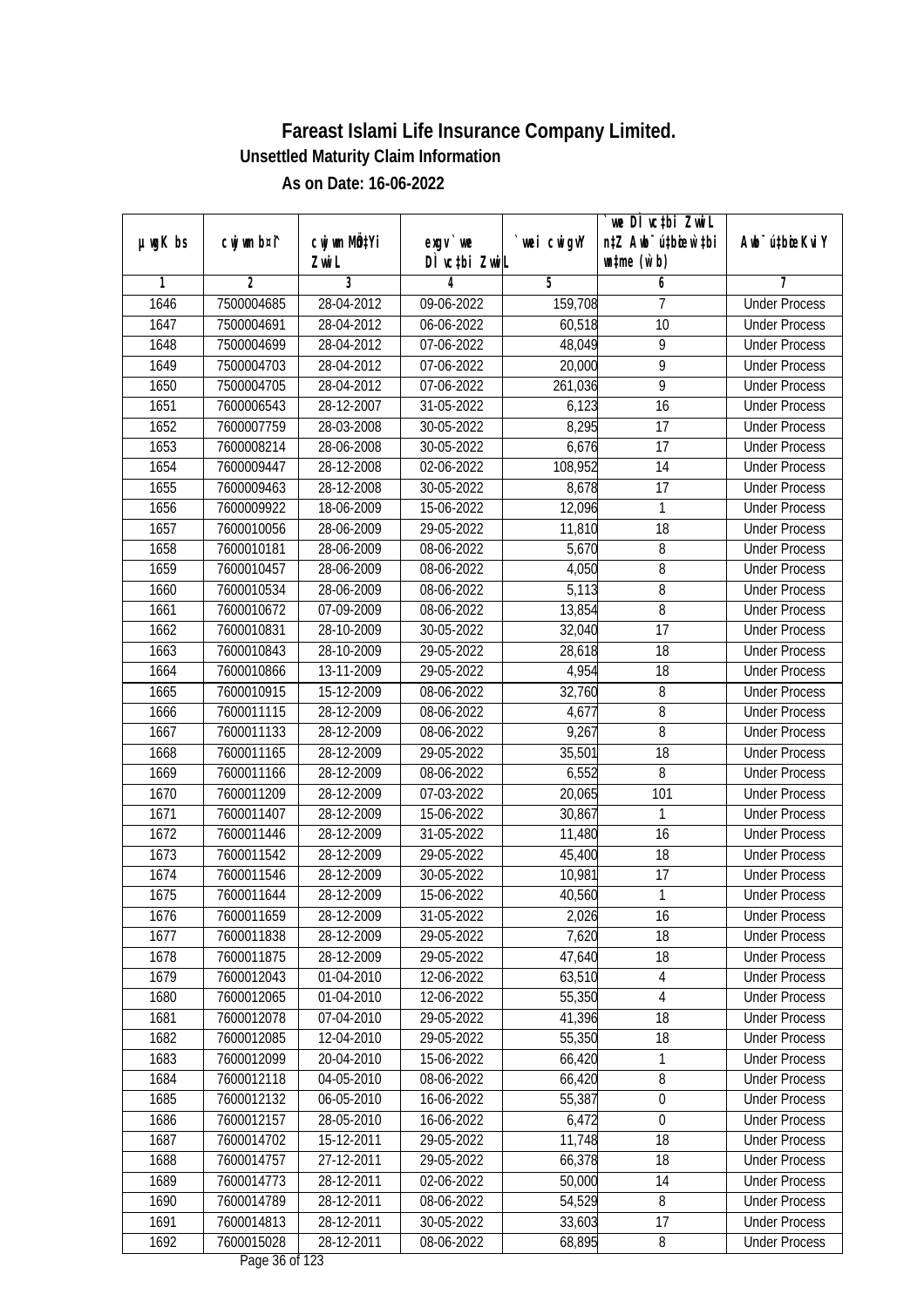# Fareast Islami Life Insurance Company Limited.

### Unsettled Maturity Claim Information

### As on Date: 16-06-2022

| µwgK bs | cwjwm b¤^i | cwjwm MÖn‡Yi ZvwiL | exgv` we DÌvc‡bi ZvwiL | `vwei cwigvY | `we DÌvc‡bi ZvwiL n‡Z Awb¯úwËi w`‡bi ms (w`b) | Awb¯úwËi KviY |
|---|---|---|---|---|---|---|
| 1 | 2 | 3 | 4 | 5 | 6 | 7 |
| 1646 | 7500004685 | 28-04-2012 | 09-06-2022 | 159,708 | 7 | Under Process |
| 1647 | 7500004691 | 28-04-2012 | 06-06-2022 | 60,518 | 10 | Under Process |
| 1648 | 7500004699 | 28-04-2012 | 07-06-2022 | 48,049 | 9 | Under Process |
| 1649 | 7500004703 | 28-04-2012 | 07-06-2022 | 20,000 | 9 | Under Process |
| 1650 | 7500004705 | 28-04-2012 | 07-06-2022 | 261,036 | 9 | Under Process |
| 1651 | 7600006543 | 28-12-2007 | 31-05-2022 | 6,123 | 16 | Under Process |
| 1652 | 7600007759 | 28-03-2008 | 30-05-2022 | 8,295 | 17 | Under Process |
| 1653 | 7600008214 | 28-06-2008 | 30-05-2022 | 6,676 | 17 | Under Process |
| 1654 | 7600009447 | 28-12-2008 | 02-06-2022 | 108,952 | 14 | Under Process |
| 1655 | 7600009463 | 28-12-2008 | 30-05-2022 | 8,678 | 17 | Under Process |
| 1656 | 7600009922 | 18-06-2009 | 15-06-2022 | 12,096 | 1 | Under Process |
| 1657 | 7600010056 | 28-06-2009 | 29-05-2022 | 11,810 | 18 | Under Process |
| 1658 | 7600010181 | 28-06-2009 | 08-06-2022 | 5,670 | 8 | Under Process |
| 1659 | 7600010457 | 28-06-2009 | 08-06-2022 | 4,050 | 8 | Under Process |
| 1660 | 7600010534 | 28-06-2009 | 08-06-2022 | 5,113 | 8 | Under Process |
| 1661 | 7600010672 | 07-09-2009 | 08-06-2022 | 13,854 | 8 | Under Process |
| 1662 | 7600010831 | 28-10-2009 | 30-05-2022 | 32,040 | 17 | Under Process |
| 1663 | 7600010843 | 28-10-2009 | 29-05-2022 | 28,618 | 18 | Under Process |
| 1664 | 7600010866 | 13-11-2009 | 29-05-2022 | 4,954 | 18 | Under Process |
| 1665 | 7600010915 | 15-12-2009 | 08-06-2022 | 32,760 | 8 | Under Process |
| 1666 | 7600011115 | 28-12-2009 | 08-06-2022 | 4,677 | 8 | Under Process |
| 1667 | 7600011133 | 28-12-2009 | 08-06-2022 | 9,267 | 8 | Under Process |
| 1668 | 7600011165 | 28-12-2009 | 29-05-2022 | 35,501 | 18 | Under Process |
| 1669 | 7600011166 | 28-12-2009 | 08-06-2022 | 6,552 | 8 | Under Process |
| 1670 | 7600011209 | 28-12-2009 | 07-03-2022 | 20,065 | 101 | Under Process |
| 1671 | 7600011407 | 28-12-2009 | 15-06-2022 | 30,867 | 1 | Under Process |
| 1672 | 7600011446 | 28-12-2009 | 31-05-2022 | 11,480 | 16 | Under Process |
| 1673 | 7600011542 | 28-12-2009 | 29-05-2022 | 45,400 | 18 | Under Process |
| 1674 | 7600011546 | 28-12-2009 | 30-05-2022 | 10,981 | 17 | Under Process |
| 1675 | 7600011644 | 28-12-2009 | 15-06-2022 | 40,560 | 1 | Under Process |
| 1676 | 7600011659 | 28-12-2009 | 31-05-2022 | 2,026 | 16 | Under Process |
| 1677 | 7600011838 | 28-12-2009 | 29-05-2022 | 7,620 | 18 | Under Process |
| 1678 | 7600011875 | 28-12-2009 | 29-05-2022 | 47,640 | 18 | Under Process |
| 1679 | 7600012043 | 01-04-2010 | 12-06-2022 | 63,510 | 4 | Under Process |
| 1680 | 7600012065 | 01-04-2010 | 12-06-2022 | 55,350 | 4 | Under Process |
| 1681 | 7600012078 | 07-04-2010 | 29-05-2022 | 41,396 | 18 | Under Process |
| 1682 | 7600012085 | 12-04-2010 | 29-05-2022 | 55,350 | 18 | Under Process |
| 1683 | 7600012099 | 20-04-2010 | 15-06-2022 | 66,420 | 1 | Under Process |
| 1684 | 7600012118 | 04-05-2010 | 08-06-2022 | 66,420 | 8 | Under Process |
| 1685 | 7600012132 | 06-05-2010 | 16-06-2022 | 55,387 | 0 | Under Process |
| 1686 | 7600012157 | 28-05-2010 | 16-06-2022 | 6,472 | 0 | Under Process |
| 1687 | 7600014702 | 15-12-2011 | 29-05-2022 | 11,748 | 18 | Under Process |
| 1688 | 7600014757 | 27-12-2011 | 29-05-2022 | 66,378 | 18 | Under Process |
| 1689 | 7600014773 | 28-12-2011 | 02-06-2022 | 50,000 | 14 | Under Process |
| 1690 | 7600014789 | 28-12-2011 | 08-06-2022 | 54,529 | 8 | Under Process |
| 1691 | 7600014813 | 28-12-2011 | 30-05-2022 | 33,603 | 17 | Under Process |
| 1692 | 7600015028 | 28-12-2011 | 08-06-2022 | 68,895 | 8 | Under Process |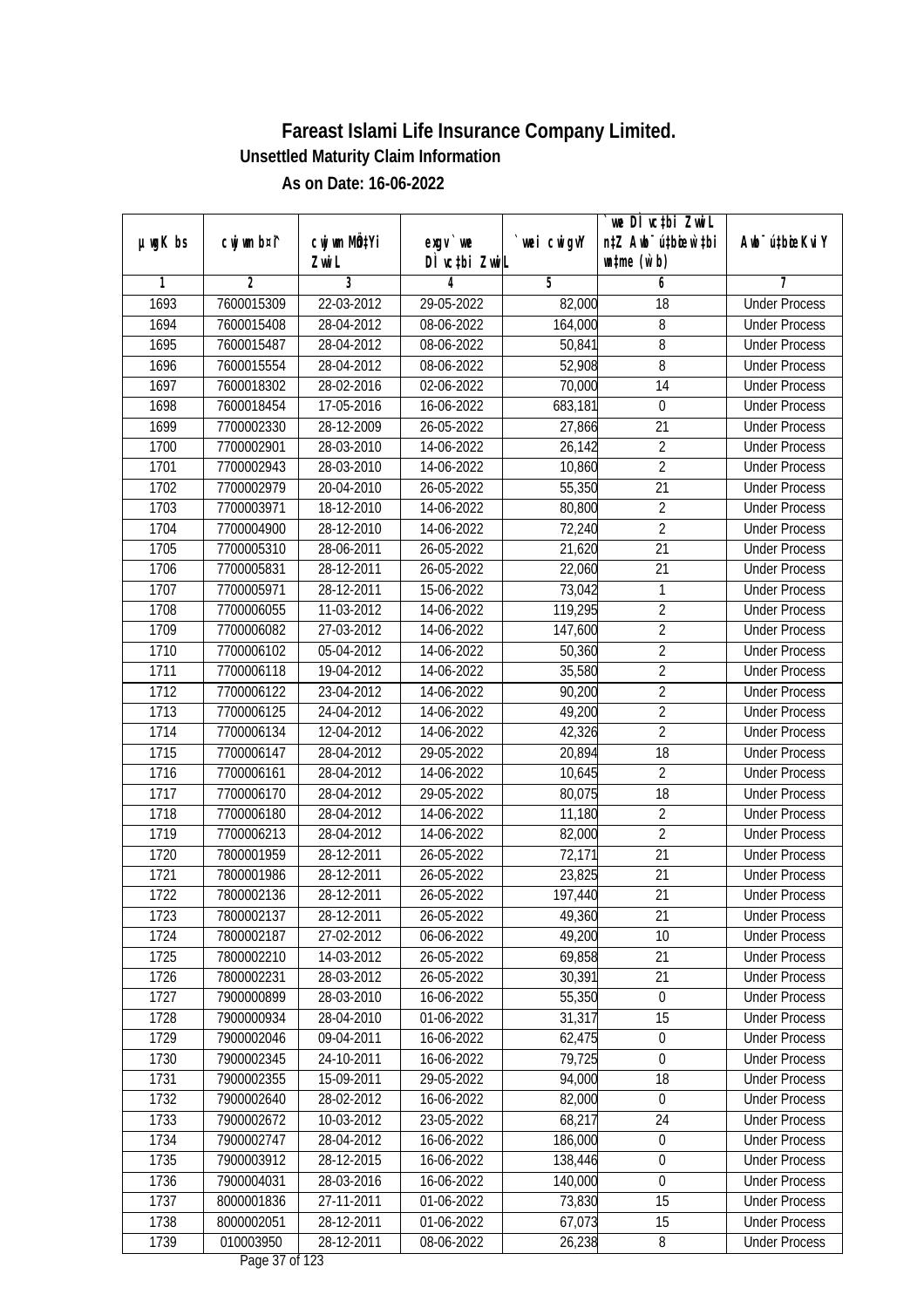# Fareast Islami Life Insurance Company Limited.

### Unsettled Maturity Claim Information

### As on Date: 16-06-2022

| µwgK bs | cwjwm b¤^i | cwjwm MÖn‡Yi ZvwiL | exgv `we DÌvc‡bi ZvwiL | `vwei cwigvY | `we DÌvc‡bi ZvwiL n‡Z Awb¯úwËi w`‡bi msL¨v (w`b) | Awb¯úwËi KviY |
|---|---|---|---|---|---|---|
| 1 | 2 | 3 | 4 | 5 | 6 | 7 |
| 1693 | 7600015309 | 22-03-2012 | 29-05-2022 | 82,000 | 18 | Under Process |
| 1694 | 7600015408 | 28-04-2012 | 08-06-2022 | 164,000 | 8 | Under Process |
| 1695 | 7600015487 | 28-04-2012 | 08-06-2022 | 50,841 | 8 | Under Process |
| 1696 | 7600015554 | 28-04-2012 | 08-06-2022 | 52,908 | 8 | Under Process |
| 1697 | 7600018302 | 28-02-2016 | 02-06-2022 | 70,000 | 14 | Under Process |
| 1698 | 7600018454 | 17-05-2016 | 16-06-2022 | 683,181 | 0 | Under Process |
| 1699 | 7700002330 | 28-12-2009 | 26-05-2022 | 27,866 | 21 | Under Process |
| 1700 | 7700002901 | 28-03-2010 | 14-06-2022 | 26,142 | 2 | Under Process |
| 1701 | 7700002943 | 28-03-2010 | 14-06-2022 | 10,860 | 2 | Under Process |
| 1702 | 7700002979 | 20-04-2010 | 26-05-2022 | 55,350 | 21 | Under Process |
| 1703 | 7700003971 | 18-12-2010 | 14-06-2022 | 80,800 | 2 | Under Process |
| 1704 | 7700004900 | 28-12-2010 | 14-06-2022 | 72,240 | 2 | Under Process |
| 1705 | 7700005310 | 28-06-2011 | 26-05-2022 | 21,620 | 21 | Under Process |
| 1706 | 7700005831 | 28-12-2011 | 26-05-2022 | 22,060 | 21 | Under Process |
| 1707 | 7700005971 | 28-12-2011 | 15-06-2022 | 73,042 | 1 | Under Process |
| 1708 | 7700006055 | 11-03-2012 | 14-06-2022 | 119,295 | 2 | Under Process |
| 1709 | 7700006082 | 27-03-2012 | 14-06-2022 | 147,600 | 2 | Under Process |
| 1710 | 7700006102 | 05-04-2012 | 14-06-2022 | 50,360 | 2 | Under Process |
| 1711 | 7700006118 | 19-04-2012 | 14-06-2022 | 35,580 | 2 | Under Process |
| 1712 | 7700006122 | 23-04-2012 | 14-06-2022 | 90,200 | 2 | Under Process |
| 1713 | 7700006125 | 24-04-2012 | 14-06-2022 | 49,200 | 2 | Under Process |
| 1714 | 7700006134 | 12-04-2012 | 14-06-2022 | 42,326 | 2 | Under Process |
| 1715 | 7700006147 | 28-04-2012 | 29-05-2022 | 20,894 | 18 | Under Process |
| 1716 | 7700006161 | 28-04-2012 | 14-06-2022 | 10,645 | 2 | Under Process |
| 1717 | 7700006170 | 28-04-2012 | 29-05-2022 | 80,075 | 18 | Under Process |
| 1718 | 7700006180 | 28-04-2012 | 14-06-2022 | 11,180 | 2 | Under Process |
| 1719 | 7700006213 | 28-04-2012 | 14-06-2022 | 82,000 | 2 | Under Process |
| 1720 | 7800001959 | 28-12-2011 | 26-05-2022 | 72,171 | 21 | Under Process |
| 1721 | 7800001986 | 28-12-2011 | 26-05-2022 | 23,825 | 21 | Under Process |
| 1722 | 7800002136 | 28-12-2011 | 26-05-2022 | 197,440 | 21 | Under Process |
| 1723 | 7800002137 | 28-12-2011 | 26-05-2022 | 49,360 | 21 | Under Process |
| 1724 | 7800002187 | 27-02-2012 | 06-06-2022 | 49,200 | 10 | Under Process |
| 1725 | 7800002210 | 14-03-2012 | 26-05-2022 | 69,858 | 21 | Under Process |
| 1726 | 7800002231 | 28-03-2012 | 26-05-2022 | 30,391 | 21 | Under Process |
| 1727 | 7900000899 | 28-03-2010 | 16-06-2022 | 55,350 | 0 | Under Process |
| 1728 | 7900000934 | 28-04-2010 | 01-06-2022 | 31,317 | 15 | Under Process |
| 1729 | 7900002046 | 09-04-2011 | 16-06-2022 | 62,475 | 0 | Under Process |
| 1730 | 7900002345 | 24-10-2011 | 16-06-2022 | 79,725 | 0 | Under Process |
| 1731 | 7900002355 | 15-09-2011 | 29-05-2022 | 94,000 | 18 | Under Process |
| 1732 | 7900002640 | 28-02-2012 | 16-06-2022 | 82,000 | 0 | Under Process |
| 1733 | 7900002672 | 10-03-2012 | 23-05-2022 | 68,217 | 24 | Under Process |
| 1734 | 7900002747 | 28-04-2012 | 16-06-2022 | 186,000 | 0 | Under Process |
| 1735 | 7900003912 | 28-12-2015 | 16-06-2022 | 138,446 | 0 | Under Process |
| 1736 | 7900004031 | 28-03-2016 | 16-06-2022 | 140,000 | 0 | Under Process |
| 1737 | 8000001836 | 27-11-2011 | 01-06-2022 | 73,830 | 15 | Under Process |
| 1738 | 8000002051 | 28-12-2011 | 01-06-2022 | 67,073 | 15 | Under Process |
| 1739 | 010003950 | 28-12-2011 | 08-06-2022 | 26,238 | 8 | Under Process |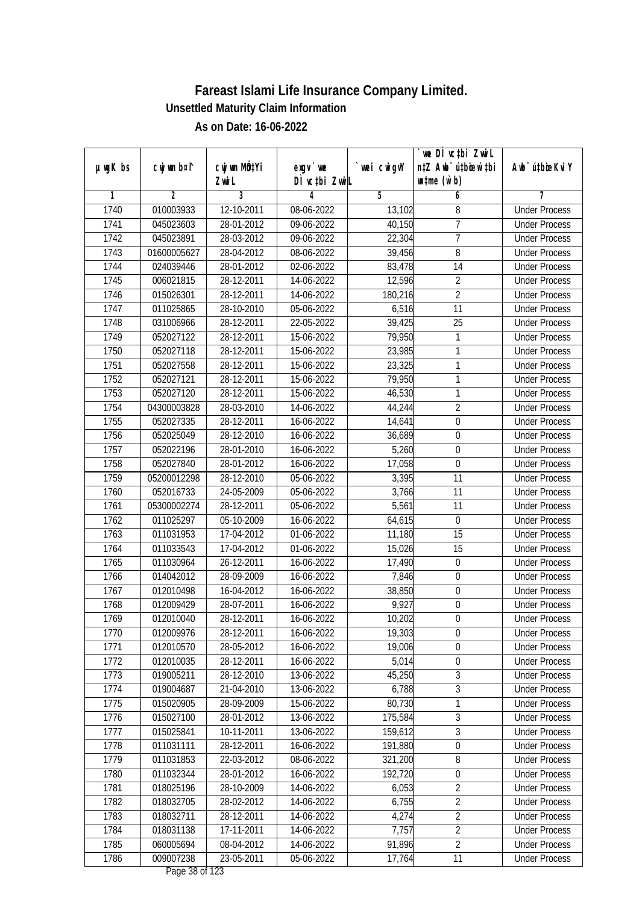# Fareast Islami Life Insurance Company Limited.

### Unsettled Maturity Claim Information

### As on Date: 16-06-2022

| µwgK bs | cwjwm bs | cwjwm MÖnYi ZvwiL | exgv` we DÌvc‡bi ZvwiL | `vwei cwigvY | `we DÌvc‡bi ZvwiL n‡Z Avbyô²vwbK fv‡e ‡gvU w`b (w`b) | Avbyô²v‡bi KviY |
|---|---|---|---|---|---|---|
| 1 | 2 | 3 | 4 | 5 | 6 | 7 |
| 1740 | 010003933 | 12-10-2011 | 08-06-2022 | 13,102 | 8 | Under Process |
| 1741 | 045023603 | 28-01-2012 | 09-06-2022 | 40,150 | 7 | Under Process |
| 1742 | 045023891 | 28-03-2012 | 09-06-2022 | 22,304 | 7 | Under Process |
| 1743 | 01600005627 | 28-04-2012 | 08-06-2022 | 39,456 | 8 | Under Process |
| 1744 | 024039446 | 28-01-2012 | 02-06-2022 | 83,478 | 14 | Under Process |
| 1745 | 006021815 | 28-12-2011 | 14-06-2022 | 12,596 | 2 | Under Process |
| 1746 | 015026301 | 28-12-2011 | 14-06-2022 | 180,216 | 2 | Under Process |
| 1747 | 011025865 | 28-10-2010 | 05-06-2022 | 6,516 | 11 | Under Process |
| 1748 | 031006966 | 28-12-2011 | 22-05-2022 | 39,425 | 25 | Under Process |
| 1749 | 052027122 | 28-12-2011 | 15-06-2022 | 79,950 | 1 | Under Process |
| 1750 | 052027118 | 28-12-2011 | 15-06-2022 | 23,985 | 1 | Under Process |
| 1751 | 052027558 | 28-12-2011 | 15-06-2022 | 23,325 | 1 | Under Process |
| 1752 | 052027121 | 28-12-2011 | 15-06-2022 | 79,950 | 1 | Under Process |
| 1753 | 052027120 | 28-12-2011 | 15-06-2022 | 46,530 | 1 | Under Process |
| 1754 | 04300003828 | 28-03-2010 | 14-06-2022 | 44,244 | 2 | Under Process |
| 1755 | 052027335 | 28-12-2011 | 16-06-2022 | 14,641 | 0 | Under Process |
| 1756 | 052025049 | 28-12-2010 | 16-06-2022 | 36,689 | 0 | Under Process |
| 1757 | 052022196 | 28-01-2010 | 16-06-2022 | 5,260 | 0 | Under Process |
| 1758 | 052027840 | 28-01-2012 | 16-06-2022 | 17,058 | 0 | Under Process |
| 1759 | 05200012298 | 28-12-2010 | 05-06-2022 | 3,395 | 11 | Under Process |
| 1760 | 052016733 | 24-05-2009 | 05-06-2022 | 3,766 | 11 | Under Process |
| 1761 | 05300002274 | 28-12-2011 | 05-06-2022 | 5,561 | 11 | Under Process |
| 1762 | 011025297 | 05-10-2009 | 16-06-2022 | 64,615 | 0 | Under Process |
| 1763 | 011031953 | 17-04-2012 | 01-06-2022 | 11,180 | 15 | Under Process |
| 1764 | 011033543 | 17-04-2012 | 01-06-2022 | 15,026 | 15 | Under Process |
| 1765 | 011030964 | 26-12-2011 | 16-06-2022 | 17,490 | 0 | Under Process |
| 1766 | 014042012 | 28-09-2009 | 16-06-2022 | 7,846 | 0 | Under Process |
| 1767 | 012010498 | 16-04-2012 | 16-06-2022 | 38,850 | 0 | Under Process |
| 1768 | 012009429 | 28-07-2011 | 16-06-2022 | 9,927 | 0 | Under Process |
| 1769 | 012010040 | 28-12-2011 | 16-06-2022 | 10,202 | 0 | Under Process |
| 1770 | 012009976 | 28-12-2011 | 16-06-2022 | 19,303 | 0 | Under Process |
| 1771 | 012010570 | 28-05-2012 | 16-06-2022 | 19,006 | 0 | Under Process |
| 1772 | 012010035 | 28-12-2011 | 16-06-2022 | 5,014 | 0 | Under Process |
| 1773 | 019005211 | 28-12-2010 | 13-06-2022 | 45,250 | 3 | Under Process |
| 1774 | 019004687 | 21-04-2010 | 13-06-2022 | 6,788 | 3 | Under Process |
| 1775 | 015020905 | 28-09-2009 | 15-06-2022 | 80,730 | 1 | Under Process |
| 1776 | 015027100 | 28-01-2012 | 13-06-2022 | 175,584 | 3 | Under Process |
| 1777 | 015025841 | 10-11-2011 | 13-06-2022 | 159,612 | 3 | Under Process |
| 1778 | 011031111 | 28-12-2011 | 16-06-2022 | 191,880 | 0 | Under Process |
| 1779 | 011031853 | 22-03-2012 | 08-06-2022 | 321,200 | 8 | Under Process |
| 1780 | 011032344 | 28-01-2012 | 16-06-2022 | 192,720 | 0 | Under Process |
| 1781 | 018025196 | 28-10-2009 | 14-06-2022 | 6,053 | 2 | Under Process |
| 1782 | 018032705 | 28-02-2012 | 14-06-2022 | 6,755 | 2 | Under Process |
| 1783 | 018032711 | 28-12-2011 | 14-06-2022 | 4,274 | 2 | Under Process |
| 1784 | 018031138 | 17-11-2011 | 14-06-2022 | 7,757 | 2 | Under Process |
| 1785 | 060005694 | 08-04-2012 | 14-06-2022 | 91,896 | 2 | Under Process |
| 1786 | 009007238 | 23-05-2011 | 05-06-2022 | 17,764 | 11 | Under Process |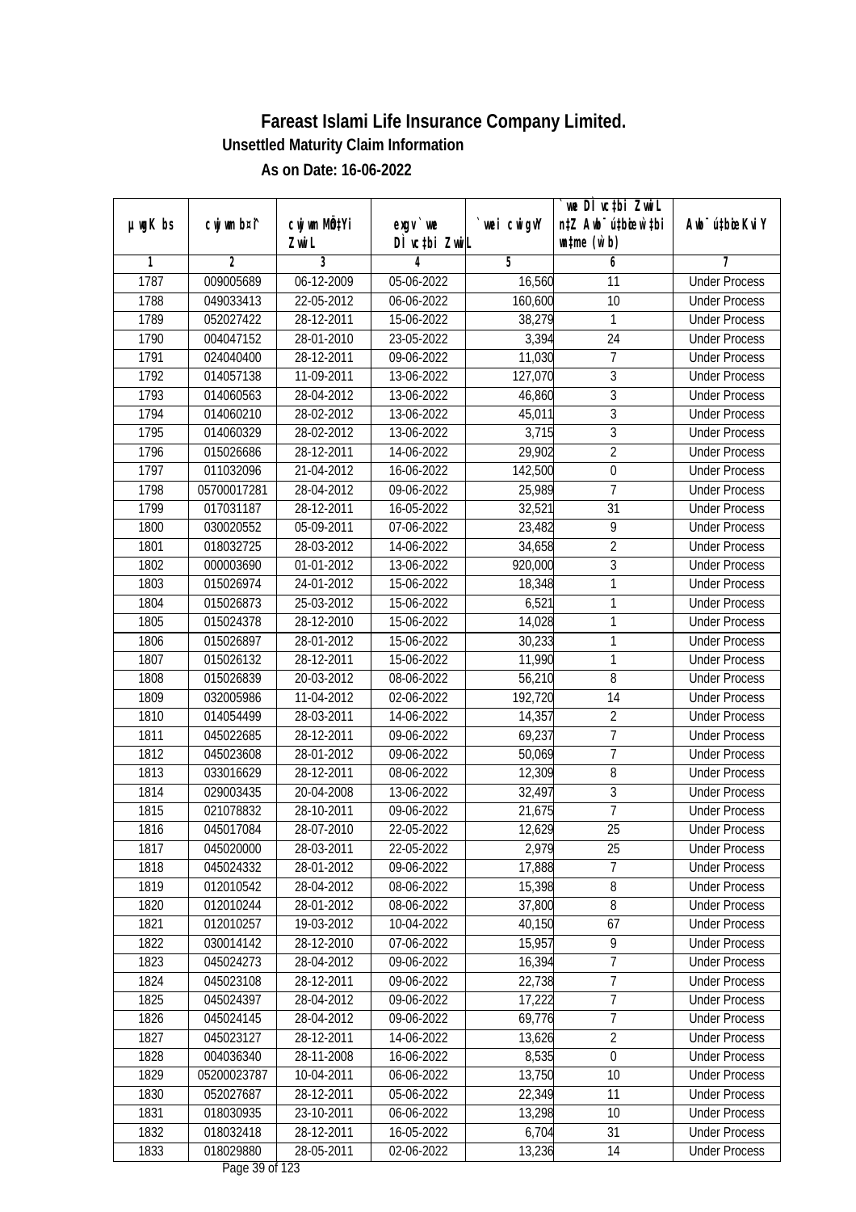# Fareast Islami Life Insurance Company Limited.

**Unsettled Maturity Claim Information**

**As on Date: 16-06-2022**

| µwgK bs | cwjwm b¤^i | cwjwm MÖn‡Yi ZvwiL | exgv` we DÌvc‡bi ZvwiL | `vwei cwigvY | `we DÌvc‡bi ZvwiL n‡Z Awb¯úwËi w`‡bi msL¨v (w`b) | Awb¯úwËi KviY |
|---|---|---|---|---|---|---|
| 1 | 2 | 3 | 4 | 5 | 6 | 7 |
| 1787 | 009005689 | 06-12-2009 | 05-06-2022 | 16,560 | 11 | Under Process |
| 1788 | 049033413 | 22-05-2012 | 06-06-2022 | 160,600 | 10 | Under Process |
| 1789 | 052027422 | 28-12-2011 | 15-06-2022 | 38,279 | 1 | Under Process |
| 1790 | 004047152 | 28-01-2010 | 23-05-2022 | 3,394 | 24 | Under Process |
| 1791 | 024040400 | 28-12-2011 | 09-06-2022 | 11,030 | 7 | Under Process |
| 1792 | 014057138 | 11-09-2011 | 13-06-2022 | 127,070 | 3 | Under Process |
| 1793 | 014060563 | 28-04-2012 | 13-06-2022 | 46,860 | 3 | Under Process |
| 1794 | 014060210 | 28-02-2012 | 13-06-2022 | 45,011 | 3 | Under Process |
| 1795 | 014060329 | 28-02-2012 | 13-06-2022 | 3,715 | 3 | Under Process |
| 1796 | 015026686 | 28-12-2011 | 14-06-2022 | 29,902 | 2 | Under Process |
| 1797 | 011032096 | 21-04-2012 | 16-06-2022 | 142,500 | 0 | Under Process |
| 1798 | 05700017281 | 28-04-2012 | 09-06-2022 | 25,989 | 7 | Under Process |
| 1799 | 017031187 | 28-12-2011 | 16-05-2022 | 32,521 | 31 | Under Process |
| 1800 | 030020552 | 05-09-2011 | 07-06-2022 | 23,482 | 9 | Under Process |
| 1801 | 018032725 | 28-03-2012 | 14-06-2022 | 34,658 | 2 | Under Process |
| 1802 | 000003690 | 01-01-2012 | 13-06-2022 | 920,000 | 3 | Under Process |
| 1803 | 015026974 | 24-01-2012 | 15-06-2022 | 18,348 | 1 | Under Process |
| 1804 | 015026873 | 25-03-2012 | 15-06-2022 | 6,521 | 1 | Under Process |
| 1805 | 015024378 | 28-12-2010 | 15-06-2022 | 14,028 | 1 | Under Process |
| 1806 | 015026897 | 28-01-2012 | 15-06-2022 | 30,233 | 1 | Under Process |
| 1807 | 015026132 | 28-12-2011 | 15-06-2022 | 11,990 | 1 | Under Process |
| 1808 | 015026839 | 20-03-2012 | 08-06-2022 | 56,210 | 8 | Under Process |
| 1809 | 032005986 | 11-04-2012 | 02-06-2022 | 192,720 | 14 | Under Process |
| 1810 | 014054499 | 28-03-2011 | 14-06-2022 | 14,357 | 2 | Under Process |
| 1811 | 045022685 | 28-12-2011 | 09-06-2022 | 69,237 | 7 | Under Process |
| 1812 | 045023608 | 28-01-2012 | 09-06-2022 | 50,069 | 7 | Under Process |
| 1813 | 033016629 | 28-12-2011 | 08-06-2022 | 12,309 | 8 | Under Process |
| 1814 | 029003435 | 20-04-2008 | 13-06-2022 | 32,497 | 3 | Under Process |
| 1815 | 021078832 | 28-10-2011 | 09-06-2022 | 21,675 | 7 | Under Process |
| 1816 | 045017084 | 28-07-2010 | 22-05-2022 | 12,629 | 25 | Under Process |
| 1817 | 045020000 | 28-03-2011 | 22-05-2022 | 2,979 | 25 | Under Process |
| 1818 | 045024332 | 28-01-2012 | 09-06-2022 | 17,888 | 7 | Under Process |
| 1819 | 012010542 | 28-04-2012 | 08-06-2022 | 15,398 | 8 | Under Process |
| 1820 | 012010244 | 28-01-2012 | 08-06-2022 | 37,800 | 8 | Under Process |
| 1821 | 012010257 | 19-03-2012 | 10-04-2022 | 40,150 | 67 | Under Process |
| 1822 | 030014142 | 28-12-2010 | 07-06-2022 | 15,957 | 9 | Under Process |
| 1823 | 045024273 | 28-04-2012 | 09-06-2022 | 16,394 | 7 | Under Process |
| 1824 | 045023108 | 28-12-2011 | 09-06-2022 | 22,738 | 7 | Under Process |
| 1825 | 045024397 | 28-04-2012 | 09-06-2022 | 17,222 | 7 | Under Process |
| 1826 | 045024145 | 28-04-2012 | 09-06-2022 | 69,776 | 7 | Under Process |
| 1827 | 045023127 | 28-12-2011 | 14-06-2022 | 13,626 | 2 | Under Process |
| 1828 | 004036340 | 28-11-2008 | 16-06-2022 | 8,535 | 0 | Under Process |
| 1829 | 05200023787 | 10-04-2011 | 06-06-2022 | 13,750 | 10 | Under Process |
| 1830 | 052027687 | 28-12-2011 | 05-06-2022 | 22,349 | 11 | Under Process |
| 1831 | 018030935 | 23-10-2011 | 06-06-2022 | 13,298 | 10 | Under Process |
| 1832 | 018032418 | 28-12-2011 | 16-05-2022 | 6,704 | 31 | Under Process |
| 1833 | 018029880 | 28-05-2011 | 02-06-2022 | 13,236 | 14 | Under Process |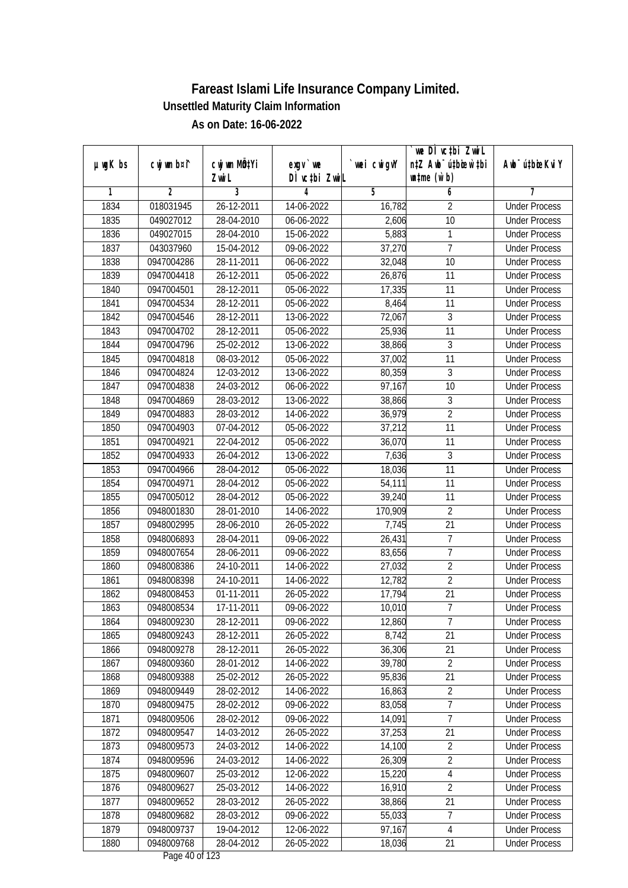# Fareast Islami Life Insurance Company Limited.

### Unsettled Maturity Claim Information

### As on Date: 16-06-2022

| µwgK bs | cwjwm b¤^i | cwjwm MÖn‡Yi ZwiL | exgv `vwe DÌvc‡bi ZwiL | `vwei cwigvY | `vwe DÌvc‡bi ZwiL n‡Z Awb¯úbœ `v‡bi w`b (w`b) | Awb¯ú‡bœi KviY |
|---|---|---|---|---|---|---|
| 1 | 2 | 3 | 4 | 5 | 6 | 7 |
| 1834 | 018031945 | 26-12-2011 | 14-06-2022 | 16,782 | 2 | Under Process |
| 1835 | 049027012 | 28-04-2010 | 06-06-2022 | 2,606 | 10 | Under Process |
| 1836 | 049027015 | 28-04-2010 | 15-06-2022 | 5,883 | 1 | Under Process |
| 1837 | 043037960 | 15-04-2012 | 09-06-2022 | 37,270 | 7 | Under Process |
| 1838 | 0947004286 | 28-11-2011 | 06-06-2022 | 32,048 | 10 | Under Process |
| 1839 | 0947004418 | 26-12-2011 | 05-06-2022 | 26,876 | 11 | Under Process |
| 1840 | 0947004501 | 28-12-2011 | 05-06-2022 | 17,335 | 11 | Under Process |
| 1841 | 0947004534 | 28-12-2011 | 05-06-2022 | 8,464 | 11 | Under Process |
| 1842 | 0947004546 | 28-12-2011 | 13-06-2022 | 72,067 | 3 | Under Process |
| 1843 | 0947004702 | 28-12-2011 | 05-06-2022 | 25,936 | 11 | Under Process |
| 1844 | 0947004796 | 25-02-2012 | 13-06-2022 | 38,866 | 3 | Under Process |
| 1845 | 0947004818 | 08-03-2012 | 05-06-2022 | 37,002 | 11 | Under Process |
| 1846 | 0947004824 | 12-03-2012 | 13-06-2022 | 80,359 | 3 | Under Process |
| 1847 | 0947004838 | 24-03-2012 | 06-06-2022 | 97,167 | 10 | Under Process |
| 1848 | 0947004869 | 28-03-2012 | 13-06-2022 | 38,866 | 3 | Under Process |
| 1849 | 0947004883 | 28-03-2012 | 14-06-2022 | 36,979 | 2 | Under Process |
| 1850 | 0947004903 | 07-04-2012 | 05-06-2022 | 37,212 | 11 | Under Process |
| 1851 | 0947004921 | 22-04-2012 | 05-06-2022 | 36,070 | 11 | Under Process |
| 1852 | 0947004933 | 26-04-2012 | 13-06-2022 | 7,636 | 3 | Under Process |
| 1853 | 0947004966 | 28-04-2012 | 05-06-2022 | 18,036 | 11 | Under Process |
| 1854 | 0947004971 | 28-04-2012 | 05-06-2022 | 54,111 | 11 | Under Process |
| 1855 | 0947005012 | 28-04-2012 | 05-06-2022 | 39,240 | 11 | Under Process |
| 1856 | 0948001830 | 28-01-2010 | 14-06-2022 | 170,909 | 2 | Under Process |
| 1857 | 0948002995 | 28-06-2010 | 26-05-2022 | 7,745 | 21 | Under Process |
| 1858 | 0948006893 | 28-04-2011 | 09-06-2022 | 26,431 | 7 | Under Process |
| 1859 | 0948007654 | 28-06-2011 | 09-06-2022 | 83,656 | 7 | Under Process |
| 1860 | 0948008386 | 24-10-2011 | 14-06-2022 | 27,032 | 2 | Under Process |
| 1861 | 0948008398 | 24-10-2011 | 14-06-2022 | 12,782 | 2 | Under Process |
| 1862 | 0948008453 | 01-11-2011 | 26-05-2022 | 17,794 | 21 | Under Process |
| 1863 | 0948008534 | 17-11-2011 | 09-06-2022 | 10,010 | 7 | Under Process |
| 1864 | 0948009230 | 28-12-2011 | 09-06-2022 | 12,860 | 7 | Under Process |
| 1865 | 0948009243 | 28-12-2011 | 26-05-2022 | 8,742 | 21 | Under Process |
| 1866 | 0948009278 | 28-12-2011 | 26-05-2022 | 36,306 | 21 | Under Process |
| 1867 | 0948009360 | 28-01-2012 | 14-06-2022 | 39,780 | 2 | Under Process |
| 1868 | 0948009388 | 25-02-2012 | 26-05-2022 | 95,836 | 21 | Under Process |
| 1869 | 0948009449 | 28-02-2012 | 14-06-2022 | 16,863 | 2 | Under Process |
| 1870 | 0948009475 | 28-02-2012 | 09-06-2022 | 83,058 | 7 | Under Process |
| 1871 | 0948009506 | 28-02-2012 | 09-06-2022 | 14,091 | 7 | Under Process |
| 1872 | 0948009547 | 14-03-2012 | 26-05-2022 | 37,253 | 21 | Under Process |
| 1873 | 0948009573 | 24-03-2012 | 14-06-2022 | 14,100 | 2 | Under Process |
| 1874 | 0948009596 | 24-03-2012 | 14-06-2022 | 26,309 | 2 | Under Process |
| 1875 | 0948009607 | 25-03-2012 | 12-06-2022 | 15,220 | 4 | Under Process |
| 1876 | 0948009627 | 25-03-2012 | 14-06-2022 | 16,910 | 2 | Under Process |
| 1877 | 0948009652 | 28-03-2012 | 26-05-2022 | 38,866 | 21 | Under Process |
| 1878 | 0948009682 | 28-03-2012 | 09-06-2022 | 55,033 | 7 | Under Process |
| 1879 | 0948009737 | 19-04-2012 | 12-06-2022 | 97,167 | 4 | Under Process |
| 1880 | 0948009768 | 28-04-2012 | 26-05-2022 | 18,036 | 21 | Under Process |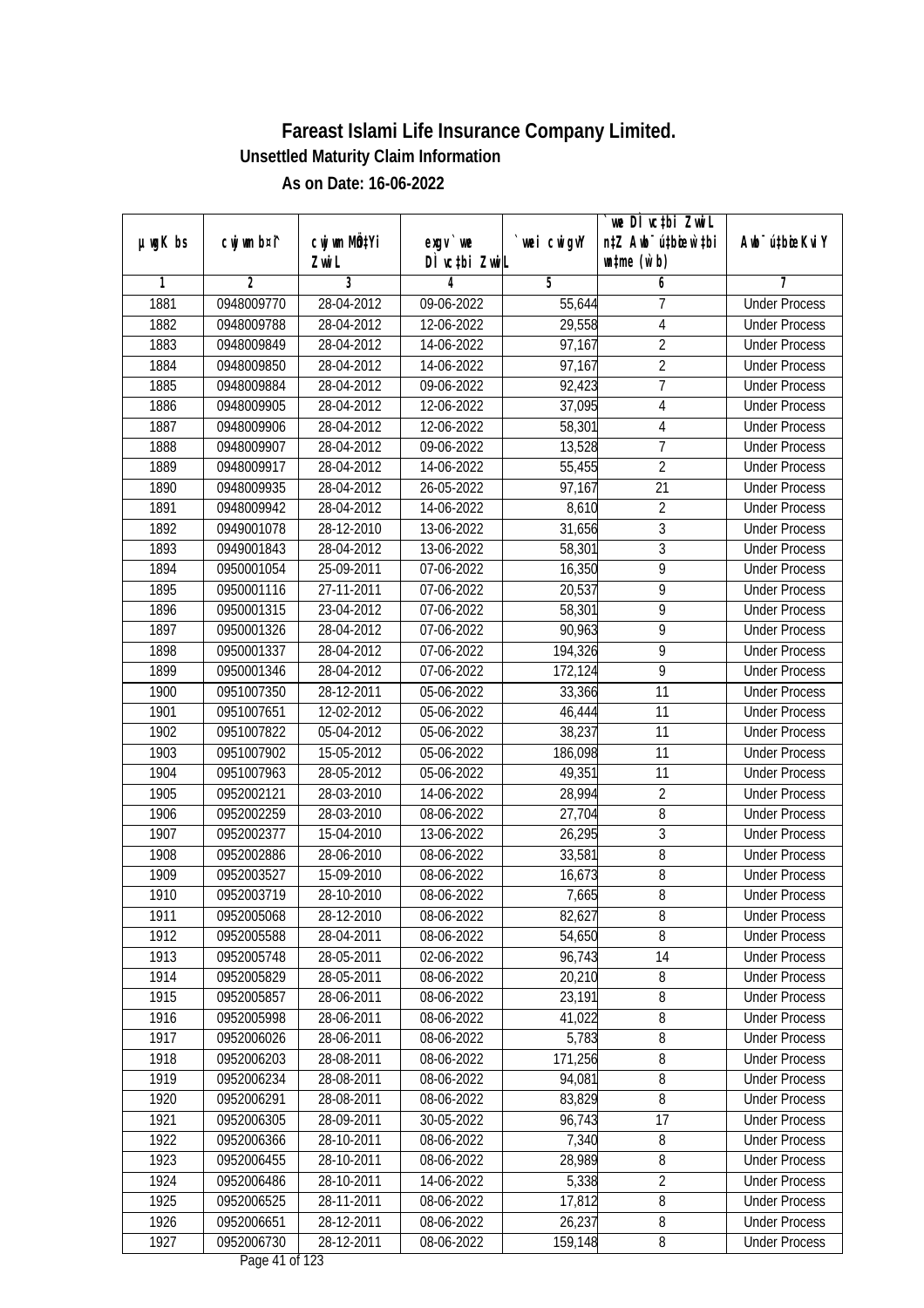# Fareast Islami Life Insurance Company Limited.

## Unsettled Maturity Claim Information

### As on Date: 16-06-2022

| µwgK bs | cwjwm b¤^i | cwjwm MÖn‡Yi ZvwiL | exgv`we DÌvc‡bi ZvwiL | `vwei cwigvY | `vwe DÌvc‡bi ZvwiL n‡Z Aub¯úbœ †`wbi wnmve (w`b) | Aub¯ú‡bœi KviY |
|---|---|---|---|---|---|---|
| 1 | 2 | 3 | 4 | 5 | 6 | 7 |
| 1881 | 0948009770 | 28-04-2012 | 09-06-2022 | 55,644 | 7 | Under Process |
| 1882 | 0948009788 | 28-04-2012 | 12-06-2022 | 29,558 | 4 | Under Process |
| 1883 | 0948009849 | 28-04-2012 | 14-06-2022 | 97,167 | 2 | Under Process |
| 1884 | 0948009850 | 28-04-2012 | 14-06-2022 | 97,167 | 2 | Under Process |
| 1885 | 0948009884 | 28-04-2012 | 09-06-2022 | 92,423 | 7 | Under Process |
| 1886 | 0948009905 | 28-04-2012 | 12-06-2022 | 37,095 | 4 | Under Process |
| 1887 | 0948009906 | 28-04-2012 | 12-06-2022 | 58,301 | 4 | Under Process |
| 1888 | 0948009907 | 28-04-2012 | 09-06-2022 | 13,528 | 7 | Under Process |
| 1889 | 0948009917 | 28-04-2012 | 14-06-2022 | 55,455 | 2 | Under Process |
| 1890 | 0948009935 | 28-04-2012 | 26-05-2022 | 97,167 | 21 | Under Process |
| 1891 | 0948009942 | 28-04-2012 | 14-06-2022 | 8,610 | 2 | Under Process |
| 1892 | 0949001078 | 28-12-2010 | 13-06-2022 | 31,656 | 3 | Under Process |
| 1893 | 0949001843 | 28-04-2012 | 13-06-2022 | 58,301 | 3 | Under Process |
| 1894 | 0950001054 | 25-09-2011 | 07-06-2022 | 16,350 | 9 | Under Process |
| 1895 | 0950001116 | 27-11-2011 | 07-06-2022 | 20,537 | 9 | Under Process |
| 1896 | 0950001315 | 23-04-2012 | 07-06-2022 | 58,301 | 9 | Under Process |
| 1897 | 0950001326 | 28-04-2012 | 07-06-2022 | 90,963 | 9 | Under Process |
| 1898 | 0950001337 | 28-04-2012 | 07-06-2022 | 194,326 | 9 | Under Process |
| 1899 | 0950001346 | 28-04-2012 | 07-06-2022 | 172,124 | 9 | Under Process |
| 1900 | 0951007350 | 28-12-2011 | 05-06-2022 | 33,366 | 11 | Under Process |
| 1901 | 0951007651 | 12-02-2012 | 05-06-2022 | 46,444 | 11 | Under Process |
| 1902 | 0951007822 | 05-04-2012 | 05-06-2022 | 38,237 | 11 | Under Process |
| 1903 | 0951007902 | 15-05-2012 | 05-06-2022 | 186,098 | 11 | Under Process |
| 1904 | 0951007963 | 28-05-2012 | 05-06-2022 | 49,351 | 11 | Under Process |
| 1905 | 0952002121 | 28-03-2010 | 14-06-2022 | 28,994 | 2 | Under Process |
| 1906 | 0952002259 | 28-03-2010 | 08-06-2022 | 27,704 | 8 | Under Process |
| 1907 | 0952002377 | 15-04-2010 | 13-06-2022 | 26,295 | 3 | Under Process |
| 1908 | 0952002886 | 28-06-2010 | 08-06-2022 | 33,581 | 8 | Under Process |
| 1909 | 0952003527 | 15-09-2010 | 08-06-2022 | 16,673 | 8 | Under Process |
| 1910 | 0952003719 | 28-10-2010 | 08-06-2022 | 7,665 | 8 | Under Process |
| 1911 | 0952005068 | 28-12-2010 | 08-06-2022 | 82,627 | 8 | Under Process |
| 1912 | 0952005588 | 28-04-2011 | 08-06-2022 | 54,650 | 8 | Under Process |
| 1913 | 0952005748 | 28-05-2011 | 02-06-2022 | 96,743 | 14 | Under Process |
| 1914 | 0952005829 | 28-05-2011 | 08-06-2022 | 20,210 | 8 | Under Process |
| 1915 | 0952005857 | 28-06-2011 | 08-06-2022 | 23,191 | 8 | Under Process |
| 1916 | 0952005998 | 28-06-2011 | 08-06-2022 | 41,022 | 8 | Under Process |
| 1917 | 0952006026 | 28-06-2011 | 08-06-2022 | 5,783 | 8 | Under Process |
| 1918 | 0952006203 | 28-08-2011 | 08-06-2022 | 171,256 | 8 | Under Process |
| 1919 | 0952006234 | 28-08-2011 | 08-06-2022 | 94,081 | 8 | Under Process |
| 1920 | 0952006291 | 28-08-2011 | 08-06-2022 | 83,829 | 8 | Under Process |
| 1921 | 0952006305 | 28-09-2011 | 30-05-2022 | 96,743 | 17 | Under Process |
| 1922 | 0952006366 | 28-10-2011 | 08-06-2022 | 7,340 | 8 | Under Process |
| 1923 | 0952006455 | 28-10-2011 | 08-06-2022 | 28,989 | 8 | Under Process |
| 1924 | 0952006486 | 28-10-2011 | 14-06-2022 | 5,338 | 2 | Under Process |
| 1925 | 0952006525 | 28-11-2011 | 08-06-2022 | 17,812 | 8 | Under Process |
| 1926 | 0952006651 | 28-12-2011 | 08-06-2022 | 26,237 | 8 | Under Process |
| 1927 | 0952006730 | 28-12-2011 | 08-06-2022 | 159,148 | 8 | Under Process |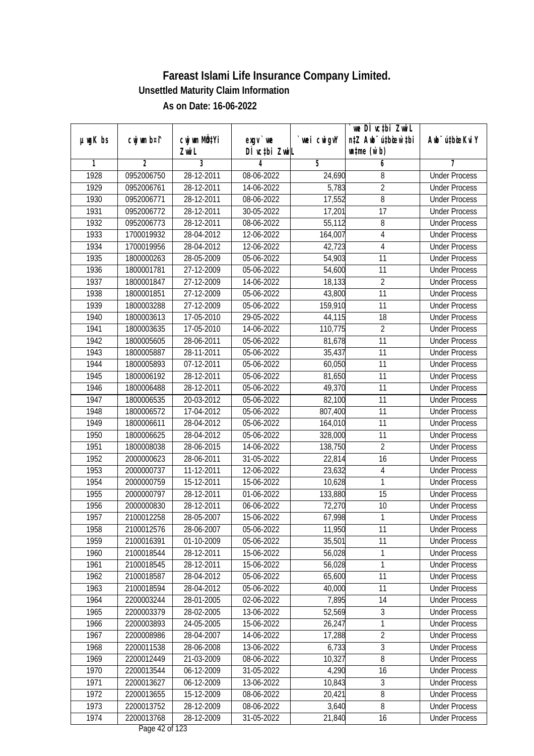# Fareast Islami Life Insurance Company Limited.

## Unsettled Maturity Claim Information

### As on Date: 16-06-2022

| µwgK bs | cwjwm b¤^i | cwjwm MÖn‡Yi ZwiL | exgv`we DÌvc‡bi ZwiL | `wei cwigvY | `we DÌvc‡bi ZwiL n‡Z Awb¯úbœ `w‡bi msL¨v (w`b) | Awb¯ú‡bœi KviY |
|---|---|---|---|---|---|---|
| 1 | 2 | 3 | 4 | 5 | 6 | 7 |
| 1928 | 0952006750 | 28-12-2011 | 08-06-2022 | 24,690 | 8 | Under Process |
| 1929 | 0952006761 | 28-12-2011 | 14-06-2022 | 5,783 | 2 | Under Process |
| 1930 | 0952006771 | 28-12-2011 | 08-06-2022 | 17,552 | 8 | Under Process |
| 1931 | 0952006772 | 28-12-2011 | 30-05-2022 | 17,201 | 17 | Under Process |
| 1932 | 0952006773 | 28-12-2011 | 08-06-2022 | 55,112 | 8 | Under Process |
| 1933 | 1700019932 | 28-04-2012 | 12-06-2022 | 164,007 | 4 | Under Process |
| 1934 | 1700019956 | 28-04-2012 | 12-06-2022 | 42,723 | 4 | Under Process |
| 1935 | 1800000263 | 28-05-2009 | 05-06-2022 | 54,903 | 11 | Under Process |
| 1936 | 1800001781 | 27-12-2009 | 05-06-2022 | 54,600 | 11 | Under Process |
| 1937 | 1800001847 | 27-12-2009 | 14-06-2022 | 18,133 | 2 | Under Process |
| 1938 | 1800001851 | 27-12-2009 | 05-06-2022 | 43,800 | 11 | Under Process |
| 1939 | 1800003288 | 27-12-2009 | 05-06-2022 | 159,910 | 11 | Under Process |
| 1940 | 1800003613 | 17-05-2010 | 29-05-2022 | 44,115 | 18 | Under Process |
| 1941 | 1800003635 | 17-05-2010 | 14-06-2022 | 110,775 | 2 | Under Process |
| 1942 | 1800005605 | 28-06-2011 | 05-06-2022 | 81,678 | 11 | Under Process |
| 1943 | 1800005887 | 28-11-2011 | 05-06-2022 | 35,437 | 11 | Under Process |
| 1944 | 1800005893 | 07-12-2011 | 05-06-2022 | 60,050 | 11 | Under Process |
| 1945 | 1800006192 | 28-12-2011 | 05-06-2022 | 81,650 | 11 | Under Process |
| 1946 | 1800006488 | 28-12-2011 | 05-06-2022 | 49,370 | 11 | Under Process |
| 1947 | 1800006535 | 20-03-2012 | 05-06-2022 | 82,100 | 11 | Under Process |
| 1948 | 1800006572 | 17-04-2012 | 05-06-2022 | 807,400 | 11 | Under Process |
| 1949 | 1800006611 | 28-04-2012 | 05-06-2022 | 164,010 | 11 | Under Process |
| 1950 | 1800006625 | 28-04-2012 | 05-06-2022 | 328,000 | 11 | Under Process |
| 1951 | 1800008038 | 28-06-2015 | 14-06-2022 | 138,750 | 2 | Under Process |
| 1952 | 2000000623 | 28-06-2011 | 31-05-2022 | 22,814 | 16 | Under Process |
| 1953 | 2000000737 | 11-12-2011 | 12-06-2022 | 23,632 | 4 | Under Process |
| 1954 | 2000000759 | 15-12-2011 | 15-06-2022 | 10,628 | 1 | Under Process |
| 1955 | 2000000797 | 28-12-2011 | 01-06-2022 | 133,880 | 15 | Under Process |
| 1956 | 2000000830 | 28-12-2011 | 06-06-2022 | 72,270 | 10 | Under Process |
| 1957 | 2100012258 | 28-05-2007 | 15-06-2022 | 67,998 | 1 | Under Process |
| 1958 | 2100012576 | 28-06-2007 | 05-06-2022 | 11,950 | 11 | Under Process |
| 1959 | 2100016391 | 01-10-2009 | 05-06-2022 | 35,501 | 11 | Under Process |
| 1960 | 2100018544 | 28-12-2011 | 15-06-2022 | 56,028 | 1 | Under Process |
| 1961 | 2100018545 | 28-12-2011 | 15-06-2022 | 56,028 | 1 | Under Process |
| 1962 | 2100018587 | 28-04-2012 | 05-06-2022 | 65,600 | 11 | Under Process |
| 1963 | 2100018594 | 28-04-2012 | 05-06-2022 | 40,000 | 11 | Under Process |
| 1964 | 2200003244 | 28-01-2005 | 02-06-2022 | 7,895 | 14 | Under Process |
| 1965 | 2200003379 | 28-02-2005 | 13-06-2022 | 52,569 | 3 | Under Process |
| 1966 | 2200003893 | 24-05-2005 | 15-06-2022 | 26,247 | 1 | Under Process |
| 1967 | 2200008986 | 28-04-2007 | 14-06-2022 | 17,288 | 2 | Under Process |
| 1968 | 2200011538 | 28-06-2008 | 13-06-2022 | 6,733 | 3 | Under Process |
| 1969 | 2200012449 | 21-03-2009 | 08-06-2022 | 10,327 | 8 | Under Process |
| 1970 | 2200013544 | 06-12-2009 | 31-05-2022 | 4,290 | 16 | Under Process |
| 1971 | 2200013627 | 06-12-2009 | 13-06-2022 | 10,843 | 3 | Under Process |
| 1972 | 2200013655 | 15-12-2009 | 08-06-2022 | 20,421 | 8 | Under Process |
| 1973 | 2200013752 | 28-12-2009 | 08-06-2022 | 3,640 | 8 | Under Process |
| 1974 | 2200013768 | 28-12-2009 | 31-05-2022 | 21,840 | 16 | Under Process |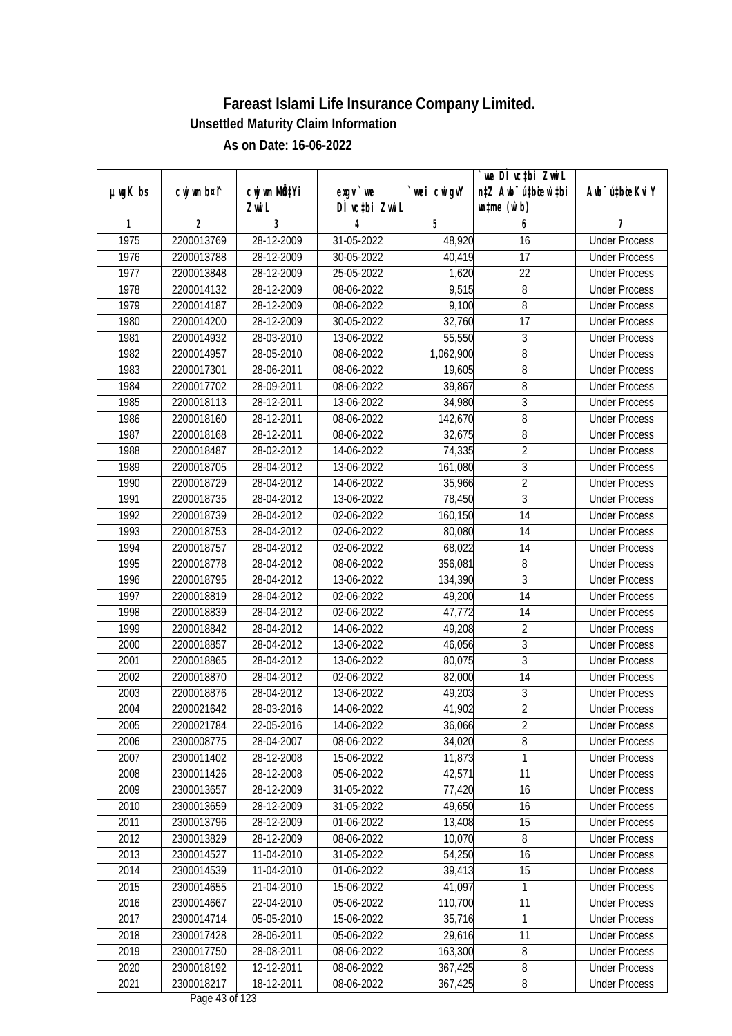# Fareast Islami Life Insurance Company Limited.

## Unsettled Maturity Claim Information

### As on Date: 16-06-2022

| µwgK bs | cwjwm bs¦ | cwjwm MÖ‡Yi ZvwiL | exgv `vwe DÌvc‡bi ZvwiL | `vwei cwigvY | `vwe DÌvc‡bi ZvwiL n‡Z Awb¯úbœ `v‡bi mgqKvj (w`b) | Awb¯ú‡bœi KviY |
|---|---|---|---|---|---|---|
| 1 | 2 | 3 | 4 | 5 | 6 | 7 |
| 1975 | 2200013769 | 28-12-2009 | 31-05-2022 | 48,920 | 16 | Under Process |
| 1976 | 2200013788 | 28-12-2009 | 30-05-2022 | 40,419 | 17 | Under Process |
| 1977 | 2200013848 | 28-12-2009 | 25-05-2022 | 1,620 | 22 | Under Process |
| 1978 | 2200014132 | 28-12-2009 | 08-06-2022 | 9,515 | 8 | Under Process |
| 1979 | 2200014187 | 28-12-2009 | 08-06-2022 | 9,100 | 8 | Under Process |
| 1980 | 2200014200 | 28-12-2009 | 30-05-2022 | 32,760 | 17 | Under Process |
| 1981 | 2200014932 | 28-03-2010 | 13-06-2022 | 55,550 | 3 | Under Process |
| 1982 | 2200014957 | 28-05-2010 | 08-06-2022 | 1,062,900 | 8 | Under Process |
| 1983 | 2200017301 | 28-06-2011 | 08-06-2022 | 19,605 | 8 | Under Process |
| 1984 | 2200017702 | 28-09-2011 | 08-06-2022 | 39,867 | 8 | Under Process |
| 1985 | 2200018113 | 28-12-2011 | 13-06-2022 | 34,980 | 3 | Under Process |
| 1986 | 2200018160 | 28-12-2011 | 08-06-2022 | 142,670 | 8 | Under Process |
| 1987 | 2200018168 | 28-12-2011 | 08-06-2022 | 32,675 | 8 | Under Process |
| 1988 | 2200018487 | 28-02-2012 | 14-06-2022 | 74,335 | 2 | Under Process |
| 1989 | 2200018705 | 28-04-2012 | 13-06-2022 | 161,080 | 3 | Under Process |
| 1990 | 2200018729 | 28-04-2012 | 14-06-2022 | 35,966 | 2 | Under Process |
| 1991 | 2200018735 | 28-04-2012 | 13-06-2022 | 78,450 | 3 | Under Process |
| 1992 | 2200018739 | 28-04-2012 | 02-06-2022 | 160,150 | 14 | Under Process |
| 1993 | 2200018753 | 28-04-2012 | 02-06-2022 | 80,080 | 14 | Under Process |
| 1994 | 2200018757 | 28-04-2012 | 02-06-2022 | 68,022 | 14 | Under Process |
| 1995 | 2200018778 | 28-04-2012 | 08-06-2022 | 356,081 | 8 | Under Process |
| 1996 | 2200018795 | 28-04-2012 | 13-06-2022 | 134,390 | 3 | Under Process |
| 1997 | 2200018819 | 28-04-2012 | 02-06-2022 | 49,200 | 14 | Under Process |
| 1998 | 2200018839 | 28-04-2012 | 02-06-2022 | 47,772 | 14 | Under Process |
| 1999 | 2200018842 | 28-04-2012 | 14-06-2022 | 49,208 | 2 | Under Process |
| 2000 | 2200018857 | 28-04-2012 | 13-06-2022 | 46,056 | 3 | Under Process |
| 2001 | 2200018865 | 28-04-2012 | 13-06-2022 | 80,075 | 3 | Under Process |
| 2002 | 2200018870 | 28-04-2012 | 02-06-2022 | 82,000 | 14 | Under Process |
| 2003 | 2200018876 | 28-04-2012 | 13-06-2022 | 49,203 | 3 | Under Process |
| 2004 | 2200021642 | 28-03-2016 | 14-06-2022 | 41,902 | 2 | Under Process |
| 2005 | 2200021784 | 22-05-2016 | 14-06-2022 | 36,066 | 2 | Under Process |
| 2006 | 2300008775 | 28-04-2007 | 08-06-2022 | 34,020 | 8 | Under Process |
| 2007 | 2300011402 | 28-12-2008 | 15-06-2022 | 11,873 | 1 | Under Process |
| 2008 | 2300011426 | 28-12-2008 | 05-06-2022 | 42,571 | 11 | Under Process |
| 2009 | 2300013657 | 28-12-2009 | 31-05-2022 | 77,420 | 16 | Under Process |
| 2010 | 2300013659 | 28-12-2009 | 31-05-2022 | 49,650 | 16 | Under Process |
| 2011 | 2300013796 | 28-12-2009 | 01-06-2022 | 13,408 | 15 | Under Process |
| 2012 | 2300013829 | 28-12-2009 | 08-06-2022 | 10,070 | 8 | Under Process |
| 2013 | 2300014527 | 11-04-2010 | 31-05-2022 | 54,250 | 16 | Under Process |
| 2014 | 2300014539 | 11-04-2010 | 01-06-2022 | 39,413 | 15 | Under Process |
| 2015 | 2300014655 | 21-04-2010 | 15-06-2022 | 41,097 | 1 | Under Process |
| 2016 | 2300014667 | 22-04-2010 | 05-06-2022 | 110,700 | 11 | Under Process |
| 2017 | 2300014714 | 05-05-2010 | 15-06-2022 | 35,716 | 1 | Under Process |
| 2018 | 2300017428 | 28-06-2011 | 05-06-2022 | 29,616 | 11 | Under Process |
| 2019 | 2300017750 | 28-08-2011 | 08-06-2022 | 163,300 | 8 | Under Process |
| 2020 | 2300018192 | 12-12-2011 | 08-06-2022 | 367,425 | 8 | Under Process |
| 2021 | 2300018217 | 18-12-2011 | 08-06-2022 | 367,425 | 8 | Under Process |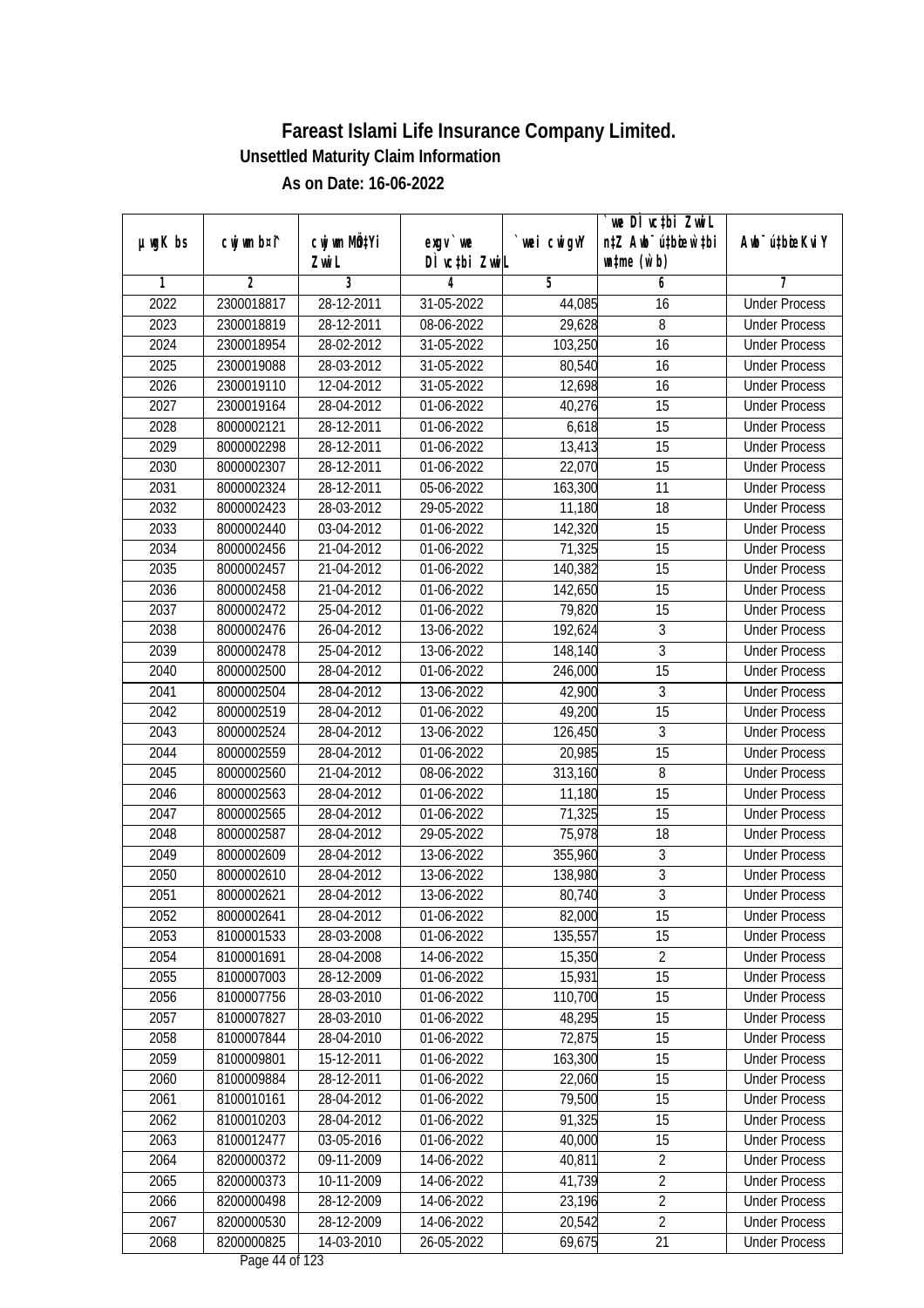# Fareast Islami Life Insurance Company Limited.

## Unsettled Maturity Claim Information

### As on Date: 16-06-2022

| µwgK bs | cwjwm b¤^i | cwjwm MÖn‡Yi ZvwiL | exgv `vwe DÌvc‡bi ZvwiL | `vwei cwigvY | `vwe DÌvc‡bi ZvwiL n‡Z Awb¯úbœ `vwei eqm (w`b) | Awb¯úbœ `vwei KviY |
|---|---|---|---|---|---|---|
| 1 | 2 | 3 | 4 | 5 | 6 | 7 |
| 2022 | 2300018817 | 28-12-2011 | 31-05-2022 | 44,085 | 16 | Under Process |
| 2023 | 2300018819 | 28-12-2011 | 08-06-2022 | 29,628 | 8 | Under Process |
| 2024 | 2300018954 | 28-02-2012 | 31-05-2022 | 103,250 | 16 | Under Process |
| 2025 | 2300019088 | 28-03-2012 | 31-05-2022 | 80,540 | 16 | Under Process |
| 2026 | 2300019110 | 12-04-2012 | 31-05-2022 | 12,698 | 16 | Under Process |
| 2027 | 2300019164 | 28-04-2012 | 01-06-2022 | 40,276 | 15 | Under Process |
| 2028 | 8000002121 | 28-12-2011 | 01-06-2022 | 6,618 | 15 | Under Process |
| 2029 | 8000002298 | 28-12-2011 | 01-06-2022 | 13,413 | 15 | Under Process |
| 2030 | 8000002307 | 28-12-2011 | 01-06-2022 | 22,070 | 15 | Under Process |
| 2031 | 8000002324 | 28-12-2011 | 05-06-2022 | 163,300 | 11 | Under Process |
| 2032 | 8000002423 | 28-03-2012 | 29-05-2022 | 11,180 | 18 | Under Process |
| 2033 | 8000002440 | 03-04-2012 | 01-06-2022 | 142,320 | 15 | Under Process |
| 2034 | 8000002456 | 21-04-2012 | 01-06-2022 | 71,325 | 15 | Under Process |
| 2035 | 8000002457 | 21-04-2012 | 01-06-2022 | 140,382 | 15 | Under Process |
| 2036 | 8000002458 | 21-04-2012 | 01-06-2022 | 142,650 | 15 | Under Process |
| 2037 | 8000002472 | 25-04-2012 | 01-06-2022 | 79,820 | 15 | Under Process |
| 2038 | 8000002476 | 26-04-2012 | 13-06-2022 | 192,624 | 3 | Under Process |
| 2039 | 8000002478 | 25-04-2012 | 13-06-2022 | 148,140 | 3 | Under Process |
| 2040 | 8000002500 | 28-04-2012 | 01-06-2022 | 246,000 | 15 | Under Process |
| 2041 | 8000002504 | 28-04-2012 | 13-06-2022 | 42,900 | 3 | Under Process |
| 2042 | 8000002519 | 28-04-2012 | 01-06-2022 | 49,200 | 15 | Under Process |
| 2043 | 8000002524 | 28-04-2012 | 13-06-2022 | 126,450 | 3 | Under Process |
| 2044 | 8000002559 | 28-04-2012 | 01-06-2022 | 20,985 | 15 | Under Process |
| 2045 | 8000002560 | 21-04-2012 | 08-06-2022 | 313,160 | 8 | Under Process |
| 2046 | 8000002563 | 28-04-2012 | 01-06-2022 | 11,180 | 15 | Under Process |
| 2047 | 8000002565 | 28-04-2012 | 01-06-2022 | 71,325 | 15 | Under Process |
| 2048 | 8000002587 | 28-04-2012 | 29-05-2022 | 75,978 | 18 | Under Process |
| 2049 | 8000002609 | 28-04-2012 | 13-06-2022 | 355,960 | 3 | Under Process |
| 2050 | 8000002610 | 28-04-2012 | 13-06-2022 | 138,980 | 3 | Under Process |
| 2051 | 8000002621 | 28-04-2012 | 13-06-2022 | 80,740 | 3 | Under Process |
| 2052 | 8000002641 | 28-04-2012 | 01-06-2022 | 82,000 | 15 | Under Process |
| 2053 | 8100001533 | 28-03-2008 | 01-06-2022 | 135,557 | 15 | Under Process |
| 2054 | 8100001691 | 28-04-2008 | 14-06-2022 | 15,350 | 2 | Under Process |
| 2055 | 8100007003 | 28-12-2009 | 01-06-2022 | 15,931 | 15 | Under Process |
| 2056 | 8100007756 | 28-03-2010 | 01-06-2022 | 110,700 | 15 | Under Process |
| 2057 | 8100007827 | 28-03-2010 | 01-06-2022 | 48,295 | 15 | Under Process |
| 2058 | 8100007844 | 28-04-2010 | 01-06-2022 | 72,875 | 15 | Under Process |
| 2059 | 8100009801 | 15-12-2011 | 01-06-2022 | 163,300 | 15 | Under Process |
| 2060 | 8100009884 | 28-12-2011 | 01-06-2022 | 22,060 | 15 | Under Process |
| 2061 | 8100010161 | 28-04-2012 | 01-06-2022 | 79,500 | 15 | Under Process |
| 2062 | 8100010203 | 28-04-2012 | 01-06-2022 | 91,325 | 15 | Under Process |
| 2063 | 8100012477 | 03-05-2016 | 01-06-2022 | 40,000 | 15 | Under Process |
| 2064 | 8200000372 | 09-11-2009 | 14-06-2022 | 40,811 | 2 | Under Process |
| 2065 | 8200000373 | 10-11-2009 | 14-06-2022 | 41,739 | 2 | Under Process |
| 2066 | 8200000498 | 28-12-2009 | 14-06-2022 | 23,196 | 2 | Under Process |
| 2067 | 8200000530 | 28-12-2009 | 14-06-2022 | 20,542 | 2 | Under Process |
| 2068 | 8200000825 | 14-03-2010 | 26-05-2022 | 69,675 | 21 | Under Process |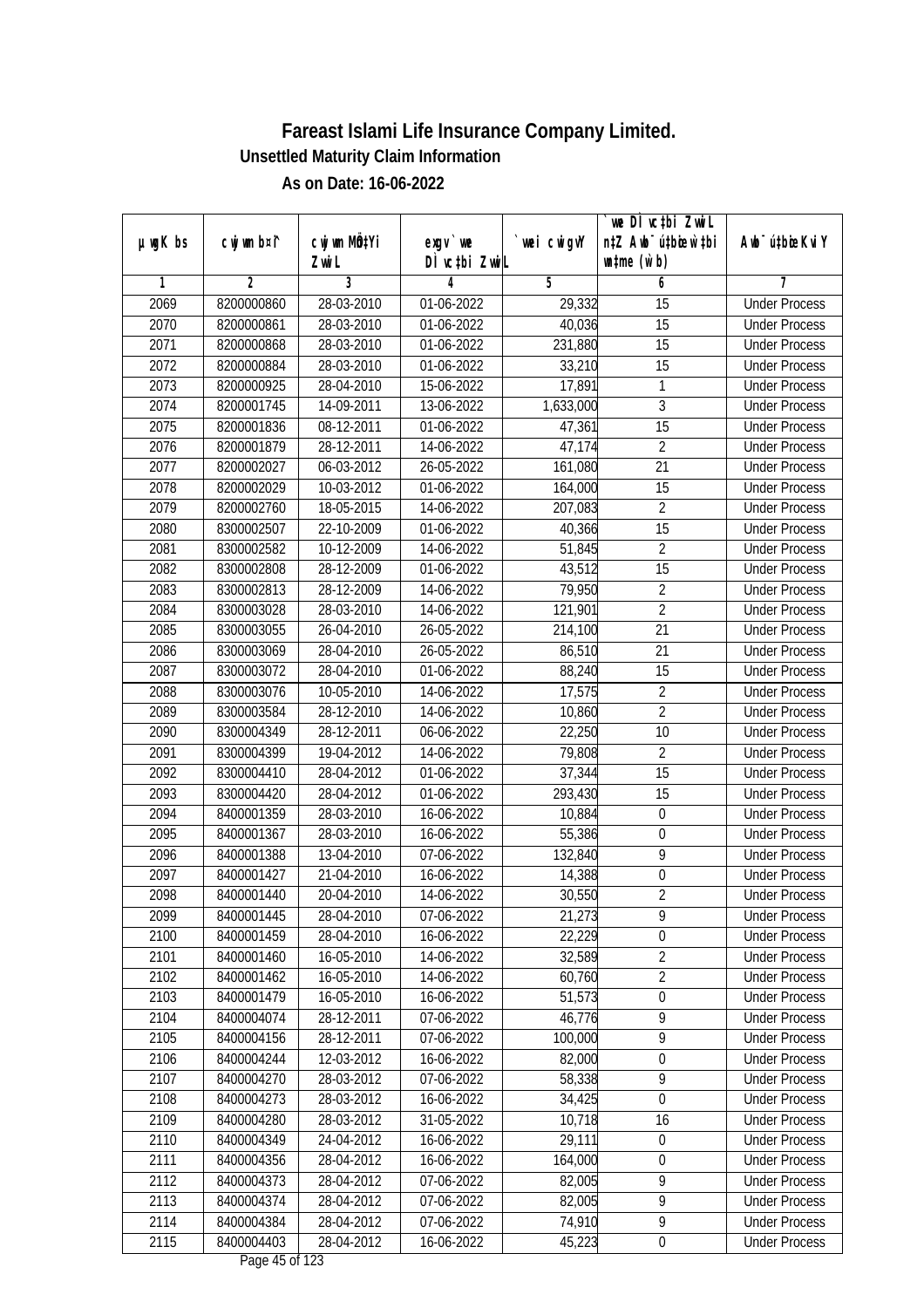# Fareast Islami Life Insurance Company Limited.

## Unsettled Maturity Claim Information

### As on Date: 16-06-2022

| µwgK bs | cwjwm b¤^i | cwjwm MÖn‡Yi ZvwiL | exgv`-we DÌvc‡bi ZvwiL | `vwei cwigvY | `vwe DÌvc‡bi ZvwiL n‡Z Awb¯úwË‡Z wej¤^ (w`b) | Awb¯ú‡bœi KviY |
|---|---|---|---|---|---|---|
| 1 | 2 | 3 | 4 | 5 | 6 | 7 |
| 2069 | 8200000860 | 28-03-2010 | 01-06-2022 | 29,332 | 15 | Under Process |
| 2070 | 8200000861 | 28-03-2010 | 01-06-2022 | 40,036 | 15 | Under Process |
| 2071 | 8200000868 | 28-03-2010 | 01-06-2022 | 231,880 | 15 | Under Process |
| 2072 | 8200000884 | 28-03-2010 | 01-06-2022 | 33,210 | 15 | Under Process |
| 2073 | 8200000925 | 28-04-2010 | 15-06-2022 | 17,891 | 1 | Under Process |
| 2074 | 8200001745 | 14-09-2011 | 13-06-2022 | 1,633,000 | 3 | Under Process |
| 2075 | 8200001836 | 08-12-2011 | 01-06-2022 | 47,361 | 15 | Under Process |
| 2076 | 8200001879 | 28-12-2011 | 14-06-2022 | 47,174 | 2 | Under Process |
| 2077 | 8200002027 | 06-03-2012 | 26-05-2022 | 161,080 | 21 | Under Process |
| 2078 | 8200002029 | 10-03-2012 | 01-06-2022 | 164,000 | 15 | Under Process |
| 2079 | 8200002760 | 18-05-2015 | 14-06-2022 | 207,083 | 2 | Under Process |
| 2080 | 8300002507 | 22-10-2009 | 01-06-2022 | 40,366 | 15 | Under Process |
| 2081 | 8300002582 | 10-12-2009 | 14-06-2022 | 51,845 | 2 | Under Process |
| 2082 | 8300002808 | 28-12-2009 | 01-06-2022 | 43,512 | 15 | Under Process |
| 2083 | 8300002813 | 28-12-2009 | 14-06-2022 | 79,950 | 2 | Under Process |
| 2084 | 8300003028 | 28-03-2010 | 14-06-2022 | 121,901 | 2 | Under Process |
| 2085 | 8300003055 | 26-04-2010 | 26-05-2022 | 214,100 | 21 | Under Process |
| 2086 | 8300003069 | 28-04-2010 | 26-05-2022 | 86,510 | 21 | Under Process |
| 2087 | 8300003072 | 28-04-2010 | 01-06-2022 | 88,240 | 15 | Under Process |
| 2088 | 8300003076 | 10-05-2010 | 14-06-2022 | 17,575 | 2 | Under Process |
| 2089 | 8300003584 | 28-12-2010 | 14-06-2022 | 10,860 | 2 | Under Process |
| 2090 | 8300004349 | 28-12-2011 | 06-06-2022 | 22,250 | 10 | Under Process |
| 2091 | 8300004399 | 19-04-2012 | 14-06-2022 | 79,808 | 2 | Under Process |
| 2092 | 8300004410 | 28-04-2012 | 01-06-2022 | 37,344 | 15 | Under Process |
| 2093 | 8300004420 | 28-04-2012 | 01-06-2022 | 293,430 | 15 | Under Process |
| 2094 | 8400001359 | 28-03-2010 | 16-06-2022 | 10,884 | 0 | Under Process |
| 2095 | 8400001367 | 28-03-2010 | 16-06-2022 | 55,386 | 0 | Under Process |
| 2096 | 8400001388 | 13-04-2010 | 07-06-2022 | 132,840 | 9 | Under Process |
| 2097 | 8400001427 | 21-04-2010 | 16-06-2022 | 14,388 | 0 | Under Process |
| 2098 | 8400001440 | 20-04-2010 | 14-06-2022 | 30,550 | 2 | Under Process |
| 2099 | 8400001445 | 28-04-2010 | 07-06-2022 | 21,273 | 9 | Under Process |
| 2100 | 8400001459 | 28-04-2010 | 16-06-2022 | 22,229 | 0 | Under Process |
| 2101 | 8400001460 | 16-05-2010 | 14-06-2022 | 32,589 | 2 | Under Process |
| 2102 | 8400001462 | 16-05-2010 | 14-06-2022 | 60,760 | 2 | Under Process |
| 2103 | 8400001479 | 16-05-2010 | 16-06-2022 | 51,573 | 0 | Under Process |
| 2104 | 8400004074 | 28-12-2011 | 07-06-2022 | 46,776 | 9 | Under Process |
| 2105 | 8400004156 | 28-12-2011 | 07-06-2022 | 100,000 | 9 | Under Process |
| 2106 | 8400004244 | 12-03-2012 | 16-06-2022 | 82,000 | 0 | Under Process |
| 2107 | 8400004270 | 28-03-2012 | 07-06-2022 | 58,338 | 9 | Under Process |
| 2108 | 8400004273 | 28-03-2012 | 16-06-2022 | 34,425 | 0 | Under Process |
| 2109 | 8400004280 | 28-03-2012 | 31-05-2022 | 10,718 | 16 | Under Process |
| 2110 | 8400004349 | 24-04-2012 | 16-06-2022 | 29,111 | 0 | Under Process |
| 2111 | 8400004356 | 28-04-2012 | 16-06-2022 | 164,000 | 0 | Under Process |
| 2112 | 8400004373 | 28-04-2012 | 07-06-2022 | 82,005 | 9 | Under Process |
| 2113 | 8400004374 | 28-04-2012 | 07-06-2022 | 82,005 | 9 | Under Process |
| 2114 | 8400004384 | 28-04-2012 | 07-06-2022 | 74,910 | 9 | Under Process |
| 2115 | 8400004403 | 28-04-2012 | 16-06-2022 | 45,223 | 0 | Under Process |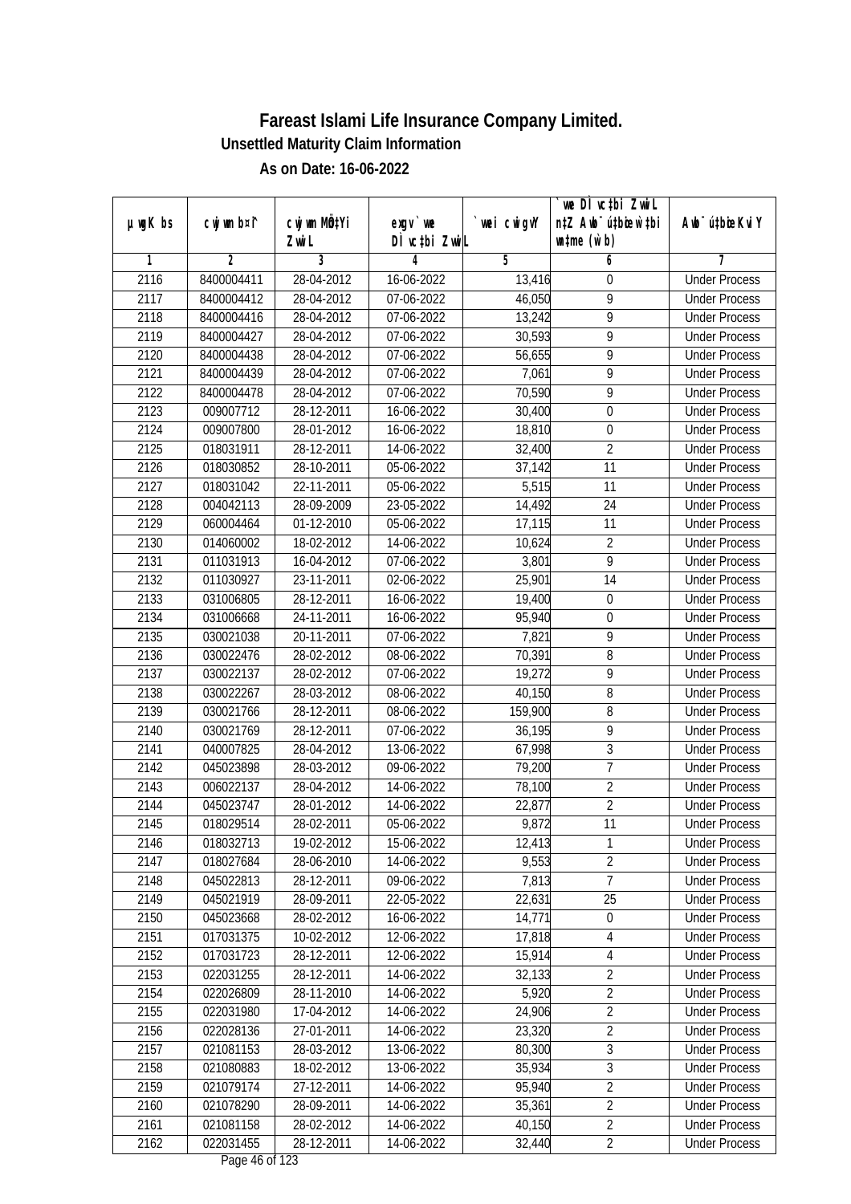# Fareast Islami Life Insurance Company Limited.

### Unsettled Maturity Claim Information

### As on Date: 16-06-2022

| µwgK bs | cwjwm b¤^i | cwjwm MÖn‡Yi ZvwiL | exgv `vwe DÌvc‡bi ZvwiL | `vwei cwigvY | `vwe DÌvc‡bi ZvwiL n‡Z Awb¯úwËi w`bi wnmve (w`b) | Awb¯úwËi KviY |
|---|---|---|---|---|---|---|
| 1 | 2 | 3 | 4 | 5 | 6 | 7 |
| 2116 | 8400004411 | 28-04-2012 | 16-06-2022 | 13,416 | 0 | Under Process |
| 2117 | 8400004412 | 28-04-2012 | 07-06-2022 | 46,050 | 9 | Under Process |
| 2118 | 8400004416 | 28-04-2012 | 07-06-2022 | 13,242 | 9 | Under Process |
| 2119 | 8400004427 | 28-04-2012 | 07-06-2022 | 30,593 | 9 | Under Process |
| 2120 | 8400004438 | 28-04-2012 | 07-06-2022 | 56,655 | 9 | Under Process |
| 2121 | 8400004439 | 28-04-2012 | 07-06-2022 | 7,061 | 9 | Under Process |
| 2122 | 8400004478 | 28-04-2012 | 07-06-2022 | 70,590 | 9 | Under Process |
| 2123 | 009007712 | 28-12-2011 | 16-06-2022 | 30,400 | 0 | Under Process |
| 2124 | 009007800 | 28-01-2012 | 16-06-2022 | 18,810 | 0 | Under Process |
| 2125 | 018031911 | 28-12-2011 | 14-06-2022 | 32,400 | 2 | Under Process |
| 2126 | 018030852 | 28-10-2011 | 05-06-2022 | 37,142 | 11 | Under Process |
| 2127 | 018031042 | 22-11-2011 | 05-06-2022 | 5,515 | 11 | Under Process |
| 2128 | 004042113 | 28-09-2009 | 23-05-2022 | 14,492 | 24 | Under Process |
| 2129 | 060004464 | 01-12-2010 | 05-06-2022 | 17,115 | 11 | Under Process |
| 2130 | 014060002 | 18-02-2012 | 14-06-2022 | 10,624 | 2 | Under Process |
| 2131 | 011031913 | 16-04-2012 | 07-06-2022 | 3,801 | 9 | Under Process |
| 2132 | 011030927 | 23-11-2011 | 02-06-2022 | 25,901 | 14 | Under Process |
| 2133 | 031006805 | 28-12-2011 | 16-06-2022 | 19,400 | 0 | Under Process |
| 2134 | 031006668 | 24-11-2011 | 16-06-2022 | 95,940 | 0 | Under Process |
| 2135 | 030021038 | 20-11-2011 | 07-06-2022 | 7,821 | 9 | Under Process |
| 2136 | 030022476 | 28-02-2012 | 08-06-2022 | 70,391 | 8 | Under Process |
| 2137 | 030022137 | 28-02-2012 | 07-06-2022 | 19,272 | 9 | Under Process |
| 2138 | 030022267 | 28-03-2012 | 08-06-2022 | 40,150 | 8 | Under Process |
| 2139 | 030021766 | 28-12-2011 | 08-06-2022 | 159,900 | 8 | Under Process |
| 2140 | 030021769 | 28-12-2011 | 07-06-2022 | 36,195 | 9 | Under Process |
| 2141 | 040007825 | 28-04-2012 | 13-06-2022 | 67,998 | 3 | Under Process |
| 2142 | 045023898 | 28-03-2012 | 09-06-2022 | 79,200 | 7 | Under Process |
| 2143 | 006022137 | 28-04-2012 | 14-06-2022 | 78,100 | 2 | Under Process |
| 2144 | 045023747 | 28-01-2012 | 14-06-2022 | 22,877 | 2 | Under Process |
| 2145 | 018029514 | 28-02-2011 | 05-06-2022 | 9,872 | 11 | Under Process |
| 2146 | 018032713 | 19-02-2012 | 15-06-2022 | 12,413 | 1 | Under Process |
| 2147 | 018027684 | 28-06-2010 | 14-06-2022 | 9,553 | 2 | Under Process |
| 2148 | 045022813 | 28-12-2011 | 09-06-2022 | 7,813 | 7 | Under Process |
| 2149 | 045021919 | 28-09-2011 | 22-05-2022 | 22,631 | 25 | Under Process |
| 2150 | 045023668 | 28-02-2012 | 16-06-2022 | 14,771 | 0 | Under Process |
| 2151 | 017031375 | 10-02-2012 | 12-06-2022 | 17,818 | 4 | Under Process |
| 2152 | 017031723 | 28-12-2011 | 12-06-2022 | 15,914 | 4 | Under Process |
| 2153 | 022031255 | 28-12-2011 | 14-06-2022 | 32,133 | 2 | Under Process |
| 2154 | 022026809 | 28-11-2010 | 14-06-2022 | 5,920 | 2 | Under Process |
| 2155 | 022031980 | 17-04-2012 | 14-06-2022 | 24,906 | 2 | Under Process |
| 2156 | 022028136 | 27-01-2011 | 14-06-2022 | 23,320 | 2 | Under Process |
| 2157 | 021081153 | 28-03-2012 | 13-06-2022 | 80,300 | 3 | Under Process |
| 2158 | 021080883 | 18-02-2012 | 13-06-2022 | 35,934 | 3 | Under Process |
| 2159 | 021079174 | 27-12-2011 | 14-06-2022 | 95,940 | 2 | Under Process |
| 2160 | 021078290 | 28-09-2011 | 14-06-2022 | 35,361 | 2 | Under Process |
| 2161 | 021081158 | 28-02-2012 | 14-06-2022 | 40,150 | 2 | Under Process |
| 2162 | 022031455 | 28-12-2011 | 14-06-2022 | 32,440 | 2 | Under Process |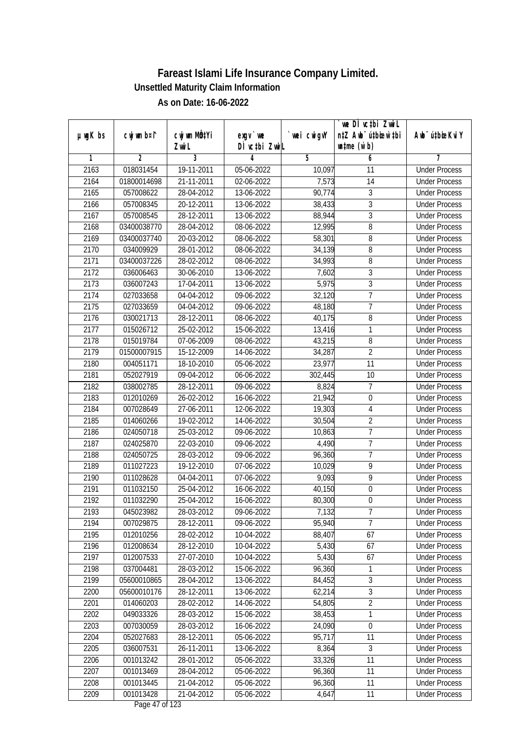# Fareast Islami Life Insurance Company Limited.

## Unsettled Maturity Claim Information

### As on Date: 16-06-2022

| µwgK bs | cwjwm b¤^i | cwjwm MÖn‡Yi ZvwiL | exgv` we DÌvc‡bi ZvwiL | `vwei cwigvY | `we DÌvc‡bi ZvwiL n‡Z Awb¯úbœ w`‡bi wnmve (w`b) | Awb¯ú‡bœi KviY |
|---|---|---|---|---|---|---|
| 1 | 2 | 3 | 4 | 5 | 6 | 7 |
| 2163 | 018031454 | 19-11-2011 | 05-06-2022 | 10,097 | 11 | Under Process |
| 2164 | 01800014698 | 21-11-2011 | 02-06-2022 | 7,573 | 14 | Under Process |
| 2165 | 057008622 | 28-04-2012 | 13-06-2022 | 90,774 | 3 | Under Process |
| 2166 | 057008345 | 20-12-2011 | 13-06-2022 | 38,433 | 3 | Under Process |
| 2167 | 057008545 | 28-12-2011 | 13-06-2022 | 88,944 | 3 | Under Process |
| 2168 | 03400038770 | 28-04-2012 | 08-06-2022 | 12,995 | 8 | Under Process |
| 2169 | 03400037740 | 20-03-2012 | 08-06-2022 | 58,301 | 8 | Under Process |
| 2170 | 034009929 | 28-01-2012 | 08-06-2022 | 34,139 | 8 | Under Process |
| 2171 | 03400037226 | 28-02-2012 | 08-06-2022 | 34,993 | 8 | Under Process |
| 2172 | 036006463 | 30-06-2010 | 13-06-2022 | 7,602 | 3 | Under Process |
| 2173 | 036007243 | 17-04-2011 | 13-06-2022 | 5,975 | 3 | Under Process |
| 2174 | 027033658 | 04-04-2012 | 09-06-2022 | 32,120 | 7 | Under Process |
| 2175 | 027033659 | 04-04-2012 | 09-06-2022 | 48,180 | 7 | Under Process |
| 2176 | 030021713 | 28-12-2011 | 08-06-2022 | 40,175 | 8 | Under Process |
| 2177 | 015026712 | 25-02-2012 | 15-06-2022 | 13,416 | 1 | Under Process |
| 2178 | 015019784 | 07-06-2009 | 08-06-2022 | 43,215 | 8 | Under Process |
| 2179 | 01500007915 | 15-12-2009 | 14-06-2022 | 34,287 | 2 | Under Process |
| 2180 | 004051171 | 18-10-2010 | 05-06-2022 | 23,977 | 11 | Under Process |
| 2181 | 052027919 | 09-04-2012 | 06-06-2022 | 302,445 | 10 | Under Process |
| 2182 | 038002785 | 28-12-2011 | 09-06-2022 | 8,824 | 7 | Under Process |
| 2183 | 012010269 | 26-02-2012 | 16-06-2022 | 21,942 | 0 | Under Process |
| 2184 | 007028649 | 27-06-2011 | 12-06-2022 | 19,303 | 4 | Under Process |
| 2185 | 014060266 | 19-02-2012 | 14-06-2022 | 30,504 | 2 | Under Process |
| 2186 | 024050718 | 25-03-2012 | 09-06-2022 | 10,863 | 7 | Under Process |
| 2187 | 024025870 | 22-03-2010 | 09-06-2022 | 4,490 | 7 | Under Process |
| 2188 | 024050725 | 28-03-2012 | 09-06-2022 | 96,360 | 7 | Under Process |
| 2189 | 011027223 | 19-12-2010 | 07-06-2022 | 10,029 | 9 | Under Process |
| 2190 | 011028628 | 04-04-2011 | 07-06-2022 | 9,093 | 9 | Under Process |
| 2191 | 011032150 | 25-04-2012 | 16-06-2022 | 40,150 | 0 | Under Process |
| 2192 | 011032290 | 25-04-2012 | 16-06-2022 | 80,300 | 0 | Under Process |
| 2193 | 045023982 | 28-03-2012 | 09-06-2022 | 7,132 | 7 | Under Process |
| 2194 | 007029875 | 28-12-2011 | 09-06-2022 | 95,940 | 7 | Under Process |
| 2195 | 012010256 | 28-02-2012 | 10-04-2022 | 88,407 | 67 | Under Process |
| 2196 | 012008634 | 28-12-2010 | 10-04-2022 | 5,430 | 67 | Under Process |
| 2197 | 012007533 | 27-07-2010 | 10-04-2022 | 5,430 | 67 | Under Process |
| 2198 | 037004481 | 28-03-2012 | 15-06-2022 | 96,360 | 1 | Under Process |
| 2199 | 05600010865 | 28-04-2012 | 13-06-2022 | 84,452 | 3 | Under Process |
| 2200 | 05600010176 | 28-12-2011 | 13-06-2022 | 62,214 | 3 | Under Process |
| 2201 | 014060203 | 28-02-2012 | 14-06-2022 | 54,805 | 2 | Under Process |
| 2202 | 049033326 | 28-03-2012 | 15-06-2022 | 38,453 | 1 | Under Process |
| 2203 | 007030059 | 28-03-2012 | 16-06-2022 | 24,090 | 0 | Under Process |
| 2204 | 052027683 | 28-12-2011 | 05-06-2022 | 95,717 | 11 | Under Process |
| 2205 | 036007531 | 26-11-2011 | 13-06-2022 | 8,364 | 3 | Under Process |
| 2206 | 001013242 | 28-01-2012 | 05-06-2022 | 33,326 | 11 | Under Process |
| 2207 | 001013469 | 28-04-2012 | 05-06-2022 | 96,360 | 11 | Under Process |
| 2208 | 001013445 | 21-04-2012 | 05-06-2022 | 96,360 | 11 | Under Process |
| 2209 | 001013428 | 21-04-2012 | 05-06-2022 | 4,647 | 11 | Under Process |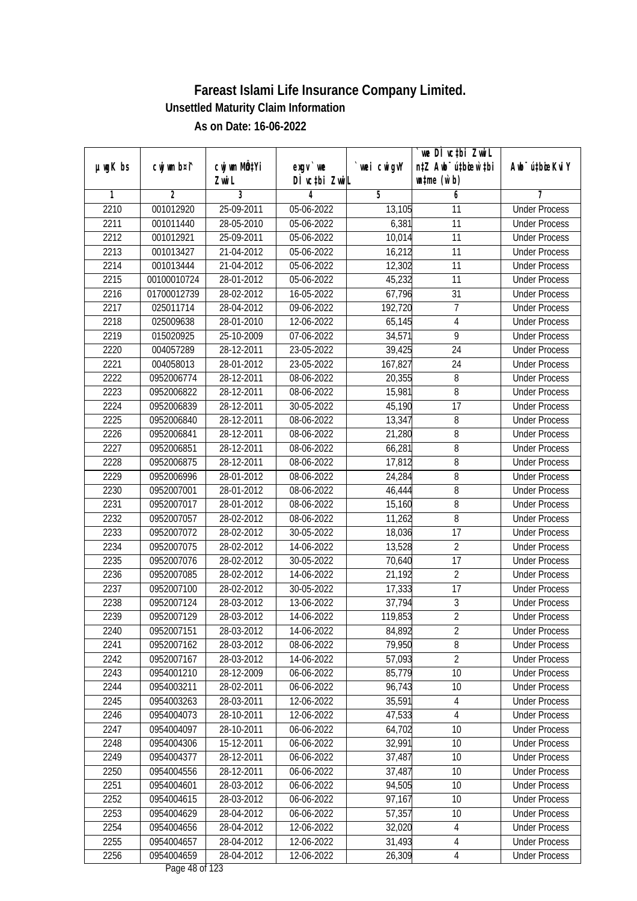# Fareast Islami Life Insurance Company Limited.

**Unsettled Maturity Claim Information**

**As on Date: 16-06-2022**

| µwgK bs | cwjwm b¤^i | cwjwm MÖn‡Yi ZvwiL | exgv` we DÌvc‡bi ZvwiL | `vwei cwigvY | `vwe DÌvc‡bi ZvwiL n‡Z Awb¯úbœ w`‡bi msL¨v (w`b) | Awb¯úbœi KviY |
|---|---|---|---|---|---|---|
| 1 | 2 | 3 | 4 | 5 | 6 | 7 |
| 2210 | 001012920 | 25-09-2011 | 05-06-2022 | 13,105 | 11 | Under Process |
| 2211 | 001011440 | 28-05-2010 | 05-06-2022 | 6,381 | 11 | Under Process |
| 2212 | 001012921 | 25-09-2011 | 05-06-2022 | 10,014 | 11 | Under Process |
| 2213 | 001013427 | 21-04-2012 | 05-06-2022 | 16,212 | 11 | Under Process |
| 2214 | 001013444 | 21-04-2012 | 05-06-2022 | 12,302 | 11 | Under Process |
| 2215 | 00100010724 | 28-01-2012 | 05-06-2022 | 45,232 | 11 | Under Process |
| 2216 | 01700012739 | 28-02-2012 | 16-05-2022 | 67,796 | 31 | Under Process |
| 2217 | 025011714 | 28-04-2012 | 09-06-2022 | 192,720 | 7 | Under Process |
| 2218 | 025009638 | 28-01-2010 | 12-06-2022 | 65,145 | 4 | Under Process |
| 2219 | 015020925 | 25-10-2009 | 07-06-2022 | 34,571 | 9 | Under Process |
| 2220 | 004057289 | 28-12-2011 | 23-05-2022 | 39,425 | 24 | Under Process |
| 2221 | 004058013 | 28-01-2012 | 23-05-2022 | 167,827 | 24 | Under Process |
| 2222 | 0952006774 | 28-12-2011 | 08-06-2022 | 20,355 | 8 | Under Process |
| 2223 | 0952006822 | 28-12-2011 | 08-06-2022 | 15,981 | 8 | Under Process |
| 2224 | 0952006839 | 28-12-2011 | 30-05-2022 | 45,190 | 17 | Under Process |
| 2225 | 0952006840 | 28-12-2011 | 08-06-2022 | 13,347 | 8 | Under Process |
| 2226 | 0952006841 | 28-12-2011 | 08-06-2022 | 21,280 | 8 | Under Process |
| 2227 | 0952006851 | 28-12-2011 | 08-06-2022 | 66,281 | 8 | Under Process |
| 2228 | 0952006875 | 28-12-2011 | 08-06-2022 | 17,812 | 8 | Under Process |
| 2229 | 0952006996 | 28-01-2012 | 08-06-2022 | 24,284 | 8 | Under Process |
| 2230 | 0952007001 | 28-01-2012 | 08-06-2022 | 46,444 | 8 | Under Process |
| 2231 | 0952007017 | 28-01-2012 | 08-06-2022 | 15,160 | 8 | Under Process |
| 2232 | 0952007057 | 28-02-2012 | 08-06-2022 | 11,262 | 8 | Under Process |
| 2233 | 0952007072 | 28-02-2012 | 30-05-2022 | 18,036 | 17 | Under Process |
| 2234 | 0952007075 | 28-02-2012 | 14-06-2022 | 13,528 | 2 | Under Process |
| 2235 | 0952007076 | 28-02-2012 | 30-05-2022 | 70,640 | 17 | Under Process |
| 2236 | 0952007085 | 28-02-2012 | 14-06-2022 | 21,192 | 2 | Under Process |
| 2237 | 0952007100 | 28-02-2012 | 30-05-2022 | 17,333 | 17 | Under Process |
| 2238 | 0952007124 | 28-03-2012 | 13-06-2022 | 37,794 | 3 | Under Process |
| 2239 | 0952007129 | 28-03-2012 | 14-06-2022 | 119,853 | 2 | Under Process |
| 2240 | 0952007151 | 28-03-2012 | 14-06-2022 | 84,892 | 2 | Under Process |
| 2241 | 0952007162 | 28-03-2012 | 08-06-2022 | 79,950 | 8 | Under Process |
| 2242 | 0952007167 | 28-03-2012 | 14-06-2022 | 57,093 | 2 | Under Process |
| 2243 | 0954001210 | 28-12-2009 | 06-06-2022 | 85,779 | 10 | Under Process |
| 2244 | 0954003211 | 28-02-2011 | 06-06-2022 | 96,743 | 10 | Under Process |
| 2245 | 0954003263 | 28-03-2011 | 12-06-2022 | 35,591 | 4 | Under Process |
| 2246 | 0954004073 | 28-10-2011 | 12-06-2022 | 47,533 | 4 | Under Process |
| 2247 | 0954004097 | 28-10-2011 | 06-06-2022 | 64,702 | 10 | Under Process |
| 2248 | 0954004306 | 15-12-2011 | 06-06-2022 | 32,991 | 10 | Under Process |
| 2249 | 0954004377 | 28-12-2011 | 06-06-2022 | 37,487 | 10 | Under Process |
| 2250 | 0954004556 | 28-12-2011 | 06-06-2022 | 37,487 | 10 | Under Process |
| 2251 | 0954004601 | 28-03-2012 | 06-06-2022 | 94,505 | 10 | Under Process |
| 2252 | 0954004615 | 28-03-2012 | 06-06-2022 | 97,167 | 10 | Under Process |
| 2253 | 0954004629 | 28-04-2012 | 06-06-2022 | 57,357 | 10 | Under Process |
| 2254 | 0954004656 | 28-04-2012 | 12-06-2022 | 32,020 | 4 | Under Process |
| 2255 | 0954004657 | 28-04-2012 | 12-06-2022 | 31,493 | 4 | Under Process |
| 2256 | 0954004659 | 28-04-2012 | 12-06-2022 | 26,309 | 4 | Under Process |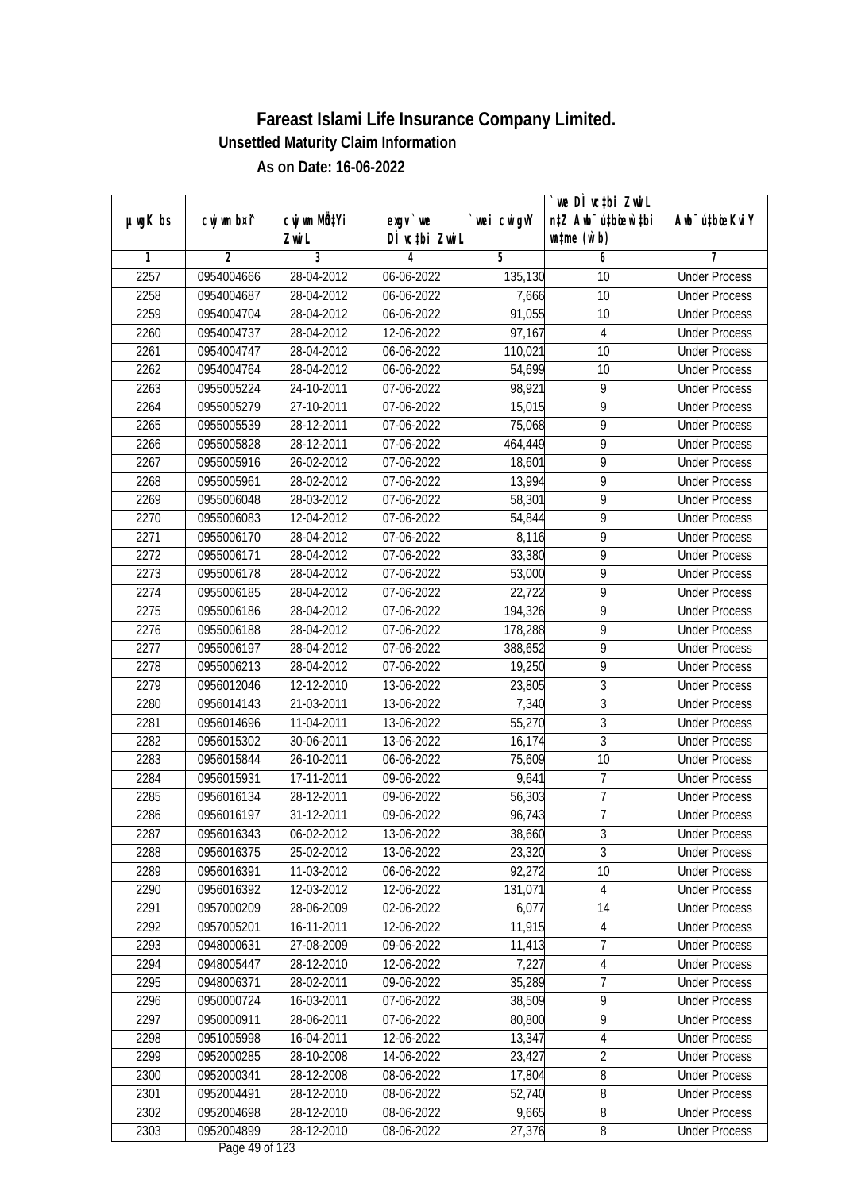# Fareast Islami Life Insurance Company Limited.

**Unsettled Maturity Claim Information**

**As on Date: 16-06-2022**

| µwgK bs | cwjwm bs¤^ | cwjwm MÖn‡Yi ZvwiL | exgv` we DÌ vc‡bi ZvwiL | `vwei cwigvY | `we DÌ vc‡bi ZvwiL n‡Z Awb¯ úbœ w`‡bi msL¨v (w`b) | Awb¯ úbœ KviY |
|---|---|---|---|---|---|---|
| 1 | 2 | 3 | 4 | 5 | 6 | 7 |
| 2257 | 0954004666 | 28-04-2012 | 06-06-2022 | 135,130 | 10 | Under Process |
| 2258 | 0954004687 | 28-04-2012 | 06-06-2022 | 7,666 | 10 | Under Process |
| 2259 | 0954004704 | 28-04-2012 | 06-06-2022 | 91,055 | 10 | Under Process |
| 2260 | 0954004737 | 28-04-2012 | 12-06-2022 | 97,167 | 4 | Under Process |
| 2261 | 0954004747 | 28-04-2012 | 06-06-2022 | 110,021 | 10 | Under Process |
| 2262 | 0954004764 | 28-04-2012 | 06-06-2022 | 54,699 | 10 | Under Process |
| 2263 | 0955005224 | 24-10-2011 | 07-06-2022 | 98,921 | 9 | Under Process |
| 2264 | 0955005279 | 27-10-2011 | 07-06-2022 | 15,015 | 9 | Under Process |
| 2265 | 0955005539 | 28-12-2011 | 07-06-2022 | 75,068 | 9 | Under Process |
| 2266 | 0955005828 | 28-12-2011 | 07-06-2022 | 464,449 | 9 | Under Process |
| 2267 | 0955005916 | 26-02-2012 | 07-06-2022 | 18,601 | 9 | Under Process |
| 2268 | 0955005961 | 28-02-2012 | 07-06-2022 | 13,994 | 9 | Under Process |
| 2269 | 0955006048 | 28-03-2012 | 07-06-2022 | 58,301 | 9 | Under Process |
| 2270 | 0955006083 | 12-04-2012 | 07-06-2022 | 54,844 | 9 | Under Process |
| 2271 | 0955006170 | 28-04-2012 | 07-06-2022 | 8,116 | 9 | Under Process |
| 2272 | 0955006171 | 28-04-2012 | 07-06-2022 | 33,380 | 9 | Under Process |
| 2273 | 0955006178 | 28-04-2012 | 07-06-2022 | 53,000 | 9 | Under Process |
| 2274 | 0955006185 | 28-04-2012 | 07-06-2022 | 22,722 | 9 | Under Process |
| 2275 | 0955006186 | 28-04-2012 | 07-06-2022 | 194,326 | 9 | Under Process |
| 2276 | 0955006188 | 28-04-2012 | 07-06-2022 | 178,288 | 9 | Under Process |
| 2277 | 0955006197 | 28-04-2012 | 07-06-2022 | 388,652 | 9 | Under Process |
| 2278 | 0955006213 | 28-04-2012 | 07-06-2022 | 19,250 | 9 | Under Process |
| 2279 | 0956012046 | 12-12-2010 | 13-06-2022 | 23,805 | 3 | Under Process |
| 2280 | 0956014143 | 21-03-2011 | 13-06-2022 | 7,340 | 3 | Under Process |
| 2281 | 0956014696 | 11-04-2011 | 13-06-2022 | 55,270 | 3 | Under Process |
| 2282 | 0956015302 | 30-06-2011 | 13-06-2022 | 16,174 | 3 | Under Process |
| 2283 | 0956015844 | 26-10-2011 | 06-06-2022 | 75,609 | 10 | Under Process |
| 2284 | 0956015931 | 17-11-2011 | 09-06-2022 | 9,641 | 7 | Under Process |
| 2285 | 0956016134 | 28-12-2011 | 09-06-2022 | 56,303 | 7 | Under Process |
| 2286 | 0956016197 | 31-12-2011 | 09-06-2022 | 96,743 | 7 | Under Process |
| 2287 | 0956016343 | 06-02-2012 | 13-06-2022 | 38,660 | 3 | Under Process |
| 2288 | 0956016375 | 25-02-2012 | 13-06-2022 | 23,320 | 3 | Under Process |
| 2289 | 0956016391 | 11-03-2012 | 06-06-2022 | 92,272 | 10 | Under Process |
| 2290 | 0956016392 | 12-03-2012 | 12-06-2022 | 131,071 | 4 | Under Process |
| 2291 | 0957000209 | 28-06-2009 | 02-06-2022 | 6,077 | 14 | Under Process |
| 2292 | 0957005201 | 16-11-2011 | 12-06-2022 | 11,915 | 4 | Under Process |
| 2293 | 0948000631 | 27-08-2009 | 09-06-2022 | 11,413 | 7 | Under Process |
| 2294 | 0948005447 | 28-12-2010 | 12-06-2022 | 7,227 | 4 | Under Process |
| 2295 | 0948006371 | 28-02-2011 | 09-06-2022 | 35,289 | 7 | Under Process |
| 2296 | 0950000724 | 16-03-2011 | 07-06-2022 | 38,509 | 9 | Under Process |
| 2297 | 0950000911 | 28-06-2011 | 07-06-2022 | 80,800 | 9 | Under Process |
| 2298 | 0951005998 | 16-04-2011 | 12-06-2022 | 13,347 | 4 | Under Process |
| 2299 | 0952000285 | 28-10-2008 | 14-06-2022 | 23,427 | 2 | Under Process |
| 2300 | 0952000341 | 28-12-2008 | 08-06-2022 | 17,804 | 8 | Under Process |
| 2301 | 0952004491 | 28-12-2010 | 08-06-2022 | 52,740 | 8 | Under Process |
| 2302 | 0952004698 | 28-12-2010 | 08-06-2022 | 9,665 | 8 | Under Process |
| 2303 | 0952004899 | 28-12-2010 | 08-06-2022 | 27,376 | 8 | Under Process |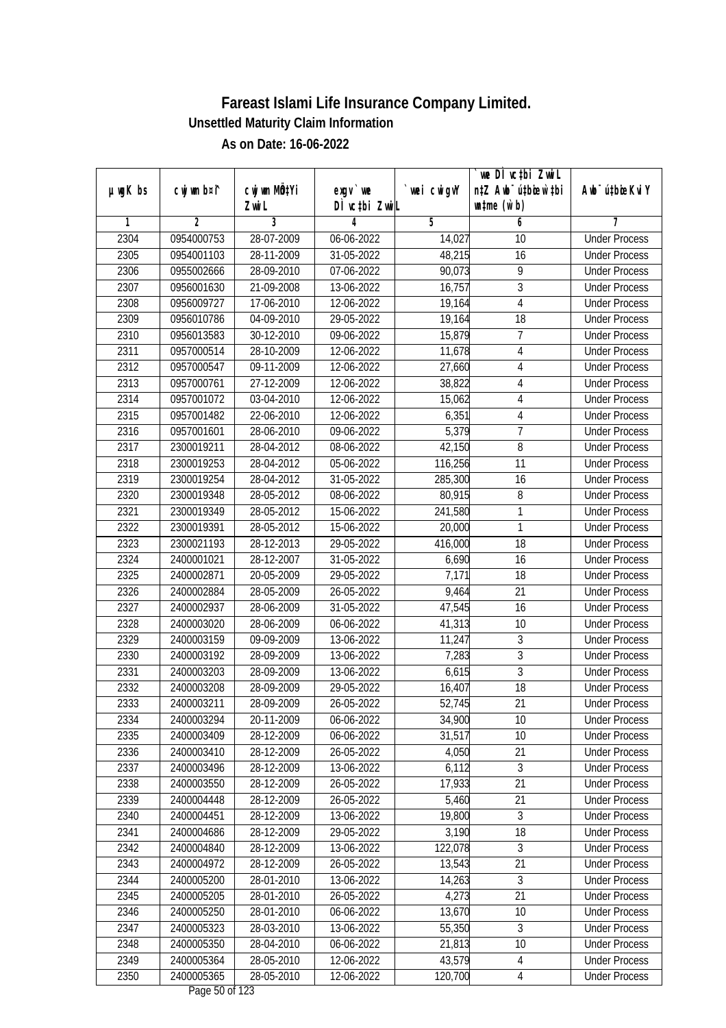# Fareast Islami Life Insurance Company Limited.

**Unsettled Maturity Claim Information**

**As on Date: 16-06-2022**

| µwgK bs | cwjwm b¤^i | cwjwm MÖn‡Yi ZvwiL | exgv`vwe DÌvc‡bi ZvwiL | `vwei cwigvY | `vwe DÌvc‡bi ZvwiL n‡Z Awb¯úbœ `vwei mgqKvj (w`b) | Awb¯ú‡bœi KviY |
|---|---|---|---|---|---|---|
| 1 | 2 | 3 | 4 | 5 | 6 | 7 |
| 2304 | 0954000753 | 28-07-2009 | 06-06-2022 | 14,027 | 10 | Under Process |
| 2305 | 0954001103 | 28-11-2009 | 31-05-2022 | 48,215 | 16 | Under Process |
| 2306 | 0955002666 | 28-09-2010 | 07-06-2022 | 90,073 | 9 | Under Process |
| 2307 | 0956001630 | 21-09-2008 | 13-06-2022 | 16,757 | 3 | Under Process |
| 2308 | 0956009727 | 17-06-2010 | 12-06-2022 | 19,164 | 4 | Under Process |
| 2309 | 0956010786 | 04-09-2010 | 29-05-2022 | 19,164 | 18 | Under Process |
| 2310 | 0956013583 | 30-12-2010 | 09-06-2022 | 15,879 | 7 | Under Process |
| 2311 | 0957000514 | 28-10-2009 | 12-06-2022 | 11,678 | 4 | Under Process |
| 2312 | 0957000547 | 09-11-2009 | 12-06-2022 | 27,660 | 4 | Under Process |
| 2313 | 0957000761 | 27-12-2009 | 12-06-2022 | 38,822 | 4 | Under Process |
| 2314 | 0957001072 | 03-04-2010 | 12-06-2022 | 15,062 | 4 | Under Process |
| 2315 | 0957001482 | 22-06-2010 | 12-06-2022 | 6,351 | 4 | Under Process |
| 2316 | 0957001601 | 28-06-2010 | 09-06-2022 | 5,379 | 7 | Under Process |
| 2317 | 2300019211 | 28-04-2012 | 08-06-2022 | 42,150 | 8 | Under Process |
| 2318 | 2300019253 | 28-04-2012 | 05-06-2022 | 116,256 | 11 | Under Process |
| 2319 | 2300019254 | 28-04-2012 | 31-05-2022 | 285,300 | 16 | Under Process |
| 2320 | 2300019348 | 28-05-2012 | 08-06-2022 | 80,915 | 8 | Under Process |
| 2321 | 2300019349 | 28-05-2012 | 15-06-2022 | 241,580 | 1 | Under Process |
| 2322 | 2300019391 | 28-05-2012 | 15-06-2022 | 20,000 | 1 | Under Process |
| 2323 | 2300021193 | 28-12-2013 | 29-05-2022 | 416,000 | 18 | Under Process |
| 2324 | 2400001021 | 28-12-2007 | 31-05-2022 | 6,690 | 16 | Under Process |
| 2325 | 2400002871 | 20-05-2009 | 29-05-2022 | 7,171 | 18 | Under Process |
| 2326 | 2400002884 | 28-05-2009 | 26-05-2022 | 9,464 | 21 | Under Process |
| 2327 | 2400002937 | 28-06-2009 | 31-05-2022 | 47,545 | 16 | Under Process |
| 2328 | 2400003020 | 28-06-2009 | 06-06-2022 | 41,313 | 10 | Under Process |
| 2329 | 2400003159 | 09-09-2009 | 13-06-2022 | 11,247 | 3 | Under Process |
| 2330 | 2400003192 | 28-09-2009 | 13-06-2022 | 7,283 | 3 | Under Process |
| 2331 | 2400003203 | 28-09-2009 | 13-06-2022 | 6,615 | 3 | Under Process |
| 2332 | 2400003208 | 28-09-2009 | 29-05-2022 | 16,407 | 18 | Under Process |
| 2333 | 2400003211 | 28-09-2009 | 26-05-2022 | 52,745 | 21 | Under Process |
| 2334 | 2400003294 | 20-11-2009 | 06-06-2022 | 34,900 | 10 | Under Process |
| 2335 | 2400003409 | 28-12-2009 | 06-06-2022 | 31,517 | 10 | Under Process |
| 2336 | 2400003410 | 28-12-2009 | 26-05-2022 | 4,050 | 21 | Under Process |
| 2337 | 2400003496 | 28-12-2009 | 13-06-2022 | 6,112 | 3 | Under Process |
| 2338 | 2400003550 | 28-12-2009 | 26-05-2022 | 17,933 | 21 | Under Process |
| 2339 | 2400004448 | 28-12-2009 | 26-05-2022 | 5,460 | 21 | Under Process |
| 2340 | 2400004451 | 28-12-2009 | 13-06-2022 | 19,800 | 3 | Under Process |
| 2341 | 2400004686 | 28-12-2009 | 29-05-2022 | 3,190 | 18 | Under Process |
| 2342 | 2400004840 | 28-12-2009 | 13-06-2022 | 122,078 | 3 | Under Process |
| 2343 | 2400004972 | 28-12-2009 | 26-05-2022 | 13,543 | 21 | Under Process |
| 2344 | 2400005200 | 28-01-2010 | 13-06-2022 | 14,263 | 3 | Under Process |
| 2345 | 2400005205 | 28-01-2010 | 26-05-2022 | 4,273 | 21 | Under Process |
| 2346 | 2400005250 | 28-01-2010 | 06-06-2022 | 13,670 | 10 | Under Process |
| 2347 | 2400005323 | 28-03-2010 | 13-06-2022 | 55,350 | 3 | Under Process |
| 2348 | 2400005350 | 28-04-2010 | 06-06-2022 | 21,813 | 10 | Under Process |
| 2349 | 2400005364 | 28-05-2010 | 12-06-2022 | 43,579 | 4 | Under Process |
| 2350 | 2400005365 | 28-05-2010 | 12-06-2022 | 120,700 | 4 | Under Process |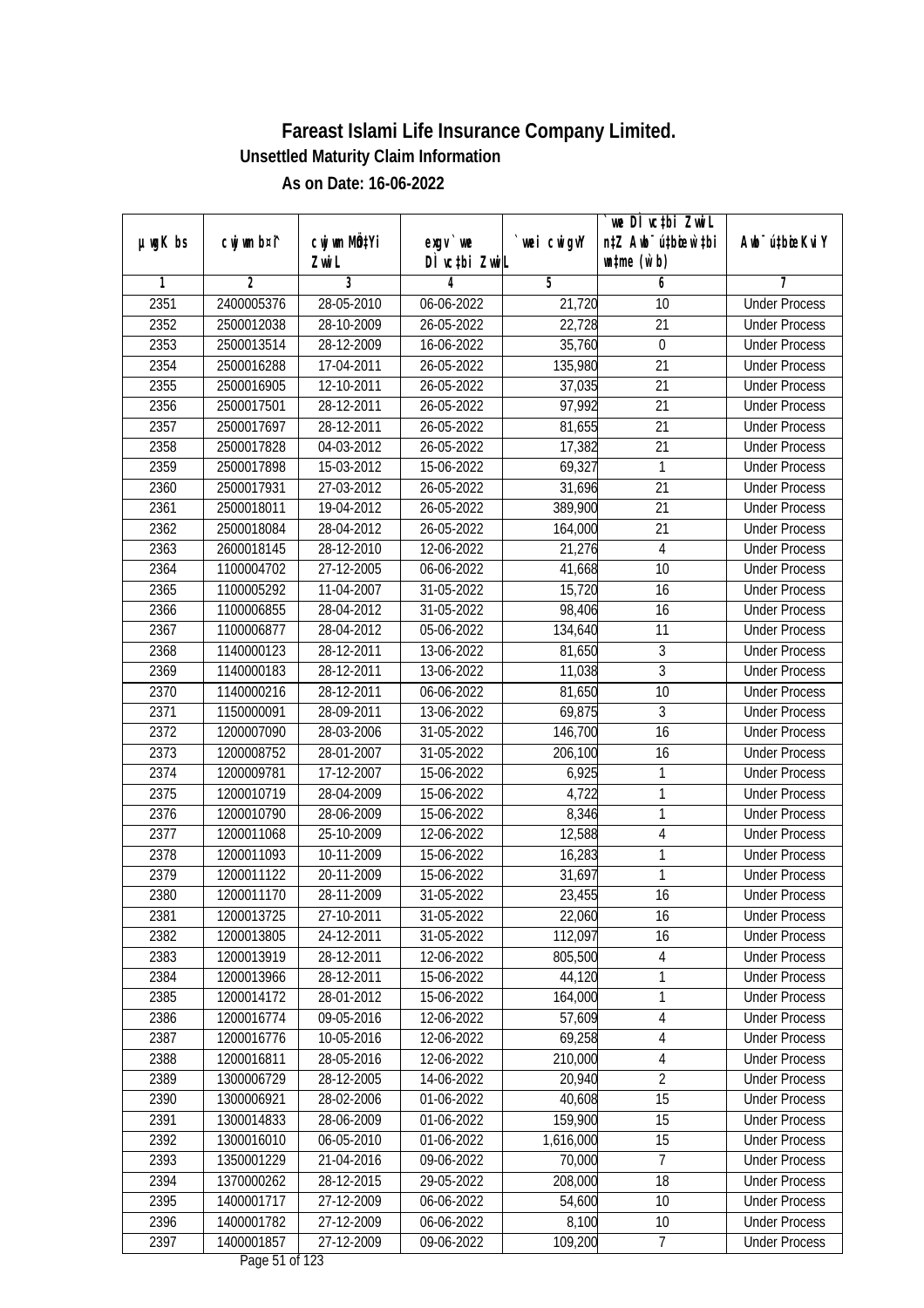# Fareast Islami Life Insurance Company Limited.

**Unsettled Maturity Claim Information**

**As on Date: 16-06-2022**

| µwgK bs | cwjwm b¤^i | cwjwm MÖn‡Yi ZvwiL | exgv` we DÌvc‡bi ZvwiL | `vwei cwigvY | `we DÌvc‡bi ZvwiL n‡Z Awb¯ú‡bœi w`b ch©šÍ (w`b) | Awb¯ú‡bœi KviY |
|---|---|---|---|---|---|---|
| 1 | 2 | 3 | 4 | 5 | 6 | 7 |
| 2351 | 2400005376 | 28-05-2010 | 06-06-2022 | 21,720 | 10 | Under Process |
| 2352 | 2500012038 | 28-10-2009 | 26-05-2022 | 22,728 | 21 | Under Process |
| 2353 | 2500013514 | 28-12-2009 | 16-06-2022 | 35,760 | 0 | Under Process |
| 2354 | 2500016288 | 17-04-2011 | 26-05-2022 | 135,980 | 21 | Under Process |
| 2355 | 2500016905 | 12-10-2011 | 26-05-2022 | 37,035 | 21 | Under Process |
| 2356 | 2500017501 | 28-12-2011 | 26-05-2022 | 97,992 | 21 | Under Process |
| 2357 | 2500017697 | 28-12-2011 | 26-05-2022 | 81,655 | 21 | Under Process |
| 2358 | 2500017828 | 04-03-2012 | 26-05-2022 | 17,382 | 21 | Under Process |
| 2359 | 2500017898 | 15-03-2012 | 15-06-2022 | 69,327 | 1 | Under Process |
| 2360 | 2500017931 | 27-03-2012 | 26-05-2022 | 31,696 | 21 | Under Process |
| 2361 | 2500018011 | 19-04-2012 | 26-05-2022 | 389,900 | 21 | Under Process |
| 2362 | 2500018084 | 28-04-2012 | 26-05-2022 | 164,000 | 21 | Under Process |
| 2363 | 2600018145 | 28-12-2010 | 12-06-2022 | 21,276 | 4 | Under Process |
| 2364 | 1100004702 | 27-12-2005 | 06-06-2022 | 41,668 | 10 | Under Process |
| 2365 | 1100005292 | 11-04-2007 | 31-05-2022 | 15,720 | 16 | Under Process |
| 2366 | 1100006855 | 28-04-2012 | 31-05-2022 | 98,406 | 16 | Under Process |
| 2367 | 1100006877 | 28-04-2012 | 05-06-2022 | 134,640 | 11 | Under Process |
| 2368 | 1140000123 | 28-12-2011 | 13-06-2022 | 81,650 | 3 | Under Process |
| 2369 | 1140000183 | 28-12-2011 | 13-06-2022 | 11,038 | 3 | Under Process |
| 2370 | 1140000216 | 28-12-2011 | 06-06-2022 | 81,650 | 10 | Under Process |
| 2371 | 1150000091 | 28-09-2011 | 13-06-2022 | 69,875 | 3 | Under Process |
| 2372 | 1200007090 | 28-03-2006 | 31-05-2022 | 146,700 | 16 | Under Process |
| 2373 | 1200008752 | 28-01-2007 | 31-05-2022 | 206,100 | 16 | Under Process |
| 2374 | 1200009781 | 17-12-2007 | 15-06-2022 | 6,925 | 1 | Under Process |
| 2375 | 1200010719 | 28-04-2009 | 15-06-2022 | 4,722 | 1 | Under Process |
| 2376 | 1200010790 | 28-06-2009 | 15-06-2022 | 8,346 | 1 | Under Process |
| 2377 | 1200011068 | 25-10-2009 | 12-06-2022 | 12,588 | 4 | Under Process |
| 2378 | 1200011093 | 10-11-2009 | 15-06-2022 | 16,283 | 1 | Under Process |
| 2379 | 1200011122 | 20-11-2009 | 15-06-2022 | 31,697 | 1 | Under Process |
| 2380 | 1200011170 | 28-11-2009 | 31-05-2022 | 23,455 | 16 | Under Process |
| 2381 | 1200013725 | 27-10-2011 | 31-05-2022 | 22,060 | 16 | Under Process |
| 2382 | 1200013805 | 24-12-2011 | 31-05-2022 | 112,097 | 16 | Under Process |
| 2383 | 1200013919 | 28-12-2011 | 12-06-2022 | 805,500 | 4 | Under Process |
| 2384 | 1200013966 | 28-12-2011 | 15-06-2022 | 44,120 | 1 | Under Process |
| 2385 | 1200014172 | 28-01-2012 | 15-06-2022 | 164,000 | 1 | Under Process |
| 2386 | 1200016774 | 09-05-2016 | 12-06-2022 | 57,609 | 4 | Under Process |
| 2387 | 1200016776 | 10-05-2016 | 12-06-2022 | 69,258 | 4 | Under Process |
| 2388 | 1200016811 | 28-05-2016 | 12-06-2022 | 210,000 | 4 | Under Process |
| 2389 | 1300006729 | 28-12-2005 | 14-06-2022 | 20,940 | 2 | Under Process |
| 2390 | 1300006921 | 28-02-2006 | 01-06-2022 | 40,608 | 15 | Under Process |
| 2391 | 1300014833 | 28-06-2009 | 01-06-2022 | 159,900 | 15 | Under Process |
| 2392 | 1300016010 | 06-05-2010 | 01-06-2022 | 1,616,000 | 15 | Under Process |
| 2393 | 1350001229 | 21-04-2016 | 09-06-2022 | 70,000 | 7 | Under Process |
| 2394 | 1370000262 | 28-12-2015 | 29-05-2022 | 208,000 | 18 | Under Process |
| 2395 | 1400001717 | 27-12-2009 | 06-06-2022 | 54,600 | 10 | Under Process |
| 2396 | 1400001782 | 27-12-2009 | 06-06-2022 | 8,100 | 10 | Under Process |
| 2397 | 1400001857 | 27-12-2009 | 09-06-2022 | 109,200 | 7 | Under Process |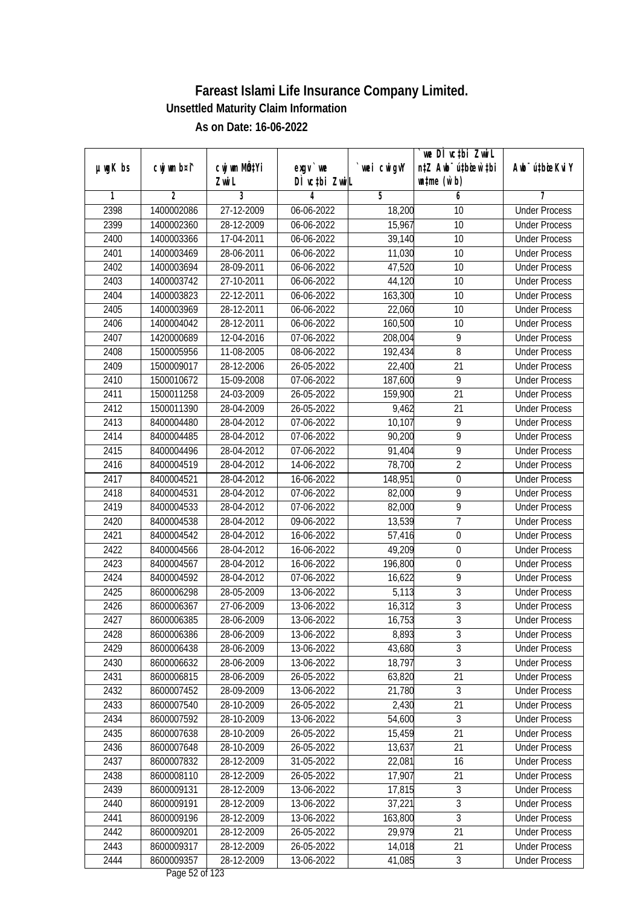# Fareast Islami Life Insurance Company Limited.

**Unsettled Maturity Claim Information**

**As on Date: 16-06-2022**

| µwgK bs | cwjwm bs¦ | cwjwm MÖnYi ZwiL | exgv `we DÌvc‡bi ZwiL | `wei cwigvY | `we DÌvc‡bi ZwiL n‡Z Awb¯ú‡bœi w`b msL¨v (w`b) | Awb¯ú‡bœi KviY |
|---|---|---|---|---|---|---|
| 1 | 2 | 3 | 4 | 5 | 6 | 7 |
| 2398 | 1400002086 | 27-12-2009 | 06-06-2022 | 18,200 | 10 | Under Process |
| 2399 | 1400002360 | 28-12-2009 | 06-06-2022 | 15,967 | 10 | Under Process |
| 2400 | 1400003366 | 17-04-2011 | 06-06-2022 | 39,140 | 10 | Under Process |
| 2401 | 1400003469 | 28-06-2011 | 06-06-2022 | 11,030 | 10 | Under Process |
| 2402 | 1400003694 | 28-09-2011 | 06-06-2022 | 47,520 | 10 | Under Process |
| 2403 | 1400003742 | 27-10-2011 | 06-06-2022 | 44,120 | 10 | Under Process |
| 2404 | 1400003823 | 22-12-2011 | 06-06-2022 | 163,300 | 10 | Under Process |
| 2405 | 1400003969 | 28-12-2011 | 06-06-2022 | 22,060 | 10 | Under Process |
| 2406 | 1400004042 | 28-12-2011 | 06-06-2022 | 160,500 | 10 | Under Process |
| 2407 | 1420000689 | 12-04-2016 | 07-06-2022 | 208,004 | 9 | Under Process |
| 2408 | 1500005956 | 11-08-2005 | 08-06-2022 | 192,434 | 8 | Under Process |
| 2409 | 1500009017 | 28-12-2006 | 26-05-2022 | 22,400 | 21 | Under Process |
| 2410 | 1500010672 | 15-09-2008 | 07-06-2022 | 187,600 | 9 | Under Process |
| 2411 | 1500011258 | 24-03-2009 | 26-05-2022 | 159,900 | 21 | Under Process |
| 2412 | 1500011390 | 28-04-2009 | 26-05-2022 | 9,462 | 21 | Under Process |
| 2413 | 8400004480 | 28-04-2012 | 07-06-2022 | 10,107 | 9 | Under Process |
| 2414 | 8400004485 | 28-04-2012 | 07-06-2022 | 90,200 | 9 | Under Process |
| 2415 | 8400004496 | 28-04-2012 | 07-06-2022 | 91,404 | 9 | Under Process |
| 2416 | 8400004519 | 28-04-2012 | 14-06-2022 | 78,700 | 2 | Under Process |
| 2417 | 8400004521 | 28-04-2012 | 16-06-2022 | 148,951 | 0 | Under Process |
| 2418 | 8400004531 | 28-04-2012 | 07-06-2022 | 82,000 | 9 | Under Process |
| 2419 | 8400004533 | 28-04-2012 | 07-06-2022 | 82,000 | 9 | Under Process |
| 2420 | 8400004538 | 28-04-2012 | 09-06-2022 | 13,539 | 7 | Under Process |
| 2421 | 8400004542 | 28-04-2012 | 16-06-2022 | 57,416 | 0 | Under Process |
| 2422 | 8400004566 | 28-04-2012 | 16-06-2022 | 49,209 | 0 | Under Process |
| 2423 | 8400004567 | 28-04-2012 | 16-06-2022 | 196,800 | 0 | Under Process |
| 2424 | 8400004592 | 28-04-2012 | 07-06-2022 | 16,622 | 9 | Under Process |
| 2425 | 8600006298 | 28-05-2009 | 13-06-2022 | 5,113 | 3 | Under Process |
| 2426 | 8600006367 | 27-06-2009 | 13-06-2022 | 16,312 | 3 | Under Process |
| 2427 | 8600006385 | 28-06-2009 | 13-06-2022 | 16,753 | 3 | Under Process |
| 2428 | 8600006386 | 28-06-2009 | 13-06-2022 | 8,893 | 3 | Under Process |
| 2429 | 8600006438 | 28-06-2009 | 13-06-2022 | 43,680 | 3 | Under Process |
| 2430 | 8600006632 | 28-06-2009 | 13-06-2022 | 18,797 | 3 | Under Process |
| 2431 | 8600006815 | 28-06-2009 | 26-05-2022 | 63,820 | 21 | Under Process |
| 2432 | 8600007452 | 28-09-2009 | 13-06-2022 | 21,780 | 3 | Under Process |
| 2433 | 8600007540 | 28-10-2009 | 26-05-2022 | 2,430 | 21 | Under Process |
| 2434 | 8600007592 | 28-10-2009 | 13-06-2022 | 54,600 | 3 | Under Process |
| 2435 | 8600007638 | 28-10-2009 | 26-05-2022 | 15,459 | 21 | Under Process |
| 2436 | 8600007648 | 28-10-2009 | 26-05-2022 | 13,637 | 21 | Under Process |
| 2437 | 8600007832 | 28-12-2009 | 31-05-2022 | 22,081 | 16 | Under Process |
| 2438 | 8600008110 | 28-12-2009 | 26-05-2022 | 17,907 | 21 | Under Process |
| 2439 | 8600009131 | 28-12-2009 | 13-06-2022 | 17,815 | 3 | Under Process |
| 2440 | 8600009191 | 28-12-2009 | 13-06-2022 | 37,221 | 3 | Under Process |
| 2441 | 8600009196 | 28-12-2009 | 13-06-2022 | 163,800 | 3 | Under Process |
| 2442 | 8600009201 | 28-12-2009 | 26-05-2022 | 29,979 | 21 | Under Process |
| 2443 | 8600009317 | 28-12-2009 | 26-05-2022 | 14,018 | 21 | Under Process |
| 2444 | 8600009357 | 28-12-2009 | 13-06-2022 | 41,085 | 3 | Under Process |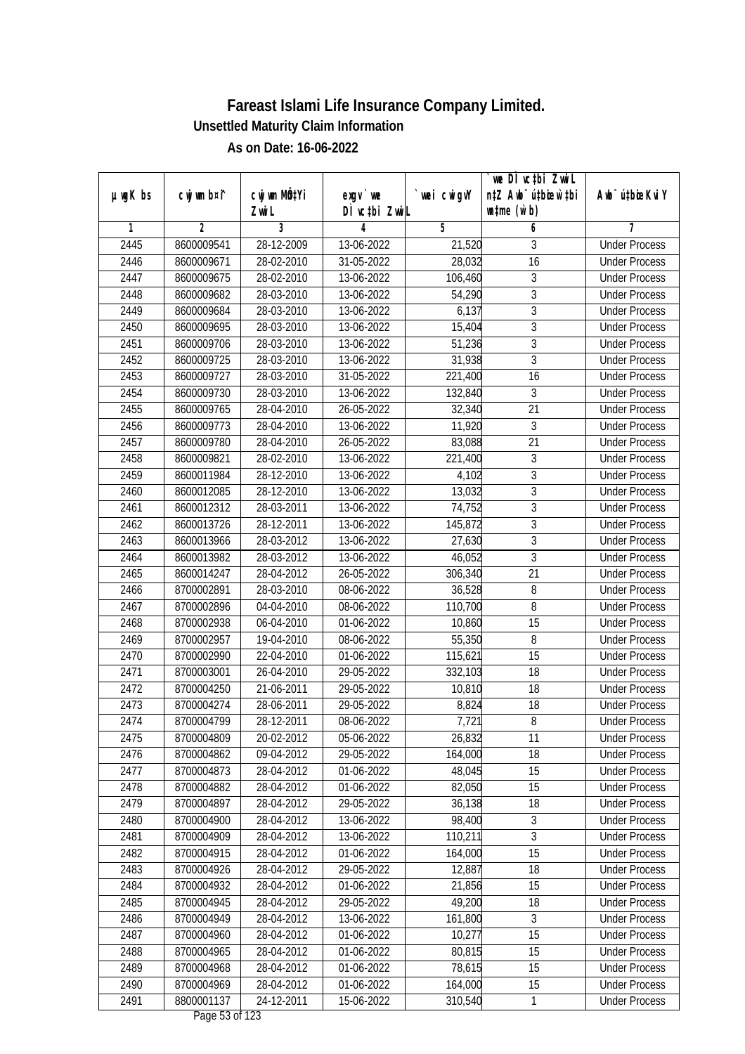# Fareast Islami Life Insurance Company Limited.

## Unsettled Maturity Claim Information

## As on Date: 16-06-2022

| µwgK bs | cwjwm b¤^i | cwjwm MÖnY Zvwi L | exgv` we DÌvc‡bi Zvwi L | `vwe cwigvY | `we DÌvc‡bi Zvwi L n‡Z Awb¯úbœ `v‡qi mgq (w`b) | Awb¯ú‡bœi KviY |
|---|---|---|---|---|---|---|
| 1 | 2 | 3 | 4 | 5 | 6 | 7 |
| 2445 | 8600009541 | 28-12-2009 | 13-06-2022 | 21,520 | 3 | Under Process |
| 2446 | 8600009671 | 28-02-2010 | 31-05-2022 | 28,032 | 16 | Under Process |
| 2447 | 8600009675 | 28-02-2010 | 13-06-2022 | 106,460 | 3 | Under Process |
| 2448 | 8600009682 | 28-03-2010 | 13-06-2022 | 54,290 | 3 | Under Process |
| 2449 | 8600009684 | 28-03-2010 | 13-06-2022 | 6,137 | 3 | Under Process |
| 2450 | 8600009695 | 28-03-2010 | 13-06-2022 | 15,404 | 3 | Under Process |
| 2451 | 8600009706 | 28-03-2010 | 13-06-2022 | 51,236 | 3 | Under Process |
| 2452 | 8600009725 | 28-03-2010 | 13-06-2022 | 31,938 | 3 | Under Process |
| 2453 | 8600009727 | 28-03-2010 | 31-05-2022 | 221,400 | 16 | Under Process |
| 2454 | 8600009730 | 28-03-2010 | 13-06-2022 | 132,840 | 3 | Under Process |
| 2455 | 8600009765 | 28-04-2010 | 26-05-2022 | 32,340 | 21 | Under Process |
| 2456 | 8600009773 | 28-04-2010 | 13-06-2022 | 11,920 | 3 | Under Process |
| 2457 | 8600009780 | 28-04-2010 | 26-05-2022 | 83,088 | 21 | Under Process |
| 2458 | 8600009821 | 28-02-2010 | 13-06-2022 | 221,400 | 3 | Under Process |
| 2459 | 8600011984 | 28-12-2010 | 13-06-2022 | 4,102 | 3 | Under Process |
| 2460 | 8600012085 | 28-12-2010 | 13-06-2022 | 13,032 | 3 | Under Process |
| 2461 | 8600012312 | 28-03-2011 | 13-06-2022 | 74,752 | 3 | Under Process |
| 2462 | 8600013726 | 28-12-2011 | 13-06-2022 | 145,872 | 3 | Under Process |
| 2463 | 8600013966 | 28-03-2012 | 13-06-2022 | 27,630 | 3 | Under Process |
| 2464 | 8600013982 | 28-03-2012 | 13-06-2022 | 46,052 | 3 | Under Process |
| 2465 | 8600014247 | 28-04-2012 | 26-05-2022 | 306,340 | 21 | Under Process |
| 2466 | 8700002891 | 28-03-2010 | 08-06-2022 | 36,528 | 8 | Under Process |
| 2467 | 8700002896 | 04-04-2010 | 08-06-2022 | 110,700 | 8 | Under Process |
| 2468 | 8700002938 | 06-04-2010 | 01-06-2022 | 10,860 | 15 | Under Process |
| 2469 | 8700002957 | 19-04-2010 | 08-06-2022 | 55,350 | 8 | Under Process |
| 2470 | 8700002990 | 22-04-2010 | 01-06-2022 | 115,621 | 15 | Under Process |
| 2471 | 8700003001 | 26-04-2010 | 29-05-2022 | 332,103 | 18 | Under Process |
| 2472 | 8700004250 | 21-06-2011 | 29-05-2022 | 10,810 | 18 | Under Process |
| 2473 | 8700004274 | 28-06-2011 | 29-05-2022 | 8,824 | 18 | Under Process |
| 2474 | 8700004799 | 28-12-2011 | 08-06-2022 | 7,721 | 8 | Under Process |
| 2475 | 8700004809 | 20-02-2012 | 05-06-2022 | 26,832 | 11 | Under Process |
| 2476 | 8700004862 | 09-04-2012 | 29-05-2022 | 164,000 | 18 | Under Process |
| 2477 | 8700004873 | 28-04-2012 | 01-06-2022 | 48,045 | 15 | Under Process |
| 2478 | 8700004882 | 28-04-2012 | 01-06-2022 | 82,050 | 15 | Under Process |
| 2479 | 8700004897 | 28-04-2012 | 29-05-2022 | 36,138 | 18 | Under Process |
| 2480 | 8700004900 | 28-04-2012 | 13-06-2022 | 98,400 | 3 | Under Process |
| 2481 | 8700004909 | 28-04-2012 | 13-06-2022 | 110,211 | 3 | Under Process |
| 2482 | 8700004915 | 28-04-2012 | 01-06-2022 | 164,000 | 15 | Under Process |
| 2483 | 8700004926 | 28-04-2012 | 29-05-2022 | 12,887 | 18 | Under Process |
| 2484 | 8700004932 | 28-04-2012 | 01-06-2022 | 21,856 | 15 | Under Process |
| 2485 | 8700004945 | 28-04-2012 | 29-05-2022 | 49,200 | 18 | Under Process |
| 2486 | 8700004949 | 28-04-2012 | 13-06-2022 | 161,800 | 3 | Under Process |
| 2487 | 8700004960 | 28-04-2012 | 01-06-2022 | 10,277 | 15 | Under Process |
| 2488 | 8700004965 | 28-04-2012 | 01-06-2022 | 80,815 | 15 | Under Process |
| 2489 | 8700004968 | 28-04-2012 | 01-06-2022 | 78,615 | 15 | Under Process |
| 2490 | 8700004969 | 28-04-2012 | 01-06-2022 | 164,000 | 15 | Under Process |
| 2491 | 8800001137 | 24-12-2011 | 15-06-2022 | 310,540 | 1 | Under Process |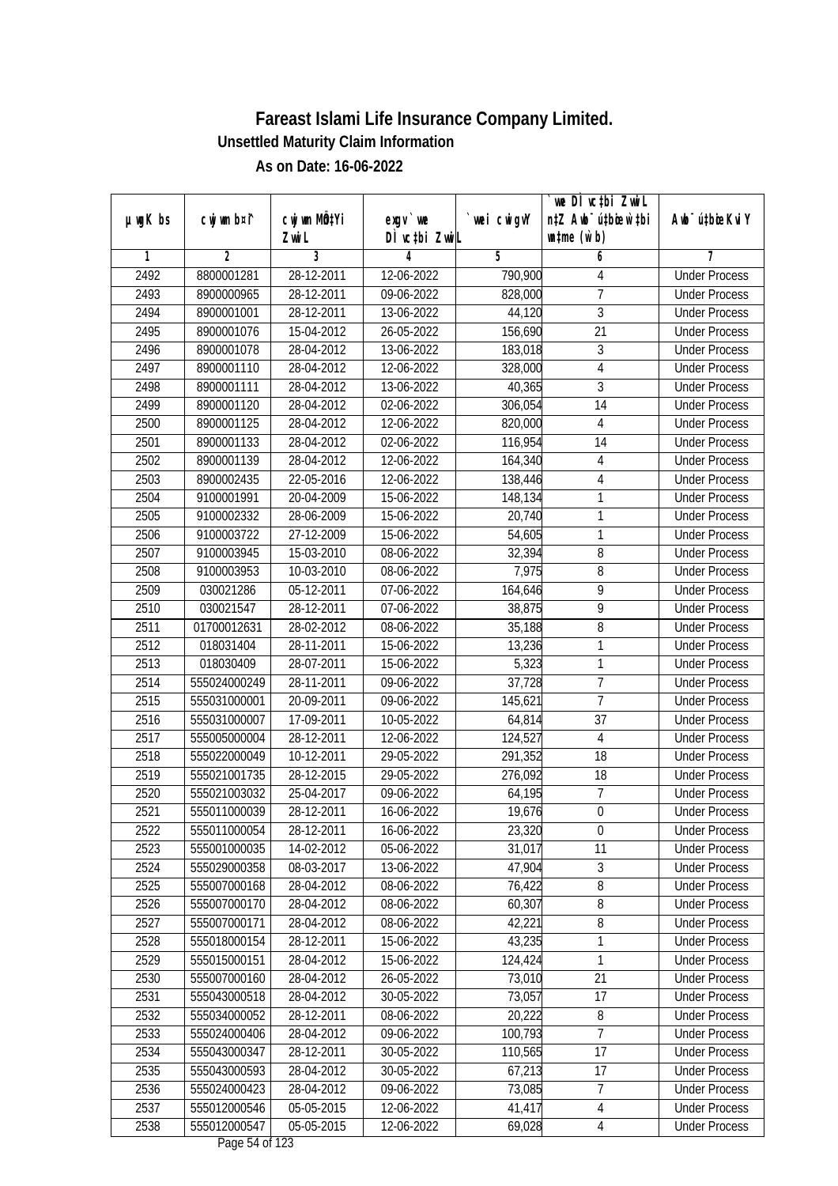# Fareast Islami Life Insurance Company Limited.

**Unsettled Maturity Claim Information**

**As on Date: 16-06-2022**

| µwgK bs | cwjwm b¤^i | cwjwm MÖn‡Yi ZvwiL | exgv`vwe DÌvc‡bi ZvwiL | `vwei cwigvY | `vwe DÌvc‡bi ZvwiL n‡Z Awb¯ú‡bœi w`‡bi e¨eavb (w`b) | Awb¯ú‡bœi KviY |
|---|---|---|---|---|---|---|
| 1 | 2 | 3 | 4 | 5 | 6 | 7 |
| 2492 | 8800001281 | 28-12-2011 | 12-06-2022 | 790,900 | 4 | Under Process |
| 2493 | 8900000965 | 28-12-2011 | 09-06-2022 | 828,000 | 7 | Under Process |
| 2494 | 8900001001 | 28-12-2011 | 13-06-2022 | 44,120 | 3 | Under Process |
| 2495 | 8900001076 | 15-04-2012 | 26-05-2022 | 156,690 | 21 | Under Process |
| 2496 | 8900001078 | 28-04-2012 | 13-06-2022 | 183,018 | 3 | Under Process |
| 2497 | 8900001110 | 28-04-2012 | 12-06-2022 | 328,000 | 4 | Under Process |
| 2498 | 8900001111 | 28-04-2012 | 13-06-2022 | 40,365 | 3 | Under Process |
| 2499 | 8900001120 | 28-04-2012 | 02-06-2022 | 306,054 | 14 | Under Process |
| 2500 | 8900001125 | 28-04-2012 | 12-06-2022 | 820,000 | 4 | Under Process |
| 2501 | 8900001133 | 28-04-2012 | 02-06-2022 | 116,954 | 14 | Under Process |
| 2502 | 8900001139 | 28-04-2012 | 12-06-2022 | 164,340 | 4 | Under Process |
| 2503 | 8900002435 | 22-05-2016 | 12-06-2022 | 138,446 | 4 | Under Process |
| 2504 | 9100001991 | 20-04-2009 | 15-06-2022 | 148,134 | 1 | Under Process |
| 2505 | 9100002332 | 28-06-2009 | 15-06-2022 | 20,740 | 1 | Under Process |
| 2506 | 9100003722 | 27-12-2009 | 15-06-2022 | 54,605 | 1 | Under Process |
| 2507 | 9100003945 | 15-03-2010 | 08-06-2022 | 32,394 | 8 | Under Process |
| 2508 | 9100003953 | 10-03-2010 | 08-06-2022 | 7,975 | 8 | Under Process |
| 2509 | 030021286 | 05-12-2011 | 07-06-2022 | 164,646 | 9 | Under Process |
| 2510 | 030021547 | 28-12-2011 | 07-06-2022 | 38,875 | 9 | Under Process |
| 2511 | 01700012631 | 28-02-2012 | 08-06-2022 | 35,188 | 8 | Under Process |
| 2512 | 018031404 | 28-11-2011 | 15-06-2022 | 13,236 | 1 | Under Process |
| 2513 | 018030409 | 28-07-2011 | 15-06-2022 | 5,323 | 1 | Under Process |
| 2514 | 555024000249 | 28-11-2011 | 09-06-2022 | 37,728 | 7 | Under Process |
| 2515 | 555031000001 | 20-09-2011 | 09-06-2022 | 145,621 | 7 | Under Process |
| 2516 | 555031000007 | 17-09-2011 | 10-05-2022 | 64,814 | 37 | Under Process |
| 2517 | 555005000004 | 28-12-2011 | 12-06-2022 | 124,527 | 4 | Under Process |
| 2518 | 555022000049 | 10-12-2011 | 29-05-2022 | 291,352 | 18 | Under Process |
| 2519 | 555021001735 | 28-12-2015 | 29-05-2022 | 276,092 | 18 | Under Process |
| 2520 | 555021003032 | 25-04-2017 | 09-06-2022 | 64,195 | 7 | Under Process |
| 2521 | 555011000039 | 28-12-2011 | 16-06-2022 | 19,676 | 0 | Under Process |
| 2522 | 555011000054 | 28-12-2011 | 16-06-2022 | 23,320 | 0 | Under Process |
| 2523 | 555001000035 | 14-02-2012 | 05-06-2022 | 31,017 | 11 | Under Process |
| 2524 | 555029000358 | 08-03-2017 | 13-06-2022 | 47,904 | 3 | Under Process |
| 2525 | 555007000168 | 28-04-2012 | 08-06-2022 | 76,422 | 8 | Under Process |
| 2526 | 555007000170 | 28-04-2012 | 08-06-2022 | 60,307 | 8 | Under Process |
| 2527 | 555007000171 | 28-04-2012 | 08-06-2022 | 42,221 | 8 | Under Process |
| 2528 | 555018000154 | 28-12-2011 | 15-06-2022 | 43,235 | 1 | Under Process |
| 2529 | 555015000151 | 28-04-2012 | 15-06-2022 | 124,424 | 1 | Under Process |
| 2530 | 555007000160 | 28-04-2012 | 26-05-2022 | 73,010 | 21 | Under Process |
| 2531 | 555043000518 | 28-04-2012 | 30-05-2022 | 73,057 | 17 | Under Process |
| 2532 | 555034000052 | 28-12-2011 | 08-06-2022 | 20,222 | 8 | Under Process |
| 2533 | 555024000406 | 28-04-2012 | 09-06-2022 | 100,793 | 7 | Under Process |
| 2534 | 555043000347 | 28-12-2011 | 30-05-2022 | 110,565 | 17 | Under Process |
| 2535 | 555043000593 | 28-04-2012 | 30-05-2022 | 67,213 | 17 | Under Process |
| 2536 | 555024000423 | 28-04-2012 | 09-06-2022 | 73,085 | 7 | Under Process |
| 2537 | 555012000546 | 05-05-2015 | 12-06-2022 | 41,417 | 4 | Under Process |
| 2538 | 555012000547 | 05-05-2015 | 12-06-2022 | 69,028 | 4 | Under Process |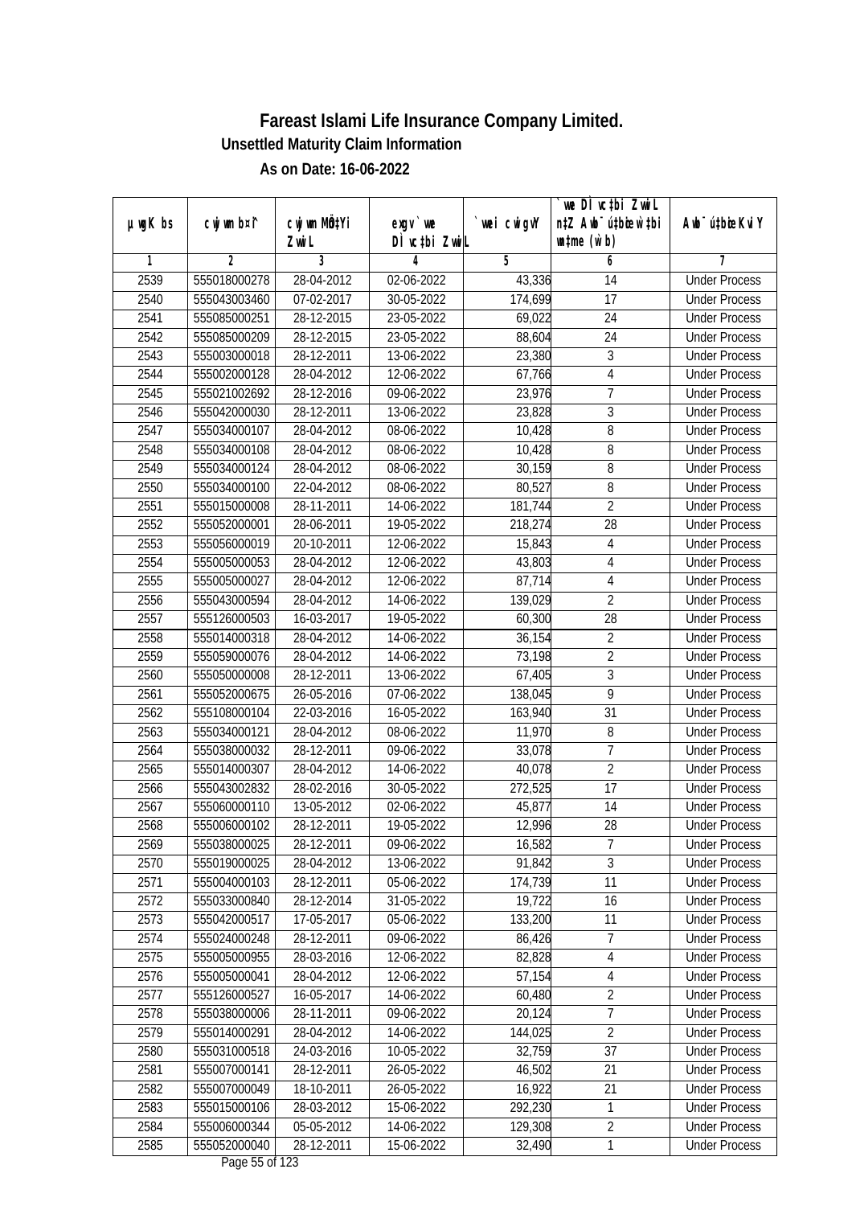# Fareast Islami Life Insurance Company Limited.

## Unsettled Maturity Claim Information

### As on Date: 16-06-2022

| µwgK bs | cwjwm b¤^i | cwjwm MÖn‡Yi ZvwiL | exgv`vwe DÌvc‡bi ZvwiL | `vwei cwigvY | `vwe DÌvc‡bi ZvwiL n‡Z Awb¯úbœ `vwei wbtme (w`b) | Awb¯úbœ `vwei Kvi Y |
|---|---|---|---|---|---|---|
| 1 | 2 | 3 | 4 | 5 | 6 | 7 |
| 2539 | 555018000278 | 28-04-2012 | 02-06-2022 | 43,336 | 14 | Under Process |
| 2540 | 555043003460 | 07-02-2017 | 30-05-2022 | 174,699 | 17 | Under Process |
| 2541 | 555085000251 | 28-12-2015 | 23-05-2022 | 69,022 | 24 | Under Process |
| 2542 | 555085000209 | 28-12-2015 | 23-05-2022 | 88,604 | 24 | Under Process |
| 2543 | 555003000018 | 28-12-2011 | 13-06-2022 | 23,380 | 3 | Under Process |
| 2544 | 555002000128 | 28-04-2012 | 12-06-2022 | 67,766 | 4 | Under Process |
| 2545 | 555021002692 | 28-12-2016 | 09-06-2022 | 23,976 | 7 | Under Process |
| 2546 | 555042000030 | 28-12-2011 | 13-06-2022 | 23,828 | 3 | Under Process |
| 2547 | 555034000107 | 28-04-2012 | 08-06-2022 | 10,428 | 8 | Under Process |
| 2548 | 555034000108 | 28-04-2012 | 08-06-2022 | 10,428 | 8 | Under Process |
| 2549 | 555034000124 | 28-04-2012 | 08-06-2022 | 30,159 | 8 | Under Process |
| 2550 | 555034000100 | 22-04-2012 | 08-06-2022 | 80,527 | 8 | Under Process |
| 2551 | 555015000008 | 28-11-2011 | 14-06-2022 | 181,744 | 2 | Under Process |
| 2552 | 555052000001 | 28-06-2011 | 19-05-2022 | 218,274 | 28 | Under Process |
| 2553 | 555056000019 | 20-10-2011 | 12-06-2022 | 15,843 | 4 | Under Process |
| 2554 | 555005000053 | 28-04-2012 | 12-06-2022 | 43,803 | 4 | Under Process |
| 2555 | 555005000027 | 28-04-2012 | 12-06-2022 | 87,714 | 4 | Under Process |
| 2556 | 555043000594 | 28-04-2012 | 14-06-2022 | 139,029 | 2 | Under Process |
| 2557 | 555126000503 | 16-03-2017 | 19-05-2022 | 60,300 | 28 | Under Process |
| 2558 | 555014000318 | 28-04-2012 | 14-06-2022 | 36,154 | 2 | Under Process |
| 2559 | 555059000076 | 28-04-2012 | 14-06-2022 | 73,198 | 2 | Under Process |
| 2560 | 555050000008 | 28-12-2011 | 13-06-2022 | 67,405 | 3 | Under Process |
| 2561 | 555052000675 | 26-05-2016 | 07-06-2022 | 138,045 | 9 | Under Process |
| 2562 | 555108000104 | 22-03-2016 | 16-05-2022 | 163,940 | 31 | Under Process |
| 2563 | 555034000121 | 28-04-2012 | 08-06-2022 | 11,970 | 8 | Under Process |
| 2564 | 555038000032 | 28-12-2011 | 09-06-2022 | 33,078 | 7 | Under Process |
| 2565 | 555014000307 | 28-04-2012 | 14-06-2022 | 40,078 | 2 | Under Process |
| 2566 | 555043002832 | 28-02-2016 | 30-05-2022 | 272,525 | 17 | Under Process |
| 2567 | 555060000110 | 13-05-2012 | 02-06-2022 | 45,877 | 14 | Under Process |
| 2568 | 555006000102 | 28-12-2011 | 19-05-2022 | 12,996 | 28 | Under Process |
| 2569 | 555038000025 | 28-12-2011 | 09-06-2022 | 16,582 | 7 | Under Process |
| 2570 | 555019000025 | 28-04-2012 | 13-06-2022 | 91,842 | 3 | Under Process |
| 2571 | 555004000103 | 28-12-2011 | 05-06-2022 | 174,739 | 11 | Under Process |
| 2572 | 555033000840 | 28-12-2014 | 31-05-2022 | 19,722 | 16 | Under Process |
| 2573 | 555042000517 | 17-05-2017 | 05-06-2022 | 133,200 | 11 | Under Process |
| 2574 | 555024000248 | 28-12-2011 | 09-06-2022 | 86,426 | 7 | Under Process |
| 2575 | 555005000955 | 28-03-2016 | 12-06-2022 | 82,828 | 4 | Under Process |
| 2576 | 555005000041 | 28-04-2012 | 12-06-2022 | 57,154 | 4 | Under Process |
| 2577 | 555126000527 | 16-05-2017 | 14-06-2022 | 60,480 | 2 | Under Process |
| 2578 | 555038000006 | 28-11-2011 | 09-06-2022 | 20,124 | 7 | Under Process |
| 2579 | 555014000291 | 28-04-2012 | 14-06-2022 | 144,025 | 2 | Under Process |
| 2580 | 555031000518 | 24-03-2016 | 10-05-2022 | 32,759 | 37 | Under Process |
| 2581 | 555007000141 | 28-12-2011 | 26-05-2022 | 46,502 | 21 | Under Process |
| 2582 | 555007000049 | 18-10-2011 | 26-05-2022 | 16,922 | 21 | Under Process |
| 2583 | 555015000106 | 28-03-2012 | 15-06-2022 | 292,230 | 1 | Under Process |
| 2584 | 555006000344 | 05-05-2012 | 14-06-2022 | 129,308 | 2 | Under Process |
| 2585 | 555052000040 | 28-12-2011 | 15-06-2022 | 32,490 | 1 | Under Process |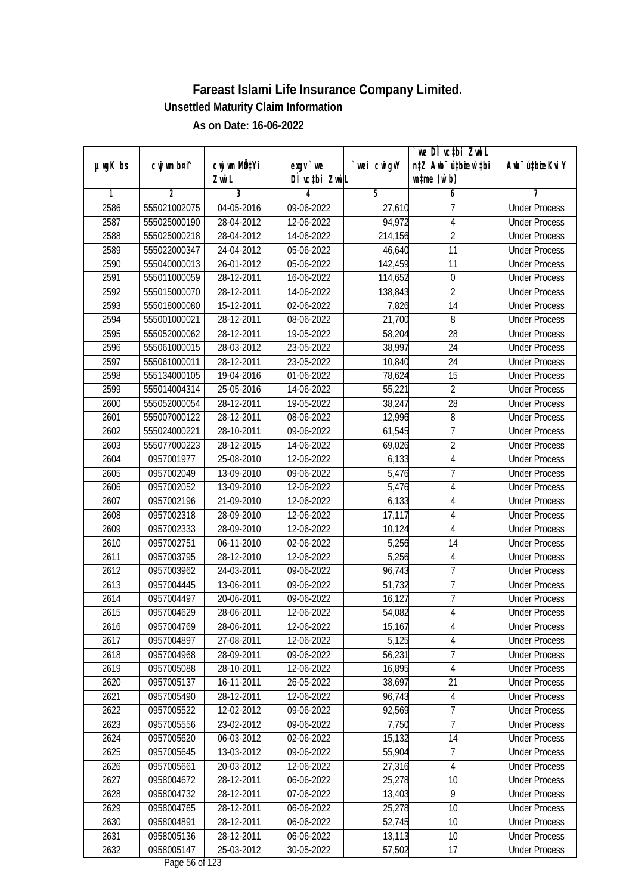# Fareast Islami Life Insurance Company Limited.

## Unsettled Maturity Claim Information

### As on Date: 16-06-2022

| µwgK bs | cwjwm b¤^i | cwjwm MÖn‡Yi ZvwiL | exgv `ve DÌvc‡bi ZvwiL | `vwei cwigvY | `vwe DÌvc‡bi ZvwiL n‡Z Awb¯úbœ `vwei w`‡bi msL¨v (w`b) | Awb¯ú‡bœi KviY |
|---|---|---|---|---|---|---|
| 1 | 2 | 3 | 4 | 5 | 6 | 7 |
| 2586 | 555021002075 | 04-05-2016 | 09-06-2022 | 27,610 | 7 | Under Process |
| 2587 | 555025000190 | 28-04-2012 | 12-06-2022 | 94,972 | 4 | Under Process |
| 2588 | 555025000218 | 28-04-2012 | 14-06-2022 | 214,156 | 2 | Under Process |
| 2589 | 555022000347 | 24-04-2012 | 05-06-2022 | 46,640 | 11 | Under Process |
| 2590 | 555040000013 | 26-01-2012 | 05-06-2022 | 142,459 | 11 | Under Process |
| 2591 | 555011000059 | 28-12-2011 | 16-06-2022 | 114,652 | 0 | Under Process |
| 2592 | 555015000070 | 28-12-2011 | 14-06-2022 | 138,843 | 2 | Under Process |
| 2593 | 555018000080 | 15-12-2011 | 02-06-2022 | 7,826 | 14 | Under Process |
| 2594 | 555001000021 | 28-12-2011 | 08-06-2022 | 21,700 | 8 | Under Process |
| 2595 | 555052000062 | 28-12-2011 | 19-05-2022 | 58,204 | 28 | Under Process |
| 2596 | 555061000015 | 28-03-2012 | 23-05-2022 | 38,997 | 24 | Under Process |
| 2597 | 555061000011 | 28-12-2011 | 23-05-2022 | 10,840 | 24 | Under Process |
| 2598 | 555134000105 | 19-04-2016 | 01-06-2022 | 78,624 | 15 | Under Process |
| 2599 | 555014004314 | 25-05-2016 | 14-06-2022 | 55,221 | 2 | Under Process |
| 2600 | 555052000054 | 28-12-2011 | 19-05-2022 | 38,247 | 28 | Under Process |
| 2601 | 555007000122 | 28-12-2011 | 08-06-2022 | 12,996 | 8 | Under Process |
| 2602 | 555024000221 | 28-10-2011 | 09-06-2022 | 61,545 | 7 | Under Process |
| 2603 | 555077000223 | 28-12-2015 | 14-06-2022 | 69,026 | 2 | Under Process |
| 2604 | 0957001977 | 25-08-2010 | 12-06-2022 | 6,133 | 4 | Under Process |
| 2605 | 0957002049 | 13-09-2010 | 09-06-2022 | 5,476 | 7 | Under Process |
| 2606 | 0957002052 | 13-09-2010 | 12-06-2022 | 5,476 | 4 | Under Process |
| 2607 | 0957002196 | 21-09-2010 | 12-06-2022 | 6,133 | 4 | Under Process |
| 2608 | 0957002318 | 28-09-2010 | 12-06-2022 | 17,117 | 4 | Under Process |
| 2609 | 0957002333 | 28-09-2010 | 12-06-2022 | 10,124 | 4 | Under Process |
| 2610 | 0957002751 | 06-11-2010 | 02-06-2022 | 5,256 | 14 | Under Process |
| 2611 | 0957003795 | 28-12-2010 | 12-06-2022 | 5,256 | 4 | Under Process |
| 2612 | 0957003962 | 24-03-2011 | 09-06-2022 | 96,743 | 7 | Under Process |
| 2613 | 0957004445 | 13-06-2011 | 09-06-2022 | 51,732 | 7 | Under Process |
| 2614 | 0957004497 | 20-06-2011 | 09-06-2022 | 16,127 | 7 | Under Process |
| 2615 | 0957004629 | 28-06-2011 | 12-06-2022 | 54,082 | 4 | Under Process |
| 2616 | 0957004769 | 28-06-2011 | 12-06-2022 | 15,167 | 4 | Under Process |
| 2617 | 0957004897 | 27-08-2011 | 12-06-2022 | 5,125 | 4 | Under Process |
| 2618 | 0957004968 | 28-09-2011 | 09-06-2022 | 56,231 | 7 | Under Process |
| 2619 | 0957005088 | 28-10-2011 | 12-06-2022 | 16,895 | 4 | Under Process |
| 2620 | 0957005137 | 16-11-2011 | 26-05-2022 | 38,697 | 21 | Under Process |
| 2621 | 0957005490 | 28-12-2011 | 12-06-2022 | 96,743 | 4 | Under Process |
| 2622 | 0957005522 | 12-02-2012 | 09-06-2022 | 92,569 | 7 | Under Process |
| 2623 | 0957005556 | 23-02-2012 | 09-06-2022 | 7,750 | 7 | Under Process |
| 2624 | 0957005620 | 06-03-2012 | 02-06-2022 | 15,132 | 14 | Under Process |
| 2625 | 0957005645 | 13-03-2012 | 09-06-2022 | 55,904 | 7 | Under Process |
| 2626 | 0957005661 | 20-03-2012 | 12-06-2022 | 27,316 | 4 | Under Process |
| 2627 | 0958004672 | 28-12-2011 | 06-06-2022 | 25,278 | 10 | Under Process |
| 2628 | 0958004732 | 28-12-2011 | 07-06-2022 | 13,403 | 9 | Under Process |
| 2629 | 0958004765 | 28-12-2011 | 06-06-2022 | 25,278 | 10 | Under Process |
| 2630 | 0958004891 | 28-12-2011 | 06-06-2022 | 52,745 | 10 | Under Process |
| 2631 | 0958005136 | 28-12-2011 | 06-06-2022 | 13,113 | 10 | Under Process |
| 2632 | 0958005147 | 25-03-2012 | 30-05-2022 | 57,502 | 17 | Under Process |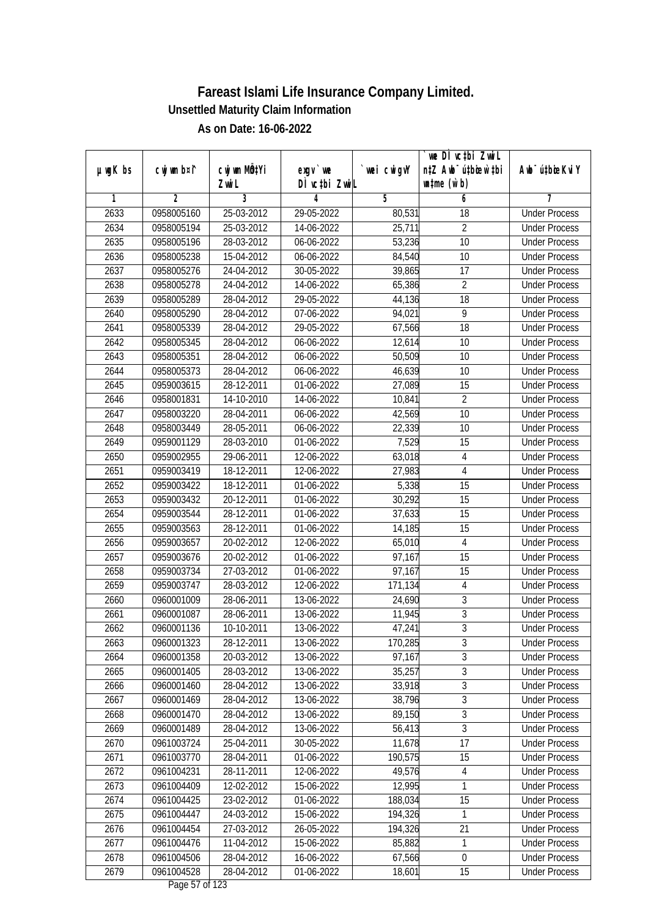# Fareast Islami Life Insurance Company Limited.

## Unsettled Maturity Claim Information

### As on Date: 16-06-2022

| µwgK bs | cwjwm b¤^i | cwjwm MÖn‡Yi ZvwiL | exgv` we DÌvc‡bi ZvwiL | `vwei cwigvY | `ve DÌvc‡bi ZvwiL n‡Z Awb¯úwËi w`‡bi msL¨v (w`b) | Awb¯úwËi KviY |
|---|---|---|---|---|---|---|
| 1 | 2 | 3 | 4 | 5 | 6 | 7 |
| 2633 | 0958005160 | 25-03-2012 | 29-05-2022 | 80,531 | 18 | Under Process |
| 2634 | 0958005194 | 25-03-2012 | 14-06-2022 | 25,711 | 2 | Under Process |
| 2635 | 0958005196 | 28-03-2012 | 06-06-2022 | 53,236 | 10 | Under Process |
| 2636 | 0958005238 | 15-04-2012 | 06-06-2022 | 84,540 | 10 | Under Process |
| 2637 | 0958005276 | 24-04-2012 | 30-05-2022 | 39,865 | 17 | Under Process |
| 2638 | 0958005278 | 24-04-2012 | 14-06-2022 | 65,386 | 2 | Under Process |
| 2639 | 0958005289 | 28-04-2012 | 29-05-2022 | 44,136 | 18 | Under Process |
| 2640 | 0958005290 | 28-04-2012 | 07-06-2022 | 94,021 | 9 | Under Process |
| 2641 | 0958005339 | 28-04-2012 | 29-05-2022 | 67,566 | 18 | Under Process |
| 2642 | 0958005345 | 28-04-2012 | 06-06-2022 | 12,614 | 10 | Under Process |
| 2643 | 0958005351 | 28-04-2012 | 06-06-2022 | 50,509 | 10 | Under Process |
| 2644 | 0958005373 | 28-04-2012 | 06-06-2022 | 46,639 | 10 | Under Process |
| 2645 | 0959003615 | 28-12-2011 | 01-06-2022 | 27,089 | 15 | Under Process |
| 2646 | 0958001831 | 14-10-2010 | 14-06-2022 | 10,841 | 2 | Under Process |
| 2647 | 0958003220 | 28-04-2011 | 06-06-2022 | 42,569 | 10 | Under Process |
| 2648 | 0958003449 | 28-05-2011 | 06-06-2022 | 22,339 | 10 | Under Process |
| 2649 | 0959001129 | 28-03-2010 | 01-06-2022 | 7,529 | 15 | Under Process |
| 2650 | 0959002955 | 29-06-2011 | 12-06-2022 | 63,018 | 4 | Under Process |
| 2651 | 0959003419 | 18-12-2011 | 12-06-2022 | 27,983 | 4 | Under Process |
| 2652 | 0959003422 | 18-12-2011 | 01-06-2022 | 5,338 | 15 | Under Process |
| 2653 | 0959003432 | 20-12-2011 | 01-06-2022 | 30,292 | 15 | Under Process |
| 2654 | 0959003544 | 28-12-2011 | 01-06-2022 | 37,633 | 15 | Under Process |
| 2655 | 0959003563 | 28-12-2011 | 01-06-2022 | 14,185 | 15 | Under Process |
| 2656 | 0959003657 | 20-02-2012 | 12-06-2022 | 65,010 | 4 | Under Process |
| 2657 | 0959003676 | 20-02-2012 | 01-06-2022 | 97,167 | 15 | Under Process |
| 2658 | 0959003734 | 27-03-2012 | 01-06-2022 | 97,167 | 15 | Under Process |
| 2659 | 0959003747 | 28-03-2012 | 12-06-2022 | 171,134 | 4 | Under Process |
| 2660 | 0960001009 | 28-06-2011 | 13-06-2022 | 24,690 | 3 | Under Process |
| 2661 | 0960001087 | 28-06-2011 | 13-06-2022 | 11,945 | 3 | Under Process |
| 2662 | 0960001136 | 10-10-2011 | 13-06-2022 | 47,241 | 3 | Under Process |
| 2663 | 0960001323 | 28-12-2011 | 13-06-2022 | 170,285 | 3 | Under Process |
| 2664 | 0960001358 | 20-03-2012 | 13-06-2022 | 97,167 | 3 | Under Process |
| 2665 | 0960001405 | 28-03-2012 | 13-06-2022 | 35,257 | 3 | Under Process |
| 2666 | 0960001460 | 28-04-2012 | 13-06-2022 | 33,918 | 3 | Under Process |
| 2667 | 0960001469 | 28-04-2012 | 13-06-2022 | 38,796 | 3 | Under Process |
| 2668 | 0960001470 | 28-04-2012 | 13-06-2022 | 89,150 | 3 | Under Process |
| 2669 | 0960001489 | 28-04-2012 | 13-06-2022 | 56,413 | 3 | Under Process |
| 2670 | 0961003724 | 25-04-2011 | 30-05-2022 | 11,678 | 17 | Under Process |
| 2671 | 0961003770 | 28-04-2011 | 01-06-2022 | 190,575 | 15 | Under Process |
| 2672 | 0961004231 | 28-11-2011 | 12-06-2022 | 49,576 | 4 | Under Process |
| 2673 | 0961004409 | 12-02-2012 | 15-06-2022 | 12,995 | 1 | Under Process |
| 2674 | 0961004425 | 23-02-2012 | 01-06-2022 | 188,034 | 15 | Under Process |
| 2675 | 0961004447 | 24-03-2012 | 15-06-2022 | 194,326 | 1 | Under Process |
| 2676 | 0961004454 | 27-03-2012 | 26-05-2022 | 194,326 | 21 | Under Process |
| 2677 | 0961004476 | 11-04-2012 | 15-06-2022 | 85,882 | 1 | Under Process |
| 2678 | 0961004506 | 28-04-2012 | 16-06-2022 | 67,566 | 0 | Under Process |
| 2679 | 0961004528 | 28-04-2012 | 01-06-2022 | 18,601 | 15 | Under Process |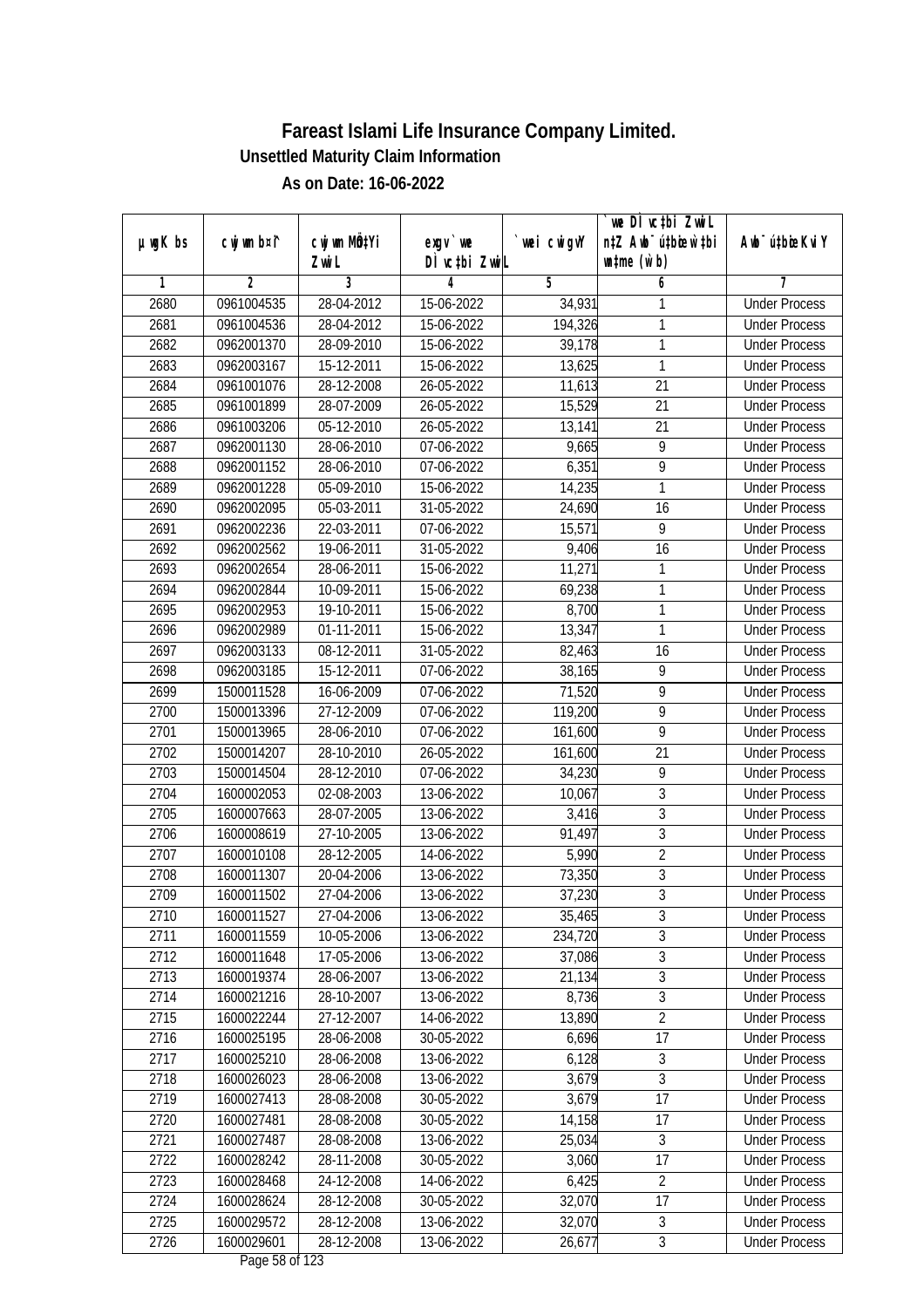# Fareast Islami Life Insurance Company Limited.

## Unsettled Maturity Claim Information

### As on Date: 16-06-2022

| µwgK bs | cwjwm bs¡ | cwjwm MÖ‡Yi ZvwiL | exgv` we DÌ vc‡bi ZvwiL | `vwei cwigvY | `we DÌ vc‡bi ZvwiL n‡Z Awb¯ú‡bœi w`‡bi msL¨v (w`b) | Awb¯ú‡bœi KviY |
|---|---|---|---|---|---|---|
| 1 | 2 | 3 | 4 | 5 | 6 | 7 |
| 2680 | 0961004535 | 28-04-2012 | 15-06-2022 | 34,931 | 1 | Under Process |
| 2681 | 0961004536 | 28-04-2012 | 15-06-2022 | 194,326 | 1 | Under Process |
| 2682 | 0962001370 | 28-09-2010 | 15-06-2022 | 39,178 | 1 | Under Process |
| 2683 | 0962003167 | 15-12-2011 | 15-06-2022 | 13,625 | 1 | Under Process |
| 2684 | 0961001076 | 28-12-2008 | 26-05-2022 | 11,613 | 21 | Under Process |
| 2685 | 0961001899 | 28-07-2009 | 26-05-2022 | 15,529 | 21 | Under Process |
| 2686 | 0961003206 | 05-12-2010 | 26-05-2022 | 13,141 | 21 | Under Process |
| 2687 | 0962001130 | 28-06-2010 | 07-06-2022 | 9,665 | 9 | Under Process |
| 2688 | 0962001152 | 28-06-2010 | 07-06-2022 | 6,351 | 9 | Under Process |
| 2689 | 0962001228 | 05-09-2010 | 15-06-2022 | 14,235 | 1 | Under Process |
| 2690 | 0962002095 | 05-03-2011 | 31-05-2022 | 24,690 | 16 | Under Process |
| 2691 | 0962002236 | 22-03-2011 | 07-06-2022 | 15,571 | 9 | Under Process |
| 2692 | 0962002562 | 19-06-2011 | 31-05-2022 | 9,406 | 16 | Under Process |
| 2693 | 0962002654 | 28-06-2011 | 15-06-2022 | 11,271 | 1 | Under Process |
| 2694 | 0962002844 | 10-09-2011 | 15-06-2022 | 69,238 | 1 | Under Process |
| 2695 | 0962002953 | 19-10-2011 | 15-06-2022 | 8,700 | 1 | Under Process |
| 2696 | 0962002989 | 01-11-2011 | 15-06-2022 | 13,347 | 1 | Under Process |
| 2697 | 0962003133 | 08-12-2011 | 31-05-2022 | 82,463 | 16 | Under Process |
| 2698 | 0962003185 | 15-12-2011 | 07-06-2022 | 38,165 | 9 | Under Process |
| 2699 | 1500011528 | 16-06-2009 | 07-06-2022 | 71,520 | 9 | Under Process |
| 2700 | 1500013396 | 27-12-2009 | 07-06-2022 | 119,200 | 9 | Under Process |
| 2701 | 1500013965 | 28-06-2010 | 07-06-2022 | 161,600 | 9 | Under Process |
| 2702 | 1500014207 | 28-10-2010 | 26-05-2022 | 161,600 | 21 | Under Process |
| 2703 | 1500014504 | 28-12-2010 | 07-06-2022 | 34,230 | 9 | Under Process |
| 2704 | 1600002053 | 02-08-2003 | 13-06-2022 | 10,067 | 3 | Under Process |
| 2705 | 1600007663 | 28-07-2005 | 13-06-2022 | 3,416 | 3 | Under Process |
| 2706 | 1600008619 | 27-10-2005 | 13-06-2022 | 91,497 | 3 | Under Process |
| 2707 | 1600010108 | 28-12-2005 | 14-06-2022 | 5,990 | 2 | Under Process |
| 2708 | 1600011307 | 20-04-2006 | 13-06-2022 | 73,350 | 3 | Under Process |
| 2709 | 1600011502 | 27-04-2006 | 13-06-2022 | 37,230 | 3 | Under Process |
| 2710 | 1600011527 | 27-04-2006 | 13-06-2022 | 35,465 | 3 | Under Process |
| 2711 | 1600011559 | 10-05-2006 | 13-06-2022 | 234,720 | 3 | Under Process |
| 2712 | 1600011648 | 17-05-2006 | 13-06-2022 | 37,086 | 3 | Under Process |
| 2713 | 1600019374 | 28-06-2007 | 13-06-2022 | 21,134 | 3 | Under Process |
| 2714 | 1600021216 | 28-10-2007 | 13-06-2022 | 8,736 | 3 | Under Process |
| 2715 | 1600022244 | 27-12-2007 | 14-06-2022 | 13,890 | 2 | Under Process |
| 2716 | 1600025195 | 28-06-2008 | 30-05-2022 | 6,696 | 17 | Under Process |
| 2717 | 1600025210 | 28-06-2008 | 13-06-2022 | 6,128 | 3 | Under Process |
| 2718 | 1600026023 | 28-06-2008 | 13-06-2022 | 3,679 | 3 | Under Process |
| 2719 | 1600027413 | 28-08-2008 | 30-05-2022 | 3,679 | 17 | Under Process |
| 2720 | 1600027481 | 28-08-2008 | 30-05-2022 | 14,158 | 17 | Under Process |
| 2721 | 1600027487 | 28-08-2008 | 13-06-2022 | 25,034 | 3 | Under Process |
| 2722 | 1600028242 | 28-11-2008 | 30-05-2022 | 3,060 | 17 | Under Process |
| 2723 | 1600028468 | 24-12-2008 | 14-06-2022 | 6,425 | 2 | Under Process |
| 2724 | 1600028624 | 28-12-2008 | 30-05-2022 | 32,070 | 17 | Under Process |
| 2725 | 1600029572 | 28-12-2008 | 13-06-2022 | 32,070 | 3 | Under Process |
| 2726 | 1600029601 | 28-12-2008 | 13-06-2022 | 26,677 | 3 | Under Process |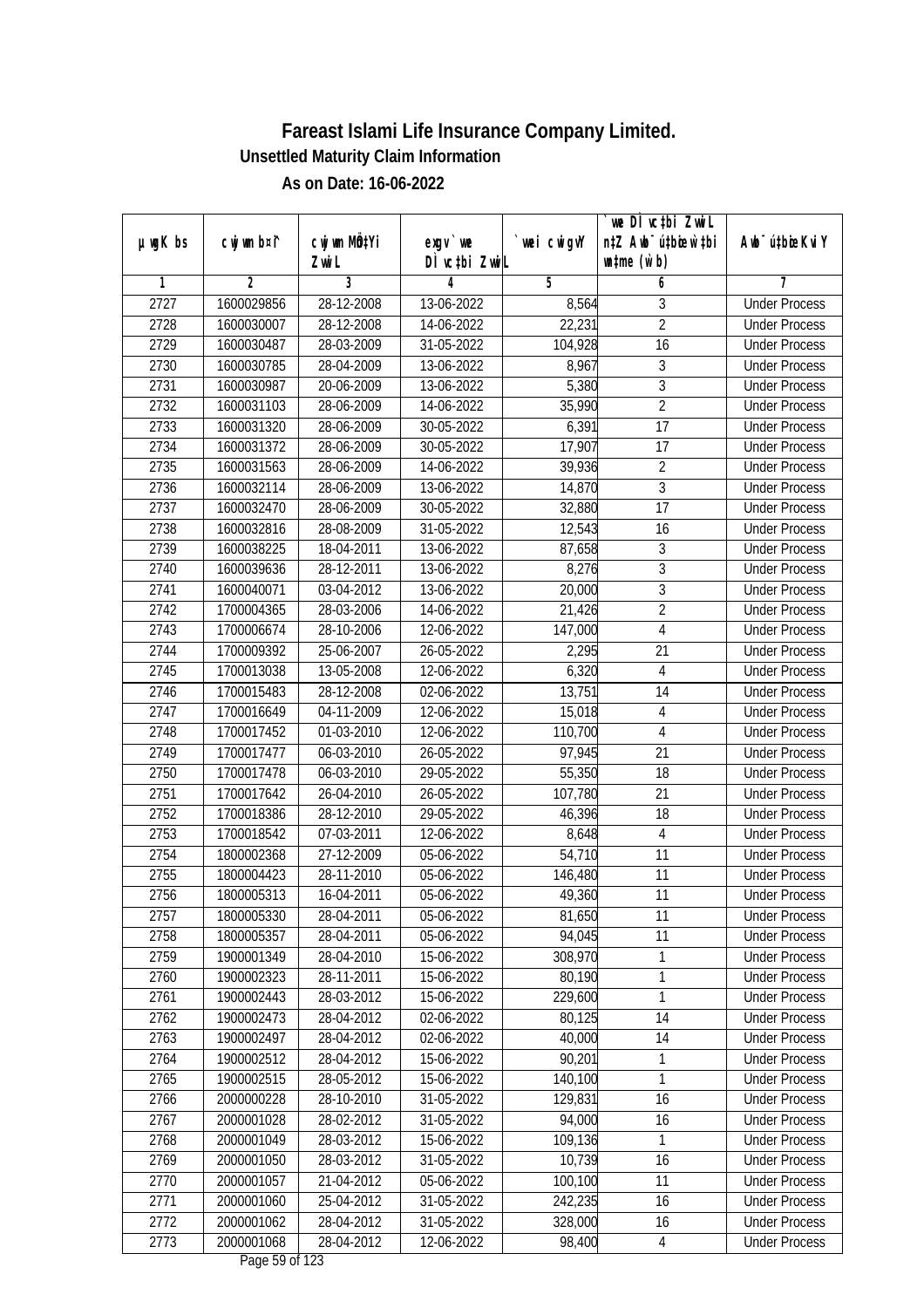# Fareast Islami Life Insurance Company Limited.

## Unsettled Maturity Claim Information

### As on Date: 16-06-2022

| µwgK bs | cwjwm b¤^i | cwjwm MÖn‡Yi ZvwiL | exgv`we DÌvc‡bi ZvwiL | `vwei cwigvY | `vwe DÌvc‡bi ZvwiL n‡Z Awb¯úbœ `vwei wn‡me (w`b) | Awb¯ú‡bœi KviY |
|---|---|---|---|---|---|---|
| 1 | 2 | 3 | 4 | 5 | 6 | 7 |
| 2727 | 1600029856 | 28-12-2008 | 13-06-2022 | 8,564 | 3 | Under Process |
| 2728 | 1600030007 | 28-12-2008 | 14-06-2022 | 22,231 | 2 | Under Process |
| 2729 | 1600030487 | 28-03-2009 | 31-05-2022 | 104,928 | 16 | Under Process |
| 2730 | 1600030785 | 28-04-2009 | 13-06-2022 | 8,967 | 3 | Under Process |
| 2731 | 1600030987 | 20-06-2009 | 13-06-2022 | 5,380 | 3 | Under Process |
| 2732 | 1600031103 | 28-06-2009 | 14-06-2022 | 35,990 | 2 | Under Process |
| 2733 | 1600031320 | 28-06-2009 | 30-05-2022 | 6,391 | 17 | Under Process |
| 2734 | 1600031372 | 28-06-2009 | 30-05-2022 | 17,907 | 17 | Under Process |
| 2735 | 1600031563 | 28-06-2009 | 14-06-2022 | 39,936 | 2 | Under Process |
| 2736 | 1600032114 | 28-06-2009 | 13-06-2022 | 14,870 | 3 | Under Process |
| 2737 | 1600032470 | 28-06-2009 | 30-05-2022 | 32,880 | 17 | Under Process |
| 2738 | 1600032816 | 28-08-2009 | 31-05-2022 | 12,543 | 16 | Under Process |
| 2739 | 1600038225 | 18-04-2011 | 13-06-2022 | 87,658 | 3 | Under Process |
| 2740 | 1600039636 | 28-12-2011 | 13-06-2022 | 8,276 | 3 | Under Process |
| 2741 | 1600040071 | 03-04-2012 | 13-06-2022 | 20,000 | 3 | Under Process |
| 2742 | 1700004365 | 28-03-2006 | 14-06-2022 | 21,426 | 2 | Under Process |
| 2743 | 1700006674 | 28-10-2006 | 12-06-2022 | 147,000 | 4 | Under Process |
| 2744 | 1700009392 | 25-06-2007 | 26-05-2022 | 2,295 | 21 | Under Process |
| 2745 | 1700013038 | 13-05-2008 | 12-06-2022 | 6,320 | 4 | Under Process |
| 2746 | 1700015483 | 28-12-2008 | 02-06-2022 | 13,751 | 14 | Under Process |
| 2747 | 1700016649 | 04-11-2009 | 12-06-2022 | 15,018 | 4 | Under Process |
| 2748 | 1700017452 | 01-03-2010 | 12-06-2022 | 110,700 | 4 | Under Process |
| 2749 | 1700017477 | 06-03-2010 | 26-05-2022 | 97,945 | 21 | Under Process |
| 2750 | 1700017478 | 06-03-2010 | 29-05-2022 | 55,350 | 18 | Under Process |
| 2751 | 1700017642 | 26-04-2010 | 26-05-2022 | 107,780 | 21 | Under Process |
| 2752 | 1700018386 | 28-12-2010 | 29-05-2022 | 46,396 | 18 | Under Process |
| 2753 | 1700018542 | 07-03-2011 | 12-06-2022 | 8,648 | 4 | Under Process |
| 2754 | 1800002368 | 27-12-2009 | 05-06-2022 | 54,710 | 11 | Under Process |
| 2755 | 1800004423 | 28-11-2010 | 05-06-2022 | 146,480 | 11 | Under Process |
| 2756 | 1800005313 | 16-04-2011 | 05-06-2022 | 49,360 | 11 | Under Process |
| 2757 | 1800005330 | 28-04-2011 | 05-06-2022 | 81,650 | 11 | Under Process |
| 2758 | 1800005357 | 28-04-2011 | 05-06-2022 | 94,045 | 11 | Under Process |
| 2759 | 1900001349 | 28-04-2010 | 15-06-2022 | 308,970 | 1 | Under Process |
| 2760 | 1900002323 | 28-11-2011 | 15-06-2022 | 80,190 | 1 | Under Process |
| 2761 | 1900002443 | 28-03-2012 | 15-06-2022 | 229,600 | 1 | Under Process |
| 2762 | 1900002473 | 28-04-2012 | 02-06-2022 | 80,125 | 14 | Under Process |
| 2763 | 1900002497 | 28-04-2012 | 02-06-2022 | 40,000 | 14 | Under Process |
| 2764 | 1900002512 | 28-04-2012 | 15-06-2022 | 90,201 | 1 | Under Process |
| 2765 | 1900002515 | 28-05-2012 | 15-06-2022 | 140,100 | 1 | Under Process |
| 2766 | 2000000228 | 28-10-2010 | 31-05-2022 | 129,831 | 16 | Under Process |
| 2767 | 2000001028 | 28-02-2012 | 31-05-2022 | 94,000 | 16 | Under Process |
| 2768 | 2000001049 | 28-03-2012 | 15-06-2022 | 109,136 | 1 | Under Process |
| 2769 | 2000001050 | 28-03-2012 | 31-05-2022 | 10,739 | 16 | Under Process |
| 2770 | 2000001057 | 21-04-2012 | 05-06-2022 | 100,100 | 11 | Under Process |
| 2771 | 2000001060 | 25-04-2012 | 31-05-2022 | 242,235 | 16 | Under Process |
| 2772 | 2000001062 | 28-04-2012 | 31-05-2022 | 328,000 | 16 | Under Process |
| 2773 | 2000001068 | 28-04-2012 | 12-06-2022 | 98,400 | 4 | Under Process |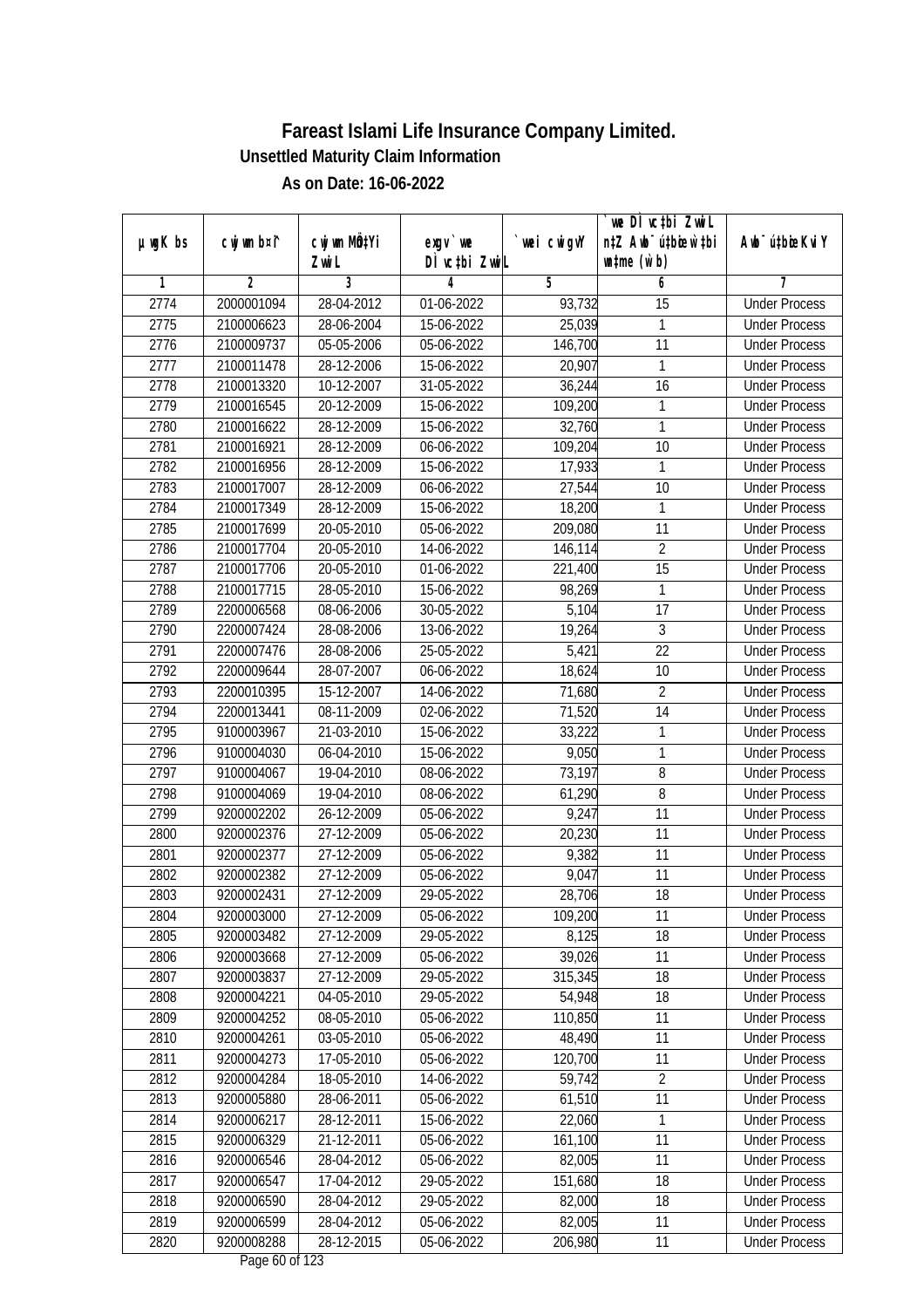# Fareast Islami Life Insurance Company Limited.

**Unsettled Maturity Claim Information**

**As on Date: 16-06-2022**

| µwgK bs | cwjwm b¤î | cwjwm MÖn‡Yi ZvwiL | exgv `vwe DÌvc‡bi ZvwiL | `vwei cwigvY | `vwe DÌvc‡bi ZvwiL n‡Z Awb¯úbœ Kv‡ji mgq (w`b) | Awb¯ú‡bœi KviY |
|---|---|---|---|---|---|---|
| 1 | 2 | 3 | 4 | 5 | 6 | 7 |
| 2774 | 2000001094 | 28-04-2012 | 01-06-2022 | 93,732 | 15 | Under Process |
| 2775 | 2100006623 | 28-06-2004 | 15-06-2022 | 25,039 | 1 | Under Process |
| 2776 | 2100009737 | 05-05-2006 | 06-06-2022 | 146,700 | 11 | Under Process |
| 2777 | 2100011478 | 28-12-2006 | 15-06-2022 | 20,907 | 1 | Under Process |
| 2778 | 2100013320 | 10-12-2007 | 31-05-2022 | 36,244 | 16 | Under Process |
| 2779 | 2100016545 | 20-12-2009 | 15-06-2022 | 109,200 | 1 | Under Process |
| 2780 | 2100016622 | 28-12-2009 | 15-06-2022 | 32,760 | 1 | Under Process |
| 2781 | 2100016921 | 28-12-2009 | 06-06-2022 | 109,204 | 10 | Under Process |
| 2782 | 2100016956 | 28-12-2009 | 15-06-2022 | 17,933 | 1 | Under Process |
| 2783 | 2100017007 | 28-12-2009 | 06-06-2022 | 27,544 | 10 | Under Process |
| 2784 | 2100017349 | 28-12-2009 | 15-06-2022 | 18,200 | 1 | Under Process |
| 2785 | 2100017699 | 20-05-2010 | 05-06-2022 | 209,080 | 11 | Under Process |
| 2786 | 2100017704 | 20-05-2010 | 14-06-2022 | 146,114 | 2 | Under Process |
| 2787 | 2100017706 | 20-05-2010 | 01-06-2022 | 221,400 | 15 | Under Process |
| 2788 | 2100017715 | 28-05-2010 | 15-06-2022 | 98,269 | 1 | Under Process |
| 2789 | 2200006568 | 08-06-2006 | 30-05-2022 | 5,104 | 17 | Under Process |
| 2790 | 2200007424 | 28-08-2006 | 13-06-2022 | 19,264 | 3 | Under Process |
| 2791 | 2200007476 | 28-08-2006 | 25-05-2022 | 5,421 | 22 | Under Process |
| 2792 | 2200009644 | 28-07-2007 | 06-06-2022 | 18,624 | 10 | Under Process |
| 2793 | 2200010395 | 15-12-2007 | 14-06-2022 | 71,680 | 2 | Under Process |
| 2794 | 2200013441 | 08-11-2009 | 02-06-2022 | 71,520 | 14 | Under Process |
| 2795 | 9100003967 | 21-03-2010 | 15-06-2022 | 33,222 | 1 | Under Process |
| 2796 | 9100004030 | 06-04-2010 | 15-06-2022 | 9,050 | 1 | Under Process |
| 2797 | 9100004067 | 19-04-2010 | 08-06-2022 | 73,197 | 8 | Under Process |
| 2798 | 9100004069 | 19-04-2010 | 08-06-2022 | 61,290 | 8 | Under Process |
| 2799 | 9200002202 | 26-12-2009 | 05-06-2022 | 9,247 | 11 | Under Process |
| 2800 | 9200002376 | 27-12-2009 | 05-06-2022 | 20,230 | 11 | Under Process |
| 2801 | 9200002377 | 27-12-2009 | 05-06-2022 | 9,382 | 11 | Under Process |
| 2802 | 9200002382 | 27-12-2009 | 05-06-2022 | 9,047 | 11 | Under Process |
| 2803 | 9200002431 | 27-12-2009 | 29-05-2022 | 28,706 | 18 | Under Process |
| 2804 | 9200003000 | 27-12-2009 | 05-06-2022 | 109,200 | 11 | Under Process |
| 2805 | 9200003482 | 27-12-2009 | 29-05-2022 | 8,125 | 18 | Under Process |
| 2806 | 9200003668 | 27-12-2009 | 05-06-2022 | 39,026 | 11 | Under Process |
| 2807 | 9200003837 | 27-12-2009 | 29-05-2022 | 315,345 | 18 | Under Process |
| 2808 | 9200004221 | 04-05-2010 | 29-05-2022 | 54,948 | 18 | Under Process |
| 2809 | 9200004252 | 08-05-2010 | 05-06-2022 | 110,850 | 11 | Under Process |
| 2810 | 9200004261 | 03-05-2010 | 05-06-2022 | 48,490 | 11 | Under Process |
| 2811 | 9200004273 | 17-05-2010 | 05-06-2022 | 120,700 | 11 | Under Process |
| 2812 | 9200004284 | 18-05-2010 | 14-06-2022 | 59,742 | 2 | Under Process |
| 2813 | 9200005880 | 28-06-2011 | 05-06-2022 | 61,510 | 11 | Under Process |
| 2814 | 9200006217 | 28-12-2011 | 15-06-2022 | 22,060 | 1 | Under Process |
| 2815 | 9200006329 | 21-12-2011 | 05-06-2022 | 161,100 | 11 | Under Process |
| 2816 | 9200006546 | 28-04-2012 | 05-06-2022 | 82,005 | 11 | Under Process |
| 2817 | 9200006547 | 17-04-2012 | 29-05-2022 | 151,680 | 18 | Under Process |
| 2818 | 9200006590 | 28-04-2012 | 29-05-2022 | 82,000 | 18 | Under Process |
| 2819 | 9200006599 | 28-04-2012 | 05-06-2022 | 82,005 | 11 | Under Process |
| 2820 | 9200008288 | 28-12-2015 | 05-06-2022 | 206,980 | 11 | Under Process |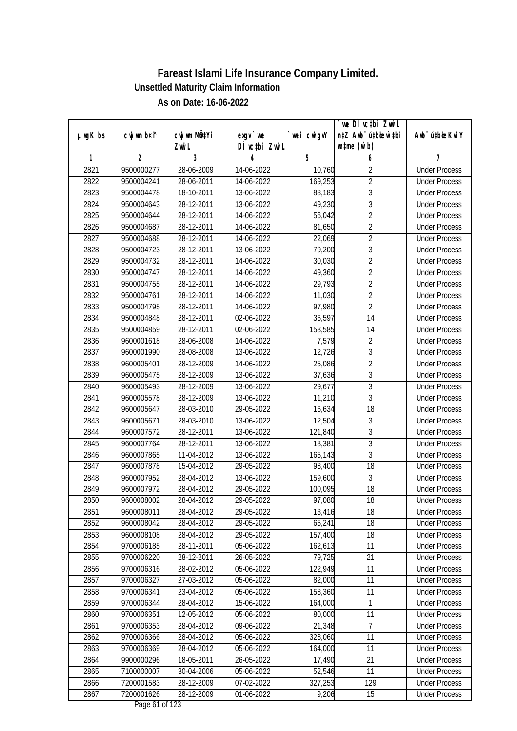# Fareast Islami Life Insurance Company Limited.

**Unsettled Maturity Claim Information**

**As on Date: 16-06-2022**

| µwgK bs | cwjwm bs¤^i | cwjwm MÖn‡Yi ZvwiL | exgv`vwe DÌvc‡bi ZvwiL | `vwei cwigvY | `vwe DÌvc‡bi ZvwiL n‡Z Awb¯úwËi w`‡bi msL¨v (w`b) | Awb¯úwËi KviY |
|---|---|---|---|---|---|---|
| 1 | 2 | 3 | 4 | 5 | 6 | 7 |
| 2821 | 9500000277 | 28-06-2009 | 14-06-2022 | 10,760 | 2 | Under Process |
| 2822 | 9500004241 | 28-06-2011 | 14-06-2022 | 169,253 | 2 | Under Process |
| 2823 | 9500004478 | 18-10-2011 | 13-06-2022 | 88,183 | 3 | Under Process |
| 2824 | 9500004643 | 28-12-2011 | 13-06-2022 | 49,230 | 3 | Under Process |
| 2825 | 9500004644 | 28-12-2011 | 14-06-2022 | 56,042 | 2 | Under Process |
| 2826 | 9500004687 | 28-12-2011 | 14-06-2022 | 81,650 | 2 | Under Process |
| 2827 | 9500004688 | 28-12-2011 | 14-06-2022 | 22,069 | 2 | Under Process |
| 2828 | 9500004723 | 28-12-2011 | 13-06-2022 | 79,200 | 3 | Under Process |
| 2829 | 9500004732 | 28-12-2011 | 14-06-2022 | 30,030 | 2 | Under Process |
| 2830 | 9500004747 | 28-12-2011 | 14-06-2022 | 49,360 | 2 | Under Process |
| 2831 | 9500004755 | 28-12-2011 | 14-06-2022 | 29,793 | 2 | Under Process |
| 2832 | 9500004761 | 28-12-2011 | 14-06-2022 | 11,030 | 2 | Under Process |
| 2833 | 9500004795 | 28-12-2011 | 14-06-2022 | 97,980 | 2 | Under Process |
| 2834 | 9500004848 | 28-12-2011 | 02-06-2022 | 36,597 | 14 | Under Process |
| 2835 | 9500004859 | 28-12-2011 | 02-06-2022 | 158,585 | 14 | Under Process |
| 2836 | 9600001618 | 28-06-2008 | 14-06-2022 | 7,579 | 2 | Under Process |
| 2837 | 9600001990 | 28-08-2008 | 13-06-2022 | 12,726 | 3 | Under Process |
| 2838 | 9600005401 | 28-12-2009 | 14-06-2022 | 25,086 | 2 | Under Process |
| 2839 | 9600005475 | 28-12-2009 | 13-06-2022 | 37,636 | 3 | Under Process |
| 2840 | 9600005493 | 28-12-2009 | 13-06-2022 | 29,677 | 3 | Under Process |
| 2841 | 9600005578 | 28-12-2009 | 13-06-2022 | 11,210 | 3 | Under Process |
| 2842 | 9600005647 | 28-03-2010 | 29-05-2022 | 16,634 | 18 | Under Process |
| 2843 | 9600005671 | 28-03-2010 | 13-06-2022 | 12,504 | 3 | Under Process |
| 2844 | 9600007572 | 28-12-2011 | 13-06-2022 | 121,840 | 3 | Under Process |
| 2845 | 9600007764 | 28-12-2011 | 13-06-2022 | 18,381 | 3 | Under Process |
| 2846 | 9600007865 | 11-04-2012 | 13-06-2022 | 165,143 | 3 | Under Process |
| 2847 | 9600007878 | 15-04-2012 | 29-05-2022 | 98,400 | 18 | Under Process |
| 2848 | 9600007952 | 28-04-2012 | 13-06-2022 | 159,600 | 3 | Under Process |
| 2849 | 9600007972 | 28-04-2012 | 29-05-2022 | 100,095 | 18 | Under Process |
| 2850 | 9600008002 | 28-04-2012 | 29-05-2022 | 97,080 | 18 | Under Process |
| 2851 | 9600008011 | 28-04-2012 | 29-05-2022 | 13,416 | 18 | Under Process |
| 2852 | 9600008042 | 28-04-2012 | 29-05-2022 | 65,241 | 18 | Under Process |
| 2853 | 9600008108 | 28-04-2012 | 29-05-2022 | 157,400 | 18 | Under Process |
| 2854 | 9700006185 | 28-11-2011 | 05-06-2022 | 162,613 | 11 | Under Process |
| 2855 | 9700006220 | 28-12-2011 | 26-05-2022 | 79,725 | 21 | Under Process |
| 2856 | 9700006316 | 28-02-2012 | 05-06-2022 | 122,949 | 11 | Under Process |
| 2857 | 9700006327 | 27-03-2012 | 05-06-2022 | 82,000 | 11 | Under Process |
| 2858 | 9700006341 | 23-04-2012 | 05-06-2022 | 158,360 | 11 | Under Process |
| 2859 | 9700006344 | 28-04-2012 | 15-06-2022 | 164,000 | 1 | Under Process |
| 2860 | 9700006351 | 12-05-2012 | 05-06-2022 | 80,000 | 11 | Under Process |
| 2861 | 9700006353 | 28-04-2012 | 09-06-2022 | 21,348 | 7 | Under Process |
| 2862 | 9700006366 | 28-04-2012 | 05-06-2022 | 328,060 | 11 | Under Process |
| 2863 | 9700006369 | 28-04-2012 | 05-06-2022 | 164,000 | 11 | Under Process |
| 2864 | 9900000296 | 18-05-2011 | 26-05-2022 | 17,490 | 21 | Under Process |
| 2865 | 7100000007 | 30-04-2006 | 05-06-2022 | 52,546 | 11 | Under Process |
| 2866 | 7200001583 | 28-12-2009 | 07-02-2022 | 327,253 | 129 | Under Process |
| 2867 | 7200001626 | 28-12-2009 | 01-06-2022 | 9,206 | 15 | Under Process |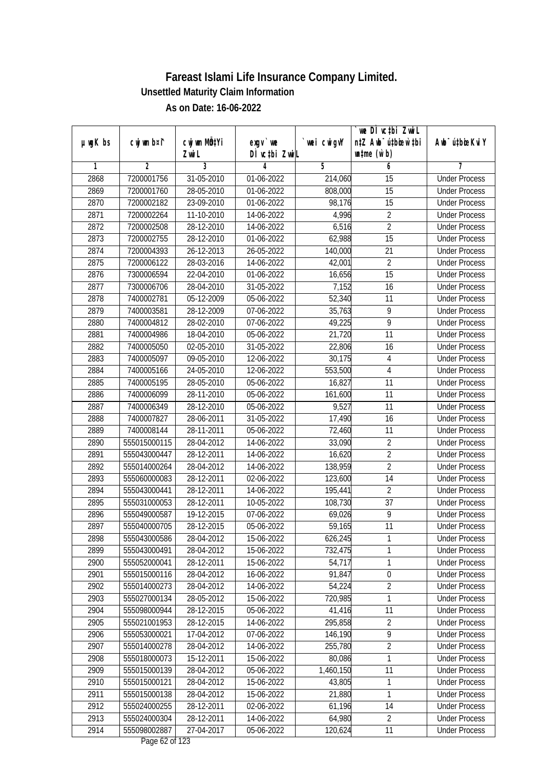# Fareast Islami Life Insurance Company Limited.

## Unsettled Maturity Claim Information

### As on Date: 16-06-2022

| µwgK bs | cwjwm b¤^i | cwjwm MÖn‡Yi ZvwiL | exgv`vwe DÌvc‡bi ZvwiL | `vwei cwigvY | `vwe DÌvc‡bi ZvwiL n‡Z Awb¯úbœ‡hvM¨ w`‡bi msL¨v (w`b) | Awb¯úbœ Kvi‡Y |
|---|---|---|---|---|---|---|
| 1 | 2 | 3 | 4 | 5 | 6 | 7 |
| 2868 | 7200001756 | 31-05-2010 | 01-06-2022 | 214,060 | 15 | Under Process |
| 2869 | 7200001760 | 28-05-2010 | 01-06-2022 | 808,000 | 15 | Under Process |
| 2870 | 7200002182 | 23-09-2010 | 01-06-2022 | 98,176 | 15 | Under Process |
| 2871 | 7200002264 | 11-10-2010 | 14-06-2022 | 4,996 | 2 | Under Process |
| 2872 | 7200002508 | 28-12-2010 | 14-06-2022 | 6,516 | 2 | Under Process |
| 2873 | 7200002755 | 28-12-2010 | 01-06-2022 | 62,988 | 15 | Under Process |
| 2874 | 7200004393 | 26-12-2013 | 26-05-2022 | 140,000 | 21 | Under Process |
| 2875 | 7200006122 | 28-03-2016 | 14-06-2022 | 42,001 | 2 | Under Process |
| 2876 | 7300006594 | 22-04-2010 | 01-06-2022 | 16,656 | 15 | Under Process |
| 2877 | 7300006706 | 28-04-2010 | 31-05-2022 | 7,152 | 16 | Under Process |
| 2878 | 7400002781 | 05-12-2009 | 05-06-2022 | 52,340 | 11 | Under Process |
| 2879 | 7400003581 | 28-12-2009 | 07-06-2022 | 35,763 | 9 | Under Process |
| 2880 | 7400004812 | 28-02-2010 | 07-06-2022 | 49,225 | 9 | Under Process |
| 2881 | 7400004986 | 18-04-2010 | 05-06-2022 | 21,720 | 11 | Under Process |
| 2882 | 7400005050 | 02-05-2010 | 31-05-2022 | 22,806 | 16 | Under Process |
| 2883 | 7400005097 | 09-05-2010 | 12-06-2022 | 30,175 | 4 | Under Process |
| 2884 | 7400005166 | 24-05-2010 | 12-06-2022 | 553,500 | 4 | Under Process |
| 2885 | 7400005195 | 28-05-2010 | 05-06-2022 | 16,827 | 11 | Under Process |
| 2886 | 7400006099 | 28-11-2010 | 05-06-2022 | 161,600 | 11 | Under Process |
| 2887 | 7400006349 | 28-12-2010 | 05-06-2022 | 9,527 | 11 | Under Process |
| 2888 | 7400007827 | 28-06-2011 | 31-05-2022 | 17,490 | 16 | Under Process |
| 2889 | 7400008144 | 28-11-2011 | 05-06-2022 | 72,460 | 11 | Under Process |
| 2890 | 555015000115 | 28-04-2012 | 14-06-2022 | 33,090 | 2 | Under Process |
| 2891 | 555043000447 | 28-12-2011 | 14-06-2022 | 16,620 | 2 | Under Process |
| 2892 | 555014000264 | 28-04-2012 | 14-06-2022 | 138,959 | 2 | Under Process |
| 2893 | 555060000083 | 28-12-2011 | 02-06-2022 | 123,600 | 14 | Under Process |
| 2894 | 555043000441 | 28-12-2011 | 14-06-2022 | 195,441 | 2 | Under Process |
| 2895 | 555031000053 | 28-12-2011 | 10-05-2022 | 108,730 | 37 | Under Process |
| 2896 | 555049000587 | 19-12-2015 | 07-06-2022 | 69,026 | 9 | Under Process |
| 2897 | 555040000705 | 28-12-2015 | 05-06-2022 | 59,165 | 11 | Under Process |
| 2898 | 555043000586 | 28-04-2012 | 15-06-2022 | 626,245 | 1 | Under Process |
| 2899 | 555043000491 | 28-04-2012 | 15-06-2022 | 732,475 | 1 | Under Process |
| 2900 | 555052000041 | 28-12-2011 | 15-06-2022 | 54,717 | 1 | Under Process |
| 2901 | 555015000116 | 28-04-2012 | 16-06-2022 | 91,847 | 0 | Under Process |
| 2902 | 555014000273 | 28-04-2012 | 14-06-2022 | 54,224 | 2 | Under Process |
| 2903 | 555027000134 | 28-05-2012 | 15-06-2022 | 720,985 | 1 | Under Process |
| 2904 | 555098000944 | 28-12-2015 | 05-06-2022 | 41,416 | 11 | Under Process |
| 2905 | 555021001953 | 28-12-2015 | 14-06-2022 | 295,858 | 2 | Under Process |
| 2906 | 555053000021 | 17-04-2012 | 07-06-2022 | 146,190 | 9 | Under Process |
| 2907 | 555014000278 | 28-04-2012 | 14-06-2022 | 255,780 | 2 | Under Process |
| 2908 | 555018000073 | 15-12-2011 | 15-06-2022 | 80,086 | 1 | Under Process |
| 2909 | 555015000139 | 28-04-2012 | 05-06-2022 | 1,460,150 | 11 | Under Process |
| 2910 | 555015000121 | 28-04-2012 | 15-06-2022 | 43,805 | 1 | Under Process |
| 2911 | 555015000138 | 28-04-2012 | 15-06-2022 | 21,880 | 1 | Under Process |
| 2912 | 555024000255 | 28-12-2011 | 02-06-2022 | 61,196 | 14 | Under Process |
| 2913 | 555024000304 | 28-12-2011 | 14-06-2022 | 64,980 | 2 | Under Process |
| 2914 | 555098002887 | 27-04-2017 | 05-06-2022 | 120,624 | 11 | Under Process |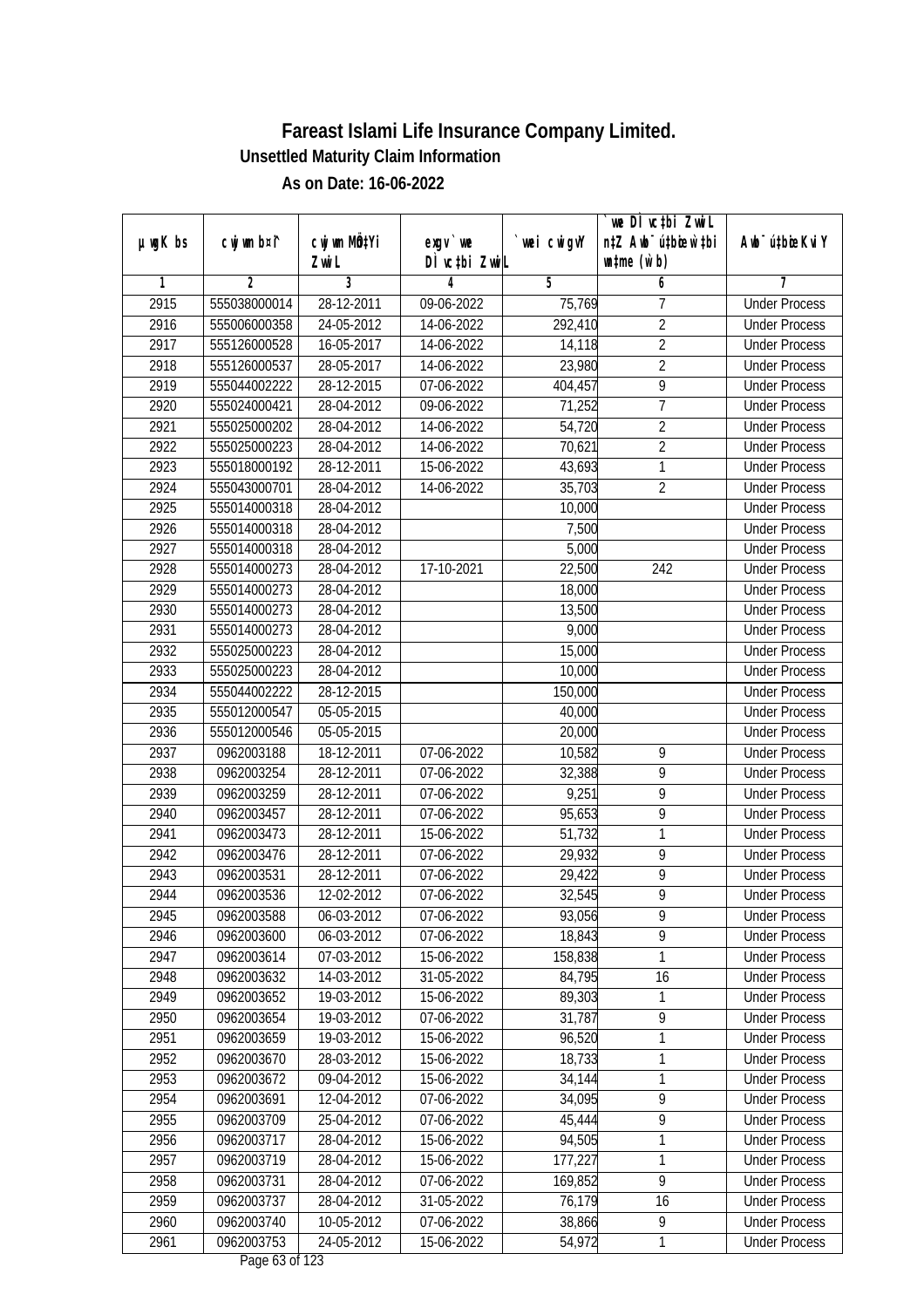# Fareast Islami Life Insurance Company Limited.

**Unsettled Maturity Claim Information**

**As on Date: 16-06-2022**

| µwgK bs | cwjwm b¤^i | cwjwm MÖnY Zwil | exgv`we DÌvc‡bi Zwil | `vwei cwigvY | `vwe DÌvc‡bi Zwil n‡Z Awb¯ú‡bœi w`‡bi msL¨v (w`b) | Awb¯ú‡bœi KviY |
|---|---|---|---|---|---|---|
| 1 | 2 | 3 | 4 | 5 | 6 | 7 |
| 2915 | 555038000014 | 28-12-2011 | 09-06-2022 | 75,769 | 7 | Under Process |
| 2916 | 555006000358 | 24-05-2012 | 14-06-2022 | 292,410 | 2 | Under Process |
| 2917 | 555126000528 | 16-05-2017 | 14-06-2022 | 14,118 | 2 | Under Process |
| 2918 | 555126000537 | 28-05-2017 | 14-06-2022 | 23,980 | 2 | Under Process |
| 2919 | 555044002222 | 28-12-2015 | 07-06-2022 | 404,457 | 9 | Under Process |
| 2920 | 555024000421 | 28-04-2012 | 09-06-2022 | 71,252 | 7 | Under Process |
| 2921 | 555025000202 | 28-04-2012 | 14-06-2022 | 54,720 | 2 | Under Process |
| 2922 | 555025000223 | 28-04-2012 | 14-06-2022 | 70,621 | 2 | Under Process |
| 2923 | 555018000192 | 28-12-2011 | 15-06-2022 | 43,693 | 1 | Under Process |
| 2924 | 555043000701 | 28-04-2012 | 14-06-2022 | 35,703 | 2 | Under Process |
| 2925 | 555014000318 | 28-04-2012 | | 10,000 | | Under Process |
| 2926 | 555014000318 | 28-04-2012 | | 7,500 | | Under Process |
| 2927 | 555014000318 | 28-04-2012 | | 5,000 | | Under Process |
| 2928 | 555014000273 | 28-04-2012 | 17-10-2021 | 22,500 | 242 | Under Process |
| 2929 | 555014000273 | 28-04-2012 | | 18,000 | | Under Process |
| 2930 | 555014000273 | 28-04-2012 | | 13,500 | | Under Process |
| 2931 | 555014000273 | 28-04-2012 | | 9,000 | | Under Process |
| 2932 | 555025000223 | 28-04-2012 | | 15,000 | | Under Process |
| 2933 | 555025000223 | 28-04-2012 | | 10,000 | | Under Process |
| 2934 | 555044002222 | 28-12-2015 | | 150,000 | | Under Process |
| 2935 | 555012000547 | 05-05-2015 | | 40,000 | | Under Process |
| 2936 | 555012000546 | 05-05-2015 | | 20,000 | | Under Process |
| 2937 | 0962003188 | 18-12-2011 | 07-06-2022 | 10,582 | 9 | Under Process |
| 2938 | 0962003254 | 28-12-2011 | 07-06-2022 | 32,388 | 9 | Under Process |
| 2939 | 0962003259 | 28-12-2011 | 07-06-2022 | 9,251 | 9 | Under Process |
| 2940 | 0962003457 | 28-12-2011 | 07-06-2022 | 95,653 | 9 | Under Process |
| 2941 | 0962003473 | 28-12-2011 | 15-06-2022 | 51,732 | 1 | Under Process |
| 2942 | 0962003476 | 28-12-2011 | 07-06-2022 | 29,932 | 9 | Under Process |
| 2943 | 0962003531 | 28-12-2011 | 07-06-2022 | 29,422 | 9 | Under Process |
| 2944 | 0962003536 | 12-02-2012 | 07-06-2022 | 32,545 | 9 | Under Process |
| 2945 | 0962003588 | 06-03-2012 | 07-06-2022 | 93,056 | 9 | Under Process |
| 2946 | 0962003600 | 06-03-2012 | 07-06-2022 | 18,843 | 9 | Under Process |
| 2947 | 0962003614 | 07-03-2012 | 15-06-2022 | 158,838 | 1 | Under Process |
| 2948 | 0962003632 | 14-03-2012 | 31-05-2022 | 84,795 | 16 | Under Process |
| 2949 | 0962003652 | 19-03-2012 | 15-06-2022 | 89,303 | 1 | Under Process |
| 2950 | 0962003654 | 19-03-2012 | 07-06-2022 | 31,787 | 9 | Under Process |
| 2951 | 0962003659 | 19-03-2012 | 15-06-2022 | 96,520 | 1 | Under Process |
| 2952 | 0962003670 | 28-03-2012 | 15-06-2022 | 18,733 | 1 | Under Process |
| 2953 | 0962003672 | 09-04-2012 | 15-06-2022 | 34,144 | 1 | Under Process |
| 2954 | 0962003691 | 12-04-2012 | 07-06-2022 | 34,095 | 9 | Under Process |
| 2955 | 0962003709 | 25-04-2012 | 07-06-2022 | 45,444 | 9 | Under Process |
| 2956 | 0962003717 | 28-04-2012 | 15-06-2022 | 94,505 | 1 | Under Process |
| 2957 | 0962003719 | 28-04-2012 | 15-06-2022 | 177,227 | 1 | Under Process |
| 2958 | 0962003731 | 28-04-2012 | 07-06-2022 | 169,852 | 9 | Under Process |
| 2959 | 0962003737 | 28-04-2012 | 31-05-2022 | 76,179 | 16 | Under Process |
| 2960 | 0962003740 | 10-05-2012 | 07-06-2022 | 38,866 | 9 | Under Process |
| 2961 | 0962003753 | 24-05-2012 | 15-06-2022 | 54,972 | 1 | Under Process |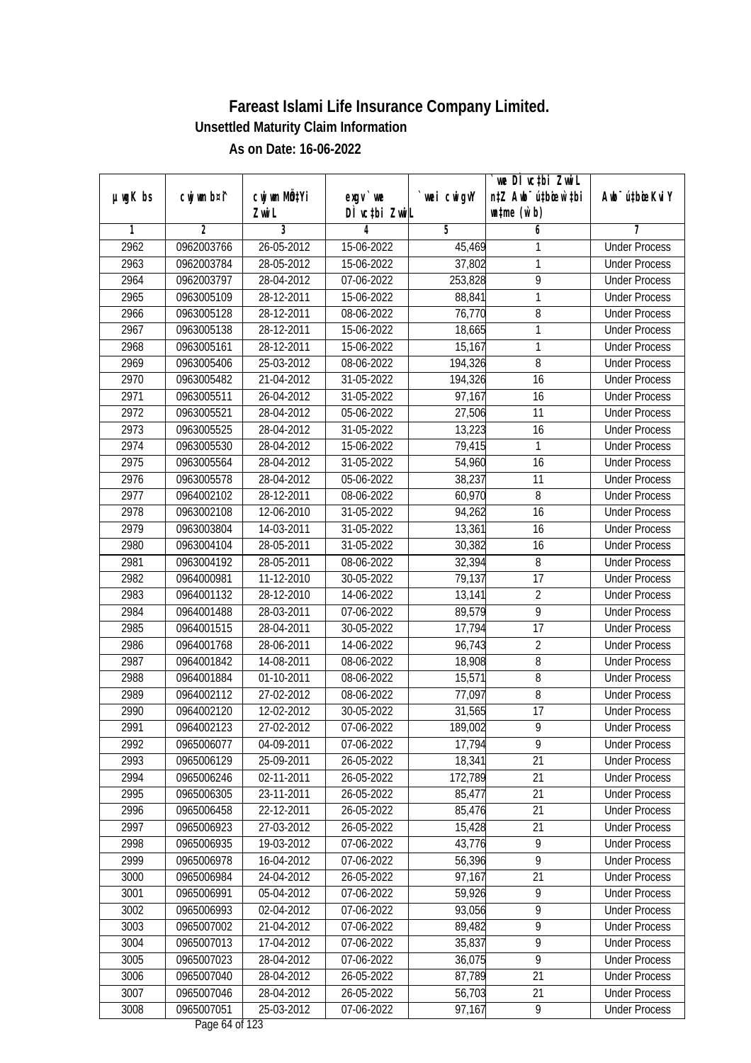# Fareast Islami Life Insurance Company Limited.

**Unsettled Maturity Claim Information**

**As on Date: 16-06-2022**

| µwgK bs | cwjwm b¤^i | cwjwm MÖ‡Yi ZvwiL | exgv`we DÌvc‡bi ZvwiL | `wei cwigvY | `vwe DÌvc‡bi ZvwiL n‡Z Awb¯úwËi w`‡bi msL¨v (w`b) | Awb¯ú‡bœi KviY |
|---|---|---|---|---|---|---|
| 1 | 2 | 3 | 4 | 5 | 6 | 7 |
| 2962 | 0962003766 | 26-05-2012 | 15-06-2022 | 45,469 | 1 | Under Process |
| 2963 | 0962003784 | 28-05-2012 | 15-06-2022 | 37,802 | 1 | Under Process |
| 2964 | 0962003797 | 28-04-2012 | 07-06-2022 | 253,828 | 9 | Under Process |
| 2965 | 0963005109 | 28-12-2011 | 15-06-2022 | 88,841 | 1 | Under Process |
| 2966 | 0963005128 | 28-12-2011 | 08-06-2022 | 76,770 | 8 | Under Process |
| 2967 | 0963005138 | 28-12-2011 | 15-06-2022 | 18,665 | 1 | Under Process |
| 2968 | 0963005161 | 28-12-2011 | 15-06-2022 | 15,167 | 1 | Under Process |
| 2969 | 0963005406 | 25-03-2012 | 08-06-2022 | 194,326 | 8 | Under Process |
| 2970 | 0963005482 | 21-04-2012 | 31-05-2022 | 194,326 | 16 | Under Process |
| 2971 | 0963005511 | 26-04-2012 | 31-05-2022 | 97,167 | 16 | Under Process |
| 2972 | 0963005521 | 28-04-2012 | 05-06-2022 | 27,506 | 11 | Under Process |
| 2973 | 0963005525 | 28-04-2012 | 31-05-2022 | 13,223 | 16 | Under Process |
| 2974 | 0963005530 | 28-04-2012 | 15-06-2022 | 79,415 | 1 | Under Process |
| 2975 | 0963005564 | 28-04-2012 | 31-05-2022 | 54,960 | 16 | Under Process |
| 2976 | 0963005578 | 28-04-2012 | 05-06-2022 | 38,237 | 11 | Under Process |
| 2977 | 0964002102 | 28-12-2011 | 08-06-2022 | 60,970 | 8 | Under Process |
| 2978 | 0963002108 | 12-06-2010 | 31-05-2022 | 94,262 | 16 | Under Process |
| 2979 | 0963003804 | 14-03-2011 | 31-05-2022 | 13,361 | 16 | Under Process |
| 2980 | 0963004104 | 28-05-2011 | 31-05-2022 | 30,382 | 16 | Under Process |
| 2981 | 0963004192 | 28-05-2011 | 08-06-2022 | 32,394 | 8 | Under Process |
| 2982 | 0964000981 | 11-12-2010 | 30-05-2022 | 79,137 | 17 | Under Process |
| 2983 | 0964001132 | 28-12-2010 | 14-06-2022 | 13,141 | 2 | Under Process |
| 2984 | 0964001488 | 28-03-2011 | 07-06-2022 | 89,579 | 9 | Under Process |
| 2985 | 0964001515 | 28-04-2011 | 30-05-2022 | 17,794 | 17 | Under Process |
| 2986 | 0964001768 | 28-06-2011 | 14-06-2022 | 96,743 | 2 | Under Process |
| 2987 | 0964001842 | 14-08-2011 | 08-06-2022 | 18,908 | 8 | Under Process |
| 2988 | 0964001884 | 01-10-2011 | 08-06-2022 | 15,571 | 8 | Under Process |
| 2989 | 0964002112 | 27-02-2012 | 08-06-2022 | 77,097 | 8 | Under Process |
| 2990 | 0964002120 | 12-02-2012 | 30-05-2022 | 31,565 | 17 | Under Process |
| 2991 | 0964002123 | 27-02-2012 | 07-06-2022 | 189,002 | 9 | Under Process |
| 2992 | 0965006077 | 04-09-2011 | 07-06-2022 | 17,794 | 9 | Under Process |
| 2993 | 0965006129 | 25-09-2011 | 26-05-2022 | 18,341 | 21 | Under Process |
| 2994 | 0965006246 | 02-11-2011 | 26-05-2022 | 172,789 | 21 | Under Process |
| 2995 | 0965006305 | 23-11-2011 | 26-05-2022 | 85,477 | 21 | Under Process |
| 2996 | 0965006458 | 22-12-2011 | 26-05-2022 | 85,476 | 21 | Under Process |
| 2997 | 0965006923 | 27-03-2012 | 26-05-2022 | 15,428 | 21 | Under Process |
| 2998 | 0965006935 | 19-03-2012 | 07-06-2022 | 43,776 | 9 | Under Process |
| 2999 | 0965006978 | 16-04-2012 | 07-06-2022 | 56,396 | 9 | Under Process |
| 3000 | 0965006984 | 24-04-2012 | 26-05-2022 | 97,167 | 21 | Under Process |
| 3001 | 0965006991 | 05-04-2012 | 07-06-2022 | 59,926 | 9 | Under Process |
| 3002 | 0965006993 | 02-04-2012 | 07-06-2022 | 93,056 | 9 | Under Process |
| 3003 | 0965007002 | 21-04-2012 | 07-06-2022 | 89,482 | 9 | Under Process |
| 3004 | 0965007013 | 17-04-2012 | 07-06-2022 | 35,837 | 9 | Under Process |
| 3005 | 0965007023 | 28-04-2012 | 07-06-2022 | 36,075 | 9 | Under Process |
| 3006 | 0965007040 | 28-04-2012 | 26-05-2022 | 87,789 | 21 | Under Process |
| 3007 | 0965007046 | 28-04-2012 | 26-05-2022 | 56,703 | 21 | Under Process |
| 3008 | 0965007051 | 25-03-2012 | 07-06-2022 | 97,167 | 9 | Under Process |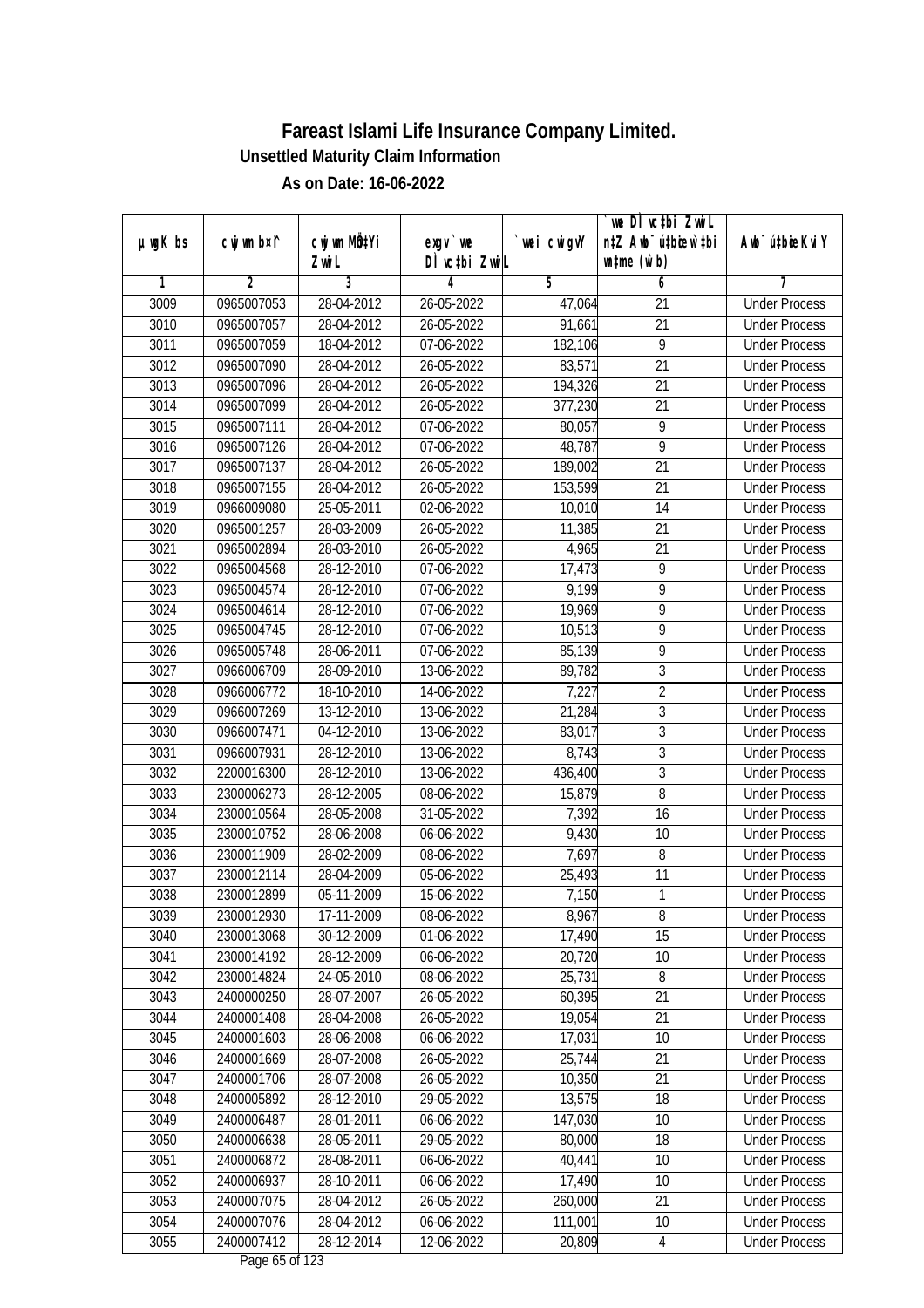# Fareast Islami Life Insurance Company Limited.

**Unsettled Maturity Claim Information**

**As on Date: 16-06-2022**

| µwgK bs | cwjwm b¤^i | cwjwm MÖn‡Yi ZvwiL | exgv`vwe DÌvc‡bi ZvwiL | `vwei cwigvY | `vwe DÌvc‡bi ZvwiL n‡Z Awb®úbœ wbw®úwËi mgq (w`b) | Awb®ú‡bœi KviY |
|---|---|---|---|---|---|---|
| 1 | 2 | 3 | 4 | 5 | 6 | 7 |
| 3009 | 0965007053 | 28-04-2012 | 26-05-2022 | 47,064 | 21 | Under Process |
| 3010 | 0965007057 | 28-04-2012 | 26-05-2022 | 91,661 | 21 | Under Process |
| 3011 | 0965007059 | 18-04-2012 | 07-06-2022 | 182,106 | 9 | Under Process |
| 3012 | 0965007090 | 28-04-2012 | 26-05-2022 | 83,571 | 21 | Under Process |
| 3013 | 0965007096 | 28-04-2012 | 26-05-2022 | 194,326 | 21 | Under Process |
| 3014 | 0965007099 | 28-04-2012 | 26-05-2022 | 377,230 | 21 | Under Process |
| 3015 | 0965007111 | 28-04-2012 | 07-06-2022 | 80,057 | 9 | Under Process |
| 3016 | 0965007126 | 28-04-2012 | 07-06-2022 | 48,787 | 9 | Under Process |
| 3017 | 0965007137 | 28-04-2012 | 26-05-2022 | 189,002 | 21 | Under Process |
| 3018 | 0965007155 | 28-04-2012 | 26-05-2022 | 153,599 | 21 | Under Process |
| 3019 | 0966009080 | 25-05-2011 | 02-06-2022 | 10,010 | 14 | Under Process |
| 3020 | 0965001257 | 28-03-2009 | 26-05-2022 | 11,385 | 21 | Under Process |
| 3021 | 0965002894 | 28-03-2010 | 26-05-2022 | 4,965 | 21 | Under Process |
| 3022 | 0965004568 | 28-12-2010 | 07-06-2022 | 17,473 | 9 | Under Process |
| 3023 | 0965004574 | 28-12-2010 | 07-06-2022 | 9,199 | 9 | Under Process |
| 3024 | 0965004614 | 28-12-2010 | 07-06-2022 | 19,969 | 9 | Under Process |
| 3025 | 0965004745 | 28-12-2010 | 07-06-2022 | 10,513 | 9 | Under Process |
| 3026 | 0965005748 | 28-06-2011 | 07-06-2022 | 85,139 | 9 | Under Process |
| 3027 | 0966006709 | 28-09-2010 | 13-06-2022 | 89,782 | 3 | Under Process |
| 3028 | 0966006772 | 18-10-2010 | 14-06-2022 | 7,227 | 2 | Under Process |
| 3029 | 0966007269 | 13-12-2010 | 13-06-2022 | 21,284 | 3 | Under Process |
| 3030 | 0966007471 | 04-12-2010 | 13-06-2022 | 83,017 | 3 | Under Process |
| 3031 | 0966007931 | 28-12-2010 | 13-06-2022 | 8,743 | 3 | Under Process |
| 3032 | 2200016300 | 28-12-2010 | 13-06-2022 | 436,400 | 3 | Under Process |
| 3033 | 2300006273 | 28-12-2005 | 08-06-2022 | 15,879 | 8 | Under Process |
| 3034 | 2300010564 | 28-05-2008 | 31-05-2022 | 7,392 | 16 | Under Process |
| 3035 | 2300010752 | 28-06-2008 | 06-06-2022 | 9,430 | 10 | Under Process |
| 3036 | 2300011909 | 28-02-2009 | 08-06-2022 | 7,697 | 8 | Under Process |
| 3037 | 2300012114 | 28-04-2009 | 05-06-2022 | 25,493 | 11 | Under Process |
| 3038 | 2300012899 | 05-11-2009 | 15-06-2022 | 7,150 | 1 | Under Process |
| 3039 | 2300012930 | 17-11-2009 | 08-06-2022 | 8,967 | 8 | Under Process |
| 3040 | 2300013068 | 30-12-2009 | 01-06-2022 | 17,490 | 15 | Under Process |
| 3041 | 2300014192 | 28-12-2009 | 06-06-2022 | 20,720 | 10 | Under Process |
| 3042 | 2300014824 | 24-05-2010 | 08-06-2022 | 25,731 | 8 | Under Process |
| 3043 | 2400000250 | 28-07-2007 | 26-05-2022 | 60,395 | 21 | Under Process |
| 3044 | 2400001408 | 28-04-2008 | 26-05-2022 | 19,054 | 21 | Under Process |
| 3045 | 2400001603 | 28-06-2008 | 06-06-2022 | 17,031 | 10 | Under Process |
| 3046 | 2400001669 | 28-07-2008 | 26-05-2022 | 25,744 | 21 | Under Process |
| 3047 | 2400001706 | 28-07-2008 | 26-05-2022 | 10,350 | 21 | Under Process |
| 3048 | 2400005892 | 28-12-2010 | 29-05-2022 | 13,575 | 18 | Under Process |
| 3049 | 2400006487 | 28-01-2011 | 06-06-2022 | 147,030 | 10 | Under Process |
| 3050 | 2400006638 | 28-05-2011 | 29-05-2022 | 80,000 | 18 | Under Process |
| 3051 | 2400006872 | 28-08-2011 | 06-06-2022 | 40,441 | 10 | Under Process |
| 3052 | 2400006937 | 28-10-2011 | 06-06-2022 | 17,490 | 10 | Under Process |
| 3053 | 2400007075 | 28-04-2012 | 26-05-2022 | 260,000 | 21 | Under Process |
| 3054 | 2400007076 | 28-04-2012 | 06-06-2022 | 111,001 | 10 | Under Process |
| 3055 | 2400007412 | 28-12-2014 | 12-06-2022 | 20,809 | 4 | Under Process |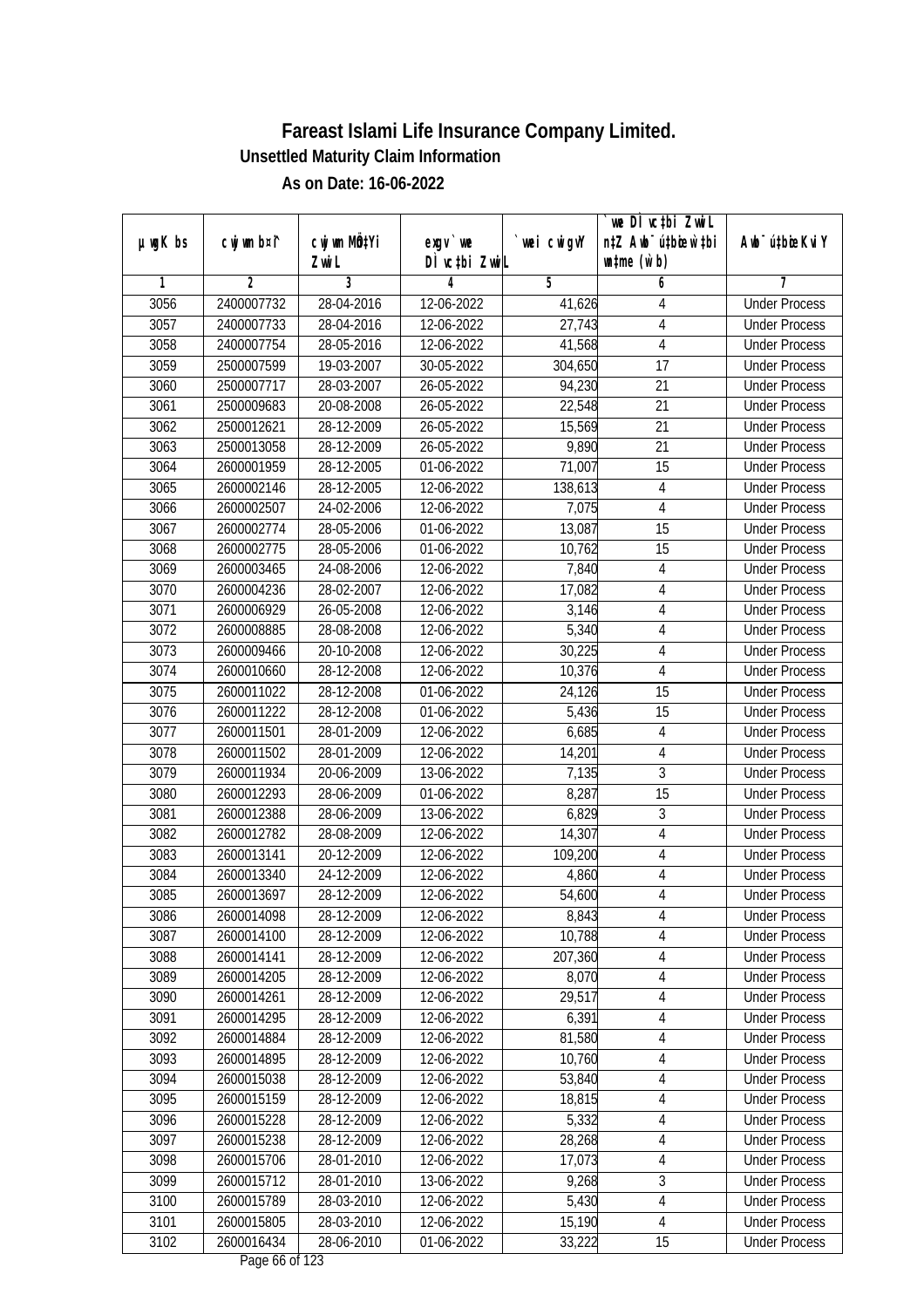# Fareast Islami Life Insurance Company Limited.

**Unsettled Maturity Claim Information**

**As on Date: 16-06-2022**

| µwgK bs | cwjwm b¤^i | cwjwm MÖn‡Yi ZvwiL | exgv` we DÌvc‡bi ZvwiL | `vwei cwigvY | `vwe DÌvc‡bi ZvwiL n‡Z Awb¯úbœ `vwei w`‡bi msL¨v (w`b) | Awb¯ú‡bœi KviY |
|---|---|---|---|---|---|---|
| 1 | 2 | 3 | 4 | 5 | 6 | 7 |
| 3056 | 2400007732 | 28-04-2016 | 12-06-2022 | 41,626 | 4 | Under Process |
| 3057 | 2400007733 | 28-04-2016 | 12-06-2022 | 27,743 | 4 | Under Process |
| 3058 | 2400007754 | 28-05-2016 | 12-06-2022 | 41,568 | 4 | Under Process |
| 3059 | 2500007599 | 19-03-2007 | 30-05-2022 | 304,650 | 17 | Under Process |
| 3060 | 2500007717 | 28-03-2007 | 26-05-2022 | 94,230 | 21 | Under Process |
| 3061 | 2500009683 | 20-08-2008 | 26-05-2022 | 22,548 | 21 | Under Process |
| 3062 | 2500012621 | 28-12-2009 | 26-05-2022 | 15,569 | 21 | Under Process |
| 3063 | 2500013058 | 28-12-2009 | 26-05-2022 | 9,890 | 21 | Under Process |
| 3064 | 2600001959 | 28-12-2005 | 01-06-2022 | 71,007 | 15 | Under Process |
| 3065 | 2600002146 | 28-12-2005 | 12-06-2022 | 138,613 | 4 | Under Process |
| 3066 | 2600002507 | 24-02-2006 | 12-06-2022 | 7,075 | 4 | Under Process |
| 3067 | 2600002774 | 28-05-2006 | 01-06-2022 | 13,087 | 15 | Under Process |
| 3068 | 2600002775 | 28-05-2006 | 01-06-2022 | 10,762 | 15 | Under Process |
| 3069 | 2600003465 | 24-08-2006 | 12-06-2022 | 7,840 | 4 | Under Process |
| 3070 | 2600004236 | 28-02-2007 | 12-06-2022 | 17,082 | 4 | Under Process |
| 3071 | 2600006929 | 26-05-2008 | 12-06-2022 | 3,146 | 4 | Under Process |
| 3072 | 2600008885 | 28-08-2008 | 12-06-2022 | 5,340 | 4 | Under Process |
| 3073 | 2600009466 | 20-10-2008 | 12-06-2022 | 30,225 | 4 | Under Process |
| 3074 | 2600010660 | 28-12-2008 | 12-06-2022 | 10,376 | 4 | Under Process |
| 3075 | 2600011022 | 28-12-2008 | 01-06-2022 | 24,126 | 15 | Under Process |
| 3076 | 2600011222 | 28-12-2008 | 01-06-2022 | 5,436 | 15 | Under Process |
| 3077 | 2600011501 | 28-01-2009 | 12-06-2022 | 6,685 | 4 | Under Process |
| 3078 | 2600011502 | 28-01-2009 | 12-06-2022 | 14,201 | 4 | Under Process |
| 3079 | 2600011934 | 20-06-2009 | 13-06-2022 | 7,135 | 3 | Under Process |
| 3080 | 2600012293 | 28-06-2009 | 01-06-2022 | 8,287 | 15 | Under Process |
| 3081 | 2600012388 | 28-06-2009 | 13-06-2022 | 6,829 | 3 | Under Process |
| 3082 | 2600012782 | 28-08-2009 | 12-06-2022 | 14,307 | 4 | Under Process |
| 3083 | 2600013141 | 20-12-2009 | 12-06-2022 | 109,200 | 4 | Under Process |
| 3084 | 2600013340 | 24-12-2009 | 12-06-2022 | 4,860 | 4 | Under Process |
| 3085 | 2600013697 | 28-12-2009 | 12-06-2022 | 54,600 | 4 | Under Process |
| 3086 | 2600014098 | 28-12-2009 | 12-06-2022 | 8,843 | 4 | Under Process |
| 3087 | 2600014100 | 28-12-2009 | 12-06-2022 | 10,788 | 4 | Under Process |
| 3088 | 2600014141 | 28-12-2009 | 12-06-2022 | 207,360 | 4 | Under Process |
| 3089 | 2600014205 | 28-12-2009 | 12-06-2022 | 8,070 | 4 | Under Process |
| 3090 | 2600014261 | 28-12-2009 | 12-06-2022 | 29,517 | 4 | Under Process |
| 3091 | 2600014295 | 28-12-2009 | 12-06-2022 | 6,391 | 4 | Under Process |
| 3092 | 2600014884 | 28-12-2009 | 12-06-2022 | 81,580 | 4 | Under Process |
| 3093 | 2600014895 | 28-12-2009 | 12-06-2022 | 10,760 | 4 | Under Process |
| 3094 | 2600015038 | 28-12-2009 | 12-06-2022 | 53,840 | 4 | Under Process |
| 3095 | 2600015159 | 28-12-2009 | 12-06-2022 | 18,815 | 4 | Under Process |
| 3096 | 2600015228 | 28-12-2009 | 12-06-2022 | 5,332 | 4 | Under Process |
| 3097 | 2600015238 | 28-12-2009 | 12-06-2022 | 28,268 | 4 | Under Process |
| 3098 | 2600015706 | 28-01-2010 | 12-06-2022 | 17,073 | 4 | Under Process |
| 3099 | 2600015712 | 28-01-2010 | 13-06-2022 | 9,268 | 3 | Under Process |
| 3100 | 2600015789 | 28-03-2010 | 12-06-2022 | 5,430 | 4 | Under Process |
| 3101 | 2600015805 | 28-03-2010 | 12-06-2022 | 15,190 | 4 | Under Process |
| 3102 | 2600016434 | 28-06-2010 | 01-06-2022 | 33,222 | 15 | Under Process |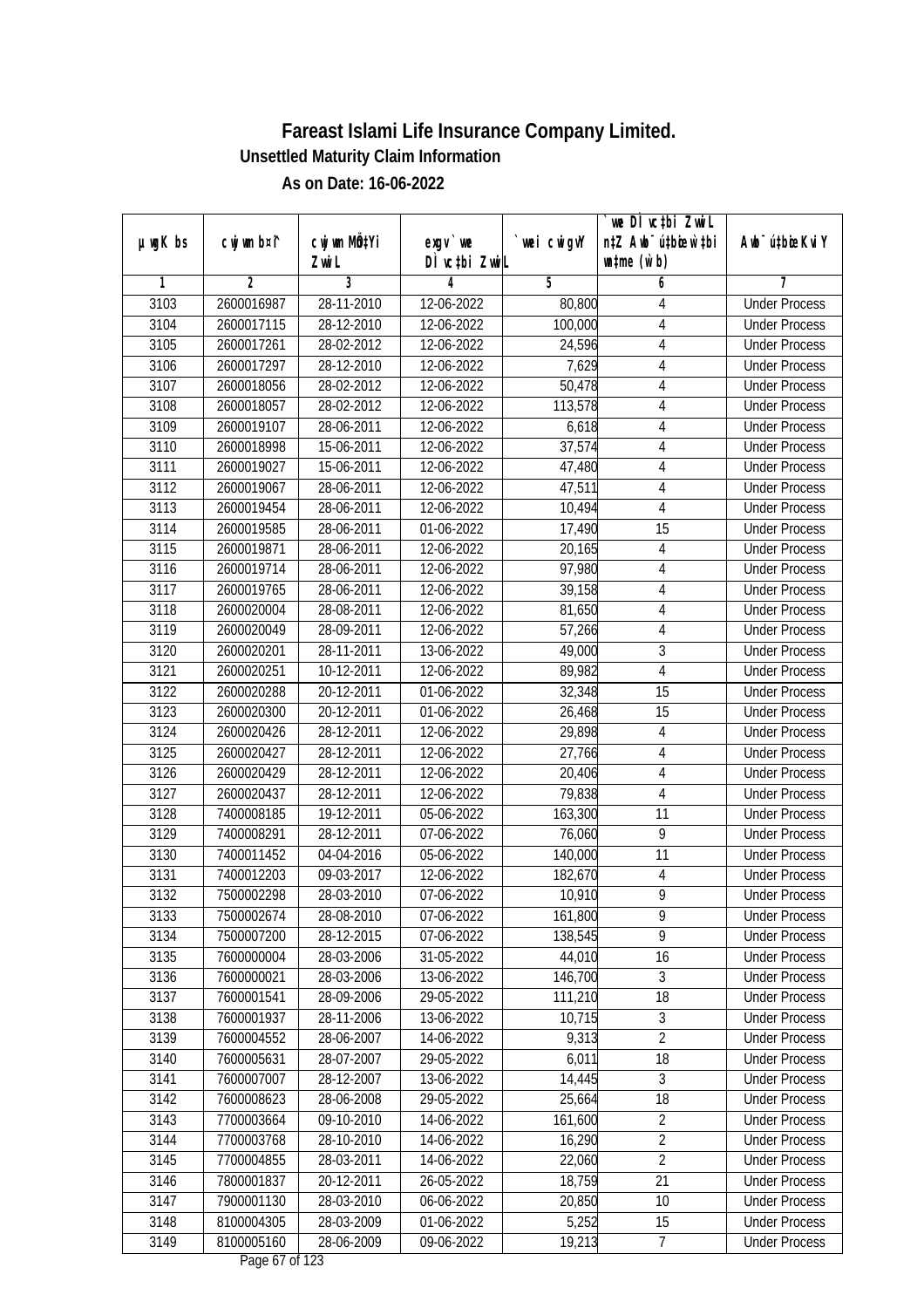# Fareast Islami Life Insurance Company Limited.

## Unsettled Maturity Claim Information

### As on Date: 16-06-2022

| µwgK bs | cwjwm b¤^i | cwjwm MÖn‡Yi ZvwiL | exgv` we DÌvc‡bi ZvwiL | `wei cwigvY | `we DÌvc‡bi ZvwiL n‡Z Awb¯úbœ w`‡bi msL¨v (w`b) | Awb¯úbœ Kvi Y |
|---|---|---|---|---|---|---|
| 1 | 2 | 3 | 4 | 5 | 6 | 7 |
| 3103 | 2600016987 | 28-11-2010 | 12-06-2022 | 80,800 | 4 | Under Process |
| 3104 | 2600017115 | 28-12-2010 | 12-06-2022 | 100,000 | 4 | Under Process |
| 3105 | 2600017261 | 28-02-2012 | 12-06-2022 | 24,596 | 4 | Under Process |
| 3106 | 2600017297 | 28-12-2010 | 12-06-2022 | 7,629 | 4 | Under Process |
| 3107 | 2600018056 | 28-02-2012 | 12-06-2022 | 50,478 | 4 | Under Process |
| 3108 | 2600018057 | 28-02-2012 | 12-06-2022 | 113,578 | 4 | Under Process |
| 3109 | 2600019107 | 28-06-2011 | 12-06-2022 | 6,618 | 4 | Under Process |
| 3110 | 2600018998 | 15-06-2011 | 12-06-2022 | 37,574 | 4 | Under Process |
| 3111 | 2600019027 | 15-06-2011 | 12-06-2022 | 47,480 | 4 | Under Process |
| 3112 | 2600019067 | 28-06-2011 | 12-06-2022 | 47,511 | 4 | Under Process |
| 3113 | 2600019454 | 28-06-2011 | 12-06-2022 | 10,494 | 4 | Under Process |
| 3114 | 2600019585 | 28-06-2011 | 01-06-2022 | 17,490 | 15 | Under Process |
| 3115 | 2600019871 | 28-06-2011 | 12-06-2022 | 20,165 | 4 | Under Process |
| 3116 | 2600019714 | 28-06-2011 | 12-06-2022 | 97,980 | 4 | Under Process |
| 3117 | 2600019765 | 28-06-2011 | 12-06-2022 | 39,158 | 4 | Under Process |
| 3118 | 2600020004 | 28-08-2011 | 12-06-2022 | 81,650 | 4 | Under Process |
| 3119 | 2600020049 | 28-09-2011 | 12-06-2022 | 57,266 | 4 | Under Process |
| 3120 | 2600020201 | 28-11-2011 | 13-06-2022 | 49,000 | 3 | Under Process |
| 3121 | 2600020251 | 10-12-2011 | 12-06-2022 | 89,982 | 4 | Under Process |
| 3122 | 2600020288 | 20-12-2011 | 01-06-2022 | 32,348 | 15 | Under Process |
| 3123 | 2600020300 | 20-12-2011 | 01-06-2022 | 26,468 | 15 | Under Process |
| 3124 | 2600020426 | 28-12-2011 | 12-06-2022 | 29,898 | 4 | Under Process |
| 3125 | 2600020427 | 28-12-2011 | 12-06-2022 | 27,766 | 4 | Under Process |
| 3126 | 2600020429 | 28-12-2011 | 12-06-2022 | 20,406 | 4 | Under Process |
| 3127 | 2600020437 | 28-12-2011 | 12-06-2022 | 79,838 | 4 | Under Process |
| 3128 | 7400008185 | 19-12-2011 | 05-06-2022 | 163,300 | 11 | Under Process |
| 3129 | 7400008291 | 28-12-2011 | 07-06-2022 | 76,060 | 9 | Under Process |
| 3130 | 7400011452 | 04-04-2016 | 05-06-2022 | 140,000 | 11 | Under Process |
| 3131 | 7400012203 | 09-03-2017 | 12-06-2022 | 182,670 | 4 | Under Process |
| 3132 | 7500002298 | 28-03-2010 | 07-06-2022 | 10,910 | 9 | Under Process |
| 3133 | 7500002674 | 28-08-2010 | 07-06-2022 | 161,800 | 9 | Under Process |
| 3134 | 7500007200 | 28-12-2015 | 07-06-2022 | 138,545 | 9 | Under Process |
| 3135 | 7600000004 | 28-03-2006 | 31-05-2022 | 44,010 | 16 | Under Process |
| 3136 | 7600000021 | 28-03-2006 | 13-06-2022 | 146,700 | 3 | Under Process |
| 3137 | 7600001541 | 28-09-2006 | 29-05-2022 | 111,210 | 18 | Under Process |
| 3138 | 7600001937 | 28-11-2006 | 13-06-2022 | 10,715 | 3 | Under Process |
| 3139 | 7600004552 | 28-06-2007 | 14-06-2022 | 9,313 | 2 | Under Process |
| 3140 | 7600005631 | 28-07-2007 | 29-05-2022 | 6,011 | 18 | Under Process |
| 3141 | 7600007007 | 28-12-2007 | 13-06-2022 | 14,445 | 3 | Under Process |
| 3142 | 7600008623 | 28-06-2008 | 29-05-2022 | 25,664 | 18 | Under Process |
| 3143 | 7700003664 | 09-10-2010 | 14-06-2022 | 161,600 | 2 | Under Process |
| 3144 | 7700003768 | 28-10-2010 | 14-06-2022 | 16,290 | 2 | Under Process |
| 3145 | 7700004855 | 28-03-2011 | 14-06-2022 | 22,060 | 2 | Under Process |
| 3146 | 7800001837 | 20-12-2011 | 26-05-2022 | 18,759 | 21 | Under Process |
| 3147 | 7900001130 | 28-03-2010 | 06-06-2022 | 20,850 | 10 | Under Process |
| 3148 | 8100004305 | 28-03-2009 | 01-06-2022 | 5,252 | 15 | Under Process |
| 3149 | 8100005160 | 28-06-2009 | 09-06-2022 | 19,213 | 7 | Under Process |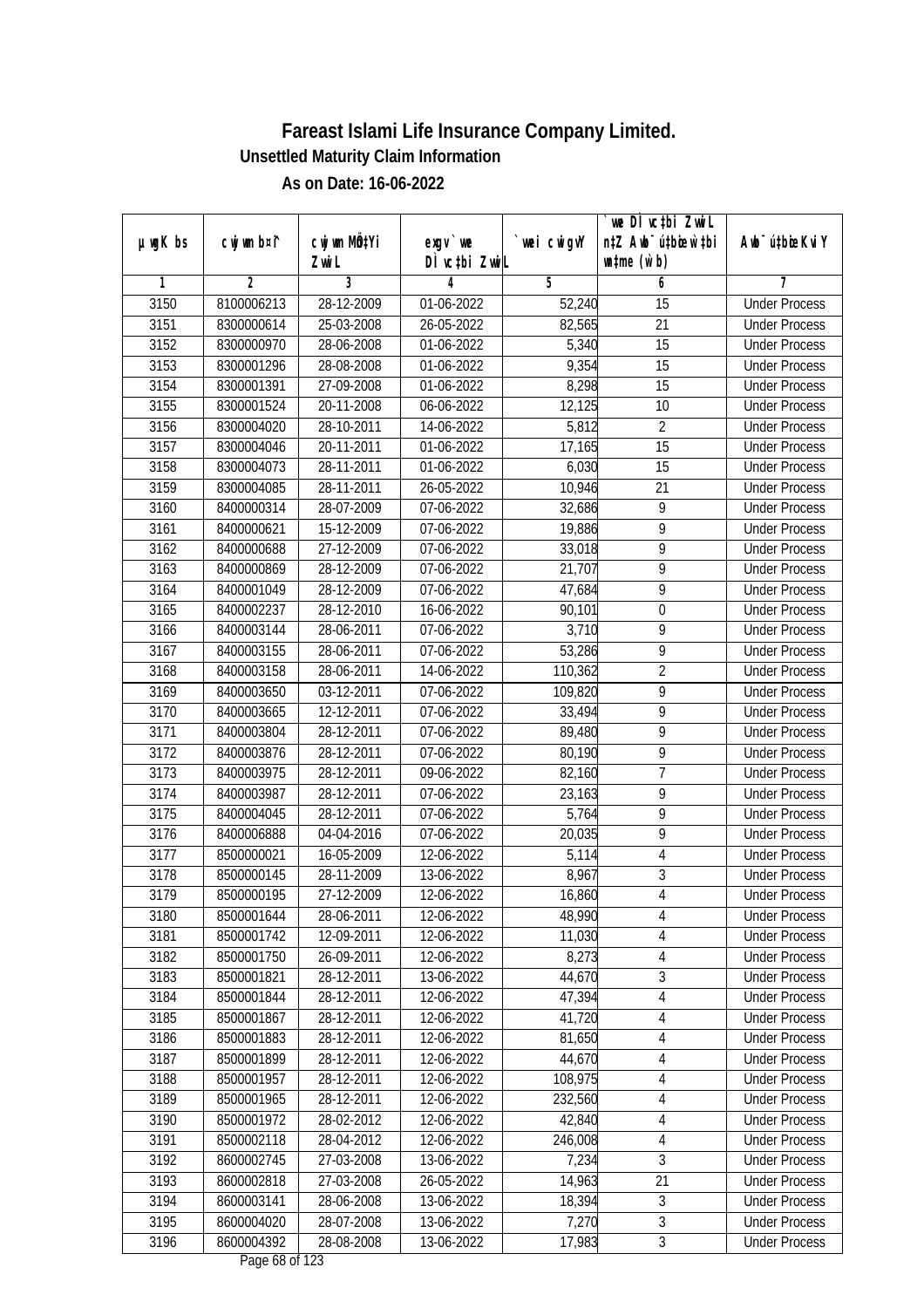# Fareast Islami Life Insurance Company Limited.

**Unsettled Maturity Claim Information**

**As on Date: 16-06-2022**

| µwgK bs | cwjwm bs¦ | cwjwm MÖn‡Yi ZvwiL | exgv`vwe DÌvc‡bi ZvwiL | `vwei cwigvY | `vwe DÌvc‡bi ZvwiL n‡Z Awb®úbœ `v‡qi w`b (w`b) | Awb®ú‡bœi KviY |
|---|---|---|---|---|---|---|
| 1 | 2 | 3 | 4 | 5 | 6 | 7 |
| 3150 | 8100006213 | 28-12-2009 | 01-06-2022 | 52,240 | 15 | Under Process |
| 3151 | 8300000614 | 25-03-2008 | 26-05-2022 | 82,565 | 21 | Under Process |
| 3152 | 8300000970 | 28-06-2008 | 01-06-2022 | 5,340 | 15 | Under Process |
| 3153 | 8300001296 | 28-08-2008 | 01-06-2022 | 9,354 | 15 | Under Process |
| 3154 | 8300001391 | 27-09-2008 | 01-06-2022 | 8,298 | 15 | Under Process |
| 3155 | 8300001524 | 20-11-2008 | 06-06-2022 | 12,125 | 10 | Under Process |
| 3156 | 8300004020 | 28-10-2011 | 14-06-2022 | 5,812 | 2 | Under Process |
| 3157 | 8300004046 | 20-11-2011 | 01-06-2022 | 17,165 | 15 | Under Process |
| 3158 | 8300004073 | 28-11-2011 | 01-06-2022 | 6,030 | 15 | Under Process |
| 3159 | 8300004085 | 28-11-2011 | 26-05-2022 | 10,946 | 21 | Under Process |
| 3160 | 8400000314 | 28-07-2009 | 07-06-2022 | 32,686 | 9 | Under Process |
| 3161 | 8400000621 | 15-12-2009 | 07-06-2022 | 19,886 | 9 | Under Process |
| 3162 | 8400000688 | 27-12-2009 | 07-06-2022 | 33,018 | 9 | Under Process |
| 3163 | 8400000869 | 28-12-2009 | 07-06-2022 | 21,707 | 9 | Under Process |
| 3164 | 8400001049 | 28-12-2009 | 07-06-2022 | 47,684 | 9 | Under Process |
| 3165 | 8400002237 | 28-12-2010 | 16-06-2022 | 90,101 | 0 | Under Process |
| 3166 | 8400003144 | 28-06-2011 | 07-06-2022 | 3,710 | 9 | Under Process |
| 3167 | 8400003155 | 28-06-2011 | 07-06-2022 | 53,286 | 9 | Under Process |
| 3168 | 8400003158 | 28-06-2011 | 14-06-2022 | 110,362 | 2 | Under Process |
| 3169 | 8400003650 | 03-12-2011 | 07-06-2022 | 109,820 | 9 | Under Process |
| 3170 | 8400003665 | 12-12-2011 | 07-06-2022 | 33,494 | 9 | Under Process |
| 3171 | 8400003804 | 28-12-2011 | 07-06-2022 | 89,480 | 9 | Under Process |
| 3172 | 8400003876 | 28-12-2011 | 07-06-2022 | 80,190 | 9 | Under Process |
| 3173 | 8400003975 | 28-12-2011 | 09-06-2022 | 82,160 | 7 | Under Process |
| 3174 | 8400003987 | 28-12-2011 | 07-06-2022 | 23,163 | 9 | Under Process |
| 3175 | 8400004045 | 28-12-2011 | 07-06-2022 | 5,764 | 9 | Under Process |
| 3176 | 8400006888 | 04-04-2016 | 07-06-2022 | 20,035 | 9 | Under Process |
| 3177 | 8500000021 | 16-05-2009 | 12-06-2022 | 5,114 | 4 | Under Process |
| 3178 | 8500000145 | 28-11-2009 | 13-06-2022 | 8,967 | 3 | Under Process |
| 3179 | 8500000195 | 27-12-2009 | 12-06-2022 | 16,860 | 4 | Under Process |
| 3180 | 8500001644 | 28-06-2011 | 12-06-2022 | 48,990 | 4 | Under Process |
| 3181 | 8500001742 | 12-09-2011 | 12-06-2022 | 11,030 | 4 | Under Process |
| 3182 | 8500001750 | 26-09-2011 | 12-06-2022 | 8,273 | 4 | Under Process |
| 3183 | 8500001821 | 28-12-2011 | 13-06-2022 | 44,670 | 3 | Under Process |
| 3184 | 8500001844 | 28-12-2011 | 12-06-2022 | 47,394 | 4 | Under Process |
| 3185 | 8500001867 | 28-12-2011 | 12-06-2022 | 41,720 | 4 | Under Process |
| 3186 | 8500001883 | 28-12-2011 | 12-06-2022 | 81,650 | 4 | Under Process |
| 3187 | 8500001899 | 28-12-2011 | 12-06-2022 | 44,670 | 4 | Under Process |
| 3188 | 8500001957 | 28-12-2011 | 12-06-2022 | 108,975 | 4 | Under Process |
| 3189 | 8500001965 | 28-12-2011 | 12-06-2022 | 232,560 | 4 | Under Process |
| 3190 | 8500001972 | 28-02-2012 | 12-06-2022 | 42,840 | 4 | Under Process |
| 3191 | 8500002118 | 28-04-2012 | 12-06-2022 | 246,008 | 4 | Under Process |
| 3192 | 8600002745 | 27-03-2008 | 13-06-2022 | 7,234 | 3 | Under Process |
| 3193 | 8600002818 | 27-03-2008 | 26-05-2022 | 14,963 | 21 | Under Process |
| 3194 | 8600003141 | 28-06-2008 | 13-06-2022 | 18,394 | 3 | Under Process |
| 3195 | 8600004020 | 28-07-2008 | 13-06-2022 | 7,270 | 3 | Under Process |
| 3196 | 8600004392 | 28-08-2008 | 13-06-2022 | 17,983 | 3 | Under Process |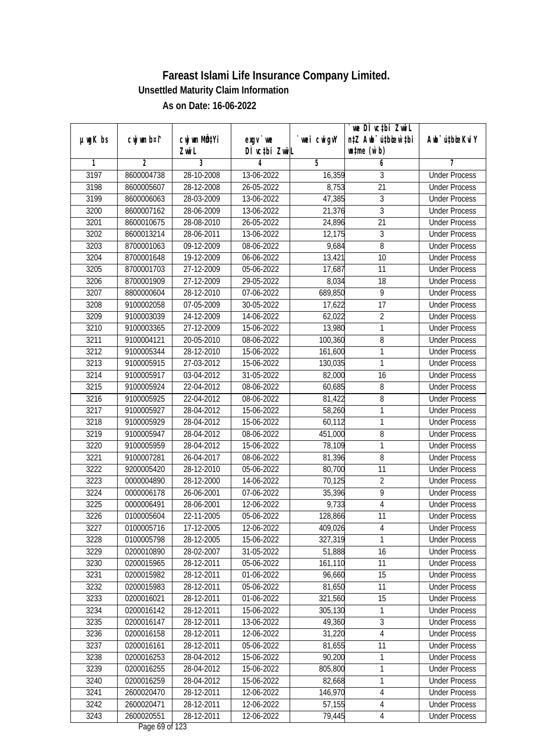# Fareast Islami Life Insurance Company Limited.

## Unsettled Maturity Claim Information

### As on Date: 16-06-2022

| µwgK bs | cwjwm b¤^i | cwjwm MÖn‡Yi ZvwiL | exgv`we DÌvc‡bi ZvwiL | `vwei cwigvY | `vwe DÌvc‡bi ZvwiL n‡Z Awb¯úbœ w`‡bi msL¨v (w`b) | Awb¯ú‡bœi KviY |
|---|---|---|---|---|---|---|
| 1 | 2 | 3 | 4 | 5 | 6 | 7 |
| 3197 | 8600004738 | 28-10-2008 | 13-06-2022 | 16,359 | 3 | Under Process |
| 3198 | 8600005607 | 28-12-2008 | 26-05-2022 | 8,753 | 21 | Under Process |
| 3199 | 8600006063 | 28-03-2009 | 13-06-2022 | 47,385 | 3 | Under Process |
| 3200 | 8600007162 | 28-06-2009 | 13-06-2022 | 21,376 | 3 | Under Process |
| 3201 | 8600010675 | 28-08-2010 | 26-05-2022 | 24,896 | 21 | Under Process |
| 3202 | 8600013214 | 28-06-2011 | 13-06-2022 | 12,175 | 3 | Under Process |
| 3203 | 8700001063 | 09-12-2009 | 08-06-2022 | 9,684 | 8 | Under Process |
| 3204 | 8700001648 | 19-12-2009 | 06-06-2022 | 13,421 | 10 | Under Process |
| 3205 | 8700001703 | 27-12-2009 | 05-06-2022 | 17,687 | 11 | Under Process |
| 3206 | 8700001909 | 27-12-2009 | 29-05-2022 | 8,034 | 18 | Under Process |
| 3207 | 8800000604 | 28-12-2010 | 07-06-2022 | 689,850 | 9 | Under Process |
| 3208 | 9100002058 | 07-05-2009 | 30-05-2022 | 17,622 | 17 | Under Process |
| 3209 | 9100003039 | 24-12-2009 | 14-06-2022 | 62,022 | 2 | Under Process |
| 3210 | 9100003365 | 27-12-2009 | 15-06-2022 | 13,980 | 1 | Under Process |
| 3211 | 9100004121 | 20-05-2010 | 08-06-2022 | 100,360 | 8 | Under Process |
| 3212 | 9100005344 | 28-12-2010 | 15-06-2022 | 161,600 | 1 | Under Process |
| 3213 | 9100005915 | 27-03-2012 | 15-06-2022 | 130,035 | 1 | Under Process |
| 3214 | 9100005917 | 03-04-2012 | 31-05-2022 | 82,000 | 16 | Under Process |
| 3215 | 9100005924 | 22-04-2012 | 08-06-2022 | 60,685 | 8 | Under Process |
| 3216 | 9100005925 | 22-04-2012 | 08-06-2022 | 81,422 | 8 | Under Process |
| 3217 | 9100005927 | 28-04-2012 | 15-06-2022 | 58,260 | 1 | Under Process |
| 3218 | 9100005929 | 28-04-2012 | 15-06-2022 | 60,112 | 1 | Under Process |
| 3219 | 9100005947 | 28-04-2012 | 08-06-2022 | 451,000 | 8 | Under Process |
| 3220 | 9100005959 | 28-04-2012 | 15-06-2022 | 78,109 | 1 | Under Process |
| 3221 | 9100007281 | 26-04-2017 | 08-06-2022 | 81,396 | 8 | Under Process |
| 3222 | 9200005420 | 28-12-2010 | 05-06-2022 | 80,700 | 11 | Under Process |
| 3223 | 0000004890 | 28-12-2000 | 14-06-2022 | 70,125 | 2 | Under Process |
| 3224 | 0000006178 | 26-06-2001 | 07-06-2022 | 35,396 | 9 | Under Process |
| 3225 | 0000006491 | 28-06-2001 | 12-06-2022 | 9,733 | 4 | Under Process |
| 3226 | 0100005604 | 22-11-2005 | 05-06-2022 | 128,866 | 11 | Under Process |
| 3227 | 0100005716 | 17-12-2005 | 12-06-2022 | 409,026 | 4 | Under Process |
| 3228 | 0100005798 | 28-12-2005 | 15-06-2022 | 327,319 | 1 | Under Process |
| 3229 | 0200010890 | 28-02-2007 | 31-05-2022 | 51,888 | 16 | Under Process |
| 3230 | 0200015965 | 28-12-2011 | 05-06-2022 | 161,110 | 11 | Under Process |
| 3231 | 0200015982 | 28-12-2011 | 01-06-2022 | 96,660 | 15 | Under Process |
| 3232 | 0200015983 | 28-12-2011 | 05-06-2022 | 81,650 | 11 | Under Process |
| 3233 | 0200016021 | 28-12-2011 | 01-06-2022 | 321,560 | 15 | Under Process |
| 3234 | 0200016142 | 28-12-2011 | 15-06-2022 | 305,130 | 1 | Under Process |
| 3235 | 0200016147 | 28-12-2011 | 13-06-2022 | 49,360 | 3 | Under Process |
| 3236 | 0200016158 | 28-12-2011 | 12-06-2022 | 31,220 | 4 | Under Process |
| 3237 | 0200016161 | 28-12-2011 | 05-06-2022 | 81,655 | 11 | Under Process |
| 3238 | 0200016253 | 28-04-2012 | 15-06-2022 | 90,200 | 1 | Under Process |
| 3239 | 0200016255 | 28-04-2012 | 15-06-2022 | 805,800 | 1 | Under Process |
| 3240 | 0200016259 | 28-04-2012 | 15-06-2022 | 82,668 | 1 | Under Process |
| 3241 | 2600020470 | 28-12-2011 | 12-06-2022 | 146,970 | 4 | Under Process |
| 3242 | 2600020471 | 28-12-2011 | 12-06-2022 | 57,155 | 4 | Under Process |
| 3243 | 2600020551 | 28-12-2011 | 12-06-2022 | 79,445 | 4 | Under Process |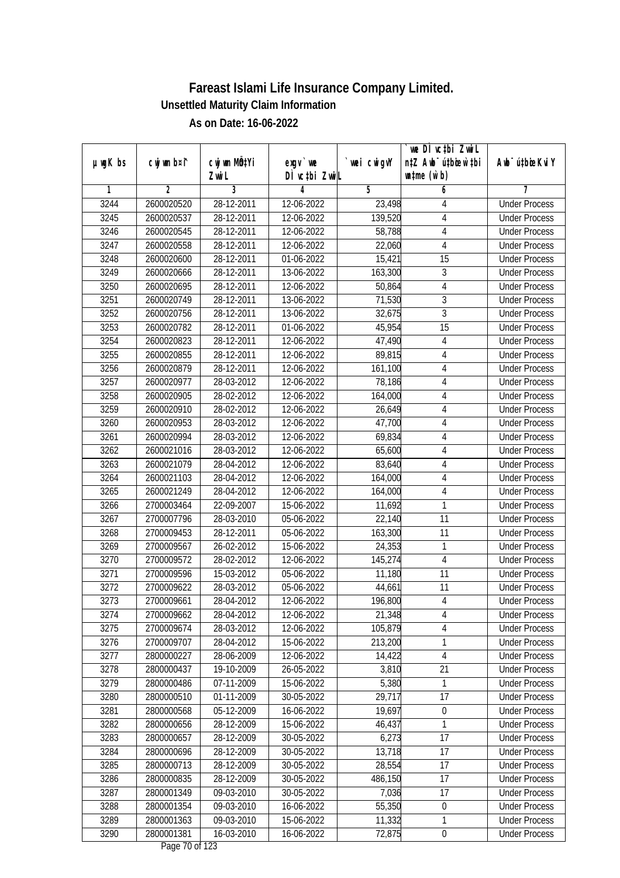# Fareast Islami Life Insurance Company Limited.

## Unsettled Maturity Claim Information

### As on Date: 16-06-2022

| µwgK bs | cwjwm b¤^i | cwjwm MÖn‡Yi ZvwiL | exgv `vwe DÌvc‡bi ZvwiL | `vwei cwigvY | `vwe DÌvc‡bi ZvwiL n‡Z Awb¯úbœK…Z w`‡bi msL¨v (w`b) | Awb¯úbœ nIqvi KviY |
|---|---|---|---|---|---|---|
| 1 | 2 | 3 | 4 | 5 | 6 | 7 |
| 3244 | 2600020520 | 28-12-2011 | 12-06-2022 | 23,498 | 4 | Under Process |
| 3245 | 2600020537 | 28-12-2011 | 12-06-2022 | 139,520 | 4 | Under Process |
| 3246 | 2600020545 | 28-12-2011 | 12-06-2022 | 58,788 | 4 | Under Process |
| 3247 | 2600020558 | 28-12-2011 | 12-06-2022 | 22,060 | 4 | Under Process |
| 3248 | 2600020600 | 28-12-2011 | 01-06-2022 | 15,421 | 15 | Under Process |
| 3249 | 2600020666 | 28-12-2011 | 13-06-2022 | 163,300 | 3 | Under Process |
| 3250 | 2600020695 | 28-12-2011 | 12-06-2022 | 50,864 | 4 | Under Process |
| 3251 | 2600020749 | 28-12-2011 | 13-06-2022 | 71,530 | 3 | Under Process |
| 3252 | 2600020756 | 28-12-2011 | 13-06-2022 | 32,675 | 3 | Under Process |
| 3253 | 2600020782 | 28-12-2011 | 01-06-2022 | 45,954 | 15 | Under Process |
| 3254 | 2600020823 | 28-12-2011 | 12-06-2022 | 47,490 | 4 | Under Process |
| 3255 | 2600020855 | 28-12-2011 | 12-06-2022 | 89,815 | 4 | Under Process |
| 3256 | 2600020879 | 28-12-2011 | 12-06-2022 | 161,100 | 4 | Under Process |
| 3257 | 2600020977 | 28-03-2012 | 12-06-2022 | 78,186 | 4 | Under Process |
| 3258 | 2600020905 | 28-02-2012 | 12-06-2022 | 164,000 | 4 | Under Process |
| 3259 | 2600020910 | 28-02-2012 | 12-06-2022 | 26,649 | 4 | Under Process |
| 3260 | 2600020953 | 28-03-2012 | 12-06-2022 | 47,700 | 4 | Under Process |
| 3261 | 2600020994 | 28-03-2012 | 12-06-2022 | 69,834 | 4 | Under Process |
| 3262 | 2600021016 | 28-03-2012 | 12-06-2022 | 65,600 | 4 | Under Process |
| 3263 | 2600021079 | 28-04-2012 | 12-06-2022 | 83,640 | 4 | Under Process |
| 3264 | 2600021103 | 28-04-2012 | 12-06-2022 | 164,000 | 4 | Under Process |
| 3265 | 2600021249 | 28-04-2012 | 12-06-2022 | 164,000 | 4 | Under Process |
| 3266 | 2700003464 | 22-09-2007 | 15-06-2022 | 11,692 | 1 | Under Process |
| 3267 | 2700007796 | 28-03-2010 | 05-06-2022 | 22,140 | 11 | Under Process |
| 3268 | 2700009453 | 28-12-2011 | 05-06-2022 | 163,300 | 11 | Under Process |
| 3269 | 2700009567 | 26-02-2012 | 15-06-2022 | 24,353 | 1 | Under Process |
| 3270 | 2700009572 | 28-02-2012 | 12-06-2022 | 145,274 | 4 | Under Process |
| 3271 | 2700009596 | 15-03-2012 | 05-06-2022 | 11,180 | 11 | Under Process |
| 3272 | 2700009622 | 28-03-2012 | 05-06-2022 | 44,661 | 11 | Under Process |
| 3273 | 2700009661 | 28-04-2012 | 12-06-2022 | 196,800 | 4 | Under Process |
| 3274 | 2700009662 | 28-04-2012 | 12-06-2022 | 21,348 | 4 | Under Process |
| 3275 | 2700009674 | 28-03-2012 | 12-06-2022 | 105,879 | 4 | Under Process |
| 3276 | 2700009707 | 28-04-2012 | 15-06-2022 | 213,200 | 1 | Under Process |
| 3277 | 2800000227 | 28-06-2009 | 12-06-2022 | 14,422 | 4 | Under Process |
| 3278 | 2800000437 | 19-10-2009 | 26-05-2022 | 3,810 | 21 | Under Process |
| 3279 | 2800000486 | 07-11-2009 | 15-06-2022 | 5,380 | 1 | Under Process |
| 3280 | 2800000510 | 01-11-2009 | 30-05-2022 | 29,717 | 17 | Under Process |
| 3281 | 2800000568 | 05-12-2009 | 16-06-2022 | 19,697 | 0 | Under Process |
| 3282 | 2800000656 | 28-12-2009 | 15-06-2022 | 46,437 | 1 | Under Process |
| 3283 | 2800000657 | 28-12-2009 | 30-05-2022 | 6,273 | 17 | Under Process |
| 3284 | 2800000696 | 28-12-2009 | 30-05-2022 | 13,718 | 17 | Under Process |
| 3285 | 2800000713 | 28-12-2009 | 30-05-2022 | 28,554 | 17 | Under Process |
| 3286 | 2800000835 | 28-12-2009 | 30-05-2022 | 486,150 | 17 | Under Process |
| 3287 | 2800001349 | 09-03-2010 | 30-05-2022 | 7,036 | 17 | Under Process |
| 3288 | 2800001354 | 09-03-2010 | 16-06-2022 | 55,350 | 0 | Under Process |
| 3289 | 2800001363 | 09-03-2010 | 15-06-2022 | 11,332 | 1 | Under Process |
| 3290 | 2800001381 | 16-03-2010 | 16-06-2022 | 72,875 | 0 | Under Process |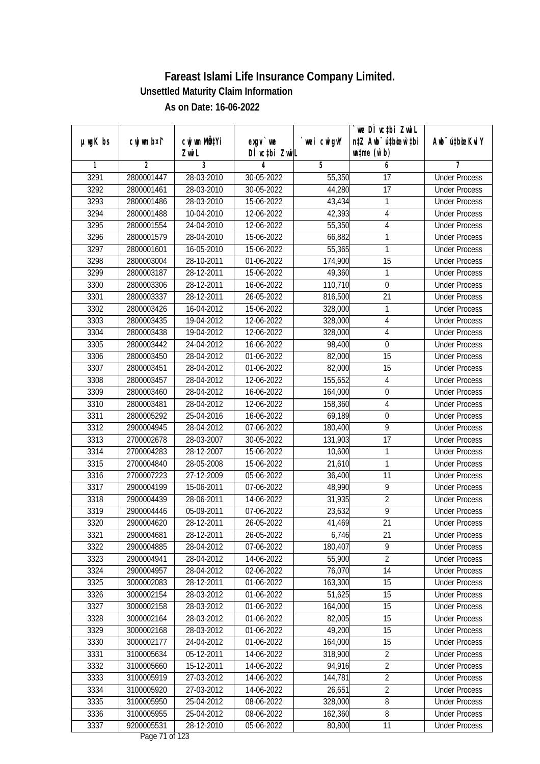# Fareast Islami Life Insurance Company Limited.

## Unsettled Maturity Claim Information

### As on Date: 16-06-2022

| µwgK bs | cwjwm b¤^i | cwjwm MÖn‡Yi ZvwiL | exgv` we DÌvc‡bi ZvwiL | `vwei cwigvY | `vwe DÌvc‡bi ZvwiL n‡Z Awb¯úbœ w`‡bi msL¨v (w`b) | Awb¯ú‡bœi KviY |
|---|---|---|---|---|---|---|
| 1 | 2 | 3 | 4 | 5 | 6 | 7 |
| 3291 | 2800001447 | 28-03-2010 | 30-05-2022 | 55,350 | 17 | Under Process |
| 3292 | 2800001461 | 28-03-2010 | 30-05-2022 | 44,280 | 17 | Under Process |
| 3293 | 2800001486 | 28-03-2010 | 15-06-2022 | 43,434 | 1 | Under Process |
| 3294 | 2800001488 | 10-04-2010 | 12-06-2022 | 42,393 | 4 | Under Process |
| 3295 | 2800001554 | 24-04-2010 | 12-06-2022 | 55,350 | 4 | Under Process |
| 3296 | 2800001579 | 28-04-2010 | 15-06-2022 | 66,882 | 1 | Under Process |
| 3297 | 2800001601 | 16-05-2010 | 15-06-2022 | 55,365 | 1 | Under Process |
| 3298 | 2800003004 | 28-10-2011 | 01-06-2022 | 174,900 | 15 | Under Process |
| 3299 | 2800003187 | 28-12-2011 | 15-06-2022 | 49,360 | 1 | Under Process |
| 3300 | 2800003306 | 28-12-2011 | 16-06-2022 | 110,710 | 0 | Under Process |
| 3301 | 2800003337 | 28-12-2011 | 26-05-2022 | 816,500 | 21 | Under Process |
| 3302 | 2800003426 | 16-04-2012 | 15-06-2022 | 328,000 | 1 | Under Process |
| 3303 | 2800003435 | 19-04-2012 | 12-06-2022 | 328,000 | 4 | Under Process |
| 3304 | 2800003438 | 19-04-2012 | 12-06-2022 | 328,000 | 4 | Under Process |
| 3305 | 2800003442 | 24-04-2012 | 16-06-2022 | 98,400 | 0 | Under Process |
| 3306 | 2800003450 | 28-04-2012 | 01-06-2022 | 82,000 | 15 | Under Process |
| 3307 | 2800003451 | 28-04-2012 | 01-06-2022 | 82,000 | 15 | Under Process |
| 3308 | 2800003457 | 28-04-2012 | 12-06-2022 | 155,652 | 4 | Under Process |
| 3309 | 2800003460 | 28-04-2012 | 16-06-2022 | 164,000 | 0 | Under Process |
| 3310 | 2800003481 | 28-04-2012 | 12-06-2022 | 158,360 | 4 | Under Process |
| 3311 | 2800005292 | 25-04-2016 | 16-06-2022 | 69,189 | 0 | Under Process |
| 3312 | 2900004945 | 28-04-2012 | 07-06-2022 | 180,400 | 9 | Under Process |
| 3313 | 2700002678 | 28-03-2007 | 30-05-2022 | 131,903 | 17 | Under Process |
| 3314 | 2700004283 | 28-12-2007 | 15-06-2022 | 10,600 | 1 | Under Process |
| 3315 | 2700004840 | 28-05-2008 | 15-06-2022 | 21,610 | 1 | Under Process |
| 3316 | 2700007223 | 27-12-2009 | 05-06-2022 | 36,400 | 11 | Under Process |
| 3317 | 2900004199 | 15-06-2011 | 07-06-2022 | 48,990 | 9 | Under Process |
| 3318 | 2900004439 | 28-06-2011 | 14-06-2022 | 31,935 | 2 | Under Process |
| 3319 | 2900004446 | 05-09-2011 | 07-06-2022 | 23,632 | 9 | Under Process |
| 3320 | 2900004620 | 28-12-2011 | 26-05-2022 | 41,469 | 21 | Under Process |
| 3321 | 2900004681 | 28-12-2011 | 26-05-2022 | 6,746 | 21 | Under Process |
| 3322 | 2900004885 | 28-04-2012 | 07-06-2022 | 180,407 | 9 | Under Process |
| 3323 | 2900004941 | 28-04-2012 | 14-06-2022 | 55,900 | 2 | Under Process |
| 3324 | 2900004957 | 28-04-2012 | 02-06-2022 | 76,070 | 14 | Under Process |
| 3325 | 3000002083 | 28-12-2011 | 01-06-2022 | 163,300 | 15 | Under Process |
| 3326 | 3000002154 | 28-03-2012 | 01-06-2022 | 51,625 | 15 | Under Process |
| 3327 | 3000002158 | 28-03-2012 | 01-06-2022 | 164,000 | 15 | Under Process |
| 3328 | 3000002164 | 28-03-2012 | 01-06-2022 | 82,005 | 15 | Under Process |
| 3329 | 3000002168 | 28-03-2012 | 01-06-2022 | 49,200 | 15 | Under Process |
| 3330 | 3000002177 | 24-04-2012 | 01-06-2022 | 164,000 | 15 | Under Process |
| 3331 | 3100005634 | 05-12-2011 | 14-06-2022 | 318,900 | 2 | Under Process |
| 3332 | 3100005660 | 15-12-2011 | 14-06-2022 | 94,916 | 2 | Under Process |
| 3333 | 3100005919 | 27-03-2012 | 14-06-2022 | 144,781 | 2 | Under Process |
| 3334 | 3100005920 | 27-03-2012 | 14-06-2022 | 26,651 | 2 | Under Process |
| 3335 | 3100005950 | 25-04-2012 | 08-06-2022 | 328,000 | 8 | Under Process |
| 3336 | 3100005955 | 25-04-2012 | 08-06-2022 | 162,360 | 8 | Under Process |
| 3337 | 9200005531 | 28-12-2010 | 05-06-2022 | 80,800 | 11 | Under Process |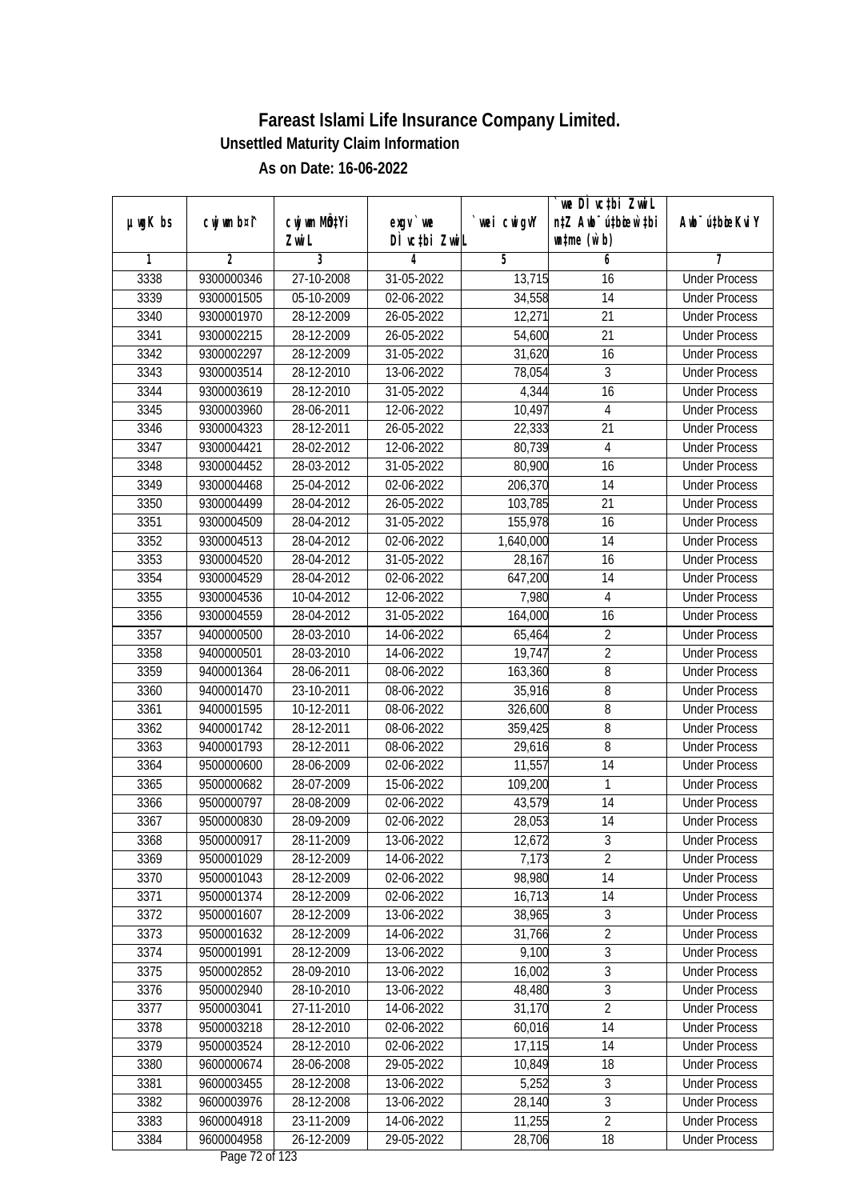# Fareast Islami Life Insurance Company Limited.

## Unsettled Maturity Claim Information

### As on Date: 16-06-2022

| µwgK bs | cwjwm bs¦ | cwjwm MÖnYi ZvwiL | exgv `we DÌvc‡bi ZvwiL | `vwei cwigvY | `we DÌvc‡bi ZvwiL n‡Z Awb¯úwËi w`‡bi msL¨v (w`b) | Awb¯ú‡bœi KviY |
|---|---|---|---|---|---|---|
| 1 | 2 | 3 | 4 | 5 | 6 | 7 |
| 3338 | 9300000346 | 27-10-2008 | 31-05-2022 | 13,715 | 16 | Under Process |
| 3339 | 9300001505 | 05-10-2009 | 02-06-2022 | 34,558 | 14 | Under Process |
| 3340 | 9300001970 | 28-12-2009 | 26-05-2022 | 12,271 | 21 | Under Process |
| 3341 | 9300002215 | 28-12-2009 | 26-05-2022 | 54,600 | 21 | Under Process |
| 3342 | 9300002297 | 28-12-2009 | 31-05-2022 | 31,620 | 16 | Under Process |
| 3343 | 9300003514 | 28-12-2010 | 13-06-2022 | 78,054 | 3 | Under Process |
| 3344 | 9300003619 | 28-12-2010 | 31-05-2022 | 4,344 | 16 | Under Process |
| 3345 | 9300003960 | 28-06-2011 | 12-06-2022 | 10,497 | 4 | Under Process |
| 3346 | 9300004323 | 28-12-2011 | 26-05-2022 | 22,333 | 21 | Under Process |
| 3347 | 9300004421 | 28-02-2012 | 12-06-2022 | 80,739 | 4 | Under Process |
| 3348 | 9300004452 | 28-03-2012 | 31-05-2022 | 80,900 | 16 | Under Process |
| 3349 | 9300004468 | 25-04-2012 | 02-06-2022 | 206,370 | 14 | Under Process |
| 3350 | 9300004499 | 28-04-2012 | 26-05-2022 | 103,785 | 21 | Under Process |
| 3351 | 9300004509 | 28-04-2012 | 31-05-2022 | 155,978 | 16 | Under Process |
| 3352 | 9300004513 | 28-04-2012 | 02-06-2022 | 1,640,000 | 14 | Under Process |
| 3353 | 9300004520 | 28-04-2012 | 31-05-2022 | 28,167 | 16 | Under Process |
| 3354 | 9300004529 | 28-04-2012 | 02-06-2022 | 647,200 | 14 | Under Process |
| 3355 | 9300004536 | 10-04-2012 | 12-06-2022 | 7,980 | 4 | Under Process |
| 3356 | 9300004559 | 28-04-2012 | 31-05-2022 | 164,000 | 16 | Under Process |
| 3357 | 9400000500 | 28-03-2010 | 14-06-2022 | 65,464 | 2 | Under Process |
| 3358 | 9400000501 | 28-03-2010 | 14-06-2022 | 19,747 | 2 | Under Process |
| 3359 | 9400001364 | 28-06-2011 | 08-06-2022 | 163,360 | 8 | Under Process |
| 3360 | 9400001470 | 23-10-2011 | 08-06-2022 | 35,916 | 8 | Under Process |
| 3361 | 9400001595 | 10-12-2011 | 08-06-2022 | 326,600 | 8 | Under Process |
| 3362 | 9400001742 | 28-12-2011 | 08-06-2022 | 359,425 | 8 | Under Process |
| 3363 | 9400001793 | 28-12-2011 | 08-06-2022 | 29,616 | 8 | Under Process |
| 3364 | 9500000600 | 28-06-2009 | 02-06-2022 | 11,557 | 14 | Under Process |
| 3365 | 9500000682 | 28-07-2009 | 15-06-2022 | 109,200 | 1 | Under Process |
| 3366 | 9500000797 | 28-08-2009 | 02-06-2022 | 43,579 | 14 | Under Process |
| 3367 | 9500000830 | 28-09-2009 | 02-06-2022 | 28,053 | 14 | Under Process |
| 3368 | 9500000917 | 28-11-2009 | 13-06-2022 | 12,672 | 3 | Under Process |
| 3369 | 9500001029 | 28-12-2009 | 14-06-2022 | 7,173 | 2 | Under Process |
| 3370 | 9500001043 | 28-12-2009 | 02-06-2022 | 98,980 | 14 | Under Process |
| 3371 | 9500001374 | 28-12-2009 | 02-06-2022 | 16,713 | 14 | Under Process |
| 3372 | 9500001607 | 28-12-2009 | 13-06-2022 | 38,965 | 3 | Under Process |
| 3373 | 9500001632 | 28-12-2009 | 14-06-2022 | 31,766 | 2 | Under Process |
| 3374 | 9500001991 | 28-12-2009 | 13-06-2022 | 9,100 | 3 | Under Process |
| 3375 | 9500002852 | 28-09-2010 | 13-06-2022 | 16,002 | 3 | Under Process |
| 3376 | 9500002940 | 28-10-2010 | 13-06-2022 | 48,480 | 3 | Under Process |
| 3377 | 9500003041 | 27-11-2010 | 14-06-2022 | 31,170 | 2 | Under Process |
| 3378 | 9500003218 | 28-12-2010 | 02-06-2022 | 60,016 | 14 | Under Process |
| 3379 | 9500003524 | 28-12-2010 | 02-06-2022 | 17,115 | 14 | Under Process |
| 3380 | 9600000674 | 28-06-2008 | 29-05-2022 | 10,849 | 18 | Under Process |
| 3381 | 9600003455 | 28-12-2008 | 13-06-2022 | 5,252 | 3 | Under Process |
| 3382 | 9600003976 | 28-12-2008 | 13-06-2022 | 28,140 | 3 | Under Process |
| 3383 | 9600004918 | 23-11-2009 | 14-06-2022 | 11,255 | 2 | Under Process |
| 3384 | 9600004958 | 26-12-2009 | 29-05-2022 | 28,706 | 18 | Under Process |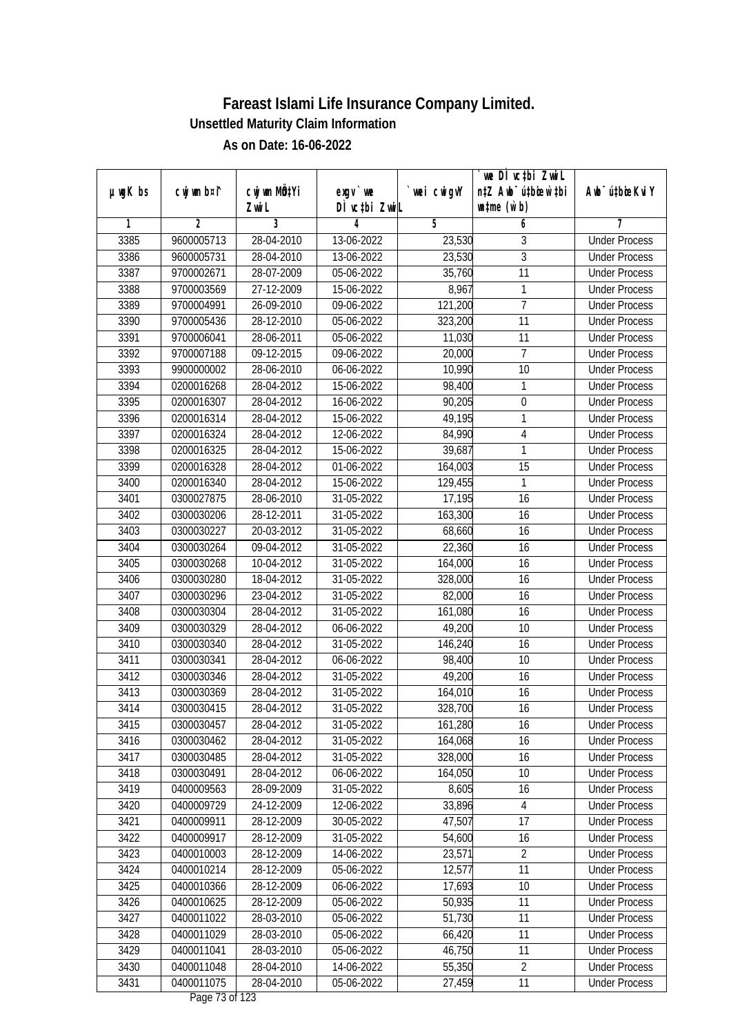# Fareast Islami Life Insurance Company Limited.

## Unsettled Maturity Claim Information

### As on Date: 16-06-2022

| µwgK bs | cwjwm b¤^i | cwjwm MÖn‡Yi ZvwiL | exgv `vwe DÌvc‡bi ZvwiL | `vwei cwigvY | `vwe DÌvc‡bi ZvwiL n‡Z Awb¯úwËi w`b | Awb¯úwËi KviY |
|---|---|---|---|---|---|---|
| 1 | 2 | 3 | 4 | 5 | 6 | 7 |
| 3385 | 9600005713 | 28-04-2010 | 13-06-2022 | 23,530 | 3 | Under Process |
| 3386 | 9600005731 | 28-04-2010 | 13-06-2022 | 23,530 | 3 | Under Process |
| 3387 | 9700002671 | 28-07-2009 | 05-06-2022 | 35,760 | 11 | Under Process |
| 3388 | 9700003569 | 27-12-2009 | 15-06-2022 | 8,967 | 1 | Under Process |
| 3389 | 9700004991 | 26-09-2010 | 09-06-2022 | 121,200 | 7 | Under Process |
| 3390 | 9700005436 | 28-12-2010 | 05-06-2022 | 323,200 | 11 | Under Process |
| 3391 | 9700006041 | 28-06-2011 | 05-06-2022 | 11,030 | 11 | Under Process |
| 3392 | 9700007188 | 09-12-2015 | 09-06-2022 | 20,000 | 7 | Under Process |
| 3393 | 9900000002 | 28-06-2010 | 06-06-2022 | 10,990 | 10 | Under Process |
| 3394 | 0200016268 | 28-04-2012 | 15-06-2022 | 98,400 | 1 | Under Process |
| 3395 | 0200016307 | 28-04-2012 | 16-06-2022 | 90,205 | 0 | Under Process |
| 3396 | 0200016314 | 28-04-2012 | 15-06-2022 | 49,195 | 1 | Under Process |
| 3397 | 0200016324 | 28-04-2012 | 12-06-2022 | 84,990 | 4 | Under Process |
| 3398 | 0200016325 | 28-04-2012 | 15-06-2022 | 39,687 | 1 | Under Process |
| 3399 | 0200016328 | 28-04-2012 | 01-06-2022 | 164,003 | 15 | Under Process |
| 3400 | 0200016340 | 28-04-2012 | 15-06-2022 | 129,455 | 1 | Under Process |
| 3401 | 0300027875 | 28-06-2010 | 31-05-2022 | 17,195 | 16 | Under Process |
| 3402 | 0300030206 | 28-12-2011 | 31-05-2022 | 163,300 | 16 | Under Process |
| 3403 | 0300030227 | 20-03-2012 | 31-05-2022 | 68,660 | 16 | Under Process |
| 3404 | 0300030264 | 09-04-2012 | 31-05-2022 | 22,360 | 16 | Under Process |
| 3405 | 0300030268 | 10-04-2012 | 31-05-2022 | 164,000 | 16 | Under Process |
| 3406 | 0300030280 | 18-04-2012 | 31-05-2022 | 328,000 | 16 | Under Process |
| 3407 | 0300030296 | 23-04-2012 | 31-05-2022 | 82,000 | 16 | Under Process |
| 3408 | 0300030304 | 28-04-2012 | 31-05-2022 | 161,080 | 16 | Under Process |
| 3409 | 0300030329 | 28-04-2012 | 06-06-2022 | 49,200 | 10 | Under Process |
| 3410 | 0300030340 | 28-04-2012 | 31-05-2022 | 146,240 | 16 | Under Process |
| 3411 | 0300030341 | 28-04-2012 | 06-06-2022 | 98,400 | 10 | Under Process |
| 3412 | 0300030346 | 28-04-2012 | 31-05-2022 | 49,200 | 16 | Under Process |
| 3413 | 0300030369 | 28-04-2012 | 31-05-2022 | 164,010 | 16 | Under Process |
| 3414 | 0300030415 | 28-04-2012 | 31-05-2022 | 328,700 | 16 | Under Process |
| 3415 | 0300030457 | 28-04-2012 | 31-05-2022 | 161,280 | 16 | Under Process |
| 3416 | 0300030462 | 28-04-2012 | 31-05-2022 | 164,068 | 16 | Under Process |
| 3417 | 0300030485 | 28-04-2012 | 31-05-2022 | 328,000 | 16 | Under Process |
| 3418 | 0300030491 | 28-04-2012 | 06-06-2022 | 164,050 | 10 | Under Process |
| 3419 | 0400009563 | 28-09-2009 | 31-05-2022 | 8,605 | 16 | Under Process |
| 3420 | 0400009729 | 24-12-2009 | 12-06-2022 | 33,896 | 4 | Under Process |
| 3421 | 0400009911 | 28-12-2009 | 30-05-2022 | 47,507 | 17 | Under Process |
| 3422 | 0400009917 | 28-12-2009 | 31-05-2022 | 54,600 | 16 | Under Process |
| 3423 | 0400010003 | 28-12-2009 | 14-06-2022 | 23,571 | 2 | Under Process |
| 3424 | 0400010214 | 28-12-2009 | 05-06-2022 | 12,577 | 11 | Under Process |
| 3425 | 0400010366 | 28-12-2009 | 06-06-2022 | 17,693 | 10 | Under Process |
| 3426 | 0400010625 | 28-12-2009 | 05-06-2022 | 50,935 | 11 | Under Process |
| 3427 | 0400011022 | 28-03-2010 | 05-06-2022 | 51,730 | 11 | Under Process |
| 3428 | 0400011029 | 28-03-2010 | 05-06-2022 | 66,420 | 11 | Under Process |
| 3429 | 0400011041 | 28-03-2010 | 05-06-2022 | 46,750 | 11 | Under Process |
| 3430 | 0400011048 | 28-04-2010 | 14-06-2022 | 55,350 | 2 | Under Process |
| 3431 | 0400011075 | 28-04-2010 | 05-06-2022 | 27,459 | 11 | Under Process |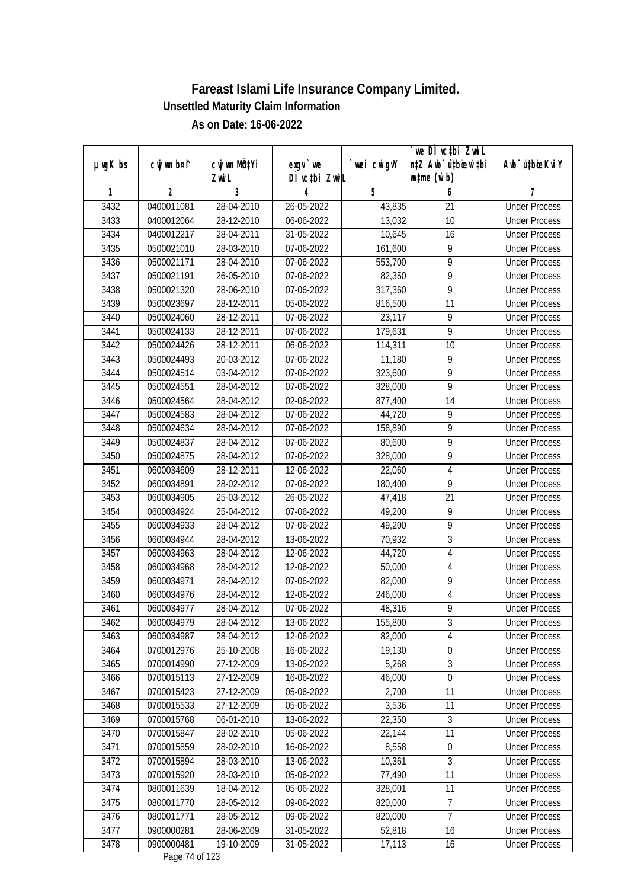# Fareast Islami Life Insurance Company Limited.

## Unsettled Maturity Claim Information

### As on Date: 16-06-2022

| µwgK bs | cwjwm b¤^i | cwjwm MÖn‡Yi ZvwiL | exgv`vwe DÌvc‡bi ZvwiL | `vwei cwigvY | `vwe DÌvc‡bi ZvwiL n‡Z Awb¯úbœ `vwei wn‡me (w`b) | Awb¯ú‡bœi KviY |
|---|---|---|---|---|---|---|
| 1 | 2 | 3 | 4 | 5 | 6 | 7 |
| 3432 | 0400011081 | 28-04-2010 | 26-05-2022 | 43,835 | 21 | Under Process |
| 3433 | 0400012064 | 28-12-2010 | 06-06-2022 | 13,032 | 10 | Under Process |
| 3434 | 0400012217 | 28-04-2011 | 31-05-2022 | 10,645 | 16 | Under Process |
| 3435 | 0500021010 | 28-03-2010 | 07-06-2022 | 161,600 | 9 | Under Process |
| 3436 | 0500021171 | 28-04-2010 | 07-06-2022 | 553,700 | 9 | Under Process |
| 3437 | 0500021191 | 26-05-2010 | 07-06-2022 | 82,350 | 9 | Under Process |
| 3438 | 0500021320 | 28-06-2010 | 07-06-2022 | 317,360 | 9 | Under Process |
| 3439 | 0500023697 | 28-12-2011 | 05-06-2022 | 816,500 | 11 | Under Process |
| 3440 | 0500024060 | 28-12-2011 | 07-06-2022 | 23,117 | 9 | Under Process |
| 3441 | 0500024133 | 28-12-2011 | 07-06-2022 | 179,631 | 9 | Under Process |
| 3442 | 0500024426 | 28-12-2011 | 06-06-2022 | 114,311 | 10 | Under Process |
| 3443 | 0500024493 | 20-03-2012 | 07-06-2022 | 11,180 | 9 | Under Process |
| 3444 | 0500024514 | 03-04-2012 | 07-06-2022 | 323,600 | 9 | Under Process |
| 3445 | 0500024551 | 28-04-2012 | 07-06-2022 | 328,000 | 9 | Under Process |
| 3446 | 0500024564 | 28-04-2012 | 02-06-2022 | 877,400 | 14 | Under Process |
| 3447 | 0500024583 | 28-04-2012 | 07-06-2022 | 44,720 | 9 | Under Process |
| 3448 | 0500024634 | 28-04-2012 | 07-06-2022 | 158,890 | 9 | Under Process |
| 3449 | 0500024837 | 28-04-2012 | 07-06-2022 | 80,600 | 9 | Under Process |
| 3450 | 0500024875 | 28-04-2012 | 07-06-2022 | 328,000 | 9 | Under Process |
| 3451 | 0600034609 | 28-12-2011 | 12-06-2022 | 22,060 | 4 | Under Process |
| 3452 | 0600034891 | 28-02-2012 | 07-06-2022 | 180,400 | 9 | Under Process |
| 3453 | 0600034905 | 25-03-2012 | 26-05-2022 | 47,418 | 21 | Under Process |
| 3454 | 0600034924 | 25-04-2012 | 07-06-2022 | 49,200 | 9 | Under Process |
| 3455 | 0600034933 | 28-04-2012 | 07-06-2022 | 49,200 | 9 | Under Process |
| 3456 | 0600034944 | 28-04-2012 | 13-06-2022 | 70,932 | 3 | Under Process |
| 3457 | 0600034963 | 28-04-2012 | 12-06-2022 | 44,720 | 4 | Under Process |
| 3458 | 0600034968 | 28-04-2012 | 12-06-2022 | 50,000 | 4 | Under Process |
| 3459 | 0600034971 | 28-04-2012 | 07-06-2022 | 82,000 | 9 | Under Process |
| 3460 | 0600034976 | 28-04-2012 | 12-06-2022 | 246,000 | 4 | Under Process |
| 3461 | 0600034977 | 28-04-2012 | 07-06-2022 | 48,316 | 9 | Under Process |
| 3462 | 0600034979 | 28-04-2012 | 13-06-2022 | 155,800 | 3 | Under Process |
| 3463 | 0600034987 | 28-04-2012 | 12-06-2022 | 82,000 | 4 | Under Process |
| 3464 | 0700012976 | 25-10-2008 | 16-06-2022 | 19,130 | 0 | Under Process |
| 3465 | 0700014990 | 27-12-2009 | 13-06-2022 | 5,268 | 3 | Under Process |
| 3466 | 0700015113 | 27-12-2009 | 16-06-2022 | 46,000 | 0 | Under Process |
| 3467 | 0700015423 | 27-12-2009 | 05-06-2022 | 2,700 | 11 | Under Process |
| 3468 | 0700015533 | 27-12-2009 | 05-06-2022 | 3,536 | 11 | Under Process |
| 3469 | 0700015768 | 06-01-2010 | 13-06-2022 | 22,350 | 3 | Under Process |
| 3470 | 0700015847 | 28-02-2010 | 05-06-2022 | 22,144 | 11 | Under Process |
| 3471 | 0700015859 | 28-02-2010 | 16-06-2022 | 8,558 | 0 | Under Process |
| 3472 | 0700015894 | 28-03-2010 | 13-06-2022 | 10,361 | 3 | Under Process |
| 3473 | 0700015920 | 28-03-2010 | 05-06-2022 | 77,490 | 11 | Under Process |
| 3474 | 0800011639 | 18-04-2012 | 05-06-2022 | 328,001 | 11 | Under Process |
| 3475 | 0800011770 | 28-05-2012 | 09-06-2022 | 820,000 | 7 | Under Process |
| 3476 | 0800011771 | 28-05-2012 | 09-06-2022 | 820,000 | 7 | Under Process |
| 3477 | 0900000281 | 28-06-2009 | 31-05-2022 | 52,818 | 16 | Under Process |
| 3478 | 0900000481 | 19-10-2009 | 31-05-2022 | 17,113 | 16 | Under Process |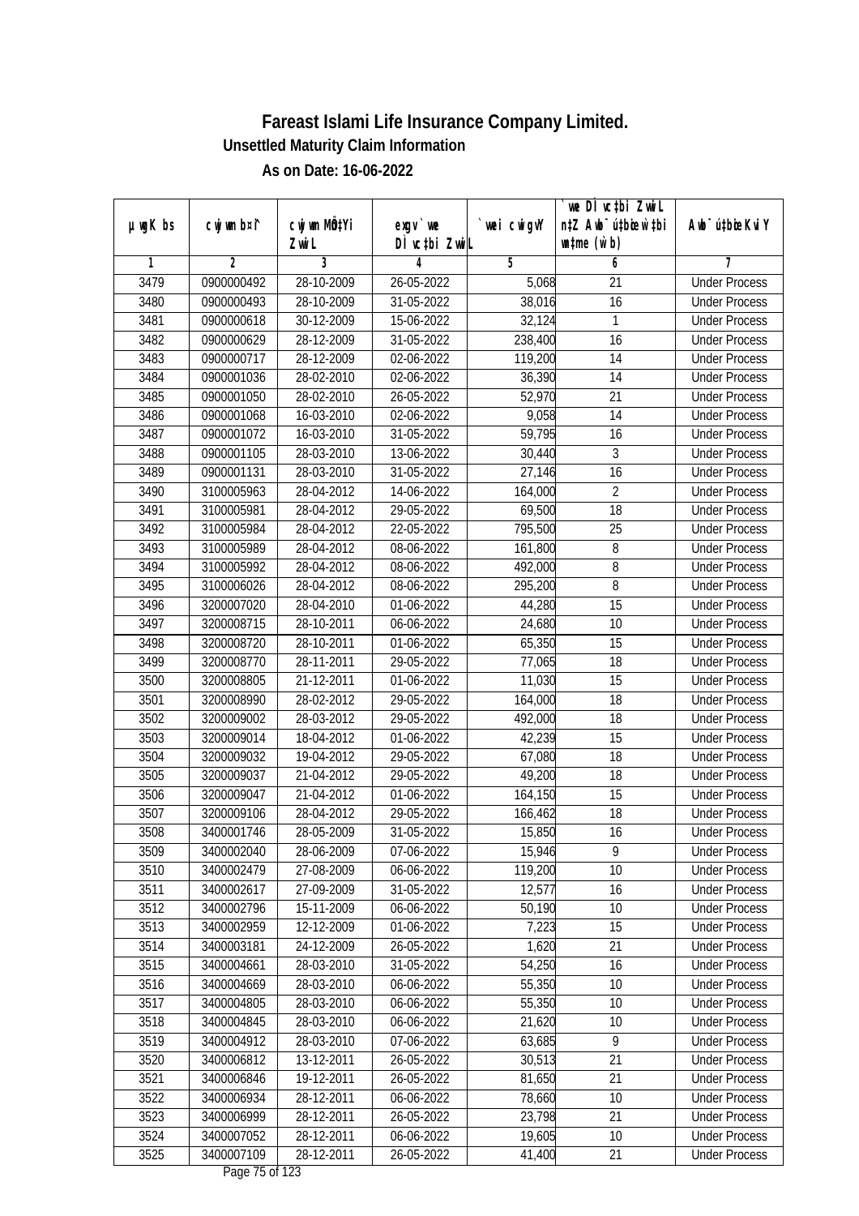# Fareast Islami Life Insurance Company Limited.

## Unsettled Maturity Claim Information

### As on Date: 16-06-2022

| µwgK bs | cwjwm b¤^i | cwjwm MÖn‡Yi ZvwiL | exgv` we D`vc‡bi ZvwiL | `vwei cwigvY | `we D`vc‡bi ZvwiL n‡Z Awb¯ú‡bœi w`‡bi wn‡me (w`b) | Awb¯ú‡bœi KviY |
|---|---|---|---|---|---|---|
| 1 | 2 | 3 | 4 | 5 | 6 | 7 |
| 3479 | 0900000492 | 28-10-2009 | 26-05-2022 | 5,068 | 21 | Under Process |
| 3480 | 0900000493 | 28-10-2009 | 31-05-2022 | 38,016 | 16 | Under Process |
| 3481 | 0900000618 | 30-12-2009 | 15-06-2022 | 32,124 | 1 | Under Process |
| 3482 | 0900000629 | 28-12-2009 | 31-05-2022 | 238,400 | 16 | Under Process |
| 3483 | 0900000717 | 28-12-2009 | 02-06-2022 | 119,200 | 14 | Under Process |
| 3484 | 0900001036 | 28-02-2010 | 02-06-2022 | 36,390 | 14 | Under Process |
| 3485 | 0900001050 | 28-02-2010 | 26-05-2022 | 52,970 | 21 | Under Process |
| 3486 | 0900001068 | 16-03-2010 | 02-06-2022 | 9,058 | 14 | Under Process |
| 3487 | 0900001072 | 16-03-2010 | 31-05-2022 | 59,795 | 16 | Under Process |
| 3488 | 0900001105 | 28-03-2010 | 13-06-2022 | 30,440 | 3 | Under Process |
| 3489 | 0900001131 | 28-03-2010 | 31-05-2022 | 27,146 | 16 | Under Process |
| 3490 | 3100005963 | 28-04-2012 | 14-06-2022 | 164,000 | 2 | Under Process |
| 3491 | 3100005981 | 28-04-2012 | 29-05-2022 | 69,500 | 18 | Under Process |
| 3492 | 3100005984 | 28-04-2012 | 22-05-2022 | 795,500 | 25 | Under Process |
| 3493 | 3100005989 | 28-04-2012 | 08-06-2022 | 161,800 | 8 | Under Process |
| 3494 | 3100005992 | 28-04-2012 | 08-06-2022 | 492,000 | 8 | Under Process |
| 3495 | 3100006026 | 28-04-2012 | 08-06-2022 | 295,200 | 8 | Under Process |
| 3496 | 3200007020 | 28-04-2010 | 01-06-2022 | 44,280 | 15 | Under Process |
| 3497 | 3200008715 | 28-10-2011 | 06-06-2022 | 24,680 | 10 | Under Process |
| 3498 | 3200008720 | 28-10-2011 | 01-06-2022 | 65,350 | 15 | Under Process |
| 3499 | 3200008770 | 28-11-2011 | 29-05-2022 | 77,065 | 18 | Under Process |
| 3500 | 3200008805 | 21-12-2011 | 01-06-2022 | 11,030 | 15 | Under Process |
| 3501 | 3200008990 | 28-02-2012 | 29-05-2022 | 164,000 | 18 | Under Process |
| 3502 | 3200009002 | 28-03-2012 | 29-05-2022 | 492,000 | 18 | Under Process |
| 3503 | 3200009014 | 18-04-2012 | 01-06-2022 | 42,239 | 15 | Under Process |
| 3504 | 3200009032 | 19-04-2012 | 29-05-2022 | 67,080 | 18 | Under Process |
| 3505 | 3200009037 | 21-04-2012 | 29-05-2022 | 49,200 | 18 | Under Process |
| 3506 | 3200009047 | 21-04-2012 | 01-06-2022 | 164,150 | 15 | Under Process |
| 3507 | 3200009106 | 28-04-2012 | 29-05-2022 | 166,462 | 18 | Under Process |
| 3508 | 3400001746 | 28-05-2009 | 31-05-2022 | 15,850 | 16 | Under Process |
| 3509 | 3400002040 | 28-06-2009 | 07-06-2022 | 15,946 | 9 | Under Process |
| 3510 | 3400002479 | 27-08-2009 | 06-06-2022 | 119,200 | 10 | Under Process |
| 3511 | 3400002617 | 27-09-2009 | 31-05-2022 | 12,577 | 16 | Under Process |
| 3512 | 3400002796 | 15-11-2009 | 06-06-2022 | 50,190 | 10 | Under Process |
| 3513 | 3400002959 | 12-12-2009 | 01-06-2022 | 7,223 | 15 | Under Process |
| 3514 | 3400003181 | 24-12-2009 | 26-05-2022 | 1,620 | 21 | Under Process |
| 3515 | 3400004661 | 28-03-2010 | 31-05-2022 | 54,250 | 16 | Under Process |
| 3516 | 3400004669 | 28-03-2010 | 06-06-2022 | 55,350 | 10 | Under Process |
| 3517 | 3400004805 | 28-03-2010 | 06-06-2022 | 55,350 | 10 | Under Process |
| 3518 | 3400004845 | 28-03-2010 | 06-06-2022 | 21,620 | 10 | Under Process |
| 3519 | 3400004912 | 28-03-2010 | 07-06-2022 | 63,685 | 9 | Under Process |
| 3520 | 3400006812 | 13-12-2011 | 26-05-2022 | 30,513 | 21 | Under Process |
| 3521 | 3400006846 | 19-12-2011 | 26-05-2022 | 81,650 | 21 | Under Process |
| 3522 | 3400006934 | 28-12-2011 | 06-06-2022 | 78,660 | 10 | Under Process |
| 3523 | 3400006999 | 28-12-2011 | 26-05-2022 | 23,798 | 21 | Under Process |
| 3524 | 3400007052 | 28-12-2011 | 06-06-2022 | 19,605 | 10 | Under Process |
| 3525 | 3400007109 | 28-12-2011 | 26-05-2022 | 41,400 | 21 | Under Process |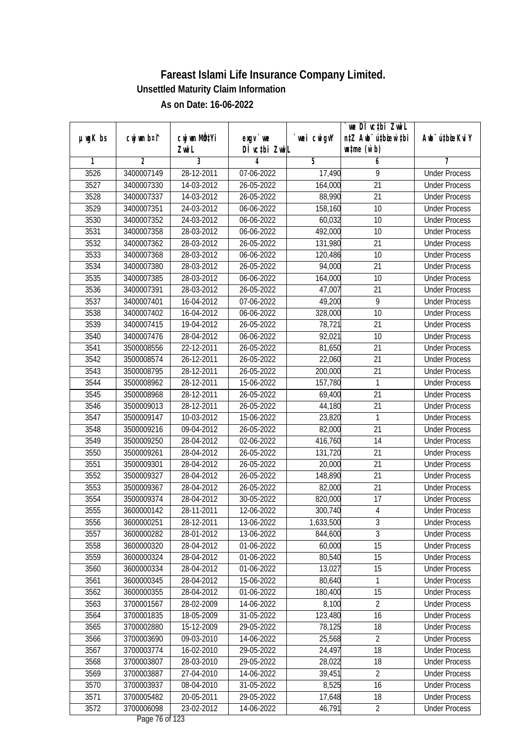# Fareast Islami Life Insurance Company Limited.

**Unsettled Maturity Claim Information**

**As on Date: 16-06-2022**

| µwgK bs | cwjwm b¤^i | cwjwm MÖn‡Yi ZvwiL | exgv` we DÌvc‡bi ZvwiL | `vwei cwigvY | `we DÌvc‡bi ZvwiL n‡Z Awb¯ú‡bœi w`‡bi msL¨v (w`b) | Awb¯úbœi KviY |
|---|---|---|---|---|---|---|
| 1 | 2 | 3 | 4 | 5 | 6 | 7 |
| 3526 | 3400007149 | 28-12-2011 | 07-06-2022 | 17,490 | 9 | Under Process |
| 3527 | 3400007330 | 14-03-2012 | 26-05-2022 | 164,000 | 21 | Under Process |
| 3528 | 3400007337 | 14-03-2012 | 26-05-2022 | 88,990 | 21 | Under Process |
| 3529 | 3400007351 | 24-03-2012 | 06-06-2022 | 158,160 | 10 | Under Process |
| 3530 | 3400007352 | 24-03-2012 | 06-06-2022 | 60,032 | 10 | Under Process |
| 3531 | 3400007358 | 28-03-2012 | 06-06-2022 | 492,000 | 10 | Under Process |
| 3532 | 3400007362 | 28-03-2012 | 26-05-2022 | 131,980 | 21 | Under Process |
| 3533 | 3400007368 | 28-03-2012 | 06-06-2022 | 120,486 | 10 | Under Process |
| 3534 | 3400007380 | 28-03-2012 | 26-05-2022 | 94,000 | 21 | Under Process |
| 3535 | 3400007385 | 28-03-2012 | 06-06-2022 | 164,000 | 10 | Under Process |
| 3536 | 3400007391 | 28-03-2012 | 26-05-2022 | 47,007 | 21 | Under Process |
| 3537 | 3400007401 | 16-04-2012 | 07-06-2022 | 49,200 | 9 | Under Process |
| 3538 | 3400007402 | 16-04-2012 | 06-06-2022 | 328,000 | 10 | Under Process |
| 3539 | 3400007415 | 19-04-2012 | 26-05-2022 | 78,721 | 21 | Under Process |
| 3540 | 3400007476 | 28-04-2012 | 06-06-2022 | 92,021 | 10 | Under Process |
| 3541 | 3500008556 | 22-12-2011 | 26-05-2022 | 81,650 | 21 | Under Process |
| 3542 | 3500008574 | 26-12-2011 | 26-05-2022 | 22,060 | 21 | Under Process |
| 3543 | 3500008795 | 28-12-2011 | 26-05-2022 | 200,000 | 21 | Under Process |
| 3544 | 3500008962 | 28-12-2011 | 15-06-2022 | 157,780 | 1 | Under Process |
| 3545 | 3500008968 | 28-12-2011 | 26-05-2022 | 69,400 | 21 | Under Process |
| 3546 | 3500009013 | 28-12-2011 | 26-05-2022 | 44,180 | 21 | Under Process |
| 3547 | 3500009147 | 10-03-2012 | 15-06-2022 | 23,820 | 1 | Under Process |
| 3548 | 3500009216 | 09-04-2012 | 26-05-2022 | 82,000 | 21 | Under Process |
| 3549 | 3500009250 | 28-04-2012 | 02-06-2022 | 416,760 | 14 | Under Process |
| 3550 | 3500009261 | 28-04-2012 | 26-05-2022 | 131,720 | 21 | Under Process |
| 3551 | 3500009301 | 28-04-2012 | 26-05-2022 | 20,000 | 21 | Under Process |
| 3552 | 3500009327 | 28-04-2012 | 26-05-2022 | 148,890 | 21 | Under Process |
| 3553 | 3500009367 | 28-04-2012 | 26-05-2022 | 82,000 | 21 | Under Process |
| 3554 | 3500009374 | 28-04-2012 | 30-05-2022 | 820,000 | 17 | Under Process |
| 3555 | 3600000142 | 28-11-2011 | 12-06-2022 | 300,740 | 4 | Under Process |
| 3556 | 3600000251 | 28-12-2011 | 13-06-2022 | 1,633,500 | 3 | Under Process |
| 3557 | 3600000282 | 28-01-2012 | 13-06-2022 | 844,600 | 3 | Under Process |
| 3558 | 3600000320 | 28-04-2012 | 01-06-2022 | 60,000 | 15 | Under Process |
| 3559 | 3600000324 | 28-04-2012 | 01-06-2022 | 80,540 | 15 | Under Process |
| 3560 | 3600000334 | 28-04-2012 | 01-06-2022 | 13,027 | 15 | Under Process |
| 3561 | 3600000345 | 28-04-2012 | 15-06-2022 | 80,640 | 1 | Under Process |
| 3562 | 3600000355 | 28-04-2012 | 01-06-2022 | 180,400 | 15 | Under Process |
| 3563 | 3700001567 | 28-02-2009 | 14-06-2022 | 8,100 | 2 | Under Process |
| 3564 | 3700001835 | 18-05-2009 | 31-05-2022 | 123,480 | 16 | Under Process |
| 3565 | 3700002880 | 15-12-2009 | 29-05-2022 | 78,125 | 18 | Under Process |
| 3566 | 3700003690 | 09-03-2010 | 14-06-2022 | 25,568 | 2 | Under Process |
| 3567 | 3700003774 | 16-02-2010 | 29-05-2022 | 24,497 | 18 | Under Process |
| 3568 | 3700003807 | 28-03-2010 | 29-05-2022 | 28,022 | 18 | Under Process |
| 3569 | 3700003887 | 27-04-2010 | 14-06-2022 | 39,451 | 2 | Under Process |
| 3570 | 3700003937 | 08-04-2010 | 31-05-2022 | 8,525 | 16 | Under Process |
| 3571 | 3700005482 | 20-05-2011 | 29-05-2022 | 17,648 | 18 | Under Process |
| 3572 | 3700006098 | 23-02-2012 | 14-06-2022 | 46,791 | 2 | Under Process |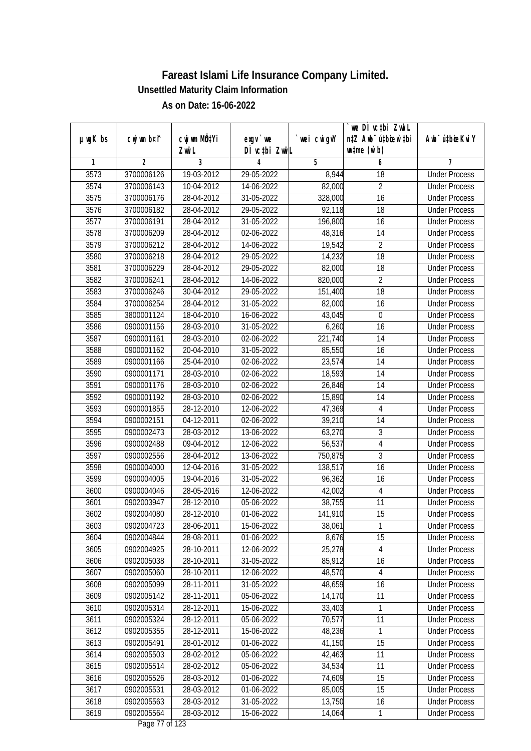# Fareast Islami Life Insurance Company Limited.

## Unsettled Maturity Claim Information

### As on Date: 16-06-2022

| µwgK bs | cwjwm bs¯ | cwjwm MÖn‡Yi ZwiL | exgv `we DÌ vc‡bi ZwiL | `vwei cwigvY | `we DÌ vc‡bi ZwiL n‡Z Awb¯ú‡bœi w`‡bi msL¨v (w`b) | Awb¯ú‡bœi KviY |
|---|---|---|---|---|---|---|
| 1 | 2 | 3 | 4 | 5 | 6 | 7 |
| 3573 | 3700006126 | 19-03-2012 | 29-05-2022 | 8,944 | 18 | Under Process |
| 3574 | 3700006143 | 10-04-2012 | 14-06-2022 | 82,000 | 2 | Under Process |
| 3575 | 3700006176 | 28-04-2012 | 31-05-2022 | 328,000 | 16 | Under Process |
| 3576 | 3700006182 | 28-04-2012 | 29-05-2022 | 92,118 | 18 | Under Process |
| 3577 | 3700006191 | 28-04-2012 | 31-05-2022 | 196,800 | 16 | Under Process |
| 3578 | 3700006209 | 28-04-2012 | 02-06-2022 | 48,316 | 14 | Under Process |
| 3579 | 3700006212 | 28-04-2012 | 14-06-2022 | 19,542 | 2 | Under Process |
| 3580 | 3700006218 | 28-04-2012 | 29-05-2022 | 14,232 | 18 | Under Process |
| 3581 | 3700006229 | 28-04-2012 | 29-05-2022 | 82,000 | 18 | Under Process |
| 3582 | 3700006241 | 28-04-2012 | 14-06-2022 | 820,000 | 2 | Under Process |
| 3583 | 3700006246 | 30-04-2012 | 29-05-2022 | 151,400 | 18 | Under Process |
| 3584 | 3700006254 | 28-04-2012 | 31-05-2022 | 82,000 | 16 | Under Process |
| 3585 | 3800001124 | 18-04-2010 | 16-06-2022 | 43,045 | 0 | Under Process |
| 3586 | 0900001156 | 28-03-2010 | 31-05-2022 | 6,260 | 16 | Under Process |
| 3587 | 0900001161 | 28-03-2010 | 02-06-2022 | 221,740 | 14 | Under Process |
| 3588 | 0900001162 | 20-04-2010 | 31-05-2022 | 85,550 | 16 | Under Process |
| 3589 | 0900001166 | 25-04-2010 | 02-06-2022 | 23,574 | 14 | Under Process |
| 3590 | 0900001171 | 28-03-2010 | 02-06-2022 | 18,593 | 14 | Under Process |
| 3591 | 0900001176 | 28-03-2010 | 02-06-2022 | 26,846 | 14 | Under Process |
| 3592 | 0900001192 | 28-03-2010 | 02-06-2022 | 15,890 | 14 | Under Process |
| 3593 | 0900001855 | 28-12-2010 | 12-06-2022 | 47,369 | 4 | Under Process |
| 3594 | 0900002151 | 04-12-2011 | 02-06-2022 | 39,210 | 14 | Under Process |
| 3595 | 0900002473 | 28-03-2012 | 13-06-2022 | 63,270 | 3 | Under Process |
| 3596 | 0900002488 | 09-04-2012 | 12-06-2022 | 56,537 | 4 | Under Process |
| 3597 | 0900002556 | 28-04-2012 | 13-06-2022 | 750,875 | 3 | Under Process |
| 3598 | 0900004000 | 12-04-2016 | 31-05-2022 | 138,517 | 16 | Under Process |
| 3599 | 0900004005 | 19-04-2016 | 31-05-2022 | 96,362 | 16 | Under Process |
| 3600 | 0900004046 | 28-05-2016 | 12-06-2022 | 42,002 | 4 | Under Process |
| 3601 | 0902003947 | 28-12-2010 | 05-06-2022 | 38,755 | 11 | Under Process |
| 3602 | 0902004080 | 28-12-2010 | 01-06-2022 | 141,910 | 15 | Under Process |
| 3603 | 0902004723 | 28-06-2011 | 15-06-2022 | 38,061 | 1 | Under Process |
| 3604 | 0902004844 | 28-08-2011 | 01-06-2022 | 8,676 | 15 | Under Process |
| 3605 | 0902004925 | 28-10-2011 | 12-06-2022 | 25,278 | 4 | Under Process |
| 3606 | 0902005038 | 28-10-2011 | 31-05-2022 | 85,912 | 16 | Under Process |
| 3607 | 0902005060 | 28-10-2011 | 12-06-2022 | 48,570 | 4 | Under Process |
| 3608 | 0902005099 | 28-11-2011 | 31-05-2022 | 48,659 | 16 | Under Process |
| 3609 | 0902005142 | 28-11-2011 | 05-06-2022 | 14,170 | 11 | Under Process |
| 3610 | 0902005314 | 28-12-2011 | 15-06-2022 | 33,403 | 1 | Under Process |
| 3611 | 0902005324 | 28-12-2011 | 05-06-2022 | 70,577 | 11 | Under Process |
| 3612 | 0902005355 | 28-12-2011 | 15-06-2022 | 48,236 | 1 | Under Process |
| 3613 | 0902005491 | 28-01-2012 | 01-06-2022 | 41,150 | 15 | Under Process |
| 3614 | 0902005503 | 28-02-2012 | 05-06-2022 | 42,463 | 11 | Under Process |
| 3615 | 0902005514 | 28-02-2012 | 05-06-2022 | 34,534 | 11 | Under Process |
| 3616 | 0902005526 | 28-03-2012 | 01-06-2022 | 74,609 | 15 | Under Process |
| 3617 | 0902005531 | 28-03-2012 | 01-06-2022 | 85,005 | 15 | Under Process |
| 3618 | 0902005563 | 28-03-2012 | 31-05-2022 | 13,750 | 16 | Under Process |
| 3619 | 0902005564 | 28-03-2012 | 15-06-2022 | 14,064 | 1 | Under Process |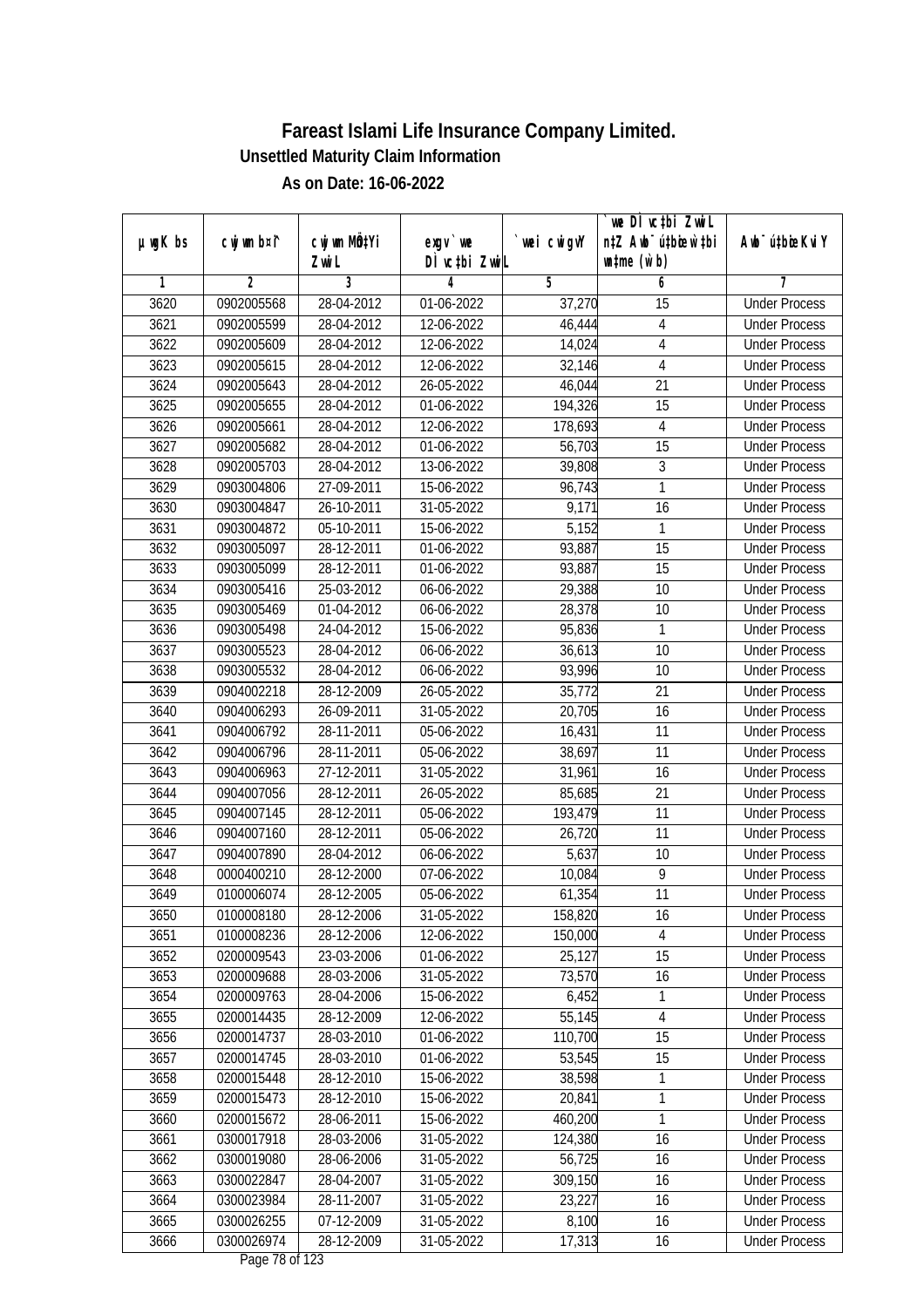# Fareast Islami Life Insurance Company Limited.

## Unsettled Maturity Claim Information

### As on Date: 16-06-2022

| µwgK bs | cwjwm b¤^i | cwjwm MÖn‡Yi ZvwiL | exgv`vwe DÌvc‡bi ZvwiL | `vwei cwigvY | `vwe DÌvc‡bi ZvwiL n‡Z Awb®úwËi w`‡bi msL¨v (w`b) | Awb®úwËi KviY |
|---|---|---|---|---|---|---|
| 1 | 2 | 3 | 4 | 5 | 6 | 7 |
| 3620 | 0902005568 | 28-04-2012 | 01-06-2022 | 37,270 | 15 | Under Process |
| 3621 | 0902005599 | 28-04-2012 | 12-06-2022 | 46,444 | 4 | Under Process |
| 3622 | 0902005609 | 28-04-2012 | 12-06-2022 | 14,024 | 4 | Under Process |
| 3623 | 0902005615 | 28-04-2012 | 12-06-2022 | 32,146 | 4 | Under Process |
| 3624 | 0902005643 | 28-04-2012 | 26-05-2022 | 46,044 | 21 | Under Process |
| 3625 | 0902005655 | 28-04-2012 | 01-06-2022 | 194,326 | 15 | Under Process |
| 3626 | 0902005661 | 28-04-2012 | 12-06-2022 | 178,693 | 4 | Under Process |
| 3627 | 0902005682 | 28-04-2012 | 01-06-2022 | 56,703 | 15 | Under Process |
| 3628 | 0902005703 | 28-04-2012 | 13-06-2022 | 39,808 | 3 | Under Process |
| 3629 | 0903004806 | 27-09-2011 | 15-06-2022 | 96,743 | 1 | Under Process |
| 3630 | 0903004847 | 26-10-2011 | 31-05-2022 | 9,171 | 16 | Under Process |
| 3631 | 0903004872 | 05-10-2011 | 15-06-2022 | 5,152 | 1 | Under Process |
| 3632 | 0903005097 | 28-12-2011 | 01-06-2022 | 93,887 | 15 | Under Process |
| 3633 | 0903005099 | 28-12-2011 | 01-06-2022 | 93,887 | 15 | Under Process |
| 3634 | 0903005416 | 25-03-2012 | 06-06-2022 | 29,388 | 10 | Under Process |
| 3635 | 0903005469 | 01-04-2012 | 06-06-2022 | 28,378 | 10 | Under Process |
| 3636 | 0903005498 | 24-04-2012 | 15-06-2022 | 95,836 | 1 | Under Process |
| 3637 | 0903005523 | 28-04-2012 | 06-06-2022 | 36,613 | 10 | Under Process |
| 3638 | 0903005532 | 28-04-2012 | 06-06-2022 | 93,996 | 10 | Under Process |
| 3639 | 0904002218 | 28-12-2009 | 26-05-2022 | 35,772 | 21 | Under Process |
| 3640 | 0904006293 | 26-09-2011 | 31-05-2022 | 20,705 | 16 | Under Process |
| 3641 | 0904006792 | 28-11-2011 | 05-06-2022 | 16,431 | 11 | Under Process |
| 3642 | 0904006796 | 28-11-2011 | 05-06-2022 | 38,697 | 11 | Under Process |
| 3643 | 0904006963 | 27-12-2011 | 31-05-2022 | 31,961 | 16 | Under Process |
| 3644 | 0904007056 | 28-12-2011 | 26-05-2022 | 85,685 | 21 | Under Process |
| 3645 | 0904007145 | 28-12-2011 | 05-06-2022 | 193,479 | 11 | Under Process |
| 3646 | 0904007160 | 28-12-2011 | 05-06-2022 | 26,720 | 11 | Under Process |
| 3647 | 0904007890 | 28-04-2012 | 06-06-2022 | 5,637 | 10 | Under Process |
| 3648 | 0000400210 | 28-12-2000 | 07-06-2022 | 10,084 | 9 | Under Process |
| 3649 | 0100006074 | 28-12-2005 | 05-06-2022 | 61,354 | 11 | Under Process |
| 3650 | 0100008180 | 28-12-2006 | 31-05-2022 | 158,820 | 16 | Under Process |
| 3651 | 0100008236 | 28-12-2006 | 12-06-2022 | 150,000 | 4 | Under Process |
| 3652 | 0200009543 | 23-03-2006 | 01-06-2022 | 25,127 | 15 | Under Process |
| 3653 | 0200009688 | 28-03-2006 | 31-05-2022 | 73,570 | 16 | Under Process |
| 3654 | 0200009763 | 28-04-2006 | 15-06-2022 | 6,452 | 1 | Under Process |
| 3655 | 0200014435 | 28-12-2009 | 12-06-2022 | 55,145 | 4 | Under Process |
| 3656 | 0200014737 | 28-03-2010 | 01-06-2022 | 110,700 | 15 | Under Process |
| 3657 | 0200014745 | 28-03-2010 | 01-06-2022 | 53,545 | 15 | Under Process |
| 3658 | 0200015448 | 28-12-2010 | 15-06-2022 | 38,598 | 1 | Under Process |
| 3659 | 0200015473 | 28-12-2010 | 15-06-2022 | 20,841 | 1 | Under Process |
| 3660 | 0200015672 | 28-06-2011 | 15-06-2022 | 460,200 | 1 | Under Process |
| 3661 | 0300017918 | 28-03-2006 | 31-05-2022 | 124,380 | 16 | Under Process |
| 3662 | 0300019080 | 28-06-2006 | 31-05-2022 | 56,725 | 16 | Under Process |
| 3663 | 0300022847 | 28-04-2007 | 31-05-2022 | 309,150 | 16 | Under Process |
| 3664 | 0300023984 | 28-11-2007 | 31-05-2022 | 23,227 | 16 | Under Process |
| 3665 | 0300026255 | 07-12-2009 | 31-05-2022 | 8,100 | 16 | Under Process |
| 3666 | 0300026974 | 28-12-2009 | 31-05-2022 | 17,313 | 16 | Under Process |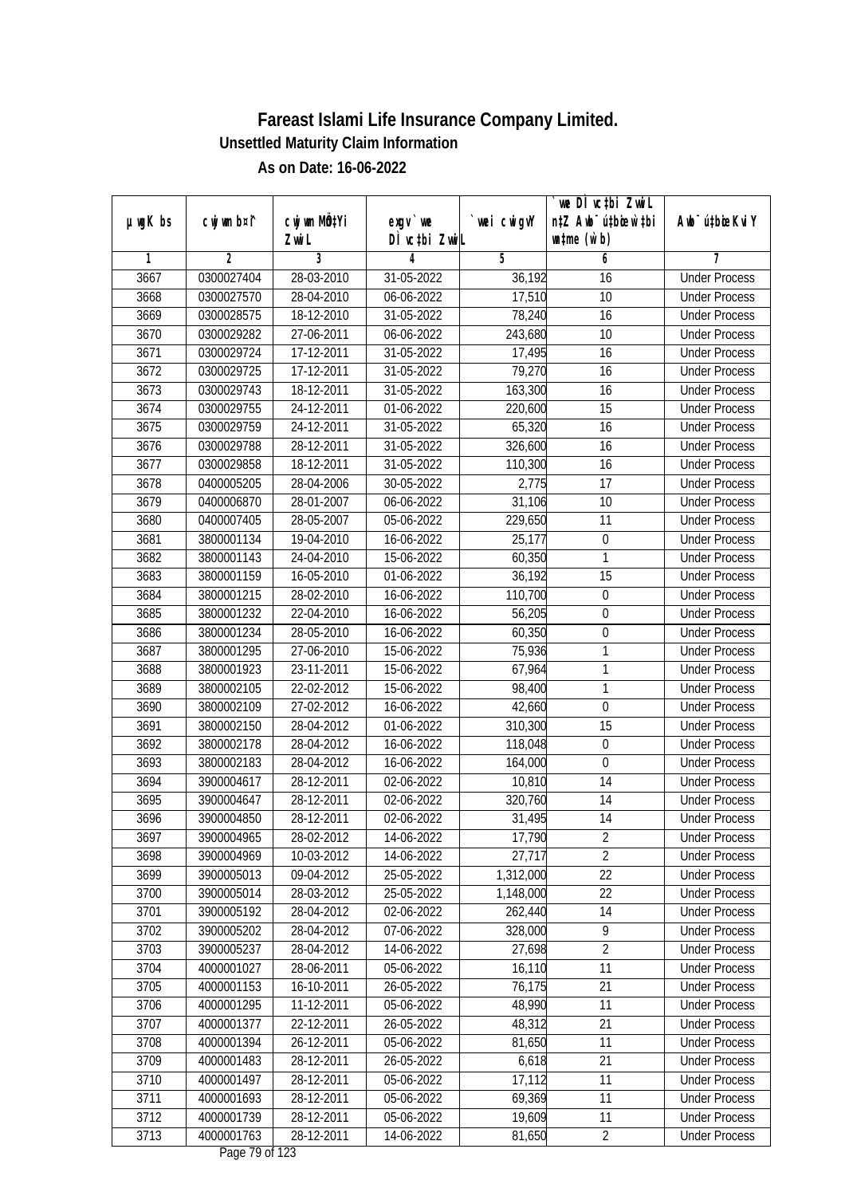# Fareast Islami Life Insurance Company Limited.

### Unsettled Maturity Claim Information

### As on Date: 16-06-2022

| µwgK bs | cwjwm bs¦ | cwjwm MÖ‡Yi ZvwiL | exgv`vwe DÌvc‡bi ZvwiL | `vwei cwigvY | `vwe DÌvc‡bi ZvwiL n‡Z Awb¯ú‡bœi w`b ch©š— (w`b) | Awb¯ú‡bœi KviY |
|---|---|---|---|---|---|---|
| 1 | 2 | 3 | 4 | 5 | 6 | 7 |
| 3667 | 0300027404 | 28-03-2010 | 31-05-2022 | 36,192 | 16 | Under Process |
| 3668 | 0300027570 | 28-04-2010 | 06-06-2022 | 17,510 | 10 | Under Process |
| 3669 | 0300028575 | 18-12-2010 | 31-05-2022 | 78,240 | 16 | Under Process |
| 3670 | 0300029282 | 27-06-2011 | 06-06-2022 | 243,680 | 10 | Under Process |
| 3671 | 0300029724 | 17-12-2011 | 31-05-2022 | 17,495 | 16 | Under Process |
| 3672 | 0300029725 | 17-12-2011 | 31-05-2022 | 79,270 | 16 | Under Process |
| 3673 | 0300029743 | 18-12-2011 | 31-05-2022 | 163,300 | 16 | Under Process |
| 3674 | 0300029755 | 24-12-2011 | 01-06-2022 | 220,600 | 15 | Under Process |
| 3675 | 0300029759 | 24-12-2011 | 31-05-2022 | 65,320 | 16 | Under Process |
| 3676 | 0300029788 | 28-12-2011 | 31-05-2022 | 326,600 | 16 | Under Process |
| 3677 | 0300029858 | 18-12-2011 | 31-05-2022 | 110,300 | 16 | Under Process |
| 3678 | 0400005205 | 28-04-2006 | 30-05-2022 | 2,775 | 17 | Under Process |
| 3679 | 0400006870 | 28-01-2007 | 06-06-2022 | 31,106 | 10 | Under Process |
| 3680 | 0400007405 | 28-05-2007 | 05-06-2022 | 229,650 | 11 | Under Process |
| 3681 | 3800001134 | 19-04-2010 | 16-06-2022 | 25,177 | 0 | Under Process |
| 3682 | 3800001143 | 24-04-2010 | 15-06-2022 | 60,350 | 1 | Under Process |
| 3683 | 3800001159 | 16-05-2010 | 01-06-2022 | 36,192 | 15 | Under Process |
| 3684 | 3800001215 | 28-02-2010 | 16-06-2022 | 110,700 | 0 | Under Process |
| 3685 | 3800001232 | 22-04-2010 | 16-06-2022 | 56,205 | 0 | Under Process |
| 3686 | 3800001234 | 28-05-2010 | 16-06-2022 | 60,350 | 0 | Under Process |
| 3687 | 3800001295 | 27-06-2010 | 15-06-2022 | 75,936 | 1 | Under Process |
| 3688 | 3800001923 | 23-11-2011 | 15-06-2022 | 67,964 | 1 | Under Process |
| 3689 | 3800002105 | 22-02-2012 | 15-06-2022 | 98,400 | 1 | Under Process |
| 3690 | 3800002109 | 27-02-2012 | 16-06-2022 | 42,660 | 0 | Under Process |
| 3691 | 3800002150 | 28-04-2012 | 01-06-2022 | 310,300 | 15 | Under Process |
| 3692 | 3800002178 | 28-04-2012 | 16-06-2022 | 118,048 | 0 | Under Process |
| 3693 | 3800002183 | 28-04-2012 | 16-06-2022 | 164,000 | 0 | Under Process |
| 3694 | 3900004617 | 28-12-2011 | 02-06-2022 | 10,810 | 14 | Under Process |
| 3695 | 3900004647 | 28-12-2011 | 02-06-2022 | 320,760 | 14 | Under Process |
| 3696 | 3900004850 | 28-12-2011 | 02-06-2022 | 31,495 | 14 | Under Process |
| 3697 | 3900004965 | 28-02-2012 | 14-06-2022 | 17,790 | 2 | Under Process |
| 3698 | 3900004969 | 10-03-2012 | 14-06-2022 | 27,717 | 2 | Under Process |
| 3699 | 3900005013 | 09-04-2012 | 25-05-2022 | 1,312,000 | 22 | Under Process |
| 3700 | 3900005014 | 28-03-2012 | 25-05-2022 | 1,148,000 | 22 | Under Process |
| 3701 | 3900005192 | 28-04-2012 | 02-06-2022 | 262,440 | 14 | Under Process |
| 3702 | 3900005202 | 28-04-2012 | 07-06-2022 | 328,000 | 9 | Under Process |
| 3703 | 3900005237 | 28-04-2012 | 14-06-2022 | 27,698 | 2 | Under Process |
| 3704 | 4000001027 | 28-06-2011 | 05-06-2022 | 16,110 | 11 | Under Process |
| 3705 | 4000001153 | 16-10-2011 | 26-05-2022 | 76,175 | 21 | Under Process |
| 3706 | 4000001295 | 11-12-2011 | 05-06-2022 | 48,990 | 11 | Under Process |
| 3707 | 4000001377 | 22-12-2011 | 26-05-2022 | 48,312 | 21 | Under Process |
| 3708 | 4000001394 | 26-12-2011 | 05-06-2022 | 81,650 | 11 | Under Process |
| 3709 | 4000001483 | 28-12-2011 | 26-05-2022 | 6,618 | 21 | Under Process |
| 3710 | 4000001497 | 28-12-2011 | 05-06-2022 | 17,112 | 11 | Under Process |
| 3711 | 4000001693 | 28-12-2011 | 05-06-2022 | 69,369 | 11 | Under Process |
| 3712 | 4000001739 | 28-12-2011 | 05-06-2022 | 19,609 | 11 | Under Process |
| 3713 | 4000001763 | 28-12-2011 | 14-06-2022 | 81,650 | 2 | Under Process |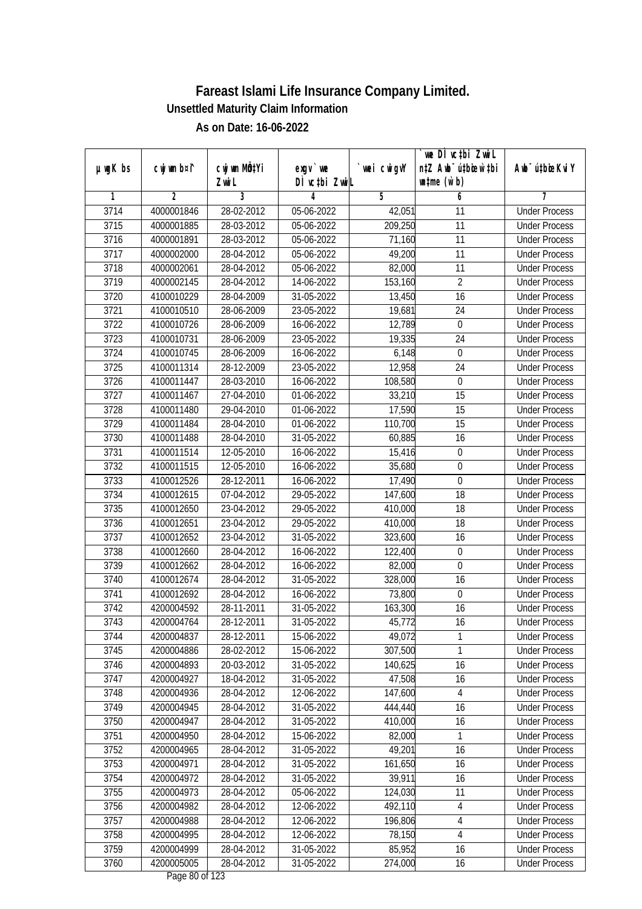# Fareast Islami Life Insurance Company Limited.

## Unsettled Maturity Claim Information

### As on Date: 16-06-2022

| µwgK bs | cwjwm b¤^i | cwjwm MÖn‡Yi ZvwiL | exgv`vwe DÌvc‡bi ZvwiL | `vwei cwigvY | `vwe DÌvc‡bi ZvwiL n‡Z Awb¯úbœ w`‡bi msL¨v (w`b) | Awb¯úbœi KviY |
|---|---|---|---|---|---|---|
| 1 | 2 | 3 | 4 | 5 | 6 | 7 |
| 3714 | 4000001846 | 28-02-2012 | 05-06-2022 | 42,051 | 11 | Under Process |
| 3715 | 4000001885 | 28-03-2012 | 05-06-2022 | 209,250 | 11 | Under Process |
| 3716 | 4000001891 | 28-03-2012 | 05-06-2022 | 71,160 | 11 | Under Process |
| 3717 | 4000002000 | 28-04-2012 | 05-06-2022 | 49,200 | 11 | Under Process |
| 3718 | 4000002061 | 28-04-2012 | 05-06-2022 | 82,000 | 11 | Under Process |
| 3719 | 4000002145 | 28-04-2012 | 14-06-2022 | 153,160 | 2 | Under Process |
| 3720 | 4100010229 | 28-04-2009 | 31-05-2022 | 13,450 | 16 | Under Process |
| 3721 | 4100010510 | 28-06-2009 | 23-05-2022 | 19,681 | 24 | Under Process |
| 3722 | 4100010726 | 28-06-2009 | 16-06-2022 | 12,789 | 0 | Under Process |
| 3723 | 4100010731 | 28-06-2009 | 23-05-2022 | 19,335 | 24 | Under Process |
| 3724 | 4100010745 | 28-06-2009 | 16-06-2022 | 6,148 | 0 | Under Process |
| 3725 | 4100011314 | 28-12-2009 | 23-05-2022 | 12,958 | 24 | Under Process |
| 3726 | 4100011447 | 28-03-2010 | 16-06-2022 | 108,580 | 0 | Under Process |
| 3727 | 4100011467 | 27-04-2010 | 01-06-2022 | 33,210 | 15 | Under Process |
| 3728 | 4100011480 | 29-04-2010 | 01-06-2022 | 17,590 | 15 | Under Process |
| 3729 | 4100011484 | 28-04-2010 | 01-06-2022 | 110,700 | 15 | Under Process |
| 3730 | 4100011488 | 28-04-2010 | 31-05-2022 | 60,885 | 16 | Under Process |
| 3731 | 4100011514 | 12-05-2010 | 16-06-2022 | 15,416 | 0 | Under Process |
| 3732 | 4100011515 | 12-05-2010 | 16-06-2022 | 35,680 | 0 | Under Process |
| 3733 | 4100012526 | 28-12-2011 | 16-06-2022 | 17,490 | 0 | Under Process |
| 3734 | 4100012615 | 07-04-2012 | 29-05-2022 | 147,600 | 18 | Under Process |
| 3735 | 4100012650 | 23-04-2012 | 29-05-2022 | 410,000 | 18 | Under Process |
| 3736 | 4100012651 | 23-04-2012 | 29-05-2022 | 410,000 | 18 | Under Process |
| 3737 | 4100012652 | 23-04-2012 | 31-05-2022 | 323,600 | 16 | Under Process |
| 3738 | 4100012660 | 28-04-2012 | 16-06-2022 | 122,400 | 0 | Under Process |
| 3739 | 4100012662 | 28-04-2012 | 16-06-2022 | 82,000 | 0 | Under Process |
| 3740 | 4100012674 | 28-04-2012 | 31-05-2022 | 328,000 | 16 | Under Process |
| 3741 | 4100012692 | 28-04-2012 | 16-06-2022 | 73,800 | 0 | Under Process |
| 3742 | 4200004592 | 28-11-2011 | 31-05-2022 | 163,300 | 16 | Under Process |
| 3743 | 4200004764 | 28-12-2011 | 31-05-2022 | 45,772 | 16 | Under Process |
| 3744 | 4200004837 | 28-12-2011 | 15-06-2022 | 49,072 | 1 | Under Process |
| 3745 | 4200004886 | 28-02-2012 | 15-06-2022 | 307,500 | 1 | Under Process |
| 3746 | 4200004893 | 20-03-2012 | 31-05-2022 | 140,625 | 16 | Under Process |
| 3747 | 4200004927 | 18-04-2012 | 31-05-2022 | 47,508 | 16 | Under Process |
| 3748 | 4200004936 | 28-04-2012 | 12-06-2022 | 147,600 | 4 | Under Process |
| 3749 | 4200004945 | 28-04-2012 | 31-05-2022 | 444,440 | 16 | Under Process |
| 3750 | 4200004947 | 28-04-2012 | 31-05-2022 | 410,000 | 16 | Under Process |
| 3751 | 4200004950 | 28-04-2012 | 15-06-2022 | 82,000 | 1 | Under Process |
| 3752 | 4200004965 | 28-04-2012 | 31-05-2022 | 49,201 | 16 | Under Process |
| 3753 | 4200004971 | 28-04-2012 | 31-05-2022 | 161,650 | 16 | Under Process |
| 3754 | 4200004972 | 28-04-2012 | 31-05-2022 | 39,911 | 16 | Under Process |
| 3755 | 4200004973 | 28-04-2012 | 05-06-2022 | 124,030 | 11 | Under Process |
| 3756 | 4200004982 | 28-04-2012 | 12-06-2022 | 492,110 | 4 | Under Process |
| 3757 | 4200004988 | 28-04-2012 | 12-06-2022 | 196,806 | 4 | Under Process |
| 3758 | 4200004995 | 28-04-2012 | 12-06-2022 | 78,150 | 4 | Under Process |
| 3759 | 4200004999 | 28-04-2012 | 31-05-2022 | 85,952 | 16 | Under Process |
| 3760 | 4200005005 | 28-04-2012 | 31-05-2022 | 274,000 | 16 | Under Process |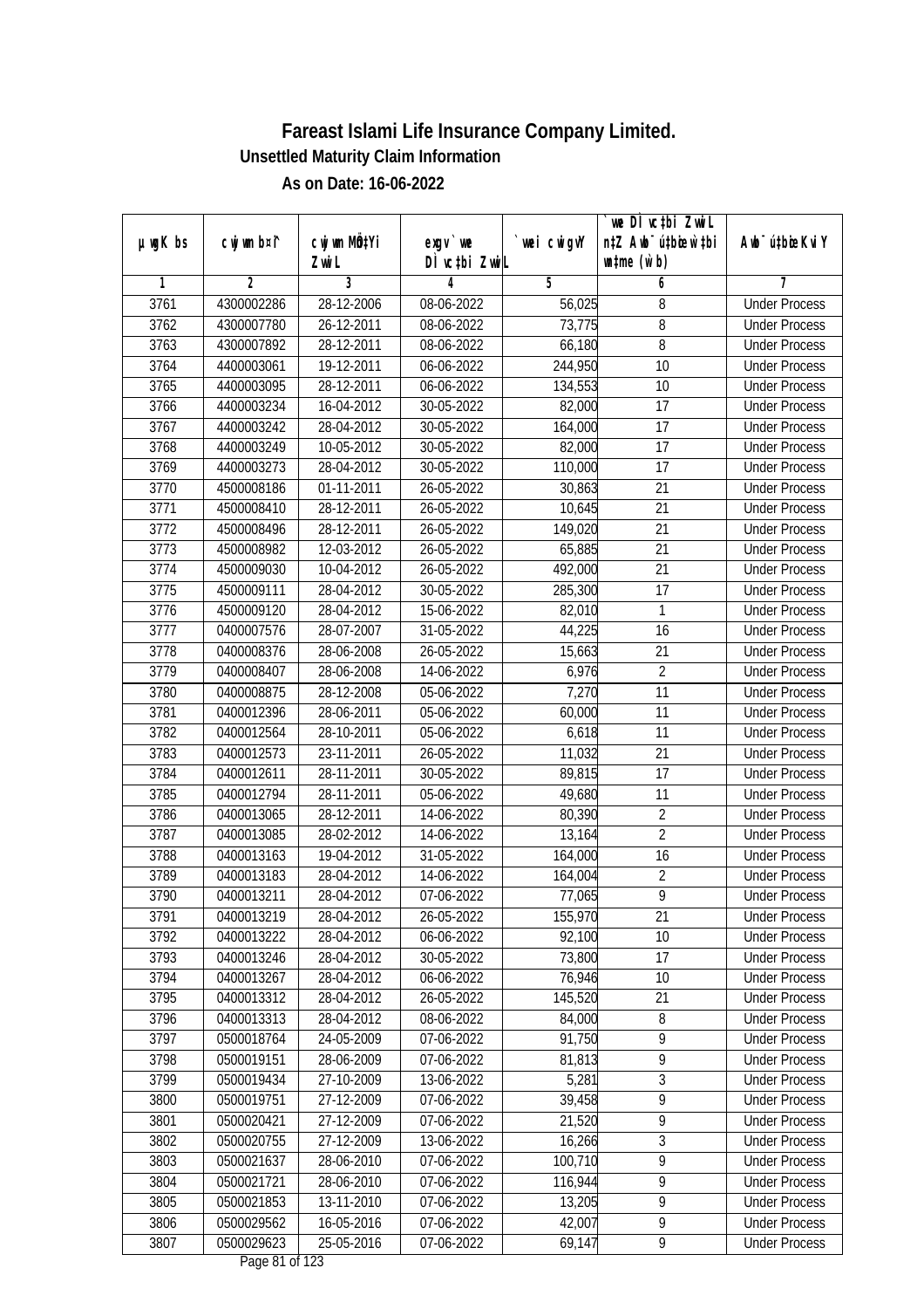# Fareast Islami Life Insurance Company Limited.

## Unsettled Maturity Claim Information

### As on Date: 16-06-2022

| µwgK bs | cwjwm b¤^i | cwjwm MÖn‡Yi ZvwiL | exgv `vwe DÌvc‡bi ZvwiL | `vwei cwigvY | `vwe DÌvc‡bi ZvwiL n‡Z Awb¯úbœ `vwei mgq (w`b) | Awb¯ú‡bœi KviY |
|---|---|---|---|---|---|---|
| 1 | 2 | 3 | 4 | 5 | 6 | 7 |
| 3761 | 4300002286 | 28-12-2006 | 08-06-2022 | 56,025 | 8 | Under Process |
| 3762 | 4300007780 | 26-12-2011 | 08-06-2022 | 73,775 | 8 | Under Process |
| 3763 | 4300007892 | 28-12-2011 | 08-06-2022 | 66,180 | 8 | Under Process |
| 3764 | 4400003061 | 19-12-2011 | 06-06-2022 | 244,950 | 10 | Under Process |
| 3765 | 4400003095 | 28-12-2011 | 06-06-2022 | 134,553 | 10 | Under Process |
| 3766 | 4400003234 | 16-04-2012 | 30-05-2022 | 82,000 | 17 | Under Process |
| 3767 | 4400003242 | 28-04-2012 | 30-05-2022 | 164,000 | 17 | Under Process |
| 3768 | 4400003249 | 10-05-2012 | 30-05-2022 | 82,000 | 17 | Under Process |
| 3769 | 4400003273 | 28-04-2012 | 30-05-2022 | 110,000 | 17 | Under Process |
| 3770 | 4500008186 | 01-11-2011 | 26-05-2022 | 30,863 | 21 | Under Process |
| 3771 | 4500008410 | 28-12-2011 | 26-05-2022 | 10,645 | 21 | Under Process |
| 3772 | 4500008496 | 28-12-2011 | 26-05-2022 | 149,020 | 21 | Under Process |
| 3773 | 4500008982 | 12-03-2012 | 26-05-2022 | 65,885 | 21 | Under Process |
| 3774 | 4500009030 | 10-04-2012 | 26-05-2022 | 492,000 | 21 | Under Process |
| 3775 | 4500009111 | 28-04-2012 | 30-05-2022 | 285,300 | 17 | Under Process |
| 3776 | 4500009120 | 28-04-2012 | 15-06-2022 | 82,010 | 1 | Under Process |
| 3777 | 0400007576 | 28-07-2007 | 31-05-2022 | 44,225 | 16 | Under Process |
| 3778 | 0400008376 | 28-06-2008 | 26-05-2022 | 15,663 | 21 | Under Process |
| 3779 | 0400008407 | 28-06-2008 | 14-06-2022 | 6,976 | 2 | Under Process |
| 3780 | 0400008875 | 28-12-2008 | 05-06-2022 | 7,270 | 11 | Under Process |
| 3781 | 0400012396 | 28-06-2011 | 05-06-2022 | 60,000 | 11 | Under Process |
| 3782 | 0400012564 | 28-10-2011 | 05-06-2022 | 6,618 | 11 | Under Process |
| 3783 | 0400012573 | 23-11-2011 | 26-05-2022 | 11,032 | 21 | Under Process |
| 3784 | 0400012611 | 28-11-2011 | 30-05-2022 | 89,815 | 17 | Under Process |
| 3785 | 0400012794 | 28-11-2011 | 05-06-2022 | 49,680 | 11 | Under Process |
| 3786 | 0400013065 | 28-12-2011 | 14-06-2022 | 80,390 | 2 | Under Process |
| 3787 | 0400013085 | 28-02-2012 | 14-06-2022 | 13,164 | 2 | Under Process |
| 3788 | 0400013163 | 19-04-2012 | 31-05-2022 | 164,000 | 16 | Under Process |
| 3789 | 0400013183 | 28-04-2012 | 14-06-2022 | 164,004 | 2 | Under Process |
| 3790 | 0400013211 | 28-04-2012 | 07-06-2022 | 77,065 | 9 | Under Process |
| 3791 | 0400013219 | 28-04-2012 | 26-05-2022 | 155,970 | 21 | Under Process |
| 3792 | 0400013222 | 28-04-2012 | 06-06-2022 | 92,100 | 10 | Under Process |
| 3793 | 0400013246 | 28-04-2012 | 30-05-2022 | 73,800 | 17 | Under Process |
| 3794 | 0400013267 | 28-04-2012 | 06-06-2022 | 76,946 | 10 | Under Process |
| 3795 | 0400013312 | 28-04-2012 | 26-05-2022 | 145,520 | 21 | Under Process |
| 3796 | 0400013313 | 28-04-2012 | 08-06-2022 | 84,000 | 8 | Under Process |
| 3797 | 0500018764 | 24-05-2009 | 07-06-2022 | 91,750 | 9 | Under Process |
| 3798 | 0500019151 | 28-06-2009 | 07-06-2022 | 81,813 | 9 | Under Process |
| 3799 | 0500019434 | 27-10-2009 | 13-06-2022 | 5,281 | 3 | Under Process |
| 3800 | 0500019751 | 27-12-2009 | 07-06-2022 | 39,458 | 9 | Under Process |
| 3801 | 0500020421 | 27-12-2009 | 07-06-2022 | 21,520 | 9 | Under Process |
| 3802 | 0500020755 | 27-12-2009 | 13-06-2022 | 16,266 | 3 | Under Process |
| 3803 | 0500021637 | 28-06-2010 | 07-06-2022 | 100,710 | 9 | Under Process |
| 3804 | 0500021721 | 28-06-2010 | 07-06-2022 | 116,944 | 9 | Under Process |
| 3805 | 0500021853 | 13-11-2010 | 07-06-2022 | 13,205 | 9 | Under Process |
| 3806 | 0500029562 | 16-05-2016 | 07-06-2022 | 42,007 | 9 | Under Process |
| 3807 | 0500029623 | 25-05-2016 | 07-06-2022 | 69,147 | 9 | Under Process |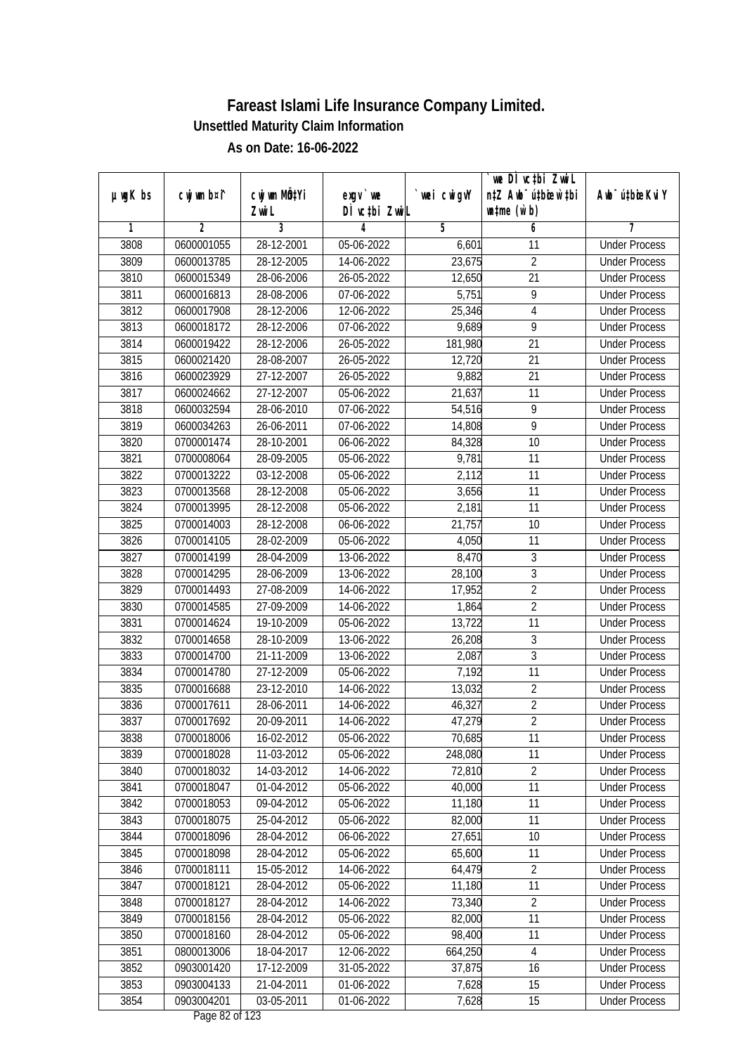# Fareast Islami Life Insurance Company Limited.

**Unsettled Maturity Claim Information**

**As on Date: 16-06-2022**

| µwgK bs | cwjwm bs¦ | cwjwm MÖn‡Yi ZvwiL | exgv`vwe DÌvc‡bi ZvwiL | `vwei cwigvY | `vwe DÌvc‡bi ZvwiL n‡Z Awb¯úwËi w`‡bi msL¨v (w`b) | Awb¯úwËi KviY |
|---|---|---|---|---|---|---|
| 1 | 2 | 3 | 4 | 5 | 6 | 7 |
| 3808 | 0600001055 | 28-12-2001 | 05-06-2022 | 6,601 | 11 | Under Process |
| 3809 | 0600013785 | 28-12-2005 | 14-06-2022 | 23,675 | 2 | Under Process |
| 3810 | 0600015349 | 28-06-2006 | 26-05-2022 | 12,650 | 21 | Under Process |
| 3811 | 0600016813 | 28-08-2006 | 07-06-2022 | 5,751 | 9 | Under Process |
| 3812 | 0600017908 | 28-12-2006 | 12-06-2022 | 25,346 | 4 | Under Process |
| 3813 | 0600018172 | 28-12-2006 | 07-06-2022 | 9,689 | 9 | Under Process |
| 3814 | 0600019422 | 28-12-2006 | 26-05-2022 | 181,980 | 21 | Under Process |
| 3815 | 0600021420 | 28-08-2007 | 26-05-2022 | 12,720 | 21 | Under Process |
| 3816 | 0600023929 | 27-12-2007 | 26-05-2022 | 9,882 | 21 | Under Process |
| 3817 | 0600024662 | 27-12-2007 | 05-06-2022 | 21,637 | 11 | Under Process |
| 3818 | 0600032594 | 28-06-2010 | 07-06-2022 | 54,516 | 9 | Under Process |
| 3819 | 0600034263 | 26-06-2011 | 07-06-2022 | 14,808 | 9 | Under Process |
| 3820 | 0700001474 | 28-10-2001 | 06-06-2022 | 84,328 | 10 | Under Process |
| 3821 | 0700008064 | 28-09-2005 | 05-06-2022 | 9,781 | 11 | Under Process |
| 3822 | 0700013222 | 03-12-2008 | 05-06-2022 | 2,112 | 11 | Under Process |
| 3823 | 0700013568 | 28-12-2008 | 05-06-2022 | 3,656 | 11 | Under Process |
| 3824 | 0700013995 | 28-12-2008 | 05-06-2022 | 2,181 | 11 | Under Process |
| 3825 | 0700014003 | 28-12-2008 | 06-06-2022 | 21,757 | 10 | Under Process |
| 3826 | 0700014105 | 28-02-2009 | 05-06-2022 | 4,050 | 11 | Under Process |
| 3827 | 0700014199 | 28-04-2009 | 13-06-2022 | 8,470 | 3 | Under Process |
| 3828 | 0700014295 | 28-06-2009 | 13-06-2022 | 28,100 | 3 | Under Process |
| 3829 | 0700014493 | 27-08-2009 | 14-06-2022 | 17,952 | 2 | Under Process |
| 3830 | 0700014585 | 27-09-2009 | 14-06-2022 | 1,864 | 2 | Under Process |
| 3831 | 0700014624 | 19-10-2009 | 05-06-2022 | 13,722 | 11 | Under Process |
| 3832 | 0700014658 | 28-10-2009 | 13-06-2022 | 26,208 | 3 | Under Process |
| 3833 | 0700014700 | 21-11-2009 | 13-06-2022 | 2,087 | 3 | Under Process |
| 3834 | 0700014780 | 27-12-2009 | 05-06-2022 | 7,192 | 11 | Under Process |
| 3835 | 0700016688 | 23-12-2010 | 14-06-2022 | 13,032 | 2 | Under Process |
| 3836 | 0700017611 | 28-06-2011 | 14-06-2022 | 46,327 | 2 | Under Process |
| 3837 | 0700017692 | 20-09-2011 | 14-06-2022 | 47,279 | 2 | Under Process |
| 3838 | 0700018006 | 16-02-2012 | 05-06-2022 | 70,685 | 11 | Under Process |
| 3839 | 0700018028 | 11-03-2012 | 05-06-2022 | 248,080 | 11 | Under Process |
| 3840 | 0700018032 | 14-03-2012 | 14-06-2022 | 72,810 | 2 | Under Process |
| 3841 | 0700018047 | 01-04-2012 | 05-06-2022 | 40,000 | 11 | Under Process |
| 3842 | 0700018053 | 09-04-2012 | 05-06-2022 | 11,180 | 11 | Under Process |
| 3843 | 0700018075 | 25-04-2012 | 05-06-2022 | 82,000 | 11 | Under Process |
| 3844 | 0700018096 | 28-04-2012 | 06-06-2022 | 27,651 | 10 | Under Process |
| 3845 | 0700018098 | 28-04-2012 | 05-06-2022 | 65,600 | 11 | Under Process |
| 3846 | 0700018111 | 15-05-2012 | 14-06-2022 | 64,479 | 2 | Under Process |
| 3847 | 0700018121 | 28-04-2012 | 05-06-2022 | 11,180 | 11 | Under Process |
| 3848 | 0700018127 | 28-04-2012 | 14-06-2022 | 73,340 | 2 | Under Process |
| 3849 | 0700018156 | 28-04-2012 | 05-06-2022 | 82,000 | 11 | Under Process |
| 3850 | 0700018160 | 28-04-2012 | 05-06-2022 | 98,400 | 11 | Under Process |
| 3851 | 0800013006 | 18-04-2017 | 12-06-2022 | 664,250 | 4 | Under Process |
| 3852 | 0903001420 | 17-12-2009 | 31-05-2022 | 37,875 | 16 | Under Process |
| 3853 | 0903004133 | 21-04-2011 | 01-06-2022 | 7,628 | 15 | Under Process |
| 3854 | 0903004201 | 03-05-2011 | 01-06-2022 | 7,628 | 15 | Under Process |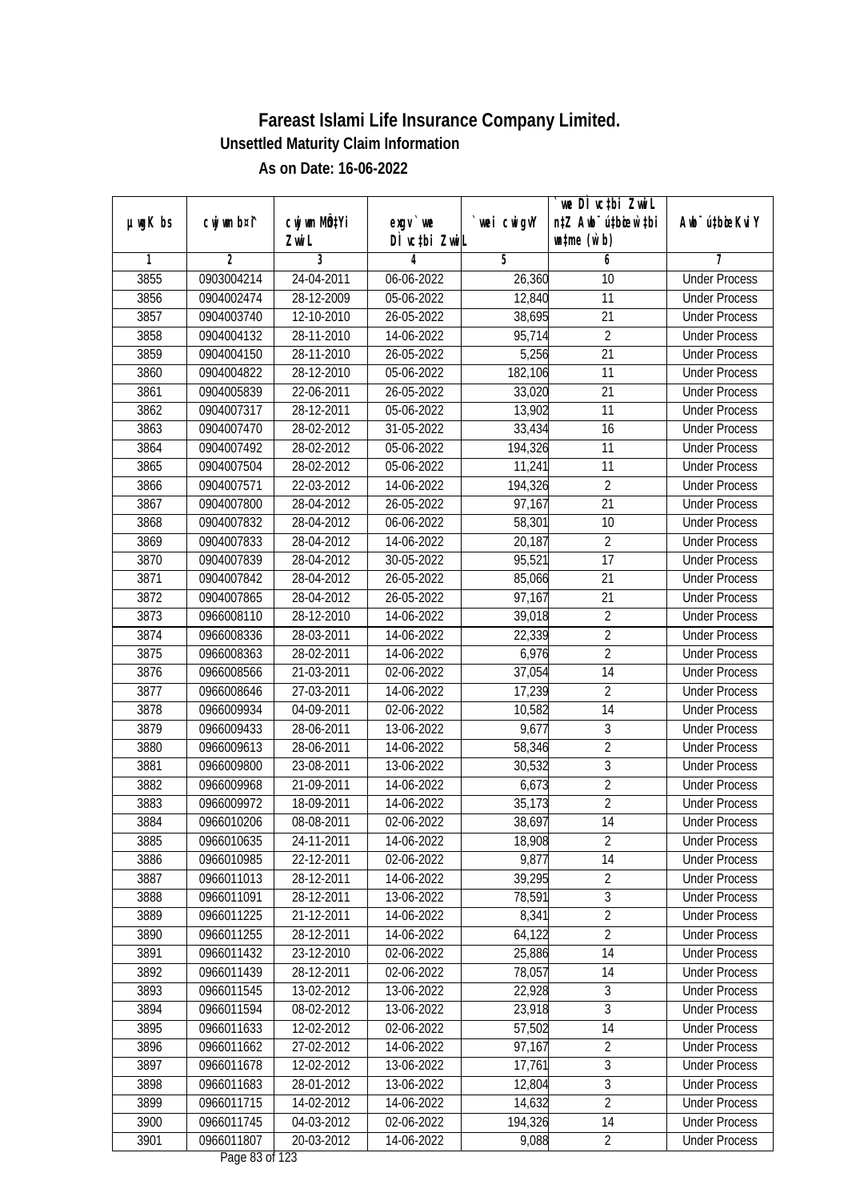# Fareast Islami Life Insurance Company Limited.

### Unsettled Maturity Claim Information

### As on Date: 16-06-2022

| µwgK bs | cwjwm b¤^i | cwjwm MÖn‡Yi ZvwiL | exgv `vwe DÌvc‡bi ZvwiL | `vwei cwigvY | `vwe DÌvc‡bi ZvwiL n‡Z Awb¯úbœ `vwei mgqKvj (w`b) | Awb¯ú‡bœi KviY |
|---|---|---|---|---|---|---|
| 1 | 2 | 3 | 4 | 5 | 6 | 7 |
| 3855 | 0903004214 | 24-04-2011 | 06-06-2022 | 26,360 | 10 | Under Process |
| 3856 | 0904002474 | 28-12-2009 | 05-06-2022 | 12,840 | 11 | Under Process |
| 3857 | 0904003740 | 12-10-2010 | 26-05-2022 | 38,695 | 21 | Under Process |
| 3858 | 0904004132 | 28-11-2010 | 14-06-2022 | 95,714 | 2 | Under Process |
| 3859 | 0904004150 | 28-11-2010 | 26-05-2022 | 5,256 | 21 | Under Process |
| 3860 | 0904004822 | 28-12-2010 | 05-06-2022 | 182,106 | 11 | Under Process |
| 3861 | 0904005839 | 22-06-2011 | 26-05-2022 | 33,020 | 21 | Under Process |
| 3862 | 0904007317 | 28-12-2011 | 05-06-2022 | 13,902 | 11 | Under Process |
| 3863 | 0904007470 | 28-02-2012 | 31-05-2022 | 33,434 | 16 | Under Process |
| 3864 | 0904007492 | 28-02-2012 | 05-06-2022 | 194,326 | 11 | Under Process |
| 3865 | 0904007504 | 28-02-2012 | 05-06-2022 | 11,241 | 11 | Under Process |
| 3866 | 0904007571 | 22-03-2012 | 14-06-2022 | 194,326 | 2 | Under Process |
| 3867 | 0904007800 | 28-04-2012 | 26-05-2022 | 97,167 | 21 | Under Process |
| 3868 | 0904007832 | 28-04-2012 | 06-06-2022 | 58,301 | 10 | Under Process |
| 3869 | 0904007833 | 28-04-2012 | 14-06-2022 | 20,187 | 2 | Under Process |
| 3870 | 0904007839 | 28-04-2012 | 30-05-2022 | 95,521 | 17 | Under Process |
| 3871 | 0904007842 | 28-04-2012 | 26-05-2022 | 85,066 | 21 | Under Process |
| 3872 | 0904007865 | 28-04-2012 | 26-05-2022 | 97,167 | 21 | Under Process |
| 3873 | 0966008110 | 28-12-2010 | 14-06-2022 | 39,018 | 2 | Under Process |
| 3874 | 0966008336 | 28-03-2011 | 14-06-2022 | 22,339 | 2 | Under Process |
| 3875 | 0966008363 | 28-02-2011 | 14-06-2022 | 6,976 | 2 | Under Process |
| 3876 | 0966008566 | 21-03-2011 | 02-06-2022 | 37,054 | 14 | Under Process |
| 3877 | 0966008646 | 27-03-2011 | 14-06-2022 | 17,239 | 2 | Under Process |
| 3878 | 0966009934 | 04-09-2011 | 02-06-2022 | 10,582 | 14 | Under Process |
| 3879 | 0966009433 | 28-06-2011 | 13-06-2022 | 9,677 | 3 | Under Process |
| 3880 | 0966009613 | 28-06-2011 | 14-06-2022 | 58,346 | 2 | Under Process |
| 3881 | 0966009800 | 23-08-2011 | 13-06-2022 | 30,532 | 3 | Under Process |
| 3882 | 0966009968 | 21-09-2011 | 14-06-2022 | 6,673 | 2 | Under Process |
| 3883 | 0966009972 | 18-09-2011 | 14-06-2022 | 35,173 | 2 | Under Process |
| 3884 | 0966010206 | 08-08-2011 | 02-06-2022 | 38,697 | 14 | Under Process |
| 3885 | 0966010635 | 24-11-2011 | 14-06-2022 | 18,908 | 2 | Under Process |
| 3886 | 0966010985 | 22-12-2011 | 02-06-2022 | 9,877 | 14 | Under Process |
| 3887 | 0966011013 | 28-12-2011 | 14-06-2022 | 39,295 | 2 | Under Process |
| 3888 | 0966011091 | 28-12-2011 | 13-06-2022 | 78,591 | 3 | Under Process |
| 3889 | 0966011225 | 21-12-2011 | 14-06-2022 | 8,341 | 2 | Under Process |
| 3890 | 0966011255 | 28-12-2011 | 14-06-2022 | 64,122 | 2 | Under Process |
| 3891 | 0966011432 | 23-12-2010 | 02-06-2022 | 25,886 | 14 | Under Process |
| 3892 | 0966011439 | 28-12-2011 | 02-06-2022 | 78,057 | 14 | Under Process |
| 3893 | 0966011545 | 13-02-2012 | 13-06-2022 | 22,928 | 3 | Under Process |
| 3894 | 0966011594 | 08-02-2012 | 13-06-2022 | 23,918 | 3 | Under Process |
| 3895 | 0966011633 | 12-02-2012 | 02-06-2022 | 57,502 | 14 | Under Process |
| 3896 | 0966011662 | 27-02-2012 | 14-06-2022 | 97,167 | 2 | Under Process |
| 3897 | 0966011678 | 12-02-2012 | 13-06-2022 | 17,761 | 3 | Under Process |
| 3898 | 0966011683 | 28-01-2012 | 13-06-2022 | 12,804 | 3 | Under Process |
| 3899 | 0966011715 | 14-02-2012 | 14-06-2022 | 14,632 | 2 | Under Process |
| 3900 | 0966011745 | 04-03-2012 | 02-06-2022 | 194,326 | 14 | Under Process |
| 3901 | 0966011807 | 20-03-2012 | 14-06-2022 | 9,088 | 2 | Under Process |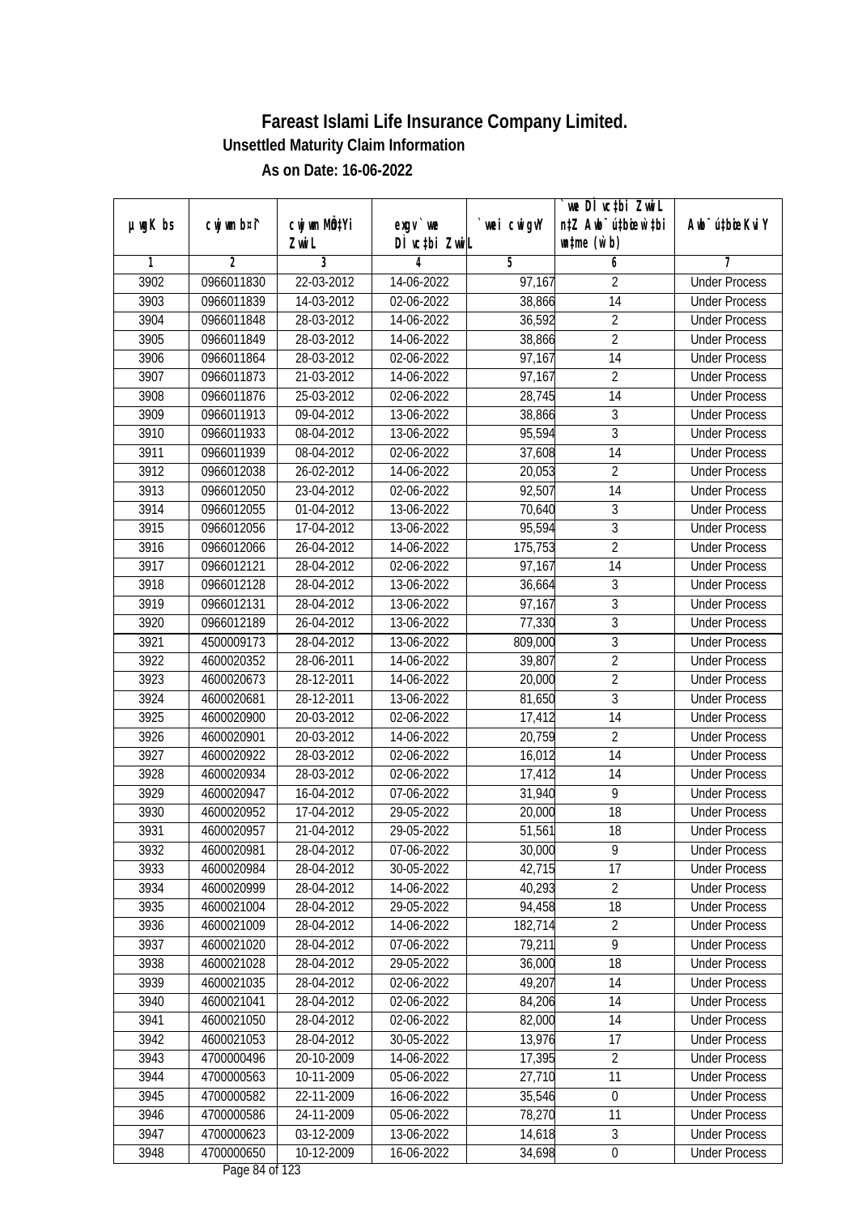# Fareast Islami Life Insurance Company Limited.

## Unsettled Maturity Claim Information

### As on Date: 16-06-2022

| µwgK bs | cwjwm b¤î | cwjwm MÖn‡Yi ZvwiL | exgv`we DÌvc‡bi ZvwiL | `vwei cwigvY | `vwe DÌvc‡bi ZvwiL n‡Z Awb¯úbœ `vwei w`‡bi msL¨v (w`b) | Awb¯ú‡bœi KviY |
|---|---|---|---|---|---|---|
| 1 | 2 | 3 | 4 | 5 | 6 | 7 |
| 3902 | 0966011830 | 22-03-2012 | 14-06-2022 | 97,167 | 2 | Under Process |
| 3903 | 0966011839 | 14-03-2012 | 02-06-2022 | 38,866 | 14 | Under Process |
| 3904 | 0966011848 | 28-03-2012 | 14-06-2022 | 36,592 | 2 | Under Process |
| 3905 | 0966011849 | 28-03-2012 | 14-06-2022 | 38,866 | 2 | Under Process |
| 3906 | 0966011864 | 28-03-2012 | 02-06-2022 | 97,167 | 14 | Under Process |
| 3907 | 0966011873 | 21-03-2012 | 14-06-2022 | 97,167 | 2 | Under Process |
| 3908 | 0966011876 | 25-03-2012 | 02-06-2022 | 28,745 | 14 | Under Process |
| 3909 | 0966011913 | 09-04-2012 | 13-06-2022 | 38,866 | 3 | Under Process |
| 3910 | 0966011933 | 08-04-2012 | 13-06-2022 | 95,594 | 3 | Under Process |
| 3911 | 0966011939 | 08-04-2012 | 02-06-2022 | 37,608 | 14 | Under Process |
| 3912 | 0966012038 | 26-02-2012 | 14-06-2022 | 20,053 | 2 | Under Process |
| 3913 | 0966012050 | 23-04-2012 | 02-06-2022 | 92,507 | 14 | Under Process |
| 3914 | 0966012055 | 01-04-2012 | 13-06-2022 | 70,640 | 3 | Under Process |
| 3915 | 0966012056 | 17-04-2012 | 13-06-2022 | 95,594 | 3 | Under Process |
| 3916 | 0966012066 | 26-04-2012 | 14-06-2022 | 175,753 | 2 | Under Process |
| 3917 | 0966012121 | 28-04-2012 | 02-06-2022 | 97,167 | 14 | Under Process |
| 3918 | 0966012128 | 28-04-2012 | 13-06-2022 | 36,664 | 3 | Under Process |
| 3919 | 0966012131 | 28-04-2012 | 13-06-2022 | 97,167 | 3 | Under Process |
| 3920 | 0966012189 | 26-04-2012 | 13-06-2022 | 77,330 | 3 | Under Process |
| 3921 | 4500009173 | 28-04-2012 | 13-06-2022 | 809,000 | 3 | Under Process |
| 3922 | 4600020352 | 28-06-2011 | 14-06-2022 | 39,807 | 2 | Under Process |
| 3923 | 4600020673 | 28-12-2011 | 14-06-2022 | 20,000 | 2 | Under Process |
| 3924 | 4600020681 | 28-12-2011 | 13-06-2022 | 81,650 | 3 | Under Process |
| 3925 | 4600020900 | 20-03-2012 | 02-06-2022 | 17,412 | 14 | Under Process |
| 3926 | 4600020901 | 20-03-2012 | 14-06-2022 | 20,759 | 2 | Under Process |
| 3927 | 4600020922 | 28-03-2012 | 02-06-2022 | 16,012 | 14 | Under Process |
| 3928 | 4600020934 | 28-03-2012 | 02-06-2022 | 17,412 | 14 | Under Process |
| 3929 | 4600020947 | 16-04-2012 | 07-06-2022 | 31,940 | 9 | Under Process |
| 3930 | 4600020952 | 17-04-2012 | 29-05-2022 | 20,000 | 18 | Under Process |
| 3931 | 4600020957 | 21-04-2012 | 29-05-2022 | 51,561 | 18 | Under Process |
| 3932 | 4600020981 | 28-04-2012 | 07-06-2022 | 30,000 | 9 | Under Process |
| 3933 | 4600020984 | 28-04-2012 | 30-05-2022 | 42,715 | 17 | Under Process |
| 3934 | 4600020999 | 28-04-2012 | 14-06-2022 | 40,293 | 2 | Under Process |
| 3935 | 4600021004 | 28-04-2012 | 29-05-2022 | 94,458 | 18 | Under Process |
| 3936 | 4600021009 | 28-04-2012 | 14-06-2022 | 182,714 | 2 | Under Process |
| 3937 | 4600021020 | 28-04-2012 | 07-06-2022 | 79,211 | 9 | Under Process |
| 3938 | 4600021028 | 28-04-2012 | 29-05-2022 | 36,000 | 18 | Under Process |
| 3939 | 4600021035 | 28-04-2012 | 02-06-2022 | 49,207 | 14 | Under Process |
| 3940 | 4600021041 | 28-04-2012 | 02-06-2022 | 84,206 | 14 | Under Process |
| 3941 | 4600021050 | 28-04-2012 | 02-06-2022 | 82,000 | 14 | Under Process |
| 3942 | 4600021053 | 28-04-2012 | 30-05-2022 | 13,976 | 17 | Under Process |
| 3943 | 4700000496 | 20-10-2009 | 14-06-2022 | 17,395 | 2 | Under Process |
| 3944 | 4700000563 | 10-11-2009 | 05-06-2022 | 27,710 | 11 | Under Process |
| 3945 | 4700000582 | 22-11-2009 | 16-06-2022 | 35,546 | 0 | Under Process |
| 3946 | 4700000586 | 24-11-2009 | 05-06-2022 | 78,270 | 11 | Under Process |
| 3947 | 4700000623 | 03-12-2009 | 13-06-2022 | 14,618 | 3 | Under Process |
| 3948 | 4700000650 | 10-12-2009 | 16-06-2022 | 34,698 | 0 | Under Process |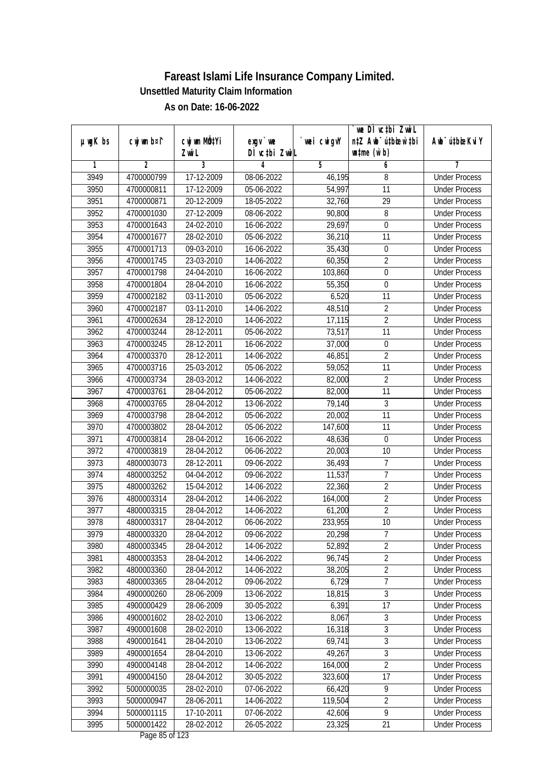# Fareast Islami Life Insurance Company Limited.

## Unsettled Maturity Claim Information

### As on Date: 16-06-2022

| µwgK bs | cwjwm b¤^i | cwjwm MÖn‡Yi ZvwiL | exgv`vwe DÌvc‡bi ZvwiL | `vwei cwigvY | `vwe DÌvc‡bi ZvwiL n‡Z Awb¯úbœK…Z w`‡bi msL¨v (w`b) | Awb¯úbœi KviY |
|---|---|---|---|---|---|---|
| 1 | 2 | 3 | 4 | 5 | 6 | 7 |
| 3949 | 4700000799 | 17-12-2009 | 08-06-2022 | 46,195 | 8 | Under Process |
| 3950 | 4700000811 | 17-12-2009 | 05-06-2022 | 54,997 | 11 | Under Process |
| 3951 | 4700000871 | 20-12-2009 | 18-05-2022 | 32,760 | 29 | Under Process |
| 3952 | 4700001030 | 27-12-2009 | 08-06-2022 | 90,800 | 8 | Under Process |
| 3953 | 4700001643 | 24-02-2010 | 16-06-2022 | 29,697 | 0 | Under Process |
| 3954 | 4700001677 | 28-02-2010 | 05-06-2022 | 36,210 | 11 | Under Process |
| 3955 | 4700001713 | 09-03-2010 | 16-06-2022 | 35,430 | 0 | Under Process |
| 3956 | 4700001745 | 23-03-2010 | 14-06-2022 | 60,350 | 2 | Under Process |
| 3957 | 4700001798 | 24-04-2010 | 16-06-2022 | 103,860 | 0 | Under Process |
| 3958 | 4700001804 | 28-04-2010 | 16-06-2022 | 55,350 | 0 | Under Process |
| 3959 | 4700002182 | 03-11-2010 | 05-06-2022 | 6,520 | 11 | Under Process |
| 3960 | 4700002187 | 03-11-2010 | 14-06-2022 | 48,510 | 2 | Under Process |
| 3961 | 4700002634 | 28-12-2010 | 14-06-2022 | 17,115 | 2 | Under Process |
| 3962 | 4700003244 | 28-12-2011 | 05-06-2022 | 73,517 | 11 | Under Process |
| 3963 | 4700003245 | 28-12-2011 | 16-06-2022 | 37,000 | 0 | Under Process |
| 3964 | 4700003370 | 28-12-2011 | 14-06-2022 | 46,851 | 2 | Under Process |
| 3965 | 4700003716 | 25-03-2012 | 05-06-2022 | 59,052 | 11 | Under Process |
| 3966 | 4700003734 | 28-03-2012 | 14-06-2022 | 82,000 | 2 | Under Process |
| 3967 | 4700003761 | 28-04-2012 | 05-06-2022 | 82,000 | 11 | Under Process |
| 3968 | 4700003765 | 28-04-2012 | 13-06-2022 | 79,140 | 3 | Under Process |
| 3969 | 4700003798 | 28-04-2012 | 05-06-2022 | 20,002 | 11 | Under Process |
| 3970 | 4700003802 | 28-04-2012 | 05-06-2022 | 147,600 | 11 | Under Process |
| 3971 | 4700003814 | 28-04-2012 | 16-06-2022 | 48,636 | 0 | Under Process |
| 3972 | 4700003819 | 28-04-2012 | 06-06-2022 | 20,003 | 10 | Under Process |
| 3973 | 4800003073 | 28-12-2011 | 09-06-2022 | 36,493 | 7 | Under Process |
| 3974 | 4800003252 | 04-04-2012 | 09-06-2022 | 11,537 | 7 | Under Process |
| 3975 | 4800003262 | 15-04-2012 | 14-06-2022 | 22,360 | 2 | Under Process |
| 3976 | 4800003314 | 28-04-2012 | 14-06-2022 | 164,000 | 2 | Under Process |
| 3977 | 4800003315 | 28-04-2012 | 14-06-2022 | 61,200 | 2 | Under Process |
| 3978 | 4800003317 | 28-04-2012 | 06-06-2022 | 233,955 | 10 | Under Process |
| 3979 | 4800003320 | 28-04-2012 | 09-06-2022 | 20,298 | 7 | Under Process |
| 3980 | 4800003345 | 28-04-2012 | 14-06-2022 | 52,892 | 2 | Under Process |
| 3981 | 4800003353 | 28-04-2012 | 14-06-2022 | 96,745 | 2 | Under Process |
| 3982 | 4800003360 | 28-04-2012 | 14-06-2022 | 38,205 | 2 | Under Process |
| 3983 | 4800003365 | 28-04-2012 | 09-06-2022 | 6,729 | 7 | Under Process |
| 3984 | 4900000260 | 28-06-2009 | 13-06-2022 | 18,815 | 3 | Under Process |
| 3985 | 4900000429 | 28-06-2009 | 30-05-2022 | 6,391 | 17 | Under Process |
| 3986 | 4900001602 | 28-02-2010 | 13-06-2022 | 8,067 | 3 | Under Process |
| 3987 | 4900001608 | 28-02-2010 | 13-06-2022 | 16,318 | 3 | Under Process |
| 3988 | 4900001641 | 28-04-2010 | 13-06-2022 | 69,741 | 3 | Under Process |
| 3989 | 4900001654 | 28-04-2010 | 13-06-2022 | 49,267 | 3 | Under Process |
| 3990 | 4900004148 | 28-04-2012 | 14-06-2022 | 164,000 | 2 | Under Process |
| 3991 | 4900004150 | 28-04-2012 | 30-05-2022 | 323,600 | 17 | Under Process |
| 3992 | 5000000035 | 28-02-2010 | 07-06-2022 | 66,420 | 9 | Under Process |
| 3993 | 5000000947 | 28-06-2011 | 14-06-2022 | 119,504 | 2 | Under Process |
| 3994 | 5000001115 | 17-10-2011 | 07-06-2022 | 42,606 | 9 | Under Process |
| 3995 | 5000001422 | 28-02-2012 | 26-05-2022 | 23,325 | 21 | Under Process |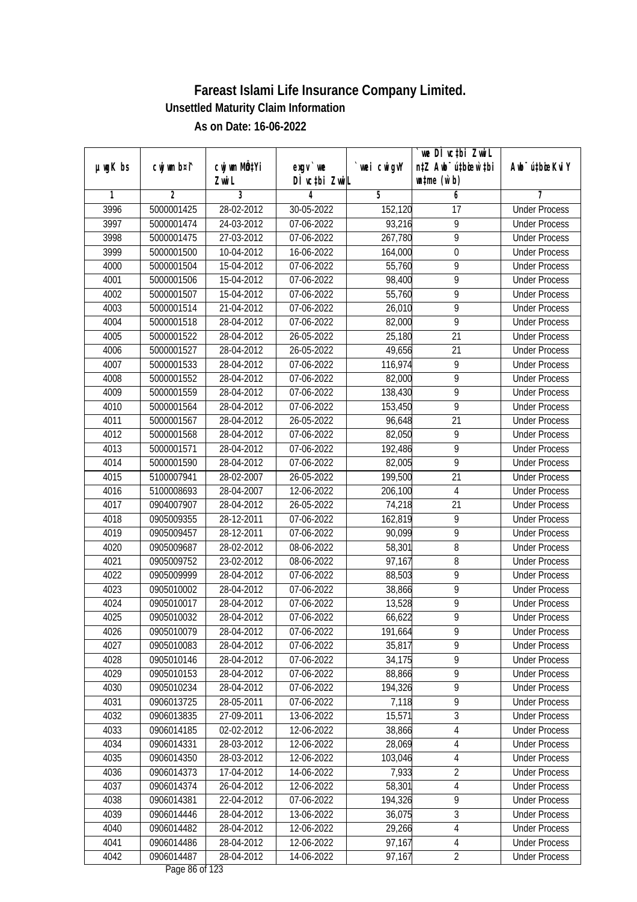# Fareast Islami Life Insurance Company Limited.

## Unsettled Maturity Claim Information

### As on Date: 16-06-2022

| µwgK bs | cwjwm b¤^i | cwjwm MÖn‡Yi ZvwiL | exgv `vwe DÌvc‡bi ZvwiL | `vwei cwigvY | `vwe DÌvc‡bi ZvwiL n‡Z Awb®úwËi w`‡bi msL¨v (w`b) | Awb®úwËi KviY |
|---|---|---|---|---|---|---|
| 1 | 2 | 3 | 4 | 5 | 6 | 7 |
| 3996 | 5000001425 | 28-02-2012 | 30-05-2022 | 152,120 | 17 | Under Process |
| 3997 | 5000001474 | 24-03-2012 | 07-06-2022 | 93,216 | 9 | Under Process |
| 3998 | 5000001475 | 27-03-2012 | 07-06-2022 | 267,780 | 9 | Under Process |
| 3999 | 5000001500 | 10-04-2012 | 16-06-2022 | 164,000 | 0 | Under Process |
| 4000 | 5000001504 | 15-04-2012 | 07-06-2022 | 55,760 | 9 | Under Process |
| 4001 | 5000001506 | 15-04-2012 | 07-06-2022 | 98,400 | 9 | Under Process |
| 4002 | 5000001507 | 15-04-2012 | 07-06-2022 | 55,760 | 9 | Under Process |
| 4003 | 5000001514 | 21-04-2012 | 07-06-2022 | 26,010 | 9 | Under Process |
| 4004 | 5000001518 | 28-04-2012 | 07-06-2022 | 82,000 | 9 | Under Process |
| 4005 | 5000001522 | 28-04-2012 | 26-05-2022 | 25,180 | 21 | Under Process |
| 4006 | 5000001527 | 28-04-2012 | 26-05-2022 | 49,656 | 21 | Under Process |
| 4007 | 5000001533 | 28-04-2012 | 07-06-2022 | 116,974 | 9 | Under Process |
| 4008 | 5000001552 | 28-04-2012 | 07-06-2022 | 82,000 | 9 | Under Process |
| 4009 | 5000001559 | 28-04-2012 | 07-06-2022 | 138,430 | 9 | Under Process |
| 4010 | 5000001564 | 28-04-2012 | 07-06-2022 | 153,450 | 9 | Under Process |
| 4011 | 5000001567 | 28-04-2012 | 26-05-2022 | 96,648 | 21 | Under Process |
| 4012 | 5000001568 | 28-04-2012 | 07-06-2022 | 82,050 | 9 | Under Process |
| 4013 | 5000001571 | 28-04-2012 | 07-06-2022 | 192,486 | 9 | Under Process |
| 4014 | 5000001590 | 28-04-2012 | 07-06-2022 | 82,005 | 9 | Under Process |
| 4015 | 5100007941 | 28-02-2007 | 26-05-2022 | 199,500 | 21 | Under Process |
| 4016 | 5100008693 | 28-04-2007 | 12-06-2022 | 206,100 | 4 | Under Process |
| 4017 | 0904007907 | 28-04-2012 | 26-05-2022 | 74,218 | 21 | Under Process |
| 4018 | 0905009355 | 28-12-2011 | 07-06-2022 | 162,819 | 9 | Under Process |
| 4019 | 0905009457 | 28-12-2011 | 07-06-2022 | 90,099 | 9 | Under Process |
| 4020 | 0905009687 | 28-02-2012 | 08-06-2022 | 58,301 | 8 | Under Process |
| 4021 | 0905009752 | 23-02-2012 | 08-06-2022 | 97,167 | 8 | Under Process |
| 4022 | 0905009999 | 28-04-2012 | 07-06-2022 | 88,503 | 9 | Under Process |
| 4023 | 0905010002 | 28-04-2012 | 07-06-2022 | 38,866 | 9 | Under Process |
| 4024 | 0905010017 | 28-04-2012 | 07-06-2022 | 13,528 | 9 | Under Process |
| 4025 | 0905010032 | 28-04-2012 | 07-06-2022 | 66,622 | 9 | Under Process |
| 4026 | 0905010079 | 28-04-2012 | 07-06-2022 | 191,664 | 9 | Under Process |
| 4027 | 0905010083 | 28-04-2012 | 07-06-2022 | 35,817 | 9 | Under Process |
| 4028 | 0905010146 | 28-04-2012 | 07-06-2022 | 34,175 | 9 | Under Process |
| 4029 | 0905010153 | 28-04-2012 | 07-06-2022 | 88,866 | 9 | Under Process |
| 4030 | 0905010234 | 28-04-2012 | 07-06-2022 | 194,326 | 9 | Under Process |
| 4031 | 0906013725 | 28-05-2011 | 07-06-2022 | 7,118 | 9 | Under Process |
| 4032 | 0906013835 | 27-09-2011 | 13-06-2022 | 15,571 | 3 | Under Process |
| 4033 | 0906014185 | 02-02-2012 | 12-06-2022 | 38,866 | 4 | Under Process |
| 4034 | 0906014331 | 28-03-2012 | 12-06-2022 | 28,069 | 4 | Under Process |
| 4035 | 0906014350 | 28-03-2012 | 12-06-2022 | 103,046 | 4 | Under Process |
| 4036 | 0906014373 | 17-04-2012 | 14-06-2022 | 7,933 | 2 | Under Process |
| 4037 | 0906014374 | 26-04-2012 | 12-06-2022 | 58,301 | 4 | Under Process |
| 4038 | 0906014381 | 22-04-2012 | 07-06-2022 | 194,326 | 9 | Under Process |
| 4039 | 0906014446 | 28-04-2012 | 13-06-2022 | 36,075 | 3 | Under Process |
| 4040 | 0906014482 | 28-04-2012 | 12-06-2022 | 29,266 | 4 | Under Process |
| 4041 | 0906014486 | 28-04-2012 | 12-06-2022 | 97,167 | 4 | Under Process |
| 4042 | 0906014487 | 28-04-2012 | 14-06-2022 | 97,167 | 2 | Under Process |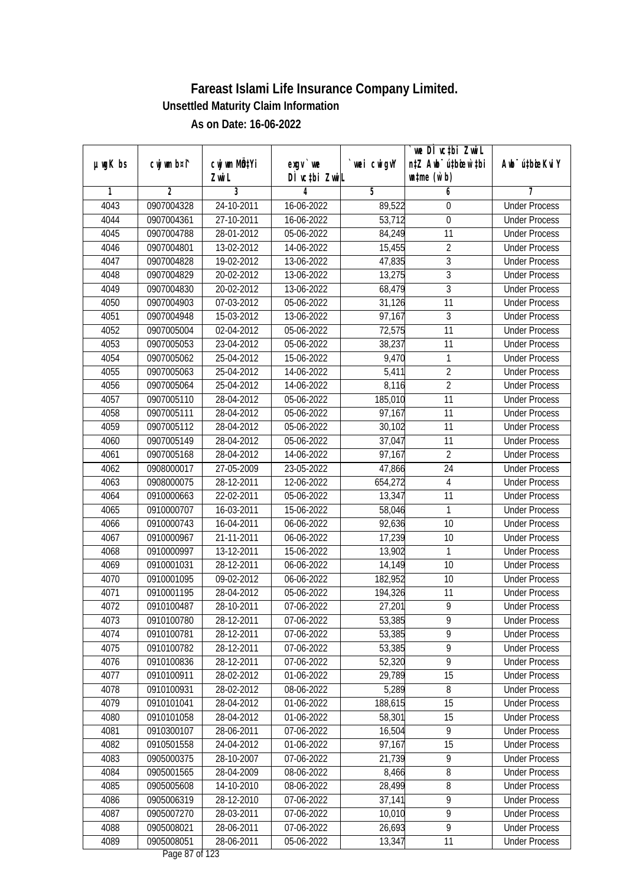# Fareast Islami Life Insurance Company Limited.

### Unsettled Maturity Claim Information

### As on Date: 16-06-2022

| µwgK bs | cwjwm b¤^i | cwjwm MÖn‡Yi ZvwiL | exgv` we DÌvc‡bi ZvwiL | `vwei cwigvY | `we DÌvc‡bi ZvwiL n‡Z Awb¯ú‡bœi w`‡bi wnmve (w`b) | Awb¯ú‡bœi KviY |
|---|---|---|---|---|---|---|
| 1 | 2 | 3 | 4 | 5 | 6 | 7 |
| 4043 | 0907004328 | 24-10-2011 | 16-06-2022 | 89,522 | 0 | Under Process |
| 4044 | 0907004361 | 27-10-2011 | 16-06-2022 | 53,712 | 0 | Under Process |
| 4045 | 0907004788 | 28-01-2012 | 05-06-2022 | 84,249 | 11 | Under Process |
| 4046 | 0907004801 | 13-02-2012 | 14-06-2022 | 15,455 | 2 | Under Process |
| 4047 | 0907004828 | 19-02-2012 | 13-06-2022 | 47,835 | 3 | Under Process |
| 4048 | 0907004829 | 20-02-2012 | 13-06-2022 | 13,275 | 3 | Under Process |
| 4049 | 0907004830 | 20-02-2012 | 13-06-2022 | 68,479 | 3 | Under Process |
| 4050 | 0907004903 | 07-03-2012 | 05-06-2022 | 31,126 | 11 | Under Process |
| 4051 | 0907004948 | 15-03-2012 | 13-06-2022 | 97,167 | 3 | Under Process |
| 4052 | 0907005004 | 02-04-2012 | 05-06-2022 | 72,575 | 11 | Under Process |
| 4053 | 0907005053 | 23-04-2012 | 05-06-2022 | 38,237 | 11 | Under Process |
| 4054 | 0907005062 | 25-04-2012 | 15-06-2022 | 9,470 | 1 | Under Process |
| 4055 | 0907005063 | 25-04-2012 | 14-06-2022 | 5,411 | 2 | Under Process |
| 4056 | 0907005064 | 25-04-2012 | 14-06-2022 | 8,116 | 2 | Under Process |
| 4057 | 0907005110 | 28-04-2012 | 05-06-2022 | 185,010 | 11 | Under Process |
| 4058 | 0907005111 | 28-04-2012 | 05-06-2022 | 97,167 | 11 | Under Process |
| 4059 | 0907005112 | 28-04-2012 | 05-06-2022 | 30,102 | 11 | Under Process |
| 4060 | 0907005149 | 28-04-2012 | 05-06-2022 | 37,047 | 11 | Under Process |
| 4061 | 0907005168 | 28-04-2012 | 14-06-2022 | 97,167 | 2 | Under Process |
| 4062 | 0908000017 | 27-05-2009 | 23-05-2022 | 47,866 | 24 | Under Process |
| 4063 | 0908000075 | 28-12-2011 | 12-06-2022 | 654,272 | 4 | Under Process |
| 4064 | 0910000663 | 22-02-2011 | 05-06-2022 | 13,347 | 11 | Under Process |
| 4065 | 0910000707 | 16-03-2011 | 15-06-2022 | 58,046 | 1 | Under Process |
| 4066 | 0910000743 | 16-04-2011 | 06-06-2022 | 92,636 | 10 | Under Process |
| 4067 | 0910000967 | 21-11-2011 | 06-06-2022 | 17,239 | 10 | Under Process |
| 4068 | 0910000997 | 13-12-2011 | 15-06-2022 | 13,902 | 1 | Under Process |
| 4069 | 0910001031 | 28-12-2011 | 06-06-2022 | 14,149 | 10 | Under Process |
| 4070 | 0910001095 | 09-02-2012 | 06-06-2022 | 182,952 | 10 | Under Process |
| 4071 | 0910001195 | 28-04-2012 | 05-06-2022 | 194,326 | 11 | Under Process |
| 4072 | 0910100487 | 28-10-2011 | 07-06-2022 | 27,201 | 9 | Under Process |
| 4073 | 0910100780 | 28-12-2011 | 07-06-2022 | 53,385 | 9 | Under Process |
| 4074 | 0910100781 | 28-12-2011 | 07-06-2022 | 53,385 | 9 | Under Process |
| 4075 | 0910100782 | 28-12-2011 | 07-06-2022 | 53,385 | 9 | Under Process |
| 4076 | 0910100836 | 28-12-2011 | 07-06-2022 | 52,320 | 9 | Under Process |
| 4077 | 0910100911 | 28-02-2012 | 01-06-2022 | 29,789 | 15 | Under Process |
| 4078 | 0910100931 | 28-02-2012 | 08-06-2022 | 5,289 | 8 | Under Process |
| 4079 | 0910101041 | 28-04-2012 | 01-06-2022 | 188,615 | 15 | Under Process |
| 4080 | 0910101058 | 28-04-2012 | 01-06-2022 | 58,301 | 15 | Under Process |
| 4081 | 0910300107 | 28-06-2011 | 07-06-2022 | 16,504 | 9 | Under Process |
| 4082 | 0910501558 | 24-04-2012 | 01-06-2022 | 97,167 | 15 | Under Process |
| 4083 | 0905000375 | 28-10-2007 | 07-06-2022 | 21,739 | 9 | Under Process |
| 4084 | 0905001565 | 28-04-2009 | 08-06-2022 | 8,466 | 8 | Under Process |
| 4085 | 0905005608 | 14-10-2010 | 08-06-2022 | 28,499 | 8 | Under Process |
| 4086 | 0905006319 | 28-12-2010 | 07-06-2022 | 37,141 | 9 | Under Process |
| 4087 | 0905007270 | 28-03-2011 | 07-06-2022 | 10,010 | 9 | Under Process |
| 4088 | 0905008021 | 28-06-2011 | 07-06-2022 | 26,693 | 9 | Under Process |
| 4089 | 0905008051 | 28-06-2011 | 05-06-2022 | 13,347 | 11 | Under Process |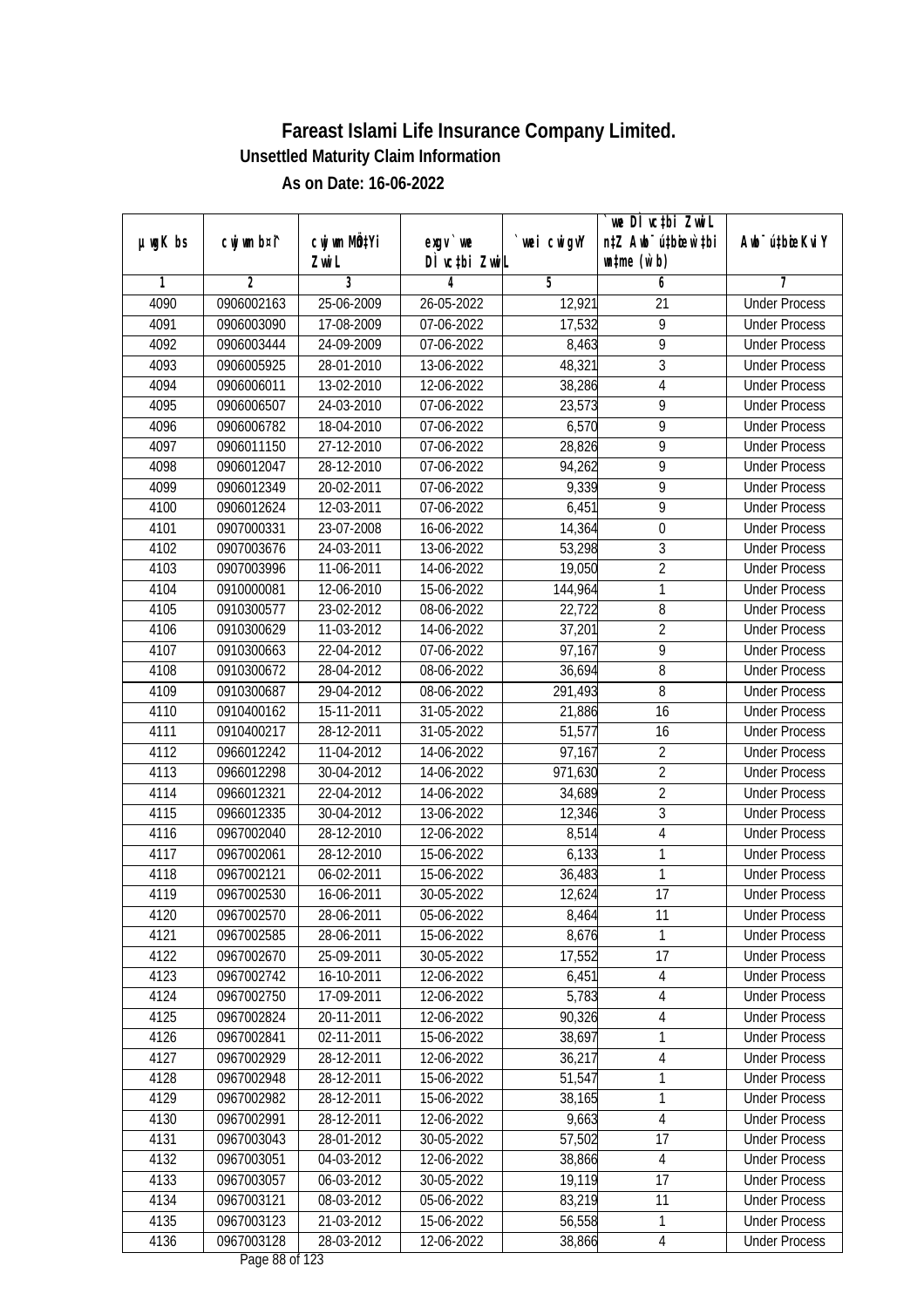# Fareast Islami Life Insurance Company Limited.

## Unsettled Maturity Claim Information

### As on Date: 16-06-2022

| µwgK bs | cwjwm b¤^i | cwjwm MÖn‡Yi ZvwiL | exgv `vwe DÌvc‡bi ZvwiL | `vwei cwigvY | `vwe DÌvc‡bi ZvwiL n‡Z Awb¯úbœ `vwei mgq (w`b) | Awb¯ú‡bœi KviY |
|---|---|---|---|---|---|---|
| 1 | 2 | 3 | 4 | 5 | 6 | 7 |
| 4090 | 0906002163 | 25-06-2009 | 26-05-2022 | 12,921 | 21 | Under Process |
| 4091 | 0906003090 | 17-08-2009 | 07-06-2022 | 17,532 | 9 | Under Process |
| 4092 | 0906003444 | 24-09-2009 | 07-06-2022 | 8,463 | 9 | Under Process |
| 4093 | 0906005925 | 28-01-2010 | 13-06-2022 | 48,321 | 3 | Under Process |
| 4094 | 0906006011 | 13-02-2010 | 12-06-2022 | 38,286 | 4 | Under Process |
| 4095 | 0906006507 | 24-03-2010 | 07-06-2022 | 23,573 | 9 | Under Process |
| 4096 | 0906006782 | 18-04-2010 | 07-06-2022 | 6,570 | 9 | Under Process |
| 4097 | 0906011150 | 27-12-2010 | 07-06-2022 | 28,826 | 9 | Under Process |
| 4098 | 0906012047 | 28-12-2010 | 07-06-2022 | 94,262 | 9 | Under Process |
| 4099 | 0906012349 | 20-02-2011 | 07-06-2022 | 9,339 | 9 | Under Process |
| 4100 | 0906012624 | 12-03-2011 | 07-06-2022 | 6,451 | 9 | Under Process |
| 4101 | 0907000331 | 23-07-2008 | 16-06-2022 | 14,364 | 0 | Under Process |
| 4102 | 0907003676 | 24-03-2011 | 13-06-2022 | 53,298 | 3 | Under Process |
| 4103 | 0907003996 | 11-06-2011 | 14-06-2022 | 19,050 | 2 | Under Process |
| 4104 | 0910000081 | 12-06-2010 | 15-06-2022 | 144,964 | 1 | Under Process |
| 4105 | 0910300577 | 23-02-2012 | 08-06-2022 | 22,722 | 8 | Under Process |
| 4106 | 0910300629 | 11-03-2012 | 14-06-2022 | 37,201 | 2 | Under Process |
| 4107 | 0910300663 | 22-04-2012 | 07-06-2022 | 97,167 | 9 | Under Process |
| 4108 | 0910300672 | 28-04-2012 | 08-06-2022 | 36,694 | 8 | Under Process |
| 4109 | 0910300687 | 29-04-2012 | 08-06-2022 | 291,493 | 8 | Under Process |
| 4110 | 0910400162 | 15-11-2011 | 31-05-2022 | 21,886 | 16 | Under Process |
| 4111 | 0910400217 | 28-12-2011 | 31-05-2022 | 51,577 | 16 | Under Process |
| 4112 | 0966012242 | 11-04-2012 | 14-06-2022 | 97,167 | 2 | Under Process |
| 4113 | 0966012298 | 30-04-2012 | 14-06-2022 | 971,630 | 2 | Under Process |
| 4114 | 0966012321 | 22-04-2012 | 14-06-2022 | 34,689 | 2 | Under Process |
| 4115 | 0966012335 | 30-04-2012 | 13-06-2022 | 12,346 | 3 | Under Process |
| 4116 | 0967002040 | 28-12-2010 | 12-06-2022 | 8,514 | 4 | Under Process |
| 4117 | 0967002061 | 28-12-2010 | 15-06-2022 | 6,133 | 1 | Under Process |
| 4118 | 0967002121 | 06-02-2011 | 15-06-2022 | 36,483 | 1 | Under Process |
| 4119 | 0967002530 | 16-06-2011 | 30-05-2022 | 12,624 | 17 | Under Process |
| 4120 | 0967002570 | 28-06-2011 | 05-06-2022 | 8,464 | 11 | Under Process |
| 4121 | 0967002585 | 28-06-2011 | 15-06-2022 | 8,676 | 1 | Under Process |
| 4122 | 0967002670 | 25-09-2011 | 30-05-2022 | 17,552 | 17 | Under Process |
| 4123 | 0967002742 | 16-10-2011 | 12-06-2022 | 6,451 | 4 | Under Process |
| 4124 | 0967002750 | 17-09-2011 | 12-06-2022 | 5,783 | 4 | Under Process |
| 4125 | 0967002824 | 20-11-2011 | 12-06-2022 | 90,326 | 4 | Under Process |
| 4126 | 0967002841 | 02-11-2011 | 15-06-2022 | 38,697 | 1 | Under Process |
| 4127 | 0967002929 | 28-12-2011 | 12-06-2022 | 36,217 | 4 | Under Process |
| 4128 | 0967002948 | 28-12-2011 | 15-06-2022 | 51,547 | 1 | Under Process |
| 4129 | 0967002982 | 28-12-2011 | 15-06-2022 | 38,165 | 1 | Under Process |
| 4130 | 0967002991 | 28-12-2011 | 12-06-2022 | 9,663 | 4 | Under Process |
| 4131 | 0967003043 | 28-01-2012 | 30-05-2022 | 57,502 | 17 | Under Process |
| 4132 | 0967003051 | 04-03-2012 | 12-06-2022 | 38,866 | 4 | Under Process |
| 4133 | 0967003057 | 06-03-2012 | 30-05-2022 | 19,119 | 17 | Under Process |
| 4134 | 0967003121 | 08-03-2012 | 05-06-2022 | 83,219 | 11 | Under Process |
| 4135 | 0967003123 | 21-03-2012 | 15-06-2022 | 56,558 | 1 | Under Process |
| 4136 | 0967003128 | 28-03-2012 | 12-06-2022 | 38,866 | 4 | Under Process |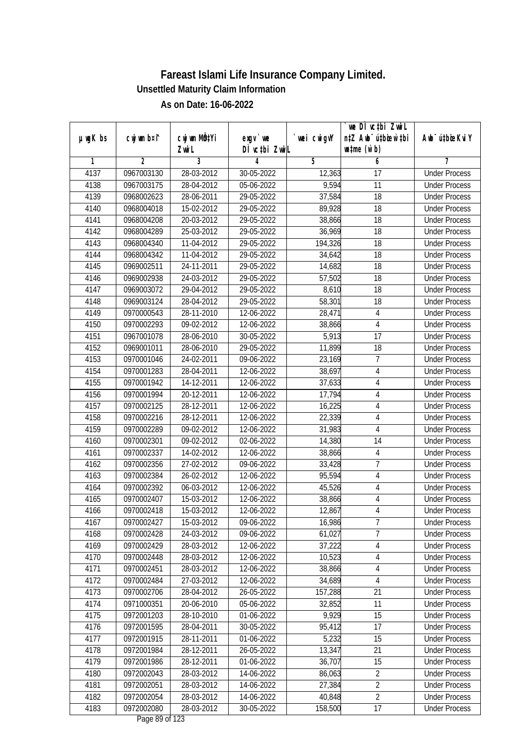# Fareast Islami Life Insurance Company Limited.

## Unsettled Maturity Claim Information

### As on Date: 16-06-2022

| µwgK bs | cwjwm b¤^i | cwjwm MÖn‡Yi ZvwiL | exgv`we DÌvc‡bi ZvwiL | `vwei cwigvY | `vwe DÌvc‡bi ZvwiL n‡Z Awb®úbœ `vwei wK¯Íx (w`b) | Awb®ú‡bœi KviY |
|---|---|---|---|---|---|---|
| 1 | 2 | 3 | 4 | 5 | 6 | 7 |
| 4137 | 0967003130 | 28-03-2012 | 30-05-2022 | 12,363 | 17 | Under Process |
| 4138 | 0967003175 | 28-04-2012 | 05-06-2022 | 9,594 | 11 | Under Process |
| 4139 | 0968002623 | 28-06-2011 | 29-05-2022 | 37,584 | 18 | Under Process |
| 4140 | 0968004018 | 15-02-2012 | 29-05-2022 | 89,928 | 18 | Under Process |
| 4141 | 0968004208 | 20-03-2012 | 29-05-2022 | 38,866 | 18 | Under Process |
| 4142 | 0968004289 | 25-03-2012 | 29-05-2022 | 36,969 | 18 | Under Process |
| 4143 | 0968004340 | 11-04-2012 | 29-05-2022 | 194,326 | 18 | Under Process |
| 4144 | 0968004342 | 11-04-2012 | 29-05-2022 | 34,642 | 18 | Under Process |
| 4145 | 0969002511 | 24-11-2011 | 29-05-2022 | 14,682 | 18 | Under Process |
| 4146 | 0969002938 | 24-03-2012 | 29-05-2022 | 57,502 | 18 | Under Process |
| 4147 | 0969003072 | 29-04-2012 | 29-05-2022 | 8,610 | 18 | Under Process |
| 4148 | 0969003124 | 28-04-2012 | 29-05-2022 | 58,301 | 18 | Under Process |
| 4149 | 0970000543 | 28-11-2010 | 12-06-2022 | 28,471 | 4 | Under Process |
| 4150 | 0970002293 | 09-02-2012 | 12-06-2022 | 38,866 | 4 | Under Process |
| 4151 | 0967001078 | 28-06-2010 | 30-05-2022 | 5,913 | 17 | Under Process |
| 4152 | 0969001011 | 28-06-2010 | 29-05-2022 | 11,899 | 18 | Under Process |
| 4153 | 0970001046 | 24-02-2011 | 09-06-2022 | 23,169 | 7 | Under Process |
| 4154 | 0970001283 | 28-04-2011 | 12-06-2022 | 38,697 | 4 | Under Process |
| 4155 | 0970001942 | 14-12-2011 | 12-06-2022 | 37,633 | 4 | Under Process |
| 4156 | 0970001994 | 20-12-2011 | 12-06-2022 | 17,794 | 4 | Under Process |
| 4157 | 0970002125 | 28-12-2011 | 12-06-2022 | 16,225 | 4 | Under Process |
| 4158 | 0970002216 | 28-12-2011 | 12-06-2022 | 22,339 | 4 | Under Process |
| 4159 | 0970002289 | 09-02-2012 | 12-06-2022 | 31,983 | 4 | Under Process |
| 4160 | 0970002301 | 09-02-2012 | 02-06-2022 | 14,380 | 14 | Under Process |
| 4161 | 0970002337 | 14-02-2012 | 12-06-2022 | 38,866 | 4 | Under Process |
| 4162 | 0970002356 | 27-02-2012 | 09-06-2022 | 33,428 | 7 | Under Process |
| 4163 | 0970002384 | 26-02-2012 | 12-06-2022 | 95,594 | 4 | Under Process |
| 4164 | 0970002392 | 06-03-2012 | 12-06-2022 | 45,526 | 4 | Under Process |
| 4165 | 0970002407 | 15-03-2012 | 12-06-2022 | 38,866 | 4 | Under Process |
| 4166 | 0970002418 | 15-03-2012 | 12-06-2022 | 12,867 | 4 | Under Process |
| 4167 | 0970002427 | 15-03-2012 | 09-06-2022 | 16,986 | 7 | Under Process |
| 4168 | 0970002428 | 24-03-2012 | 09-06-2022 | 61,027 | 7 | Under Process |
| 4169 | 0970002429 | 28-03-2012 | 12-06-2022 | 37,222 | 4 | Under Process |
| 4170 | 0970002448 | 28-03-2012 | 12-06-2022 | 10,523 | 4 | Under Process |
| 4171 | 0970002451 | 28-03-2012 | 12-06-2022 | 38,866 | 4 | Under Process |
| 4172 | 0970002484 | 27-03-2012 | 12-06-2022 | 34,689 | 4 | Under Process |
| 4173 | 0970002706 | 28-04-2012 | 26-05-2022 | 157,288 | 21 | Under Process |
| 4174 | 0971000351 | 20-06-2010 | 05-06-2022 | 32,852 | 11 | Under Process |
| 4175 | 0972001203 | 28-10-2010 | 01-06-2022 | 9,929 | 15 | Under Process |
| 4176 | 0972001595 | 28-04-2011 | 30-05-2022 | 95,412 | 17 | Under Process |
| 4177 | 0972001915 | 28-11-2011 | 01-06-2022 | 5,232 | 15 | Under Process |
| 4178 | 0972001984 | 28-12-2011 | 26-05-2022 | 13,347 | 21 | Under Process |
| 4179 | 0972001986 | 28-12-2011 | 01-06-2022 | 36,707 | 15 | Under Process |
| 4180 | 0972002043 | 28-03-2012 | 14-06-2022 | 86,063 | 2 | Under Process |
| 4181 | 0972002051 | 28-03-2012 | 14-06-2022 | 27,384 | 2 | Under Process |
| 4182 | 0972002054 | 28-03-2012 | 14-06-2022 | 40,848 | 2 | Under Process |
| 4183 | 0972002080 | 28-03-2012 | 30-05-2022 | 158,500 | 17 | Under Process |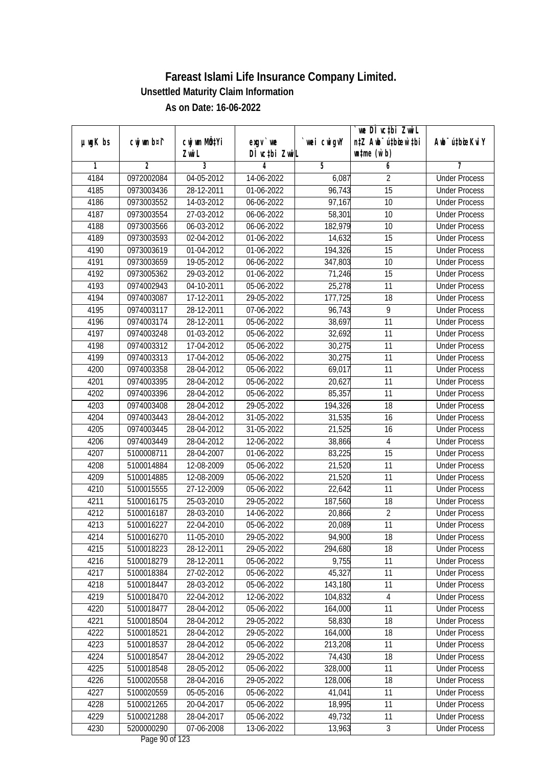# Fareast Islami Life Insurance Company Limited.

## Unsettled Maturity Claim Information

### As on Date: 16-06-2022

| µwgK bs | cwjwm b¤^i | cwjwm MÖn‡Yi ZvwiL | exgv `we DÌvc‡bi ZvwiL | `vwei cwigvY | `we DÌvc‡bi ZvwiL n‡Z Awb¯úbœ `v‡qi w`b (w`b) | Awb¯ú‡bœi KviY |
|---|---|---|---|---|---|---|
| 1 | 2 | 3 | 4 | 5 | 6 | 7 |
| 4184 | 0972002084 | 04-05-2012 | 14-06-2022 | 6,087 | 2 | Under Process |
| 4185 | 0973003436 | 28-12-2011 | 01-06-2022 | 96,743 | 15 | Under Process |
| 4186 | 0973003552 | 14-03-2012 | 06-06-2022 | 97,167 | 10 | Under Process |
| 4187 | 0973003554 | 27-03-2012 | 06-06-2022 | 58,301 | 10 | Under Process |
| 4188 | 0973003566 | 06-03-2012 | 06-06-2022 | 182,979 | 10 | Under Process |
| 4189 | 0973003593 | 02-04-2012 | 01-06-2022 | 14,632 | 15 | Under Process |
| 4190 | 0973003619 | 01-04-2012 | 01-06-2022 | 194,326 | 15 | Under Process |
| 4191 | 0973003659 | 19-05-2012 | 06-06-2022 | 347,803 | 10 | Under Process |
| 4192 | 0973005362 | 29-03-2012 | 01-06-2022 | 71,246 | 15 | Under Process |
| 4193 | 0974002943 | 04-10-2011 | 05-06-2022 | 25,278 | 11 | Under Process |
| 4194 | 0974003087 | 17-12-2011 | 29-05-2022 | 177,725 | 18 | Under Process |
| 4195 | 0974003117 | 28-12-2011 | 07-06-2022 | 96,743 | 9 | Under Process |
| 4196 | 0974003174 | 28-12-2011 | 05-06-2022 | 38,697 | 11 | Under Process |
| 4197 | 0974003248 | 01-03-2012 | 05-06-2022 | 32,692 | 11 | Under Process |
| 4198 | 0974003312 | 17-04-2012 | 05-06-2022 | 30,275 | 11 | Under Process |
| 4199 | 0974003313 | 17-04-2012 | 05-06-2022 | 30,275 | 11 | Under Process |
| 4200 | 0974003358 | 28-04-2012 | 05-06-2022 | 69,017 | 11 | Under Process |
| 4201 | 0974003395 | 28-04-2012 | 05-06-2022 | 20,627 | 11 | Under Process |
| 4202 | 0974003396 | 28-04-2012 | 05-06-2022 | 85,357 | 11 | Under Process |
| 4203 | 0974003408 | 28-04-2012 | 29-05-2022 | 194,326 | 18 | Under Process |
| 4204 | 0974003443 | 28-04-2012 | 31-05-2022 | 31,535 | 16 | Under Process |
| 4205 | 0974003445 | 28-04-2012 | 31-05-2022 | 21,525 | 16 | Under Process |
| 4206 | 0974003449 | 28-04-2012 | 12-06-2022 | 38,866 | 4 | Under Process |
| 4207 | 5100008711 | 28-04-2007 | 01-06-2022 | 83,225 | 15 | Under Process |
| 4208 | 5100014884 | 12-08-2009 | 05-06-2022 | 21,520 | 11 | Under Process |
| 4209 | 5100014885 | 12-08-2009 | 05-06-2022 | 21,520 | 11 | Under Process |
| 4210 | 5100015555 | 27-12-2009 | 05-06-2022 | 22,642 | 11 | Under Process |
| 4211 | 5100016175 | 25-03-2010 | 29-05-2022 | 187,560 | 18 | Under Process |
| 4212 | 5100016187 | 28-03-2010 | 14-06-2022 | 20,866 | 2 | Under Process |
| 4213 | 5100016227 | 22-04-2010 | 05-06-2022 | 20,089 | 11 | Under Process |
| 4214 | 5100016270 | 11-05-2010 | 29-05-2022 | 94,900 | 18 | Under Process |
| 4215 | 5100018223 | 28-12-2011 | 29-05-2022 | 294,680 | 18 | Under Process |
| 4216 | 5100018279 | 28-12-2011 | 05-06-2022 | 9,755 | 11 | Under Process |
| 4217 | 5100018384 | 27-02-2012 | 05-06-2022 | 45,327 | 11 | Under Process |
| 4218 | 5100018447 | 28-03-2012 | 05-06-2022 | 143,180 | 11 | Under Process |
| 4219 | 5100018470 | 22-04-2012 | 12-06-2022 | 104,832 | 4 | Under Process |
| 4220 | 5100018477 | 28-04-2012 | 05-06-2022 | 164,000 | 11 | Under Process |
| 4221 | 5100018504 | 28-04-2012 | 29-05-2022 | 58,830 | 18 | Under Process |
| 4222 | 5100018521 | 28-04-2012 | 29-05-2022 | 164,000 | 18 | Under Process |
| 4223 | 5100018537 | 28-04-2012 | 05-06-2022 | 213,208 | 11 | Under Process |
| 4224 | 5100018547 | 28-04-2012 | 29-05-2022 | 74,430 | 18 | Under Process |
| 4225 | 5100018548 | 28-05-2012 | 05-06-2022 | 328,000 | 11 | Under Process |
| 4226 | 5100020558 | 28-04-2016 | 29-05-2022 | 128,006 | 18 | Under Process |
| 4227 | 5100020559 | 05-05-2016 | 05-06-2022 | 41,041 | 11 | Under Process |
| 4228 | 5100021265 | 20-04-2017 | 05-06-2022 | 18,995 | 11 | Under Process |
| 4229 | 5100021288 | 28-04-2017 | 05-06-2022 | 49,732 | 11 | Under Process |
| 4230 | 5200000290 | 07-06-2008 | 13-06-2022 | 13,963 | 3 | Under Process |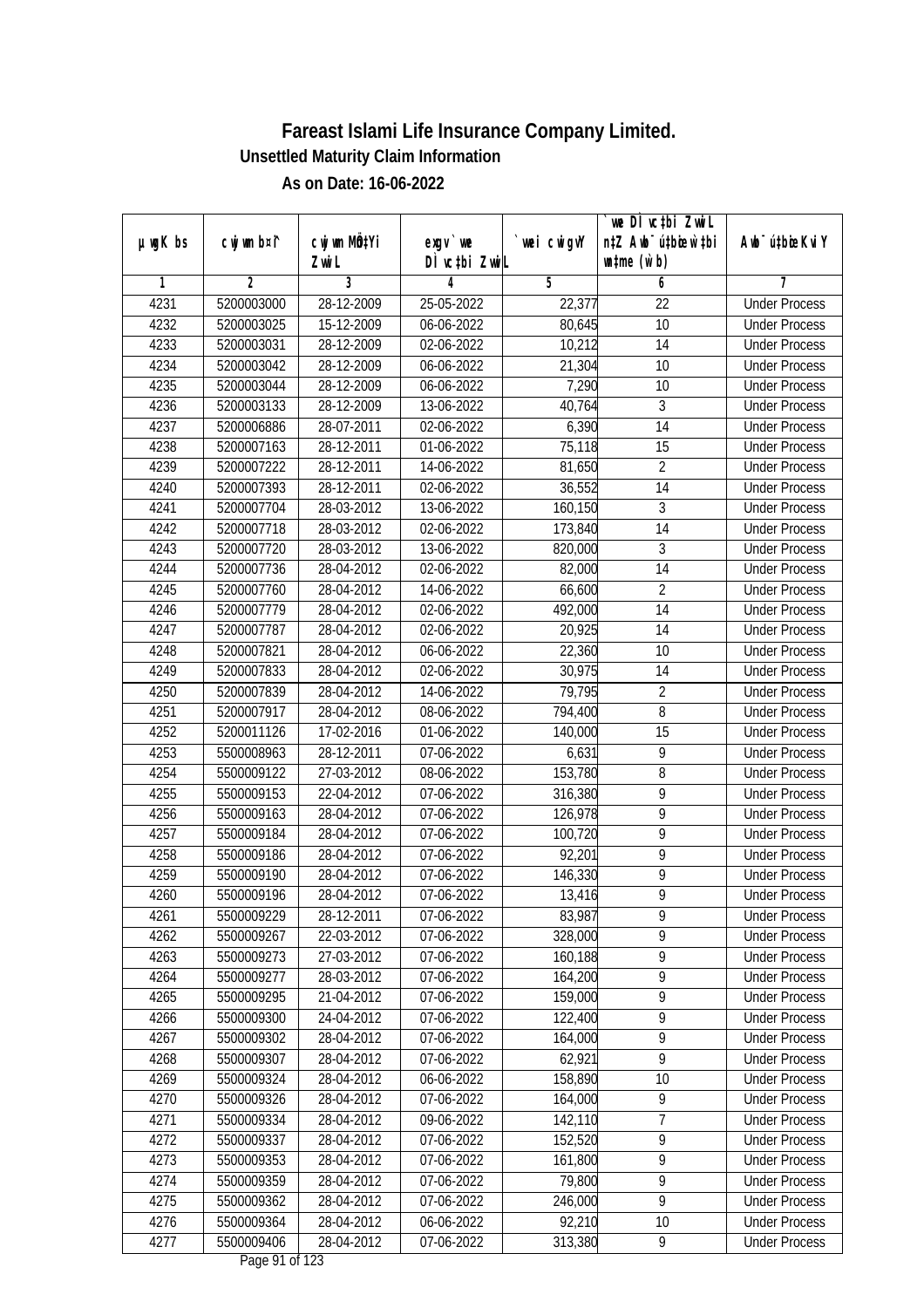# Fareast Islami Life Insurance Company Limited.

**Unsettled Maturity Claim Information**

**As on Date: 16-06-2022**

| µwgK bs | cwjwm b¤^i | cwjwm MÖn‡Yi ZvwiL | exgv`vwe DÌvc‡bi ZvwiL | `vwei cwigvY | `vwe DÌvc‡bi ZvwiL n‡Z Awb¯úbœ `vwei w`‡bi msL¨v (w`b) | Awb¯ú‡bœi KviY |
|---|---|---|---|---|---|---|
| 1 | 2 | 3 | 4 | 5 | 6 | 7 |
| 4231 | 5200003000 | 28-12-2009 | 25-05-2022 | 22,377 | 22 | Under Process |
| 4232 | 5200003025 | 15-12-2009 | 06-06-2022 | 80,645 | 10 | Under Process |
| 4233 | 5200003031 | 28-12-2009 | 02-06-2022 | 10,212 | 14 | Under Process |
| 4234 | 5200003042 | 28-12-2009 | 06-06-2022 | 21,304 | 10 | Under Process |
| 4235 | 5200003044 | 28-12-2009 | 06-06-2022 | 7,290 | 10 | Under Process |
| 4236 | 5200003133 | 28-12-2009 | 13-06-2022 | 40,764 | 3 | Under Process |
| 4237 | 5200006886 | 28-07-2011 | 02-06-2022 | 6,390 | 14 | Under Process |
| 4238 | 5200007163 | 28-12-2011 | 01-06-2022 | 75,118 | 15 | Under Process |
| 4239 | 5200007222 | 28-12-2011 | 14-06-2022 | 81,650 | 2 | Under Process |
| 4240 | 5200007393 | 28-12-2011 | 02-06-2022 | 36,552 | 14 | Under Process |
| 4241 | 5200007704 | 28-03-2012 | 13-06-2022 | 160,150 | 3 | Under Process |
| 4242 | 5200007718 | 28-03-2012 | 02-06-2022 | 173,840 | 14 | Under Process |
| 4243 | 5200007720 | 28-03-2012 | 13-06-2022 | 820,000 | 3 | Under Process |
| 4244 | 5200007736 | 28-04-2012 | 02-06-2022 | 82,000 | 14 | Under Process |
| 4245 | 5200007760 | 28-04-2012 | 14-06-2022 | 66,600 | 2 | Under Process |
| 4246 | 5200007779 | 28-04-2012 | 02-06-2022 | 492,000 | 14 | Under Process |
| 4247 | 5200007787 | 28-04-2012 | 02-06-2022 | 20,925 | 14 | Under Process |
| 4248 | 5200007821 | 28-04-2012 | 06-06-2022 | 22,360 | 10 | Under Process |
| 4249 | 5200007833 | 28-04-2012 | 02-06-2022 | 30,975 | 14 | Under Process |
| 4250 | 5200007839 | 28-04-2012 | 14-06-2022 | 79,795 | 2 | Under Process |
| 4251 | 5200007917 | 28-04-2012 | 08-06-2022 | 794,400 | 8 | Under Process |
| 4252 | 5200011126 | 17-02-2016 | 01-06-2022 | 140,000 | 15 | Under Process |
| 4253 | 5500008963 | 28-12-2011 | 07-06-2022 | 6,631 | 9 | Under Process |
| 4254 | 5500009122 | 27-03-2012 | 08-06-2022 | 153,780 | 8 | Under Process |
| 4255 | 5500009153 | 22-04-2012 | 07-06-2022 | 316,380 | 9 | Under Process |
| 4256 | 5500009163 | 28-04-2012 | 07-06-2022 | 126,978 | 9 | Under Process |
| 4257 | 5500009184 | 28-04-2012 | 07-06-2022 | 100,720 | 9 | Under Process |
| 4258 | 5500009186 | 28-04-2012 | 07-06-2022 | 92,201 | 9 | Under Process |
| 4259 | 5500009190 | 28-04-2012 | 07-06-2022 | 146,330 | 9 | Under Process |
| 4260 | 5500009196 | 28-04-2012 | 07-06-2022 | 13,416 | 9 | Under Process |
| 4261 | 5500009229 | 28-12-2011 | 07-06-2022 | 83,987 | 9 | Under Process |
| 4262 | 5500009267 | 22-03-2012 | 07-06-2022 | 328,000 | 9 | Under Process |
| 4263 | 5500009273 | 27-03-2012 | 07-06-2022 | 160,188 | 9 | Under Process |
| 4264 | 5500009277 | 28-03-2012 | 07-06-2022 | 164,200 | 9 | Under Process |
| 4265 | 5500009295 | 21-04-2012 | 07-06-2022 | 159,000 | 9 | Under Process |
| 4266 | 5500009300 | 24-04-2012 | 07-06-2022 | 122,400 | 9 | Under Process |
| 4267 | 5500009302 | 28-04-2012 | 07-06-2022 | 164,000 | 9 | Under Process |
| 4268 | 5500009307 | 28-04-2012 | 07-06-2022 | 62,921 | 9 | Under Process |
| 4269 | 5500009324 | 28-04-2012 | 06-06-2022 | 158,890 | 10 | Under Process |
| 4270 | 5500009326 | 28-04-2012 | 07-06-2022 | 164,000 | 9 | Under Process |
| 4271 | 5500009334 | 28-04-2012 | 09-06-2022 | 142,110 | 7 | Under Process |
| 4272 | 5500009337 | 28-04-2012 | 07-06-2022 | 152,520 | 9 | Under Process |
| 4273 | 5500009353 | 28-04-2012 | 07-06-2022 | 161,800 | 9 | Under Process |
| 4274 | 5500009359 | 28-04-2012 | 07-06-2022 | 79,800 | 9 | Under Process |
| 4275 | 5500009362 | 28-04-2012 | 07-06-2022 | 246,000 | 9 | Under Process |
| 4276 | 5500009364 | 28-04-2012 | 06-06-2022 | 92,210 | 10 | Under Process |
| 4277 | 5500009406 | 28-04-2012 | 07-06-2022 | 313,380 | 9 | Under Process |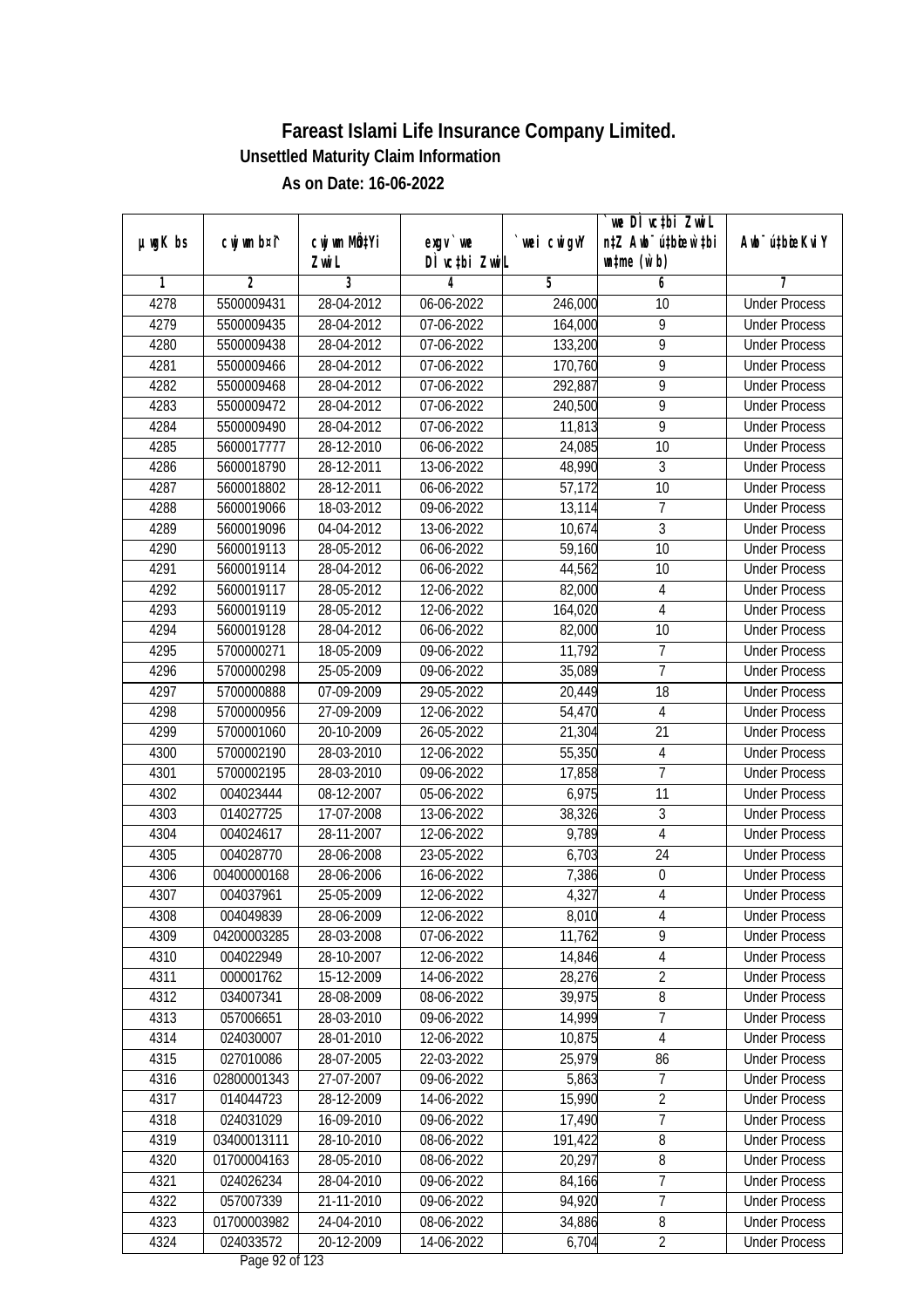# Fareast Islami Life Insurance Company Limited.

### Unsettled Maturity Claim Information

### As on Date: 16-06-2022

| µwgK bs | cwjwm bs¨ | cwjwm MÖn‡Yi ZvwiL | exgv `vwe DÌvc‡bi ZvwiL | `vwei cwigvY | `vwe DÌvc‡bi ZvwiL n‡Z Awb¯úbœ `vwei w`b (w`b) | Awb¯úbœi KviY |
|---|---|---|---|---|---|---|
| 1 | 2 | 3 | 4 | 5 | 6 | 7 |
| 4278 | 5500009431 | 28-04-2012 | 06-06-2022 | 246,000 | 10 | Under Process |
| 4279 | 5500009435 | 28-04-2012 | 07-06-2022 | 164,000 | 9 | Under Process |
| 4280 | 5500009438 | 28-04-2012 | 07-06-2022 | 133,200 | 9 | Under Process |
| 4281 | 5500009466 | 28-04-2012 | 07-06-2022 | 170,760 | 9 | Under Process |
| 4282 | 5500009468 | 28-04-2012 | 07-06-2022 | 292,887 | 9 | Under Process |
| 4283 | 5500009472 | 28-04-2012 | 07-06-2022 | 240,500 | 9 | Under Process |
| 4284 | 5500009490 | 28-04-2012 | 07-06-2022 | 11,813 | 9 | Under Process |
| 4285 | 5600017777 | 28-12-2010 | 06-06-2022 | 24,085 | 10 | Under Process |
| 4286 | 5600018790 | 28-12-2011 | 13-06-2022 | 48,990 | 3 | Under Process |
| 4287 | 5600018802 | 28-12-2011 | 06-06-2022 | 57,172 | 10 | Under Process |
| 4288 | 5600019066 | 18-03-2012 | 09-06-2022 | 13,114 | 7 | Under Process |
| 4289 | 5600019096 | 04-04-2012 | 13-06-2022 | 10,674 | 3 | Under Process |
| 4290 | 5600019113 | 28-05-2012 | 06-06-2022 | 59,160 | 10 | Under Process |
| 4291 | 5600019114 | 28-04-2012 | 06-06-2022 | 44,562 | 10 | Under Process |
| 4292 | 5600019117 | 28-05-2012 | 12-06-2022 | 82,000 | 4 | Under Process |
| 4293 | 5600019119 | 28-05-2012 | 12-06-2022 | 164,020 | 4 | Under Process |
| 4294 | 5600019128 | 28-04-2012 | 06-06-2022 | 82,000 | 10 | Under Process |
| 4295 | 5700000271 | 18-05-2009 | 09-06-2022 | 11,792 | 7 | Under Process |
| 4296 | 5700000298 | 25-05-2009 | 09-06-2022 | 35,089 | 7 | Under Process |
| 4297 | 5700000888 | 07-09-2009 | 29-05-2022 | 20,449 | 18 | Under Process |
| 4298 | 5700000956 | 27-09-2009 | 12-06-2022 | 54,470 | 4 | Under Process |
| 4299 | 5700001060 | 20-10-2009 | 26-05-2022 | 21,304 | 21 | Under Process |
| 4300 | 5700002190 | 28-03-2010 | 12-06-2022 | 55,350 | 4 | Under Process |
| 4301 | 5700002195 | 28-03-2010 | 09-06-2022 | 17,858 | 7 | Under Process |
| 4302 | 004023444 | 08-12-2007 | 05-06-2022 | 6,975 | 11 | Under Process |
| 4303 | 014027725 | 17-07-2008 | 13-06-2022 | 38,326 | 3 | Under Process |
| 4304 | 004024617 | 28-11-2007 | 12-06-2022 | 9,789 | 4 | Under Process |
| 4305 | 004028770 | 28-06-2008 | 23-05-2022 | 6,703 | 24 | Under Process |
| 4306 | 00400000168 | 28-06-2006 | 16-06-2022 | 7,386 | 0 | Under Process |
| 4307 | 004037961 | 25-05-2009 | 12-06-2022 | 4,327 | 4 | Under Process |
| 4308 | 004049839 | 28-06-2009 | 12-06-2022 | 8,010 | 4 | Under Process |
| 4309 | 04200003285 | 28-03-2008 | 07-06-2022 | 11,762 | 9 | Under Process |
| 4310 | 004022949 | 28-10-2007 | 12-06-2022 | 14,846 | 4 | Under Process |
| 4311 | 000001762 | 15-12-2009 | 14-06-2022 | 28,276 | 2 | Under Process |
| 4312 | 034007341 | 28-08-2009 | 08-06-2022 | 39,975 | 8 | Under Process |
| 4313 | 057006651 | 28-03-2010 | 09-06-2022 | 14,999 | 7 | Under Process |
| 4314 | 024030007 | 28-01-2010 | 12-06-2022 | 10,875 | 4 | Under Process |
| 4315 | 027010086 | 28-07-2005 | 22-03-2022 | 25,979 | 86 | Under Process |
| 4316 | 02800001343 | 27-07-2007 | 09-06-2022 | 5,863 | 7 | Under Process |
| 4317 | 014044723 | 28-12-2009 | 14-06-2022 | 15,990 | 2 | Under Process |
| 4318 | 024031029 | 16-09-2010 | 09-06-2022 | 17,490 | 7 | Under Process |
| 4319 | 03400013111 | 28-10-2010 | 08-06-2022 | 191,422 | 8 | Under Process |
| 4320 | 01700004163 | 28-05-2010 | 08-06-2022 | 20,297 | 8 | Under Process |
| 4321 | 024026234 | 28-04-2010 | 09-06-2022 | 84,166 | 7 | Under Process |
| 4322 | 057007339 | 21-11-2010 | 09-06-2022 | 94,920 | 7 | Under Process |
| 4323 | 01700003982 | 24-04-2010 | 08-06-2022 | 34,886 | 8 | Under Process |
| 4324 | 024033572 | 20-12-2009 | 14-06-2022 | 6,704 | 2 | Under Process |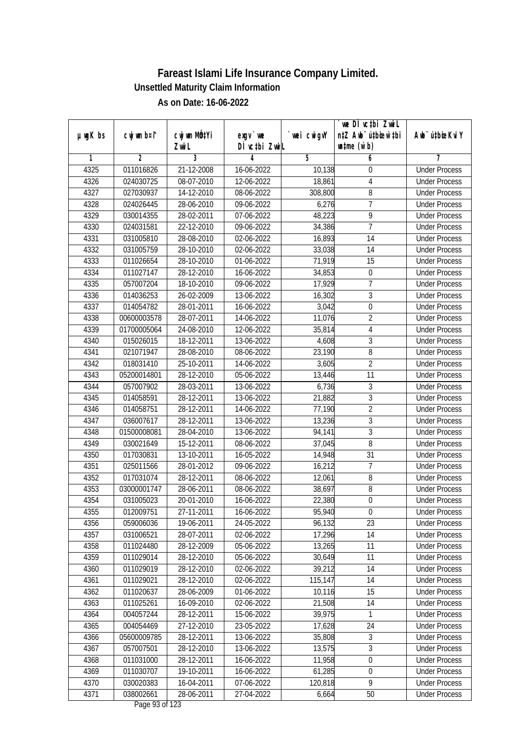# Fareast Islami Life Insurance Company Limited.

## Unsettled Maturity Claim Information

### As on Date: 16-06-2022

| µwgK bs | cwjwm b¤î | cwjwm MÖn‡Yi ZvwiL | exgv`wei DÌvc‡bi ZvwiL | `vwei cwigvY | `vwe DÌvc‡bi ZvwiL n‡Z Awb¯úwËi wbwg‡Ë mgq (w`b) | Awb¯úwËi KviY |
|---|---|---|---|---|---|---|
| 1 | 2 | 3 | 4 | 5 | 6 | 7 |
| 4325 | 011016826 | 21-12-2008 | 16-06-2022 | 10,138 | 0 | Under Process |
| 4326 | 024030725 | 08-07-2010 | 12-06-2022 | 18,861 | 4 | Under Process |
| 4327 | 027030937 | 14-12-2010 | 08-06-2022 | 308,800 | 8 | Under Process |
| 4328 | 024026445 | 28-06-2010 | 09-06-2022 | 6,276 | 7 | Under Process |
| 4329 | 030014355 | 28-02-2011 | 07-06-2022 | 48,223 | 9 | Under Process |
| 4330 | 024031581 | 22-12-2010 | 09-06-2022 | 34,386 | 7 | Under Process |
| 4331 | 031005810 | 28-08-2010 | 02-06-2022 | 16,893 | 14 | Under Process |
| 4332 | 031005759 | 28-10-2010 | 02-06-2022 | 33,038 | 14 | Under Process |
| 4333 | 011026654 | 28-10-2010 | 01-06-2022 | 71,919 | 15 | Under Process |
| 4334 | 011027147 | 28-12-2010 | 16-06-2022 | 34,853 | 0 | Under Process |
| 4335 | 057007204 | 18-10-2010 | 09-06-2022 | 17,929 | 7 | Under Process |
| 4336 | 014036253 | 26-02-2009 | 13-06-2022 | 16,302 | 3 | Under Process |
| 4337 | 014054782 | 28-01-2011 | 16-06-2022 | 3,042 | 0 | Under Process |
| 4338 | 00600003578 | 28-07-2011 | 14-06-2022 | 11,076 | 2 | Under Process |
| 4339 | 01700005064 | 24-08-2010 | 12-06-2022 | 35,814 | 4 | Under Process |
| 4340 | 015026015 | 18-12-2011 | 13-06-2022 | 4,608 | 3 | Under Process |
| 4341 | 021071947 | 28-08-2010 | 08-06-2022 | 23,190 | 8 | Under Process |
| 4342 | 018031410 | 25-10-2011 | 14-06-2022 | 3,605 | 2 | Under Process |
| 4343 | 05200014801 | 28-12-2010 | 05-06-2022 | 13,446 | 11 | Under Process |
| 4344 | 057007902 | 28-03-2011 | 13-06-2022 | 6,736 | 3 | Under Process |
| 4345 | 014058591 | 28-12-2011 | 13-06-2022 | 21,882 | 3 | Under Process |
| 4346 | 014058751 | 28-12-2011 | 14-06-2022 | 77,190 | 2 | Under Process |
| 4347 | 036007617 | 28-12-2011 | 13-06-2022 | 13,236 | 3 | Under Process |
| 4348 | 01500008081 | 28-04-2010 | 13-06-2022 | 94,141 | 3 | Under Process |
| 4349 | 030021649 | 15-12-2011 | 08-06-2022 | 37,045 | 8 | Under Process |
| 4350 | 017030831 | 13-10-2011 | 16-05-2022 | 14,948 | 31 | Under Process |
| 4351 | 025011566 | 28-01-2012 | 09-06-2022 | 16,212 | 7 | Under Process |
| 4352 | 017031074 | 28-12-2011 | 08-06-2022 | 12,061 | 8 | Under Process |
| 4353 | 03000001747 | 28-06-2011 | 08-06-2022 | 38,697 | 8 | Under Process |
| 4354 | 031005023 | 20-01-2010 | 16-06-2022 | 22,380 | 0 | Under Process |
| 4355 | 012009751 | 27-11-2011 | 16-06-2022 | 95,940 | 0 | Under Process |
| 4356 | 059006036 | 19-06-2011 | 24-05-2022 | 96,132 | 23 | Under Process |
| 4357 | 031006521 | 28-07-2011 | 02-06-2022 | 17,296 | 14 | Under Process |
| 4358 | 011024480 | 28-12-2009 | 05-06-2022 | 13,265 | 11 | Under Process |
| 4359 | 011029014 | 28-12-2010 | 05-06-2022 | 30,649 | 11 | Under Process |
| 4360 | 011029019 | 28-12-2010 | 02-06-2022 | 39,212 | 14 | Under Process |
| 4361 | 011029021 | 28-12-2010 | 02-06-2022 | 115,147 | 14 | Under Process |
| 4362 | 011020637 | 28-06-2009 | 01-06-2022 | 10,116 | 15 | Under Process |
| 4363 | 011025261 | 16-09-2010 | 02-06-2022 | 21,508 | 14 | Under Process |
| 4364 | 004057244 | 28-12-2011 | 15-06-2022 | 39,975 | 1 | Under Process |
| 4365 | 004054469 | 27-12-2010 | 23-05-2022 | 17,628 | 24 | Under Process |
| 4366 | 05600009785 | 28-12-2011 | 13-06-2022 | 35,808 | 3 | Under Process |
| 4367 | 057007501 | 28-12-2010 | 13-06-2022 | 13,575 | 3 | Under Process |
| 4368 | 011031000 | 28-12-2011 | 16-06-2022 | 11,958 | 0 | Under Process |
| 4369 | 011030707 | 19-10-2011 | 16-06-2022 | 61,285 | 0 | Under Process |
| 4370 | 030020383 | 16-04-2011 | 07-06-2022 | 120,818 | 9 | Under Process |
| 4371 | 038002661 | 28-06-2011 | 27-04-2022 | 6,664 | 50 | Under Process |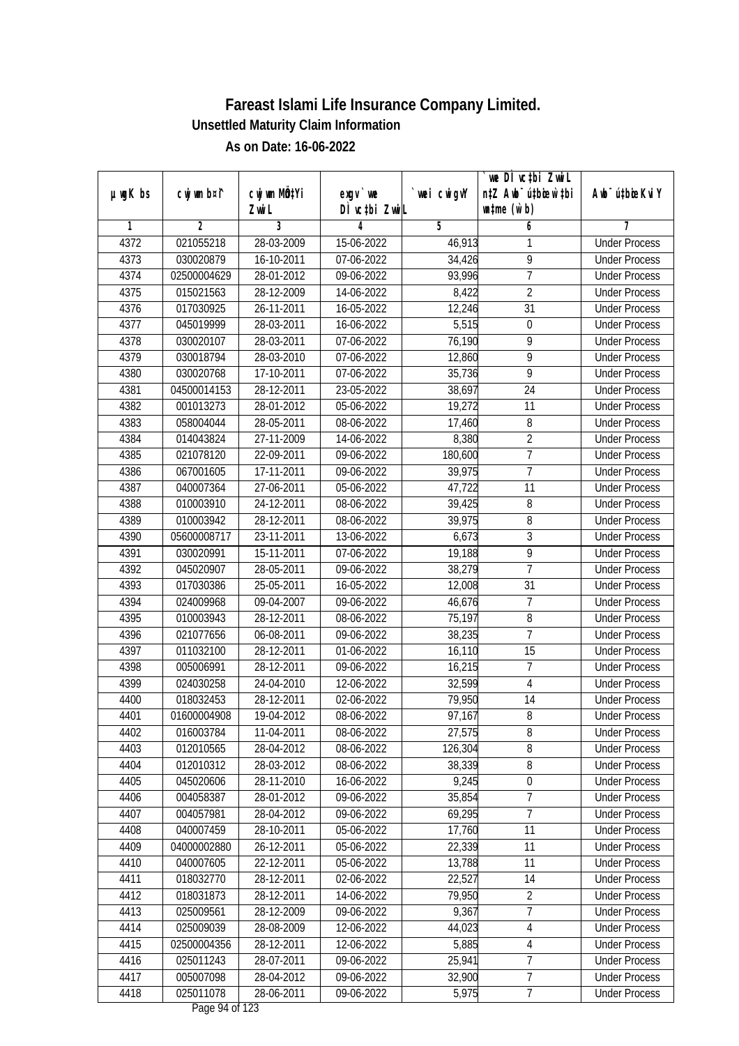# Fareast Islami Life Insurance Company Limited.

### Unsettled Maturity Claim Information

### As on Date: 16-06-2022

| µwgK bs | cwjwm b¤^i | cwjwm MÖn‡Yi ZvwiL | exgv`we DÌvc‡bi ZvwiL | `vwei cwigvY | `vwe DÌvc‡bi ZvwiL n‡Z Awb¯úbœ `vwei wbb mgq (w`b) | Awb¯úbœ KviY |
|---|---|---|---|---|---|---|
| 1 | 2 | 3 | 4 | 5 | 6 | 7 |
| 4372 | 021055218 | 28-03-2009 | 15-06-2022 | 46,913 | 1 | Under Process |
| 4373 | 030020879 | 16-10-2011 | 07-06-2022 | 34,426 | 9 | Under Process |
| 4374 | 02500004629 | 28-01-2012 | 09-06-2022 | 93,996 | 7 | Under Process |
| 4375 | 015021563 | 28-12-2009 | 14-06-2022 | 8,422 | 2 | Under Process |
| 4376 | 017030925 | 26-11-2011 | 16-05-2022 | 12,246 | 31 | Under Process |
| 4377 | 045019999 | 28-03-2011 | 16-06-2022 | 5,515 | 0 | Under Process |
| 4378 | 030020107 | 28-03-2011 | 07-06-2022 | 76,190 | 9 | Under Process |
| 4379 | 030018794 | 28-03-2010 | 07-06-2022 | 12,860 | 9 | Under Process |
| 4380 | 030020768 | 17-10-2011 | 07-06-2022 | 35,736 | 9 | Under Process |
| 4381 | 04500014153 | 28-12-2011 | 23-05-2022 | 38,697 | 24 | Under Process |
| 4382 | 001013273 | 28-01-2012 | 05-06-2022 | 19,272 | 11 | Under Process |
| 4383 | 058004044 | 28-05-2011 | 08-06-2022 | 17,460 | 8 | Under Process |
| 4384 | 014043824 | 27-11-2009 | 14-06-2022 | 8,380 | 2 | Under Process |
| 4385 | 021078120 | 22-09-2011 | 09-06-2022 | 180,600 | 7 | Under Process |
| 4386 | 067001605 | 17-11-2011 | 09-06-2022 | 39,975 | 7 | Under Process |
| 4387 | 040007364 | 27-06-2011 | 05-06-2022 | 47,722 | 11 | Under Process |
| 4388 | 010003910 | 24-12-2011 | 08-06-2022 | 39,425 | 8 | Under Process |
| 4389 | 010003942 | 28-12-2011 | 08-06-2022 | 39,975 | 8 | Under Process |
| 4390 | 05600008717 | 23-11-2011 | 13-06-2022 | 6,673 | 3 | Under Process |
| 4391 | 030020991 | 15-11-2011 | 07-06-2022 | 19,188 | 9 | Under Process |
| 4392 | 045020907 | 28-05-2011 | 09-06-2022 | 38,279 | 7 | Under Process |
| 4393 | 017030386 | 25-05-2011 | 16-05-2022 | 12,008 | 31 | Under Process |
| 4394 | 024009968 | 09-04-2007 | 09-06-2022 | 46,676 | 7 | Under Process |
| 4395 | 010003943 | 28-12-2011 | 08-06-2022 | 75,197 | 8 | Under Process |
| 4396 | 021077656 | 06-08-2011 | 09-06-2022 | 38,235 | 7 | Under Process |
| 4397 | 011032100 | 28-12-2011 | 01-06-2022 | 16,110 | 15 | Under Process |
| 4398 | 005006991 | 28-12-2011 | 09-06-2022 | 16,215 | 7 | Under Process |
| 4399 | 024030258 | 24-04-2010 | 12-06-2022 | 32,599 | 4 | Under Process |
| 4400 | 018032453 | 28-12-2011 | 02-06-2022 | 79,950 | 14 | Under Process |
| 4401 | 01600004908 | 19-04-2012 | 08-06-2022 | 97,167 | 8 | Under Process |
| 4402 | 016003784 | 11-04-2011 | 08-06-2022 | 27,575 | 8 | Under Process |
| 4403 | 012010565 | 28-04-2012 | 08-06-2022 | 126,304 | 8 | Under Process |
| 4404 | 012010312 | 28-03-2012 | 08-06-2022 | 38,339 | 8 | Under Process |
| 4405 | 045020606 | 28-11-2010 | 16-06-2022 | 9,245 | 0 | Under Process |
| 4406 | 004058387 | 28-01-2012 | 09-06-2022 | 35,854 | 7 | Under Process |
| 4407 | 004057981 | 28-04-2012 | 09-06-2022 | 69,295 | 7 | Under Process |
| 4408 | 040007459 | 28-10-2011 | 05-06-2022 | 17,760 | 11 | Under Process |
| 4409 | 04000002880 | 26-12-2011 | 05-06-2022 | 22,339 | 11 | Under Process |
| 4410 | 040007605 | 22-12-2011 | 05-06-2022 | 13,788 | 11 | Under Process |
| 4411 | 018032770 | 28-12-2011 | 02-06-2022 | 22,527 | 14 | Under Process |
| 4412 | 018031873 | 28-12-2011 | 14-06-2022 | 79,950 | 2 | Under Process |
| 4413 | 025009561 | 28-12-2009 | 09-06-2022 | 9,367 | 7 | Under Process |
| 4414 | 025009039 | 28-08-2009 | 12-06-2022 | 44,023 | 4 | Under Process |
| 4415 | 02500004356 | 28-12-2011 | 12-06-2022 | 5,885 | 4 | Under Process |
| 4416 | 025011243 | 28-07-2011 | 09-06-2022 | 25,941 | 7 | Under Process |
| 4417 | 005007098 | 28-04-2012 | 09-06-2022 | 32,900 | 7 | Under Process |
| 4418 | 025011078 | 28-06-2011 | 09-06-2022 | 5,975 | 7 | Under Process |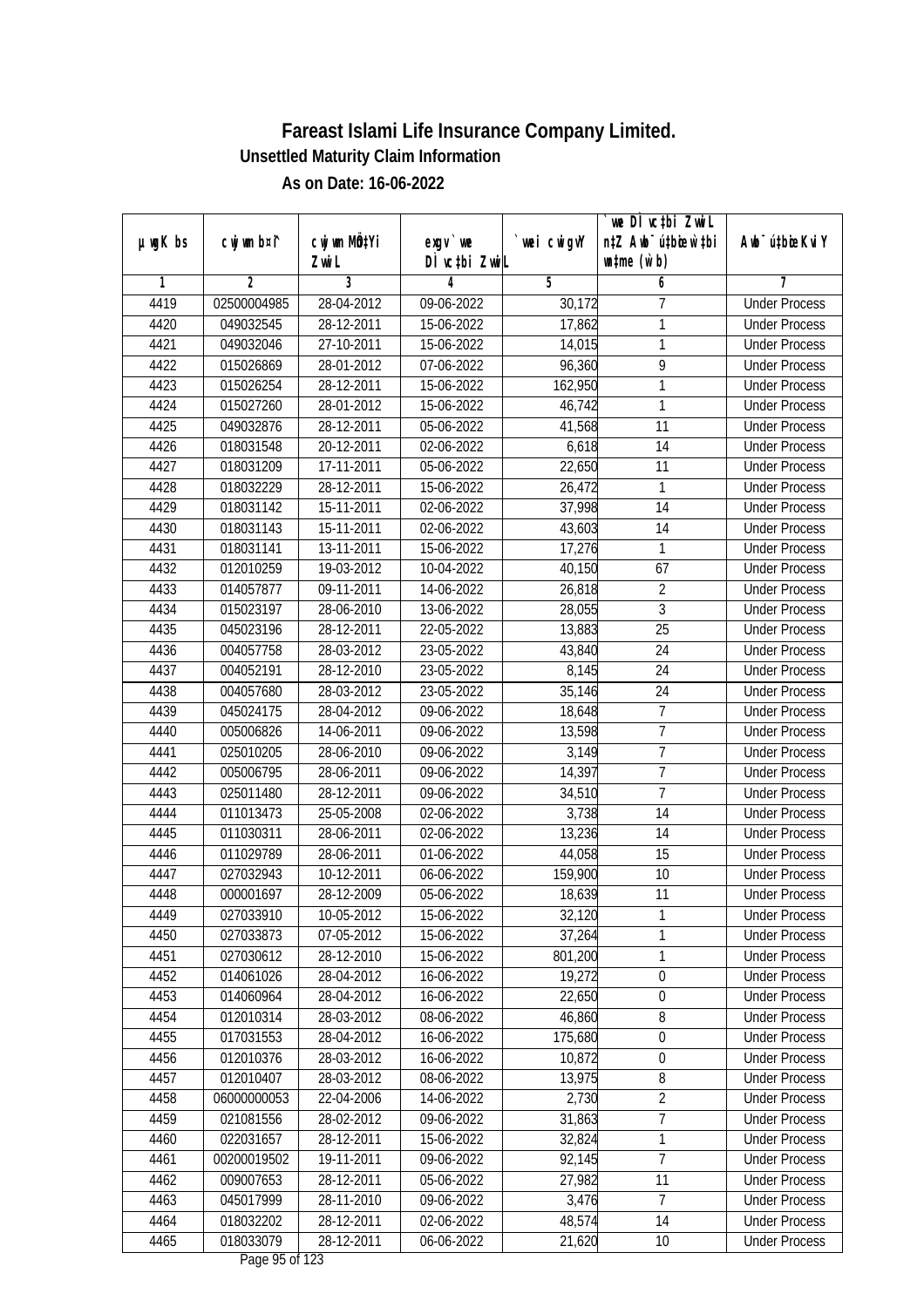# Fareast Islami Life Insurance Company Limited.

**Unsettled Maturity Claim Information**

**As on Date: 16-06-2022**

| µwgK bs | cwjwm b¤^i | cwjwm MÖn‡Yi ZvwiL | exgv`vwe DÌvc‡bi ZvwiL | `vwei cwigvY | `vwe DÌvc‡bi ZvwiL n‡Z Awb¯úbœ `vwei mgqKvj (w`b) | Awb¯ú‡bœi KviY |
|---|---|---|---|---|---|---|
| 1 | 2 | 3 | 4 | 5 | 6 | 7 |
| 4419 | 02500004985 | 28-04-2012 | 09-06-2022 | 30,172 | 7 | Under Process |
| 4420 | 049032545 | 28-12-2011 | 15-06-2022 | 17,862 | 1 | Under Process |
| 4421 | 049032046 | 27-10-2011 | 15-06-2022 | 14,015 | 1 | Under Process |
| 4422 | 015026869 | 28-01-2012 | 07-06-2022 | 96,360 | 9 | Under Process |
| 4423 | 015026254 | 28-12-2011 | 15-06-2022 | 162,950 | 1 | Under Process |
| 4424 | 015027260 | 28-01-2012 | 15-06-2022 | 46,742 | 1 | Under Process |
| 4425 | 049032876 | 28-12-2011 | 05-06-2022 | 41,568 | 11 | Under Process |
| 4426 | 018031548 | 20-12-2011 | 02-06-2022 | 6,618 | 14 | Under Process |
| 4427 | 018031209 | 17-11-2011 | 05-06-2022 | 22,650 | 11 | Under Process |
| 4428 | 018032229 | 28-12-2011 | 15-06-2022 | 26,472 | 1 | Under Process |
| 4429 | 018031142 | 15-11-2011 | 02-06-2022 | 37,998 | 14 | Under Process |
| 4430 | 018031143 | 15-11-2011 | 02-06-2022 | 43,603 | 14 | Under Process |
| 4431 | 018031141 | 13-11-2011 | 15-06-2022 | 17,276 | 1 | Under Process |
| 4432 | 012010259 | 19-03-2012 | 10-04-2022 | 40,150 | 67 | Under Process |
| 4433 | 014057877 | 09-11-2011 | 14-06-2022 | 26,818 | 2 | Under Process |
| 4434 | 015023197 | 28-06-2010 | 13-06-2022 | 28,055 | 3 | Under Process |
| 4435 | 045023196 | 28-12-2011 | 22-05-2022 | 13,883 | 25 | Under Process |
| 4436 | 004057758 | 28-03-2012 | 23-05-2022 | 43,840 | 24 | Under Process |
| 4437 | 004052191 | 28-12-2010 | 23-05-2022 | 8,145 | 24 | Under Process |
| 4438 | 004057680 | 28-03-2012 | 23-05-2022 | 35,146 | 24 | Under Process |
| 4439 | 045024175 | 28-04-2012 | 09-06-2022 | 18,648 | 7 | Under Process |
| 4440 | 005006826 | 14-06-2011 | 09-06-2022 | 13,598 | 7 | Under Process |
| 4441 | 025010205 | 28-06-2010 | 09-06-2022 | 3,149 | 7 | Under Process |
| 4442 | 005006795 | 28-06-2011 | 09-06-2022 | 14,397 | 7 | Under Process |
| 4443 | 025011480 | 28-12-2011 | 09-06-2022 | 34,510 | 7 | Under Process |
| 4444 | 011013473 | 25-05-2008 | 02-06-2022 | 3,738 | 14 | Under Process |
| 4445 | 011030311 | 28-06-2011 | 02-06-2022 | 13,236 | 14 | Under Process |
| 4446 | 011029789 | 28-06-2011 | 01-06-2022 | 44,058 | 15 | Under Process |
| 4447 | 027032943 | 10-12-2011 | 06-06-2022 | 159,900 | 10 | Under Process |
| 4448 | 000001697 | 28-12-2009 | 05-06-2022 | 18,639 | 11 | Under Process |
| 4449 | 027033910 | 10-05-2012 | 15-06-2022 | 32,120 | 1 | Under Process |
| 4450 | 027033873 | 07-05-2012 | 15-06-2022 | 37,264 | 1 | Under Process |
| 4451 | 027030612 | 28-12-2010 | 15-06-2022 | 801,200 | 1 | Under Process |
| 4452 | 014061026 | 28-04-2012 | 16-06-2022 | 19,272 | 0 | Under Process |
| 4453 | 014060964 | 28-04-2012 | 16-06-2022 | 22,650 | 0 | Under Process |
| 4454 | 012010314 | 28-03-2012 | 08-06-2022 | 46,860 | 8 | Under Process |
| 4455 | 017031553 | 28-04-2012 | 16-06-2022 | 175,680 | 0 | Under Process |
| 4456 | 012010376 | 28-03-2012 | 16-06-2022 | 10,872 | 0 | Under Process |
| 4457 | 012010407 | 28-03-2012 | 08-06-2022 | 13,975 | 8 | Under Process |
| 4458 | 06000000053 | 22-04-2006 | 14-06-2022 | 2,730 | 2 | Under Process |
| 4459 | 021081556 | 28-02-2012 | 09-06-2022 | 31,863 | 7 | Under Process |
| 4460 | 022031657 | 28-12-2011 | 15-06-2022 | 32,824 | 1 | Under Process |
| 4461 | 00200019502 | 19-11-2011 | 09-06-2022 | 92,145 | 7 | Under Process |
| 4462 | 009007653 | 28-12-2011 | 05-06-2022 | 27,982 | 11 | Under Process |
| 4463 | 045017999 | 28-11-2010 | 09-06-2022 | 3,476 | 7 | Under Process |
| 4464 | 018032202 | 28-12-2011 | 02-06-2022 | 48,574 | 14 | Under Process |
| 4465 | 018033079 | 28-12-2011 | 06-06-2022 | 21,620 | 10 | Under Process |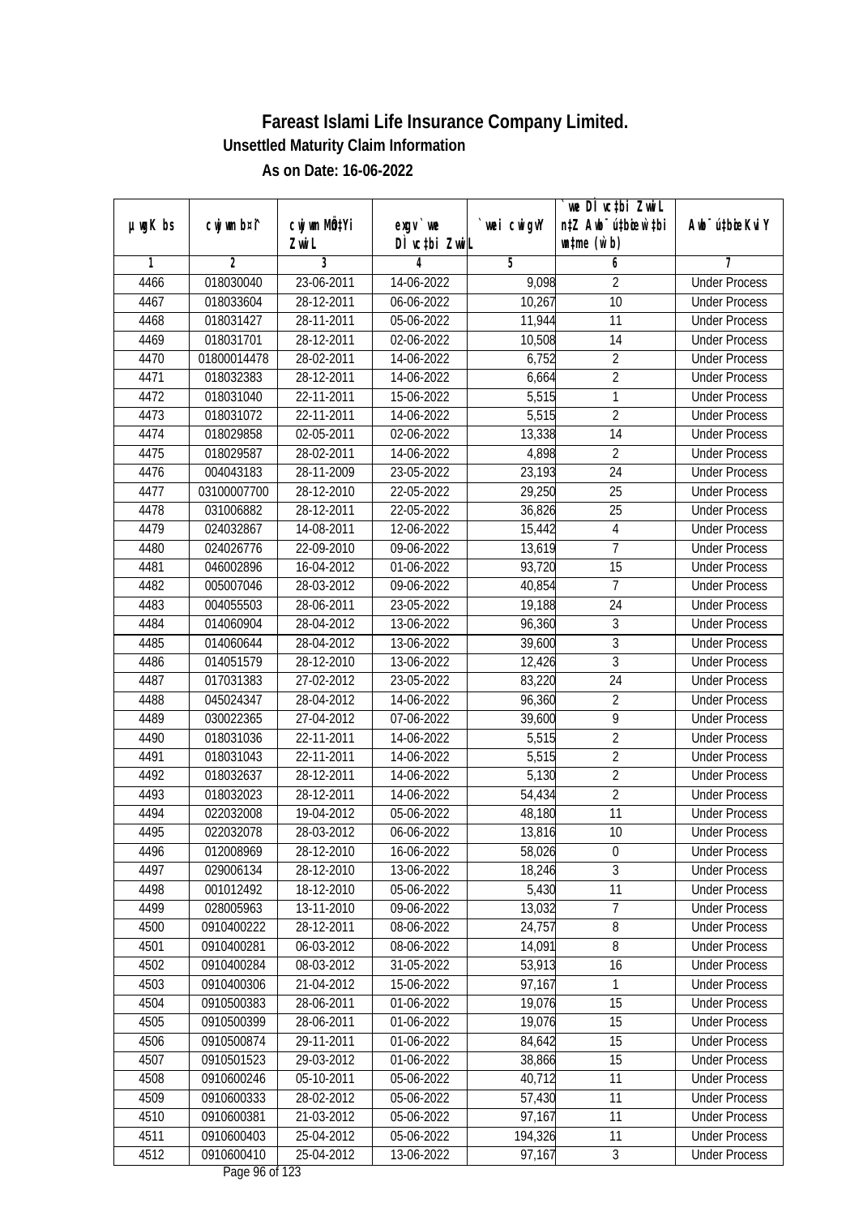# Fareast Islami Life Insurance Company Limited.

**Unsettled Maturity Claim Information**

**As on Date: 16-06-2022**

| µwgK bs | cwjwm b¤^i | cwjwm MÖn‡Yi ZvwiL | exgv` we DÌvc‡bi ZvwiL | `vwei cwigvY | `we DÌvc‡bi ZvwiL n‡Z Awb¯úbœ w`‡bi mspL¨v (w`b) | Awb¯ú‡bœi KviY |
|---|---|---|---|---|---|---|
| 1 | 2 | 3 | 4 | 5 | 6 | 7 |
| 4466 | 018030040 | 23-06-2011 | 14-06-2022 | 9,098 | 2 | Under Process |
| 4467 | 018033604 | 28-12-2011 | 06-06-2022 | 10,267 | 10 | Under Process |
| 4468 | 018031427 | 28-11-2011 | 05-06-2022 | 11,944 | 11 | Under Process |
| 4469 | 018031701 | 28-12-2011 | 02-06-2022 | 10,508 | 14 | Under Process |
| 4470 | 01800014478 | 28-02-2011 | 14-06-2022 | 6,752 | 2 | Under Process |
| 4471 | 018032383 | 28-12-2011 | 14-06-2022 | 6,664 | 2 | Under Process |
| 4472 | 018031040 | 22-11-2011 | 15-06-2022 | 5,515 | 1 | Under Process |
| 4473 | 018031072 | 22-11-2011 | 14-06-2022 | 5,515 | 2 | Under Process |
| 4474 | 018029858 | 02-05-2011 | 02-06-2022 | 13,338 | 14 | Under Process |
| 4475 | 018029587 | 28-02-2011 | 14-06-2022 | 4,898 | 2 | Under Process |
| 4476 | 004043183 | 28-11-2009 | 23-05-2022 | 23,193 | 24 | Under Process |
| 4477 | 03100007700 | 28-12-2010 | 22-05-2022 | 29,250 | 25 | Under Process |
| 4478 | 031006882 | 28-12-2011 | 22-05-2022 | 36,826 | 25 | Under Process |
| 4479 | 024032867 | 14-08-2011 | 12-06-2022 | 15,442 | 4 | Under Process |
| 4480 | 024026776 | 22-09-2010 | 09-06-2022 | 13,619 | 7 | Under Process |
| 4481 | 046002896 | 16-04-2012 | 01-06-2022 | 93,720 | 15 | Under Process |
| 4482 | 005007046 | 28-03-2012 | 09-06-2022 | 40,854 | 7 | Under Process |
| 4483 | 004055503 | 28-06-2011 | 23-05-2022 | 19,188 | 24 | Under Process |
| 4484 | 014060904 | 28-04-2012 | 13-06-2022 | 96,360 | 3 | Under Process |
| 4485 | 014060644 | 28-04-2012 | 13-06-2022 | 39,600 | 3 | Under Process |
| 4486 | 014051579 | 28-12-2010 | 13-06-2022 | 12,426 | 3 | Under Process |
| 4487 | 017031383 | 27-02-2012 | 23-05-2022 | 83,220 | 24 | Under Process |
| 4488 | 045024347 | 28-04-2012 | 14-06-2022 | 96,360 | 2 | Under Process |
| 4489 | 030022365 | 27-04-2012 | 07-06-2022 | 39,600 | 9 | Under Process |
| 4490 | 018031036 | 22-11-2011 | 14-06-2022 | 5,515 | 2 | Under Process |
| 4491 | 018031043 | 22-11-2011 | 14-06-2022 | 5,515 | 2 | Under Process |
| 4492 | 018032637 | 28-12-2011 | 14-06-2022 | 5,130 | 2 | Under Process |
| 4493 | 018032023 | 28-12-2011 | 14-06-2022 | 54,434 | 2 | Under Process |
| 4494 | 022032008 | 19-04-2012 | 05-06-2022 | 48,180 | 11 | Under Process |
| 4495 | 022032078 | 28-03-2012 | 06-06-2022 | 13,816 | 10 | Under Process |
| 4496 | 012008969 | 28-12-2010 | 16-06-2022 | 58,026 | 0 | Under Process |
| 4497 | 029006134 | 28-12-2010 | 13-06-2022 | 18,246 | 3 | Under Process |
| 4498 | 001012492 | 18-12-2010 | 05-06-2022 | 5,430 | 11 | Under Process |
| 4499 | 028005963 | 13-11-2010 | 09-06-2022 | 13,032 | 7 | Under Process |
| 4500 | 0910400222 | 28-12-2011 | 08-06-2022 | 24,757 | 8 | Under Process |
| 4501 | 0910400281 | 06-03-2012 | 08-06-2022 | 14,091 | 8 | Under Process |
| 4502 | 0910400284 | 08-03-2012 | 31-05-2022 | 53,913 | 16 | Under Process |
| 4503 | 0910400306 | 21-04-2012 | 15-06-2022 | 97,167 | 1 | Under Process |
| 4504 | 0910500383 | 28-06-2011 | 01-06-2022 | 19,076 | 15 | Under Process |
| 4505 | 0910500399 | 28-06-2011 | 01-06-2022 | 19,076 | 15 | Under Process |
| 4506 | 0910500874 | 29-11-2011 | 01-06-2022 | 84,642 | 15 | Under Process |
| 4507 | 0910501523 | 29-03-2012 | 01-06-2022 | 38,866 | 15 | Under Process |
| 4508 | 0910600246 | 05-10-2011 | 05-06-2022 | 40,712 | 11 | Under Process |
| 4509 | 0910600333 | 28-02-2012 | 05-06-2022 | 57,430 | 11 | Under Process |
| 4510 | 0910600381 | 21-03-2012 | 05-06-2022 | 97,167 | 11 | Under Process |
| 4511 | 0910600403 | 25-04-2012 | 05-06-2022 | 194,326 | 11 | Under Process |
| 4512 | 0910600410 | 25-04-2012 | 13-06-2022 | 97,167 | 3 | Under Process |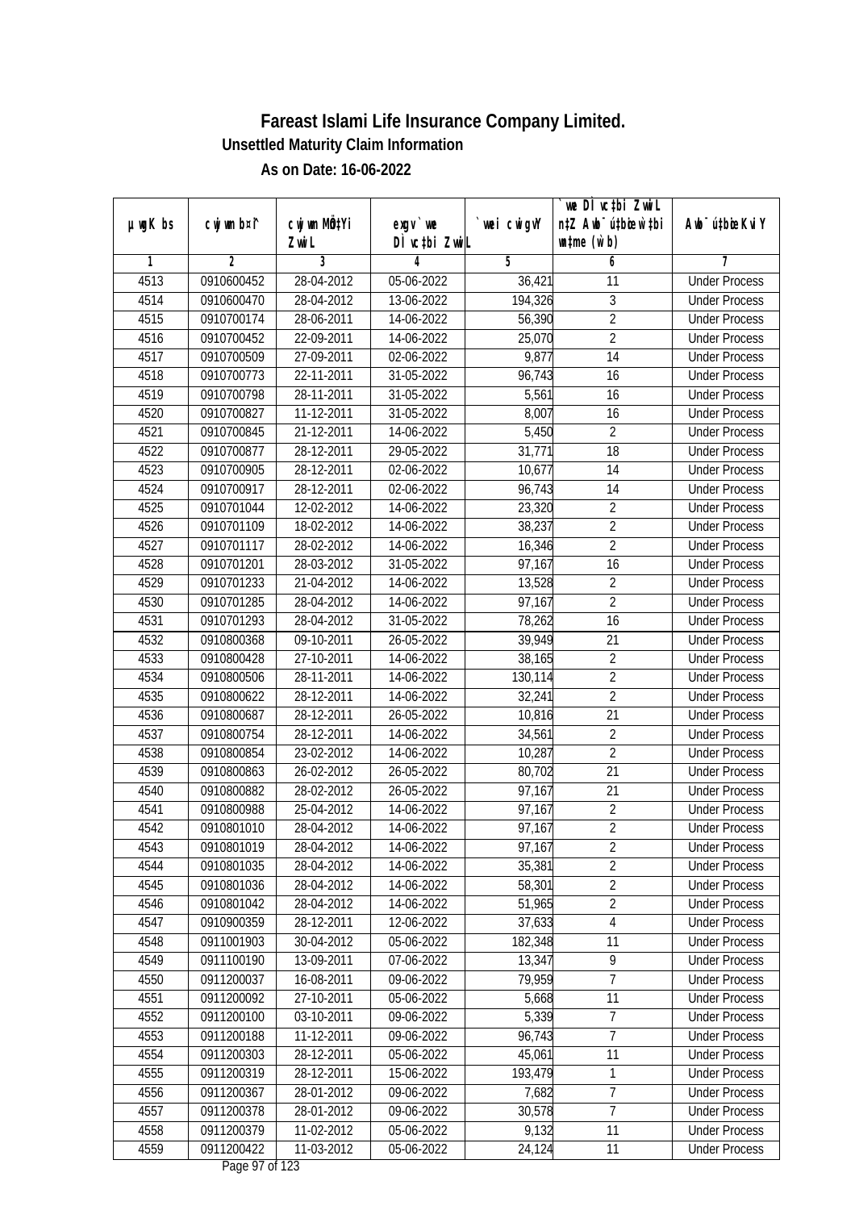# Fareast Islami Life Insurance Company Limited.

**Unsettled Maturity Claim Information**

**As on Date: 16-06-2022**

| µwgK bs | cwjwm b¤^i | cwjwm MÖnYi ZvwiL | exgv` we DÌvc‡bi ZvwiL | `vwei cwigvY | `vwe DÌvc‡bi ZvwiL n‡Z Awb¯úbœ w`‡bi msL¨v (w`b) | Awb¯úbœi KviY |
|---|---|---|---|---|---|---|
| 1 | 2 | 3 | 4 | 5 | 6 | 7 |
| 4513 | 0910600452 | 28-04-2012 | 05-06-2022 | 36,421 | 11 | Under Process |
| 4514 | 0910600470 | 28-04-2012 | 13-06-2022 | 194,326 | 3 | Under Process |
| 4515 | 0910700174 | 28-06-2011 | 14-06-2022 | 56,390 | 2 | Under Process |
| 4516 | 0910700452 | 22-09-2011 | 14-06-2022 | 25,070 | 2 | Under Process |
| 4517 | 0910700509 | 27-09-2011 | 02-06-2022 | 9,877 | 14 | Under Process |
| 4518 | 0910700773 | 22-11-2011 | 31-05-2022 | 96,743 | 16 | Under Process |
| 4519 | 0910700798 | 28-11-2011 | 31-05-2022 | 5,561 | 16 | Under Process |
| 4520 | 0910700827 | 11-12-2011 | 31-05-2022 | 8,007 | 16 | Under Process |
| 4521 | 0910700845 | 21-12-2011 | 14-06-2022 | 5,450 | 2 | Under Process |
| 4522 | 0910700877 | 28-12-2011 | 29-05-2022 | 31,771 | 18 | Under Process |
| 4523 | 0910700905 | 28-12-2011 | 02-06-2022 | 10,677 | 14 | Under Process |
| 4524 | 0910700917 | 28-12-2011 | 02-06-2022 | 96,743 | 14 | Under Process |
| 4525 | 0910701044 | 12-02-2012 | 14-06-2022 | 23,320 | 2 | Under Process |
| 4526 | 0910701109 | 18-02-2012 | 14-06-2022 | 38,237 | 2 | Under Process |
| 4527 | 0910701117 | 28-02-2012 | 14-06-2022 | 16,346 | 2 | Under Process |
| 4528 | 0910701201 | 28-03-2012 | 31-05-2022 | 97,167 | 16 | Under Process |
| 4529 | 0910701233 | 21-04-2012 | 14-06-2022 | 13,528 | 2 | Under Process |
| 4530 | 0910701285 | 28-04-2012 | 14-06-2022 | 97,167 | 2 | Under Process |
| 4531 | 0910701293 | 28-04-2012 | 31-05-2022 | 78,262 | 16 | Under Process |
| 4532 | 0910800368 | 09-10-2011 | 26-05-2022 | 39,949 | 21 | Under Process |
| 4533 | 0910800428 | 27-10-2011 | 14-06-2022 | 38,165 | 2 | Under Process |
| 4534 | 0910800506 | 28-11-2011 | 14-06-2022 | 130,114 | 2 | Under Process |
| 4535 | 0910800622 | 28-12-2011 | 14-06-2022 | 32,241 | 2 | Under Process |
| 4536 | 0910800687 | 28-12-2011 | 26-05-2022 | 10,816 | 21 | Under Process |
| 4537 | 0910800754 | 28-12-2011 | 14-06-2022 | 34,561 | 2 | Under Process |
| 4538 | 0910800854 | 23-02-2012 | 14-06-2022 | 10,287 | 2 | Under Process |
| 4539 | 0910800863 | 26-02-2012 | 26-05-2022 | 80,702 | 21 | Under Process |
| 4540 | 0910800882 | 28-02-2012 | 26-05-2022 | 97,167 | 21 | Under Process |
| 4541 | 0910800988 | 25-04-2012 | 14-06-2022 | 97,167 | 2 | Under Process |
| 4542 | 0910801010 | 28-04-2012 | 14-06-2022 | 97,167 | 2 | Under Process |
| 4543 | 0910801019 | 28-04-2012 | 14-06-2022 | 97,167 | 2 | Under Process |
| 4544 | 0910801035 | 28-04-2012 | 14-06-2022 | 35,381 | 2 | Under Process |
| 4545 | 0910801036 | 28-04-2012 | 14-06-2022 | 58,301 | 2 | Under Process |
| 4546 | 0910801042 | 28-04-2012 | 14-06-2022 | 51,965 | 2 | Under Process |
| 4547 | 0910900359 | 28-12-2011 | 12-06-2022 | 37,633 | 4 | Under Process |
| 4548 | 0911001903 | 30-04-2012 | 05-06-2022 | 182,348 | 11 | Under Process |
| 4549 | 0911100190 | 13-09-2011 | 07-06-2022 | 13,347 | 9 | Under Process |
| 4550 | 0911200037 | 16-08-2011 | 09-06-2022 | 79,959 | 7 | Under Process |
| 4551 | 0911200092 | 27-10-2011 | 05-06-2022 | 5,668 | 11 | Under Process |
| 4552 | 0911200100 | 03-10-2011 | 09-06-2022 | 5,339 | 7 | Under Process |
| 4553 | 0911200188 | 11-12-2011 | 09-06-2022 | 96,743 | 7 | Under Process |
| 4554 | 0911200303 | 28-12-2011 | 05-06-2022 | 45,061 | 11 | Under Process |
| 4555 | 0911200319 | 28-12-2011 | 15-06-2022 | 193,479 | 1 | Under Process |
| 4556 | 0911200367 | 28-01-2012 | 09-06-2022 | 7,682 | 7 | Under Process |
| 4557 | 0911200378 | 28-01-2012 | 09-06-2022 | 30,578 | 7 | Under Process |
| 4558 | 0911200379 | 11-02-2012 | 05-06-2022 | 9,132 | 11 | Under Process |
| 4559 | 0911200422 | 11-03-2012 | 05-06-2022 | 24,124 | 11 | Under Process |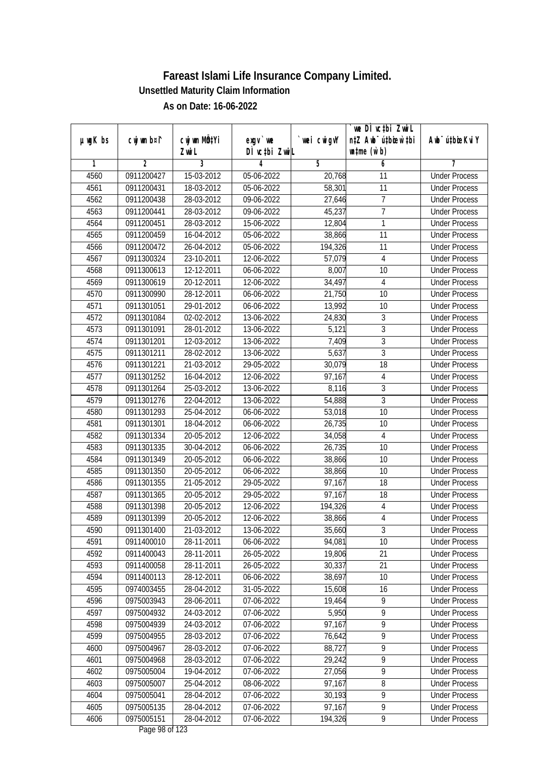# Fareast Islami Life Insurance Company Limited.

## Unsettled Maturity Claim Information

### As on Date: 16-06-2022

| µwgK bs | cwjwm b¤^i | cwjwm MÖn‡Yi ZvwiL | exgv` we DÌvc‡bi ZvwiL | `vwei cwigvY | `we DÌvc‡bi ZvwiL n‡Z Awb¯ú‡bœi w‡bi msL¨v (w`b) | Awb¯ú‡bœi KviY |
|---|---|---|---|---|---|---|
| 1 | 2 | 3 | 4 | 5 | 6 | 7 |
| 4560 | 0911200427 | 15-03-2012 | 05-06-2022 | 20,768 | 11 | Under Process |
| 4561 | 0911200431 | 18-03-2012 | 05-06-2022 | 58,301 | 11 | Under Process |
| 4562 | 0911200438 | 28-03-2012 | 09-06-2022 | 27,646 | 7 | Under Process |
| 4563 | 0911200441 | 28-03-2012 | 09-06-2022 | 45,237 | 7 | Under Process |
| 4564 | 0911200451 | 28-03-2012 | 15-06-2022 | 12,804 | 1 | Under Process |
| 4565 | 0911200459 | 16-04-2012 | 05-06-2022 | 38,866 | 11 | Under Process |
| 4566 | 0911200472 | 26-04-2012 | 05-06-2022 | 194,326 | 11 | Under Process |
| 4567 | 0911300324 | 23-10-2011 | 12-06-2022 | 57,079 | 4 | Under Process |
| 4568 | 0911300613 | 12-12-2011 | 06-06-2022 | 8,007 | 10 | Under Process |
| 4569 | 0911300619 | 20-12-2011 | 12-06-2022 | 34,497 | 4 | Under Process |
| 4570 | 0911300990 | 28-12-2011 | 06-06-2022 | 21,750 | 10 | Under Process |
| 4571 | 0911301051 | 29-01-2012 | 06-06-2022 | 13,992 | 10 | Under Process |
| 4572 | 0911301084 | 02-02-2012 | 13-06-2022 | 24,830 | 3 | Under Process |
| 4573 | 0911301091 | 28-01-2012 | 13-06-2022 | 5,121 | 3 | Under Process |
| 4574 | 0911301201 | 12-03-2012 | 13-06-2022 | 7,409 | 3 | Under Process |
| 4575 | 0911301211 | 28-02-2012 | 13-06-2022 | 5,637 | 3 | Under Process |
| 4576 | 0911301221 | 21-03-2012 | 29-05-2022 | 30,079 | 18 | Under Process |
| 4577 | 0911301252 | 16-04-2012 | 12-06-2022 | 97,167 | 4 | Under Process |
| 4578 | 0911301264 | 25-03-2012 | 13-06-2022 | 8,116 | 3 | Under Process |
| 4579 | 0911301276 | 22-04-2012 | 13-06-2022 | 54,888 | 3 | Under Process |
| 4580 | 0911301293 | 25-04-2012 | 06-06-2022 | 53,018 | 10 | Under Process |
| 4581 | 0911301301 | 18-04-2012 | 06-06-2022 | 26,735 | 10 | Under Process |
| 4582 | 0911301334 | 20-05-2012 | 12-06-2022 | 34,058 | 4 | Under Process |
| 4583 | 0911301335 | 30-04-2012 | 06-06-2022 | 26,735 | 10 | Under Process |
| 4584 | 0911301349 | 20-05-2012 | 06-06-2022 | 38,866 | 10 | Under Process |
| 4585 | 0911301350 | 20-05-2012 | 06-06-2022 | 38,866 | 10 | Under Process |
| 4586 | 0911301355 | 21-05-2012 | 29-05-2022 | 97,167 | 18 | Under Process |
| 4587 | 0911301365 | 20-05-2012 | 29-05-2022 | 97,167 | 18 | Under Process |
| 4588 | 0911301398 | 20-05-2012 | 12-06-2022 | 194,326 | 4 | Under Process |
| 4589 | 0911301399 | 20-05-2012 | 12-06-2022 | 38,866 | 4 | Under Process |
| 4590 | 0911301400 | 21-03-2012 | 13-06-2022 | 35,660 | 3 | Under Process |
| 4591 | 0911400010 | 28-11-2011 | 06-06-2022 | 94,081 | 10 | Under Process |
| 4592 | 0911400043 | 28-11-2011 | 26-05-2022 | 19,806 | 21 | Under Process |
| 4593 | 0911400058 | 28-11-2011 | 26-05-2022 | 30,337 | 21 | Under Process |
| 4594 | 0911400113 | 28-12-2011 | 06-06-2022 | 38,697 | 10 | Under Process |
| 4595 | 0974003455 | 28-04-2012 | 31-05-2022 | 15,608 | 16 | Under Process |
| 4596 | 0975003943 | 28-06-2011 | 07-06-2022 | 19,464 | 9 | Under Process |
| 4597 | 0975004932 | 24-03-2012 | 07-06-2022 | 5,950 | 9 | Under Process |
| 4598 | 0975004939 | 24-03-2012 | 07-06-2022 | 97,167 | 9 | Under Process |
| 4599 | 0975004955 | 28-03-2012 | 07-06-2022 | 76,642 | 9 | Under Process |
| 4600 | 0975004967 | 28-03-2012 | 07-06-2022 | 88,727 | 9 | Under Process |
| 4601 | 0975004968 | 28-03-2012 | 07-06-2022 | 29,242 | 9 | Under Process |
| 4602 | 0975005004 | 19-04-2012 | 07-06-2022 | 27,056 | 9 | Under Process |
| 4603 | 0975005007 | 25-04-2012 | 08-06-2022 | 97,167 | 8 | Under Process |
| 4604 | 0975005041 | 28-04-2012 | 07-06-2022 | 30,193 | 9 | Under Process |
| 4605 | 0975005135 | 28-04-2012 | 07-06-2022 | 97,167 | 9 | Under Process |
| 4606 | 0975005151 | 28-04-2012 | 07-06-2022 | 194,326 | 9 | Under Process |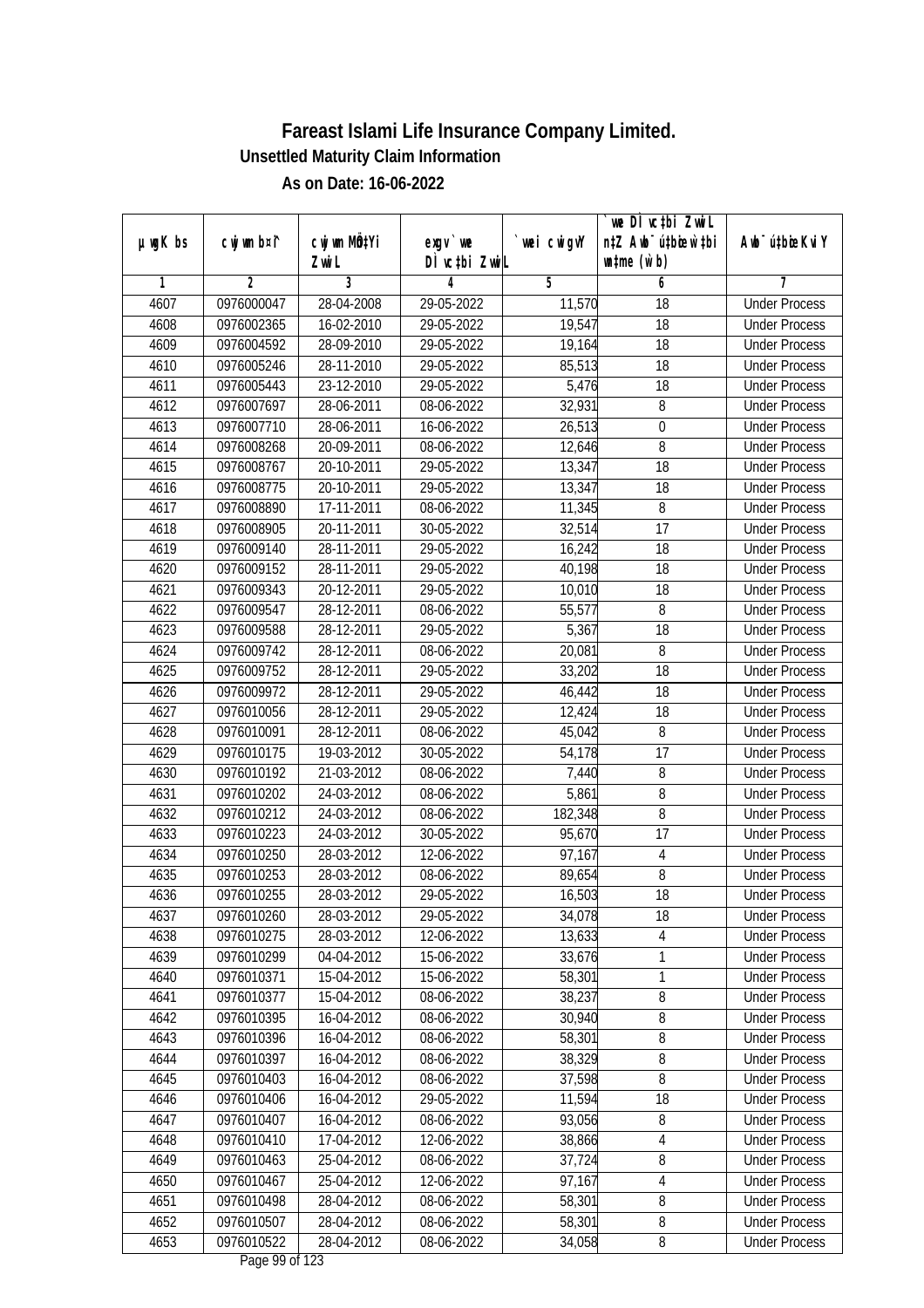# Fareast Islami Life Insurance Company Limited.

### Unsettled Maturity Claim Information

### As on Date: 16-06-2022

| µwgK bs | cwjwm b¤^i | cwjwm MÖn‡Yi ZvwiL | exgv`ve DÌvc‡bi ZvwiL | `vwei cwigvY | `vwe DÌvc‡bi ZvwiL n‡Z Awb¯úbœ `vwei wb®úwËi mgq (w`b) | Awb¯ú‡bœi KviY |
|---|---|---|---|---|---|---|
| 1 | 2 | 3 | 4 | 5 | 6 | 7 |
| 4607 | 0976000047 | 28-04-2008 | 29-05-2022 | 11,570 | 18 | Under Process |
| 4608 | 0976002365 | 16-02-2010 | 29-05-2022 | 19,547 | 18 | Under Process |
| 4609 | 0976004592 | 28-09-2010 | 29-05-2022 | 19,164 | 18 | Under Process |
| 4610 | 0976005246 | 28-11-2010 | 29-05-2022 | 85,513 | 18 | Under Process |
| 4611 | 0976005443 | 23-12-2010 | 29-05-2022 | 5,476 | 18 | Under Process |
| 4612 | 0976007697 | 28-06-2011 | 08-06-2022 | 32,931 | 8 | Under Process |
| 4613 | 0976007710 | 28-06-2011 | 16-06-2022 | 26,513 | 0 | Under Process |
| 4614 | 0976008268 | 20-09-2011 | 08-06-2022 | 12,646 | 8 | Under Process |
| 4615 | 0976008767 | 20-10-2011 | 29-05-2022 | 13,347 | 18 | Under Process |
| 4616 | 0976008775 | 20-10-2011 | 29-05-2022 | 13,347 | 18 | Under Process |
| 4617 | 0976008890 | 17-11-2011 | 08-06-2022 | 11,345 | 8 | Under Process |
| 4618 | 0976008905 | 20-11-2011 | 30-05-2022 | 32,514 | 17 | Under Process |
| 4619 | 0976009140 | 28-11-2011 | 29-05-2022 | 16,242 | 18 | Under Process |
| 4620 | 0976009152 | 28-11-2011 | 29-05-2022 | 40,198 | 18 | Under Process |
| 4621 | 0976009343 | 20-12-2011 | 29-05-2022 | 10,010 | 18 | Under Process |
| 4622 | 0976009547 | 28-12-2011 | 08-06-2022 | 55,577 | 8 | Under Process |
| 4623 | 0976009588 | 28-12-2011 | 29-05-2022 | 5,367 | 18 | Under Process |
| 4624 | 0976009742 | 28-12-2011 | 08-06-2022 | 20,081 | 8 | Under Process |
| 4625 | 0976009752 | 28-12-2011 | 29-05-2022 | 33,202 | 18 | Under Process |
| 4626 | 0976009972 | 28-12-2011 | 29-05-2022 | 46,442 | 18 | Under Process |
| 4627 | 0976010056 | 28-12-2011 | 29-05-2022 | 12,424 | 18 | Under Process |
| 4628 | 0976010091 | 28-12-2011 | 08-06-2022 | 45,042 | 8 | Under Process |
| 4629 | 0976010175 | 19-03-2012 | 30-05-2022 | 54,178 | 17 | Under Process |
| 4630 | 0976010192 | 21-03-2012 | 08-06-2022 | 7,440 | 8 | Under Process |
| 4631 | 0976010202 | 24-03-2012 | 08-06-2022 | 5,861 | 8 | Under Process |
| 4632 | 0976010212 | 24-03-2012 | 08-06-2022 | 182,348 | 8 | Under Process |
| 4633 | 0976010223 | 24-03-2012 | 30-05-2022 | 95,670 | 17 | Under Process |
| 4634 | 0976010250 | 28-03-2012 | 12-06-2022 | 97,167 | 4 | Under Process |
| 4635 | 0976010253 | 28-03-2012 | 08-06-2022 | 89,654 | 8 | Under Process |
| 4636 | 0976010255 | 28-03-2012 | 29-05-2022 | 16,503 | 18 | Under Process |
| 4637 | 0976010260 | 28-03-2012 | 29-05-2022 | 34,078 | 18 | Under Process |
| 4638 | 0976010275 | 28-03-2012 | 12-06-2022 | 13,633 | 4 | Under Process |
| 4639 | 0976010299 | 04-04-2012 | 15-06-2022 | 33,676 | 1 | Under Process |
| 4640 | 0976010371 | 15-04-2012 | 15-06-2022 | 58,301 | 1 | Under Process |
| 4641 | 0976010377 | 15-04-2012 | 08-06-2022 | 38,237 | 8 | Under Process |
| 4642 | 0976010395 | 16-04-2012 | 08-06-2022 | 30,940 | 8 | Under Process |
| 4643 | 0976010396 | 16-04-2012 | 08-06-2022 | 58,301 | 8 | Under Process |
| 4644 | 0976010397 | 16-04-2012 | 08-06-2022 | 38,329 | 8 | Under Process |
| 4645 | 0976010403 | 16-04-2012 | 08-06-2022 | 37,598 | 8 | Under Process |
| 4646 | 0976010406 | 16-04-2012 | 29-05-2022 | 11,594 | 18 | Under Process |
| 4647 | 0976010407 | 16-04-2012 | 08-06-2022 | 93,056 | 8 | Under Process |
| 4648 | 0976010410 | 17-04-2012 | 12-06-2022 | 38,866 | 4 | Under Process |
| 4649 | 0976010463 | 25-04-2012 | 08-06-2022 | 37,724 | 8 | Under Process |
| 4650 | 0976010467 | 25-04-2012 | 12-06-2022 | 97,167 | 4 | Under Process |
| 4651 | 0976010498 | 28-04-2012 | 08-06-2022 | 58,301 | 8 | Under Process |
| 4652 | 0976010507 | 28-04-2012 | 08-06-2022 | 58,301 | 8 | Under Process |
| 4653 | 0976010522 | 28-04-2012 | 08-06-2022 | 34,058 | 8 | Under Process |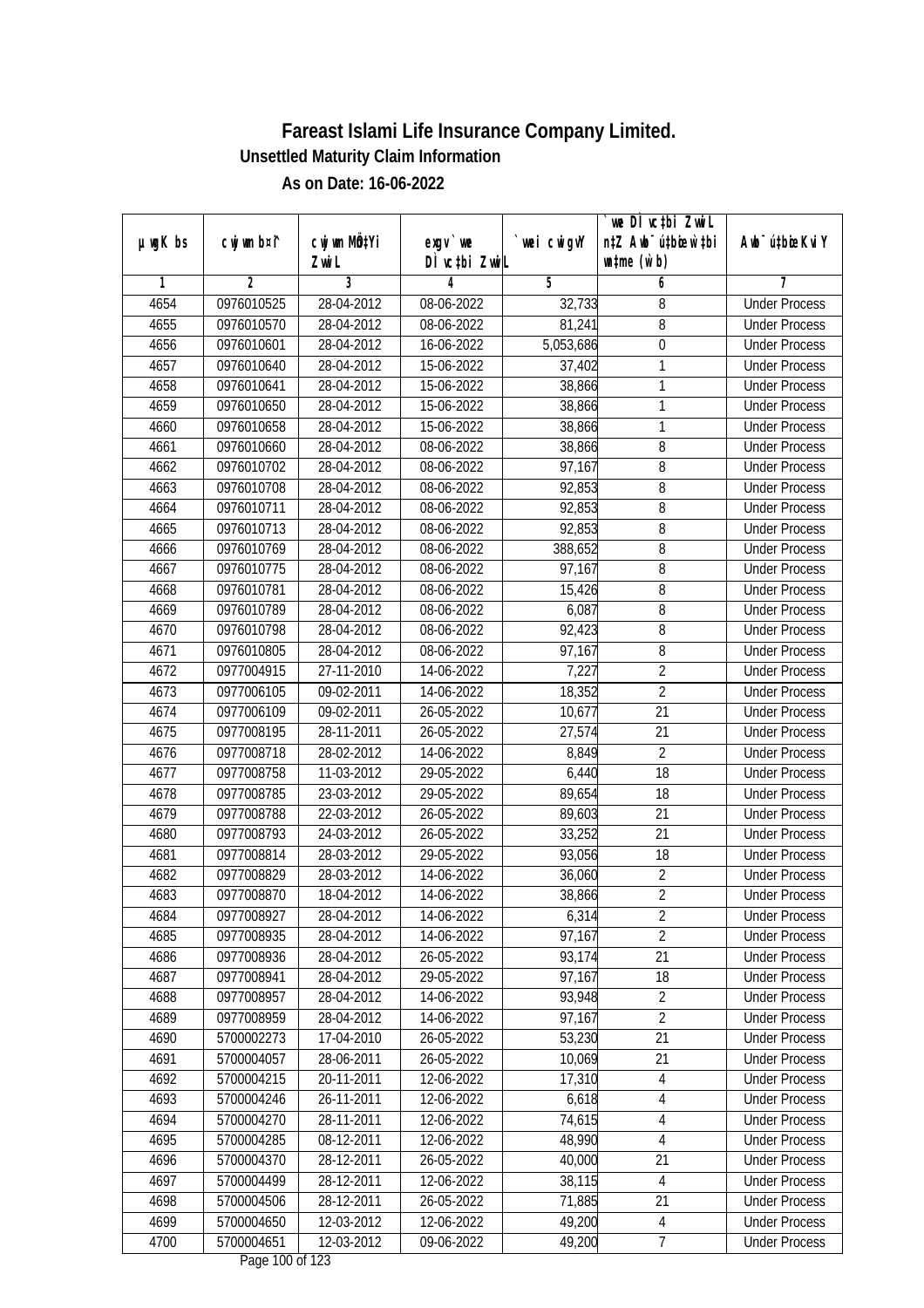# Fareast Islami Life Insurance Company Limited.

**Unsettled Maturity Claim Information**

**As on Date: 16-06-2022**

| µwgK bs | cwjwm b¤^i | cwjwm MÖn‡Yi ZvwiL | exgv` we Dÿc‡bi ZvwiL | `vwei cwigvY | `vwe Dÿc‡bi ZvwiL n‡Z Awb¯úbœ w`‡bi msL¨v (w`b) | Awb¯ú‡bœi KviY |
|---|---|---|---|---|---|---|
| 1 | 2 | 3 | 4 | 5 | 6 | 7 |
| 4654 | 0976010525 | 28-04-2012 | 08-06-2022 | 32,733 | 8 | Under Process |
| 4655 | 0976010570 | 28-04-2012 | 08-06-2022 | 81,241 | 8 | Under Process |
| 4656 | 0976010601 | 28-04-2012 | 16-06-2022 | 5,053,686 | 0 | Under Process |
| 4657 | 0976010640 | 28-04-2012 | 15-06-2022 | 37,402 | 1 | Under Process |
| 4658 | 0976010641 | 28-04-2012 | 15-06-2022 | 38,866 | 1 | Under Process |
| 4659 | 0976010650 | 28-04-2012 | 15-06-2022 | 38,866 | 1 | Under Process |
| 4660 | 0976010658 | 28-04-2012 | 15-06-2022 | 38,866 | 1 | Under Process |
| 4661 | 0976010660 | 28-04-2012 | 08-06-2022 | 38,866 | 8 | Under Process |
| 4662 | 0976010702 | 28-04-2012 | 08-06-2022 | 97,167 | 8 | Under Process |
| 4663 | 0976010708 | 28-04-2012 | 08-06-2022 | 92,853 | 8 | Under Process |
| 4664 | 0976010711 | 28-04-2012 | 08-06-2022 | 92,853 | 8 | Under Process |
| 4665 | 0976010713 | 28-04-2012 | 08-06-2022 | 92,853 | 8 | Under Process |
| 4666 | 0976010769 | 28-04-2012 | 08-06-2022 | 388,652 | 8 | Under Process |
| 4667 | 0976010775 | 28-04-2012 | 08-06-2022 | 97,167 | 8 | Under Process |
| 4668 | 0976010781 | 28-04-2012 | 08-06-2022 | 15,426 | 8 | Under Process |
| 4669 | 0976010789 | 28-04-2012 | 08-06-2022 | 6,087 | 8 | Under Process |
| 4670 | 0976010798 | 28-04-2012 | 08-06-2022 | 92,423 | 8 | Under Process |
| 4671 | 0976010805 | 28-04-2012 | 08-06-2022 | 97,167 | 8 | Under Process |
| 4672 | 0977004915 | 27-11-2010 | 14-06-2022 | 7,227 | 2 | Under Process |
| 4673 | 0977006105 | 09-02-2011 | 14-06-2022 | 18,352 | 2 | Under Process |
| 4674 | 0977006109 | 09-02-2011 | 26-05-2022 | 10,677 | 21 | Under Process |
| 4675 | 0977008195 | 28-11-2011 | 26-05-2022 | 27,574 | 21 | Under Process |
| 4676 | 0977008718 | 28-02-2012 | 14-06-2022 | 8,849 | 2 | Under Process |
| 4677 | 0977008758 | 11-03-2012 | 29-05-2022 | 6,440 | 18 | Under Process |
| 4678 | 0977008785 | 23-03-2012 | 29-05-2022 | 89,654 | 18 | Under Process |
| 4679 | 0977008788 | 22-03-2012 | 26-05-2022 | 89,603 | 21 | Under Process |
| 4680 | 0977008793 | 24-03-2012 | 26-05-2022 | 33,252 | 21 | Under Process |
| 4681 | 0977008814 | 28-03-2012 | 29-05-2022 | 93,056 | 18 | Under Process |
| 4682 | 0977008829 | 28-03-2012 | 14-06-2022 | 36,060 | 2 | Under Process |
| 4683 | 0977008870 | 18-04-2012 | 14-06-2022 | 38,866 | 2 | Under Process |
| 4684 | 0977008927 | 28-04-2012 | 14-06-2022 | 6,314 | 2 | Under Process |
| 4685 | 0977008935 | 28-04-2012 | 14-06-2022 | 97,167 | 2 | Under Process |
| 4686 | 0977008936 | 28-04-2012 | 26-05-2022 | 93,174 | 21 | Under Process |
| 4687 | 0977008941 | 28-04-2012 | 29-05-2022 | 97,167 | 18 | Under Process |
| 4688 | 0977008957 | 28-04-2012 | 14-06-2022 | 93,948 | 2 | Under Process |
| 4689 | 0977008959 | 28-04-2012 | 14-06-2022 | 97,167 | 2 | Under Process |
| 4690 | 5700002273 | 17-04-2010 | 26-05-2022 | 53,230 | 21 | Under Process |
| 4691 | 5700004057 | 28-06-2011 | 26-05-2022 | 10,069 | 21 | Under Process |
| 4692 | 5700004215 | 20-11-2011 | 12-06-2022 | 17,310 | 4 | Under Process |
| 4693 | 5700004246 | 26-11-2011 | 12-06-2022 | 6,618 | 4 | Under Process |
| 4694 | 5700004270 | 28-11-2011 | 12-06-2022 | 74,615 | 4 | Under Process |
| 4695 | 5700004285 | 08-12-2011 | 12-06-2022 | 48,990 | 4 | Under Process |
| 4696 | 5700004370 | 28-12-2011 | 26-05-2022 | 40,000 | 21 | Under Process |
| 4697 | 5700004499 | 28-12-2011 | 12-06-2022 | 38,115 | 4 | Under Process |
| 4698 | 5700004506 | 28-12-2011 | 26-05-2022 | 71,885 | 21 | Under Process |
| 4699 | 5700004650 | 12-03-2012 | 12-06-2022 | 49,200 | 4 | Under Process |
| 4700 | 5700004651 | 12-03-2012 | 09-06-2022 | 49,200 | 7 | Under Process |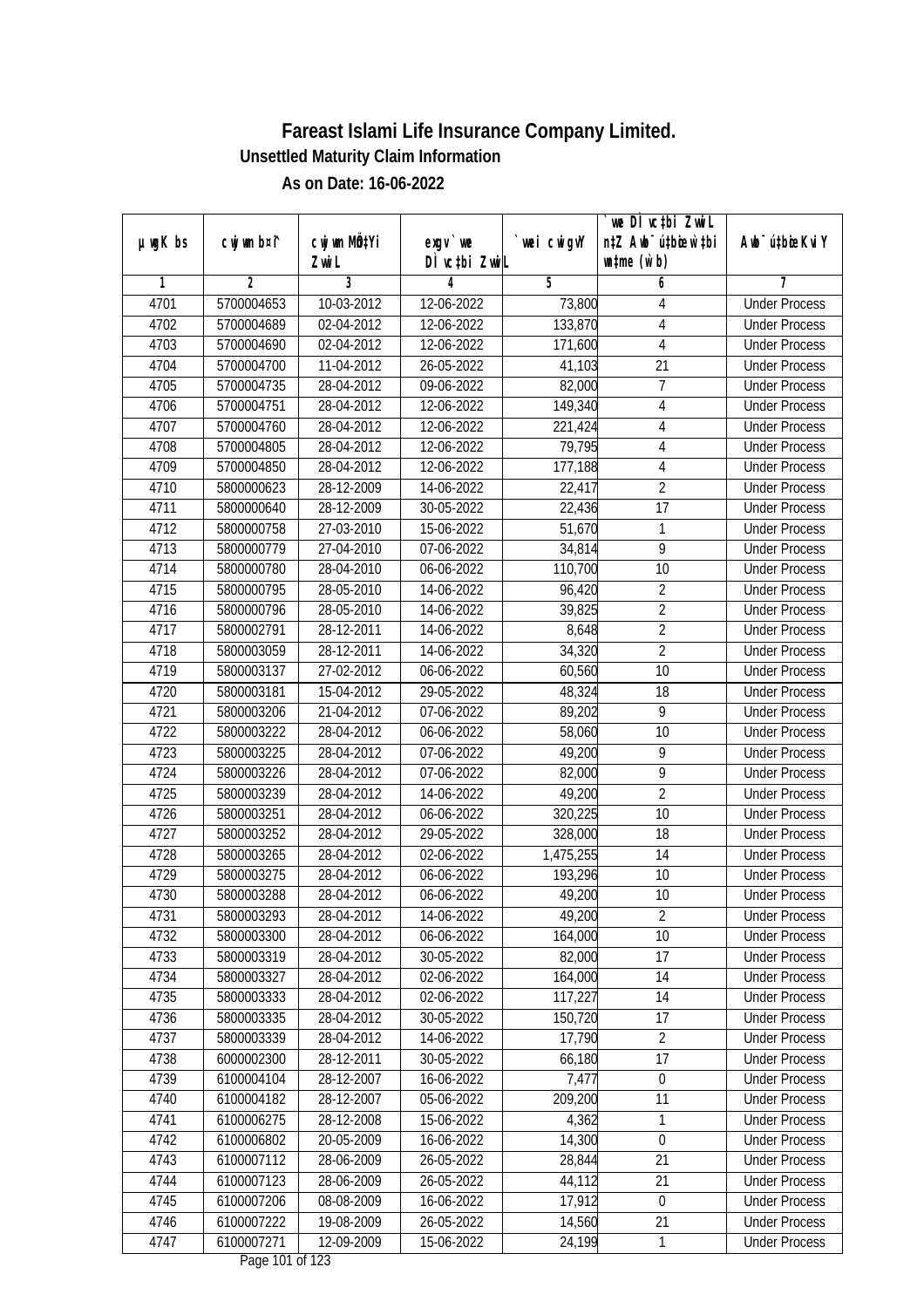# Fareast Islami Life Insurance Company Limited.

**Unsettled Maturity Claim Information**

**As on Date: 16-06-2022**

| µwgK bs | cwjwm b¤î | cwjwm MÖn‡Yi ZvwiL | exgv` we DÌvc‡bi ZvwiL | `vwei cwigvY | `we DÌvc‡bi ZvwiL n‡Z Awb¯úbœi w`‡bi e¨eavb (w`b) | Awb¯ú‡bœi KviY |
|---|---|---|---|---|---|---|
| 1 | 2 | 3 | 4 | 5 | 6 | 7 |
| 4701 | 5700004653 | 10-03-2012 | 12-06-2022 | 73,800 | 4 | Under Process |
| 4702 | 5700004689 | 02-04-2012 | 12-06-2022 | 133,870 | 4 | Under Process |
| 4703 | 5700004690 | 02-04-2012 | 12-06-2022 | 171,600 | 4 | Under Process |
| 4704 | 5700004700 | 11-04-2012 | 26-05-2022 | 41,103 | 21 | Under Process |
| 4705 | 5700004735 | 28-04-2012 | 09-06-2022 | 82,000 | 7 | Under Process |
| 4706 | 5700004751 | 28-04-2012 | 12-06-2022 | 149,340 | 4 | Under Process |
| 4707 | 5700004760 | 28-04-2012 | 12-06-2022 | 221,424 | 4 | Under Process |
| 4708 | 5700004805 | 28-04-2012 | 12-06-2022 | 79,795 | 4 | Under Process |
| 4709 | 5700004850 | 28-04-2012 | 12-06-2022 | 177,188 | 4 | Under Process |
| 4710 | 5800000623 | 28-12-2009 | 14-06-2022 | 22,417 | 2 | Under Process |
| 4711 | 5800000640 | 28-12-2009 | 30-05-2022 | 22,436 | 17 | Under Process |
| 4712 | 5800000758 | 27-03-2010 | 15-06-2022 | 51,670 | 1 | Under Process |
| 4713 | 5800000779 | 27-04-2010 | 07-06-2022 | 34,814 | 9 | Under Process |
| 4714 | 5800000780 | 28-04-2010 | 06-06-2022 | 110,700 | 10 | Under Process |
| 4715 | 5800000795 | 28-05-2010 | 14-06-2022 | 96,420 | 2 | Under Process |
| 4716 | 5800000796 | 28-05-2010 | 14-06-2022 | 39,825 | 2 | Under Process |
| 4717 | 5800002791 | 28-12-2011 | 14-06-2022 | 8,648 | 2 | Under Process |
| 4718 | 5800003059 | 28-12-2011 | 14-06-2022 | 34,320 | 2 | Under Process |
| 4719 | 5800003137 | 27-02-2012 | 06-06-2022 | 60,560 | 10 | Under Process |
| 4720 | 5800003181 | 15-04-2012 | 29-05-2022 | 48,324 | 18 | Under Process |
| 4721 | 5800003206 | 21-04-2012 | 07-06-2022 | 89,202 | 9 | Under Process |
| 4722 | 5800003222 | 28-04-2012 | 06-06-2022 | 58,060 | 10 | Under Process |
| 4723 | 5800003225 | 28-04-2012 | 07-06-2022 | 49,200 | 9 | Under Process |
| 4724 | 5800003226 | 28-04-2012 | 07-06-2022 | 82,000 | 9 | Under Process |
| 4725 | 5800003239 | 28-04-2012 | 14-06-2022 | 49,200 | 2 | Under Process |
| 4726 | 5800003251 | 28-04-2012 | 06-06-2022 | 320,225 | 10 | Under Process |
| 4727 | 5800003252 | 28-04-2012 | 29-05-2022 | 328,000 | 18 | Under Process |
| 4728 | 5800003265 | 28-04-2012 | 02-06-2022 | 1,475,255 | 14 | Under Process |
| 4729 | 5800003275 | 28-04-2012 | 06-06-2022 | 193,296 | 10 | Under Process |
| 4730 | 5800003288 | 28-04-2012 | 06-06-2022 | 49,200 | 10 | Under Process |
| 4731 | 5800003293 | 28-04-2012 | 14-06-2022 | 49,200 | 2 | Under Process |
| 4732 | 5800003300 | 28-04-2012 | 06-06-2022 | 164,000 | 10 | Under Process |
| 4733 | 5800003319 | 28-04-2012 | 30-05-2022 | 82,000 | 17 | Under Process |
| 4734 | 5800003327 | 28-04-2012 | 02-06-2022 | 164,000 | 14 | Under Process |
| 4735 | 5800003333 | 28-04-2012 | 02-06-2022 | 117,227 | 14 | Under Process |
| 4736 | 5800003335 | 28-04-2012 | 30-05-2022 | 150,720 | 17 | Under Process |
| 4737 | 5800003339 | 28-04-2012 | 14-06-2022 | 17,790 | 2 | Under Process |
| 4738 | 6000002300 | 28-12-2011 | 30-05-2022 | 66,180 | 17 | Under Process |
| 4739 | 6100004104 | 28-12-2007 | 16-06-2022 | 7,477 | 0 | Under Process |
| 4740 | 6100004182 | 28-12-2007 | 05-06-2022 | 209,200 | 11 | Under Process |
| 4741 | 6100006275 | 28-12-2008 | 15-06-2022 | 4,362 | 1 | Under Process |
| 4742 | 6100006802 | 20-05-2009 | 16-06-2022 | 14,300 | 0 | Under Process |
| 4743 | 6100007112 | 28-06-2009 | 26-05-2022 | 28,844 | 21 | Under Process |
| 4744 | 6100007123 | 28-06-2009 | 26-05-2022 | 44,112 | 21 | Under Process |
| 4745 | 6100007206 | 08-08-2009 | 16-06-2022 | 17,912 | 0 | Under Process |
| 4746 | 6100007222 | 19-08-2009 | 26-05-2022 | 14,560 | 21 | Under Process |
| 4747 | 6100007271 | 12-09-2009 | 15-06-2022 | 24,199 | 1 | Under Process |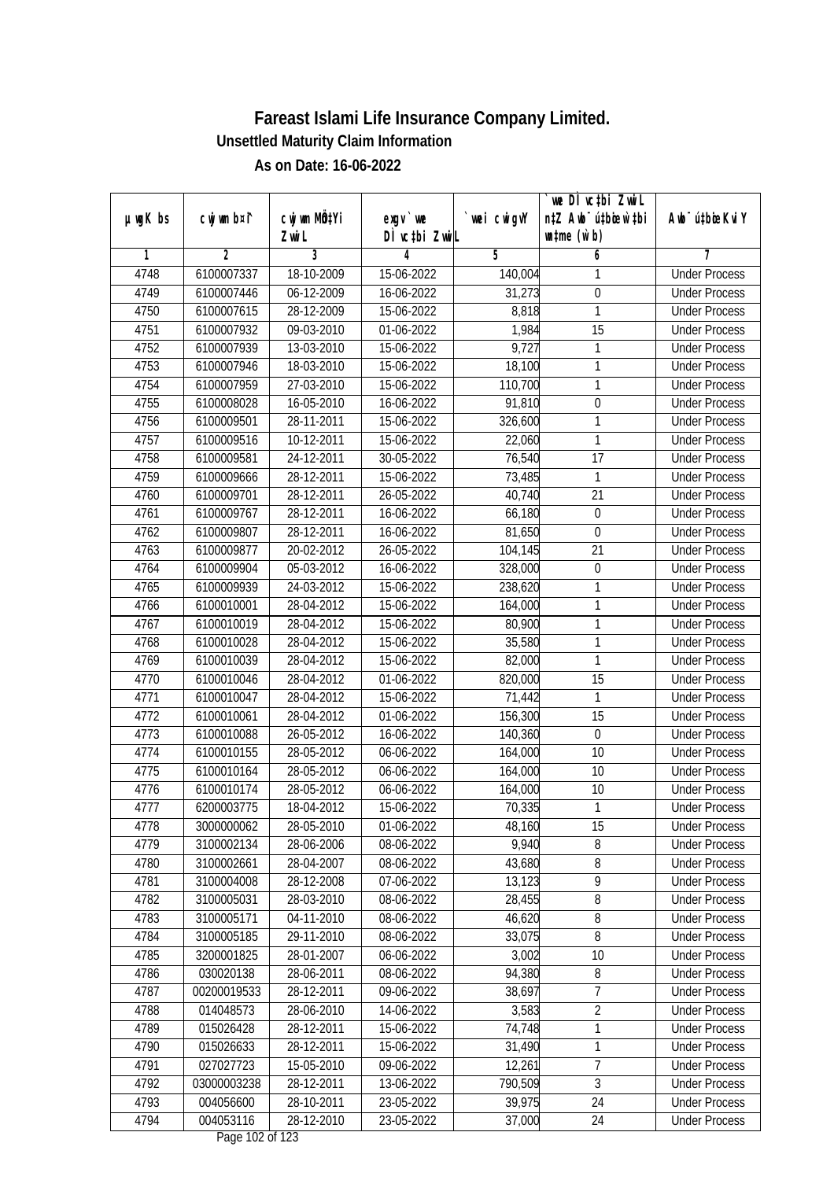# Fareast Islami Life Insurance Company Limited.

## Unsettled Maturity Claim Information

### As on Date: 16-06-2022

| µwgK bs | cwjwm b¤^i | cwjwm MÖn‡Yi ZvwiL | exgv`we DÌvc‡bi ZvwiL | `vwei cwigvY | `vwe DÌvc‡bi ZvwiL n‡Z Awb¯úwËi w`‡bi msL¨v (w`b) | Awb¯ú‡bœi KviY |
|---|---|---|---|---|---|---|
| 1 | 2 | 3 | 4 | 5 | 6 | 7 |
| 4748 | 6100007337 | 18-10-2009 | 15-06-2022 | 140,004 | 1 | Under Process |
| 4749 | 6100007446 | 06-12-2009 | 16-06-2022 | 31,273 | 0 | Under Process |
| 4750 | 6100007615 | 28-12-2009 | 15-06-2022 | 8,818 | 1 | Under Process |
| 4751 | 6100007932 | 09-03-2010 | 01-06-2022 | 1,984 | 15 | Under Process |
| 4752 | 6100007939 | 13-03-2010 | 15-06-2022 | 9,727 | 1 | Under Process |
| 4753 | 6100007946 | 18-03-2010 | 15-06-2022 | 18,100 | 1 | Under Process |
| 4754 | 6100007959 | 27-03-2010 | 15-06-2022 | 110,700 | 1 | Under Process |
| 4755 | 6100008028 | 16-05-2010 | 16-06-2022 | 91,810 | 0 | Under Process |
| 4756 | 6100009501 | 28-11-2011 | 15-06-2022 | 326,600 | 1 | Under Process |
| 4757 | 6100009516 | 10-12-2011 | 15-06-2022 | 22,060 | 1 | Under Process |
| 4758 | 6100009581 | 24-12-2011 | 30-05-2022 | 76,540 | 17 | Under Process |
| 4759 | 6100009666 | 28-12-2011 | 15-06-2022 | 73,485 | 1 | Under Process |
| 4760 | 6100009701 | 28-12-2011 | 26-05-2022 | 40,740 | 21 | Under Process |
| 4761 | 6100009767 | 28-12-2011 | 16-06-2022 | 66,180 | 0 | Under Process |
| 4762 | 6100009807 | 28-12-2011 | 16-06-2022 | 81,650 | 0 | Under Process |
| 4763 | 6100009877 | 20-02-2012 | 26-05-2022 | 104,145 | 21 | Under Process |
| 4764 | 6100009904 | 05-03-2012 | 16-06-2022 | 328,000 | 0 | Under Process |
| 4765 | 6100009939 | 24-03-2012 | 15-06-2022 | 238,620 | 1 | Under Process |
| 4766 | 6100010001 | 28-04-2012 | 15-06-2022 | 164,000 | 1 | Under Process |
| 4767 | 6100010019 | 28-04-2012 | 15-06-2022 | 80,900 | 1 | Under Process |
| 4768 | 6100010028 | 28-04-2012 | 15-06-2022 | 35,580 | 1 | Under Process |
| 4769 | 6100010039 | 28-04-2012 | 15-06-2022 | 82,000 | 1 | Under Process |
| 4770 | 6100010046 | 28-04-2012 | 01-06-2022 | 820,000 | 15 | Under Process |
| 4771 | 6100010047 | 28-04-2012 | 15-06-2022 | 71,442 | 1 | Under Process |
| 4772 | 6100010061 | 28-04-2012 | 01-06-2022 | 156,300 | 15 | Under Process |
| 4773 | 6100010088 | 26-05-2012 | 16-06-2022 | 140,360 | 0 | Under Process |
| 4774 | 6100010155 | 28-05-2012 | 06-06-2022 | 164,000 | 10 | Under Process |
| 4775 | 6100010164 | 28-05-2012 | 06-06-2022 | 164,000 | 10 | Under Process |
| 4776 | 6100010174 | 28-05-2012 | 06-06-2022 | 164,000 | 10 | Under Process |
| 4777 | 6200003775 | 18-04-2012 | 15-06-2022 | 70,335 | 1 | Under Process |
| 4778 | 3000000062 | 28-05-2010 | 01-06-2022 | 48,160 | 15 | Under Process |
| 4779 | 3100002134 | 28-06-2006 | 08-06-2022 | 9,940 | 8 | Under Process |
| 4780 | 3100002661 | 28-04-2007 | 08-06-2022 | 43,680 | 8 | Under Process |
| 4781 | 3100004008 | 28-12-2008 | 07-06-2022 | 13,123 | 9 | Under Process |
| 4782 | 3100005031 | 28-03-2010 | 08-06-2022 | 28,455 | 8 | Under Process |
| 4783 | 3100005171 | 04-11-2010 | 08-06-2022 | 46,620 | 8 | Under Process |
| 4784 | 3100005185 | 29-11-2010 | 08-06-2022 | 33,075 | 8 | Under Process |
| 4785 | 3200001825 | 28-01-2007 | 06-06-2022 | 3,002 | 10 | Under Process |
| 4786 | 030020138 | 28-06-2011 | 08-06-2022 | 94,380 | 8 | Under Process |
| 4787 | 00200019533 | 28-12-2011 | 09-06-2022 | 38,697 | 7 | Under Process |
| 4788 | 014048573 | 28-06-2010 | 14-06-2022 | 3,583 | 2 | Under Process |
| 4789 | 015026428 | 28-12-2011 | 15-06-2022 | 74,748 | 1 | Under Process |
| 4790 | 015026633 | 28-12-2011 | 15-06-2022 | 31,490 | 1 | Under Process |
| 4791 | 027027723 | 15-05-2010 | 09-06-2022 | 12,261 | 7 | Under Process |
| 4792 | 03000003238 | 28-12-2011 | 13-06-2022 | 790,509 | 3 | Under Process |
| 4793 | 004056600 | 28-10-2011 | 23-05-2022 | 39,975 | 24 | Under Process |
| 4794 | 004053116 | 28-12-2010 | 23-05-2022 | 37,000 | 24 | Under Process |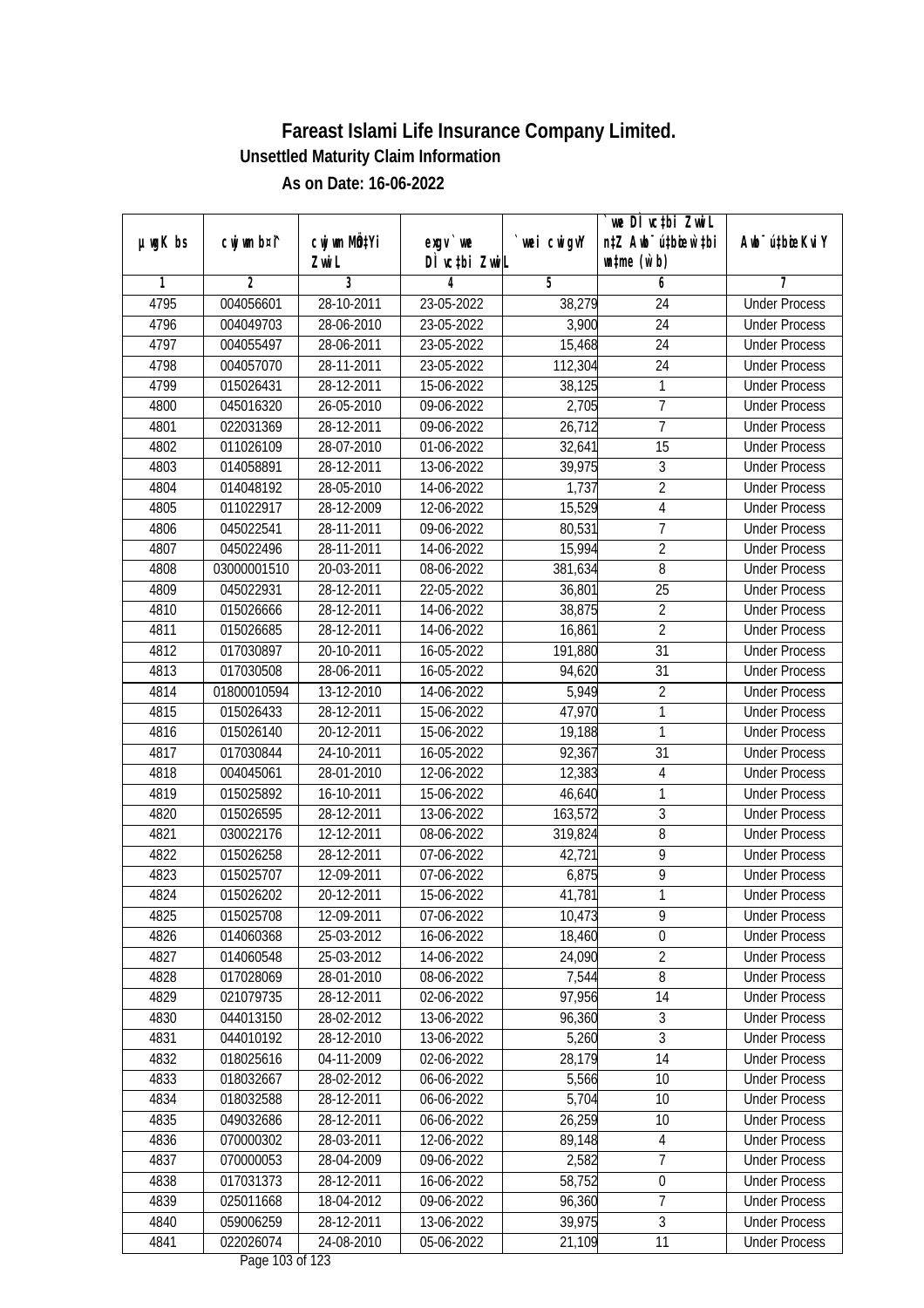# Fareast Islami Life Insurance Company Limited.

**Unsettled Maturity Claim Information**

**As on Date: 16-06-2022**

| µwgK bs | cwjwm b¤^i | cwjwm MÖn‡Yi ZvwiL | exgv`vwe DÌvc‡bi ZvwiL | `vwei cwigvY | `vwe DÌvc‡bi ZvwiL n‡Z Awb¯úbœ `vwei mgqKvj (w`b) | Awb¯ú‡bœi KviY |
|---|---|---|---|---|---|---|
| 1 | 2 | 3 | 4 | 5 | 6 | 7 |
| 4795 | 004056601 | 28-10-2011 | 23-05-2022 | 38,279 | 24 | Under Process |
| 4796 | 004049703 | 28-06-2010 | 23-05-2022 | 3,900 | 24 | Under Process |
| 4797 | 004055497 | 28-06-2011 | 23-05-2022 | 15,468 | 24 | Under Process |
| 4798 | 004057070 | 28-11-2011 | 23-05-2022 | 112,304 | 24 | Under Process |
| 4799 | 015026431 | 28-12-2011 | 15-06-2022 | 38,125 | 1 | Under Process |
| 4800 | 045016320 | 26-05-2010 | 09-06-2022 | 2,705 | 7 | Under Process |
| 4801 | 022031369 | 28-12-2011 | 09-06-2022 | 26,712 | 7 | Under Process |
| 4802 | 011026109 | 28-07-2010 | 01-06-2022 | 32,641 | 15 | Under Process |
| 4803 | 014058891 | 28-12-2011 | 13-06-2022 | 39,975 | 3 | Under Process |
| 4804 | 014048192 | 28-05-2010 | 14-06-2022 | 1,737 | 2 | Under Process |
| 4805 | 011022917 | 28-12-2009 | 12-06-2022 | 15,529 | 4 | Under Process |
| 4806 | 045022541 | 28-11-2011 | 09-06-2022 | 80,531 | 7 | Under Process |
| 4807 | 045022496 | 28-11-2011 | 14-06-2022 | 15,994 | 2 | Under Process |
| 4808 | 03000001510 | 20-03-2011 | 08-06-2022 | 381,634 | 8 | Under Process |
| 4809 | 045022931 | 28-12-2011 | 22-05-2022 | 36,801 | 25 | Under Process |
| 4810 | 015026666 | 28-12-2011 | 14-06-2022 | 38,875 | 2 | Under Process |
| 4811 | 015026685 | 28-12-2011 | 14-06-2022 | 16,861 | 2 | Under Process |
| 4812 | 017030897 | 20-10-2011 | 16-05-2022 | 191,880 | 31 | Under Process |
| 4813 | 017030508 | 28-06-2011 | 16-05-2022 | 94,620 | 31 | Under Process |
| 4814 | 01800010594 | 13-12-2010 | 14-06-2022 | 5,949 | 2 | Under Process |
| 4815 | 015026433 | 28-12-2011 | 15-06-2022 | 47,970 | 1 | Under Process |
| 4816 | 015026140 | 20-12-2011 | 15-06-2022 | 19,188 | 1 | Under Process |
| 4817 | 017030844 | 24-10-2011 | 16-05-2022 | 92,367 | 31 | Under Process |
| 4818 | 004045061 | 28-01-2010 | 12-06-2022 | 12,383 | 4 | Under Process |
| 4819 | 015025892 | 16-10-2011 | 15-06-2022 | 46,640 | 1 | Under Process |
| 4820 | 015026595 | 28-12-2011 | 13-06-2022 | 163,572 | 3 | Under Process |
| 4821 | 030022176 | 12-12-2011 | 08-06-2022 | 319,824 | 8 | Under Process |
| 4822 | 015026258 | 28-12-2011 | 07-06-2022 | 42,721 | 9 | Under Process |
| 4823 | 015025707 | 12-09-2011 | 07-06-2022 | 6,875 | 9 | Under Process |
| 4824 | 015026202 | 20-12-2011 | 15-06-2022 | 41,781 | 1 | Under Process |
| 4825 | 015025708 | 12-09-2011 | 07-06-2022 | 10,473 | 9 | Under Process |
| 4826 | 014060368 | 25-03-2012 | 16-06-2022 | 18,460 | 0 | Under Process |
| 4827 | 014060548 | 25-03-2012 | 14-06-2022 | 24,090 | 2 | Under Process |
| 4828 | 017028069 | 28-01-2010 | 08-06-2022 | 7,544 | 8 | Under Process |
| 4829 | 021079735 | 28-12-2011 | 02-06-2022 | 97,956 | 14 | Under Process |
| 4830 | 044013150 | 28-02-2012 | 13-06-2022 | 96,360 | 3 | Under Process |
| 4831 | 044010192 | 28-12-2010 | 13-06-2022 | 5,260 | 3 | Under Process |
| 4832 | 018025616 | 04-11-2009 | 02-06-2022 | 28,179 | 14 | Under Process |
| 4833 | 018032667 | 28-02-2012 | 06-06-2022 | 5,566 | 10 | Under Process |
| 4834 | 018032588 | 28-12-2011 | 06-06-2022 | 5,704 | 10 | Under Process |
| 4835 | 049032686 | 28-12-2011 | 06-06-2022 | 26,259 | 10 | Under Process |
| 4836 | 070000302 | 28-03-2011 | 12-06-2022 | 89,148 | 4 | Under Process |
| 4837 | 070000053 | 28-04-2009 | 09-06-2022 | 2,582 | 7 | Under Process |
| 4838 | 017031373 | 28-12-2011 | 16-06-2022 | 58,752 | 0 | Under Process |
| 4839 | 025011668 | 18-04-2012 | 09-06-2022 | 96,360 | 7 | Under Process |
| 4840 | 059006259 | 28-12-2011 | 13-06-2022 | 39,975 | 3 | Under Process |
| 4841 | 022026074 | 24-08-2010 | 05-06-2022 | 21,109 | 11 | Under Process |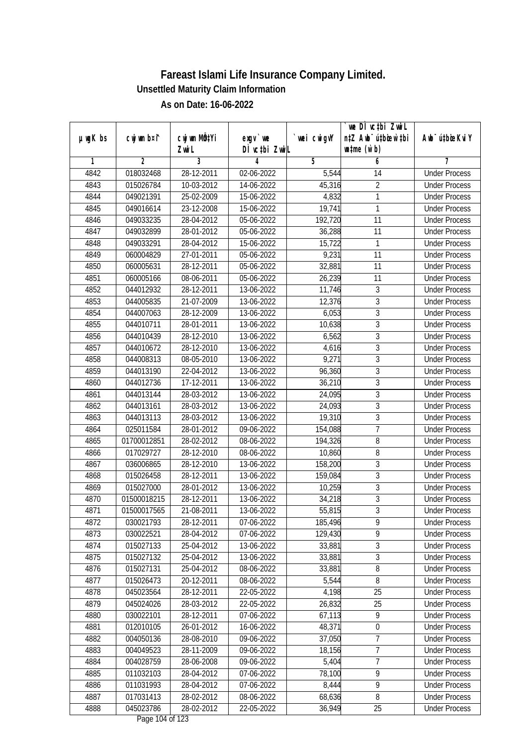# Fareast Islami Life Insurance Company Limited.

## Unsettled Maturity Claim Information

### As on Date: 16-06-2022

| µwgK bs | cwjwm b¤^i | cwjwm MÖn‡Yi ZvwiL | exgv`we DÌvc‡bi ZvwiL | `vwei cwigvY | `vwe DÌvc‡bi ZvwiL n‡Z Awb¯ú‡bœi w`‡bi wn‡me (w`b) | Awb¯ú‡bœi KviY |
|---|---|---|---|---|---|---|
| 1 | 2 | 3 | 4 | 5 | 6 | 7 |
| 4842 | 018032468 | 28-12-2011 | 02-06-2022 | 5,544 | 14 | Under Process |
| 4843 | 015026784 | 10-03-2012 | 14-06-2022 | 45,316 | 2 | Under Process |
| 4844 | 049021391 | 25-02-2009 | 15-06-2022 | 4,832 | 1 | Under Process |
| 4845 | 049016614 | 23-12-2008 | 15-06-2022 | 19,741 | 1 | Under Process |
| 4846 | 049033235 | 28-04-2012 | 05-06-2022 | 192,720 | 11 | Under Process |
| 4847 | 049032899 | 28-01-2012 | 05-06-2022 | 36,288 | 11 | Under Process |
| 4848 | 049033291 | 28-04-2012 | 15-06-2022 | 15,722 | 1 | Under Process |
| 4849 | 060004829 | 27-01-2011 | 05-06-2022 | 9,231 | 11 | Under Process |
| 4850 | 060005631 | 28-12-2011 | 05-06-2022 | 32,881 | 11 | Under Process |
| 4851 | 060005166 | 08-06-2011 | 05-06-2022 | 26,239 | 11 | Under Process |
| 4852 | 044012932 | 28-12-2011 | 13-06-2022 | 11,746 | 3 | Under Process |
| 4853 | 044005835 | 21-07-2009 | 13-06-2022 | 12,376 | 3 | Under Process |
| 4854 | 044007063 | 28-12-2009 | 13-06-2022 | 6,053 | 3 | Under Process |
| 4855 | 044010711 | 28-01-2011 | 13-06-2022 | 10,638 | 3 | Under Process |
| 4856 | 044010439 | 28-12-2010 | 13-06-2022 | 6,562 | 3 | Under Process |
| 4857 | 044010672 | 28-12-2010 | 13-06-2022 | 4,616 | 3 | Under Process |
| 4858 | 044008313 | 08-05-2010 | 13-06-2022 | 9,271 | 3 | Under Process |
| 4859 | 044013190 | 22-04-2012 | 13-06-2022 | 96,360 | 3 | Under Process |
| 4860 | 044012736 | 17-12-2011 | 13-06-2022 | 36,210 | 3 | Under Process |
| 4861 | 044013144 | 28-03-2012 | 13-06-2022 | 24,095 | 3 | Under Process |
| 4862 | 044013161 | 28-03-2012 | 13-06-2022 | 24,093 | 3 | Under Process |
| 4863 | 044013113 | 28-03-2012 | 13-06-2022 | 19,310 | 3 | Under Process |
| 4864 | 025011584 | 28-01-2012 | 09-06-2022 | 154,088 | 7 | Under Process |
| 4865 | 01700012851 | 28-02-2012 | 08-06-2022 | 194,326 | 8 | Under Process |
| 4866 | 017029727 | 28-12-2010 | 08-06-2022 | 10,860 | 8 | Under Process |
| 4867 | 036006865 | 28-12-2010 | 13-06-2022 | 158,200 | 3 | Under Process |
| 4868 | 015026458 | 28-12-2011 | 13-06-2022 | 159,084 | 3 | Under Process |
| 4869 | 015027000 | 28-01-2012 | 13-06-2022 | 10,259 | 3 | Under Process |
| 4870 | 01500018215 | 28-12-2011 | 13-06-2022 | 34,218 | 3 | Under Process |
| 4871 | 01500017565 | 21-08-2011 | 13-06-2022 | 55,815 | 3 | Under Process |
| 4872 | 030021793 | 28-12-2011 | 07-06-2022 | 185,496 | 9 | Under Process |
| 4873 | 030022521 | 28-04-2012 | 07-06-2022 | 129,430 | 9 | Under Process |
| 4874 | 015027133 | 25-04-2012 | 13-06-2022 | 33,881 | 3 | Under Process |
| 4875 | 015027132 | 25-04-2012 | 13-06-2022 | 33,881 | 3 | Under Process |
| 4876 | 015027131 | 25-04-2012 | 08-06-2022 | 33,881 | 8 | Under Process |
| 4877 | 015026473 | 20-12-2011 | 08-06-2022 | 5,544 | 8 | Under Process |
| 4878 | 045023564 | 28-12-2011 | 22-05-2022 | 4,198 | 25 | Under Process |
| 4879 | 045024026 | 28-03-2012 | 22-05-2022 | 26,832 | 25 | Under Process |
| 4880 | 030022101 | 28-12-2011 | 07-06-2022 | 67,113 | 9 | Under Process |
| 4881 | 012010105 | 26-01-2012 | 16-06-2022 | 48,371 | 0 | Under Process |
| 4882 | 004050136 | 28-08-2010 | 09-06-2022 | 37,050 | 7 | Under Process |
| 4883 | 004049523 | 28-11-2009 | 09-06-2022 | 18,156 | 7 | Under Process |
| 4884 | 004028759 | 28-06-2008 | 09-06-2022 | 5,404 | 7 | Under Process |
| 4885 | 011032103 | 28-04-2012 | 07-06-2022 | 78,100 | 9 | Under Process |
| 4886 | 011031993 | 28-04-2012 | 07-06-2022 | 8,444 | 9 | Under Process |
| 4887 | 017031413 | 28-02-2012 | 08-06-2022 | 68,636 | 8 | Under Process |
| 4888 | 045023786 | 28-02-2012 | 22-05-2022 | 36,949 | 25 | Under Process |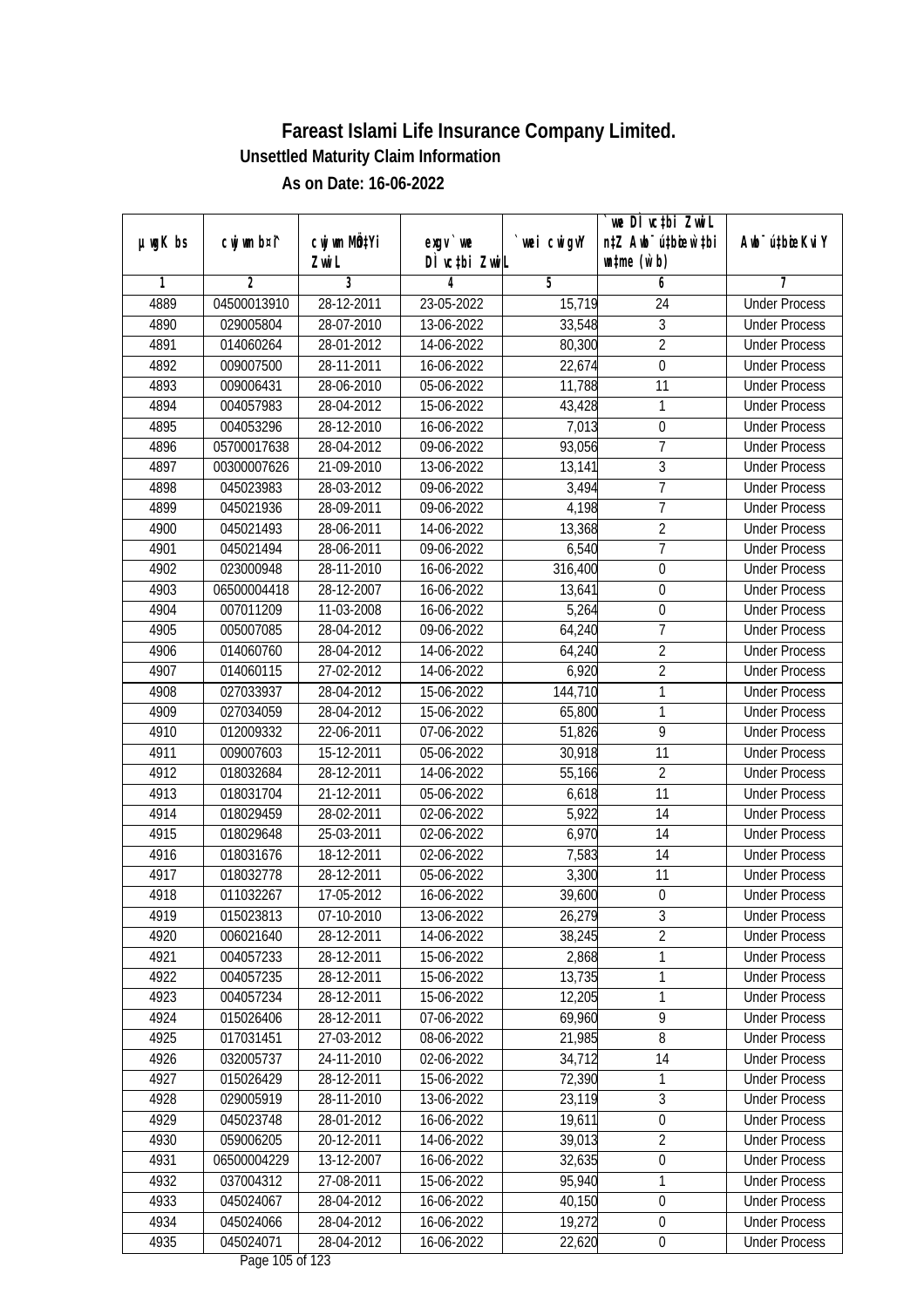# Fareast Islami Life Insurance Company Limited.

### Unsettled Maturity Claim Information

### As on Date: 16-06-2022

| µwgK bs | cwjwm b¤^i | cwjwm MÖn‡Yi ZvwiL | exgv` we Dc¯'vc‡bi ZvwiL | `vwei cwigvY | `vwe Dc¯'vc‡bi ZvwiL n‡Z Awb¯ú‡bœi w`‡bi msL¨v (w`b) | Awb¯ú‡bœi KviY |
|---|---|---|---|---|---|---|
| 1 | 2 | 3 | 4 | 5 | 6 | 7 |
| 4889 | 04500013910 | 28-12-2011 | 23-05-2022 | 15,719 | 24 | Under Process |
| 4890 | 029005804 | 28-07-2010 | 13-06-2022 | 33,548 | 3 | Under Process |
| 4891 | 014060264 | 28-01-2012 | 14-06-2022 | 80,300 | 2 | Under Process |
| 4892 | 009007500 | 28-11-2011 | 16-06-2022 | 22,674 | 0 | Under Process |
| 4893 | 009006431 | 28-06-2010 | 05-06-2022 | 11,788 | 11 | Under Process |
| 4894 | 004057983 | 28-04-2012 | 15-06-2022 | 43,428 | 1 | Under Process |
| 4895 | 004053296 | 28-12-2010 | 16-06-2022 | 7,013 | 0 | Under Process |
| 4896 | 05700017638 | 28-04-2012 | 09-06-2022 | 93,056 | 7 | Under Process |
| 4897 | 00300007626 | 21-09-2010 | 13-06-2022 | 13,141 | 3 | Under Process |
| 4898 | 045023983 | 28-03-2012 | 09-06-2022 | 3,494 | 7 | Under Process |
| 4899 | 045021936 | 28-09-2011 | 09-06-2022 | 4,198 | 7 | Under Process |
| 4900 | 045021493 | 28-06-2011 | 14-06-2022 | 13,368 | 2 | Under Process |
| 4901 | 045021494 | 28-06-2011 | 09-06-2022 | 6,540 | 7 | Under Process |
| 4902 | 023000948 | 28-11-2010 | 16-06-2022 | 316,400 | 0 | Under Process |
| 4903 | 06500004418 | 28-12-2007 | 16-06-2022 | 13,641 | 0 | Under Process |
| 4904 | 007011209 | 11-03-2008 | 16-06-2022 | 5,264 | 0 | Under Process |
| 4905 | 005007085 | 28-04-2012 | 09-06-2022 | 64,240 | 7 | Under Process |
| 4906 | 014060760 | 28-04-2012 | 14-06-2022 | 64,240 | 2 | Under Process |
| 4907 | 014060115 | 27-02-2012 | 14-06-2022 | 6,920 | 2 | Under Process |
| 4908 | 027033937 | 28-04-2012 | 15-06-2022 | 144,710 | 1 | Under Process |
| 4909 | 027034059 | 28-04-2012 | 15-06-2022 | 65,800 | 1 | Under Process |
| 4910 | 012009332 | 22-06-2011 | 07-06-2022 | 51,826 | 9 | Under Process |
| 4911 | 009007603 | 15-12-2011 | 05-06-2022 | 30,918 | 11 | Under Process |
| 4912 | 018032684 | 28-12-2011 | 14-06-2022 | 55,166 | 2 | Under Process |
| 4913 | 018031704 | 21-12-2011 | 05-06-2022 | 6,618 | 11 | Under Process |
| 4914 | 018029459 | 28-02-2011 | 02-06-2022 | 5,922 | 14 | Under Process |
| 4915 | 018029648 | 25-03-2011 | 02-06-2022 | 6,970 | 14 | Under Process |
| 4916 | 018031676 | 18-12-2011 | 02-06-2022 | 7,583 | 14 | Under Process |
| 4917 | 018032778 | 28-12-2011 | 05-06-2022 | 3,300 | 11 | Under Process |
| 4918 | 011032267 | 17-05-2012 | 16-06-2022 | 39,600 | 0 | Under Process |
| 4919 | 015023813 | 07-10-2010 | 13-06-2022 | 26,279 | 3 | Under Process |
| 4920 | 006021640 | 28-12-2011 | 14-06-2022 | 38,245 | 2 | Under Process |
| 4921 | 004057233 | 28-12-2011 | 15-06-2022 | 2,868 | 1 | Under Process |
| 4922 | 004057235 | 28-12-2011 | 15-06-2022 | 13,735 | 1 | Under Process |
| 4923 | 004057234 | 28-12-2011 | 15-06-2022 | 12,205 | 1 | Under Process |
| 4924 | 015026406 | 28-12-2011 | 07-06-2022 | 69,960 | 9 | Under Process |
| 4925 | 017031451 | 27-03-2012 | 08-06-2022 | 21,985 | 8 | Under Process |
| 4926 | 032005737 | 24-11-2010 | 02-06-2022 | 34,712 | 14 | Under Process |
| 4927 | 015026429 | 28-12-2011 | 15-06-2022 | 72,390 | 1 | Under Process |
| 4928 | 029005919 | 28-11-2010 | 13-06-2022 | 23,119 | 3 | Under Process |
| 4929 | 045023748 | 28-01-2012 | 16-06-2022 | 19,611 | 0 | Under Process |
| 4930 | 059006205 | 20-12-2011 | 14-06-2022 | 39,013 | 2 | Under Process |
| 4931 | 06500004229 | 13-12-2007 | 16-06-2022 | 32,635 | 0 | Under Process |
| 4932 | 037004312 | 27-08-2011 | 15-06-2022 | 95,940 | 1 | Under Process |
| 4933 | 045024067 | 28-04-2012 | 16-06-2022 | 40,150 | 0 | Under Process |
| 4934 | 045024066 | 28-04-2012 | 16-06-2022 | 19,272 | 0 | Under Process |
| 4935 | 045024071 | 28-04-2012 | 16-06-2022 | 22,620 | 0 | Under Process |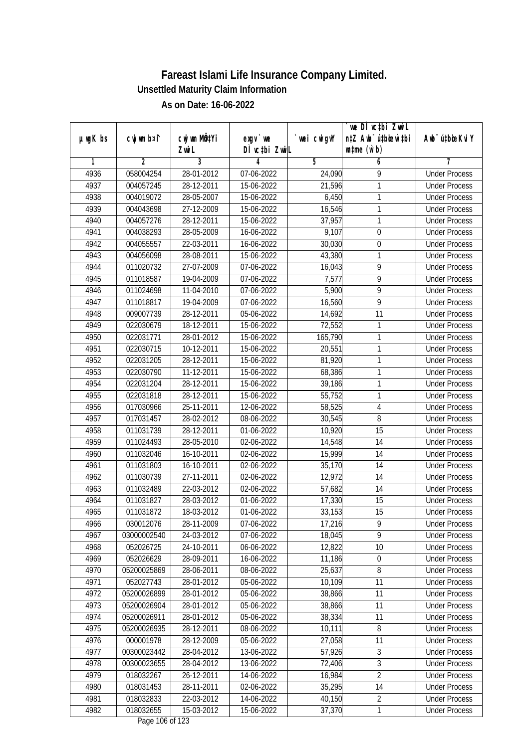# Fareast Islami Life Insurance Company Limited.

### Unsettled Maturity Claim Information

### As on Date: 16-06-2022

| µwgK bs | cwjwm b¤^i | cwjwm MÖn‡Yi ZvwiL | exgv`vwe DÌvc‡bi ZvwiL | `vwei cwigvY | `vwe DÌvc‡bi ZvwiL n‡Z Awb¯úbœ `v‡bi w`‡bi msL¨v (w`b) | Awb¯ú‡bœi KviY |
|---|---|---|---|---|---|---|
| 1 | 2 | 3 | 4 | 5 | 6 | 7 |
| 4936 | 058004254 | 28-01-2012 | 07-06-2022 | 24,090 | 9 | Under Process |
| 4937 | 004057245 | 28-12-2011 | 15-06-2022 | 21,596 | 1 | Under Process |
| 4938 | 004019072 | 28-05-2007 | 15-06-2022 | 6,450 | 1 | Under Process |
| 4939 | 004043698 | 27-12-2009 | 15-06-2022 | 16,546 | 1 | Under Process |
| 4940 | 004057276 | 28-12-2011 | 15-06-2022 | 37,957 | 1 | Under Process |
| 4941 | 004038293 | 28-05-2009 | 16-06-2022 | 9,107 | 0 | Under Process |
| 4942 | 004055557 | 22-03-2011 | 16-06-2022 | 30,030 | 0 | Under Process |
| 4943 | 004056098 | 28-08-2011 | 15-06-2022 | 43,380 | 1 | Under Process |
| 4944 | 011020732 | 27-07-2009 | 07-06-2022 | 16,043 | 9 | Under Process |
| 4945 | 011018587 | 19-04-2009 | 07-06-2022 | 7,577 | 9 | Under Process |
| 4946 | 011024698 | 11-04-2010 | 07-06-2022 | 5,900 | 9 | Under Process |
| 4947 | 011018817 | 19-04-2009 | 07-06-2022 | 16,560 | 9 | Under Process |
| 4948 | 009007739 | 28-12-2011 | 05-06-2022 | 14,692 | 11 | Under Process |
| 4949 | 022030679 | 18-12-2011 | 15-06-2022 | 72,552 | 1 | Under Process |
| 4950 | 022031771 | 28-01-2012 | 15-06-2022 | 165,790 | 1 | Under Process |
| 4951 | 022030715 | 10-12-2011 | 15-06-2022 | 20,551 | 1 | Under Process |
| 4952 | 022031205 | 28-12-2011 | 15-06-2022 | 81,920 | 1 | Under Process |
| 4953 | 022030790 | 11-12-2011 | 15-06-2022 | 68,386 | 1 | Under Process |
| 4954 | 022031204 | 28-12-2011 | 15-06-2022 | 39,186 | 1 | Under Process |
| 4955 | 022031818 | 28-12-2011 | 15-06-2022 | 55,752 | 1 | Under Process |
| 4956 | 017030966 | 25-11-2011 | 12-06-2022 | 58,525 | 4 | Under Process |
| 4957 | 017031457 | 28-02-2012 | 08-06-2022 | 30,545 | 8 | Under Process |
| 4958 | 011031739 | 28-12-2011 | 01-06-2022 | 10,920 | 15 | Under Process |
| 4959 | 011024493 | 28-05-2010 | 02-06-2022 | 14,548 | 14 | Under Process |
| 4960 | 011032046 | 16-10-2011 | 02-06-2022 | 15,999 | 14 | Under Process |
| 4961 | 011031803 | 16-10-2011 | 02-06-2022 | 35,170 | 14 | Under Process |
| 4962 | 011030739 | 27-11-2011 | 02-06-2022 | 12,972 | 14 | Under Process |
| 4963 | 011032489 | 22-03-2012 | 02-06-2022 | 57,682 | 14 | Under Process |
| 4964 | 011031827 | 28-03-2012 | 01-06-2022 | 17,330 | 15 | Under Process |
| 4965 | 011031872 | 18-03-2012 | 01-06-2022 | 33,153 | 15 | Under Process |
| 4966 | 030012076 | 28-11-2009 | 07-06-2022 | 17,216 | 9 | Under Process |
| 4967 | 03000002540 | 24-03-2012 | 07-06-2022 | 18,045 | 9 | Under Process |
| 4968 | 052026725 | 24-10-2011 | 06-06-2022 | 12,822 | 10 | Under Process |
| 4969 | 052026629 | 28-09-2011 | 16-06-2022 | 11,186 | 0 | Under Process |
| 4970 | 05200025869 | 28-06-2011 | 08-06-2022 | 25,637 | 8 | Under Process |
| 4971 | 052027743 | 28-01-2012 | 05-06-2022 | 10,109 | 11 | Under Process |
| 4972 | 05200026899 | 28-01-2012 | 05-06-2022 | 38,866 | 11 | Under Process |
| 4973 | 05200026904 | 28-01-2012 | 05-06-2022 | 38,866 | 11 | Under Process |
| 4974 | 05200026911 | 28-01-2012 | 05-06-2022 | 38,334 | 11 | Under Process |
| 4975 | 05200026935 | 28-12-2011 | 08-06-2022 | 10,111 | 8 | Under Process |
| 4976 | 000001978 | 28-12-2009 | 05-06-2022 | 27,058 | 11 | Under Process |
| 4977 | 00300023442 | 28-04-2012 | 13-06-2022 | 57,926 | 3 | Under Process |
| 4978 | 00300023655 | 28-04-2012 | 13-06-2022 | 72,406 | 3 | Under Process |
| 4979 | 018032267 | 26-12-2011 | 14-06-2022 | 16,984 | 2 | Under Process |
| 4980 | 018031453 | 28-11-2011 | 02-06-2022 | 35,295 | 14 | Under Process |
| 4981 | 018032833 | 22-03-2012 | 14-06-2022 | 40,150 | 2 | Under Process |
| 4982 | 018032655 | 15-03-2012 | 15-06-2022 | 37,370 | 1 | Under Process |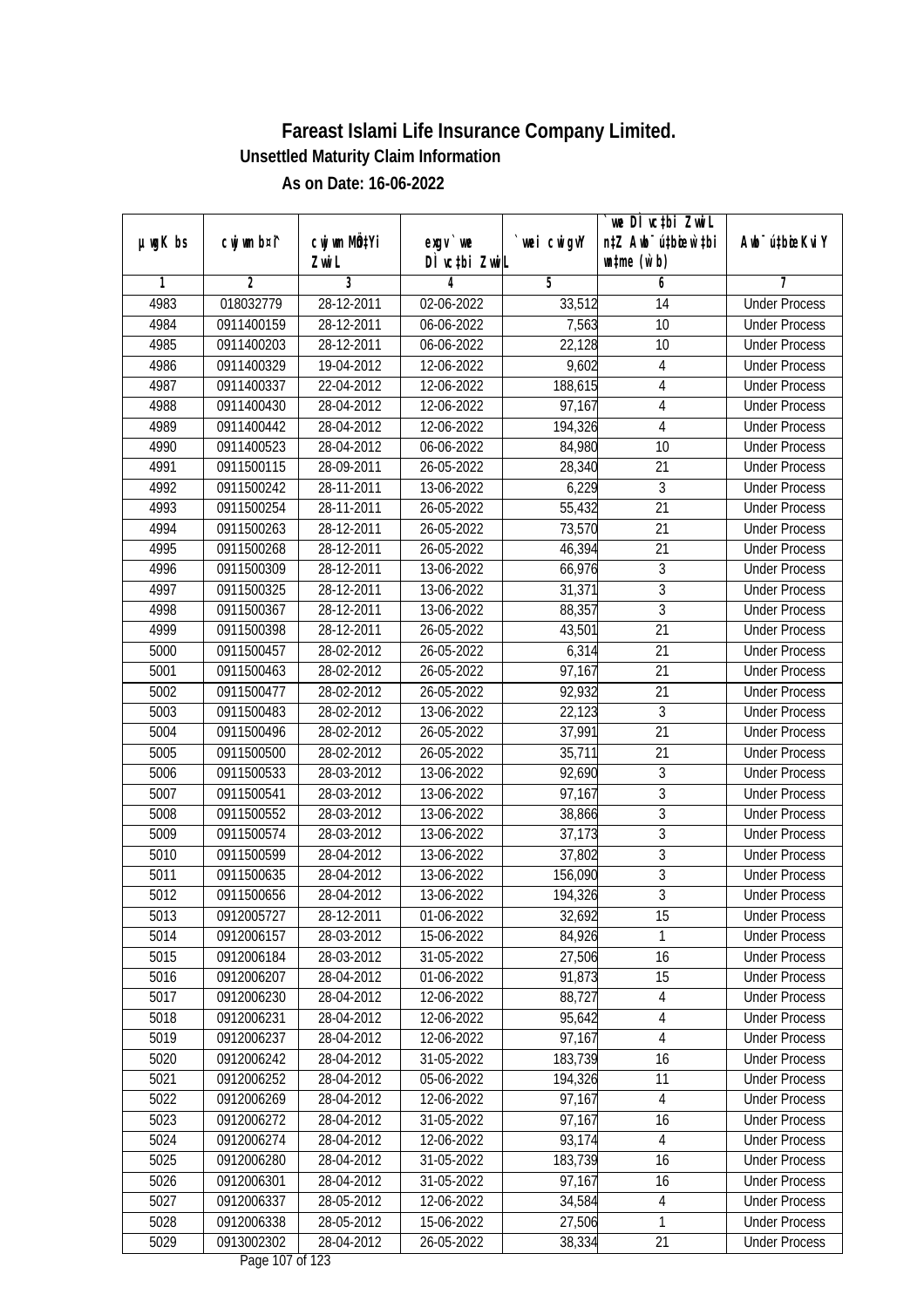# Fareast Islami Life Insurance Company Limited.

**Unsettled Maturity Claim Information**

**As on Date: 16-06-2022**

| µwgK bs | cwjwm b¤^i | cwjwm MÖn‡Yi ZwiL | exgv`we DÌvc‡bi ZwiL | `vwei cwigvY | `vwe DÌvc‡bi ZwiL n‡Z Awb¯úbœ `v‡qi wÎme (w`b) | Awb¯ú‡bœi KviY |
|---|---|---|---|---|---|---|
| 1 | 2 | 3 | 4 | 5 | 6 | 7 |
| 4983 | 018032779 | 28-12-2011 | 02-06-2022 | 33,512 | 14 | Under Process |
| 4984 | 0911400159 | 28-12-2011 | 06-06-2022 | 7,563 | 10 | Under Process |
| 4985 | 0911400203 | 28-12-2011 | 06-06-2022 | 22,128 | 10 | Under Process |
| 4986 | 0911400329 | 19-04-2012 | 12-06-2022 | 9,602 | 4 | Under Process |
| 4987 | 0911400337 | 22-04-2012 | 12-06-2022 | 188,615 | 4 | Under Process |
| 4988 | 0911400430 | 28-04-2012 | 12-06-2022 | 97,167 | 4 | Under Process |
| 4989 | 0911400442 | 28-04-2012 | 12-06-2022 | 194,326 | 4 | Under Process |
| 4990 | 0911400523 | 28-04-2012 | 06-06-2022 | 84,980 | 10 | Under Process |
| 4991 | 0911500115 | 28-09-2011 | 26-05-2022 | 28,340 | 21 | Under Process |
| 4992 | 0911500242 | 28-11-2011 | 13-06-2022 | 6,229 | 3 | Under Process |
| 4993 | 0911500254 | 28-11-2011 | 26-05-2022 | 55,432 | 21 | Under Process |
| 4994 | 0911500263 | 28-12-2011 | 26-05-2022 | 73,570 | 21 | Under Process |
| 4995 | 0911500268 | 28-12-2011 | 26-05-2022 | 46,394 | 21 | Under Process |
| 4996 | 0911500309 | 28-12-2011 | 13-06-2022 | 66,976 | 3 | Under Process |
| 4997 | 0911500325 | 28-12-2011 | 13-06-2022 | 31,371 | 3 | Under Process |
| 4998 | 0911500367 | 28-12-2011 | 13-06-2022 | 88,357 | 3 | Under Process |
| 4999 | 0911500398 | 28-12-2011 | 26-05-2022 | 43,501 | 21 | Under Process |
| 5000 | 0911500457 | 28-02-2012 | 26-05-2022 | 6,314 | 21 | Under Process |
| 5001 | 0911500463 | 28-02-2012 | 26-05-2022 | 97,167 | 21 | Under Process |
| 5002 | 0911500477 | 28-02-2012 | 26-05-2022 | 92,932 | 21 | Under Process |
| 5003 | 0911500483 | 28-02-2012 | 13-06-2022 | 22,123 | 3 | Under Process |
| 5004 | 0911500496 | 28-02-2012 | 26-05-2022 | 37,991 | 21 | Under Process |
| 5005 | 0911500500 | 28-02-2012 | 26-05-2022 | 35,711 | 21 | Under Process |
| 5006 | 0911500533 | 28-03-2012 | 13-06-2022 | 92,690 | 3 | Under Process |
| 5007 | 0911500541 | 28-03-2012 | 13-06-2022 | 97,167 | 3 | Under Process |
| 5008 | 0911500552 | 28-03-2012 | 13-06-2022 | 38,866 | 3 | Under Process |
| 5009 | 0911500574 | 28-03-2012 | 13-06-2022 | 37,173 | 3 | Under Process |
| 5010 | 0911500599 | 28-04-2012 | 13-06-2022 | 37,802 | 3 | Under Process |
| 5011 | 0911500635 | 28-04-2012 | 13-06-2022 | 156,090 | 3 | Under Process |
| 5012 | 0911500656 | 28-04-2012 | 13-06-2022 | 194,326 | 3 | Under Process |
| 5013 | 0912005727 | 28-12-2011 | 01-06-2022 | 32,692 | 15 | Under Process |
| 5014 | 0912006157 | 28-03-2012 | 15-06-2022 | 84,926 | 1 | Under Process |
| 5015 | 0912006184 | 28-03-2012 | 31-05-2022 | 27,506 | 16 | Under Process |
| 5016 | 0912006207 | 28-04-2012 | 01-06-2022 | 91,873 | 15 | Under Process |
| 5017 | 0912006230 | 28-04-2012 | 12-06-2022 | 88,727 | 4 | Under Process |
| 5018 | 0912006231 | 28-04-2012 | 12-06-2022 | 95,642 | 4 | Under Process |
| 5019 | 0912006237 | 28-04-2012 | 12-06-2022 | 97,167 | 4 | Under Process |
| 5020 | 0912006242 | 28-04-2012 | 31-05-2022 | 183,739 | 16 | Under Process |
| 5021 | 0912006252 | 28-04-2012 | 05-06-2022 | 194,326 | 11 | Under Process |
| 5022 | 0912006269 | 28-04-2012 | 12-06-2022 | 97,167 | 4 | Under Process |
| 5023 | 0912006272 | 28-04-2012 | 31-05-2022 | 97,167 | 16 | Under Process |
| 5024 | 0912006274 | 28-04-2012 | 12-06-2022 | 93,174 | 4 | Under Process |
| 5025 | 0912006280 | 28-04-2012 | 31-05-2022 | 183,739 | 16 | Under Process |
| 5026 | 0912006301 | 28-04-2012 | 31-05-2022 | 97,167 | 16 | Under Process |
| 5027 | 0912006337 | 28-05-2012 | 12-06-2022 | 34,584 | 4 | Under Process |
| 5028 | 0912006338 | 28-05-2012 | 15-06-2022 | 27,506 | 1 | Under Process |
| 5029 | 0913002302 | 28-04-2012 | 26-05-2022 | 38,334 | 21 | Under Process |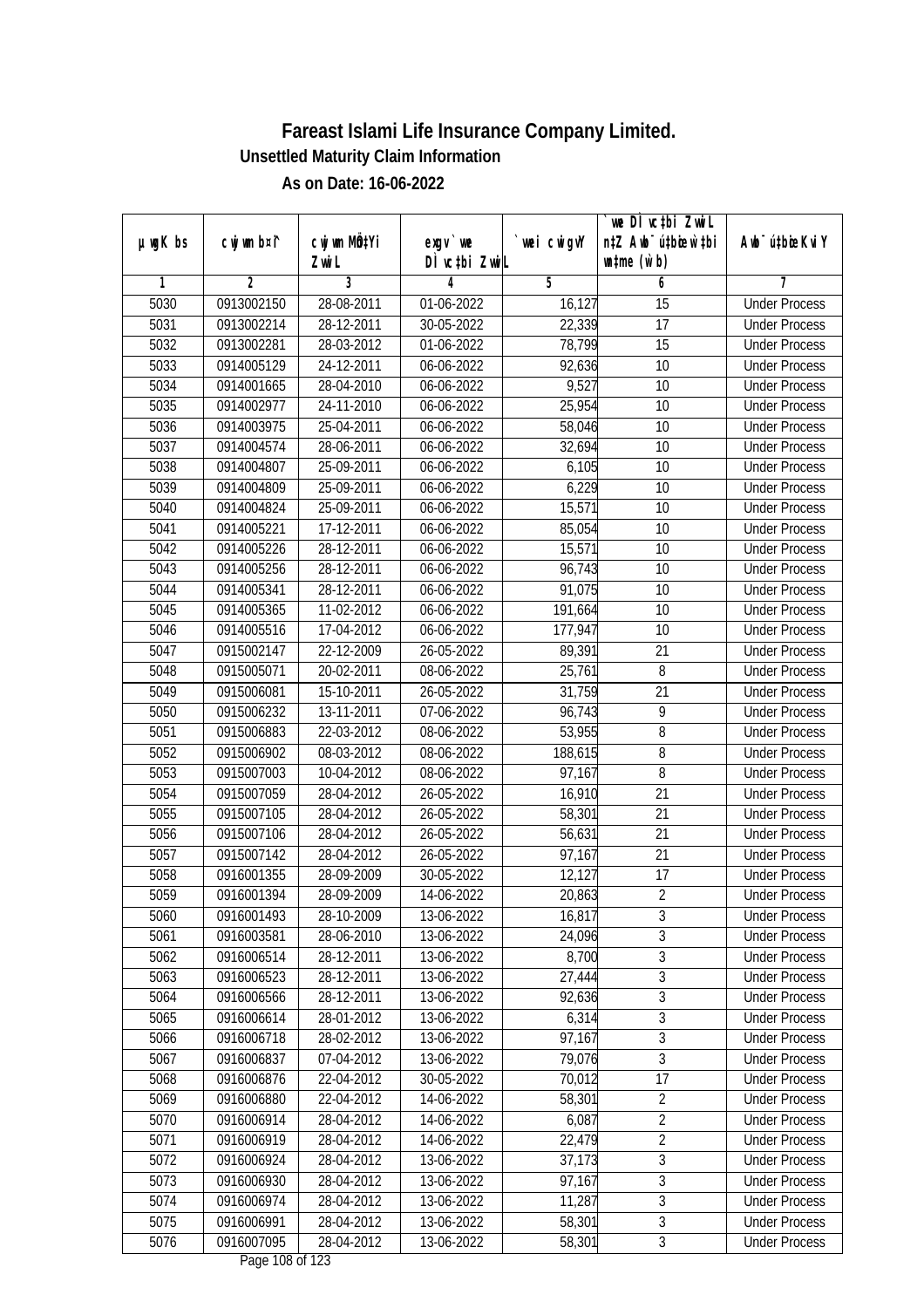# Fareast Islami Life Insurance Company Limited.

## Unsettled Maturity Claim Information

### As on Date: 16-06-2022

| µwgK bs | cwjwm bs¯' | cwjwm MÖn‡Yi ZvwiL | exgv`‡ni `vex DÌvc‡bi ZvwiL | `vexi cwigvY | `vex DÌvc‡bi ZvwiL n‡Z Awb¯úwËi w`‡bi msL¨v (w`b) | Awb¯úwËi KviY |
|---|---|---|---|---|---|---|
| 1 | 2 | 3 | 4 | 5 | 6 | 7 |
| 5030 | 0913002150 | 28-08-2011 | 01-06-2022 | 16,127 | 15 | Under Process |
| 5031 | 0913002214 | 28-12-2011 | 30-05-2022 | 22,339 | 17 | Under Process |
| 5032 | 0913002281 | 28-03-2012 | 01-06-2022 | 78,799 | 15 | Under Process |
| 5033 | 0914005129 | 24-12-2011 | 06-06-2022 | 92,636 | 10 | Under Process |
| 5034 | 0914001665 | 28-04-2010 | 06-06-2022 | 9,527 | 10 | Under Process |
| 5035 | 0914002977 | 24-11-2010 | 06-06-2022 | 25,954 | 10 | Under Process |
| 5036 | 0914003975 | 25-04-2011 | 06-06-2022 | 58,046 | 10 | Under Process |
| 5037 | 0914004574 | 28-06-2011 | 06-06-2022 | 32,694 | 10 | Under Process |
| 5038 | 0914004807 | 25-09-2011 | 06-06-2022 | 6,105 | 10 | Under Process |
| 5039 | 0914004809 | 25-09-2011 | 06-06-2022 | 6,229 | 10 | Under Process |
| 5040 | 0914004824 | 25-09-2011 | 06-06-2022 | 15,571 | 10 | Under Process |
| 5041 | 0914005221 | 17-12-2011 | 06-06-2022 | 85,054 | 10 | Under Process |
| 5042 | 0914005226 | 28-12-2011 | 06-06-2022 | 15,571 | 10 | Under Process |
| 5043 | 0914005256 | 28-12-2011 | 06-06-2022 | 96,743 | 10 | Under Process |
| 5044 | 0914005341 | 28-12-2011 | 06-06-2022 | 91,075 | 10 | Under Process |
| 5045 | 0914005365 | 11-02-2012 | 06-06-2022 | 191,664 | 10 | Under Process |
| 5046 | 0914005516 | 17-04-2012 | 06-06-2022 | 177,947 | 10 | Under Process |
| 5047 | 0915002147 | 22-12-2009 | 26-05-2022 | 89,391 | 21 | Under Process |
| 5048 | 0915005071 | 20-02-2011 | 08-06-2022 | 25,761 | 8 | Under Process |
| 5049 | 0915006081 | 15-10-2011 | 26-05-2022 | 31,759 | 21 | Under Process |
| 5050 | 0915006232 | 13-11-2011 | 07-06-2022 | 96,743 | 9 | Under Process |
| 5051 | 0915006883 | 22-03-2012 | 08-06-2022 | 53,955 | 8 | Under Process |
| 5052 | 0915006902 | 08-03-2012 | 08-06-2022 | 188,615 | 8 | Under Process |
| 5053 | 0915007003 | 10-04-2012 | 08-06-2022 | 97,167 | 8 | Under Process |
| 5054 | 0915007059 | 28-04-2012 | 26-05-2022 | 16,910 | 21 | Under Process |
| 5055 | 0915007105 | 28-04-2012 | 26-05-2022 | 58,301 | 21 | Under Process |
| 5056 | 0915007106 | 28-04-2012 | 26-05-2022 | 56,631 | 21 | Under Process |
| 5057 | 0915007142 | 28-04-2012 | 26-05-2022 | 97,167 | 21 | Under Process |
| 5058 | 0916001355 | 28-09-2009 | 30-05-2022 | 12,127 | 17 | Under Process |
| 5059 | 0916001394 | 28-09-2009 | 14-06-2022 | 20,863 | 2 | Under Process |
| 5060 | 0916001493 | 28-10-2009 | 13-06-2022 | 16,817 | 3 | Under Process |
| 5061 | 0916003581 | 28-06-2010 | 13-06-2022 | 24,096 | 3 | Under Process |
| 5062 | 0916006514 | 28-12-2011 | 13-06-2022 | 8,700 | 3 | Under Process |
| 5063 | 0916006523 | 28-12-2011 | 13-06-2022 | 27,444 | 3 | Under Process |
| 5064 | 0916006566 | 28-12-2011 | 13-06-2022 | 92,636 | 3 | Under Process |
| 5065 | 0916006614 | 28-01-2012 | 13-06-2022 | 6,314 | 3 | Under Process |
| 5066 | 0916006718 | 28-02-2012 | 13-06-2022 | 97,167 | 3 | Under Process |
| 5067 | 0916006837 | 07-04-2012 | 13-06-2022 | 79,076 | 3 | Under Process |
| 5068 | 0916006876 | 22-04-2012 | 30-05-2022 | 70,012 | 17 | Under Process |
| 5069 | 0916006880 | 22-04-2012 | 14-06-2022 | 58,301 | 2 | Under Process |
| 5070 | 0916006914 | 28-04-2012 | 14-06-2022 | 6,087 | 2 | Under Process |
| 5071 | 0916006919 | 28-04-2012 | 14-06-2022 | 22,479 | 2 | Under Process |
| 5072 | 0916006924 | 28-04-2012 | 13-06-2022 | 37,173 | 3 | Under Process |
| 5073 | 0916006930 | 28-04-2012 | 13-06-2022 | 97,167 | 3 | Under Process |
| 5074 | 0916006974 | 28-04-2012 | 13-06-2022 | 11,287 | 3 | Under Process |
| 5075 | 0916006991 | 28-04-2012 | 13-06-2022 | 58,301 | 3 | Under Process |
| 5076 | 0916007095 | 28-04-2012 | 13-06-2022 | 58,301 | 3 | Under Process |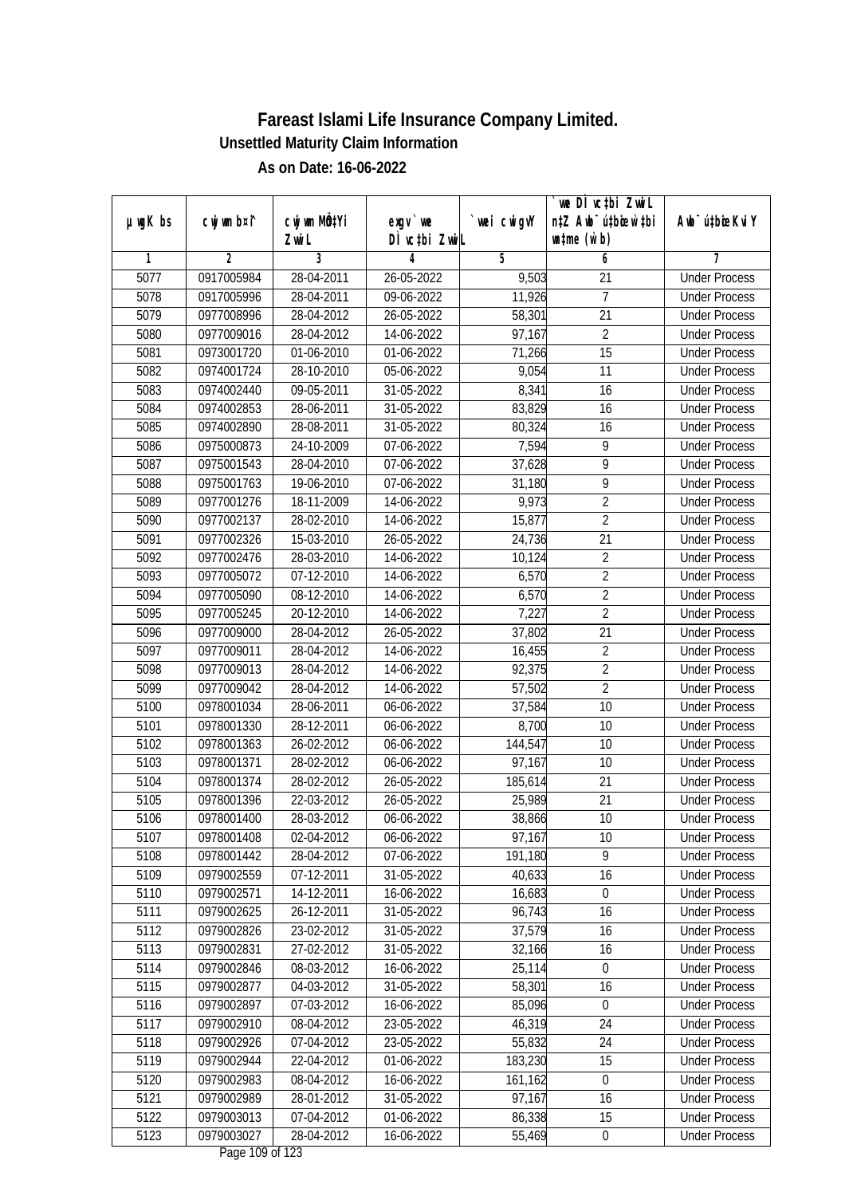# Fareast Islami Life Insurance Company Limited.

## Unsettled Maturity Claim Information

### As on Date: 16-06-2022

| µwgK bs | cwjwm b¤^i | cwjwm MÖnYi ZwiL | exgv` we DÌ vc‡bi ZwiL | `vwei cwigvY | `we DÌ vc‡bi ZwiL n‡Z Awb¯ú‡bœi w`‡bi wnmve (w`b) | Awb¯ú‡bœi KviY |
|---|---|---|---|---|---|---|
| 1 | 2 | 3 | 4 | 5 | 6 | 7 |
| 5077 | 0917005984 | 28-04-2011 | 26-05-2022 | 9,503 | 21 | Under Process |
| 5078 | 0917005996 | 28-04-2011 | 09-06-2022 | 11,926 | 7 | Under Process |
| 5079 | 0977008996 | 28-04-2012 | 26-05-2022 | 58,301 | 21 | Under Process |
| 5080 | 0977009016 | 28-04-2012 | 14-06-2022 | 97,167 | 2 | Under Process |
| 5081 | 0973001720 | 01-06-2010 | 01-06-2022 | 71,266 | 15 | Under Process |
| 5082 | 0974001724 | 28-10-2010 | 05-06-2022 | 9,054 | 11 | Under Process |
| 5083 | 0974002440 | 09-05-2011 | 31-05-2022 | 8,341 | 16 | Under Process |
| 5084 | 0974002853 | 28-06-2011 | 31-05-2022 | 83,829 | 16 | Under Process |
| 5085 | 0974002890 | 28-08-2011 | 31-05-2022 | 80,324 | 16 | Under Process |
| 5086 | 0975000873 | 24-10-2009 | 07-06-2022 | 7,594 | 9 | Under Process |
| 5087 | 0975001543 | 28-04-2010 | 07-06-2022 | 37,628 | 9 | Under Process |
| 5088 | 0975001763 | 19-06-2010 | 07-06-2022 | 31,180 | 9 | Under Process |
| 5089 | 0977001276 | 18-11-2009 | 14-06-2022 | 9,973 | 2 | Under Process |
| 5090 | 0977002137 | 28-02-2010 | 14-06-2022 | 15,877 | 2 | Under Process |
| 5091 | 0977002326 | 15-03-2010 | 26-05-2022 | 24,736 | 21 | Under Process |
| 5092 | 0977002476 | 28-03-2010 | 14-06-2022 | 10,124 | 2 | Under Process |
| 5093 | 0977005072 | 07-12-2010 | 14-06-2022 | 6,570 | 2 | Under Process |
| 5094 | 0977005090 | 08-12-2010 | 14-06-2022 | 6,570 | 2 | Under Process |
| 5095 | 0977005245 | 20-12-2010 | 14-06-2022 | 7,227 | 2 | Under Process |
| 5096 | 0977009000 | 28-04-2012 | 26-05-2022 | 37,802 | 21 | Under Process |
| 5097 | 0977009011 | 28-04-2012 | 14-06-2022 | 16,455 | 2 | Under Process |
| 5098 | 0977009013 | 28-04-2012 | 14-06-2022 | 92,375 | 2 | Under Process |
| 5099 | 0977009042 | 28-04-2012 | 14-06-2022 | 57,502 | 2 | Under Process |
| 5100 | 0978001034 | 28-06-2011 | 06-06-2022 | 37,584 | 10 | Under Process |
| 5101 | 0978001330 | 28-12-2011 | 06-06-2022 | 8,700 | 10 | Under Process |
| 5102 | 0978001363 | 26-02-2012 | 06-06-2022 | 144,547 | 10 | Under Process |
| 5103 | 0978001371 | 28-02-2012 | 06-06-2022 | 97,167 | 10 | Under Process |
| 5104 | 0978001374 | 28-02-2012 | 26-05-2022 | 185,614 | 21 | Under Process |
| 5105 | 0978001396 | 22-03-2012 | 26-05-2022 | 25,989 | 21 | Under Process |
| 5106 | 0978001400 | 28-03-2012 | 06-06-2022 | 38,866 | 10 | Under Process |
| 5107 | 0978001408 | 02-04-2012 | 06-06-2022 | 97,167 | 10 | Under Process |
| 5108 | 0978001442 | 28-04-2012 | 07-06-2022 | 191,180 | 9 | Under Process |
| 5109 | 0979002559 | 07-12-2011 | 31-05-2022 | 40,633 | 16 | Under Process |
| 5110 | 0979002571 | 14-12-2011 | 16-06-2022 | 16,683 | 0 | Under Process |
| 5111 | 0979002625 | 26-12-2011 | 31-05-2022 | 96,743 | 16 | Under Process |
| 5112 | 0979002826 | 23-02-2012 | 31-05-2022 | 37,579 | 16 | Under Process |
| 5113 | 0979002831 | 27-02-2012 | 31-05-2022 | 32,166 | 16 | Under Process |
| 5114 | 0979002846 | 08-03-2012 | 16-06-2022 | 25,114 | 0 | Under Process |
| 5115 | 0979002877 | 04-03-2012 | 31-05-2022 | 58,301 | 16 | Under Process |
| 5116 | 0979002897 | 07-03-2012 | 16-06-2022 | 85,096 | 0 | Under Process |
| 5117 | 0979002910 | 08-04-2012 | 23-05-2022 | 46,319 | 24 | Under Process |
| 5118 | 0979002926 | 07-04-2012 | 23-05-2022 | 55,832 | 24 | Under Process |
| 5119 | 0979002944 | 22-04-2012 | 01-06-2022 | 183,230 | 15 | Under Process |
| 5120 | 0979002983 | 08-04-2012 | 16-06-2022 | 161,162 | 0 | Under Process |
| 5121 | 0979002989 | 28-01-2012 | 31-05-2022 | 97,167 | 16 | Under Process |
| 5122 | 0979003013 | 07-04-2012 | 01-06-2022 | 86,338 | 15 | Under Process |
| 5123 | 0979003027 | 28-04-2012 | 16-06-2022 | 55,469 | 0 | Under Process |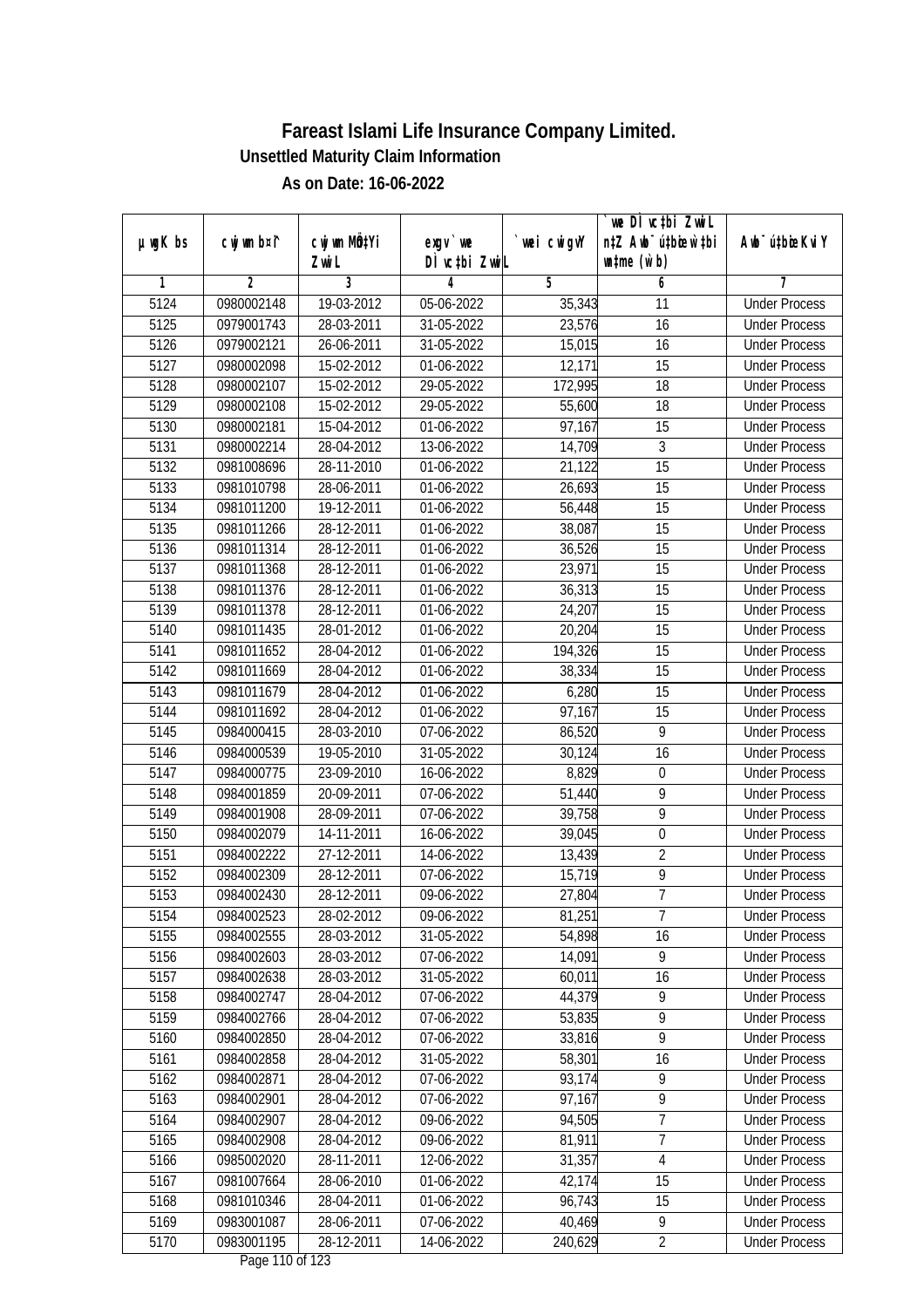# Fareast Islami Life Insurance Company Limited.

**Unsettled Maturity Claim Information**

**As on Date: 16-06-2022**

| µwgK bs | cwjwm bs¦ | cwjwm MÖ‡Yi ZvwiL | exgv` we Dl vc‡bi ZvwiL | `vwei cwigvY | `we Dl vc‡bi ZvwiL n‡Z Awb¯ú‡bœi w`‡bi msL¨v (w`b) | Awb¯ú‡bœi KviY |
|---|---|---|---|---|---|---|
| 1 | 2 | 3 | 4 | 5 | 6 | 7 |
| 5124 | 0980002148 | 19-03-2012 | 05-06-2022 | 35,343 | 11 | Under Process |
| 5125 | 0979001743 | 28-03-2011 | 31-05-2022 | 23,576 | 16 | Under Process |
| 5126 | 0979002121 | 26-06-2011 | 31-05-2022 | 15,015 | 16 | Under Process |
| 5127 | 0980002098 | 15-02-2012 | 01-06-2022 | 12,171 | 15 | Under Process |
| 5128 | 0980002107 | 15-02-2012 | 29-05-2022 | 172,995 | 18 | Under Process |
| 5129 | 0980002108 | 15-02-2012 | 29-05-2022 | 55,600 | 18 | Under Process |
| 5130 | 0980002181 | 15-04-2012 | 01-06-2022 | 97,167 | 15 | Under Process |
| 5131 | 0980002214 | 28-04-2012 | 13-06-2022 | 14,709 | 3 | Under Process |
| 5132 | 0981008696 | 28-11-2010 | 01-06-2022 | 21,122 | 15 | Under Process |
| 5133 | 0981010798 | 28-06-2011 | 01-06-2022 | 26,693 | 15 | Under Process |
| 5134 | 0981011200 | 19-12-2011 | 01-06-2022 | 56,448 | 15 | Under Process |
| 5135 | 0981011266 | 28-12-2011 | 01-06-2022 | 38,087 | 15 | Under Process |
| 5136 | 0981011314 | 28-12-2011 | 01-06-2022 | 36,526 | 15 | Under Process |
| 5137 | 0981011368 | 28-12-2011 | 01-06-2022 | 23,971 | 15 | Under Process |
| 5138 | 0981011376 | 28-12-2011 | 01-06-2022 | 36,313 | 15 | Under Process |
| 5139 | 0981011378 | 28-12-2011 | 01-06-2022 | 24,207 | 15 | Under Process |
| 5140 | 0981011435 | 28-01-2012 | 01-06-2022 | 20,204 | 15 | Under Process |
| 5141 | 0981011652 | 28-04-2012 | 01-06-2022 | 194,326 | 15 | Under Process |
| 5142 | 0981011669 | 28-04-2012 | 01-06-2022 | 38,334 | 15 | Under Process |
| 5143 | 0981011679 | 28-04-2012 | 01-06-2022 | 6,280 | 15 | Under Process |
| 5144 | 0981011692 | 28-04-2012 | 01-06-2022 | 97,167 | 15 | Under Process |
| 5145 | 0984000415 | 28-03-2010 | 07-06-2022 | 86,520 | 9 | Under Process |
| 5146 | 0984000539 | 19-05-2010 | 31-05-2022 | 30,124 | 16 | Under Process |
| 5147 | 0984000775 | 23-09-2010 | 16-06-2022 | 8,829 | 0 | Under Process |
| 5148 | 0984001859 | 20-09-2011 | 07-06-2022 | 51,440 | 9 | Under Process |
| 5149 | 0984001908 | 28-09-2011 | 07-06-2022 | 39,758 | 9 | Under Process |
| 5150 | 0984002079 | 14-11-2011 | 16-06-2022 | 39,045 | 0 | Under Process |
| 5151 | 0984002222 | 27-12-2011 | 14-06-2022 | 13,439 | 2 | Under Process |
| 5152 | 0984002309 | 28-12-2011 | 07-06-2022 | 15,719 | 9 | Under Process |
| 5153 | 0984002430 | 28-12-2011 | 09-06-2022 | 27,804 | 7 | Under Process |
| 5154 | 0984002523 | 28-02-2012 | 09-06-2022 | 81,251 | 7 | Under Process |
| 5155 | 0984002555 | 28-03-2012 | 31-05-2022 | 54,898 | 16 | Under Process |
| 5156 | 0984002603 | 28-03-2012 | 07-06-2022 | 14,091 | 9 | Under Process |
| 5157 | 0984002638 | 28-03-2012 | 31-05-2022 | 60,011 | 16 | Under Process |
| 5158 | 0984002747 | 28-04-2012 | 07-06-2022 | 44,379 | 9 | Under Process |
| 5159 | 0984002766 | 28-04-2012 | 07-06-2022 | 53,835 | 9 | Under Process |
| 5160 | 0984002850 | 28-04-2012 | 07-06-2022 | 33,816 | 9 | Under Process |
| 5161 | 0984002858 | 28-04-2012 | 31-05-2022 | 58,301 | 16 | Under Process |
| 5162 | 0984002871 | 28-04-2012 | 07-06-2022 | 93,174 | 9 | Under Process |
| 5163 | 0984002901 | 28-04-2012 | 07-06-2022 | 97,167 | 9 | Under Process |
| 5164 | 0984002907 | 28-04-2012 | 09-06-2022 | 94,505 | 7 | Under Process |
| 5165 | 0984002908 | 28-04-2012 | 09-06-2022 | 81,911 | 7 | Under Process |
| 5166 | 0985002020 | 28-11-2011 | 12-06-2022 | 31,357 | 4 | Under Process |
| 5167 | 0981007664 | 28-06-2010 | 01-06-2022 | 42,174 | 15 | Under Process |
| 5168 | 0981010346 | 28-04-2011 | 01-06-2022 | 96,743 | 15 | Under Process |
| 5169 | 0983001087 | 28-06-2011 | 07-06-2022 | 40,469 | 9 | Under Process |
| 5170 | 0983001195 | 28-12-2011 | 14-06-2022 | 240,629 | 2 | Under Process |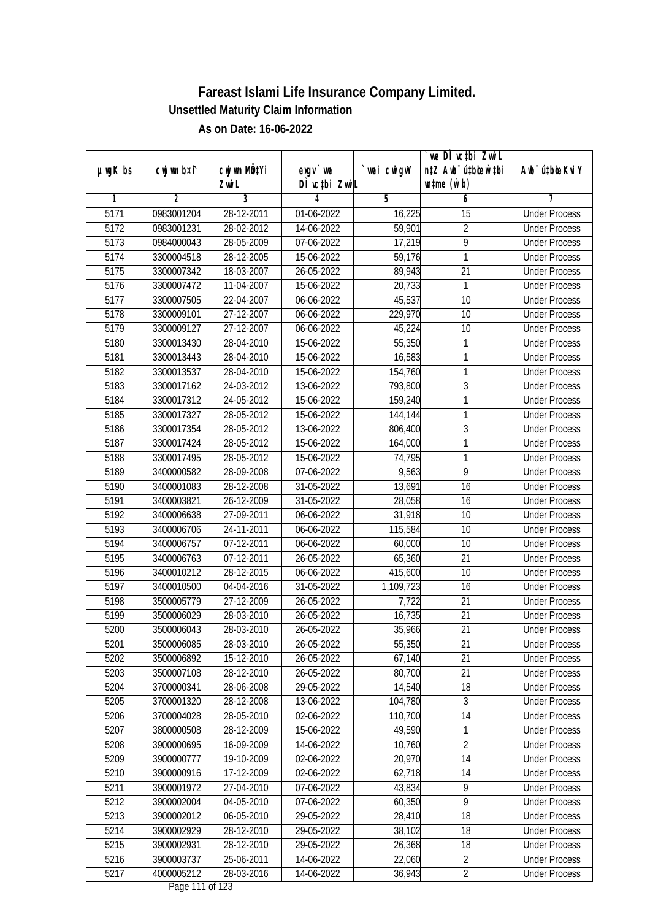# Fareast Islami Life Insurance Company Limited.

**Unsettled Maturity Claim Information**

**As on Date: 16-06-2022**

| µwgK bs | cwjwm bs¦ | cwjwm MÖ‡Yi ZvwiL | exgv` we DÌ vc‡bi ZvwiL | `vwei cwigvY | `vwe DÌ vc‡bi ZvwiL n‡Z Awb¯ú‡bœ w`‡bi msL¨v (w`b) | Awb¯ú‡bœi KviY |
|---|---|---|---|---|---|---|
| 1 | 2 | 3 | 4 | 5 | 6 | 7 |
| 5171 | 0983001204 | 28-12-2011 | 01-06-2022 | 16,225 | 15 | Under Process |
| 5172 | 0983001231 | 28-02-2012 | 14-06-2022 | 59,901 | 2 | Under Process |
| 5173 | 0984000043 | 28-05-2009 | 07-06-2022 | 17,219 | 9 | Under Process |
| 5174 | 3300004518 | 28-12-2005 | 15-06-2022 | 59,176 | 1 | Under Process |
| 5175 | 3300007342 | 18-03-2007 | 26-05-2022 | 89,943 | 21 | Under Process |
| 5176 | 3300007472 | 11-04-2007 | 15-06-2022 | 20,733 | 1 | Under Process |
| 5177 | 3300007505 | 22-04-2007 | 06-06-2022 | 45,537 | 10 | Under Process |
| 5178 | 3300009101 | 27-12-2007 | 06-06-2022 | 229,970 | 10 | Under Process |
| 5179 | 3300009127 | 27-12-2007 | 06-06-2022 | 45,224 | 10 | Under Process |
| 5180 | 3300013430 | 28-04-2010 | 15-06-2022 | 55,350 | 1 | Under Process |
| 5181 | 3300013443 | 28-04-2010 | 15-06-2022 | 16,583 | 1 | Under Process |
| 5182 | 3300013537 | 28-04-2010 | 15-06-2022 | 154,760 | 1 | Under Process |
| 5183 | 3300017162 | 24-03-2012 | 13-06-2022 | 793,800 | 3 | Under Process |
| 5184 | 3300017312 | 24-05-2012 | 15-06-2022 | 159,240 | 1 | Under Process |
| 5185 | 3300017327 | 28-05-2012 | 15-06-2022 | 144,144 | 1 | Under Process |
| 5186 | 3300017354 | 28-05-2012 | 13-06-2022 | 806,400 | 3 | Under Process |
| 5187 | 3300017424 | 28-05-2012 | 15-06-2022 | 164,000 | 1 | Under Process |
| 5188 | 3300017495 | 28-05-2012 | 15-06-2022 | 74,795 | 1 | Under Process |
| 5189 | 3400000582 | 28-09-2008 | 07-06-2022 | 9,563 | 9 | Under Process |
| 5190 | 3400001083 | 28-12-2008 | 31-05-2022 | 13,691 | 16 | Under Process |
| 5191 | 3400003821 | 26-12-2009 | 31-05-2022 | 28,058 | 16 | Under Process |
| 5192 | 3400006638 | 27-09-2011 | 06-06-2022 | 31,918 | 10 | Under Process |
| 5193 | 3400006706 | 24-11-2011 | 06-06-2022 | 115,584 | 10 | Under Process |
| 5194 | 3400006757 | 07-12-2011 | 06-06-2022 | 60,000 | 10 | Under Process |
| 5195 | 3400006763 | 07-12-2011 | 26-05-2022 | 65,360 | 21 | Under Process |
| 5196 | 3400010212 | 28-12-2015 | 06-06-2022 | 415,600 | 10 | Under Process |
| 5197 | 3400010500 | 04-04-2016 | 31-05-2022 | 1,109,723 | 16 | Under Process |
| 5198 | 3500005779 | 27-12-2009 | 26-05-2022 | 7,722 | 21 | Under Process |
| 5199 | 3500006029 | 28-03-2010 | 26-05-2022 | 16,735 | 21 | Under Process |
| 5200 | 3500006043 | 28-03-2010 | 26-05-2022 | 35,966 | 21 | Under Process |
| 5201 | 3500006085 | 28-03-2010 | 26-05-2022 | 55,350 | 21 | Under Process |
| 5202 | 3500006892 | 15-12-2010 | 26-05-2022 | 67,140 | 21 | Under Process |
| 5203 | 3500007108 | 28-12-2010 | 26-05-2022 | 80,700 | 21 | Under Process |
| 5204 | 3700000341 | 28-06-2008 | 29-05-2022 | 14,540 | 18 | Under Process |
| 5205 | 3700001320 | 28-12-2008 | 13-06-2022 | 104,780 | 3 | Under Process |
| 5206 | 3700004028 | 28-05-2010 | 02-06-2022 | 110,700 | 14 | Under Process |
| 5207 | 3800000508 | 28-12-2009 | 15-06-2022 | 49,590 | 1 | Under Process |
| 5208 | 3900000695 | 16-09-2009 | 14-06-2022 | 10,760 | 2 | Under Process |
| 5209 | 3900000777 | 19-10-2009 | 02-06-2022 | 20,970 | 14 | Under Process |
| 5210 | 3900000916 | 17-12-2009 | 02-06-2022 | 62,718 | 14 | Under Process |
| 5211 | 3900001972 | 27-04-2010 | 07-06-2022 | 43,834 | 9 | Under Process |
| 5212 | 3900002004 | 04-05-2010 | 07-06-2022 | 60,350 | 9 | Under Process |
| 5213 | 3900002012 | 06-05-2010 | 29-05-2022 | 28,410 | 18 | Under Process |
| 5214 | 3900002929 | 28-12-2010 | 29-05-2022 | 38,102 | 18 | Under Process |
| 5215 | 3900002931 | 28-12-2010 | 29-05-2022 | 26,368 | 18 | Under Process |
| 5216 | 3900003737 | 25-06-2011 | 14-06-2022 | 22,060 | 2 | Under Process |
| 5217 | 4000005212 | 28-03-2016 | 14-06-2022 | 36,943 | 2 | Under Process |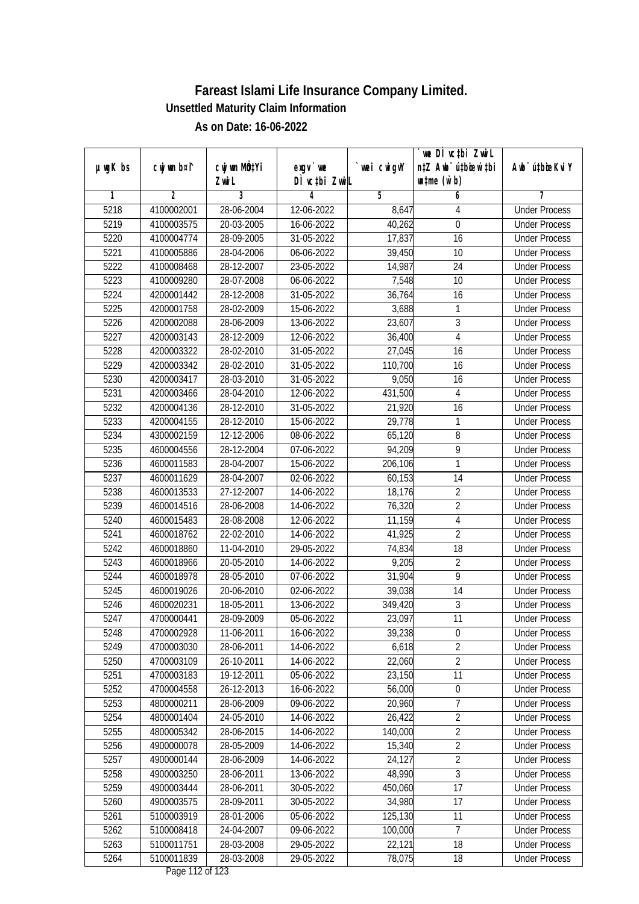# Fareast Islami Life Insurance Company Limited.

## Unsettled Maturity Claim Information

### As on Date: 16-06-2022

| µwgK bs | cwjwm b¤^i | cwjwm MÖn‡Yi ZvwiL | exgv` we DÌvc‡bi ZvwiL | `vwei cwigvY | `we DÌvc‡bi ZvwiL n‡Z Awb¯ú‡bœi w`‡bi wnmve (w`b) | Awb¯ú‡bœi KviY |
|---|---|---|---|---|---|---|
| 1 | 2 | 3 | 4 | 5 | 6 | 7 |
| 5218 | 4100002001 | 28-06-2004 | 12-06-2022 | 8,647 | 4 | Under Process |
| 5219 | 4100003575 | 20-03-2005 | 16-06-2022 | 40,262 | 0 | Under Process |
| 5220 | 4100004774 | 28-09-2005 | 31-05-2022 | 17,837 | 16 | Under Process |
| 5221 | 4100005886 | 28-04-2006 | 06-06-2022 | 39,450 | 10 | Under Process |
| 5222 | 4100008468 | 28-12-2007 | 23-05-2022 | 14,987 | 24 | Under Process |
| 5223 | 4100009280 | 28-07-2008 | 06-06-2022 | 7,548 | 10 | Under Process |
| 5224 | 4200001442 | 28-12-2008 | 31-05-2022 | 36,764 | 16 | Under Process |
| 5225 | 4200001758 | 28-02-2009 | 15-06-2022 | 3,688 | 1 | Under Process |
| 5226 | 4200002088 | 28-06-2009 | 13-06-2022 | 23,607 | 3 | Under Process |
| 5227 | 4200003143 | 28-12-2009 | 12-06-2022 | 36,400 | 4 | Under Process |
| 5228 | 4200003322 | 28-02-2010 | 31-05-2022 | 27,045 | 16 | Under Process |
| 5229 | 4200003342 | 28-02-2010 | 31-05-2022 | 110,700 | 16 | Under Process |
| 5230 | 4200003417 | 28-03-2010 | 31-05-2022 | 9,050 | 16 | Under Process |
| 5231 | 4200003466 | 28-04-2010 | 12-06-2022 | 431,500 | 4 | Under Process |
| 5232 | 4200004136 | 28-12-2010 | 31-05-2022 | 21,920 | 16 | Under Process |
| 5233 | 4200004155 | 28-12-2010 | 15-06-2022 | 29,778 | 1 | Under Process |
| 5234 | 4300002159 | 12-12-2006 | 08-06-2022 | 65,120 | 8 | Under Process |
| 5235 | 4600004556 | 28-12-2004 | 07-06-2022 | 94,209 | 9 | Under Process |
| 5236 | 4600011583 | 28-04-2007 | 15-06-2022 | 206,106 | 1 | Under Process |
| 5237 | 4600011629 | 28-04-2007 | 02-06-2022 | 60,153 | 14 | Under Process |
| 5238 | 4600013533 | 27-12-2007 | 14-06-2022 | 18,176 | 2 | Under Process |
| 5239 | 4600014516 | 28-06-2008 | 14-06-2022 | 76,320 | 2 | Under Process |
| 5240 | 4600015483 | 28-08-2008 | 12-06-2022 | 11,159 | 4 | Under Process |
| 5241 | 4600018762 | 22-02-2010 | 14-06-2022 | 41,925 | 2 | Under Process |
| 5242 | 4600018860 | 11-04-2010 | 29-05-2022 | 74,834 | 18 | Under Process |
| 5243 | 4600018966 | 20-05-2010 | 14-06-2022 | 9,205 | 2 | Under Process |
| 5244 | 4600018978 | 28-05-2010 | 07-06-2022 | 31,904 | 9 | Under Process |
| 5245 | 4600019026 | 20-06-2010 | 02-06-2022 | 39,038 | 14 | Under Process |
| 5246 | 4600020231 | 18-05-2011 | 13-06-2022 | 349,420 | 3 | Under Process |
| 5247 | 4700000441 | 28-09-2009 | 05-06-2022 | 23,097 | 11 | Under Process |
| 5248 | 4700002928 | 11-06-2011 | 16-06-2022 | 39,238 | 0 | Under Process |
| 5249 | 4700003030 | 28-06-2011 | 14-06-2022 | 6,618 | 2 | Under Process |
| 5250 | 4700003109 | 26-10-2011 | 14-06-2022 | 22,060 | 2 | Under Process |
| 5251 | 4700003183 | 19-12-2011 | 05-06-2022 | 23,150 | 11 | Under Process |
| 5252 | 4700004558 | 26-12-2013 | 16-06-2022 | 56,000 | 0 | Under Process |
| 5253 | 4800000211 | 28-06-2009 | 09-06-2022 | 20,960 | 7 | Under Process |
| 5254 | 4800001404 | 24-05-2010 | 14-06-2022 | 26,422 | 2 | Under Process |
| 5255 | 4800005342 | 28-06-2015 | 14-06-2022 | 140,000 | 2 | Under Process |
| 5256 | 4900000078 | 28-05-2009 | 14-06-2022 | 15,340 | 2 | Under Process |
| 5257 | 4900000144 | 28-06-2009 | 14-06-2022 | 24,127 | 2 | Under Process |
| 5258 | 4900003250 | 28-06-2011 | 13-06-2022 | 48,990 | 3 | Under Process |
| 5259 | 4900003444 | 28-06-2011 | 30-05-2022 | 450,060 | 17 | Under Process |
| 5260 | 4900003575 | 28-09-2011 | 30-05-2022 | 34,980 | 17 | Under Process |
| 5261 | 5100003919 | 28-01-2006 | 05-06-2022 | 125,130 | 11 | Under Process |
| 5262 | 5100008418 | 24-04-2007 | 09-06-2022 | 100,000 | 7 | Under Process |
| 5263 | 5100011751 | 28-03-2008 | 29-05-2022 | 22,121 | 18 | Under Process |
| 5264 | 5100011839 | 28-03-2008 | 29-05-2022 | 78,075 | 18 | Under Process |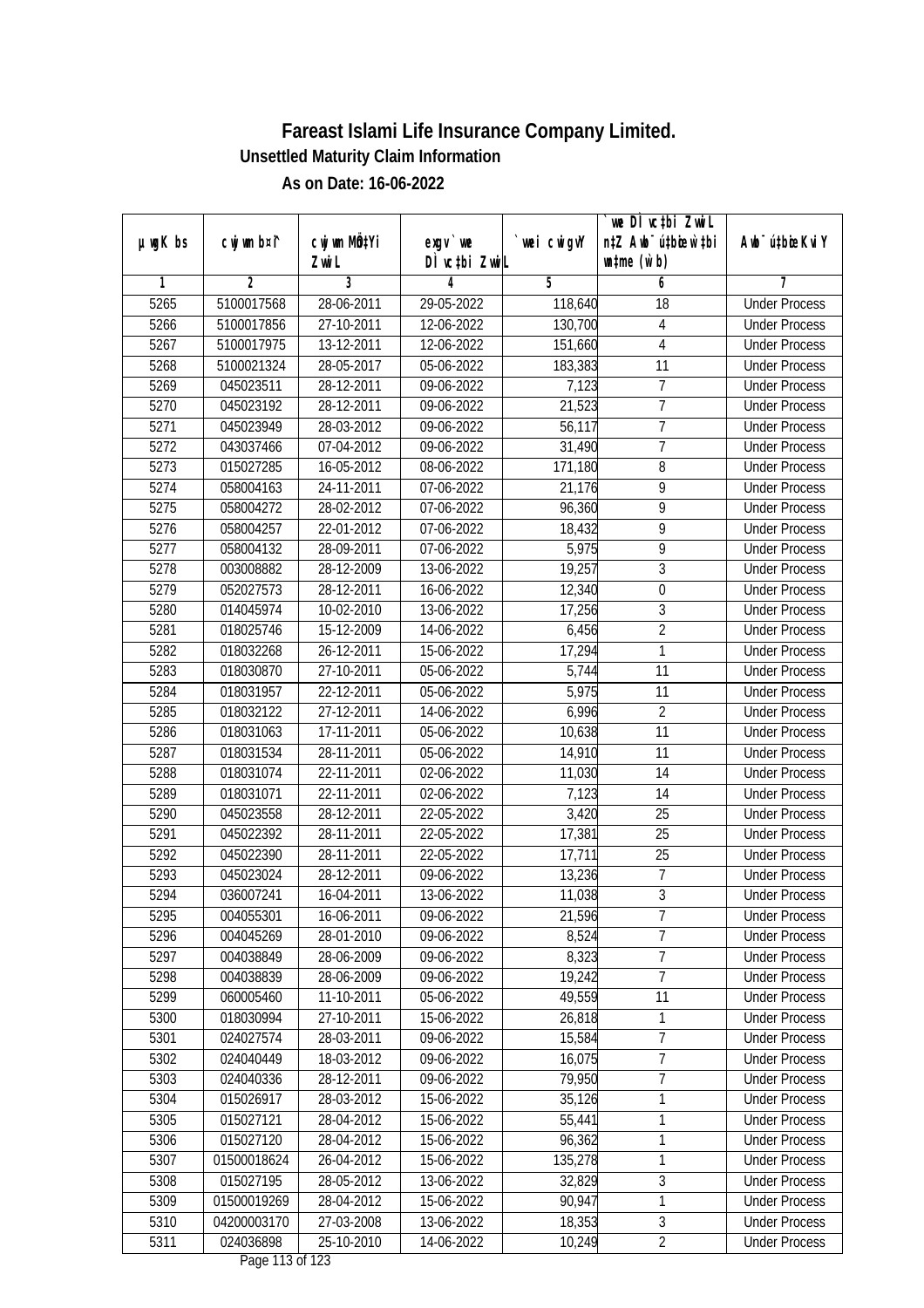# Fareast Islami Life Insurance Company Limited.

### Unsettled Maturity Claim Information

### As on Date: 16-06-2022

| µwgK bs | cwjwm bs¤^ | cwjwm MÖn‡Yi ZvwiL | exgv` we DÌvc‡bi ZvwiL | `vwei cwigvY | `vwe DÌvc‡bi ZvwiL n‡Z Awb¯úbœ w`‡bi msL¨v (w`b) | Awb¯ú‡bœi KviY |
|---|---|---|---|---|---|---|
| 1 | 2 | 3 | 4 | 5 | 6 | 7 |
| 5265 | 5100017568 | 28-06-2011 | 29-05-2022 | 118,640 | 18 | Under Process |
| 5266 | 5100017856 | 27-10-2011 | 12-06-2022 | 130,700 | 4 | Under Process |
| 5267 | 5100017975 | 13-12-2011 | 12-06-2022 | 151,660 | 4 | Under Process |
| 5268 | 5100021324 | 28-05-2017 | 05-06-2022 | 183,383 | 11 | Under Process |
| 5269 | 045023511 | 28-12-2011 | 09-06-2022 | 7,123 | 7 | Under Process |
| 5270 | 045023192 | 28-12-2011 | 09-06-2022 | 21,523 | 7 | Under Process |
| 5271 | 045023949 | 28-03-2012 | 09-06-2022 | 56,117 | 7 | Under Process |
| 5272 | 043037466 | 07-04-2012 | 09-06-2022 | 31,490 | 7 | Under Process |
| 5273 | 015027285 | 16-05-2012 | 08-06-2022 | 171,180 | 8 | Under Process |
| 5274 | 058004163 | 24-11-2011 | 07-06-2022 | 21,176 | 9 | Under Process |
| 5275 | 058004272 | 28-02-2012 | 07-06-2022 | 96,360 | 9 | Under Process |
| 5276 | 058004257 | 22-01-2012 | 07-06-2022 | 18,432 | 9 | Under Process |
| 5277 | 058004132 | 28-09-2011 | 07-06-2022 | 5,975 | 9 | Under Process |
| 5278 | 003008882 | 28-12-2009 | 13-06-2022 | 19,257 | 3 | Under Process |
| 5279 | 052027573 | 28-12-2011 | 16-06-2022 | 12,340 | 0 | Under Process |
| 5280 | 014045974 | 10-02-2010 | 13-06-2022 | 17,256 | 3 | Under Process |
| 5281 | 018025746 | 15-12-2009 | 14-06-2022 | 6,456 | 2 | Under Process |
| 5282 | 018032268 | 26-12-2011 | 15-06-2022 | 17,294 | 1 | Under Process |
| 5283 | 018030870 | 27-10-2011 | 05-06-2022 | 5,744 | 11 | Under Process |
| 5284 | 018031957 | 22-12-2011 | 05-06-2022 | 5,975 | 11 | Under Process |
| 5285 | 018032122 | 27-12-2011 | 14-06-2022 | 6,996 | 2 | Under Process |
| 5286 | 018031063 | 17-11-2011 | 05-06-2022 | 10,638 | 11 | Under Process |
| 5287 | 018031534 | 28-11-2011 | 05-06-2022 | 14,910 | 11 | Under Process |
| 5288 | 018031074 | 22-11-2011 | 02-06-2022 | 11,030 | 14 | Under Process |
| 5289 | 018031071 | 22-11-2011 | 02-06-2022 | 7,123 | 14 | Under Process |
| 5290 | 045023558 | 28-12-2011 | 22-05-2022 | 3,420 | 25 | Under Process |
| 5291 | 045022392 | 28-11-2011 | 22-05-2022 | 17,381 | 25 | Under Process |
| 5292 | 045022390 | 28-11-2011 | 22-05-2022 | 17,711 | 25 | Under Process |
| 5293 | 045023024 | 28-12-2011 | 09-06-2022 | 13,236 | 7 | Under Process |
| 5294 | 036007241 | 16-04-2011 | 13-06-2022 | 11,038 | 3 | Under Process |
| 5295 | 004055301 | 16-06-2011 | 09-06-2022 | 21,596 | 7 | Under Process |
| 5296 | 004045269 | 28-01-2010 | 09-06-2022 | 8,524 | 7 | Under Process |
| 5297 | 004038849 | 28-06-2009 | 09-06-2022 | 8,323 | 7 | Under Process |
| 5298 | 004038839 | 28-06-2009 | 09-06-2022 | 19,242 | 7 | Under Process |
| 5299 | 060005460 | 11-10-2011 | 05-06-2022 | 49,559 | 11 | Under Process |
| 5300 | 018030994 | 27-10-2011 | 15-06-2022 | 26,818 | 1 | Under Process |
| 5301 | 024027574 | 28-03-2011 | 09-06-2022 | 15,584 | 7 | Under Process |
| 5302 | 024040449 | 18-03-2012 | 09-06-2022 | 16,075 | 7 | Under Process |
| 5303 | 024040336 | 28-12-2011 | 09-06-2022 | 79,950 | 7 | Under Process |
| 5304 | 015026917 | 28-03-2012 | 15-06-2022 | 35,126 | 1 | Under Process |
| 5305 | 015027121 | 28-04-2012 | 15-06-2022 | 55,441 | 1 | Under Process |
| 5306 | 015027120 | 28-04-2012 | 15-06-2022 | 96,362 | 1 | Under Process |
| 5307 | 01500018624 | 26-04-2012 | 15-06-2022 | 135,278 | 1 | Under Process |
| 5308 | 015027195 | 28-05-2012 | 13-06-2022 | 32,829 | 3 | Under Process |
| 5309 | 01500019269 | 28-04-2012 | 15-06-2022 | 90,947 | 1 | Under Process |
| 5310 | 04200003170 | 27-03-2008 | 13-06-2022 | 18,353 | 3 | Under Process |
| 5311 | 024036898 | 25-10-2010 | 14-06-2022 | 10,249 | 2 | Under Process |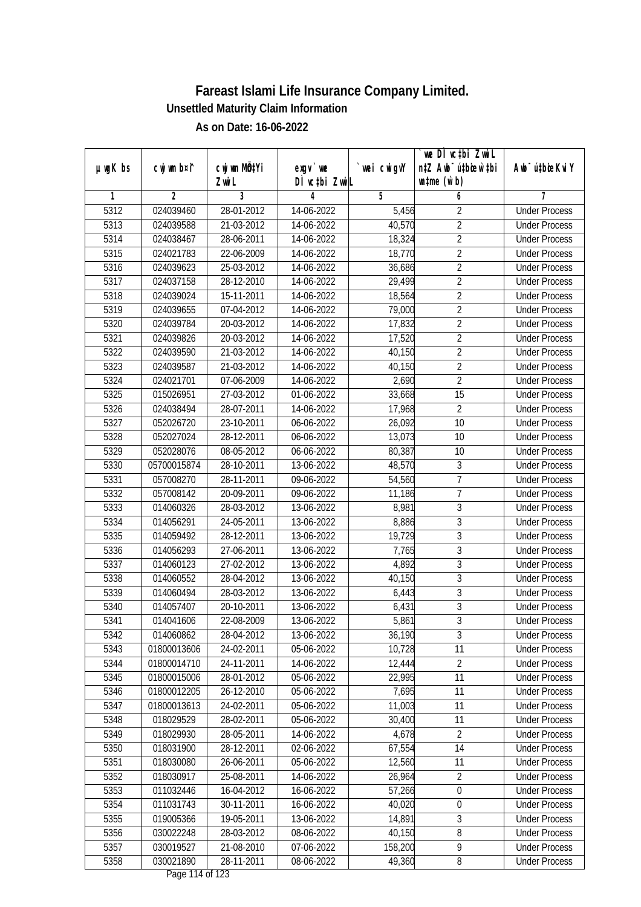# Fareast Islami Life Insurance Company Limited.

**Unsettled Maturity Claim Information**

**As on Date: 16-06-2022**

| µwgK bs | cwjwm b¤^i | cwjwm MÖn‡Yi ZvwiL | exgv` we DÌ vc‡bi ZvwiL | `vwei cwigvY | `vwe DÌ vc‡bi ZvwiL n‡Z Awb¯ú‡bœi w`‡bi msL¨v (w`b) | Awb¯ú‡bœi KviY |
|---|---|---|---|---|---|---|
| 1 | 2 | 3 | 4 | 5 | 6 | 7 |
| 5312 | 024039460 | 28-01-2012 | 14-06-2022 | 5,456 | 2 | Under Process |
| 5313 | 024039588 | 21-03-2012 | 14-06-2022 | 40,570 | 2 | Under Process |
| 5314 | 024038467 | 28-06-2011 | 14-06-2022 | 18,324 | 2 | Under Process |
| 5315 | 024021783 | 22-06-2009 | 14-06-2022 | 18,770 | 2 | Under Process |
| 5316 | 024039623 | 25-03-2012 | 14-06-2022 | 36,686 | 2 | Under Process |
| 5317 | 024037158 | 28-12-2010 | 14-06-2022 | 29,499 | 2 | Under Process |
| 5318 | 024039024 | 15-11-2011 | 14-06-2022 | 18,564 | 2 | Under Process |
| 5319 | 024039655 | 07-04-2012 | 14-06-2022 | 79,000 | 2 | Under Process |
| 5320 | 024039784 | 20-03-2012 | 14-06-2022 | 17,832 | 2 | Under Process |
| 5321 | 024039826 | 20-03-2012 | 14-06-2022 | 17,520 | 2 | Under Process |
| 5322 | 024039590 | 21-03-2012 | 14-06-2022 | 40,150 | 2 | Under Process |
| 5323 | 024039587 | 21-03-2012 | 14-06-2022 | 40,150 | 2 | Under Process |
| 5324 | 024021701 | 07-06-2009 | 14-06-2022 | 2,690 | 2 | Under Process |
| 5325 | 015026951 | 27-03-2012 | 01-06-2022 | 33,668 | 15 | Under Process |
| 5326 | 024038494 | 28-07-2011 | 14-06-2022 | 17,968 | 2 | Under Process |
| 5327 | 052026720 | 23-10-2011 | 06-06-2022 | 26,092 | 10 | Under Process |
| 5328 | 052027024 | 28-12-2011 | 06-06-2022 | 13,073 | 10 | Under Process |
| 5329 | 052028076 | 08-05-2012 | 06-06-2022 | 80,387 | 10 | Under Process |
| 5330 | 05700015874 | 28-10-2011 | 13-06-2022 | 48,570 | 3 | Under Process |
| 5331 | 057008270 | 28-11-2011 | 09-06-2022 | 54,560 | 7 | Under Process |
| 5332 | 057008142 | 20-09-2011 | 09-06-2022 | 11,186 | 7 | Under Process |
| 5333 | 014060326 | 28-03-2012 | 13-06-2022 | 8,981 | 3 | Under Process |
| 5334 | 014056291 | 24-05-2011 | 13-06-2022 | 8,886 | 3 | Under Process |
| 5335 | 014059492 | 28-12-2011 | 13-06-2022 | 19,729 | 3 | Under Process |
| 5336 | 014056293 | 27-06-2011 | 13-06-2022 | 7,765 | 3 | Under Process |
| 5337 | 014060123 | 27-02-2012 | 13-06-2022 | 4,892 | 3 | Under Process |
| 5338 | 014060552 | 28-04-2012 | 13-06-2022 | 40,150 | 3 | Under Process |
| 5339 | 014060494 | 28-03-2012 | 13-06-2022 | 6,443 | 3 | Under Process |
| 5340 | 014057407 | 20-10-2011 | 13-06-2022 | 6,431 | 3 | Under Process |
| 5341 | 014041606 | 22-08-2009 | 13-06-2022 | 5,861 | 3 | Under Process |
| 5342 | 014060862 | 28-04-2012 | 13-06-2022 | 36,190 | 3 | Under Process |
| 5343 | 01800013606 | 24-02-2011 | 05-06-2022 | 10,728 | 11 | Under Process |
| 5344 | 01800014710 | 24-11-2011 | 14-06-2022 | 12,444 | 2 | Under Process |
| 5345 | 01800015006 | 28-01-2012 | 05-06-2022 | 22,995 | 11 | Under Process |
| 5346 | 01800012205 | 26-12-2010 | 05-06-2022 | 7,695 | 11 | Under Process |
| 5347 | 01800013613 | 24-02-2011 | 05-06-2022 | 11,003 | 11 | Under Process |
| 5348 | 018029529 | 28-02-2011 | 05-06-2022 | 30,400 | 11 | Under Process |
| 5349 | 018029930 | 28-05-2011 | 14-06-2022 | 4,678 | 2 | Under Process |
| 5350 | 018031900 | 28-12-2011 | 02-06-2022 | 67,554 | 14 | Under Process |
| 5351 | 018030080 | 26-06-2011 | 05-06-2022 | 12,560 | 11 | Under Process |
| 5352 | 018030917 | 25-08-2011 | 14-06-2022 | 26,964 | 2 | Under Process |
| 5353 | 011032446 | 16-04-2012 | 16-06-2022 | 57,266 | 0 | Under Process |
| 5354 | 011031743 | 30-11-2011 | 16-06-2022 | 40,020 | 0 | Under Process |
| 5355 | 019005366 | 19-05-2011 | 13-06-2022 | 14,891 | 3 | Under Process |
| 5356 | 030022248 | 28-03-2012 | 08-06-2022 | 40,150 | 8 | Under Process |
| 5357 | 030019527 | 21-08-2010 | 07-06-2022 | 158,200 | 9 | Under Process |
| 5358 | 030021890 | 28-11-2011 | 08-06-2022 | 49,360 | 8 | Under Process |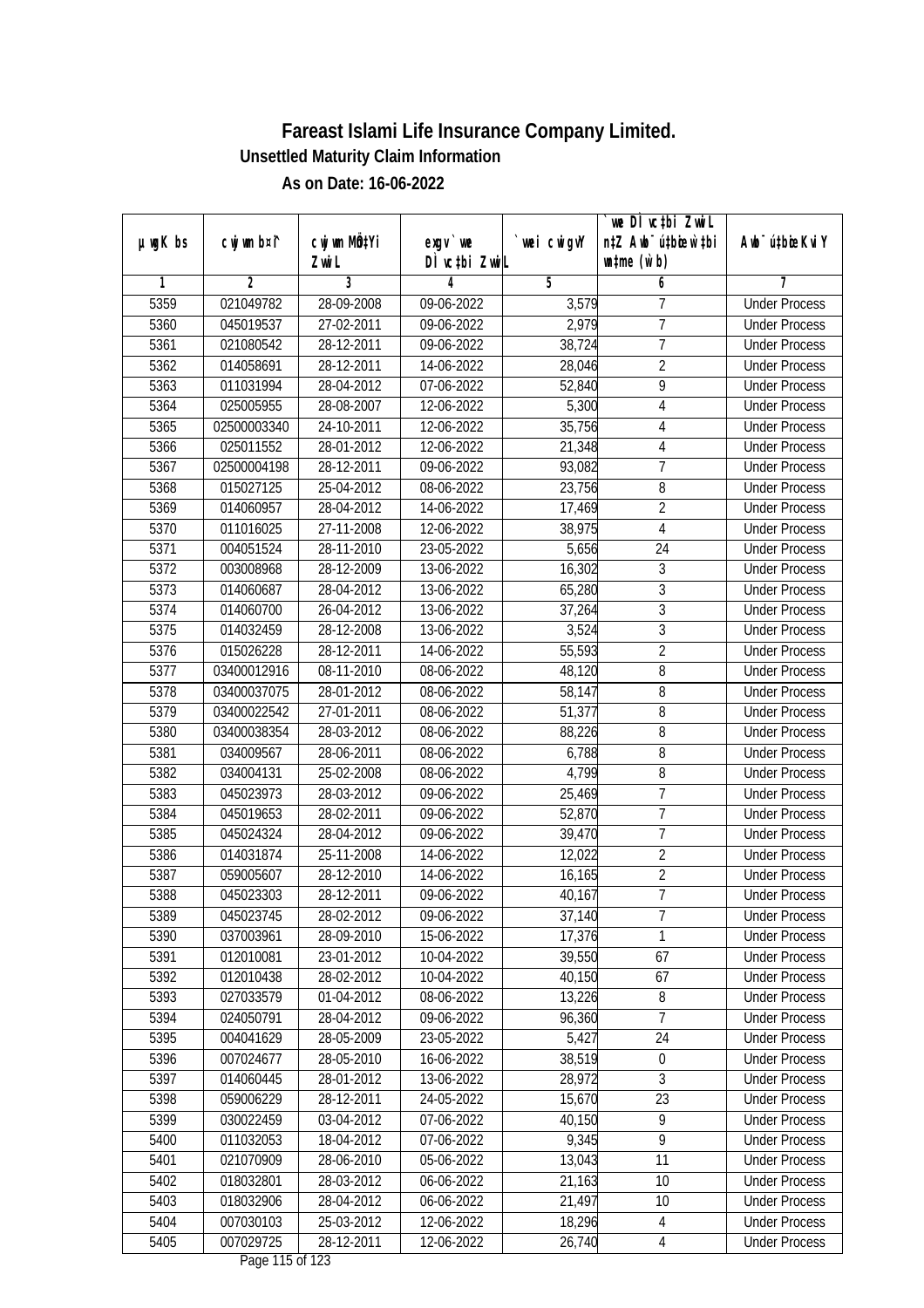# Fareast Islami Life Insurance Company Limited.

## Unsettled Maturity Claim Information

### As on Date: 16-06-2022

| µwgK bs | cwjwm bs¦ | cwjwm MÖn‡Yi ZvwiL | exgv` we DÌvc‡bi ZvwiL | `vwei cwigvY | `we DÌvc‡bi ZvwiL n‡Z Awb¯úbœ w`‡bi msL¨v (w`b) | Awb¯úbœi KviY |
|---|---|---|---|---|---|---|
| 1 | 2 | 3 | 4 | 5 | 6 | 7 |
| 5359 | 021049782 | 28-09-2008 | 09-06-2022 | 3,579 | 7 | Under Process |
| 5360 | 045019537 | 27-02-2011 | 09-06-2022 | 2,979 | 7 | Under Process |
| 5361 | 021080542 | 28-12-2011 | 09-06-2022 | 38,724 | 7 | Under Process |
| 5362 | 014058691 | 28-12-2011 | 14-06-2022 | 28,046 | 2 | Under Process |
| 5363 | 011031994 | 28-04-2012 | 07-06-2022 | 52,840 | 9 | Under Process |
| 5364 | 025005955 | 28-08-2007 | 12-06-2022 | 5,300 | 4 | Under Process |
| 5365 | 02500003340 | 24-10-2011 | 12-06-2022 | 35,756 | 4 | Under Process |
| 5366 | 025011552 | 28-01-2012 | 12-06-2022 | 21,348 | 4 | Under Process |
| 5367 | 02500004198 | 28-12-2011 | 09-06-2022 | 93,082 | 7 | Under Process |
| 5368 | 015027125 | 25-04-2012 | 08-06-2022 | 23,756 | 8 | Under Process |
| 5369 | 014060957 | 28-04-2012 | 14-06-2022 | 17,469 | 2 | Under Process |
| 5370 | 011016025 | 27-11-2008 | 12-06-2022 | 38,975 | 4 | Under Process |
| 5371 | 004051524 | 28-11-2010 | 23-05-2022 | 5,656 | 24 | Under Process |
| 5372 | 003008968 | 28-12-2009 | 13-06-2022 | 16,302 | 3 | Under Process |
| 5373 | 014060687 | 28-04-2012 | 13-06-2022 | 65,280 | 3 | Under Process |
| 5374 | 014060700 | 26-04-2012 | 13-06-2022 | 37,264 | 3 | Under Process |
| 5375 | 014032459 | 28-12-2008 | 13-06-2022 | 3,524 | 3 | Under Process |
| 5376 | 015026228 | 28-12-2011 | 14-06-2022 | 55,593 | 2 | Under Process |
| 5377 | 03400012916 | 08-11-2010 | 08-06-2022 | 48,120 | 8 | Under Process |
| 5378 | 03400037075 | 28-01-2012 | 08-06-2022 | 58,147 | 8 | Under Process |
| 5379 | 03400022542 | 27-01-2011 | 08-06-2022 | 51,377 | 8 | Under Process |
| 5380 | 03400038354 | 28-03-2012 | 08-06-2022 | 88,226 | 8 | Under Process |
| 5381 | 034009567 | 28-06-2011 | 08-06-2022 | 6,788 | 8 | Under Process |
| 5382 | 034004131 | 25-02-2008 | 08-06-2022 | 4,799 | 8 | Under Process |
| 5383 | 045023973 | 28-03-2012 | 09-06-2022 | 25,469 | 7 | Under Process |
| 5384 | 045019653 | 28-02-2011 | 09-06-2022 | 52,870 | 7 | Under Process |
| 5385 | 045024324 | 28-04-2012 | 09-06-2022 | 39,470 | 7 | Under Process |
| 5386 | 014031874 | 25-11-2008 | 14-06-2022 | 12,022 | 2 | Under Process |
| 5387 | 059005607 | 28-12-2010 | 14-06-2022 | 16,165 | 2 | Under Process |
| 5388 | 045023303 | 28-12-2011 | 09-06-2022 | 40,167 | 7 | Under Process |
| 5389 | 045023745 | 28-02-2012 | 09-06-2022 | 37,140 | 7 | Under Process |
| 5390 | 037003961 | 28-09-2010 | 15-06-2022 | 17,376 | 1 | Under Process |
| 5391 | 012010081 | 23-01-2012 | 10-04-2022 | 39,550 | 67 | Under Process |
| 5392 | 012010438 | 28-02-2012 | 10-04-2022 | 40,150 | 67 | Under Process |
| 5393 | 027033579 | 01-04-2012 | 08-06-2022 | 13,226 | 8 | Under Process |
| 5394 | 024050791 | 28-04-2012 | 09-06-2022 | 96,360 | 7 | Under Process |
| 5395 | 004041629 | 28-05-2009 | 23-05-2022 | 5,427 | 24 | Under Process |
| 5396 | 007024677 | 28-05-2010 | 16-06-2022 | 38,519 | 0 | Under Process |
| 5397 | 014060445 | 28-01-2012 | 13-06-2022 | 28,972 | 3 | Under Process |
| 5398 | 059006229 | 28-12-2011 | 24-05-2022 | 15,670 | 23 | Under Process |
| 5399 | 030022459 | 03-04-2012 | 07-06-2022 | 40,150 | 9 | Under Process |
| 5400 | 011032053 | 18-04-2012 | 07-06-2022 | 9,345 | 9 | Under Process |
| 5401 | 021070909 | 28-06-2010 | 05-06-2022 | 13,043 | 11 | Under Process |
| 5402 | 018032801 | 28-03-2012 | 06-06-2022 | 21,163 | 10 | Under Process |
| 5403 | 018032906 | 28-04-2012 | 06-06-2022 | 21,497 | 10 | Under Process |
| 5404 | 007030103 | 25-03-2012 | 12-06-2022 | 18,296 | 4 | Under Process |
| 5405 | 007029725 | 28-12-2011 | 12-06-2022 | 26,740 | 4 | Under Process |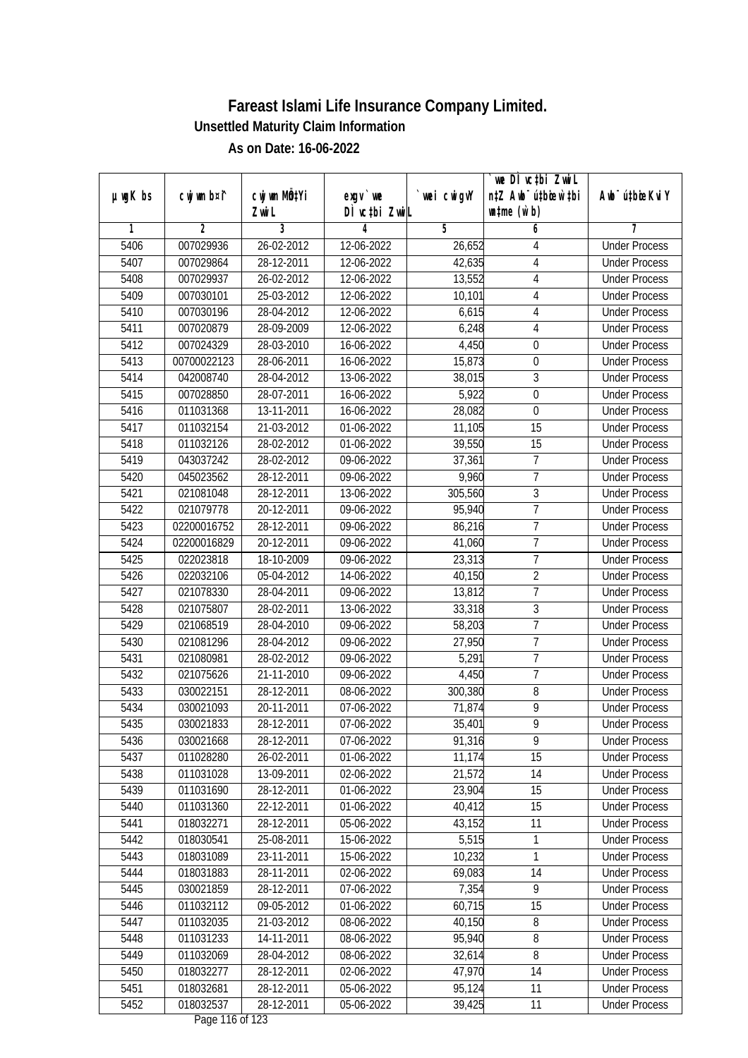# Fareast Islami Life Insurance Company Limited.

**Unsettled Maturity Claim Information**

**As on Date: 16-06-2022**

| µwgK bs | cwjwm b¤^i | cwjwm MÖnYi ZvwiL | exgv` we DÌ vc‡bi ZvwiL | `vwei cwigvY | `we DÌ vc‡bi ZvwiL n‡Z Awb¯ú‡bœi w`‡bi msL¨v (w`b) | Awb¯úbœi KviY |
|---|---|---|---|---|---|---|
| 1 | 2 | 3 | 4 | 5 | 6 | 7 |
| 5406 | 007029936 | 26-02-2012 | 12-06-2022 | 26,652 | 4 | Under Process |
| 5407 | 007029864 | 28-12-2011 | 12-06-2022 | 42,635 | 4 | Under Process |
| 5408 | 007029937 | 26-02-2012 | 12-06-2022 | 13,552 | 4 | Under Process |
| 5409 | 007030101 | 25-03-2012 | 12-06-2022 | 10,101 | 4 | Under Process |
| 5410 | 007030196 | 28-04-2012 | 12-06-2022 | 6,615 | 4 | Under Process |
| 5411 | 007020879 | 28-09-2009 | 12-06-2022 | 6,248 | 4 | Under Process |
| 5412 | 007024329 | 28-03-2010 | 16-06-2022 | 4,450 | 0 | Under Process |
| 5413 | 00700022123 | 28-06-2011 | 16-06-2022 | 15,873 | 0 | Under Process |
| 5414 | 042008740 | 28-04-2012 | 13-06-2022 | 38,015 | 3 | Under Process |
| 5415 | 007028850 | 28-07-2011 | 16-06-2022 | 5,922 | 0 | Under Process |
| 5416 | 011031368 | 13-11-2011 | 16-06-2022 | 28,082 | 0 | Under Process |
| 5417 | 011032154 | 21-03-2012 | 01-06-2022 | 11,105 | 15 | Under Process |
| 5418 | 011032126 | 28-02-2012 | 01-06-2022 | 39,550 | 15 | Under Process |
| 5419 | 043037242 | 28-02-2012 | 09-06-2022 | 37,361 | 7 | Under Process |
| 5420 | 045023562 | 28-12-2011 | 09-06-2022 | 9,960 | 7 | Under Process |
| 5421 | 021081048 | 28-12-2011 | 13-06-2022 | 305,560 | 3 | Under Process |
| 5422 | 021079778 | 20-12-2011 | 09-06-2022 | 95,940 | 7 | Under Process |
| 5423 | 02200016752 | 28-12-2011 | 09-06-2022 | 86,216 | 7 | Under Process |
| 5424 | 02200016829 | 20-12-2011 | 09-06-2022 | 41,060 | 7 | Under Process |
| 5425 | 022023818 | 18-10-2009 | 09-06-2022 | 23,313 | 7 | Under Process |
| 5426 | 022032106 | 05-04-2012 | 14-06-2022 | 40,150 | 2 | Under Process |
| 5427 | 021078330 | 28-04-2011 | 09-06-2022 | 13,812 | 7 | Under Process |
| 5428 | 021075807 | 28-02-2011 | 13-06-2022 | 33,318 | 3 | Under Process |
| 5429 | 021068519 | 28-04-2010 | 09-06-2022 | 58,203 | 7 | Under Process |
| 5430 | 021081296 | 28-04-2012 | 09-06-2022 | 27,950 | 7 | Under Process |
| 5431 | 021080981 | 28-02-2012 | 09-06-2022 | 5,291 | 7 | Under Process |
| 5432 | 021075626 | 21-11-2010 | 09-06-2022 | 4,450 | 7 | Under Process |
| 5433 | 030022151 | 28-12-2011 | 08-06-2022 | 300,380 | 8 | Under Process |
| 5434 | 030021093 | 20-11-2011 | 07-06-2022 | 71,874 | 9 | Under Process |
| 5435 | 030021833 | 28-12-2011 | 07-06-2022 | 35,401 | 9 | Under Process |
| 5436 | 030021668 | 28-12-2011 | 07-06-2022 | 91,316 | 9 | Under Process |
| 5437 | 011028280 | 26-02-2011 | 01-06-2022 | 11,174 | 15 | Under Process |
| 5438 | 011031028 | 13-09-2011 | 02-06-2022 | 21,572 | 14 | Under Process |
| 5439 | 011031690 | 28-12-2011 | 01-06-2022 | 23,904 | 15 | Under Process |
| 5440 | 011031360 | 22-12-2011 | 01-06-2022 | 40,412 | 15 | Under Process |
| 5441 | 018032271 | 28-12-2011 | 05-06-2022 | 43,152 | 11 | Under Process |
| 5442 | 018030541 | 25-08-2011 | 15-06-2022 | 5,515 | 1 | Under Process |
| 5443 | 018031089 | 23-11-2011 | 15-06-2022 | 10,232 | 1 | Under Process |
| 5444 | 018031883 | 28-11-2011 | 02-06-2022 | 69,083 | 14 | Under Process |
| 5445 | 030021859 | 28-12-2011 | 07-06-2022 | 7,354 | 9 | Under Process |
| 5446 | 011032112 | 09-05-2012 | 01-06-2022 | 60,715 | 15 | Under Process |
| 5447 | 011032035 | 21-03-2012 | 08-06-2022 | 40,150 | 8 | Under Process |
| 5448 | 011031233 | 14-11-2011 | 08-06-2022 | 95,940 | 8 | Under Process |
| 5449 | 011032069 | 28-04-2012 | 08-06-2022 | 32,614 | 8 | Under Process |
| 5450 | 018032277 | 28-12-2011 | 02-06-2022 | 47,970 | 14 | Under Process |
| 5451 | 018032681 | 28-12-2011 | 05-06-2022 | 95,124 | 11 | Under Process |
| 5452 | 018032537 | 28-12-2011 | 05-06-2022 | 39,425 | 11 | Under Process |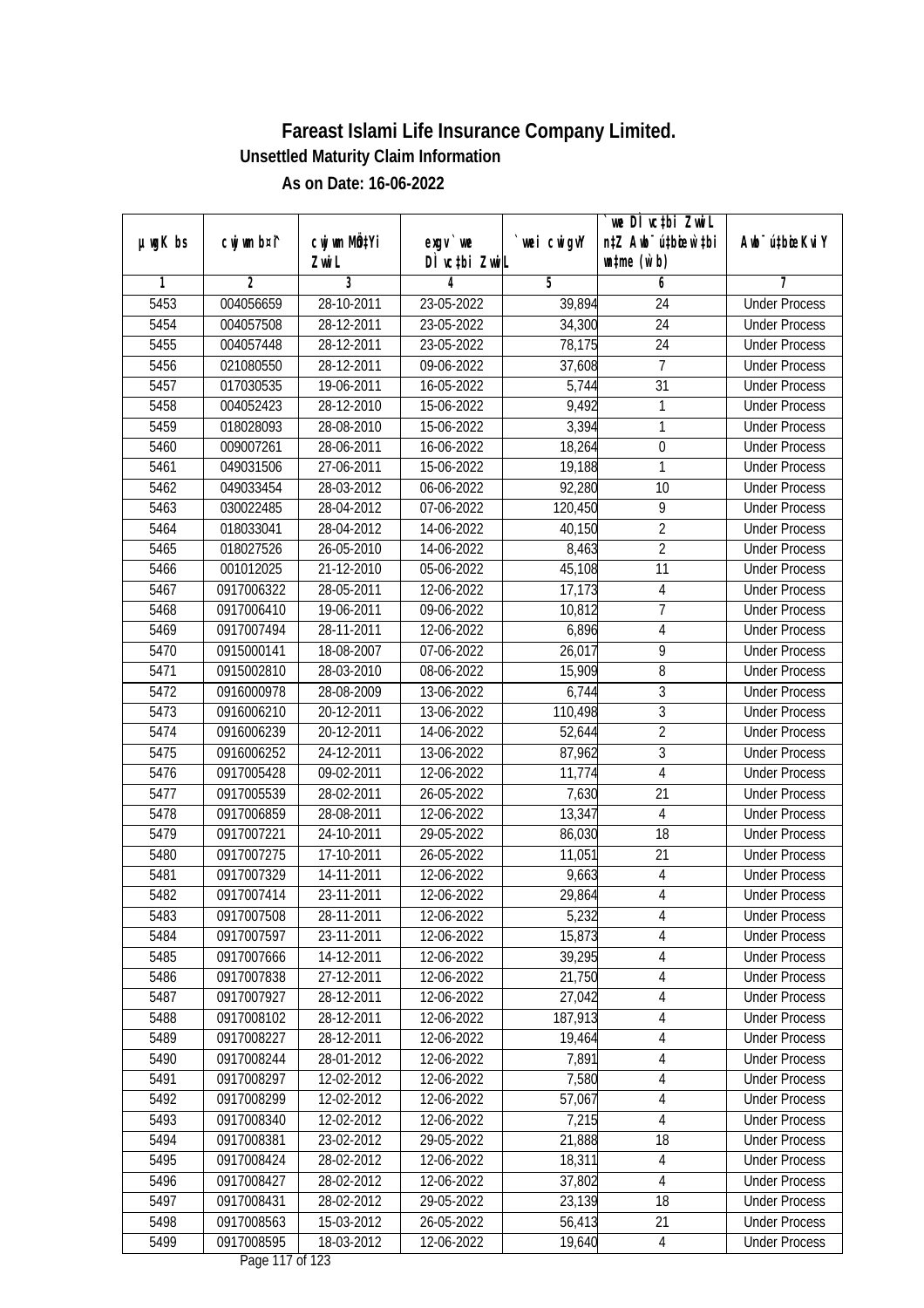# Fareast Islami Life Insurance Company Limited.

**Unsettled Maturity Claim Information**

**As on Date: 16-06-2022**

| µwgK bs | cwjwm b¤^i | cwjwm MÖn‡Yi ZvwiL | exgv` we DÌ vc‡bi ZvwiL | `vwei cwigvY | `vwe DÌ vc‡bi ZvwiL n‡Z Awb¯ú‡bœi w`‡bi wnme (w`b) | Awb¯úbœi KviY |
|---|---|---|---|---|---|---|
| 1 | 2 | 3 | 4 | 5 | 6 | 7 |
| 5453 | 004056659 | 28-10-2011 | 23-05-2022 | 39,894 | 24 | Under Process |
| 5454 | 004057508 | 28-12-2011 | 23-05-2022 | 34,300 | 24 | Under Process |
| 5455 | 004057448 | 28-12-2011 | 23-05-2022 | 78,175 | 24 | Under Process |
| 5456 | 021080550 | 28-12-2011 | 09-06-2022 | 37,608 | 7 | Under Process |
| 5457 | 017030535 | 19-06-2011 | 16-05-2022 | 5,744 | 31 | Under Process |
| 5458 | 004052423 | 28-12-2010 | 15-06-2022 | 9,492 | 1 | Under Process |
| 5459 | 018028093 | 28-08-2010 | 15-06-2022 | 3,394 | 1 | Under Process |
| 5460 | 009007261 | 28-06-2011 | 16-06-2022 | 18,264 | 0 | Under Process |
| 5461 | 049031506 | 27-06-2011 | 15-06-2022 | 19,188 | 1 | Under Process |
| 5462 | 049033454 | 28-03-2012 | 06-06-2022 | 92,280 | 10 | Under Process |
| 5463 | 030022485 | 28-04-2012 | 07-06-2022 | 120,450 | 9 | Under Process |
| 5464 | 018033041 | 28-04-2012 | 14-06-2022 | 40,150 | 2 | Under Process |
| 5465 | 018027526 | 26-05-2010 | 14-06-2022 | 8,463 | 2 | Under Process |
| 5466 | 001012025 | 21-12-2010 | 05-06-2022 | 45,108 | 11 | Under Process |
| 5467 | 0917006322 | 28-05-2011 | 12-06-2022 | 17,173 | 4 | Under Process |
| 5468 | 0917006410 | 19-06-2011 | 09-06-2022 | 10,812 | 7 | Under Process |
| 5469 | 0917007494 | 28-11-2011 | 12-06-2022 | 6,896 | 4 | Under Process |
| 5470 | 0915000141 | 18-08-2007 | 07-06-2022 | 26,017 | 9 | Under Process |
| 5471 | 0915002810 | 28-03-2010 | 08-06-2022 | 15,909 | 8 | Under Process |
| 5472 | 0916000978 | 28-08-2009 | 13-06-2022 | 6,744 | 3 | Under Process |
| 5473 | 0916006210 | 20-12-2011 | 13-06-2022 | 110,498 | 3 | Under Process |
| 5474 | 0916006239 | 20-12-2011 | 14-06-2022 | 52,644 | 2 | Under Process |
| 5475 | 0916006252 | 24-12-2011 | 13-06-2022 | 87,962 | 3 | Under Process |
| 5476 | 0917005428 | 09-02-2011 | 12-06-2022 | 11,774 | 4 | Under Process |
| 5477 | 0917005539 | 28-02-2011 | 26-05-2022 | 7,630 | 21 | Under Process |
| 5478 | 0917006859 | 28-08-2011 | 12-06-2022 | 13,347 | 4 | Under Process |
| 5479 | 0917007221 | 24-10-2011 | 29-05-2022 | 86,030 | 18 | Under Process |
| 5480 | 0917007275 | 17-10-2011 | 26-05-2022 | 11,051 | 21 | Under Process |
| 5481 | 0917007329 | 14-11-2011 | 12-06-2022 | 9,663 | 4 | Under Process |
| 5482 | 0917007414 | 23-11-2011 | 12-06-2022 | 29,864 | 4 | Under Process |
| 5483 | 0917007508 | 28-11-2011 | 12-06-2022 | 5,232 | 4 | Under Process |
| 5484 | 0917007597 | 23-11-2011 | 12-06-2022 | 15,873 | 4 | Under Process |
| 5485 | 0917007666 | 14-12-2011 | 12-06-2022 | 39,295 | 4 | Under Process |
| 5486 | 0917007838 | 27-12-2011 | 12-06-2022 | 21,750 | 4 | Under Process |
| 5487 | 0917007927 | 28-12-2011 | 12-06-2022 | 27,042 | 4 | Under Process |
| 5488 | 0917008102 | 28-12-2011 | 12-06-2022 | 187,913 | 4 | Under Process |
| 5489 | 0917008227 | 28-12-2011 | 12-06-2022 | 19,464 | 4 | Under Process |
| 5490 | 0917008244 | 28-01-2012 | 12-06-2022 | 7,891 | 4 | Under Process |
| 5491 | 0917008297 | 12-02-2012 | 12-06-2022 | 7,580 | 4 | Under Process |
| 5492 | 0917008299 | 12-02-2012 | 12-06-2022 | 57,067 | 4 | Under Process |
| 5493 | 0917008340 | 12-02-2012 | 12-06-2022 | 7,215 | 4 | Under Process |
| 5494 | 0917008381 | 23-02-2012 | 29-05-2022 | 21,888 | 18 | Under Process |
| 5495 | 0917008424 | 28-02-2012 | 12-06-2022 | 18,311 | 4 | Under Process |
| 5496 | 0917008427 | 28-02-2012 | 12-06-2022 | 37,802 | 4 | Under Process |
| 5497 | 0917008431 | 28-02-2012 | 29-05-2022 | 23,139 | 18 | Under Process |
| 5498 | 0917008563 | 15-03-2012 | 26-05-2022 | 56,413 | 21 | Under Process |
| 5499 | 0917008595 | 18-03-2012 | 12-06-2022 | 19,640 | 4 | Under Process |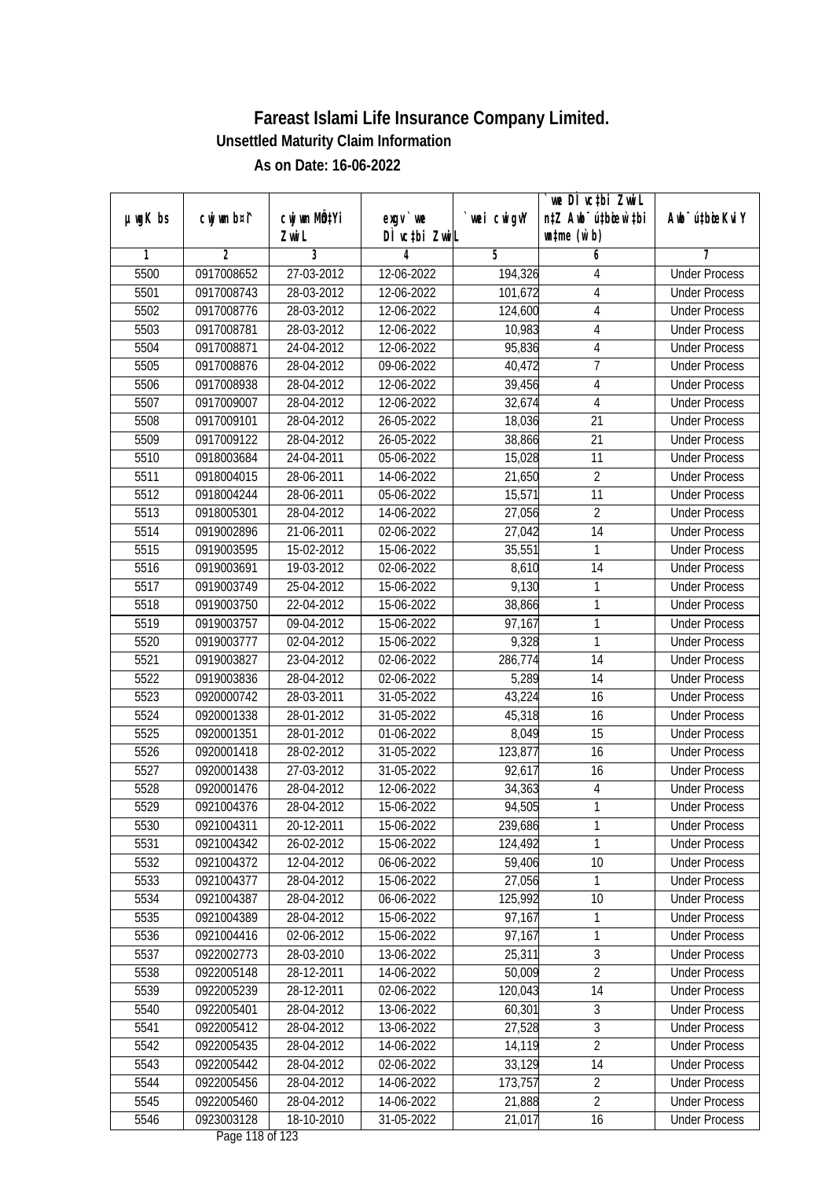# Fareast Islami Life Insurance Company Limited.

### Unsettled Maturity Claim Information

### As on Date: 16-06-2022

| µ¡gK bs | cwjwm b¤^i | cwjwm MÖnYi ZvwiL | exgv`we DÌvc‡bi ZvwiL | `vwei cwigvY | `vwe DÌvc‡bi ZvwiL n‡Z Awb¯úbœ w`‡bi msL¨v (w`b) | Awb¯ú‡bœi KviY |
|---|---|---|---|---|---|---|
| 1 | 2 | 3 | 4 | 5 | 6 | 7 |
| 5500 | 0917008652 | 27-03-2012 | 12-06-2022 | 194,326 | 4 | Under Process |
| 5501 | 0917008743 | 28-03-2012 | 12-06-2022 | 101,672 | 4 | Under Process |
| 5502 | 0917008776 | 28-03-2012 | 12-06-2022 | 124,600 | 4 | Under Process |
| 5503 | 0917008781 | 28-03-2012 | 12-06-2022 | 10,983 | 4 | Under Process |
| 5504 | 0917008871 | 24-04-2012 | 12-06-2022 | 95,836 | 4 | Under Process |
| 5505 | 0917008876 | 28-04-2012 | 09-06-2022 | 40,472 | 7 | Under Process |
| 5506 | 0917008938 | 28-04-2012 | 12-06-2022 | 39,456 | 4 | Under Process |
| 5507 | 0917009007 | 28-04-2012 | 12-06-2022 | 32,674 | 4 | Under Process |
| 5508 | 0917009101 | 28-04-2012 | 26-05-2022 | 18,036 | 21 | Under Process |
| 5509 | 0917009122 | 28-04-2012 | 26-05-2022 | 38,866 | 21 | Under Process |
| 5510 | 0918003684 | 24-04-2011 | 05-06-2022 | 15,028 | 11 | Under Process |
| 5511 | 0918004015 | 28-06-2011 | 14-06-2022 | 21,650 | 2 | Under Process |
| 5512 | 0918004244 | 28-06-2011 | 05-06-2022 | 15,571 | 11 | Under Process |
| 5513 | 0918005301 | 28-04-2012 | 14-06-2022 | 27,056 | 2 | Under Process |
| 5514 | 0919002896 | 21-06-2011 | 02-06-2022 | 27,042 | 14 | Under Process |
| 5515 | 0919003595 | 15-02-2012 | 15-06-2022 | 35,551 | 1 | Under Process |
| 5516 | 0919003691 | 19-03-2012 | 02-06-2022 | 8,610 | 14 | Under Process |
| 5517 | 0919003749 | 25-04-2012 | 15-06-2022 | 9,130 | 1 | Under Process |
| 5518 | 0919003750 | 22-04-2012 | 15-06-2022 | 38,866 | 1 | Under Process |
| 5519 | 0919003757 | 09-04-2012 | 15-06-2022 | 97,167 | 1 | Under Process |
| 5520 | 0919003777 | 02-04-2012 | 15-06-2022 | 9,328 | 1 | Under Process |
| 5521 | 0919003827 | 23-04-2012 | 02-06-2022 | 286,774 | 14 | Under Process |
| 5522 | 0919003836 | 28-04-2012 | 02-06-2022 | 5,289 | 14 | Under Process |
| 5523 | 0920000742 | 28-03-2011 | 31-05-2022 | 43,224 | 16 | Under Process |
| 5524 | 0920001338 | 28-01-2012 | 31-05-2022 | 45,318 | 16 | Under Process |
| 5525 | 0920001351 | 28-01-2012 | 01-06-2022 | 8,049 | 15 | Under Process |
| 5526 | 0920001418 | 28-02-2012 | 31-05-2022 | 123,877 | 16 | Under Process |
| 5527 | 0920001438 | 27-03-2012 | 31-05-2022 | 92,617 | 16 | Under Process |
| 5528 | 0920001476 | 28-04-2012 | 12-06-2022 | 34,363 | 4 | Under Process |
| 5529 | 0921004376 | 28-04-2012 | 15-06-2022 | 94,505 | 1 | Under Process |
| 5530 | 0921004311 | 20-12-2011 | 15-06-2022 | 239,686 | 1 | Under Process |
| 5531 | 0921004342 | 26-02-2012 | 15-06-2022 | 124,492 | 1 | Under Process |
| 5532 | 0921004372 | 12-04-2012 | 06-06-2022 | 59,406 | 10 | Under Process |
| 5533 | 0921004377 | 28-04-2012 | 15-06-2022 | 27,056 | 1 | Under Process |
| 5534 | 0921004387 | 28-04-2012 | 06-06-2022 | 125,992 | 10 | Under Process |
| 5535 | 0921004389 | 28-04-2012 | 15-06-2022 | 97,167 | 1 | Under Process |
| 5536 | 0921004416 | 02-06-2012 | 15-06-2022 | 97,167 | 1 | Under Process |
| 5537 | 0922002773 | 28-03-2010 | 13-06-2022 | 25,311 | 3 | Under Process |
| 5538 | 0922005148 | 28-12-2011 | 14-06-2022 | 50,009 | 2 | Under Process |
| 5539 | 0922005239 | 28-12-2011 | 02-06-2022 | 120,043 | 14 | Under Process |
| 5540 | 0922005401 | 28-04-2012 | 13-06-2022 | 60,301 | 3 | Under Process |
| 5541 | 0922005412 | 28-04-2012 | 13-06-2022 | 27,528 | 3 | Under Process |
| 5542 | 0922005435 | 28-04-2012 | 14-06-2022 | 14,119 | 2 | Under Process |
| 5543 | 0922005442 | 28-04-2012 | 02-06-2022 | 33,129 | 14 | Under Process |
| 5544 | 0922005456 | 28-04-2012 | 14-06-2022 | 173,757 | 2 | Under Process |
| 5545 | 0922005460 | 28-04-2012 | 14-06-2022 | 21,888 | 2 | Under Process |
| 5546 | 0923003128 | 18-10-2010 | 31-05-2022 | 21,017 | 16 | Under Process |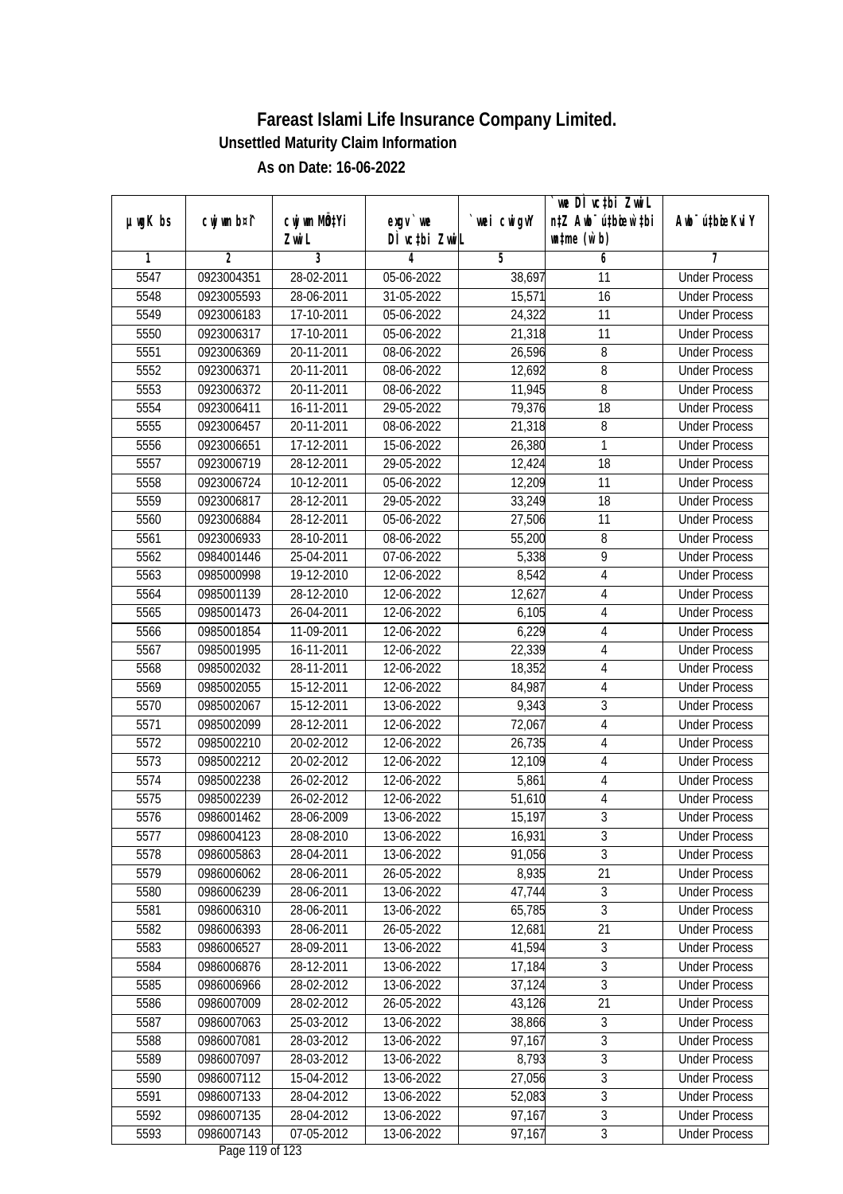# Fareast Islami Life Insurance Company Limited.

**Unsettled Maturity Claim Information**

**As on Date: 16-06-2022**

| µwgK bs | cwjwm b¤^i | cwjwm MÖnYi ZwiL | exgv`we DÌvc‡bi ZwiL | `wei cwigvY | `we DÌvc‡bi ZwiL n‡Z Awb¯úbœ w`‡bi msL¨v (w`b) | Awb¯ú‡bœi KviY |
|---|---|---|---|---|---|---|
| 1 | 2 | 3 | 4 | 5 | 6 | 7 |
| 5547 | 0923004351 | 28-02-2011 | 05-06-2022 | 38,697 | 11 | Under Process |
| 5548 | 0923005593 | 28-06-2011 | 31-05-2022 | 15,571 | 16 | Under Process |
| 5549 | 0923006183 | 17-10-2011 | 05-06-2022 | 24,322 | 11 | Under Process |
| 5550 | 0923006317 | 17-10-2011 | 05-06-2022 | 21,318 | 11 | Under Process |
| 5551 | 0923006369 | 20-11-2011 | 08-06-2022 | 26,596 | 8 | Under Process |
| 5552 | 0923006371 | 20-11-2011 | 08-06-2022 | 12,692 | 8 | Under Process |
| 5553 | 0923006372 | 20-11-2011 | 08-06-2022 | 11,945 | 8 | Under Process |
| 5554 | 0923006411 | 16-11-2011 | 29-05-2022 | 79,376 | 18 | Under Process |
| 5555 | 0923006457 | 20-11-2011 | 08-06-2022 | 21,318 | 8 | Under Process |
| 5556 | 0923006651 | 17-12-2011 | 15-06-2022 | 26,380 | 1 | Under Process |
| 5557 | 0923006719 | 28-12-2011 | 29-05-2022 | 12,424 | 18 | Under Process |
| 5558 | 0923006724 | 10-12-2011 | 05-06-2022 | 12,209 | 11 | Under Process |
| 5559 | 0923006817 | 28-12-2011 | 29-05-2022 | 33,249 | 18 | Under Process |
| 5560 | 0923006884 | 28-12-2011 | 05-06-2022 | 27,506 | 11 | Under Process |
| 5561 | 0923006933 | 28-10-2011 | 08-06-2022 | 55,200 | 8 | Under Process |
| 5562 | 0984001446 | 25-04-2011 | 07-06-2022 | 5,338 | 9 | Under Process |
| 5563 | 0985000998 | 19-12-2010 | 12-06-2022 | 8,542 | 4 | Under Process |
| 5564 | 0985001139 | 28-12-2010 | 12-06-2022 | 12,627 | 4 | Under Process |
| 5565 | 0985001473 | 26-04-2011 | 12-06-2022 | 6,105 | 4 | Under Process |
| 5566 | 0985001854 | 11-09-2011 | 12-06-2022 | 6,229 | 4 | Under Process |
| 5567 | 0985001995 | 16-11-2011 | 12-06-2022 | 22,339 | 4 | Under Process |
| 5568 | 0985002032 | 28-11-2011 | 12-06-2022 | 18,352 | 4 | Under Process |
| 5569 | 0985002055 | 15-12-2011 | 12-06-2022 | 84,987 | 4 | Under Process |
| 5570 | 0985002067 | 15-12-2011 | 13-06-2022 | 9,343 | 3 | Under Process |
| 5571 | 0985002099 | 28-12-2011 | 12-06-2022 | 72,067 | 4 | Under Process |
| 5572 | 0985002210 | 20-02-2012 | 12-06-2022 | 26,735 | 4 | Under Process |
| 5573 | 0985002212 | 20-02-2012 | 12-06-2022 | 12,109 | 4 | Under Process |
| 5574 | 0985002238 | 26-02-2012 | 12-06-2022 | 5,861 | 4 | Under Process |
| 5575 | 0985002239 | 26-02-2012 | 12-06-2022 | 51,610 | 4 | Under Process |
| 5576 | 0986001462 | 28-06-2009 | 13-06-2022 | 15,197 | 3 | Under Process |
| 5577 | 0986004123 | 28-08-2010 | 13-06-2022 | 16,931 | 3 | Under Process |
| 5578 | 0986005863 | 28-04-2011 | 13-06-2022 | 91,056 | 3 | Under Process |
| 5579 | 0986006062 | 28-06-2011 | 26-05-2022 | 8,935 | 21 | Under Process |
| 5580 | 0986006239 | 28-06-2011 | 13-06-2022 | 47,744 | 3 | Under Process |
| 5581 | 0986006310 | 28-06-2011 | 13-06-2022 | 65,785 | 3 | Under Process |
| 5582 | 0986006393 | 28-06-2011 | 26-05-2022 | 12,681 | 21 | Under Process |
| 5583 | 0986006527 | 28-09-2011 | 13-06-2022 | 41,594 | 3 | Under Process |
| 5584 | 0986006876 | 28-12-2011 | 13-06-2022 | 17,184 | 3 | Under Process |
| 5585 | 0986006966 | 28-02-2012 | 13-06-2022 | 37,124 | 3 | Under Process |
| 5586 | 0986007009 | 28-02-2012 | 26-05-2022 | 43,126 | 21 | Under Process |
| 5587 | 0986007063 | 25-03-2012 | 13-06-2022 | 38,866 | 3 | Under Process |
| 5588 | 0986007081 | 28-03-2012 | 13-06-2022 | 97,167 | 3 | Under Process |
| 5589 | 0986007097 | 28-03-2012 | 13-06-2022 | 8,793 | 3 | Under Process |
| 5590 | 0986007112 | 15-04-2012 | 13-06-2022 | 27,056 | 3 | Under Process |
| 5591 | 0986007133 | 28-04-2012 | 13-06-2022 | 52,083 | 3 | Under Process |
| 5592 | 0986007135 | 28-04-2012 | 13-06-2022 | 97,167 | 3 | Under Process |
| 5593 | 0986007143 | 07-05-2012 | 13-06-2022 | 97,167 | 3 | Under Process |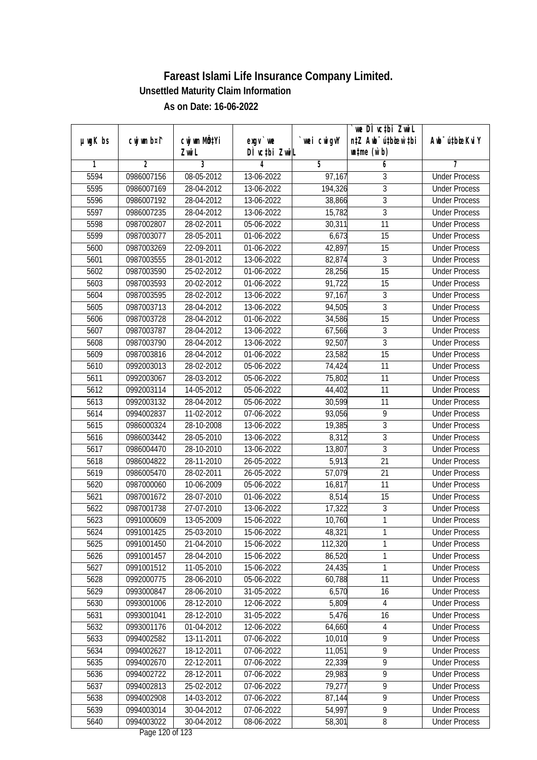# Fareast Islami Life Insurance Company Limited.

## Unsettled Maturity Claim Information

### As on Date: 16-06-2022

| µwgK bs | cwjwm bs¯ | cwjwm MÖn‡Yi ZvwiL | exgv` we DÌvc‡bi ZvwiL | `vwei cwigvY | `we DÌvc‡bi ZvwiL n‡Z Awb¯úbœ `v‡bi w`‡bi wnmve (w`b) | Awb¯úbœ KviY |
|---|---|---|---|---|---|---|
| 1 | 2 | 3 | 4 | 5 | 6 | 7 |
| 5594 | 0986007156 | 08-05-2012 | 13-06-2022 | 97,167 | 3 | Under Process |
| 5595 | 0986007169 | 28-04-2012 | 13-06-2022 | 194,326 | 3 | Under Process |
| 5596 | 0986007192 | 28-04-2012 | 13-06-2022 | 38,866 | 3 | Under Process |
| 5597 | 0986007235 | 28-04-2012 | 13-06-2022 | 15,782 | 3 | Under Process |
| 5598 | 0987002807 | 28-02-2011 | 05-06-2022 | 30,311 | 11 | Under Process |
| 5599 | 0987003077 | 28-05-2011 | 01-06-2022 | 6,673 | 15 | Under Process |
| 5600 | 0987003269 | 22-09-2011 | 01-06-2022 | 42,897 | 15 | Under Process |
| 5601 | 0987003555 | 28-01-2012 | 13-06-2022 | 82,874 | 3 | Under Process |
| 5602 | 0987003590 | 25-02-2012 | 01-06-2022 | 28,256 | 15 | Under Process |
| 5603 | 0987003593 | 20-02-2012 | 01-06-2022 | 91,722 | 15 | Under Process |
| 5604 | 0987003595 | 28-02-2012 | 13-06-2022 | 97,167 | 3 | Under Process |
| 5605 | 0987003713 | 28-04-2012 | 13-06-2022 | 94,505 | 3 | Under Process |
| 5606 | 0987003728 | 28-04-2012 | 01-06-2022 | 34,586 | 15 | Under Process |
| 5607 | 0987003787 | 28-04-2012 | 13-06-2022 | 67,566 | 3 | Under Process |
| 5608 | 0987003790 | 28-04-2012 | 13-06-2022 | 92,507 | 3 | Under Process |
| 5609 | 0987003816 | 28-04-2012 | 01-06-2022 | 23,582 | 15 | Under Process |
| 5610 | 0992003013 | 28-02-2012 | 05-06-2022 | 74,424 | 11 | Under Process |
| 5611 | 0992003067 | 28-03-2012 | 05-06-2022 | 75,802 | 11 | Under Process |
| 5612 | 0992003114 | 14-05-2012 | 05-06-2022 | 44,402 | 11 | Under Process |
| 5613 | 0992003132 | 28-04-2012 | 05-06-2022 | 30,599 | 11 | Under Process |
| 5614 | 0994002837 | 11-02-2012 | 07-06-2022 | 93,056 | 9 | Under Process |
| 5615 | 0986000324 | 28-10-2008 | 13-06-2022 | 19,385 | 3 | Under Process |
| 5616 | 0986003442 | 28-05-2010 | 13-06-2022 | 8,312 | 3 | Under Process |
| 5617 | 0986004470 | 28-10-2010 | 13-06-2022 | 13,807 | 3 | Under Process |
| 5618 | 0986004822 | 28-11-2010 | 26-05-2022 | 5,913 | 21 | Under Process |
| 5619 | 0986005470 | 28-02-2011 | 26-05-2022 | 57,079 | 21 | Under Process |
| 5620 | 0987000060 | 10-06-2009 | 05-06-2022 | 16,817 | 11 | Under Process |
| 5621 | 0987001672 | 28-07-2010 | 01-06-2022 | 8,514 | 15 | Under Process |
| 5622 | 0987001738 | 27-07-2010 | 13-06-2022 | 17,322 | 3 | Under Process |
| 5623 | 0991000609 | 13-05-2009 | 15-06-2022 | 10,760 | 1 | Under Process |
| 5624 | 0991001425 | 25-03-2010 | 15-06-2022 | 48,321 | 1 | Under Process |
| 5625 | 0991001450 | 21-04-2010 | 15-06-2022 | 112,320 | 1 | Under Process |
| 5626 | 0991001457 | 28-04-2010 | 15-06-2022 | 86,520 | 1 | Under Process |
| 5627 | 0991001512 | 11-05-2010 | 15-06-2022 | 24,435 | 1 | Under Process |
| 5628 | 0992000775 | 28-06-2010 | 05-06-2022 | 60,788 | 11 | Under Process |
| 5629 | 0993000847 | 28-06-2010 | 31-05-2022 | 6,570 | 16 | Under Process |
| 5630 | 0993001006 | 28-12-2010 | 12-06-2022 | 5,809 | 4 | Under Process |
| 5631 | 0993001041 | 28-12-2010 | 31-05-2022 | 5,476 | 16 | Under Process |
| 5632 | 0993001176 | 01-04-2012 | 12-06-2022 | 64,660 | 4 | Under Process |
| 5633 | 0994002582 | 13-11-2011 | 07-06-2022 | 10,010 | 9 | Under Process |
| 5634 | 0994002627 | 18-12-2011 | 07-06-2022 | 11,051 | 9 | Under Process |
| 5635 | 0994002670 | 22-12-2011 | 07-06-2022 | 22,339 | 9 | Under Process |
| 5636 | 0994002722 | 28-12-2011 | 07-06-2022 | 29,983 | 9 | Under Process |
| 5637 | 0994002813 | 25-02-2012 | 07-06-2022 | 79,277 | 9 | Under Process |
| 5638 | 0994002908 | 14-03-2012 | 07-06-2022 | 87,144 | 9 | Under Process |
| 5639 | 0994003014 | 30-04-2012 | 07-06-2022 | 54,997 | 9 | Under Process |
| 5640 | 0994003022 | 30-04-2012 | 08-06-2022 | 58,301 | 8 | Under Process |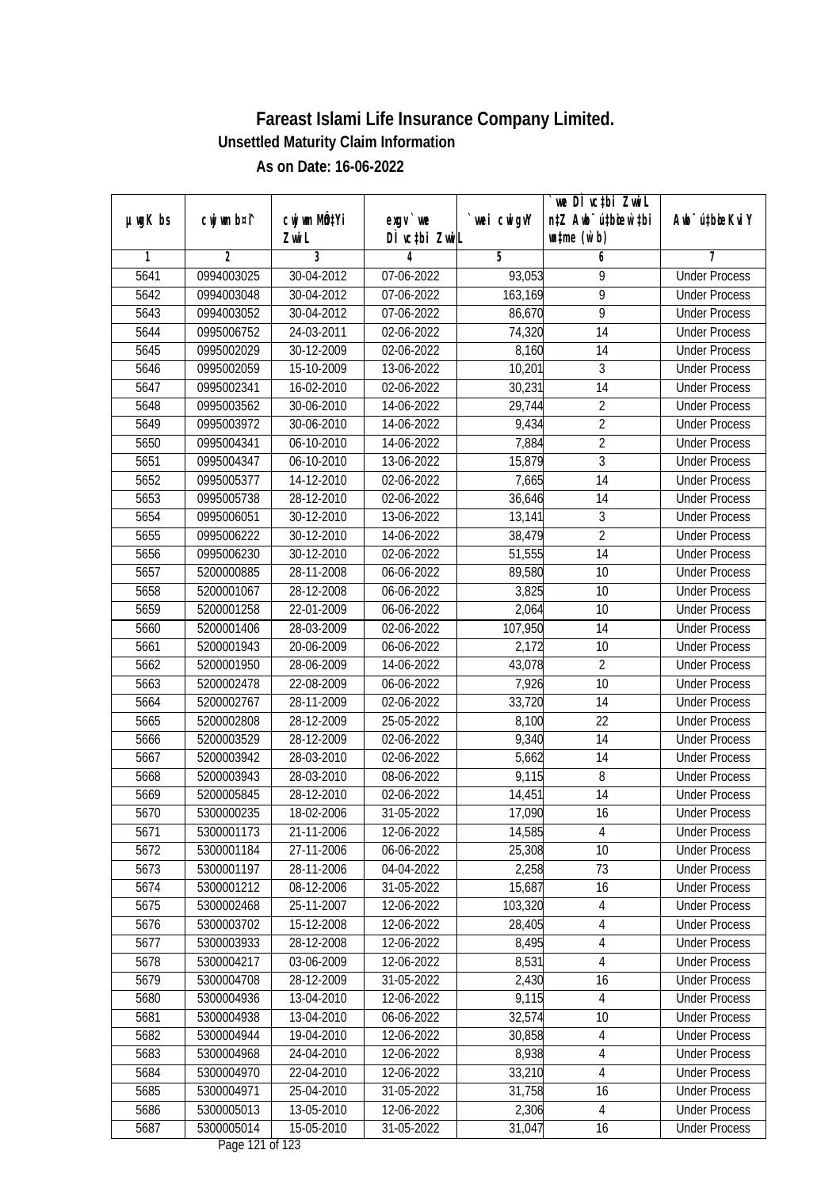# Fareast Islami Life Insurance Company Limited.

## Unsettled Maturity Claim Information

### As on Date: 16-06-2022

| µwgK bs | cwjwm b¤^i | cwjwm MÖn‡Yi ZvwiL | exgv `we DÌvc‡bi ZvwiL | `wei cwigvY | `we DÌvc‡bi ZvwiL n‡Z Awb¯úwËi w`‡bi msL¨v (w`b) | Awb¯úwËi KviY |
|---|---|---|---|---|---|---|
| 1 | 2 | 3 | 4 | 5 | 6 | 7 |
| 5641 | 0994003025 | 30-04-2012 | 07-06-2022 | 93,053 | 9 | Under Process |
| 5642 | 0994003048 | 30-04-2012 | 07-06-2022 | 163,169 | 9 | Under Process |
| 5643 | 0994003052 | 30-04-2012 | 07-06-2022 | 86,670 | 9 | Under Process |
| 5644 | 0995006752 | 24-03-2011 | 02-06-2022 | 74,320 | 14 | Under Process |
| 5645 | 0995002029 | 30-12-2009 | 02-06-2022 | 8,160 | 14 | Under Process |
| 5646 | 0995002059 | 15-10-2009 | 13-06-2022 | 10,201 | 3 | Under Process |
| 5647 | 0995002341 | 16-02-2010 | 02-06-2022 | 30,231 | 14 | Under Process |
| 5648 | 0995003562 | 30-06-2010 | 14-06-2022 | 29,744 | 2 | Under Process |
| 5649 | 0995003972 | 30-06-2010 | 14-06-2022 | 9,434 | 2 | Under Process |
| 5650 | 0995004341 | 06-10-2010 | 14-06-2022 | 7,884 | 2 | Under Process |
| 5651 | 0995004347 | 06-10-2010 | 13-06-2022 | 15,879 | 3 | Under Process |
| 5652 | 0995005377 | 14-12-2010 | 02-06-2022 | 7,665 | 14 | Under Process |
| 5653 | 0995005738 | 28-12-2010 | 02-06-2022 | 36,646 | 14 | Under Process |
| 5654 | 0995006051 | 30-12-2010 | 13-06-2022 | 13,141 | 3 | Under Process |
| 5655 | 0995006222 | 30-12-2010 | 14-06-2022 | 38,479 | 2 | Under Process |
| 5656 | 0995006230 | 30-12-2010 | 02-06-2022 | 51,555 | 14 | Under Process |
| 5657 | 5200000885 | 28-11-2008 | 06-06-2022 | 89,580 | 10 | Under Process |
| 5658 | 5200001067 | 28-12-2008 | 06-06-2022 | 3,825 | 10 | Under Process |
| 5659 | 5200001258 | 22-01-2009 | 06-06-2022 | 2,064 | 10 | Under Process |
| 5660 | 5200001406 | 28-03-2009 | 02-06-2022 | 107,950 | 14 | Under Process |
| 5661 | 5200001943 | 20-06-2009 | 06-06-2022 | 2,172 | 10 | Under Process |
| 5662 | 5200001950 | 28-06-2009 | 14-06-2022 | 43,078 | 2 | Under Process |
| 5663 | 5200002478 | 22-08-2009 | 06-06-2022 | 7,926 | 10 | Under Process |
| 5664 | 5200002767 | 28-11-2009 | 02-06-2022 | 33,720 | 14 | Under Process |
| 5665 | 5200002808 | 28-12-2009 | 25-05-2022 | 8,100 | 22 | Under Process |
| 5666 | 5200003529 | 28-12-2009 | 02-06-2022 | 9,340 | 14 | Under Process |
| 5667 | 5200003942 | 28-03-2010 | 02-06-2022 | 5,662 | 14 | Under Process |
| 5668 | 5200003943 | 28-03-2010 | 08-06-2022 | 9,115 | 8 | Under Process |
| 5669 | 5200005845 | 28-12-2010 | 02-06-2022 | 14,451 | 14 | Under Process |
| 5670 | 5300000235 | 18-02-2006 | 31-05-2022 | 17,090 | 16 | Under Process |
| 5671 | 5300001173 | 21-11-2006 | 12-06-2022 | 14,585 | 4 | Under Process |
| 5672 | 5300001184 | 27-11-2006 | 06-06-2022 | 25,308 | 10 | Under Process |
| 5673 | 5300001197 | 28-11-2006 | 04-04-2022 | 2,258 | 73 | Under Process |
| 5674 | 5300001212 | 08-12-2006 | 31-05-2022 | 15,687 | 16 | Under Process |
| 5675 | 5300002468 | 25-11-2007 | 12-06-2022 | 103,320 | 4 | Under Process |
| 5676 | 5300003702 | 15-12-2008 | 12-06-2022 | 28,405 | 4 | Under Process |
| 5677 | 5300003933 | 28-12-2008 | 12-06-2022 | 8,495 | 4 | Under Process |
| 5678 | 5300004217 | 03-06-2009 | 12-06-2022 | 8,531 | 4 | Under Process |
| 5679 | 5300004708 | 28-12-2009 | 31-05-2022 | 2,430 | 16 | Under Process |
| 5680 | 5300004936 | 13-04-2010 | 12-06-2022 | 9,115 | 4 | Under Process |
| 5681 | 5300004938 | 13-04-2010 | 06-06-2022 | 32,574 | 10 | Under Process |
| 5682 | 5300004944 | 19-04-2010 | 12-06-2022 | 30,858 | 4 | Under Process |
| 5683 | 5300004968 | 24-04-2010 | 12-06-2022 | 8,938 | 4 | Under Process |
| 5684 | 5300004970 | 22-04-2010 | 12-06-2022 | 33,210 | 4 | Under Process |
| 5685 | 5300004971 | 25-04-2010 | 31-05-2022 | 31,758 | 16 | Under Process |
| 5686 | 5300005013 | 13-05-2010 | 12-06-2022 | 2,306 | 4 | Under Process |
| 5687 | 5300005014 | 15-05-2010 | 31-05-2022 | 31,047 | 16 | Under Process |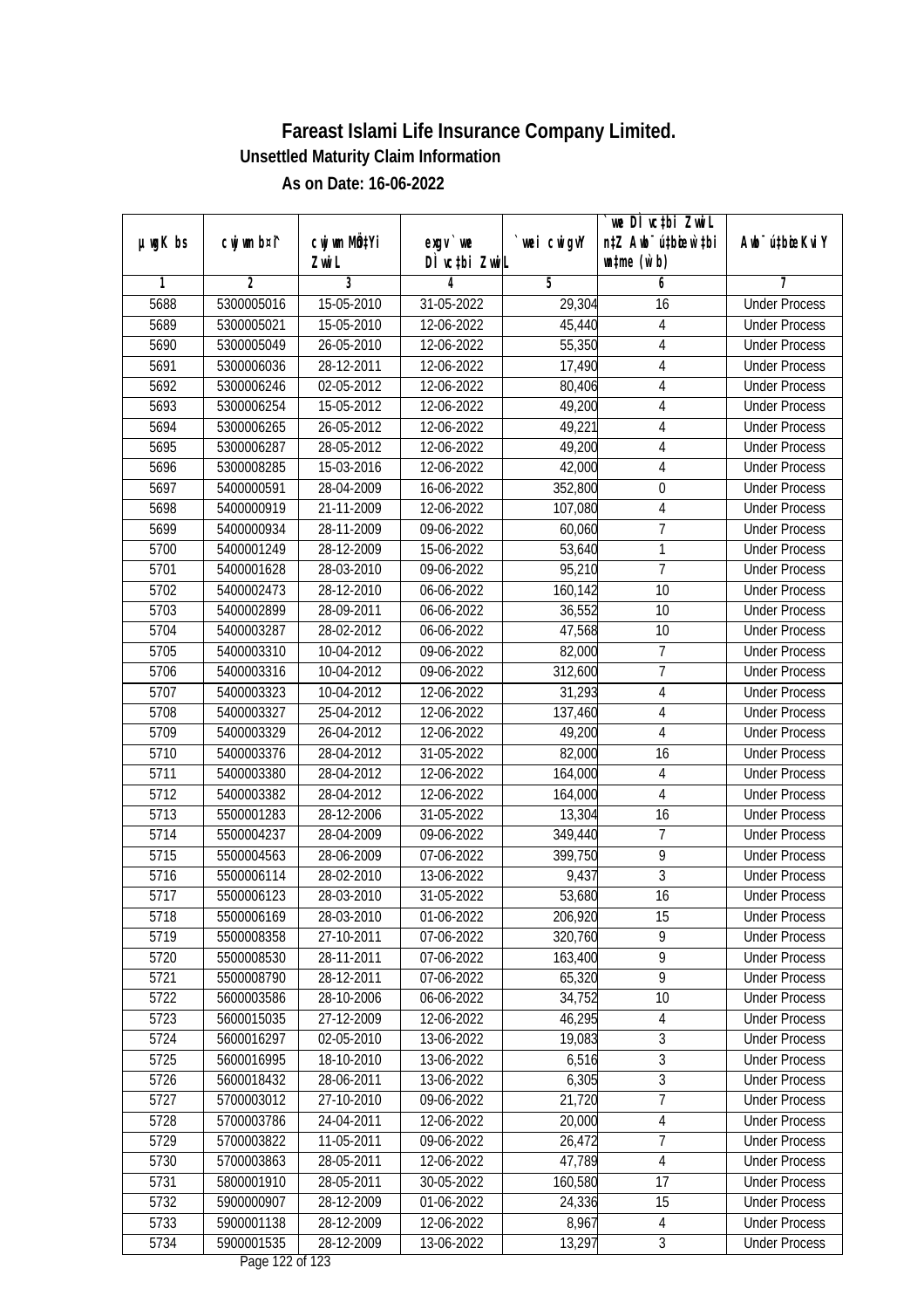# Fareast Islami Life Insurance Company Limited.

### Unsettled Maturity Claim Information

### As on Date: 16-06-2022

| µwgK bs | cwjwm bs¦ | cwjwm MÖ‡Yi ZvwiL | exgv` we DÌ vc‡bi ZvwiL | `vwei cwigvY | `ve DÌ vc‡bi ZvwiL n‡Z Awb¯ú‡bœi w`‡bi mstL¨v (w`b) | Awb¯ú‡bœi KviY |
|---|---|---|---|---|---|---|
| 1 | 2 | 3 | 4 | 5 | 6 | 7 |
| 5688 | 5300005016 | 15-05-2010 | 31-05-2022 | 29,304 | 16 | Under Process |
| 5689 | 5300005021 | 15-05-2010 | 12-06-2022 | 45,440 | 4 | Under Process |
| 5690 | 5300005049 | 26-05-2010 | 12-06-2022 | 55,350 | 4 | Under Process |
| 5691 | 5300006036 | 28-12-2011 | 12-06-2022 | 17,490 | 4 | Under Process |
| 5692 | 5300006246 | 02-05-2012 | 12-06-2022 | 80,406 | 4 | Under Process |
| 5693 | 5300006254 | 15-05-2012 | 12-06-2022 | 49,200 | 4 | Under Process |
| 5694 | 5300006265 | 26-05-2012 | 12-06-2022 | 49,221 | 4 | Under Process |
| 5695 | 5300006287 | 28-05-2012 | 12-06-2022 | 49,200 | 4 | Under Process |
| 5696 | 5300008285 | 15-03-2016 | 12-06-2022 | 42,000 | 4 | Under Process |
| 5697 | 5400000591 | 28-04-2009 | 16-06-2022 | 352,800 | 0 | Under Process |
| 5698 | 5400000919 | 21-11-2009 | 12-06-2022 | 107,080 | 4 | Under Process |
| 5699 | 5400000934 | 28-11-2009 | 09-06-2022 | 60,060 | 7 | Under Process |
| 5700 | 5400001249 | 28-12-2009 | 15-06-2022 | 53,640 | 1 | Under Process |
| 5701 | 5400001628 | 28-03-2010 | 09-06-2022 | 95,210 | 7 | Under Process |
| 5702 | 5400002473 | 28-12-2010 | 06-06-2022 | 160,142 | 10 | Under Process |
| 5703 | 5400002899 | 28-09-2011 | 06-06-2022 | 36,552 | 10 | Under Process |
| 5704 | 5400003287 | 28-02-2012 | 06-06-2022 | 47,568 | 10 | Under Process |
| 5705 | 5400003310 | 10-04-2012 | 09-06-2022 | 82,000 | 7 | Under Process |
| 5706 | 5400003316 | 10-04-2012 | 09-06-2022 | 312,600 | 7 | Under Process |
| 5707 | 5400003323 | 10-04-2012 | 12-06-2022 | 31,293 | 4 | Under Process |
| 5708 | 5400003327 | 25-04-2012 | 12-06-2022 | 137,460 | 4 | Under Process |
| 5709 | 5400003329 | 26-04-2012 | 12-06-2022 | 49,200 | 4 | Under Process |
| 5710 | 5400003376 | 28-04-2012 | 31-05-2022 | 82,000 | 16 | Under Process |
| 5711 | 5400003380 | 28-04-2012 | 12-06-2022 | 164,000 | 4 | Under Process |
| 5712 | 5400003382 | 28-04-2012 | 12-06-2022 | 164,000 | 4 | Under Process |
| 5713 | 5500001283 | 28-12-2006 | 31-05-2022 | 13,304 | 16 | Under Process |
| 5714 | 5500004237 | 28-04-2009 | 09-06-2022 | 349,440 | 7 | Under Process |
| 5715 | 5500004563 | 28-06-2009 | 07-06-2022 | 399,750 | 9 | Under Process |
| 5716 | 5500006114 | 28-02-2010 | 13-06-2022 | 9,437 | 3 | Under Process |
| 5717 | 5500006123 | 28-03-2010 | 31-05-2022 | 53,680 | 16 | Under Process |
| 5718 | 5500006169 | 28-03-2010 | 01-06-2022 | 206,920 | 15 | Under Process |
| 5719 | 5500008358 | 27-10-2011 | 07-06-2022 | 320,760 | 9 | Under Process |
| 5720 | 5500008530 | 28-11-2011 | 07-06-2022 | 163,400 | 9 | Under Process |
| 5721 | 5500008790 | 28-12-2011 | 07-06-2022 | 65,320 | 9 | Under Process |
| 5722 | 5600003586 | 28-10-2006 | 06-06-2022 | 34,752 | 10 | Under Process |
| 5723 | 5600015035 | 27-12-2009 | 12-06-2022 | 46,295 | 4 | Under Process |
| 5724 | 5600016297 | 02-05-2010 | 13-06-2022 | 19,083 | 3 | Under Process |
| 5725 | 5600016995 | 18-10-2010 | 13-06-2022 | 6,516 | 3 | Under Process |
| 5726 | 5600018432 | 28-06-2011 | 13-06-2022 | 6,305 | 3 | Under Process |
| 5727 | 5700003012 | 27-10-2010 | 09-06-2022 | 21,720 | 7 | Under Process |
| 5728 | 5700003786 | 24-04-2011 | 12-06-2022 | 20,000 | 4 | Under Process |
| 5729 | 5700003822 | 11-05-2011 | 09-06-2022 | 26,472 | 7 | Under Process |
| 5730 | 5700003863 | 28-05-2011 | 12-06-2022 | 47,789 | 4 | Under Process |
| 5731 | 5800001910 | 28-05-2011 | 30-05-2022 | 160,580 | 17 | Under Process |
| 5732 | 5900000907 | 28-12-2009 | 01-06-2022 | 24,336 | 15 | Under Process |
| 5733 | 5900001138 | 28-12-2009 | 12-06-2022 | 8,967 | 4 | Under Process |
| 5734 | 5900001535 | 28-12-2009 | 13-06-2022 | 13,297 | 3 | Under Process |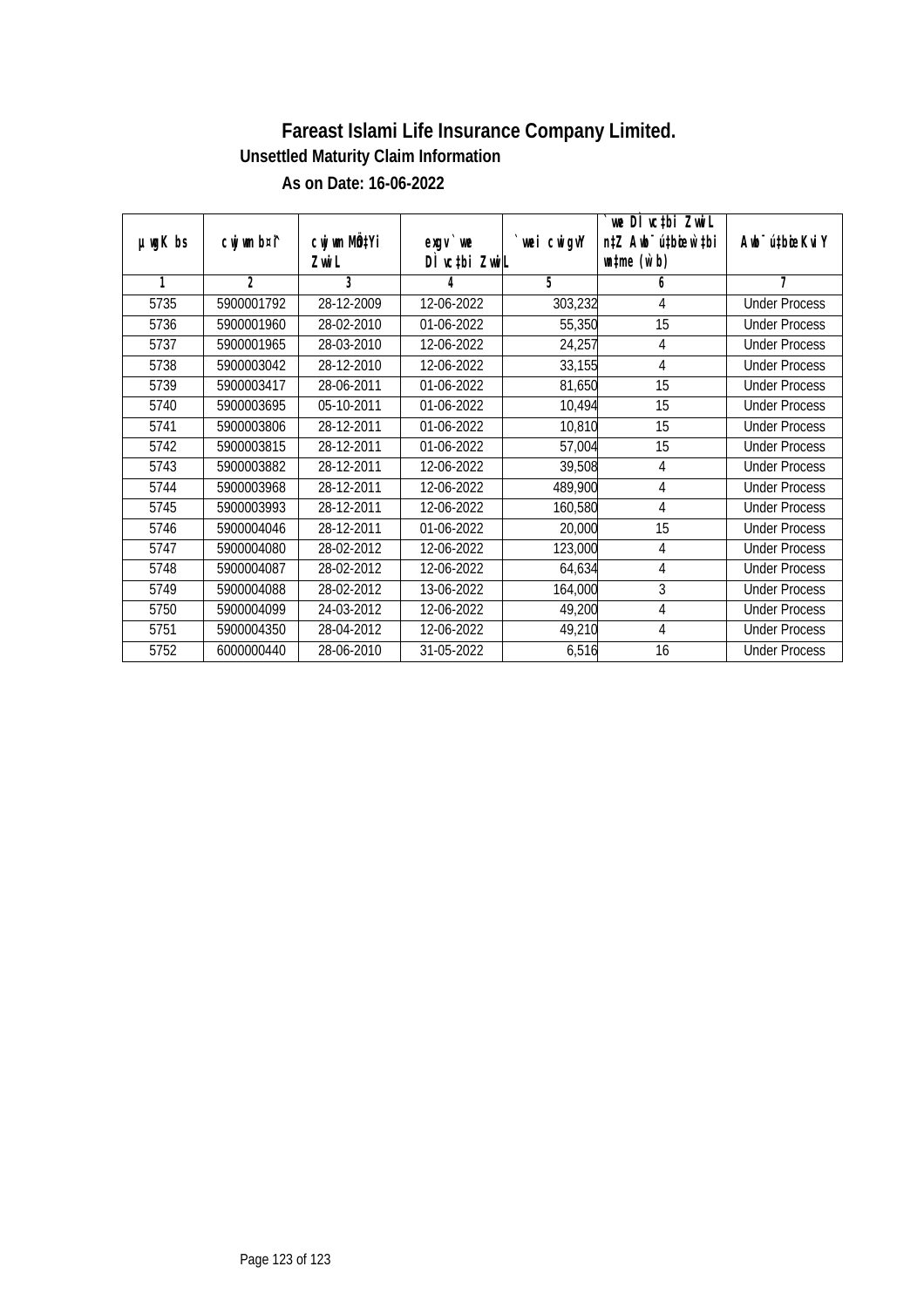# Fareast Islami Life Insurance Company Limited.

### Unsettled Maturity Claim Information

### As on Date: 16-06-2022

| µwgK bs | cwjwm b¤^i | cwjwm MÖn‡Yi ZvwiL | exgv`vwe DÌvc‡bi ZvwiL | `vwei cwigvY | `vwe DÌvc‡bi ZvwiL n‡Z Awb¯úwËK…Z w`‡bi msL¨v (w`b) | Awb¯úwËi KviY |
|---|---|---|---|---|---|---|
| 1 | 2 | 3 | 4 | 5 | 6 | 7 |
| 5735 | 5900001792 | 28-12-2009 | 12-06-2022 | 303,232 | 4 | Under Process |
| 5736 | 5900001960 | 28-02-2010 | 01-06-2022 | 55,350 | 15 | Under Process |
| 5737 | 5900001965 | 28-03-2010 | 12-06-2022 | 24,257 | 4 | Under Process |
| 5738 | 5900003042 | 28-12-2010 | 12-06-2022 | 33,155 | 4 | Under Process |
| 5739 | 5900003417 | 28-06-2011 | 01-06-2022 | 81,650 | 15 | Under Process |
| 5740 | 5900003695 | 05-10-2011 | 01-06-2022 | 10,494 | 15 | Under Process |
| 5741 | 5900003806 | 28-12-2011 | 01-06-2022 | 10,810 | 15 | Under Process |
| 5742 | 5900003815 | 28-12-2011 | 01-06-2022 | 57,004 | 15 | Under Process |
| 5743 | 5900003882 | 28-12-2011 | 12-06-2022 | 39,508 | 4 | Under Process |
| 5744 | 5900003968 | 28-12-2011 | 12-06-2022 | 489,900 | 4 | Under Process |
| 5745 | 5900003993 | 28-12-2011 | 12-06-2022 | 160,580 | 4 | Under Process |
| 5746 | 5900004046 | 28-12-2011 | 01-06-2022 | 20,000 | 15 | Under Process |
| 5747 | 5900004080 | 28-02-2012 | 12-06-2022 | 123,000 | 4 | Under Process |
| 5748 | 5900004087 | 28-02-2012 | 12-06-2022 | 64,634 | 4 | Under Process |
| 5749 | 5900004088 | 28-02-2012 | 13-06-2022 | 164,000 | 3 | Under Process |
| 5750 | 5900004099 | 24-03-2012 | 12-06-2022 | 49,200 | 4 | Under Process |
| 5751 | 5900004350 | 28-04-2012 | 12-06-2022 | 49,210 | 4 | Under Process |
| 5752 | 6000000440 | 28-06-2010 | 31-05-2022 | 6,516 | 16 | Under Process |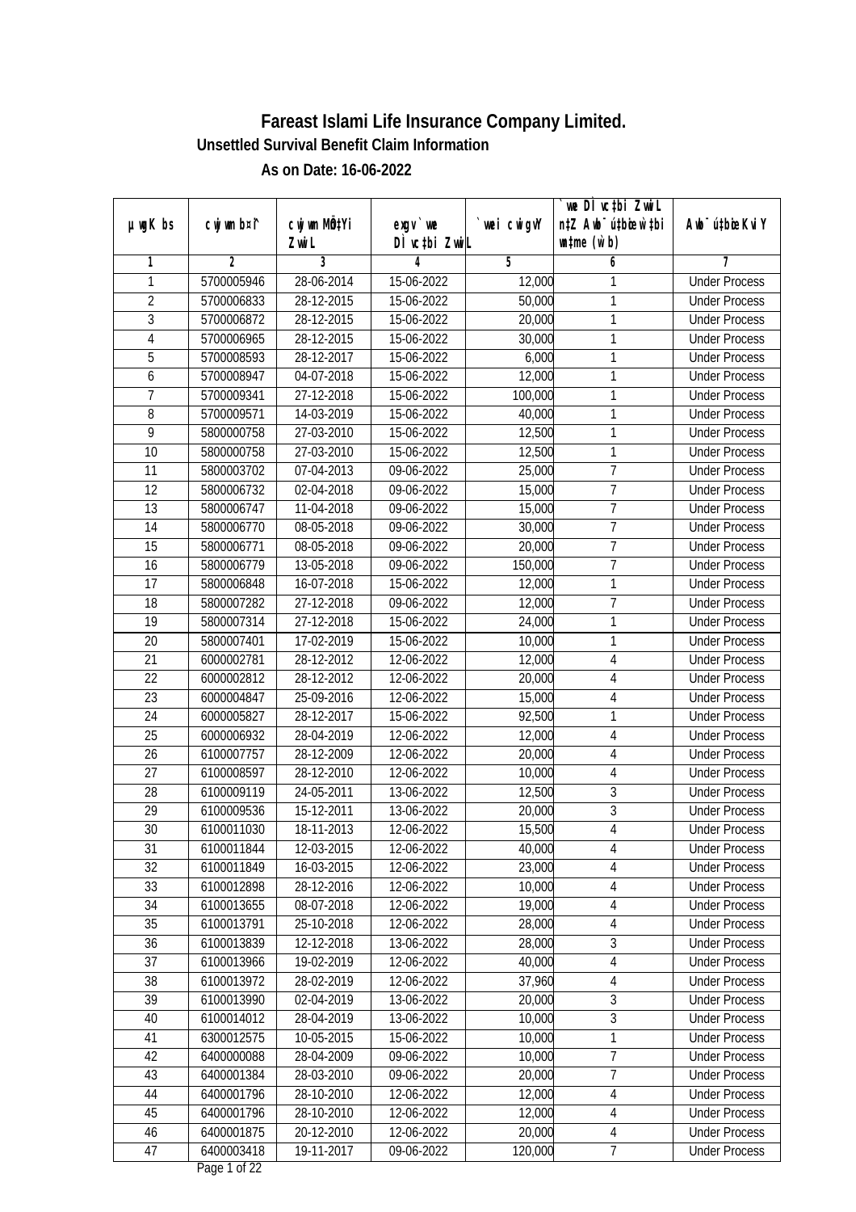# Fareast Islami Life Insurance Company Limited.

## Unsettled Survival Benefit Claim Information

### As on Date: 16-06-2022

| µwgK bs | cwjwm bs¦ | cwjwm MÖn‡Yi ZvwiL | exgv`we DÌvc‡bi ZvwiL | `vwei cwigvY | `we DÌvc‡bi ZvwiL n‡Z Awb¯úbœ‡bi mgq (w`b) | Awb¯ú‡bœi KviY |
|---|---|---|---|---|---|---|
| 1 | 2 | 3 | 4 | 5 | 6 | 7 |
| 1 | 5700005946 | 28-06-2014 | 15-06-2022 | 12,000 | 1 | Under Process |
| 2 | 5700006833 | 28-12-2015 | 15-06-2022 | 50,000 | 1 | Under Process |
| 3 | 5700006872 | 28-12-2015 | 15-06-2022 | 20,000 | 1 | Under Process |
| 4 | 5700006965 | 28-12-2015 | 15-06-2022 | 30,000 | 1 | Under Process |
| 5 | 5700008593 | 28-12-2017 | 15-06-2022 | 6,000 | 1 | Under Process |
| 6 | 5700008947 | 04-07-2018 | 15-06-2022 | 12,000 | 1 | Under Process |
| 7 | 5700009341 | 27-12-2018 | 15-06-2022 | 100,000 | 1 | Under Process |
| 8 | 5700009571 | 14-03-2019 | 15-06-2022 | 40,000 | 1 | Under Process |
| 9 | 5800000758 | 27-03-2010 | 15-06-2022 | 12,500 | 1 | Under Process |
| 10 | 5800000758 | 27-03-2010 | 15-06-2022 | 12,500 | 1 | Under Process |
| 11 | 5800003702 | 07-04-2013 | 09-06-2022 | 25,000 | 7 | Under Process |
| 12 | 5800006732 | 02-04-2018 | 09-06-2022 | 15,000 | 7 | Under Process |
| 13 | 5800006747 | 11-04-2018 | 09-06-2022 | 15,000 | 7 | Under Process |
| 14 | 5800006770 | 08-05-2018 | 09-06-2022 | 30,000 | 7 | Under Process |
| 15 | 5800006771 | 08-05-2018 | 09-06-2022 | 20,000 | 7 | Under Process |
| 16 | 5800006779 | 13-05-2018 | 09-06-2022 | 150,000 | 7 | Under Process |
| 17 | 5800006848 | 16-07-2018 | 15-06-2022 | 12,000 | 1 | Under Process |
| 18 | 5800007282 | 27-12-2018 | 09-06-2022 | 12,000 | 7 | Under Process |
| 19 | 5800007314 | 27-12-2018 | 15-06-2022 | 24,000 | 1 | Under Process |
| 20 | 5800007401 | 17-02-2019 | 15-06-2022 | 10,000 | 1 | Under Process |
| 21 | 6000002781 | 28-12-2012 | 12-06-2022 | 12,000 | 4 | Under Process |
| 22 | 6000002812 | 28-12-2012 | 12-06-2022 | 20,000 | 4 | Under Process |
| 23 | 6000004847 | 25-09-2016 | 12-06-2022 | 15,000 | 4 | Under Process |
| 24 | 6000005827 | 28-12-2017 | 15-06-2022 | 92,500 | 1 | Under Process |
| 25 | 6000006932 | 28-04-2019 | 12-06-2022 | 12,000 | 4 | Under Process |
| 26 | 6100007757 | 28-12-2009 | 12-06-2022 | 20,000 | 4 | Under Process |
| 27 | 6100008597 | 28-12-2010 | 12-06-2022 | 10,000 | 4 | Under Process |
| 28 | 6100009119 | 24-05-2011 | 13-06-2022 | 12,500 | 3 | Under Process |
| 29 | 6100009536 | 15-12-2011 | 13-06-2022 | 20,000 | 3 | Under Process |
| 30 | 6100011030 | 18-11-2013 | 12-06-2022 | 15,500 | 4 | Under Process |
| 31 | 6100011844 | 12-03-2015 | 12-06-2022 | 40,000 | 4 | Under Process |
| 32 | 6100011849 | 16-03-2015 | 12-06-2022 | 23,000 | 4 | Under Process |
| 33 | 6100012898 | 28-12-2016 | 12-06-2022 | 10,000 | 4 | Under Process |
| 34 | 6100013655 | 08-07-2018 | 12-06-2022 | 19,000 | 4 | Under Process |
| 35 | 6100013791 | 25-10-2018 | 12-06-2022 | 28,000 | 4 | Under Process |
| 36 | 6100013839 | 12-12-2018 | 13-06-2022 | 28,000 | 3 | Under Process |
| 37 | 6100013966 | 19-02-2019 | 12-06-2022 | 40,000 | 4 | Under Process |
| 38 | 6100013972 | 28-02-2019 | 12-06-2022 | 37,960 | 4 | Under Process |
| 39 | 6100013990 | 02-04-2019 | 13-06-2022 | 20,000 | 3 | Under Process |
| 40 | 6100014012 | 28-04-2019 | 13-06-2022 | 10,000 | 3 | Under Process |
| 41 | 6300012575 | 10-05-2015 | 15-06-2022 | 10,000 | 1 | Under Process |
| 42 | 6400000088 | 28-04-2009 | 09-06-2022 | 10,000 | 7 | Under Process |
| 43 | 6400001384 | 28-03-2010 | 09-06-2022 | 20,000 | 7 | Under Process |
| 44 | 6400001796 | 28-10-2010 | 12-06-2022 | 12,000 | 4 | Under Process |
| 45 | 6400001796 | 28-10-2010 | 12-06-2022 | 12,000 | 4 | Under Process |
| 46 | 6400001875 | 20-12-2010 | 12-06-2022 | 20,000 | 4 | Under Process |
| 47 | 6400003418 | 19-11-2017 | 09-06-2022 | 120,000 | 7 | Under Process |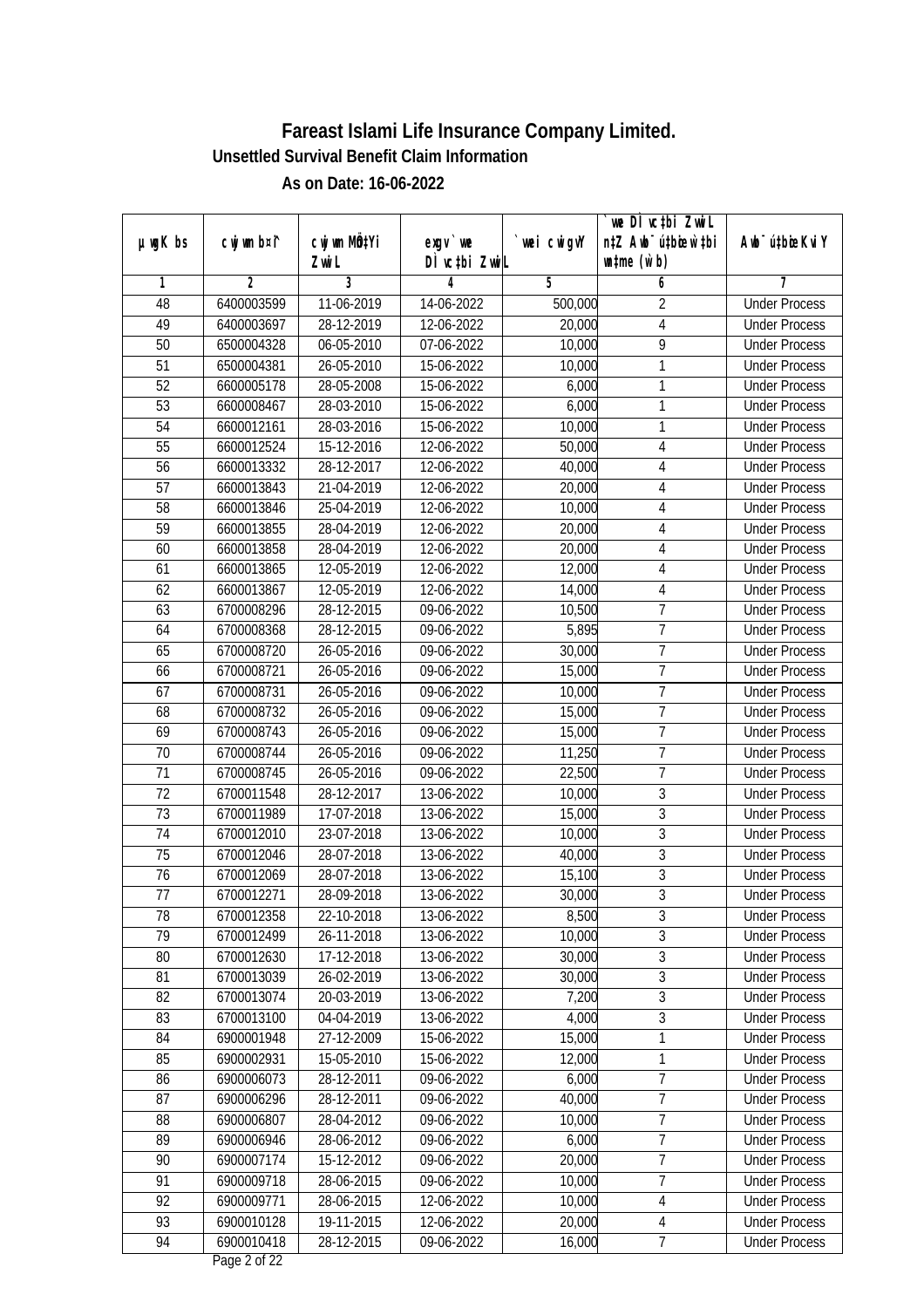# Fareast Islami Life Insurance Company Limited.

## Unsettled Survival Benefit Claim Information

### As on Date: 16-06-2022

| µwgK bs | cwjwm b¤^i | cwjwm MÖn‡Yi ZvwiL | exgv`we DÌvc‡bi ZvwiL | `vwei cwigvY | `we DÌvc‡bi ZvwiL n‡Z Awb¯úbœ w`‡bi msL¨v (w`b) | Awb¯ú‡bœi KviY |
|---|---|---|---|---|---|---|
| 1 | 2 | 3 | 4 | 5 | 6 | 7 |
| 48 | 6400003599 | 11-06-2019 | 14-06-2022 | 500,000 | 2 | Under Process |
| 49 | 6400003697 | 28-12-2019 | 12-06-2022 | 20,000 | 4 | Under Process |
| 50 | 6500004328 | 06-05-2010 | 07-06-2022 | 10,000 | 9 | Under Process |
| 51 | 6500004381 | 26-05-2010 | 15-06-2022 | 10,000 | 1 | Under Process |
| 52 | 6600005178 | 28-05-2008 | 15-06-2022 | 6,000 | 1 | Under Process |
| 53 | 6600008467 | 28-03-2010 | 15-06-2022 | 6,000 | 1 | Under Process |
| 54 | 6600012161 | 28-03-2016 | 15-06-2022 | 10,000 | 1 | Under Process |
| 55 | 6600012524 | 15-12-2016 | 12-06-2022 | 50,000 | 4 | Under Process |
| 56 | 6600013332 | 28-12-2017 | 12-06-2022 | 40,000 | 4 | Under Process |
| 57 | 6600013843 | 21-04-2019 | 12-06-2022 | 20,000 | 4 | Under Process |
| 58 | 6600013846 | 25-04-2019 | 12-06-2022 | 10,000 | 4 | Under Process |
| 59 | 6600013855 | 28-04-2019 | 12-06-2022 | 20,000 | 4 | Under Process |
| 60 | 6600013858 | 28-04-2019 | 12-06-2022 | 20,000 | 4 | Under Process |
| 61 | 6600013865 | 12-05-2019 | 12-06-2022 | 12,000 | 4 | Under Process |
| 62 | 6600013867 | 12-05-2019 | 12-06-2022 | 14,000 | 4 | Under Process |
| 63 | 6700008296 | 28-12-2015 | 09-06-2022 | 10,500 | 7 | Under Process |
| 64 | 6700008368 | 28-12-2015 | 09-06-2022 | 5,895 | 7 | Under Process |
| 65 | 6700008720 | 26-05-2016 | 09-06-2022 | 30,000 | 7 | Under Process |
| 66 | 6700008721 | 26-05-2016 | 09-06-2022 | 15,000 | 7 | Under Process |
| 67 | 6700008731 | 26-05-2016 | 09-06-2022 | 10,000 | 7 | Under Process |
| 68 | 6700008732 | 26-05-2016 | 09-06-2022 | 15,000 | 7 | Under Process |
| 69 | 6700008743 | 26-05-2016 | 09-06-2022 | 15,000 | 7 | Under Process |
| 70 | 6700008744 | 26-05-2016 | 09-06-2022 | 11,250 | 7 | Under Process |
| 71 | 6700008745 | 26-05-2016 | 09-06-2022 | 22,500 | 7 | Under Process |
| 72 | 6700011548 | 28-12-2017 | 13-06-2022 | 10,000 | 3 | Under Process |
| 73 | 6700011989 | 17-07-2018 | 13-06-2022 | 15,000 | 3 | Under Process |
| 74 | 6700012010 | 23-07-2018 | 13-06-2022 | 10,000 | 3 | Under Process |
| 75 | 6700012046 | 28-07-2018 | 13-06-2022 | 40,000 | 3 | Under Process |
| 76 | 6700012069 | 28-07-2018 | 13-06-2022 | 15,100 | 3 | Under Process |
| 77 | 6700012271 | 28-09-2018 | 13-06-2022 | 30,000 | 3 | Under Process |
| 78 | 6700012358 | 22-10-2018 | 13-06-2022 | 8,500 | 3 | Under Process |
| 79 | 6700012499 | 26-11-2018 | 13-06-2022 | 10,000 | 3 | Under Process |
| 80 | 6700012630 | 17-12-2018 | 13-06-2022 | 30,000 | 3 | Under Process |
| 81 | 6700013039 | 26-02-2019 | 13-06-2022 | 30,000 | 3 | Under Process |
| 82 | 6700013074 | 20-03-2019 | 13-06-2022 | 7,200 | 3 | Under Process |
| 83 | 6700013100 | 04-04-2019 | 13-06-2022 | 4,000 | 3 | Under Process |
| 84 | 6900001948 | 27-12-2009 | 15-06-2022 | 15,000 | 1 | Under Process |
| 85 | 6900002931 | 15-05-2010 | 15-06-2022 | 12,000 | 1 | Under Process |
| 86 | 6900006073 | 28-12-2011 | 09-06-2022 | 6,000 | 7 | Under Process |
| 87 | 6900006296 | 28-12-2011 | 09-06-2022 | 40,000 | 7 | Under Process |
| 88 | 6900006807 | 28-04-2012 | 09-06-2022 | 10,000 | 7 | Under Process |
| 89 | 6900006946 | 28-06-2012 | 09-06-2022 | 6,000 | 7 | Under Process |
| 90 | 6900007174 | 15-12-2012 | 09-06-2022 | 20,000 | 7 | Under Process |
| 91 | 6900009718 | 28-06-2015 | 09-06-2022 | 10,000 | 7 | Under Process |
| 92 | 6900009771 | 28-06-2015 | 12-06-2022 | 10,000 | 4 | Under Process |
| 93 | 6900010128 | 19-11-2015 | 12-06-2022 | 20,000 | 4 | Under Process |
| 94 | 6900010418 | 28-12-2015 | 09-06-2022 | 16,000 | 7 | Under Process |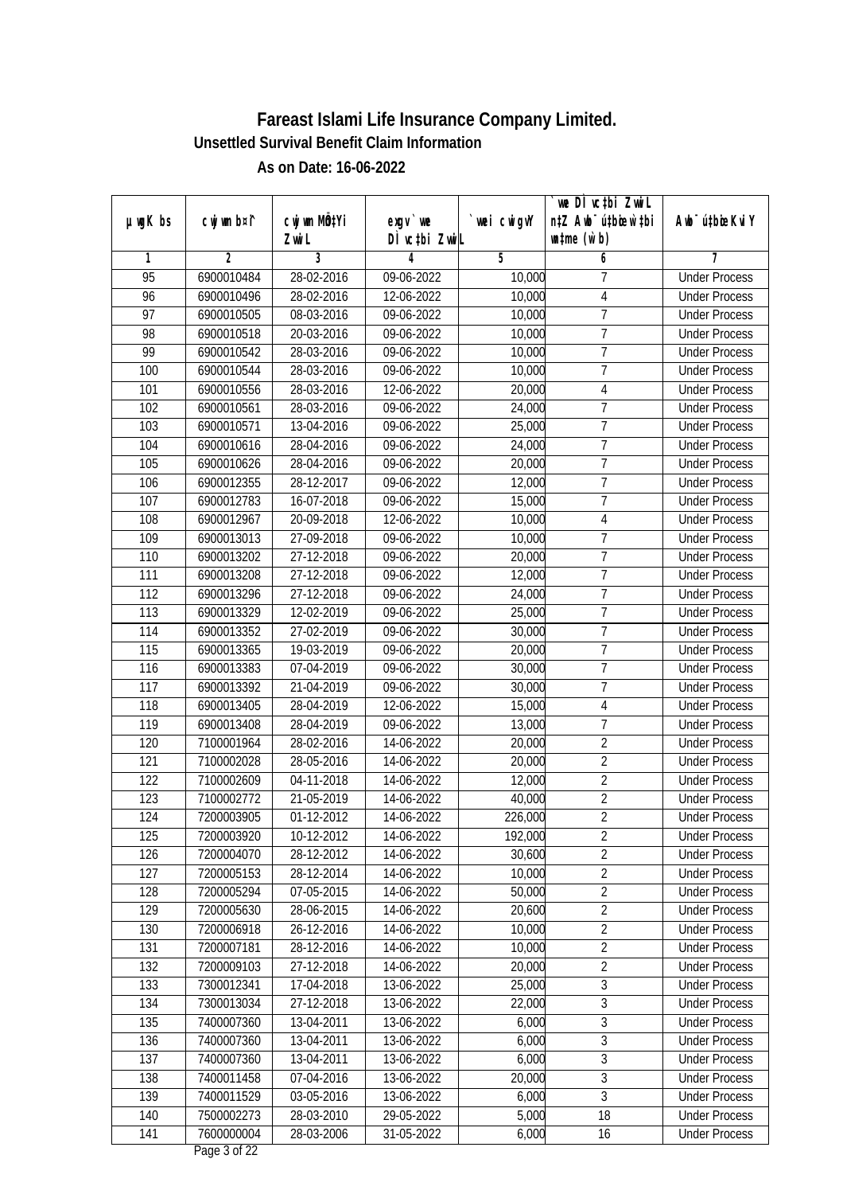# Fareast Islami Life Insurance Company Limited.

## Unsettled Survival Benefit Claim Information

### As on Date: 16-06-2022

| µwgK bs | cwjwm b¤^i | cwjwm MÖn‡Yi ZvwiL | exgv`vwe DÌvc‡bi ZvwiL | `vwei cwigvY | `vwe DÌvc‡bi ZvwiL n‡Z Awb¯úwËK…Z w`‡bi msL¨v (w`b) | Awb¯úwËi KviY |
|---|---|---|---|---|---|---|
| 1 | 2 | 3 | 4 | 5 | 6 | 7 |
| 95 | 6900010484 | 28-02-2016 | 09-06-2022 | 10,000 | 7 | Under Process |
| 96 | 6900010496 | 28-02-2016 | 12-06-2022 | 10,000 | 4 | Under Process |
| 97 | 6900010505 | 08-03-2016 | 09-06-2022 | 10,000 | 7 | Under Process |
| 98 | 6900010518 | 20-03-2016 | 09-06-2022 | 10,000 | 7 | Under Process |
| 99 | 6900010542 | 28-03-2016 | 09-06-2022 | 10,000 | 7 | Under Process |
| 100 | 6900010544 | 28-03-2016 | 09-06-2022 | 10,000 | 7 | Under Process |
| 101 | 6900010556 | 28-03-2016 | 12-06-2022 | 20,000 | 4 | Under Process |
| 102 | 6900010561 | 28-03-2016 | 09-06-2022 | 24,000 | 7 | Under Process |
| 103 | 6900010571 | 13-04-2016 | 09-06-2022 | 25,000 | 7 | Under Process |
| 104 | 6900010616 | 28-04-2016 | 09-06-2022 | 24,000 | 7 | Under Process |
| 105 | 6900010626 | 28-04-2016 | 09-06-2022 | 20,000 | 7 | Under Process |
| 106 | 6900012355 | 28-12-2017 | 09-06-2022 | 12,000 | 7 | Under Process |
| 107 | 6900012783 | 16-07-2018 | 09-06-2022 | 15,000 | 7 | Under Process |
| 108 | 6900012967 | 20-09-2018 | 12-06-2022 | 10,000 | 4 | Under Process |
| 109 | 6900013013 | 27-09-2018 | 09-06-2022 | 10,000 | 7 | Under Process |
| 110 | 6900013202 | 27-12-2018 | 09-06-2022 | 20,000 | 7 | Under Process |
| 111 | 6900013208 | 27-12-2018 | 09-06-2022 | 12,000 | 7 | Under Process |
| 112 | 6900013296 | 27-12-2018 | 09-06-2022 | 24,000 | 7 | Under Process |
| 113 | 6900013329 | 12-02-2019 | 09-06-2022 | 25,000 | 7 | Under Process |
| 114 | 6900013352 | 27-02-2019 | 09-06-2022 | 30,000 | 7 | Under Process |
| 115 | 6900013365 | 19-03-2019 | 09-06-2022 | 20,000 | 7 | Under Process |
| 116 | 6900013383 | 07-04-2019 | 09-06-2022 | 30,000 | 7 | Under Process |
| 117 | 6900013392 | 21-04-2019 | 09-06-2022 | 30,000 | 7 | Under Process |
| 118 | 6900013405 | 28-04-2019 | 12-06-2022 | 15,000 | 4 | Under Process |
| 119 | 6900013408 | 28-04-2019 | 09-06-2022 | 13,000 | 7 | Under Process |
| 120 | 7100001964 | 28-02-2016 | 14-06-2022 | 20,000 | 2 | Under Process |
| 121 | 7100002028 | 28-05-2016 | 14-06-2022 | 20,000 | 2 | Under Process |
| 122 | 7100002609 | 04-11-2018 | 14-06-2022 | 12,000 | 2 | Under Process |
| 123 | 7100002772 | 21-05-2019 | 14-06-2022 | 40,000 | 2 | Under Process |
| 124 | 7200003905 | 01-12-2012 | 14-06-2022 | 226,000 | 2 | Under Process |
| 125 | 7200003920 | 10-12-2012 | 14-06-2022 | 192,000 | 2 | Under Process |
| 126 | 7200004070 | 28-12-2012 | 14-06-2022 | 30,600 | 2 | Under Process |
| 127 | 7200005153 | 28-12-2014 | 14-06-2022 | 10,000 | 2 | Under Process |
| 128 | 7200005294 | 07-05-2015 | 14-06-2022 | 50,000 | 2 | Under Process |
| 129 | 7200005630 | 28-06-2015 | 14-06-2022 | 20,600 | 2 | Under Process |
| 130 | 7200006918 | 26-12-2016 | 14-06-2022 | 10,000 | 2 | Under Process |
| 131 | 7200007181 | 28-12-2016 | 14-06-2022 | 10,000 | 2 | Under Process |
| 132 | 7200009103 | 27-12-2018 | 14-06-2022 | 20,000 | 2 | Under Process |
| 133 | 7300012341 | 17-04-2018 | 13-06-2022 | 25,000 | 3 | Under Process |
| 134 | 7300013034 | 27-12-2018 | 13-06-2022 | 22,000 | 3 | Under Process |
| 135 | 7400007360 | 13-04-2011 | 13-06-2022 | 6,000 | 3 | Under Process |
| 136 | 7400007360 | 13-04-2011 | 13-06-2022 | 6,000 | 3 | Under Process |
| 137 | 7400007360 | 13-04-2011 | 13-06-2022 | 6,000 | 3 | Under Process |
| 138 | 7400011458 | 07-04-2016 | 13-06-2022 | 20,000 | 3 | Under Process |
| 139 | 7400011529 | 03-05-2016 | 13-06-2022 | 6,000 | 3 | Under Process |
| 140 | 7500002273 | 28-03-2010 | 29-05-2022 | 5,000 | 18 | Under Process |
| 141 | 7600000004 | 28-03-2006 | 31-05-2022 | 6,000 | 16 | Under Process |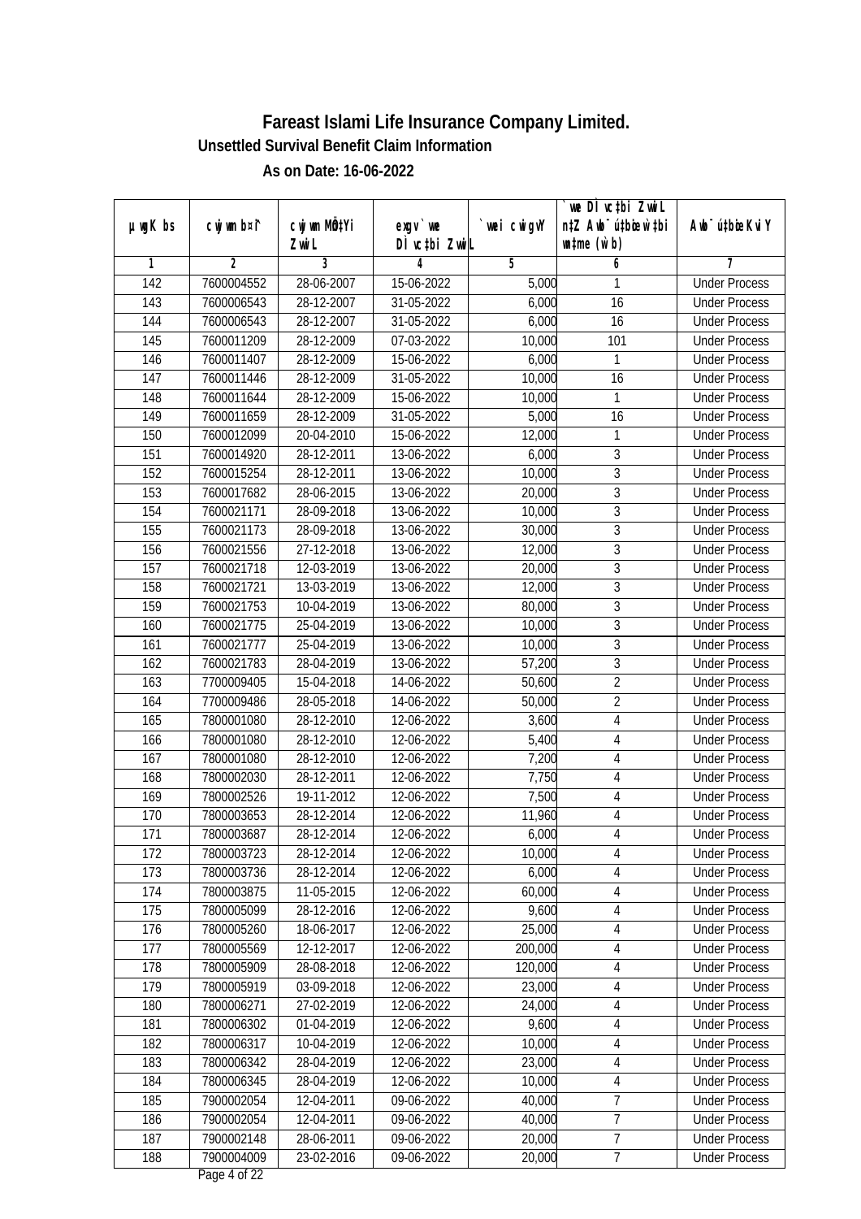# Fareast Islami Life Insurance Company Limited.

## Unsettled Survival Benefit Claim Information

### As on Date: 16-06-2022

| µwgK bs | cwjwm bs¦ | cwjwm MÖn‡Yi ZvwiL | exgv`vwe DÌvc‡bi ZvwiL | `vwei cwigvY | `vwe DÌvc‡bi ZvwiL n‡Z Awb¯úbœ‡`i w`‡bi ‡gqv` (w`b) | Awb¯úbœi KviY |
|---|---|---|---|---|---|---|
| 1 | 2 | 3 | 4 | 5 | 6 | 7 |
| 142 | 7600004552 | 28-06-2007 | 15-06-2022 | 5,000 | 1 | Under Process |
| 143 | 7600006543 | 28-12-2007 | 31-05-2022 | 6,000 | 16 | Under Process |
| 144 | 7600006543 | 28-12-2007 | 31-05-2022 | 6,000 | 16 | Under Process |
| 145 | 7600011209 | 28-12-2009 | 07-03-2022 | 10,000 | 101 | Under Process |
| 146 | 7600011407 | 28-12-2009 | 15-06-2022 | 6,000 | 1 | Under Process |
| 147 | 7600011446 | 28-12-2009 | 31-05-2022 | 10,000 | 16 | Under Process |
| 148 | 7600011644 | 28-12-2009 | 15-06-2022 | 10,000 | 1 | Under Process |
| 149 | 7600011659 | 28-12-2009 | 31-05-2022 | 5,000 | 16 | Under Process |
| 150 | 7600012099 | 20-04-2010 | 15-06-2022 | 12,000 | 1 | Under Process |
| 151 | 7600014920 | 28-12-2011 | 13-06-2022 | 6,000 | 3 | Under Process |
| 152 | 7600015254 | 28-12-2011 | 13-06-2022 | 10,000 | 3 | Under Process |
| 153 | 7600017682 | 28-06-2015 | 13-06-2022 | 20,000 | 3 | Under Process |
| 154 | 7600021171 | 28-09-2018 | 13-06-2022 | 10,000 | 3 | Under Process |
| 155 | 7600021173 | 28-09-2018 | 13-06-2022 | 30,000 | 3 | Under Process |
| 156 | 7600021556 | 27-12-2018 | 13-06-2022 | 12,000 | 3 | Under Process |
| 157 | 7600021718 | 12-03-2019 | 13-06-2022 | 20,000 | 3 | Under Process |
| 158 | 7600021721 | 13-03-2019 | 13-06-2022 | 12,000 | 3 | Under Process |
| 159 | 7600021753 | 10-04-2019 | 13-06-2022 | 80,000 | 3 | Under Process |
| 160 | 7600021775 | 25-04-2019 | 13-06-2022 | 10,000 | 3 | Under Process |
| 161 | 7600021777 | 25-04-2019 | 13-06-2022 | 10,000 | 3 | Under Process |
| 162 | 7600021783 | 28-04-2019 | 13-06-2022 | 57,200 | 3 | Under Process |
| 163 | 7700009405 | 15-04-2018 | 14-06-2022 | 50,600 | 2 | Under Process |
| 164 | 7700009486 | 28-05-2018 | 14-06-2022 | 50,000 | 2 | Under Process |
| 165 | 7800001080 | 28-12-2010 | 12-06-2022 | 3,600 | 4 | Under Process |
| 166 | 7800001080 | 28-12-2010 | 12-06-2022 | 5,400 | 4 | Under Process |
| 167 | 7800001080 | 28-12-2010 | 12-06-2022 | 7,200 | 4 | Under Process |
| 168 | 7800002030 | 28-12-2011 | 12-06-2022 | 7,750 | 4 | Under Process |
| 169 | 7800002526 | 19-11-2012 | 12-06-2022 | 7,500 | 4 | Under Process |
| 170 | 7800003653 | 28-12-2014 | 12-06-2022 | 11,960 | 4 | Under Process |
| 171 | 7800003687 | 28-12-2014 | 12-06-2022 | 6,000 | 4 | Under Process |
| 172 | 7800003723 | 28-12-2014 | 12-06-2022 | 10,000 | 4 | Under Process |
| 173 | 7800003736 | 28-12-2014 | 12-06-2022 | 6,000 | 4 | Under Process |
| 174 | 7800003875 | 11-05-2015 | 12-06-2022 | 60,000 | 4 | Under Process |
| 175 | 7800005099 | 28-12-2016 | 12-06-2022 | 9,600 | 4 | Under Process |
| 176 | 7800005260 | 18-06-2017 | 12-06-2022 | 25,000 | 4 | Under Process |
| 177 | 7800005569 | 12-12-2017 | 12-06-2022 | 200,000 | 4 | Under Process |
| 178 | 7800005909 | 28-08-2018 | 12-06-2022 | 120,000 | 4 | Under Process |
| 179 | 7800005919 | 03-09-2018 | 12-06-2022 | 23,000 | 4 | Under Process |
| 180 | 7800006271 | 27-02-2019 | 12-06-2022 | 24,000 | 4 | Under Process |
| 181 | 7800006302 | 01-04-2019 | 12-06-2022 | 9,600 | 4 | Under Process |
| 182 | 7800006317 | 10-04-2019 | 12-06-2022 | 10,000 | 4 | Under Process |
| 183 | 7800006342 | 28-04-2019 | 12-06-2022 | 23,000 | 4 | Under Process |
| 184 | 7800006345 | 28-04-2019 | 12-06-2022 | 10,000 | 4 | Under Process |
| 185 | 7900002054 | 12-04-2011 | 09-06-2022 | 40,000 | 7 | Under Process |
| 186 | 7900002054 | 12-04-2011 | 09-06-2022 | 40,000 | 7 | Under Process |
| 187 | 7900002148 | 28-06-2011 | 09-06-2022 | 20,000 | 7 | Under Process |
| 188 | 7900004009 | 23-02-2016 | 09-06-2022 | 20,000 | 7 | Under Process |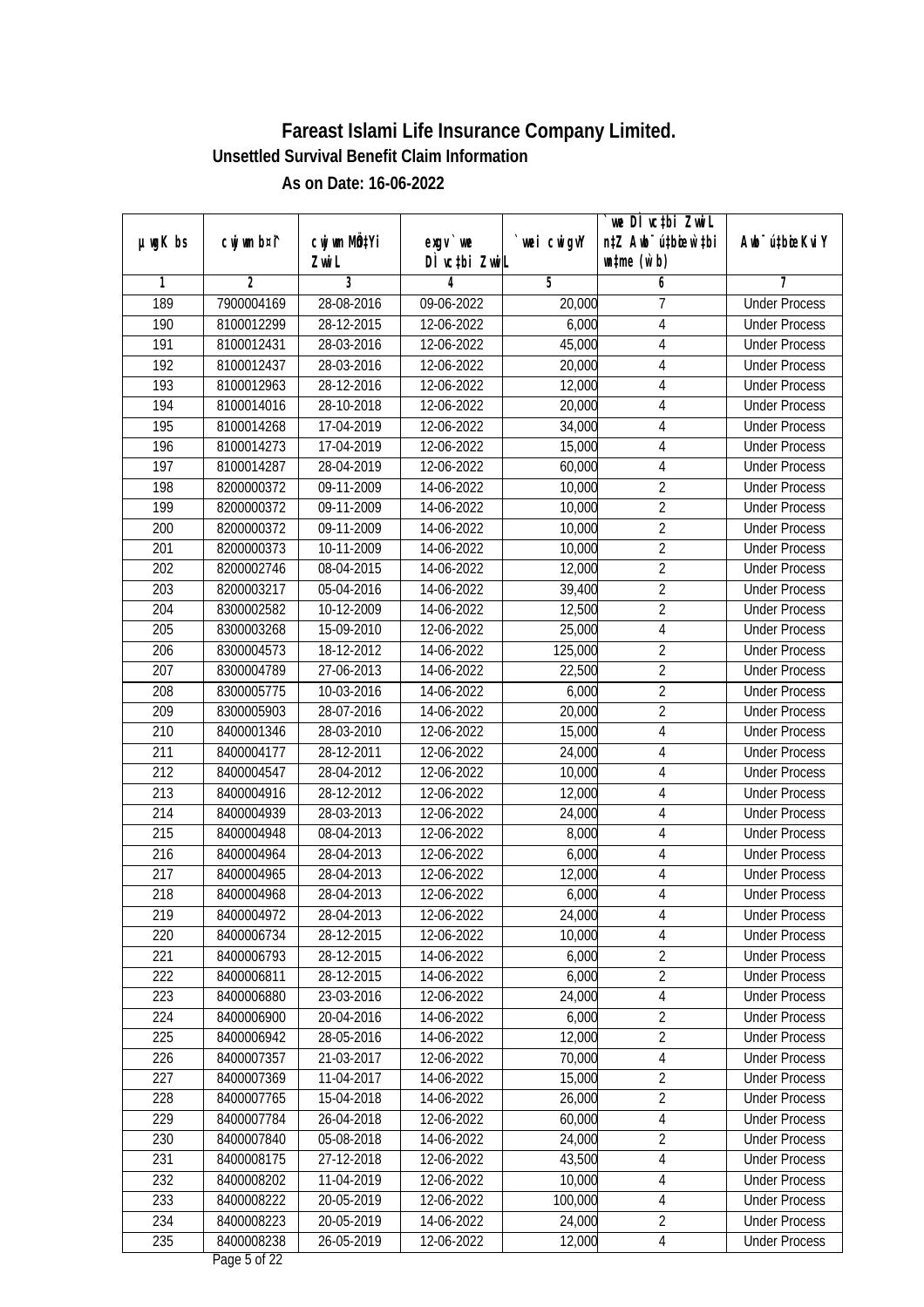# Fareast Islami Life Insurance Company Limited.

## Unsettled Survival Benefit Claim Information

### As on Date: 16-06-2022

| µwgK bs | cwjwm b¤^i | cwjwm MÖn‡Yi ZvwiL | exgv` we DÌvc‡bi ZvwiL | `vwei cwigvY | `vwe DÌvc‡bi ZvwiL n‡Z Awb¯úbœ `v‡ei mgq (w`b) | Awb¯ú‡bœi KviY |
|---|---|---|---|---|---|---|
| 1 | 2 | 3 | 4 | 5 | 6 | 7 |
| 189 | 7900004169 | 28-08-2016 | 09-06-2022 | 20,000 | 7 | Under Process |
| 190 | 8100012299 | 28-12-2015 | 12-06-2022 | 6,000 | 4 | Under Process |
| 191 | 8100012431 | 28-03-2016 | 12-06-2022 | 45,000 | 4 | Under Process |
| 192 | 8100012437 | 28-03-2016 | 12-06-2022 | 20,000 | 4 | Under Process |
| 193 | 8100012963 | 28-12-2016 | 12-06-2022 | 12,000 | 4 | Under Process |
| 194 | 8100014016 | 28-10-2018 | 12-06-2022 | 20,000 | 4 | Under Process |
| 195 | 8100014268 | 17-04-2019 | 12-06-2022 | 34,000 | 4 | Under Process |
| 196 | 8100014273 | 17-04-2019 | 12-06-2022 | 15,000 | 4 | Under Process |
| 197 | 8100014287 | 28-04-2019 | 12-06-2022 | 60,000 | 4 | Under Process |
| 198 | 8200000372 | 09-11-2009 | 14-06-2022 | 10,000 | 2 | Under Process |
| 199 | 8200000372 | 09-11-2009 | 14-06-2022 | 10,000 | 2 | Under Process |
| 200 | 8200000372 | 09-11-2009 | 14-06-2022 | 10,000 | 2 | Under Process |
| 201 | 8200000373 | 10-11-2009 | 14-06-2022 | 10,000 | 2 | Under Process |
| 202 | 8200002746 | 08-04-2015 | 14-06-2022 | 12,000 | 2 | Under Process |
| 203 | 8200003217 | 05-04-2016 | 14-06-2022 | 39,400 | 2 | Under Process |
| 204 | 8300002582 | 10-12-2009 | 14-06-2022 | 12,500 | 2 | Under Process |
| 205 | 8300003268 | 15-09-2010 | 12-06-2022 | 25,000 | 4 | Under Process |
| 206 | 8300004573 | 18-12-2012 | 14-06-2022 | 125,000 | 2 | Under Process |
| 207 | 8300004789 | 27-06-2013 | 14-06-2022 | 22,500 | 2 | Under Process |
| 208 | 8300005775 | 10-03-2016 | 14-06-2022 | 6,000 | 2 | Under Process |
| 209 | 8300005903 | 28-07-2016 | 14-06-2022 | 20,000 | 2 | Under Process |
| 210 | 8400001346 | 28-03-2010 | 12-06-2022 | 15,000 | 4 | Under Process |
| 211 | 8400004177 | 28-12-2011 | 12-06-2022 | 24,000 | 4 | Under Process |
| 212 | 8400004547 | 28-04-2012 | 12-06-2022 | 10,000 | 4 | Under Process |
| 213 | 8400004916 | 28-12-2012 | 12-06-2022 | 12,000 | 4 | Under Process |
| 214 | 8400004939 | 28-03-2013 | 12-06-2022 | 24,000 | 4 | Under Process |
| 215 | 8400004948 | 08-04-2013 | 12-06-2022 | 8,000 | 4 | Under Process |
| 216 | 8400004964 | 28-04-2013 | 12-06-2022 | 6,000 | 4 | Under Process |
| 217 | 8400004965 | 28-04-2013 | 12-06-2022 | 12,000 | 4 | Under Process |
| 218 | 8400004968 | 28-04-2013 | 12-06-2022 | 6,000 | 4 | Under Process |
| 219 | 8400004972 | 28-04-2013 | 12-06-2022 | 24,000 | 4 | Under Process |
| 220 | 8400006734 | 28-12-2015 | 12-06-2022 | 10,000 | 4 | Under Process |
| 221 | 8400006793 | 28-12-2015 | 14-06-2022 | 6,000 | 2 | Under Process |
| 222 | 8400006811 | 28-12-2015 | 14-06-2022 | 6,000 | 2 | Under Process |
| 223 | 8400006880 | 23-03-2016 | 12-06-2022 | 24,000 | 4 | Under Process |
| 224 | 8400006900 | 20-04-2016 | 14-06-2022 | 6,000 | 2 | Under Process |
| 225 | 8400006942 | 28-05-2016 | 14-06-2022 | 12,000 | 2 | Under Process |
| 226 | 8400007357 | 21-03-2017 | 12-06-2022 | 70,000 | 4 | Under Process |
| 227 | 8400007369 | 11-04-2017 | 14-06-2022 | 15,000 | 2 | Under Process |
| 228 | 8400007765 | 15-04-2018 | 14-06-2022 | 26,000 | 2 | Under Process |
| 229 | 8400007784 | 26-04-2018 | 12-06-2022 | 60,000 | 4 | Under Process |
| 230 | 8400007840 | 05-08-2018 | 14-06-2022 | 24,000 | 2 | Under Process |
| 231 | 8400008175 | 27-12-2018 | 12-06-2022 | 43,500 | 4 | Under Process |
| 232 | 8400008202 | 11-04-2019 | 12-06-2022 | 10,000 | 4 | Under Process |
| 233 | 8400008222 | 20-05-2019 | 12-06-2022 | 100,000 | 4 | Under Process |
| 234 | 8400008223 | 20-05-2019 | 14-06-2022 | 24,000 | 2 | Under Process |
| 235 | 8400008238 | 26-05-2019 | 12-06-2022 | 12,000 | 4 | Under Process |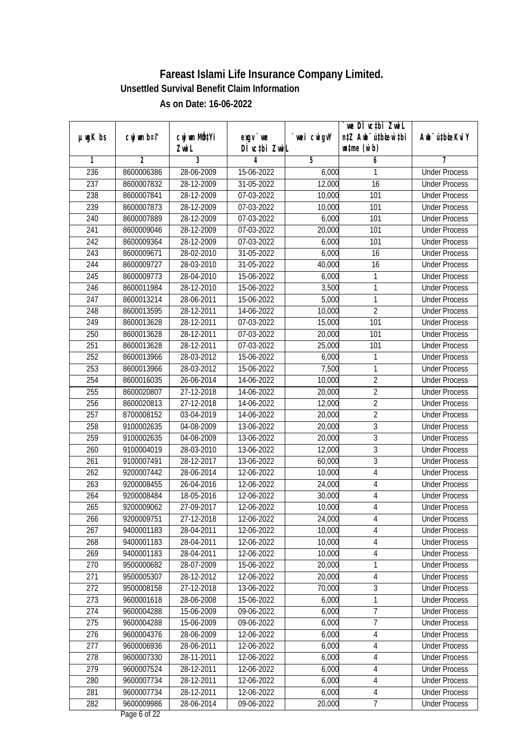# Fareast Islami Life Insurance Company Limited.

**Unsettled Survival Benefit Claim Information**

**As on Date: 16-06-2022**

| µwgK bs | cwjwm b¤^i | cwjwm MÖn‡Yi ZvwiL | exgv`we DÌvc‡bi ZvwiL | `vwei cwigvY | `vwe DÌvc‡bi ZvwiL n‡Z Awb¯úbœ `vwei mgqKvj (w`b) | Awb¯ú‡bœi KviY |
|---|---|---|---|---|---|---|
| 1 | 2 | 3 | 4 | 5 | 6 | 7 |
| 236 | 8600006386 | 28-06-2009 | 15-06-2022 | 6,000 | 1 | Under Process |
| 237 | 8600007832 | 28-12-2009 | 31-05-2022 | 12,000 | 16 | Under Process |
| 238 | 8600007841 | 28-12-2009 | 07-03-2022 | 10,000 | 101 | Under Process |
| 239 | 8600007873 | 28-12-2009 | 07-03-2022 | 10,000 | 101 | Under Process |
| 240 | 8600007889 | 28-12-2009 | 07-03-2022 | 6,000 | 101 | Under Process |
| 241 | 8600009046 | 28-12-2009 | 07-03-2022 | 20,000 | 101 | Under Process |
| 242 | 8600009364 | 28-12-2009 | 07-03-2022 | 6,000 | 101 | Under Process |
| 243 | 8600009671 | 28-02-2010 | 31-05-2022 | 6,000 | 16 | Under Process |
| 244 | 8600009727 | 28-03-2010 | 31-05-2022 | 40,000 | 16 | Under Process |
| 245 | 8600009773 | 28-04-2010 | 15-06-2022 | 6,000 | 1 | Under Process |
| 246 | 8600011984 | 28-12-2010 | 15-06-2022 | 3,500 | 1 | Under Process |
| 247 | 8600013214 | 28-06-2011 | 15-06-2022 | 5,000 | 1 | Under Process |
| 248 | 8600013595 | 28-12-2011 | 14-06-2022 | 10,000 | 2 | Under Process |
| 249 | 8600013628 | 28-12-2011 | 07-03-2022 | 15,000 | 101 | Under Process |
| 250 | 8600013628 | 28-12-2011 | 07-03-2022 | 20,000 | 101 | Under Process |
| 251 | 8600013628 | 28-12-2011 | 07-03-2022 | 25,000 | 101 | Under Process |
| 252 | 8600013966 | 28-03-2012 | 15-06-2022 | 6,000 | 1 | Under Process |
| 253 | 8600013966 | 28-03-2012 | 15-06-2022 | 7,500 | 1 | Under Process |
| 254 | 8600016035 | 26-06-2014 | 14-06-2022 | 10,000 | 2 | Under Process |
| 255 | 8600020807 | 27-12-2018 | 14-06-2022 | 20,000 | 2 | Under Process |
| 256 | 8600020813 | 27-12-2018 | 14-06-2022 | 12,000 | 2 | Under Process |
| 257 | 8700008152 | 03-04-2019 | 14-06-2022 | 20,000 | 2 | Under Process |
| 258 | 9100002635 | 04-08-2009 | 13-06-2022 | 20,000 | 3 | Under Process |
| 259 | 9100002635 | 04-08-2009 | 13-06-2022 | 20,000 | 3 | Under Process |
| 260 | 9100004019 | 28-03-2010 | 13-06-2022 | 12,000 | 3 | Under Process |
| 261 | 9100007491 | 28-12-2017 | 13-06-2022 | 60,000 | 3 | Under Process |
| 262 | 9200007442 | 28-06-2014 | 12-06-2022 | 10,000 | 4 | Under Process |
| 263 | 9200008455 | 26-04-2016 | 12-06-2022 | 24,000 | 4 | Under Process |
| 264 | 9200008484 | 18-05-2016 | 12-06-2022 | 30,000 | 4 | Under Process |
| 265 | 9200009062 | 27-09-2017 | 12-06-2022 | 10,000 | 4 | Under Process |
| 266 | 9200009751 | 27-12-2018 | 12-06-2022 | 24,000 | 4 | Under Process |
| 267 | 9400001183 | 28-04-2011 | 12-06-2022 | 10,000 | 4 | Under Process |
| 268 | 9400001183 | 28-04-2011 | 12-06-2022 | 10,000 | 4 | Under Process |
| 269 | 9400001183 | 28-04-2011 | 12-06-2022 | 10,000 | 4 | Under Process |
| 270 | 9500000682 | 28-07-2009 | 15-06-2022 | 20,000 | 1 | Under Process |
| 271 | 9500005307 | 28-12-2012 | 12-06-2022 | 20,000 | 4 | Under Process |
| 272 | 9500008158 | 27-12-2018 | 13-06-2022 | 70,000 | 3 | Under Process |
| 273 | 9600001618 | 28-06-2008 | 15-06-2022 | 6,000 | 1 | Under Process |
| 274 | 9600004288 | 15-06-2009 | 09-06-2022 | 6,000 | 7 | Under Process |
| 275 | 9600004288 | 15-06-2009 | 09-06-2022 | 6,000 | 7 | Under Process |
| 276 | 9600004376 | 28-06-2009 | 12-06-2022 | 6,000 | 4 | Under Process |
| 277 | 9600006936 | 28-06-2011 | 12-06-2022 | 6,000 | 4 | Under Process |
| 278 | 9600007330 | 28-11-2011 | 12-06-2022 | 6,000 | 4 | Under Process |
| 279 | 9600007524 | 28-12-2011 | 12-06-2022 | 6,000 | 4 | Under Process |
| 280 | 9600007734 | 28-12-2011 | 12-06-2022 | 6,000 | 4 | Under Process |
| 281 | 9600007734 | 28-12-2011 | 12-06-2022 | 6,000 | 4 | Under Process |
| 282 | 9600009986 | 28-06-2014 | 09-06-2022 | 20,000 | 7 | Under Process |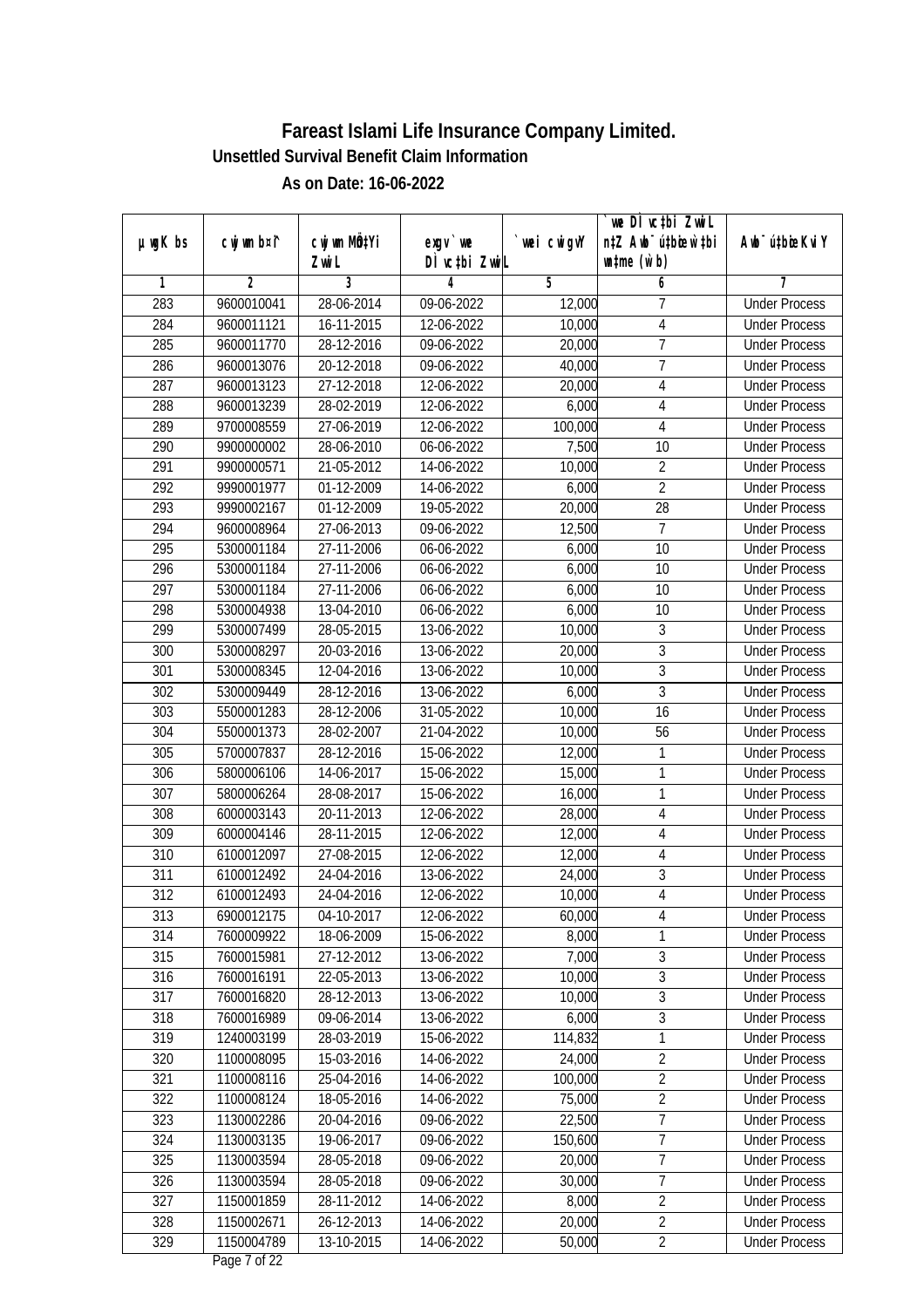# Fareast Islami Life Insurance Company Limited.

### Unsettled Survival Benefit Claim Information

### As on Date: 16-06-2022

| µwgK bs | cwjwm b¤^i | cwjwm MÖn‡Yi ZvwiL | exgv` we DÌ vc‡bi ZvwiL | `vwei cwigvY | `vwe DÌ vc‡bi ZvwiL n‡Z Awb¯ú‡bœi w`‡bi msL¨v (w`b) | Awb¯ú‡bœi KviY |
|---|---|---|---|---|---|---|
| 1 | 2 | 3 | 4 | 5 | 6 | 7 |
| 283 | 9600010041 | 28-06-2014 | 09-06-2022 | 12,000 | 7 | Under Process |
| 284 | 9600011121 | 16-11-2015 | 12-06-2022 | 10,000 | 4 | Under Process |
| 285 | 9600011770 | 28-12-2016 | 09-06-2022 | 20,000 | 7 | Under Process |
| 286 | 9600013076 | 20-12-2018 | 09-06-2022 | 40,000 | 7 | Under Process |
| 287 | 9600013123 | 27-12-2018 | 12-06-2022 | 20,000 | 4 | Under Process |
| 288 | 9600013239 | 28-02-2019 | 12-06-2022 | 6,000 | 4 | Under Process |
| 289 | 9700008559 | 27-06-2019 | 12-06-2022 | 100,000 | 4 | Under Process |
| 290 | 9900000002 | 28-06-2010 | 06-06-2022 | 7,500 | 10 | Under Process |
| 291 | 9900000571 | 21-05-2012 | 14-06-2022 | 10,000 | 2 | Under Process |
| 292 | 9990001977 | 01-12-2009 | 14-06-2022 | 6,000 | 2 | Under Process |
| 293 | 9990002167 | 01-12-2009 | 19-05-2022 | 20,000 | 28 | Under Process |
| 294 | 9600008964 | 27-06-2013 | 09-06-2022 | 12,500 | 7 | Under Process |
| 295 | 5300001184 | 27-11-2006 | 06-06-2022 | 6,000 | 10 | Under Process |
| 296 | 5300001184 | 27-11-2006 | 06-06-2022 | 6,000 | 10 | Under Process |
| 297 | 5300001184 | 27-11-2006 | 06-06-2022 | 6,000 | 10 | Under Process |
| 298 | 5300004938 | 13-04-2010 | 06-06-2022 | 6,000 | 10 | Under Process |
| 299 | 5300007499 | 28-05-2015 | 13-06-2022 | 10,000 | 3 | Under Process |
| 300 | 5300008297 | 20-03-2016 | 13-06-2022 | 20,000 | 3 | Under Process |
| 301 | 5300008345 | 12-04-2016 | 13-06-2022 | 10,000 | 3 | Under Process |
| 302 | 5300009449 | 28-12-2016 | 13-06-2022 | 6,000 | 3 | Under Process |
| 303 | 5500001283 | 28-12-2006 | 31-05-2022 | 10,000 | 16 | Under Process |
| 304 | 5500001373 | 28-02-2007 | 21-04-2022 | 10,000 | 56 | Under Process |
| 305 | 5700007837 | 28-12-2016 | 15-06-2022 | 12,000 | 1 | Under Process |
| 306 | 5800006106 | 14-06-2017 | 15-06-2022 | 15,000 | 1 | Under Process |
| 307 | 5800006264 | 28-08-2017 | 15-06-2022 | 16,000 | 1 | Under Process |
| 308 | 6000003143 | 20-11-2013 | 12-06-2022 | 28,000 | 4 | Under Process |
| 309 | 6000004146 | 28-11-2015 | 12-06-2022 | 12,000 | 4 | Under Process |
| 310 | 6100012097 | 27-08-2015 | 12-06-2022 | 12,000 | 4 | Under Process |
| 311 | 6100012492 | 24-04-2016 | 13-06-2022 | 24,000 | 3 | Under Process |
| 312 | 6100012493 | 24-04-2016 | 12-06-2022 | 10,000 | 4 | Under Process |
| 313 | 6900012175 | 04-10-2017 | 12-06-2022 | 60,000 | 4 | Under Process |
| 314 | 7600009922 | 18-06-2009 | 15-06-2022 | 8,000 | 1 | Under Process |
| 315 | 7600015981 | 27-12-2012 | 13-06-2022 | 7,000 | 3 | Under Process |
| 316 | 7600016191 | 22-05-2013 | 13-06-2022 | 10,000 | 3 | Under Process |
| 317 | 7600016820 | 28-12-2013 | 13-06-2022 | 10,000 | 3 | Under Process |
| 318 | 7600016989 | 09-06-2014 | 13-06-2022 | 6,000 | 3 | Under Process |
| 319 | 1240003199 | 28-03-2019 | 15-06-2022 | 114,832 | 1 | Under Process |
| 320 | 1100008095 | 15-03-2016 | 14-06-2022 | 24,000 | 2 | Under Process |
| 321 | 1100008116 | 25-04-2016 | 14-06-2022 | 100,000 | 2 | Under Process |
| 322 | 1100008124 | 18-05-2016 | 14-06-2022 | 75,000 | 2 | Under Process |
| 323 | 1130002286 | 20-04-2016 | 09-06-2022 | 22,500 | 7 | Under Process |
| 324 | 1130003135 | 19-06-2017 | 09-06-2022 | 150,600 | 7 | Under Process |
| 325 | 1130003594 | 28-05-2018 | 09-06-2022 | 20,000 | 7 | Under Process |
| 326 | 1130003594 | 28-05-2018 | 09-06-2022 | 30,000 | 7 | Under Process |
| 327 | 1150001859 | 28-11-2012 | 14-06-2022 | 8,000 | 2 | Under Process |
| 328 | 1150002671 | 26-12-2013 | 14-06-2022 | 20,000 | 2 | Under Process |
| 329 | 1150004789 | 13-10-2015 | 14-06-2022 | 50,000 | 2 | Under Process |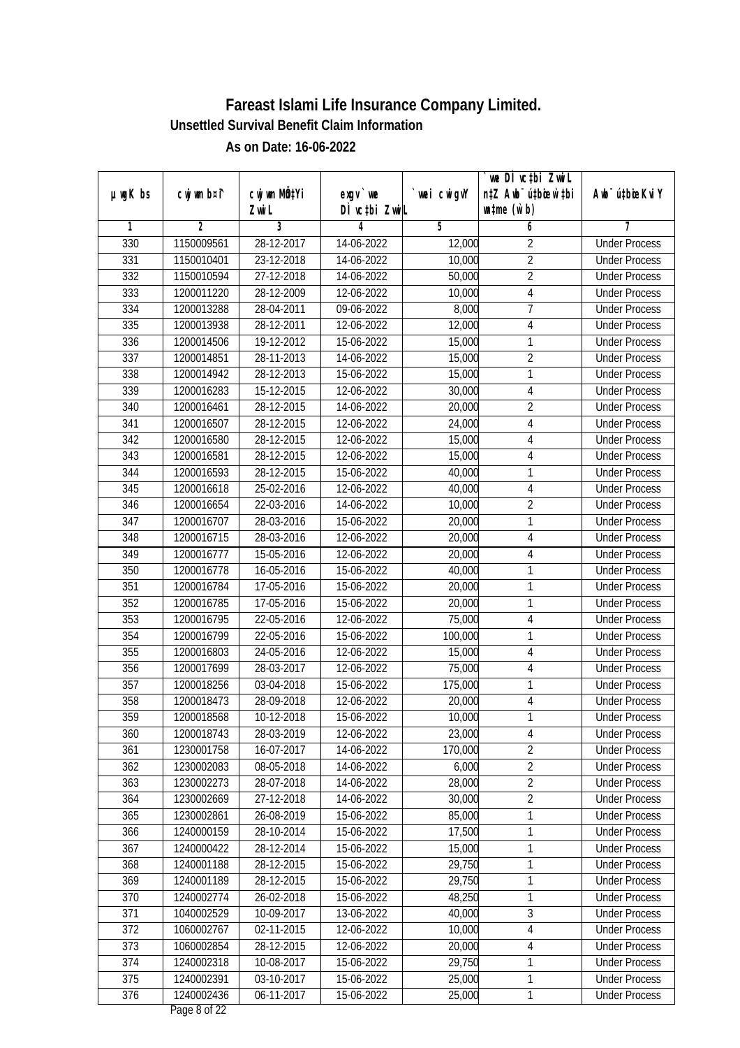# Fareast Islami Life Insurance Company Limited.

## Unsettled Survival Benefit Claim Information

### As on Date: 16-06-2022

| µwgK bs | cwjwm b¤^i | cwjwm MÖn‡Yi ZvwiL | exgv`we DÌvc‡bi ZvwiL | `vwei cwigvY | `vwe DÌvc‡bi ZvwiL n‡Z Awb¯úbœ _vKvi mgq (w`b) | Awb¯ú‡bœi KviY |
|---|---|---|---|---|---|---|
| 1 | 2 | 3 | 4 | 5 | 6 | 7 |
| 330 | 1150009561 | 28-12-2017 | 14-06-2022 | 12,000 | 2 | Under Process |
| 331 | 1150010401 | 23-12-2018 | 14-06-2022 | 10,000 | 2 | Under Process |
| 332 | 1150010594 | 27-12-2018 | 14-06-2022 | 50,000 | 2 | Under Process |
| 333 | 1200011220 | 28-12-2009 | 12-06-2022 | 10,000 | 4 | Under Process |
| 334 | 1200013288 | 28-04-2011 | 09-06-2022 | 8,000 | 7 | Under Process |
| 335 | 1200013938 | 28-12-2011 | 12-06-2022 | 12,000 | 4 | Under Process |
| 336 | 1200014506 | 19-12-2012 | 15-06-2022 | 15,000 | 1 | Under Process |
| 337 | 1200014851 | 28-11-2013 | 14-06-2022 | 15,000 | 2 | Under Process |
| 338 | 1200014942 | 28-12-2013 | 15-06-2022 | 15,000 | 1 | Under Process |
| 339 | 1200016283 | 15-12-2015 | 12-06-2022 | 30,000 | 4 | Under Process |
| 340 | 1200016461 | 28-12-2015 | 14-06-2022 | 20,000 | 2 | Under Process |
| 341 | 1200016507 | 28-12-2015 | 12-06-2022 | 24,000 | 4 | Under Process |
| 342 | 1200016580 | 28-12-2015 | 12-06-2022 | 15,000 | 4 | Under Process |
| 343 | 1200016581 | 28-12-2015 | 12-06-2022 | 15,000 | 4 | Under Process |
| 344 | 1200016593 | 28-12-2015 | 15-06-2022 | 40,000 | 1 | Under Process |
| 345 | 1200016618 | 25-02-2016 | 12-06-2022 | 40,000 | 4 | Under Process |
| 346 | 1200016654 | 22-03-2016 | 14-06-2022 | 10,000 | 2 | Under Process |
| 347 | 1200016707 | 28-03-2016 | 15-06-2022 | 20,000 | 1 | Under Process |
| 348 | 1200016715 | 28-03-2016 | 12-06-2022 | 20,000 | 4 | Under Process |
| 349 | 1200016777 | 15-05-2016 | 12-06-2022 | 20,000 | 4 | Under Process |
| 350 | 1200016778 | 16-05-2016 | 15-06-2022 | 40,000 | 1 | Under Process |
| 351 | 1200016784 | 17-05-2016 | 15-06-2022 | 20,000 | 1 | Under Process |
| 352 | 1200016785 | 17-05-2016 | 15-06-2022 | 20,000 | 1 | Under Process |
| 353 | 1200016795 | 22-05-2016 | 12-06-2022 | 75,000 | 4 | Under Process |
| 354 | 1200016799 | 22-05-2016 | 15-06-2022 | 100,000 | 1 | Under Process |
| 355 | 1200016803 | 24-05-2016 | 12-06-2022 | 15,000 | 4 | Under Process |
| 356 | 1200017699 | 28-03-2017 | 12-06-2022 | 75,000 | 4 | Under Process |
| 357 | 1200018256 | 03-04-2018 | 15-06-2022 | 175,000 | 1 | Under Process |
| 358 | 1200018473 | 28-09-2018 | 12-06-2022 | 20,000 | 4 | Under Process |
| 359 | 1200018568 | 10-12-2018 | 15-06-2022 | 10,000 | 1 | Under Process |
| 360 | 1200018743 | 28-03-2019 | 12-06-2022 | 23,000 | 4 | Under Process |
| 361 | 1230001758 | 16-07-2017 | 14-06-2022 | 170,000 | 2 | Under Process |
| 362 | 1230002083 | 08-05-2018 | 14-06-2022 | 6,000 | 2 | Under Process |
| 363 | 1230002273 | 28-07-2018 | 14-06-2022 | 28,000 | 2 | Under Process |
| 364 | 1230002669 | 27-12-2018 | 14-06-2022 | 30,000 | 2 | Under Process |
| 365 | 1230002861 | 26-08-2019 | 15-06-2022 | 85,000 | 1 | Under Process |
| 366 | 1240000159 | 28-10-2014 | 15-06-2022 | 17,500 | 1 | Under Process |
| 367 | 1240000422 | 28-12-2014 | 15-06-2022 | 15,000 | 1 | Under Process |
| 368 | 1240001188 | 28-12-2015 | 15-06-2022 | 29,750 | 1 | Under Process |
| 369 | 1240001189 | 28-12-2015 | 15-06-2022 | 29,750 | 1 | Under Process |
| 370 | 1240002774 | 26-02-2018 | 15-06-2022 | 48,250 | 1 | Under Process |
| 371 | 1040002529 | 10-09-2017 | 13-06-2022 | 40,000 | 3 | Under Process |
| 372 | 1060002767 | 02-11-2015 | 12-06-2022 | 10,000 | 4 | Under Process |
| 373 | 1060002854 | 28-12-2015 | 12-06-2022 | 20,000 | 4 | Under Process |
| 374 | 1240002318 | 10-08-2017 | 15-06-2022 | 29,750 | 1 | Under Process |
| 375 | 1240002391 | 03-10-2017 | 15-06-2022 | 25,000 | 1 | Under Process |
| 376 | 1240002436 | 06-11-2017 | 15-06-2022 | 25,000 | 1 | Under Process |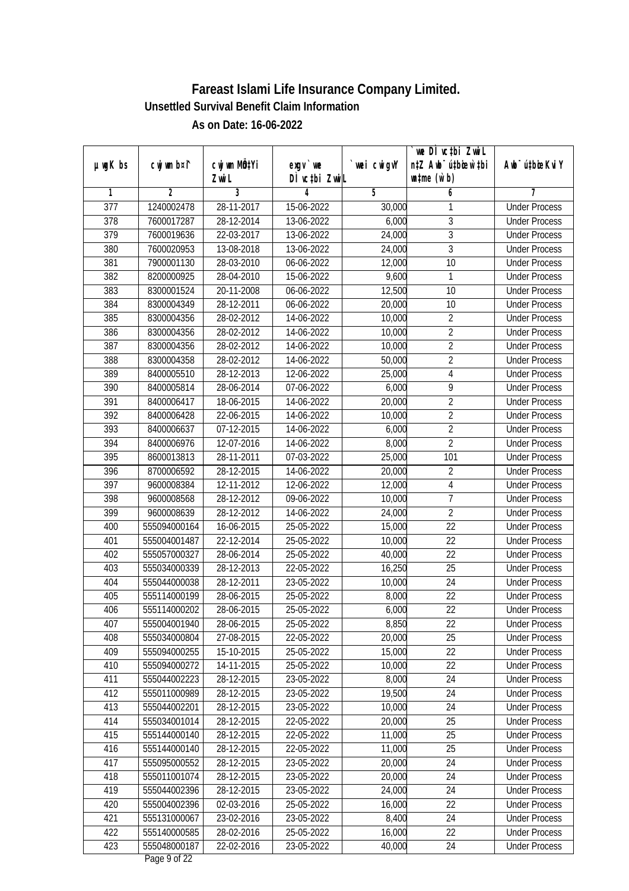# Fareast Islami Life Insurance Company Limited.

### Unsettled Survival Benefit Claim Information

### As on Date: 16-06-2022

| µwgK bs | cwjwm b¤^i | cwjwm MÖn‡Yi ZvwiL | exgv`vwe DÌvc‡bi ZvwiL | `vwei cwigvY | `vwe DÌvc‡bi ZvwiL n‡Z Awb¯úwËK…Z `v‡qi wnmve (w`b) | Awb¯úwËi KviY |
|---|---|---|---|---|---|---|
| 1 | 2 | 3 | 4 | 5 | 6 | 7 |
| 377 | 1240002478 | 28-11-2017 | 15-06-2022 | 30,000 | 1 | Under Process |
| 378 | 7600017287 | 28-12-2014 | 13-06-2022 | 6,000 | 3 | Under Process |
| 379 | 7600019636 | 22-03-2017 | 13-06-2022 | 24,000 | 3 | Under Process |
| 380 | 7600020953 | 13-08-2018 | 13-06-2022 | 24,000 | 3 | Under Process |
| 381 | 7900001130 | 28-03-2010 | 06-06-2022 | 12,000 | 10 | Under Process |
| 382 | 8200000925 | 28-04-2010 | 15-06-2022 | 9,600 | 1 | Under Process |
| 383 | 8300001524 | 20-11-2008 | 06-06-2022 | 12,500 | 10 | Under Process |
| 384 | 8300004349 | 28-12-2011 | 06-06-2022 | 20,000 | 10 | Under Process |
| 385 | 8300004356 | 28-02-2012 | 14-06-2022 | 10,000 | 2 | Under Process |
| 386 | 8300004356 | 28-02-2012 | 14-06-2022 | 10,000 | 2 | Under Process |
| 387 | 8300004356 | 28-02-2012 | 14-06-2022 | 10,000 | 2 | Under Process |
| 388 | 8300004358 | 28-02-2012 | 14-06-2022 | 50,000 | 2 | Under Process |
| 389 | 8400005510 | 28-12-2013 | 12-06-2022 | 25,000 | 4 | Under Process |
| 390 | 8400005814 | 28-06-2014 | 07-06-2022 | 6,000 | 9 | Under Process |
| 391 | 8400006417 | 18-06-2015 | 14-06-2022 | 20,000 | 2 | Under Process |
| 392 | 8400006428 | 22-06-2015 | 14-06-2022 | 10,000 | 2 | Under Process |
| 393 | 8400006637 | 07-12-2015 | 14-06-2022 | 6,000 | 2 | Under Process |
| 394 | 8400006976 | 12-07-2016 | 14-06-2022 | 8,000 | 2 | Under Process |
| 395 | 8600013813 | 28-11-2011 | 07-03-2022 | 25,000 | 101 | Under Process |
| 396 | 8700006592 | 28-12-2015 | 14-06-2022 | 20,000 | 2 | Under Process |
| 397 | 9600008384 | 12-11-2012 | 12-06-2022 | 12,000 | 4 | Under Process |
| 398 | 9600008568 | 28-12-2012 | 09-06-2022 | 10,000 | 7 | Under Process |
| 399 | 9600008639 | 28-12-2012 | 14-06-2022 | 24,000 | 2 | Under Process |
| 400 | 555094000164 | 16-06-2015 | 25-05-2022 | 15,000 | 22 | Under Process |
| 401 | 555004001487 | 22-12-2014 | 25-05-2022 | 10,000 | 22 | Under Process |
| 402 | 555057000327 | 28-06-2014 | 25-05-2022 | 40,000 | 22 | Under Process |
| 403 | 555034000339 | 28-12-2013 | 22-05-2022 | 16,250 | 25 | Under Process |
| 404 | 555044000038 | 28-12-2011 | 23-05-2022 | 10,000 | 24 | Under Process |
| 405 | 555114000199 | 28-06-2015 | 25-05-2022 | 8,000 | 22 | Under Process |
| 406 | 555114000202 | 28-06-2015 | 25-05-2022 | 6,000 | 22 | Under Process |
| 407 | 555004001940 | 28-06-2015 | 25-05-2022 | 8,850 | 22 | Under Process |
| 408 | 555034000804 | 27-08-2015 | 22-05-2022 | 20,000 | 25 | Under Process |
| 409 | 555094000255 | 15-10-2015 | 25-05-2022 | 15,000 | 22 | Under Process |
| 410 | 555094000272 | 14-11-2015 | 25-05-2022 | 10,000 | 22 | Under Process |
| 411 | 555044002223 | 28-12-2015 | 23-05-2022 | 8,000 | 24 | Under Process |
| 412 | 555011000989 | 28-12-2015 | 23-05-2022 | 19,500 | 24 | Under Process |
| 413 | 555044002201 | 28-12-2015 | 23-05-2022 | 10,000 | 24 | Under Process |
| 414 | 555034001014 | 28-12-2015 | 22-05-2022 | 20,000 | 25 | Under Process |
| 415 | 555144000140 | 28-12-2015 | 22-05-2022 | 11,000 | 25 | Under Process |
| 416 | 555144000140 | 28-12-2015 | 22-05-2022 | 11,000 | 25 | Under Process |
| 417 | 555095000552 | 28-12-2015 | 23-05-2022 | 20,000 | 24 | Under Process |
| 418 | 555011001074 | 28-12-2015 | 23-05-2022 | 20,000 | 24 | Under Process |
| 419 | 555044002396 | 28-12-2015 | 23-05-2022 | 24,000 | 24 | Under Process |
| 420 | 555004002396 | 02-03-2016 | 25-05-2022 | 16,000 | 22 | Under Process |
| 421 | 555131000067 | 23-02-2016 | 23-05-2022 | 8,400 | 24 | Under Process |
| 422 | 555140000585 | 28-02-2016 | 25-05-2022 | 16,000 | 22 | Under Process |
| 423 | 555048000187 | 22-02-2016 | 23-05-2022 | 40,000 | 24 | Under Process |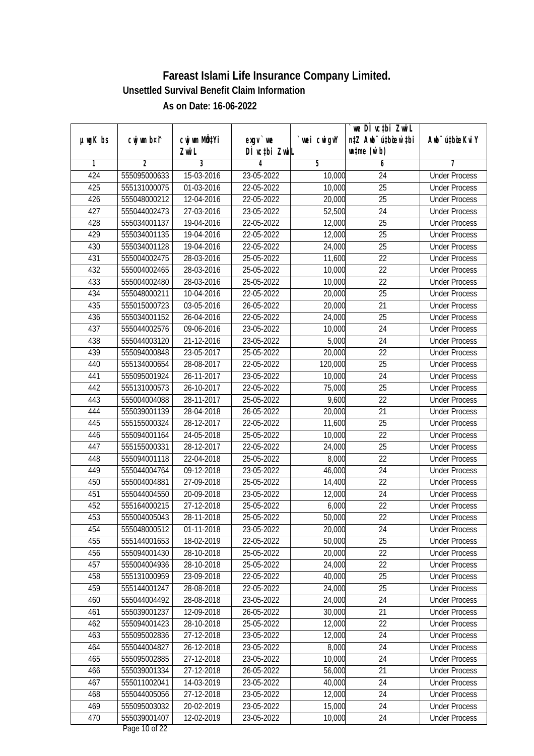# Fareast Islami Life Insurance Company Limited.

### Unsettled Survival Benefit Claim Information

### As on Date: 16-06-2022

| µwgK bs | cwjwm b¤^i | cwjwm MÖn‡Yi ZvwiL | exgv`ve DÌvc‡bi ZvwiL | `vwei cwigvY | `vwe DÌvc‡bi ZvwiL n‡Z Awb¯ú‡bœi w`‡bi wnmve (w`b) | Awb¯ú‡bœi KviY |
|---|---|---|---|---|---|---|
| 1 | 2 | 3 | 4 | 5 | 6 | 7 |
| 424 | 555095000633 | 15-03-2016 | 23-05-2022 | 10,000 | 24 | Under Process |
| 425 | 555131000075 | 01-03-2016 | 22-05-2022 | 10,000 | 25 | Under Process |
| 426 | 555048000212 | 12-04-2016 | 22-05-2022 | 20,000 | 25 | Under Process |
| 427 | 555044002473 | 27-03-2016 | 23-05-2022 | 52,500 | 24 | Under Process |
| 428 | 555034001137 | 19-04-2016 | 22-05-2022 | 12,000 | 25 | Under Process |
| 429 | 555034001135 | 19-04-2016 | 22-05-2022 | 12,000 | 25 | Under Process |
| 430 | 555034001128 | 19-04-2016 | 22-05-2022 | 24,000 | 25 | Under Process |
| 431 | 555004002475 | 28-03-2016 | 25-05-2022 | 11,600 | 22 | Under Process |
| 432 | 555004002465 | 28-03-2016 | 25-05-2022 | 10,000 | 22 | Under Process |
| 433 | 555004002480 | 28-03-2016 | 25-05-2022 | 10,000 | 22 | Under Process |
| 434 | 555048000211 | 10-04-2016 | 22-05-2022 | 20,000 | 25 | Under Process |
| 435 | 555015000723 | 03-05-2016 | 26-05-2022 | 20,000 | 21 | Under Process |
| 436 | 555034001152 | 26-04-2016 | 22-05-2022 | 24,000 | 25 | Under Process |
| 437 | 555044002576 | 09-06-2016 | 23-05-2022 | 10,000 | 24 | Under Process |
| 438 | 555044003120 | 21-12-2016 | 23-05-2022 | 5,000 | 24 | Under Process |
| 439 | 555094000848 | 23-05-2017 | 25-05-2022 | 20,000 | 22 | Under Process |
| 440 | 555134000654 | 28-08-2017 | 22-05-2022 | 120,000 | 25 | Under Process |
| 441 | 555095001924 | 26-11-2017 | 23-05-2022 | 10,000 | 24 | Under Process |
| 442 | 555131000573 | 26-10-2017 | 22-05-2022 | 75,000 | 25 | Under Process |
| 443 | 555004004088 | 28-11-2017 | 25-05-2022 | 9,600 | 22 | Under Process |
| 444 | 555039001139 | 28-04-2018 | 26-05-2022 | 20,000 | 21 | Under Process |
| 445 | 555155000324 | 28-12-2017 | 22-05-2022 | 11,600 | 25 | Under Process |
| 446 | 555094001164 | 24-05-2018 | 25-05-2022 | 10,000 | 22 | Under Process |
| 447 | 555155000331 | 28-12-2017 | 22-05-2022 | 24,000 | 25 | Under Process |
| 448 | 555094001118 | 22-04-2018 | 25-05-2022 | 8,000 | 22 | Under Process |
| 449 | 555044004764 | 09-12-2018 | 23-05-2022 | 46,000 | 24 | Under Process |
| 450 | 555004004881 | 27-09-2018 | 25-05-2022 | 14,400 | 22 | Under Process |
| 451 | 555044004550 | 20-09-2018 | 23-05-2022 | 12,000 | 24 | Under Process |
| 452 | 555164000215 | 27-12-2018 | 25-05-2022 | 6,000 | 22 | Under Process |
| 453 | 555004005043 | 28-11-2018 | 25-05-2022 | 50,000 | 22 | Under Process |
| 454 | 555048000512 | 01-11-2018 | 23-05-2022 | 20,000 | 24 | Under Process |
| 455 | 555144001653 | 18-02-2019 | 22-05-2022 | 50,000 | 25 | Under Process |
| 456 | 555094001430 | 28-10-2018 | 25-05-2022 | 20,000 | 22 | Under Process |
| 457 | 555004004936 | 28-10-2018 | 25-05-2022 | 24,000 | 22 | Under Process |
| 458 | 555131000959 | 23-09-2018 | 22-05-2022 | 40,000 | 25 | Under Process |
| 459 | 555144001247 | 28-08-2018 | 22-05-2022 | 24,000 | 25 | Under Process |
| 460 | 555044004492 | 28-08-2018 | 23-05-2022 | 24,000 | 24 | Under Process |
| 461 | 555039001237 | 12-09-2018 | 26-05-2022 | 30,000 | 21 | Under Process |
| 462 | 555094001423 | 28-10-2018 | 25-05-2022 | 12,000 | 22 | Under Process |
| 463 | 555095002836 | 27-12-2018 | 23-05-2022 | 12,000 | 24 | Under Process |
| 464 | 555044004827 | 26-12-2018 | 23-05-2022 | 8,000 | 24 | Under Process |
| 465 | 555095002885 | 27-12-2018 | 23-05-2022 | 10,000 | 24 | Under Process |
| 466 | 555039001334 | 27-12-2018 | 26-05-2022 | 56,000 | 21 | Under Process |
| 467 | 555011002041 | 14-03-2019 | 23-05-2022 | 40,000 | 24 | Under Process |
| 468 | 555044005056 | 27-12-2018 | 23-05-2022 | 12,000 | 24 | Under Process |
| 469 | 555095003032 | 20-02-2019 | 23-05-2022 | 15,000 | 24 | Under Process |
| 470 | 555039001407 | 12-02-2019 | 23-05-2022 | 10,000 | 24 | Under Process |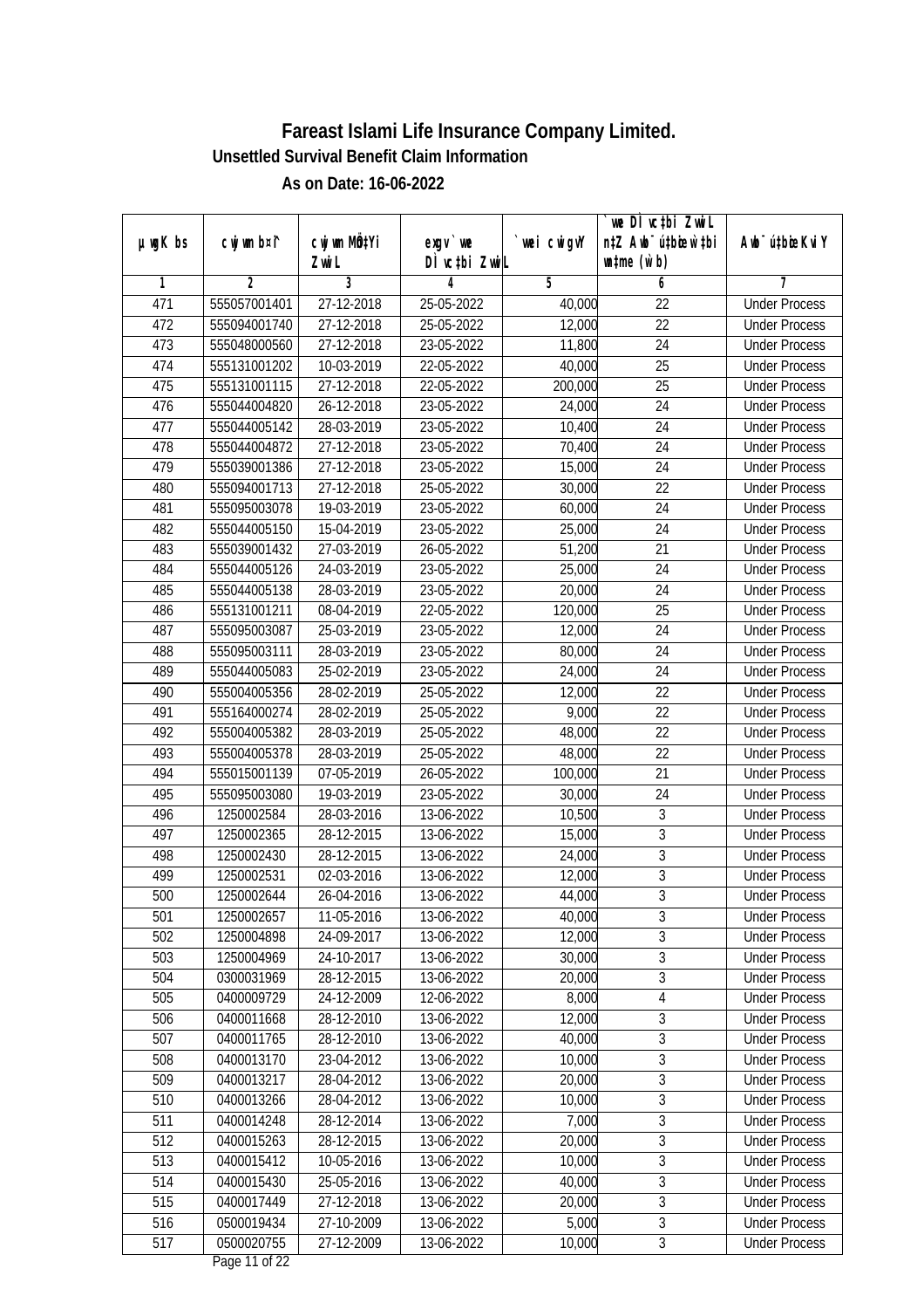# Fareast Islami Life Insurance Company Limited.

## Unsettled Survival Benefit Claim Information

### As on Date: 16-06-2022

| µwgK bs | cwjwm b¤^i | cwjwm MÖn‡Yi ZvwiL | exgv`vwe D‡¯ú‡bi ZvwiL | `vwei cwigvY | `vwe D‡¯ú‡bi ZvwiL n‡Z Awb¯úbœ w`‡bi msL¨v (w`b) | Awb¯úbœ KviY |
|---|---|---|---|---|---|---|
| 1 | 2 | 3 | 4 | 5 | 6 | 7 |
| 471 | 555057001401 | 27-12-2018 | 25-05-2022 | 40,000 | 22 | Under Process |
| 472 | 555094001740 | 27-12-2018 | 25-05-2022 | 12,000 | 22 | Under Process |
| 473 | 555048000560 | 27-12-2018 | 23-05-2022 | 11,800 | 24 | Under Process |
| 474 | 555131001202 | 10-03-2019 | 22-05-2022 | 40,000 | 25 | Under Process |
| 475 | 555131001115 | 27-12-2018 | 22-05-2022 | 200,000 | 25 | Under Process |
| 476 | 555044004820 | 26-12-2018 | 23-05-2022 | 24,000 | 24 | Under Process |
| 477 | 555044005142 | 28-03-2019 | 23-05-2022 | 10,400 | 24 | Under Process |
| 478 | 555044004872 | 27-12-2018 | 23-05-2022 | 70,400 | 24 | Under Process |
| 479 | 555039001386 | 27-12-2018 | 23-05-2022 | 15,000 | 24 | Under Process |
| 480 | 555094001713 | 27-12-2018 | 25-05-2022 | 30,000 | 22 | Under Process |
| 481 | 555095003078 | 19-03-2019 | 23-05-2022 | 60,000 | 24 | Under Process |
| 482 | 555044005150 | 15-04-2019 | 23-05-2022 | 25,000 | 24 | Under Process |
| 483 | 555039001432 | 27-03-2019 | 26-05-2022 | 51,200 | 21 | Under Process |
| 484 | 555044005126 | 24-03-2019 | 23-05-2022 | 25,000 | 24 | Under Process |
| 485 | 555044005138 | 28-03-2019 | 23-05-2022 | 20,000 | 24 | Under Process |
| 486 | 555131001211 | 08-04-2019 | 22-05-2022 | 120,000 | 25 | Under Process |
| 487 | 555095003087 | 25-03-2019 | 23-05-2022 | 12,000 | 24 | Under Process |
| 488 | 555095003111 | 28-03-2019 | 23-05-2022 | 80,000 | 24 | Under Process |
| 489 | 555044005083 | 25-02-2019 | 23-05-2022 | 24,000 | 24 | Under Process |
| 490 | 555004005356 | 28-02-2019 | 25-05-2022 | 12,000 | 22 | Under Process |
| 491 | 555164000274 | 28-02-2019 | 25-05-2022 | 9,000 | 22 | Under Process |
| 492 | 555004005382 | 28-03-2019 | 25-05-2022 | 48,000 | 22 | Under Process |
| 493 | 555004005378 | 28-03-2019 | 25-05-2022 | 48,000 | 22 | Under Process |
| 494 | 555015001139 | 07-05-2019 | 26-05-2022 | 100,000 | 21 | Under Process |
| 495 | 555095003080 | 19-03-2019 | 23-05-2022 | 30,000 | 24 | Under Process |
| 496 | 1250002584 | 28-03-2016 | 13-06-2022 | 10,500 | 3 | Under Process |
| 497 | 1250002365 | 28-12-2015 | 13-06-2022 | 15,000 | 3 | Under Process |
| 498 | 1250002430 | 28-12-2015 | 13-06-2022 | 24,000 | 3 | Under Process |
| 499 | 1250002531 | 02-03-2016 | 13-06-2022 | 12,000 | 3 | Under Process |
| 500 | 1250002644 | 26-04-2016 | 13-06-2022 | 44,000 | 3 | Under Process |
| 501 | 1250002657 | 11-05-2016 | 13-06-2022 | 40,000 | 3 | Under Process |
| 502 | 1250004898 | 24-09-2017 | 13-06-2022 | 12,000 | 3 | Under Process |
| 503 | 1250004969 | 24-10-2017 | 13-06-2022 | 30,000 | 3 | Under Process |
| 504 | 0300031969 | 28-12-2015 | 13-06-2022 | 20,000 | 3 | Under Process |
| 505 | 0400009729 | 24-12-2009 | 12-06-2022 | 8,000 | 4 | Under Process |
| 506 | 0400011668 | 28-12-2010 | 13-06-2022 | 12,000 | 3 | Under Process |
| 507 | 0400011765 | 28-12-2010 | 13-06-2022 | 40,000 | 3 | Under Process |
| 508 | 0400013170 | 23-04-2012 | 13-06-2022 | 10,000 | 3 | Under Process |
| 509 | 0400013217 | 28-04-2012 | 13-06-2022 | 20,000 | 3 | Under Process |
| 510 | 0400013266 | 28-04-2012 | 13-06-2022 | 10,000 | 3 | Under Process |
| 511 | 0400014248 | 28-12-2014 | 13-06-2022 | 7,000 | 3 | Under Process |
| 512 | 0400015263 | 28-12-2015 | 13-06-2022 | 20,000 | 3 | Under Process |
| 513 | 0400015412 | 10-05-2016 | 13-06-2022 | 10,000 | 3 | Under Process |
| 514 | 0400015430 | 25-05-2016 | 13-06-2022 | 40,000 | 3 | Under Process |
| 515 | 0400017449 | 27-12-2018 | 13-06-2022 | 20,000 | 3 | Under Process |
| 516 | 0500019434 | 27-10-2009 | 13-06-2022 | 5,000 | 3 | Under Process |
| 517 | 0500020755 | 27-12-2009 | 13-06-2022 | 10,000 | 3 | Under Process |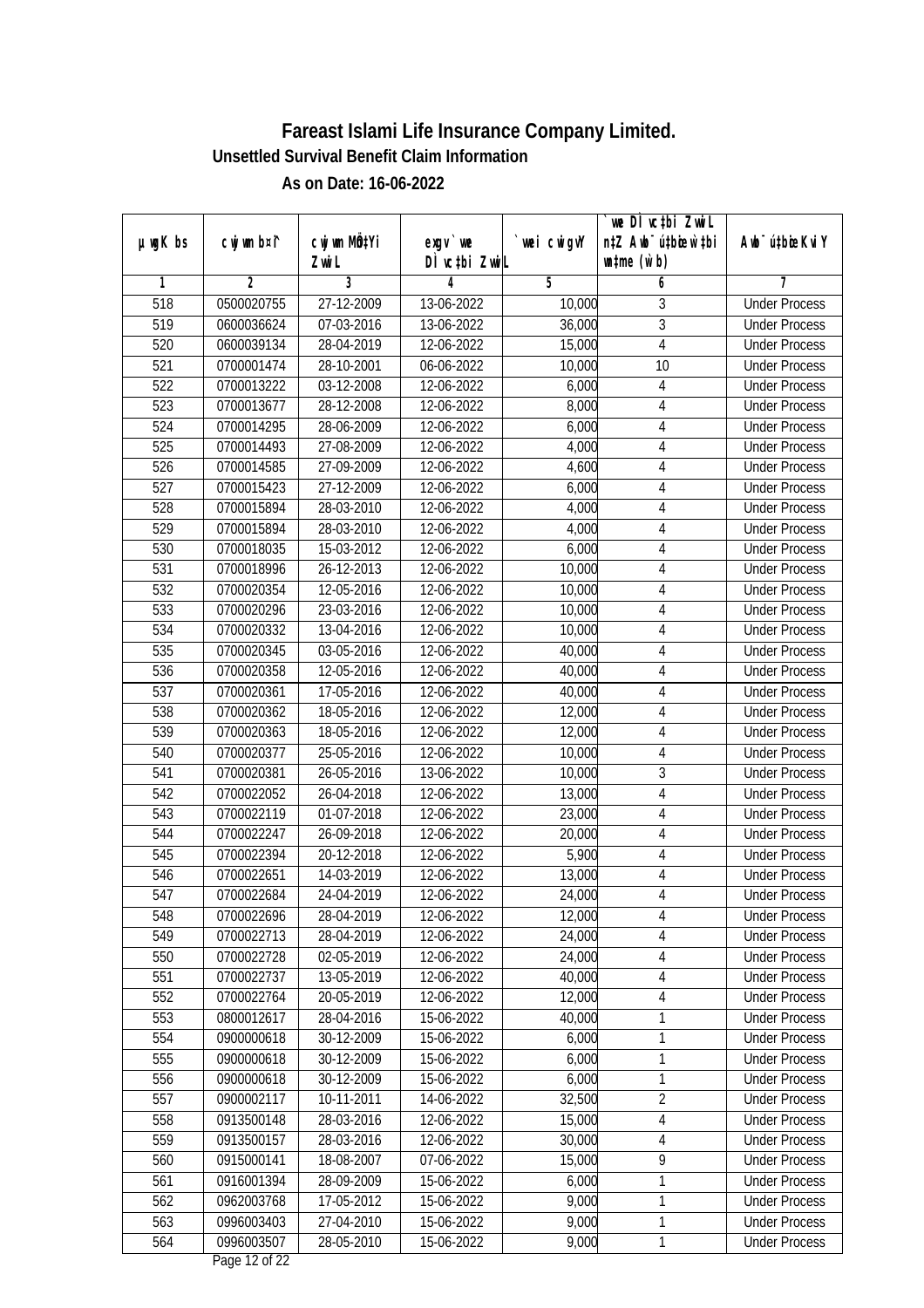# Fareast Islami Life Insurance Company Limited.

## Unsettled Survival Benefit Claim Information

### As on Date: 16-06-2022

| µwgK bs | cwjwm b¤^i | cwjwm MÖn‡Yi ZvwiL | exgv`vwe DÌvc‡bi ZvwiL | `vwei cwigvY | `vwe DÌvc‡bi ZvwiL n‡Z Awb¯úbœ `vwei mgqKvj (w`b) | Awb¯ú‡bœi KviY |
|---|---|---|---|---|---|---|
| 1 | 2 | 3 | 4 | 5 | 6 | 7 |
| 518 | 0500020755 | 27-12-2009 | 13-06-2022 | 10,000 | 3 | Under Process |
| 519 | 0600036624 | 07-03-2016 | 13-06-2022 | 36,000 | 3 | Under Process |
| 520 | 0600039134 | 28-04-2019 | 12-06-2022 | 15,000 | 4 | Under Process |
| 521 | 0700001474 | 28-10-2001 | 06-06-2022 | 10,000 | 10 | Under Process |
| 522 | 0700013222 | 03-12-2008 | 12-06-2022 | 6,000 | 4 | Under Process |
| 523 | 0700013677 | 28-12-2008 | 12-06-2022 | 8,000 | 4 | Under Process |
| 524 | 0700014295 | 28-06-2009 | 12-06-2022 | 6,000 | 4 | Under Process |
| 525 | 0700014493 | 27-08-2009 | 12-06-2022 | 4,000 | 4 | Under Process |
| 526 | 0700014585 | 27-09-2009 | 12-06-2022 | 4,600 | 4 | Under Process |
| 527 | 0700015423 | 27-12-2009 | 12-06-2022 | 6,000 | 4 | Under Process |
| 528 | 0700015894 | 28-03-2010 | 12-06-2022 | 4,000 | 4 | Under Process |
| 529 | 0700015894 | 28-03-2010 | 12-06-2022 | 4,000 | 4 | Under Process |
| 530 | 0700018035 | 15-03-2012 | 12-06-2022 | 6,000 | 4 | Under Process |
| 531 | 0700018996 | 26-12-2013 | 12-06-2022 | 10,000 | 4 | Under Process |
| 532 | 0700020354 | 12-05-2016 | 12-06-2022 | 10,000 | 4 | Under Process |
| 533 | 0700020296 | 23-03-2016 | 12-06-2022 | 10,000 | 4 | Under Process |
| 534 | 0700020332 | 13-04-2016 | 12-06-2022 | 10,000 | 4 | Under Process |
| 535 | 0700020345 | 03-05-2016 | 12-06-2022 | 40,000 | 4 | Under Process |
| 536 | 0700020358 | 12-05-2016 | 12-06-2022 | 40,000 | 4 | Under Process |
| 537 | 0700020361 | 17-05-2016 | 12-06-2022 | 40,000 | 4 | Under Process |
| 538 | 0700020362 | 18-05-2016 | 12-06-2022 | 12,000 | 4 | Under Process |
| 539 | 0700020363 | 18-05-2016 | 12-06-2022 | 12,000 | 4 | Under Process |
| 540 | 0700020377 | 25-05-2016 | 12-06-2022 | 10,000 | 4 | Under Process |
| 541 | 0700020381 | 26-05-2016 | 13-06-2022 | 10,000 | 3 | Under Process |
| 542 | 0700022052 | 26-04-2018 | 12-06-2022 | 13,000 | 4 | Under Process |
| 543 | 0700022119 | 01-07-2018 | 12-06-2022 | 23,000 | 4 | Under Process |
| 544 | 0700022247 | 26-09-2018 | 12-06-2022 | 20,000 | 4 | Under Process |
| 545 | 0700022394 | 20-12-2018 | 12-06-2022 | 5,900 | 4 | Under Process |
| 546 | 0700022651 | 14-03-2019 | 12-06-2022 | 13,000 | 4 | Under Process |
| 547 | 0700022684 | 24-04-2019 | 12-06-2022 | 24,000 | 4 | Under Process |
| 548 | 0700022696 | 28-04-2019 | 12-06-2022 | 12,000 | 4 | Under Process |
| 549 | 0700022713 | 28-04-2019 | 12-06-2022 | 24,000 | 4 | Under Process |
| 550 | 0700022728 | 02-05-2019 | 12-06-2022 | 24,000 | 4 | Under Process |
| 551 | 0700022737 | 13-05-2019 | 12-06-2022 | 40,000 | 4 | Under Process |
| 552 | 0700022764 | 20-05-2019 | 12-06-2022 | 12,000 | 4 | Under Process |
| 553 | 0800012617 | 28-04-2016 | 15-06-2022 | 40,000 | 1 | Under Process |
| 554 | 0900000618 | 30-12-2009 | 15-06-2022 | 6,000 | 1 | Under Process |
| 555 | 0900000618 | 30-12-2009 | 15-06-2022 | 6,000 | 1 | Under Process |
| 556 | 0900000618 | 30-12-2009 | 15-06-2022 | 6,000 | 1 | Under Process |
| 557 | 0900002117 | 10-11-2011 | 14-06-2022 | 32,500 | 2 | Under Process |
| 558 | 0913500148 | 28-03-2016 | 12-06-2022 | 15,000 | 4 | Under Process |
| 559 | 0913500157 | 28-03-2016 | 12-06-2022 | 30,000 | 4 | Under Process |
| 560 | 0915000141 | 18-08-2007 | 07-06-2022 | 15,000 | 9 | Under Process |
| 561 | 0916001394 | 28-09-2009 | 15-06-2022 | 6,000 | 1 | Under Process |
| 562 | 0962003768 | 17-05-2012 | 15-06-2022 | 9,000 | 1 | Under Process |
| 563 | 0996003403 | 27-04-2010 | 15-06-2022 | 9,000 | 1 | Under Process |
| 564 | 0996003507 | 28-05-2010 | 15-06-2022 | 9,000 | 1 | Under Process |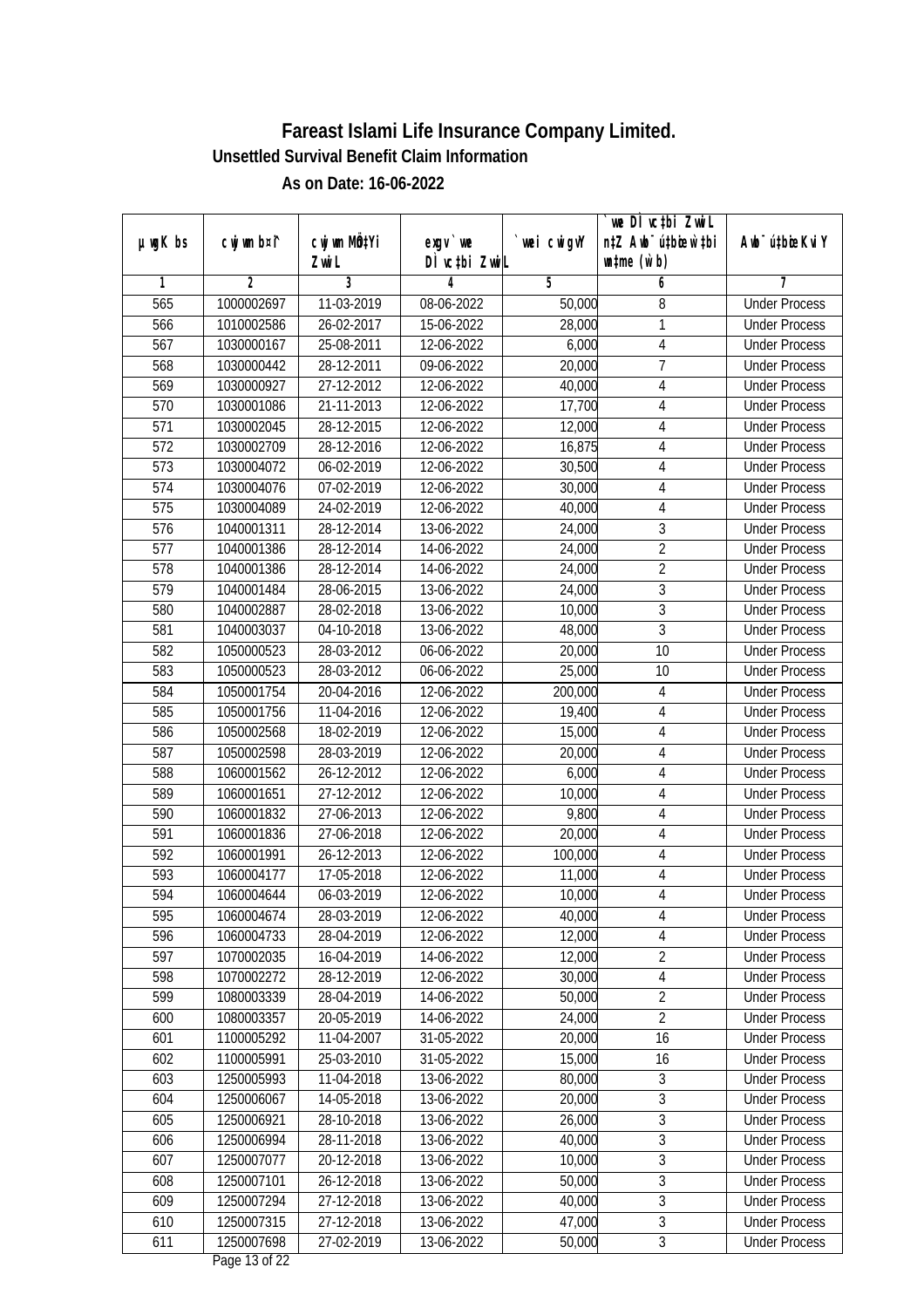# Fareast Islami Life Insurance Company Limited.

**Unsettled Survival Benefit Claim Information**

**As on Date: 16-06-2022**

| µwgK bs | cwjwm b¤^i | cwjwm MÖn‡Yi ZvwiL | exgv` we DÌ vc‡bi ZvwiL | `vwei cwigvY | `we DÌ vc‡bi ZvwiL n‡Z Awb¯úbœ `v‡bi w`‡bi e¨eavb (w`b) | Awb¯ú‡bœi KviY |
|---|---|---|---|---|---|---|
| 1 | 2 | 3 | 4 | 5 | 6 | 7 |
| 565 | 1000002697 | 11-03-2019 | 08-06-2022 | 50,000 | 8 | Under Process |
| 566 | 1010002586 | 26-02-2017 | 15-06-2022 | 28,000 | 1 | Under Process |
| 567 | 1030000167 | 25-08-2011 | 12-06-2022 | 6,000 | 4 | Under Process |
| 568 | 1030000442 | 28-12-2011 | 09-06-2022 | 20,000 | 7 | Under Process |
| 569 | 1030000927 | 27-12-2012 | 12-06-2022 | 40,000 | 4 | Under Process |
| 570 | 1030001086 | 21-11-2013 | 12-06-2022 | 17,700 | 4 | Under Process |
| 571 | 1030002045 | 28-12-2015 | 12-06-2022 | 12,000 | 4 | Under Process |
| 572 | 1030002709 | 28-12-2016 | 12-06-2022 | 16,875 | 4 | Under Process |
| 573 | 1030004072 | 06-02-2019 | 12-06-2022 | 30,500 | 4 | Under Process |
| 574 | 1030004076 | 07-02-2019 | 12-06-2022 | 30,000 | 4 | Under Process |
| 575 | 1030004089 | 24-02-2019 | 12-06-2022 | 40,000 | 4 | Under Process |
| 576 | 1040001311 | 28-12-2014 | 13-06-2022 | 24,000 | 3 | Under Process |
| 577 | 1040001386 | 28-12-2014 | 14-06-2022 | 24,000 | 2 | Under Process |
| 578 | 1040001386 | 28-12-2014 | 14-06-2022 | 24,000 | 2 | Under Process |
| 579 | 1040001484 | 28-06-2015 | 13-06-2022 | 24,000 | 3 | Under Process |
| 580 | 1040002887 | 28-02-2018 | 13-06-2022 | 10,000 | 3 | Under Process |
| 581 | 1040003037 | 04-10-2018 | 13-06-2022 | 48,000 | 3 | Under Process |
| 582 | 1050000523 | 28-03-2012 | 06-06-2022 | 20,000 | 10 | Under Process |
| 583 | 1050000523 | 28-03-2012 | 06-06-2022 | 25,000 | 10 | Under Process |
| 584 | 1050001754 | 20-04-2016 | 12-06-2022 | 200,000 | 4 | Under Process |
| 585 | 1050001756 | 11-04-2016 | 12-06-2022 | 19,400 | 4 | Under Process |
| 586 | 1050002568 | 18-02-2019 | 12-06-2022 | 15,000 | 4 | Under Process |
| 587 | 1050002598 | 28-03-2019 | 12-06-2022 | 20,000 | 4 | Under Process |
| 588 | 1060001562 | 26-12-2012 | 12-06-2022 | 6,000 | 4 | Under Process |
| 589 | 1060001651 | 27-12-2012 | 12-06-2022 | 10,000 | 4 | Under Process |
| 590 | 1060001832 | 27-06-2013 | 12-06-2022 | 9,800 | 4 | Under Process |
| 591 | 1060001836 | 27-06-2018 | 12-06-2022 | 20,000 | 4 | Under Process |
| 592 | 1060001991 | 26-12-2013 | 12-06-2022 | 100,000 | 4 | Under Process |
| 593 | 1060004177 | 17-05-2018 | 12-06-2022 | 11,000 | 4 | Under Process |
| 594 | 1060004644 | 06-03-2019 | 12-06-2022 | 10,000 | 4 | Under Process |
| 595 | 1060004674 | 28-03-2019 | 12-06-2022 | 40,000 | 4 | Under Process |
| 596 | 1060004733 | 28-04-2019 | 12-06-2022 | 12,000 | 4 | Under Process |
| 597 | 1070002035 | 16-04-2019 | 14-06-2022 | 12,000 | 2 | Under Process |
| 598 | 1070002272 | 28-12-2019 | 12-06-2022 | 30,000 | 4 | Under Process |
| 599 | 1080003339 | 28-04-2019 | 14-06-2022 | 50,000 | 2 | Under Process |
| 600 | 1080003357 | 20-05-2019 | 14-06-2022 | 24,000 | 2 | Under Process |
| 601 | 1100005292 | 11-04-2007 | 31-05-2022 | 20,000 | 16 | Under Process |
| 602 | 1100005991 | 25-03-2010 | 31-05-2022 | 15,000 | 16 | Under Process |
| 603 | 1250005993 | 11-04-2018 | 13-06-2022 | 80,000 | 3 | Under Process |
| 604 | 1250006067 | 14-05-2018 | 13-06-2022 | 20,000 | 3 | Under Process |
| 605 | 1250006921 | 28-10-2018 | 13-06-2022 | 26,000 | 3 | Under Process |
| 606 | 1250006994 | 28-11-2018 | 13-06-2022 | 40,000 | 3 | Under Process |
| 607 | 1250007077 | 20-12-2018 | 13-06-2022 | 10,000 | 3 | Under Process |
| 608 | 1250007101 | 26-12-2018 | 13-06-2022 | 50,000 | 3 | Under Process |
| 609 | 1250007294 | 27-12-2018 | 13-06-2022 | 40,000 | 3 | Under Process |
| 610 | 1250007315 | 27-12-2018 | 13-06-2022 | 47,000 | 3 | Under Process |
| 611 | 1250007698 | 27-02-2019 | 13-06-2022 | 50,000 | 3 | Under Process |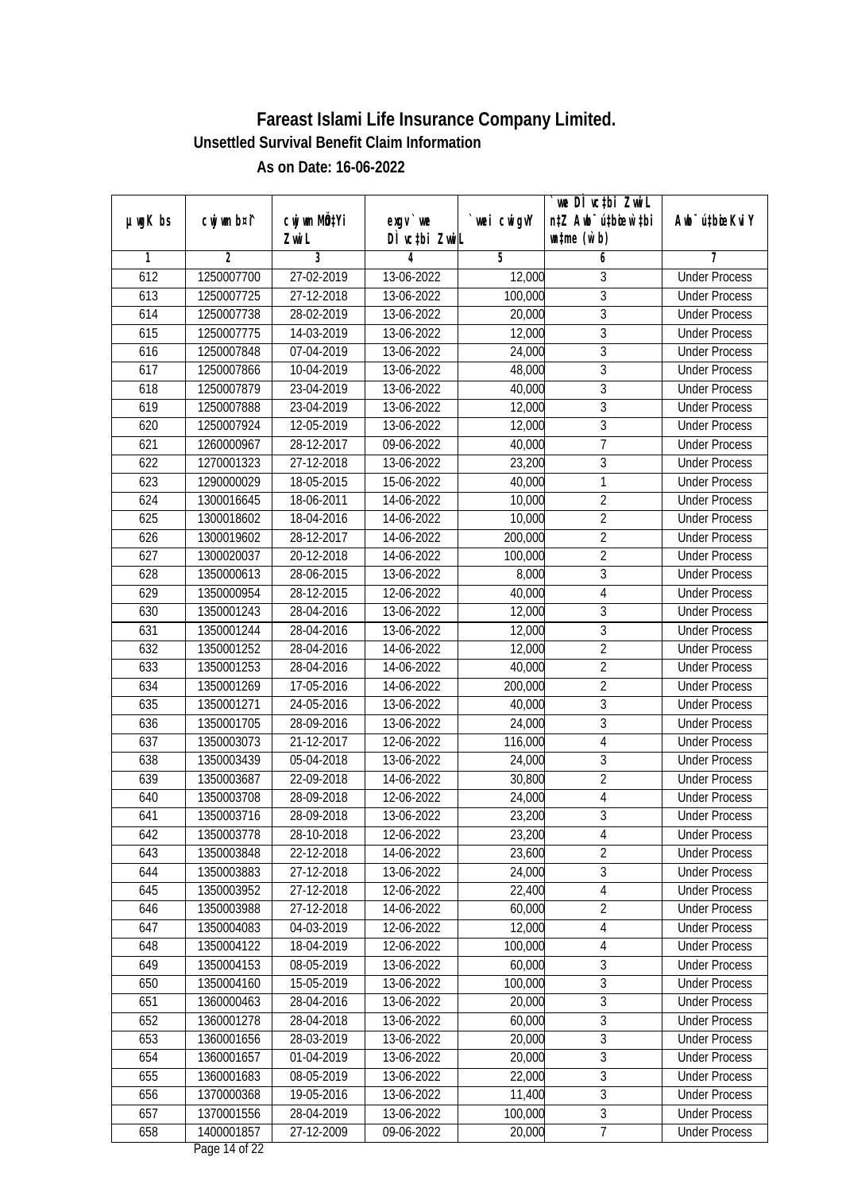# Fareast Islami Life Insurance Company Limited.

**Unsettled Survival Benefit Claim Information**

**As on Date: 16-06-2022**

| µwgK bs | cwjwm b¤^i | cwjwm MÖn‡Yi ZvwiL | exgv`we DÌvc‡bi ZvwiL | `vwei cwigvY | `vwe DÌvc‡bi ZvwiL n‡Z Awb¯úwË‡Z Ae¯’vb (w`b) | Awb¯úwËi KviY |
|---|---|---|---|---|---|---|
| 1 | 2 | 3 | 4 | 5 | 6 | 7 |
| 612 | 1250007700 | 27-02-2019 | 13-06-2022 | 12,000 | 3 | Under Process |
| 613 | 1250007725 | 27-12-2018 | 13-06-2022 | 100,000 | 3 | Under Process |
| 614 | 1250007738 | 28-02-2019 | 13-06-2022 | 20,000 | 3 | Under Process |
| 615 | 1250007775 | 14-03-2019 | 13-06-2022 | 12,000 | 3 | Under Process |
| 616 | 1250007848 | 07-04-2019 | 13-06-2022 | 24,000 | 3 | Under Process |
| 617 | 1250007866 | 10-04-2019 | 13-06-2022 | 48,000 | 3 | Under Process |
| 618 | 1250007879 | 23-04-2019 | 13-06-2022 | 40,000 | 3 | Under Process |
| 619 | 1250007888 | 23-04-2019 | 13-06-2022 | 12,000 | 3 | Under Process |
| 620 | 1250007924 | 12-05-2019 | 13-06-2022 | 12,000 | 3 | Under Process |
| 621 | 1260000967 | 28-12-2017 | 09-06-2022 | 40,000 | 7 | Under Process |
| 622 | 1270001323 | 27-12-2018 | 13-06-2022 | 23,200 | 3 | Under Process |
| 623 | 1290000029 | 18-05-2015 | 15-06-2022 | 40,000 | 1 | Under Process |
| 624 | 1300016645 | 18-06-2011 | 14-06-2022 | 10,000 | 2 | Under Process |
| 625 | 1300018602 | 18-04-2016 | 14-06-2022 | 10,000 | 2 | Under Process |
| 626 | 1300019602 | 28-12-2017 | 14-06-2022 | 200,000 | 2 | Under Process |
| 627 | 1300020037 | 20-12-2018 | 14-06-2022 | 100,000 | 2 | Under Process |
| 628 | 1350000613 | 28-06-2015 | 13-06-2022 | 8,000 | 3 | Under Process |
| 629 | 1350000954 | 28-12-2015 | 12-06-2022 | 40,000 | 4 | Under Process |
| 630 | 1350001243 | 28-04-2016 | 13-06-2022 | 12,000 | 3 | Under Process |
| 631 | 1350001244 | 28-04-2016 | 13-06-2022 | 12,000 | 3 | Under Process |
| 632 | 1350001252 | 28-04-2016 | 14-06-2022 | 12,000 | 2 | Under Process |
| 633 | 1350001253 | 28-04-2016 | 14-06-2022 | 40,000 | 2 | Under Process |
| 634 | 1350001269 | 17-05-2016 | 14-06-2022 | 200,000 | 2 | Under Process |
| 635 | 1350001271 | 24-05-2016 | 13-06-2022 | 40,000 | 3 | Under Process |
| 636 | 1350001705 | 28-09-2016 | 13-06-2022 | 24,000 | 3 | Under Process |
| 637 | 1350003073 | 21-12-2017 | 12-06-2022 | 116,000 | 4 | Under Process |
| 638 | 1350003439 | 05-04-2018 | 13-06-2022 | 24,000 | 3 | Under Process |
| 639 | 1350003687 | 22-09-2018 | 14-06-2022 | 30,800 | 2 | Under Process |
| 640 | 1350003708 | 28-09-2018 | 12-06-2022 | 24,000 | 4 | Under Process |
| 641 | 1350003716 | 28-09-2018 | 13-06-2022 | 23,200 | 3 | Under Process |
| 642 | 1350003778 | 28-10-2018 | 12-06-2022 | 23,200 | 4 | Under Process |
| 643 | 1350003848 | 22-12-2018 | 14-06-2022 | 23,600 | 2 | Under Process |
| 644 | 1350003883 | 27-12-2018 | 13-06-2022 | 24,000 | 3 | Under Process |
| 645 | 1350003952 | 27-12-2018 | 12-06-2022 | 22,400 | 4 | Under Process |
| 646 | 1350003988 | 27-12-2018 | 14-06-2022 | 60,000 | 2 | Under Process |
| 647 | 1350004083 | 04-03-2019 | 12-06-2022 | 12,000 | 4 | Under Process |
| 648 | 1350004122 | 18-04-2019 | 12-06-2022 | 100,000 | 4 | Under Process |
| 649 | 1350004153 | 08-05-2019 | 13-06-2022 | 60,000 | 3 | Under Process |
| 650 | 1350004160 | 15-05-2019 | 13-06-2022 | 100,000 | 3 | Under Process |
| 651 | 1360000463 | 28-04-2016 | 13-06-2022 | 20,000 | 3 | Under Process |
| 652 | 1360001278 | 28-04-2018 | 13-06-2022 | 60,000 | 3 | Under Process |
| 653 | 1360001656 | 28-03-2019 | 13-06-2022 | 20,000 | 3 | Under Process |
| 654 | 1360001657 | 01-04-2019 | 13-06-2022 | 20,000 | 3 | Under Process |
| 655 | 1360001683 | 08-05-2019 | 13-06-2022 | 22,000 | 3 | Under Process |
| 656 | 1370000368 | 19-05-2016 | 13-06-2022 | 11,400 | 3 | Under Process |
| 657 | 1370001556 | 28-04-2019 | 13-06-2022 | 100,000 | 3 | Under Process |
| 658 | 1400001857 | 27-12-2009 | 09-06-2022 | 20,000 | 7 | Under Process |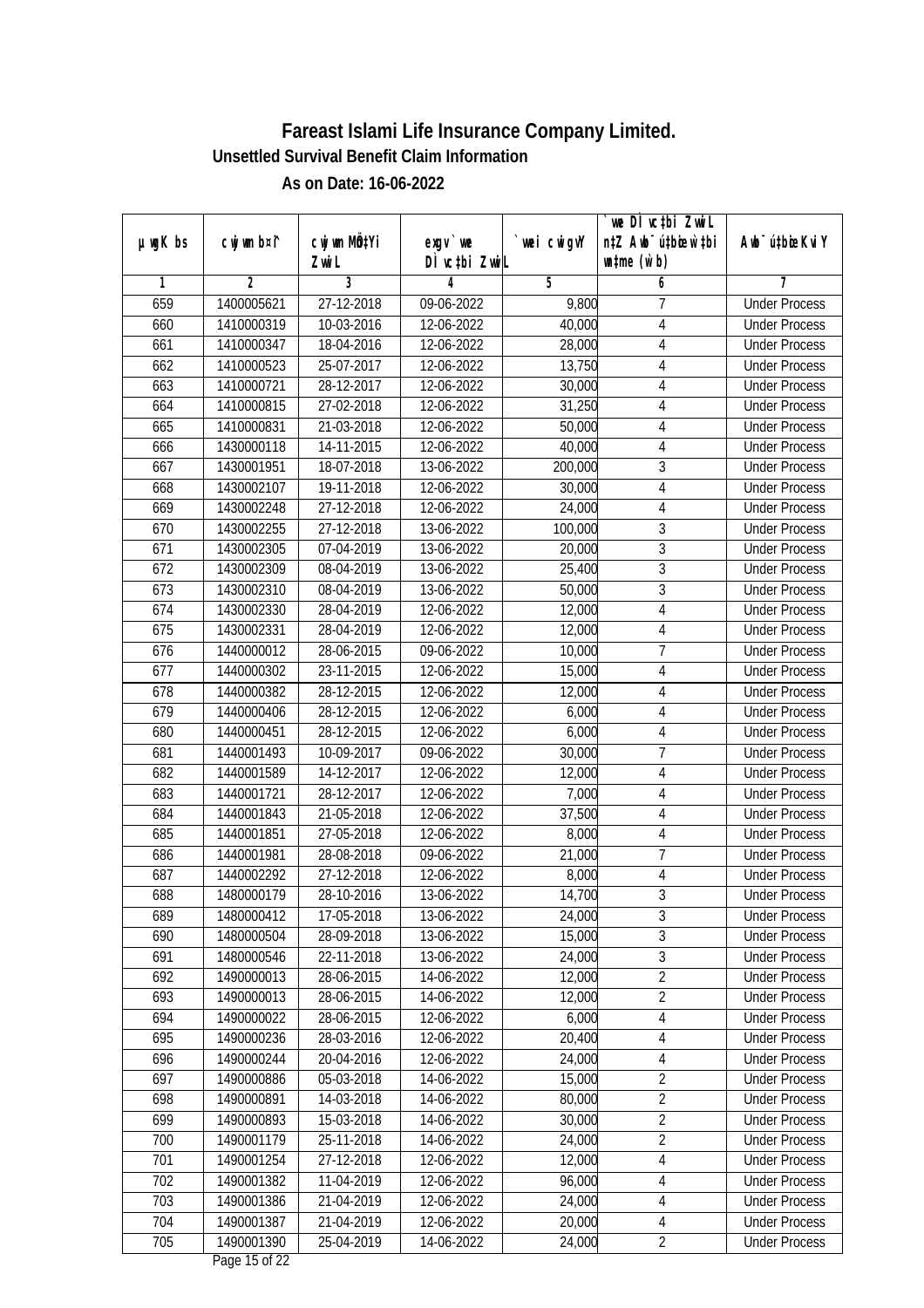# Fareast Islami Life Insurance Company Limited.

### Unsettled Survival Benefit Claim Information

### As on Date: 16-06-2022

| µwgK bs | cwjwm bs¤^ | cwjwm MÖn‡Yi ZvwiL | exgv`vwe DÌvc‡bi ZvwiL | `vwei cwigvY | `vwe DÌvc‡bi ZvwiL n‡Z Awb¯úbœ `vwei eqm (w`b) | Awb¯ú‡bœi KviY |
|---|---|---|---|---|---|---|
| 1 | 2 | 3 | 4 | 5 | 6 | 7 |
| 659 | 1400005621 | 27-12-2018 | 09-06-2022 | 9,800 | 7 | Under Process |
| 660 | 1410000319 | 10-03-2016 | 12-06-2022 | 40,000 | 4 | Under Process |
| 661 | 1410000347 | 18-04-2016 | 12-06-2022 | 28,000 | 4 | Under Process |
| 662 | 1410000523 | 25-07-2017 | 12-06-2022 | 13,750 | 4 | Under Process |
| 663 | 1410000721 | 28-12-2017 | 12-06-2022 | 30,000 | 4 | Under Process |
| 664 | 1410000815 | 27-02-2018 | 12-06-2022 | 31,250 | 4 | Under Process |
| 665 | 1410000831 | 21-03-2018 | 12-06-2022 | 50,000 | 4 | Under Process |
| 666 | 1430000118 | 14-11-2015 | 12-06-2022 | 40,000 | 4 | Under Process |
| 667 | 1430001951 | 18-07-2018 | 13-06-2022 | 200,000 | 3 | Under Process |
| 668 | 1430002107 | 19-11-2018 | 12-06-2022 | 30,000 | 4 | Under Process |
| 669 | 1430002248 | 27-12-2018 | 12-06-2022 | 24,000 | 4 | Under Process |
| 670 | 1430002255 | 27-12-2018 | 13-06-2022 | 100,000 | 3 | Under Process |
| 671 | 1430002305 | 07-04-2019 | 13-06-2022 | 20,000 | 3 | Under Process |
| 672 | 1430002309 | 08-04-2019 | 13-06-2022 | 25,400 | 3 | Under Process |
| 673 | 1430002310 | 08-04-2019 | 13-06-2022 | 50,000 | 3 | Under Process |
| 674 | 1430002330 | 28-04-2019 | 12-06-2022 | 12,000 | 4 | Under Process |
| 675 | 1430002331 | 28-04-2019 | 12-06-2022 | 12,000 | 4 | Under Process |
| 676 | 1440000012 | 28-06-2015 | 09-06-2022 | 10,000 | 7 | Under Process |
| 677 | 1440000302 | 23-11-2015 | 12-06-2022 | 15,000 | 4 | Under Process |
| 678 | 1440000382 | 28-12-2015 | 12-06-2022 | 12,000 | 4 | Under Process |
| 679 | 1440000406 | 28-12-2015 | 12-06-2022 | 6,000 | 4 | Under Process |
| 680 | 1440000451 | 28-12-2015 | 12-06-2022 | 6,000 | 4 | Under Process |
| 681 | 1440001493 | 10-09-2017 | 09-06-2022 | 30,000 | 7 | Under Process |
| 682 | 1440001589 | 14-12-2017 | 12-06-2022 | 12,000 | 4 | Under Process |
| 683 | 1440001721 | 28-12-2017 | 12-06-2022 | 7,000 | 4 | Under Process |
| 684 | 1440001843 | 21-05-2018 | 12-06-2022 | 37,500 | 4 | Under Process |
| 685 | 1440001851 | 27-05-2018 | 12-06-2022 | 8,000 | 4 | Under Process |
| 686 | 1440001981 | 28-08-2018 | 09-06-2022 | 21,000 | 7 | Under Process |
| 687 | 1440002292 | 27-12-2018 | 12-06-2022 | 8,000 | 4 | Under Process |
| 688 | 1480000179 | 28-10-2016 | 13-06-2022 | 14,700 | 3 | Under Process |
| 689 | 1480000412 | 17-05-2018 | 13-06-2022 | 24,000 | 3 | Under Process |
| 690 | 1480000504 | 28-09-2018 | 13-06-2022 | 15,000 | 3 | Under Process |
| 691 | 1480000546 | 22-11-2018 | 13-06-2022 | 24,000 | 3 | Under Process |
| 692 | 1490000013 | 28-06-2015 | 14-06-2022 | 12,000 | 2 | Under Process |
| 693 | 1490000013 | 28-06-2015 | 14-06-2022 | 12,000 | 2 | Under Process |
| 694 | 1490000022 | 28-06-2015 | 12-06-2022 | 6,000 | 4 | Under Process |
| 695 | 1490000236 | 28-03-2016 | 12-06-2022 | 20,400 | 4 | Under Process |
| 696 | 1490000244 | 20-04-2016 | 12-06-2022 | 24,000 | 4 | Under Process |
| 697 | 1490000886 | 05-03-2018 | 14-06-2022 | 15,000 | 2 | Under Process |
| 698 | 1490000891 | 14-03-2018 | 14-06-2022 | 80,000 | 2 | Under Process |
| 699 | 1490000893 | 15-03-2018 | 14-06-2022 | 30,000 | 2 | Under Process |
| 700 | 1490001179 | 25-11-2018 | 14-06-2022 | 24,000 | 2 | Under Process |
| 701 | 1490001254 | 27-12-2018 | 12-06-2022 | 12,000 | 4 | Under Process |
| 702 | 1490001382 | 11-04-2019 | 12-06-2022 | 96,000 | 4 | Under Process |
| 703 | 1490001386 | 21-04-2019 | 12-06-2022 | 24,000 | 4 | Under Process |
| 704 | 1490001387 | 21-04-2019 | 12-06-2022 | 20,000 | 4 | Under Process |
| 705 | 1490001390 | 25-04-2019 | 14-06-2022 | 24,000 | 2 | Under Process |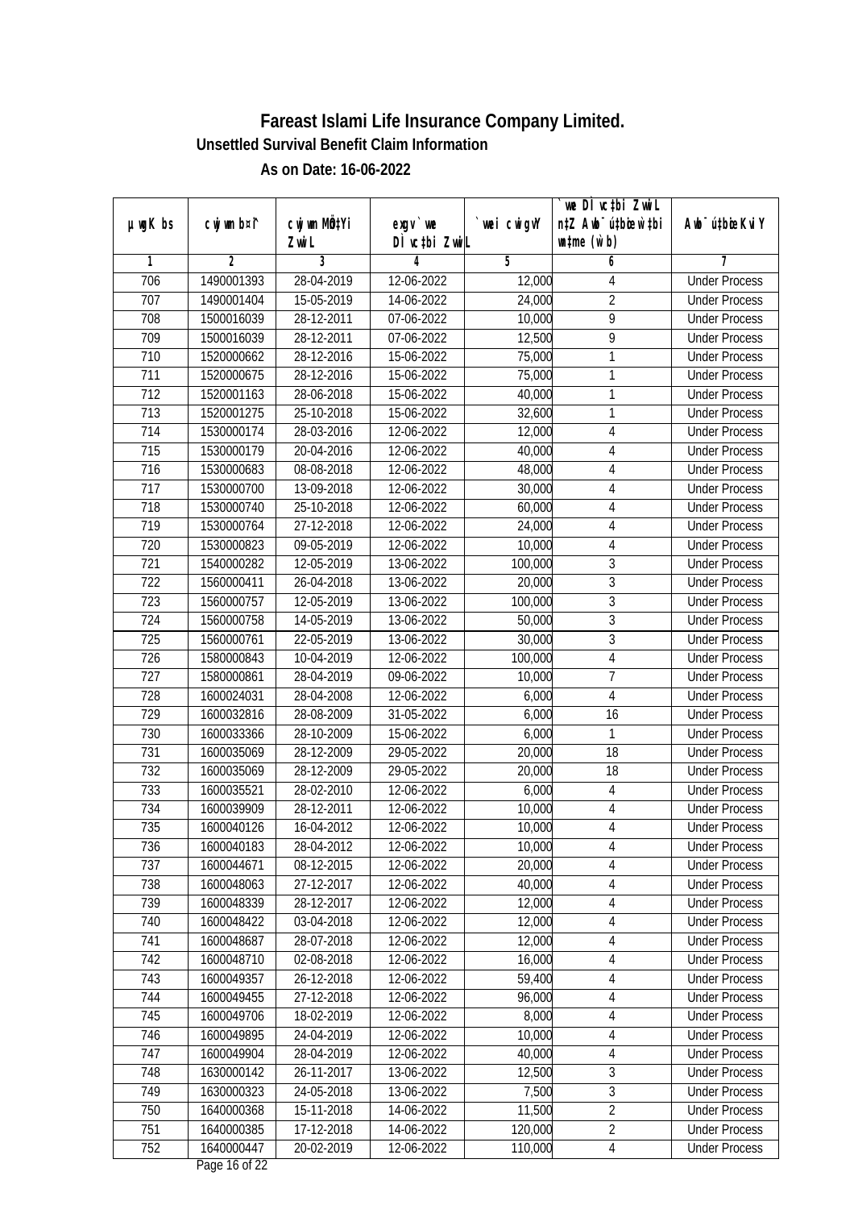# Fareast Islami Life Insurance Company Limited.

## Unsettled Survival Benefit Claim Information

### As on Date: 16-06-2022

| µwgK bs | cwjwm b¤^i | cwjwm MÖn‡Yi ZvwiL | exgv`vwe DÌvc‡bi ZvwiL | `vwei cwigvY | `vwe DÌvc‡bi ZvwiL n‡Z Awb¯úbœ wb‡ivwi w`‡bi msL¨v (w`b) | Awb¯ú‡bœi KviY |
|---|---|---|---|---|---|---|
| 1 | 2 | 3 | 4 | 5 | 6 | 7 |
| 706 | 1490001393 | 28-04-2019 | 12-06-2022 | 12,000 | 4 | Under Process |
| 707 | 1490001404 | 15-05-2019 | 14-06-2022 | 24,000 | 2 | Under Process |
| 708 | 1500016039 | 28-12-2011 | 07-06-2022 | 10,000 | 9 | Under Process |
| 709 | 1500016039 | 28-12-2011 | 07-06-2022 | 12,500 | 9 | Under Process |
| 710 | 1520000662 | 28-12-2016 | 15-06-2022 | 75,000 | 1 | Under Process |
| 711 | 1520000675 | 28-12-2016 | 15-06-2022 | 75,000 | 1 | Under Process |
| 712 | 1520001163 | 28-06-2018 | 15-06-2022 | 40,000 | 1 | Under Process |
| 713 | 1520001275 | 25-10-2018 | 15-06-2022 | 32,600 | 1 | Under Process |
| 714 | 1530000174 | 28-03-2016 | 12-06-2022 | 12,000 | 4 | Under Process |
| 715 | 1530000179 | 20-04-2016 | 12-06-2022 | 40,000 | 4 | Under Process |
| 716 | 1530000683 | 08-08-2018 | 12-06-2022 | 48,000 | 4 | Under Process |
| 717 | 1530000700 | 13-09-2018 | 12-06-2022 | 30,000 | 4 | Under Process |
| 718 | 1530000740 | 25-10-2018 | 12-06-2022 | 60,000 | 4 | Under Process |
| 719 | 1530000764 | 27-12-2018 | 12-06-2022 | 24,000 | 4 | Under Process |
| 720 | 1530000823 | 09-05-2019 | 12-06-2022 | 10,000 | 4 | Under Process |
| 721 | 1540000282 | 12-05-2019 | 13-06-2022 | 100,000 | 3 | Under Process |
| 722 | 1560000411 | 26-04-2018 | 13-06-2022 | 20,000 | 3 | Under Process |
| 723 | 1560000757 | 12-05-2019 | 13-06-2022 | 100,000 | 3 | Under Process |
| 724 | 1560000758 | 14-05-2019 | 13-06-2022 | 50,000 | 3 | Under Process |
| 725 | 1560000761 | 22-05-2019 | 13-06-2022 | 30,000 | 3 | Under Process |
| 726 | 1580000843 | 10-04-2019 | 12-06-2022 | 100,000 | 4 | Under Process |
| 727 | 1580000861 | 28-04-2019 | 09-06-2022 | 10,000 | 7 | Under Process |
| 728 | 1600024031 | 28-04-2008 | 12-06-2022 | 6,000 | 4 | Under Process |
| 729 | 1600032816 | 28-08-2009 | 31-05-2022 | 6,000 | 16 | Under Process |
| 730 | 1600033366 | 28-10-2009 | 15-06-2022 | 6,000 | 1 | Under Process |
| 731 | 1600035069 | 28-12-2009 | 29-05-2022 | 20,000 | 18 | Under Process |
| 732 | 1600035069 | 28-12-2009 | 29-05-2022 | 20,000 | 18 | Under Process |
| 733 | 1600035521 | 28-02-2010 | 12-06-2022 | 6,000 | 4 | Under Process |
| 734 | 1600039909 | 28-12-2011 | 12-06-2022 | 10,000 | 4 | Under Process |
| 735 | 1600040126 | 16-04-2012 | 12-06-2022 | 10,000 | 4 | Under Process |
| 736 | 1600040183 | 28-04-2012 | 12-06-2022 | 10,000 | 4 | Under Process |
| 737 | 1600044671 | 08-12-2015 | 12-06-2022 | 20,000 | 4 | Under Process |
| 738 | 1600048063 | 27-12-2017 | 12-06-2022 | 40,000 | 4 | Under Process |
| 739 | 1600048339 | 28-12-2017 | 12-06-2022 | 12,000 | 4 | Under Process |
| 740 | 1600048422 | 03-04-2018 | 12-06-2022 | 12,000 | 4 | Under Process |
| 741 | 1600048687 | 28-07-2018 | 12-06-2022 | 12,000 | 4 | Under Process |
| 742 | 1600048710 | 02-08-2018 | 12-06-2022 | 16,000 | 4 | Under Process |
| 743 | 1600049357 | 26-12-2018 | 12-06-2022 | 59,400 | 4 | Under Process |
| 744 | 1600049455 | 27-12-2018 | 12-06-2022 | 96,000 | 4 | Under Process |
| 745 | 1600049706 | 18-02-2019 | 12-06-2022 | 8,000 | 4 | Under Process |
| 746 | 1600049895 | 24-04-2019 | 12-06-2022 | 10,000 | 4 | Under Process |
| 747 | 1600049904 | 28-04-2019 | 12-06-2022 | 40,000 | 4 | Under Process |
| 748 | 1630000142 | 26-11-2017 | 13-06-2022 | 12,500 | 3 | Under Process |
| 749 | 1630000323 | 24-05-2018 | 13-06-2022 | 7,500 | 3 | Under Process |
| 750 | 1640000368 | 15-11-2018 | 14-06-2022 | 11,500 | 2 | Under Process |
| 751 | 1640000385 | 17-12-2018 | 14-06-2022 | 120,000 | 2 | Under Process |
| 752 | 1640000447 | 20-02-2019 | 12-06-2022 | 110,000 | 4 | Under Process |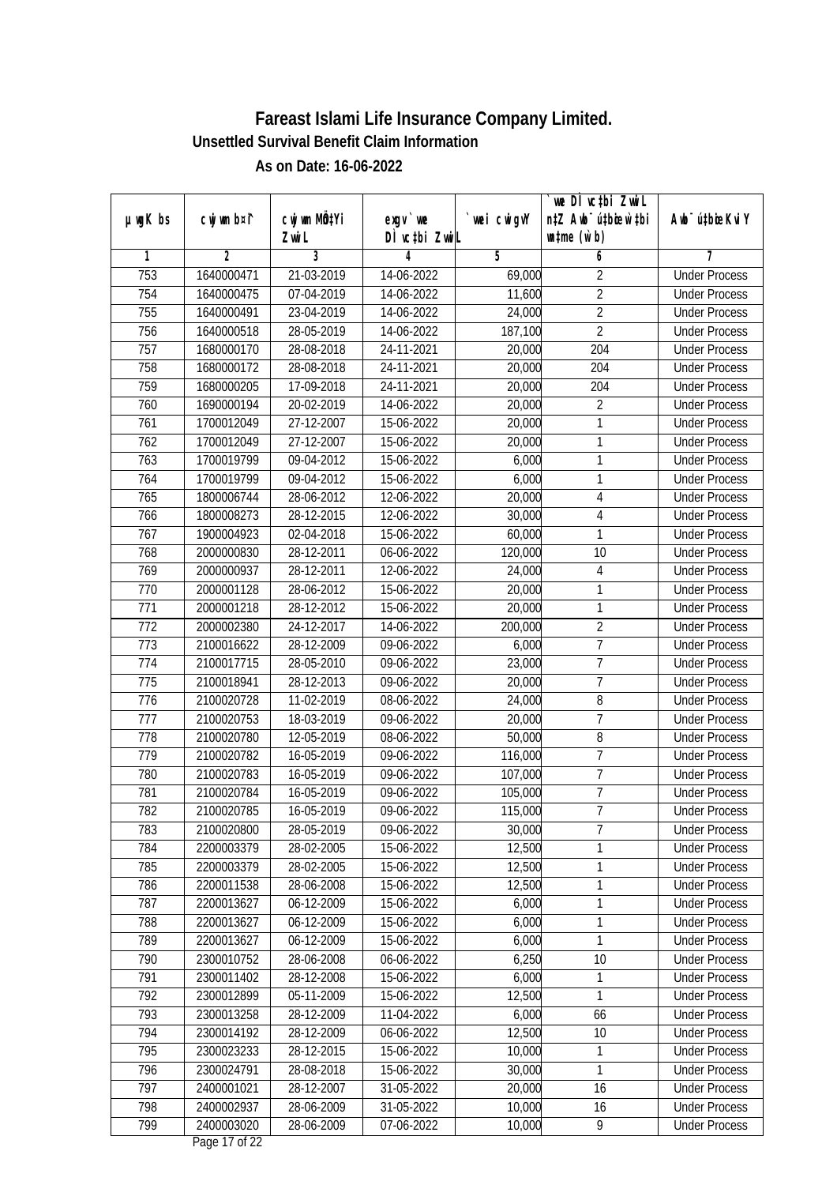# Fareast Islami Life Insurance Company Limited.

### Unsettled Survival Benefit Claim Information

### As on Date: 16-06-2022

| µwgK bs | cwjwm b¤^i | cwjwm MÖn‡Yi ZvwiL | exgv`we DÌvc‡bi ZvwiL | `vwei cwigvY | `vwe DÌvc‡bi ZvwiL n‡Z Awb¯úbœ `vwe¸‡jvi mgqKvj (w`b) | Awb¯úbœ `vwei Kvi Y |
|---|---|---|---|---|---|---|
| 1 | 2 | 3 | 4 | 5 | 6 | 7 |
| 753 | 1640000471 | 21-03-2019 | 14-06-2022 | 69,000 | 2 | Under Process |
| 754 | 1640000475 | 07-04-2019 | 14-06-2022 | 11,600 | 2 | Under Process |
| 755 | 1640000491 | 23-04-2019 | 14-06-2022 | 24,000 | 2 | Under Process |
| 756 | 1640000518 | 28-05-2019 | 14-06-2022 | 187,100 | 2 | Under Process |
| 757 | 1680000170 | 28-08-2018 | 24-11-2021 | 20,000 | 204 | Under Process |
| 758 | 1680000172 | 28-08-2018 | 24-11-2021 | 20,000 | 204 | Under Process |
| 759 | 1680000205 | 17-09-2018 | 24-11-2021 | 20,000 | 204 | Under Process |
| 760 | 1690000194 | 20-02-2019 | 14-06-2022 | 20,000 | 2 | Under Process |
| 761 | 1700012049 | 27-12-2007 | 15-06-2022 | 20,000 | 1 | Under Process |
| 762 | 1700012049 | 27-12-2007 | 15-06-2022 | 20,000 | 1 | Under Process |
| 763 | 1700019799 | 09-04-2012 | 15-06-2022 | 6,000 | 1 | Under Process |
| 764 | 1700019799 | 09-04-2012 | 15-06-2022 | 6,000 | 1 | Under Process |
| 765 | 1800006744 | 28-06-2012 | 12-06-2022 | 20,000 | 4 | Under Process |
| 766 | 1800008273 | 28-12-2015 | 12-06-2022 | 30,000 | 4 | Under Process |
| 767 | 1900004923 | 02-04-2018 | 15-06-2022 | 60,000 | 1 | Under Process |
| 768 | 2000000830 | 28-12-2011 | 06-06-2022 | 120,000 | 10 | Under Process |
| 769 | 2000000937 | 28-12-2011 | 12-06-2022 | 24,000 | 4 | Under Process |
| 770 | 2000001128 | 28-06-2012 | 15-06-2022 | 20,000 | 1 | Under Process |
| 771 | 2000001218 | 28-12-2012 | 15-06-2022 | 20,000 | 1 | Under Process |
| 772 | 2000002380 | 24-12-2017 | 14-06-2022 | 200,000 | 2 | Under Process |
| 773 | 2100016622 | 28-12-2009 | 09-06-2022 | 6,000 | 7 | Under Process |
| 774 | 2100017715 | 28-05-2010 | 09-06-2022 | 23,000 | 7 | Under Process |
| 775 | 2100018941 | 28-12-2013 | 09-06-2022 | 20,000 | 7 | Under Process |
| 776 | 2100020728 | 11-02-2019 | 08-06-2022 | 24,000 | 8 | Under Process |
| 777 | 2100020753 | 18-03-2019 | 09-06-2022 | 20,000 | 7 | Under Process |
| 778 | 2100020780 | 12-05-2019 | 08-06-2022 | 50,000 | 8 | Under Process |
| 779 | 2100020782 | 16-05-2019 | 09-06-2022 | 116,000 | 7 | Under Process |
| 780 | 2100020783 | 16-05-2019 | 09-06-2022 | 107,000 | 7 | Under Process |
| 781 | 2100020784 | 16-05-2019 | 09-06-2022 | 105,000 | 7 | Under Process |
| 782 | 2100020785 | 16-05-2019 | 09-06-2022 | 115,000 | 7 | Under Process |
| 783 | 2100020800 | 28-05-2019 | 09-06-2022 | 30,000 | 7 | Under Process |
| 784 | 2200003379 | 28-02-2005 | 15-06-2022 | 12,500 | 1 | Under Process |
| 785 | 2200003379 | 28-02-2005 | 15-06-2022 | 12,500 | 1 | Under Process |
| 786 | 2200011538 | 28-06-2008 | 15-06-2022 | 12,500 | 1 | Under Process |
| 787 | 2200013627 | 06-12-2009 | 15-06-2022 | 6,000 | 1 | Under Process |
| 788 | 2200013627 | 06-12-2009 | 15-06-2022 | 6,000 | 1 | Under Process |
| 789 | 2200013627 | 06-12-2009 | 15-06-2022 | 6,000 | 1 | Under Process |
| 790 | 2300010752 | 28-06-2008 | 06-06-2022 | 6,250 | 10 | Under Process |
| 791 | 2300011402 | 28-12-2008 | 15-06-2022 | 6,000 | 1 | Under Process |
| 792 | 2300012899 | 05-11-2009 | 15-06-2022 | 12,500 | 1 | Under Process |
| 793 | 2300013258 | 28-12-2009 | 11-04-2022 | 6,000 | 66 | Under Process |
| 794 | 2300014192 | 28-12-2009 | 06-06-2022 | 12,500 | 10 | Under Process |
| 795 | 2300023233 | 28-12-2015 | 15-06-2022 | 10,000 | 1 | Under Process |
| 796 | 2300024791 | 28-08-2018 | 15-06-2022 | 30,000 | 1 | Under Process |
| 797 | 2400001021 | 28-12-2007 | 31-05-2022 | 20,000 | 16 | Under Process |
| 798 | 2400002937 | 28-06-2009 | 31-05-2022 | 10,000 | 16 | Under Process |
| 799 | 2400003020 | 28-06-2009 | 07-06-2022 | 10,000 | 9 | Under Process |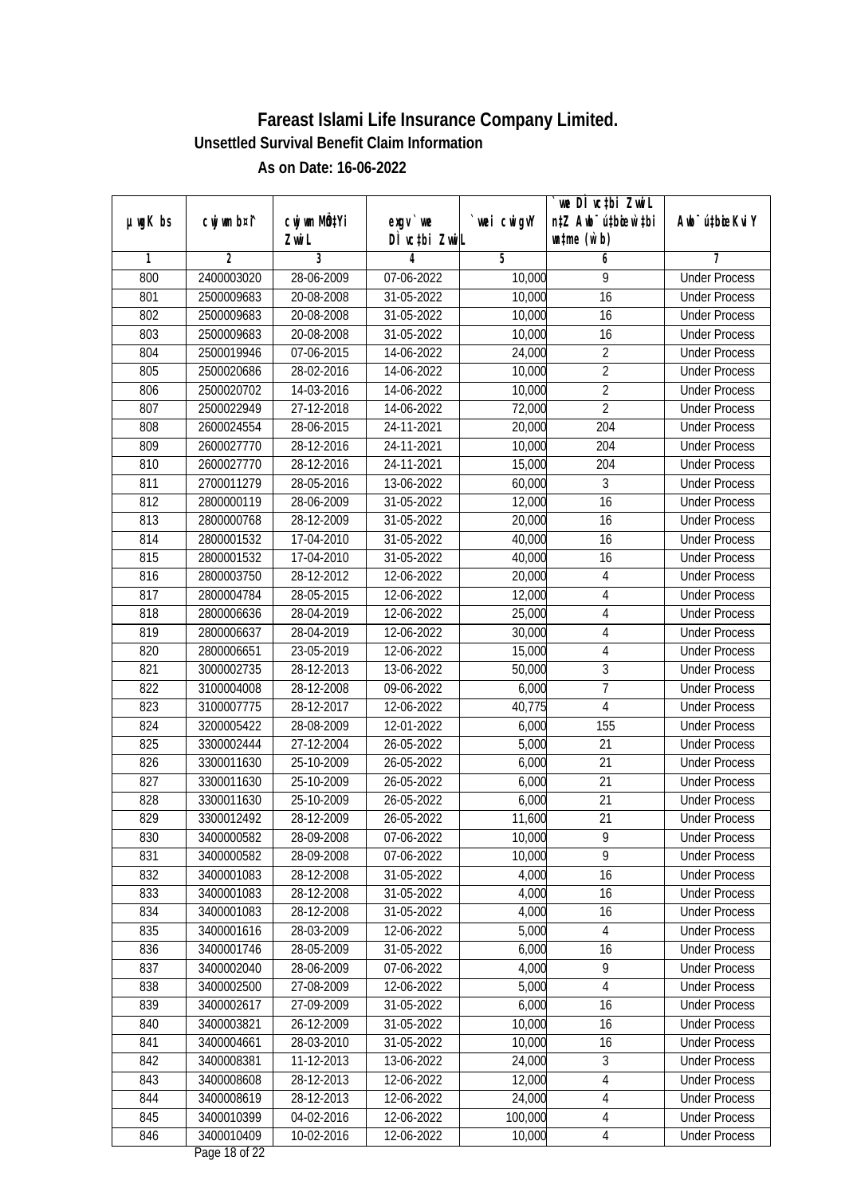# Fareast Islami Life Insurance Company Limited.

## Unsettled Survival Benefit Claim Information

### As on Date: 16-06-2022

| µwgK bs | cwjwm b¤^i | cwjwm MÖn‡Yi ZvwiL | exgv`we DÌvc‡bi ZvwiL | `vwei cwigvY | `vwe DÌvc‡bi ZvwiL n‡Z Awb¯úbœ‡`i w`‡bi msL¨v (w`b) | Awb¯úbœ Kvi Y |
|---|---|---|---|---|---|---|
| 1 | 2 | 3 | 4 | 5 | 6 | 7 |
| 800 | 2400003020 | 28-06-2009 | 07-06-2022 | 10,000 | 9 | Under Process |
| 801 | 2500009683 | 20-08-2008 | 31-05-2022 | 10,000 | 16 | Under Process |
| 802 | 2500009683 | 20-08-2008 | 31-05-2022 | 10,000 | 16 | Under Process |
| 803 | 2500009683 | 20-08-2008 | 31-05-2022 | 10,000 | 16 | Under Process |
| 804 | 2500019946 | 07-06-2015 | 14-06-2022 | 24,000 | 2 | Under Process |
| 805 | 2500020686 | 28-02-2016 | 14-06-2022 | 10,000 | 2 | Under Process |
| 806 | 2500020702 | 14-03-2016 | 14-06-2022 | 10,000 | 2 | Under Process |
| 807 | 2500022949 | 27-12-2018 | 14-06-2022 | 72,000 | 2 | Under Process |
| 808 | 2600024554 | 28-06-2015 | 24-11-2021 | 20,000 | 204 | Under Process |
| 809 | 2600027770 | 28-12-2016 | 24-11-2021 | 10,000 | 204 | Under Process |
| 810 | 2600027770 | 28-12-2016 | 24-11-2021 | 15,000 | 204 | Under Process |
| 811 | 2700011279 | 28-05-2016 | 13-06-2022 | 60,000 | 3 | Under Process |
| 812 | 2800000119 | 28-06-2009 | 31-05-2022 | 12,000 | 16 | Under Process |
| 813 | 2800000768 | 28-12-2009 | 31-05-2022 | 20,000 | 16 | Under Process |
| 814 | 2800001532 | 17-04-2010 | 31-05-2022 | 40,000 | 16 | Under Process |
| 815 | 2800001532 | 17-04-2010 | 31-05-2022 | 40,000 | 16 | Under Process |
| 816 | 2800003750 | 28-12-2012 | 12-06-2022 | 20,000 | 4 | Under Process |
| 817 | 2800004784 | 28-05-2015 | 12-06-2022 | 12,000 | 4 | Under Process |
| 818 | 2800006636 | 28-04-2019 | 12-06-2022 | 25,000 | 4 | Under Process |
| 819 | 2800006637 | 28-04-2019 | 12-06-2022 | 30,000 | 4 | Under Process |
| 820 | 2800006651 | 23-05-2019 | 12-06-2022 | 15,000 | 4 | Under Process |
| 821 | 3000002735 | 28-12-2013 | 13-06-2022 | 50,000 | 3 | Under Process |
| 822 | 3100004008 | 28-12-2008 | 09-06-2022 | 6,000 | 7 | Under Process |
| 823 | 3100007775 | 28-12-2017 | 12-06-2022 | 40,775 | 4 | Under Process |
| 824 | 3200005422 | 28-08-2009 | 12-01-2022 | 6,000 | 155 | Under Process |
| 825 | 3300002444 | 27-12-2004 | 26-05-2022 | 5,000 | 21 | Under Process |
| 826 | 3300011630 | 25-10-2009 | 26-05-2022 | 6,000 | 21 | Under Process |
| 827 | 3300011630 | 25-10-2009 | 26-05-2022 | 6,000 | 21 | Under Process |
| 828 | 3300011630 | 25-10-2009 | 26-05-2022 | 6,000 | 21 | Under Process |
| 829 | 3300012492 | 28-12-2009 | 26-05-2022 | 11,600 | 21 | Under Process |
| 830 | 3400000582 | 28-09-2008 | 07-06-2022 | 10,000 | 9 | Under Process |
| 831 | 3400000582 | 28-09-2008 | 07-06-2022 | 10,000 | 9 | Under Process |
| 832 | 3400001083 | 28-12-2008 | 31-05-2022 | 4,000 | 16 | Under Process |
| 833 | 3400001083 | 28-12-2008 | 31-05-2022 | 4,000 | 16 | Under Process |
| 834 | 3400001083 | 28-12-2008 | 31-05-2022 | 4,000 | 16 | Under Process |
| 835 | 3400001616 | 28-03-2009 | 12-06-2022 | 5,000 | 4 | Under Process |
| 836 | 3400001746 | 28-05-2009 | 31-05-2022 | 6,000 | 16 | Under Process |
| 837 | 3400002040 | 28-06-2009 | 07-06-2022 | 4,000 | 9 | Under Process |
| 838 | 3400002500 | 27-08-2009 | 12-06-2022 | 5,000 | 4 | Under Process |
| 839 | 3400002617 | 27-09-2009 | 31-05-2022 | 6,000 | 16 | Under Process |
| 840 | 3400003821 | 26-12-2009 | 31-05-2022 | 10,000 | 16 | Under Process |
| 841 | 3400004661 | 28-03-2010 | 31-05-2022 | 10,000 | 16 | Under Process |
| 842 | 3400008381 | 11-12-2013 | 13-06-2022 | 24,000 | 3 | Under Process |
| 843 | 3400008608 | 28-12-2013 | 12-06-2022 | 12,000 | 4 | Under Process |
| 844 | 3400008619 | 28-12-2013 | 12-06-2022 | 24,000 | 4 | Under Process |
| 845 | 3400010399 | 04-02-2016 | 12-06-2022 | 100,000 | 4 | Under Process |
| 846 | 3400010409 | 10-02-2016 | 12-06-2022 | 10,000 | 4 | Under Process |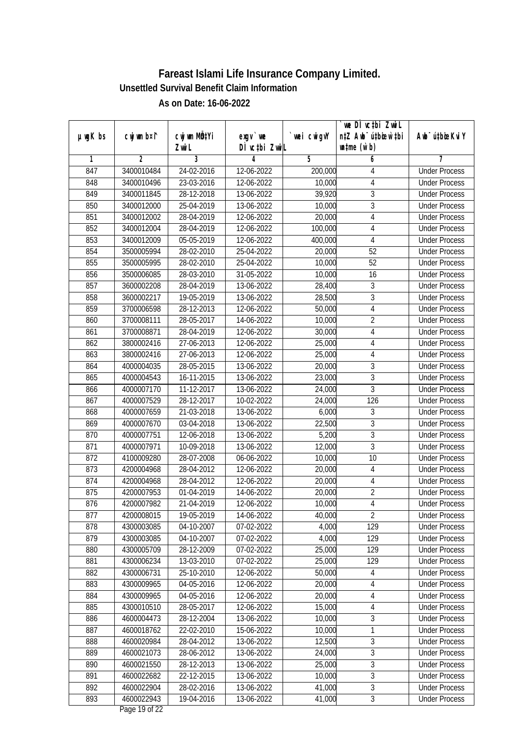# Fareast Islami Life Insurance Company Limited.

## Unsettled Survival Benefit Claim Information

### As on Date: 16-06-2022

| µwgK bs | cwjwm bs¯ | cwjwm MÖn‡Yi ZvwiL | exgv `we DÌvc‡bi ZvwiL | `vwei cwigvY | `we DÌvc‡bi ZvwiL n‡Z Awb¯úbœ w`‡bi wnmve (w`b) | Awb¯ú‡bœi KviY |
|---|---|---|---|---|---|---|
| 1 | 2 | 3 | 4 | 5 | 6 | 7 |
| 847 | 3400010484 | 24-02-2016 | 12-06-2022 | 200,000 | 4 | Under Process |
| 848 | 3400010496 | 23-03-2016 | 12-06-2022 | 10,000 | 4 | Under Process |
| 849 | 3400011845 | 28-12-2018 | 13-06-2022 | 39,920 | 3 | Under Process |
| 850 | 3400012000 | 25-04-2019 | 13-06-2022 | 10,000 | 3 | Under Process |
| 851 | 3400012002 | 28-04-2019 | 12-06-2022 | 20,000 | 4 | Under Process |
| 852 | 3400012004 | 28-04-2019 | 12-06-2022 | 100,000 | 4 | Under Process |
| 853 | 3400012009 | 05-05-2019 | 12-06-2022 | 400,000 | 4 | Under Process |
| 854 | 3500005994 | 28-02-2010 | 25-04-2022 | 20,000 | 52 | Under Process |
| 855 | 3500005995 | 28-02-2010 | 25-04-2022 | 10,000 | 52 | Under Process |
| 856 | 3500006085 | 28-03-2010 | 31-05-2022 | 10,000 | 16 | Under Process |
| 857 | 3600002208 | 28-04-2019 | 13-06-2022 | 28,400 | 3 | Under Process |
| 858 | 3600002217 | 19-05-2019 | 13-06-2022 | 28,500 | 3 | Under Process |
| 859 | 3700006598 | 28-12-2013 | 12-06-2022 | 50,000 | 4 | Under Process |
| 860 | 3700008111 | 28-05-2017 | 14-06-2022 | 10,000 | 2 | Under Process |
| 861 | 3700008871 | 28-04-2019 | 12-06-2022 | 30,000 | 4 | Under Process |
| 862 | 3800002416 | 27-06-2013 | 12-06-2022 | 25,000 | 4 | Under Process |
| 863 | 3800002416 | 27-06-2013 | 12-06-2022 | 25,000 | 4 | Under Process |
| 864 | 4000004035 | 28-05-2015 | 13-06-2022 | 20,000 | 3 | Under Process |
| 865 | 4000004543 | 16-11-2015 | 13-06-2022 | 23,000 | 3 | Under Process |
| 866 | 4000007170 | 11-12-2017 | 13-06-2022 | 24,000 | 3 | Under Process |
| 867 | 4000007529 | 28-12-2017 | 10-02-2022 | 24,000 | 126 | Under Process |
| 868 | 4000007659 | 21-03-2018 | 13-06-2022 | 6,000 | 3 | Under Process |
| 869 | 4000007670 | 03-04-2018 | 13-06-2022 | 22,500 | 3 | Under Process |
| 870 | 4000007751 | 12-06-2018 | 13-06-2022 | 5,200 | 3 | Under Process |
| 871 | 4000007971 | 10-09-2018 | 13-06-2022 | 12,000 | 3 | Under Process |
| 872 | 4100009280 | 28-07-2008 | 06-06-2022 | 10,000 | 10 | Under Process |
| 873 | 4200004968 | 28-04-2012 | 12-06-2022 | 20,000 | 4 | Under Process |
| 874 | 4200004968 | 28-04-2012 | 12-06-2022 | 20,000 | 4 | Under Process |
| 875 | 4200007953 | 01-04-2019 | 14-06-2022 | 20,000 | 2 | Under Process |
| 876 | 4200007982 | 21-04-2019 | 12-06-2022 | 10,000 | 4 | Under Process |
| 877 | 4200008015 | 19-05-2019 | 14-06-2022 | 40,000 | 2 | Under Process |
| 878 | 4300003085 | 04-10-2007 | 07-02-2022 | 4,000 | 129 | Under Process |
| 879 | 4300003085 | 04-10-2007 | 07-02-2022 | 4,000 | 129 | Under Process |
| 880 | 4300005709 | 28-12-2009 | 07-02-2022 | 25,000 | 129 | Under Process |
| 881 | 4300006234 | 13-03-2010 | 07-02-2022 | 25,000 | 129 | Under Process |
| 882 | 4300006731 | 25-10-2010 | 12-06-2022 | 50,000 | 4 | Under Process |
| 883 | 4300009965 | 04-05-2016 | 12-06-2022 | 20,000 | 4 | Under Process |
| 884 | 4300009965 | 04-05-2016 | 12-06-2022 | 20,000 | 4 | Under Process |
| 885 | 4300010510 | 28-05-2017 | 12-06-2022 | 15,000 | 4 | Under Process |
| 886 | 4600004473 | 28-12-2004 | 13-06-2022 | 10,000 | 3 | Under Process |
| 887 | 4600018762 | 22-02-2010 | 15-06-2022 | 10,000 | 1 | Under Process |
| 888 | 4600020984 | 28-04-2012 | 13-06-2022 | 12,500 | 3 | Under Process |
| 889 | 4600021073 | 28-06-2012 | 13-06-2022 | 24,000 | 3 | Under Process |
| 890 | 4600021550 | 28-12-2013 | 13-06-2022 | 25,000 | 3 | Under Process |
| 891 | 4600022682 | 22-12-2015 | 13-06-2022 | 10,000 | 3 | Under Process |
| 892 | 4600022904 | 28-02-2016 | 13-06-2022 | 41,000 | 3 | Under Process |
| 893 | 4600022943 | 19-04-2016 | 13-06-2022 | 41,000 | 3 | Under Process |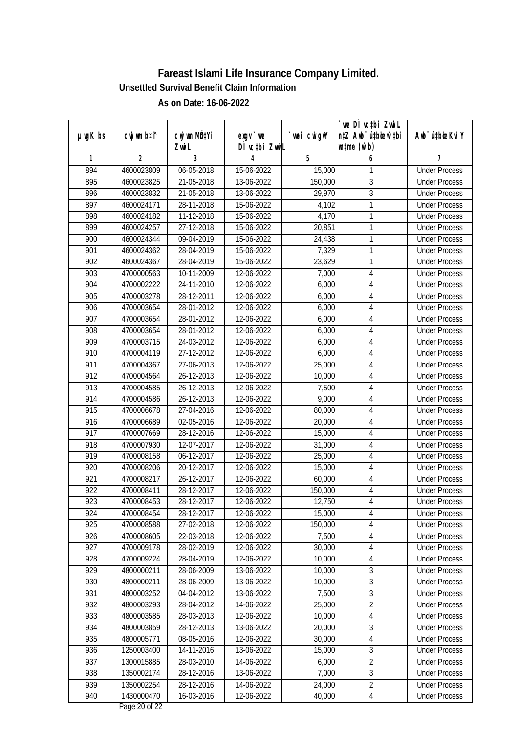# Fareast Islami Life Insurance Company Limited.

## Unsettled Survival Benefit Claim Information

### As on Date: 16-06-2022

| µwgK bs | cwjwm bsª | cwjwm MÖn‡Yi ZvwiL | exgv` we DÌ vc‡bi ZvwiL | `vwei cwigvY | `we DÌ vc‡bi ZvwiL n‡Z Awb¯ú‡bœi w‡bi wnme (w`b) | Awb¯ú‡bœi KviY |
|---|---|---|---|---|---|---|
| 1 | 2 | 3 | 4 | 5 | 6 | 7 |
| 894 | 4600023809 | 06-05-2018 | 15-06-2022 | 15,000 | 1 | Under Process |
| 895 | 4600023825 | 21-05-2018 | 13-06-2022 | 150,000 | 3 | Under Process |
| 896 | 4600023832 | 21-05-2018 | 13-06-2022 | 29,970 | 3 | Under Process |
| 897 | 4600024171 | 28-11-2018 | 15-06-2022 | 4,102 | 1 | Under Process |
| 898 | 4600024182 | 11-12-2018 | 15-06-2022 | 4,170 | 1 | Under Process |
| 899 | 4600024257 | 27-12-2018 | 15-06-2022 | 20,851 | 1 | Under Process |
| 900 | 4600024344 | 09-04-2019 | 15-06-2022 | 24,438 | 1 | Under Process |
| 901 | 4600024362 | 28-04-2019 | 15-06-2022 | 7,329 | 1 | Under Process |
| 902 | 4600024367 | 28-04-2019 | 15-06-2022 | 23,629 | 1 | Under Process |
| 903 | 4700000563 | 10-11-2009 | 12-06-2022 | 7,000 | 4 | Under Process |
| 904 | 4700002222 | 24-11-2010 | 12-06-2022 | 6,000 | 4 | Under Process |
| 905 | 4700003278 | 28-12-2011 | 12-06-2022 | 6,000 | 4 | Under Process |
| 906 | 4700003654 | 28-01-2012 | 12-06-2022 | 6,000 | 4 | Under Process |
| 907 | 4700003654 | 28-01-2012 | 12-06-2022 | 6,000 | 4 | Under Process |
| 908 | 4700003654 | 28-01-2012 | 12-06-2022 | 6,000 | 4 | Under Process |
| 909 | 4700003715 | 24-03-2012 | 12-06-2022 | 6,000 | 4 | Under Process |
| 910 | 4700004119 | 27-12-2012 | 12-06-2022 | 6,000 | 4 | Under Process |
| 911 | 4700004367 | 27-06-2013 | 12-06-2022 | 25,000 | 4 | Under Process |
| 912 | 4700004564 | 26-12-2013 | 12-06-2022 | 10,000 | 4 | Under Process |
| 913 | 4700004585 | 26-12-2013 | 12-06-2022 | 7,500 | 4 | Under Process |
| 914 | 4700004586 | 26-12-2013 | 12-06-2022 | 9,000 | 4 | Under Process |
| 915 | 4700006678 | 27-04-2016 | 12-06-2022 | 80,000 | 4 | Under Process |
| 916 | 4700006689 | 02-05-2016 | 12-06-2022 | 20,000 | 4 | Under Process |
| 917 | 4700007669 | 28-12-2016 | 12-06-2022 | 15,000 | 4 | Under Process |
| 918 | 4700007930 | 12-07-2017 | 12-06-2022 | 31,000 | 4 | Under Process |
| 919 | 4700008158 | 06-12-2017 | 12-06-2022 | 25,000 | 4 | Under Process |
| 920 | 4700008206 | 20-12-2017 | 12-06-2022 | 15,000 | 4 | Under Process |
| 921 | 4700008217 | 26-12-2017 | 12-06-2022 | 60,000 | 4 | Under Process |
| 922 | 4700008411 | 28-12-2017 | 12-06-2022 | 150,000 | 4 | Under Process |
| 923 | 4700008453 | 28-12-2017 | 12-06-2022 | 12,750 | 4 | Under Process |
| 924 | 4700008454 | 28-12-2017 | 12-06-2022 | 15,000 | 4 | Under Process |
| 925 | 4700008588 | 27-02-2018 | 12-06-2022 | 150,000 | 4 | Under Process |
| 926 | 4700008605 | 22-03-2018 | 12-06-2022 | 7,500 | 4 | Under Process |
| 927 | 4700009178 | 28-02-2019 | 12-06-2022 | 30,000 | 4 | Under Process |
| 928 | 4700009224 | 28-04-2019 | 12-06-2022 | 10,000 | 4 | Under Process |
| 929 | 4800000211 | 28-06-2009 | 13-06-2022 | 10,000 | 3 | Under Process |
| 930 | 4800000211 | 28-06-2009 | 13-06-2022 | 10,000 | 3 | Under Process |
| 931 | 4800003252 | 04-04-2012 | 13-06-2022 | 7,500 | 3 | Under Process |
| 932 | 4800003293 | 28-04-2012 | 14-06-2022 | 25,000 | 2 | Under Process |
| 933 | 4800003585 | 28-03-2013 | 12-06-2022 | 10,000 | 4 | Under Process |
| 934 | 4800003859 | 28-12-2013 | 13-06-2022 | 20,000 | 3 | Under Process |
| 935 | 4800005771 | 08-05-2016 | 12-06-2022 | 30,000 | 4 | Under Process |
| 936 | 1250003400 | 14-11-2016 | 13-06-2022 | 15,000 | 3 | Under Process |
| 937 | 1300015885 | 28-03-2010 | 14-06-2022 | 6,000 | 2 | Under Process |
| 938 | 1350002174 | 28-12-2016 | 13-06-2022 | 7,000 | 3 | Under Process |
| 939 | 1350002254 | 28-12-2016 | 14-06-2022 | 24,000 | 2 | Under Process |
| 940 | 1430000470 | 16-03-2016 | 12-06-2022 | 40,000 | 4 | Under Process |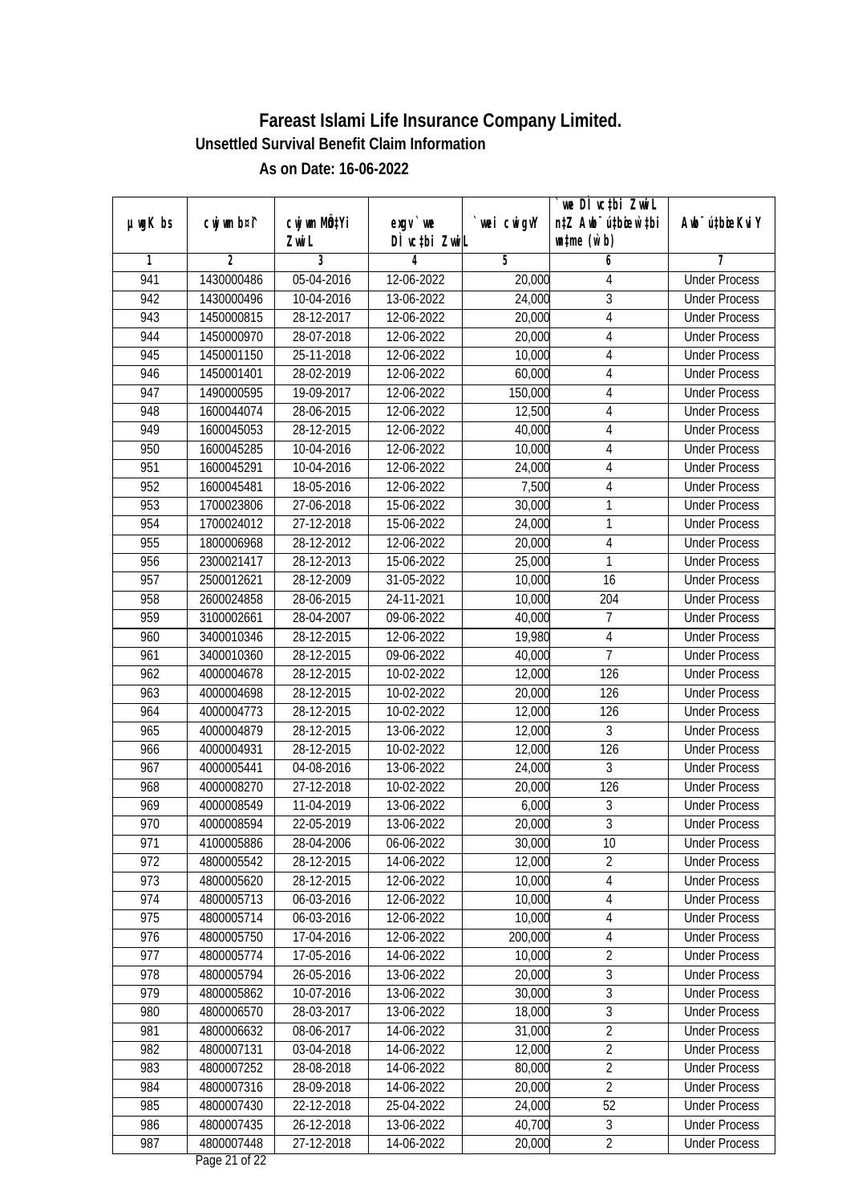# Fareast Islami Life Insurance Company Limited.

## Unsettled Survival Benefit Claim Information

### As on Date: 16-06-2022

| µwgK bs | cwjwm b¤^i | cwjwm MÖn‡Yi ZvwiL | exgv`we DÌvc‡bi ZvwiL | `vwei cwigvY | `vwe DÌvc‡bi ZvwiL n‡Z Awb¯úbœ `vwei wb¯úwË (w`b) | Awb¯ú‡bœi KviY |
|---|---|---|---|---|---|---|
| 1 | 2 | 3 | 4 | 5 | 6 | 7 |
| 941 | 1430000486 | 05-04-2016 | 12-06-2022 | 20,000 | 4 | Under Process |
| 942 | 1430000496 | 10-04-2016 | 13-06-2022 | 24,000 | 3 | Under Process |
| 943 | 1450000815 | 28-12-2017 | 12-06-2022 | 20,000 | 4 | Under Process |
| 944 | 1450000970 | 28-07-2018 | 12-06-2022 | 20,000 | 4 | Under Process |
| 945 | 1450001150 | 25-11-2018 | 12-06-2022 | 10,000 | 4 | Under Process |
| 946 | 1450001401 | 28-02-2019 | 12-06-2022 | 60,000 | 4 | Under Process |
| 947 | 1490000595 | 19-09-2017 | 12-06-2022 | 150,000 | 4 | Under Process |
| 948 | 1600044074 | 28-06-2015 | 12-06-2022 | 12,500 | 4 | Under Process |
| 949 | 1600045053 | 28-12-2015 | 12-06-2022 | 40,000 | 4 | Under Process |
| 950 | 1600045285 | 10-04-2016 | 12-06-2022 | 10,000 | 4 | Under Process |
| 951 | 1600045291 | 10-04-2016 | 12-06-2022 | 24,000 | 4 | Under Process |
| 952 | 1600045481 | 18-05-2016 | 12-06-2022 | 7,500 | 4 | Under Process |
| 953 | 1700023806 | 27-06-2018 | 15-06-2022 | 30,000 | 1 | Under Process |
| 954 | 1700024012 | 27-12-2018 | 15-06-2022 | 24,000 | 1 | Under Process |
| 955 | 1800006968 | 28-12-2012 | 12-06-2022 | 20,000 | 4 | Under Process |
| 956 | 2300021417 | 28-12-2013 | 15-06-2022 | 25,000 | 1 | Under Process |
| 957 | 2500012621 | 28-12-2009 | 31-05-2022 | 10,000 | 16 | Under Process |
| 958 | 2600024858 | 28-06-2015 | 24-11-2021 | 10,000 | 204 | Under Process |
| 959 | 3100002661 | 28-04-2007 | 09-06-2022 | 40,000 | 7 | Under Process |
| 960 | 3400010346 | 28-12-2015 | 12-06-2022 | 19,980 | 4 | Under Process |
| 961 | 3400010360 | 28-12-2015 | 09-06-2022 | 40,000 | 7 | Under Process |
| 962 | 4000004678 | 28-12-2015 | 10-02-2022 | 12,000 | 126 | Under Process |
| 963 | 4000004698 | 28-12-2015 | 10-02-2022 | 20,000 | 126 | Under Process |
| 964 | 4000004773 | 28-12-2015 | 10-02-2022 | 12,000 | 126 | Under Process |
| 965 | 4000004879 | 28-12-2015 | 13-06-2022 | 12,000 | 3 | Under Process |
| 966 | 4000004931 | 28-12-2015 | 10-02-2022 | 12,000 | 126 | Under Process |
| 967 | 4000005441 | 04-08-2016 | 13-06-2022 | 24,000 | 3 | Under Process |
| 968 | 4000008270 | 27-12-2018 | 10-02-2022 | 20,000 | 126 | Under Process |
| 969 | 4000008549 | 11-04-2019 | 13-06-2022 | 6,000 | 3 | Under Process |
| 970 | 4000008594 | 22-05-2019 | 13-06-2022 | 20,000 | 3 | Under Process |
| 971 | 4100005886 | 28-04-2006 | 06-06-2022 | 30,000 | 10 | Under Process |
| 972 | 4800005542 | 28-12-2015 | 14-06-2022 | 12,000 | 2 | Under Process |
| 973 | 4800005620 | 28-12-2015 | 12-06-2022 | 10,000 | 4 | Under Process |
| 974 | 4800005713 | 06-03-2016 | 12-06-2022 | 10,000 | 4 | Under Process |
| 975 | 4800005714 | 06-03-2016 | 12-06-2022 | 10,000 | 4 | Under Process |
| 976 | 4800005750 | 17-04-2016 | 12-06-2022 | 200,000 | 4 | Under Process |
| 977 | 4800005774 | 17-05-2016 | 14-06-2022 | 10,000 | 2 | Under Process |
| 978 | 4800005794 | 26-05-2016 | 13-06-2022 | 20,000 | 3 | Under Process |
| 979 | 4800005862 | 10-07-2016 | 13-06-2022 | 30,000 | 3 | Under Process |
| 980 | 4800006570 | 28-03-2017 | 13-06-2022 | 18,000 | 3 | Under Process |
| 981 | 4800006632 | 08-06-2017 | 14-06-2022 | 31,000 | 2 | Under Process |
| 982 | 4800007131 | 03-04-2018 | 14-06-2022 | 12,000 | 2 | Under Process |
| 983 | 4800007252 | 28-08-2018 | 14-06-2022 | 80,000 | 2 | Under Process |
| 984 | 4800007316 | 28-09-2018 | 14-06-2022 | 20,000 | 2 | Under Process |
| 985 | 4800007430 | 22-12-2018 | 25-04-2022 | 24,000 | 52 | Under Process |
| 986 | 4800007435 | 26-12-2018 | 13-06-2022 | 40,700 | 3 | Under Process |
| 987 | 4800007448 | 27-12-2018 | 14-06-2022 | 20,000 | 2 | Under Process |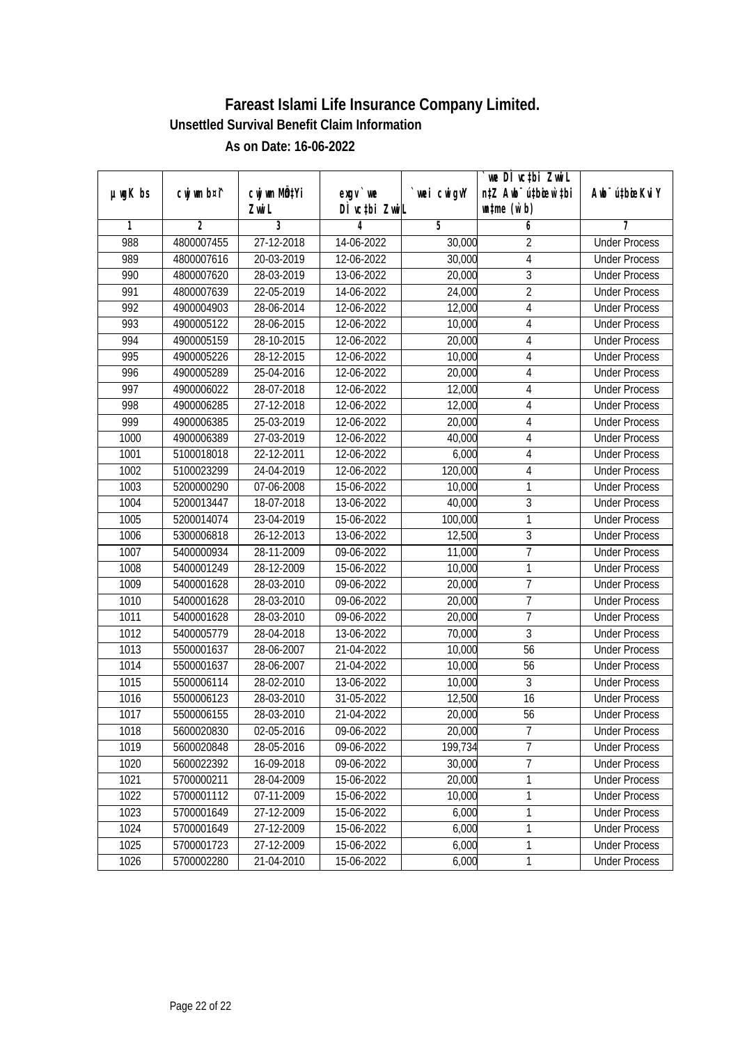# Fareast Islami Life Insurance Company Limited.

### Unsettled Survival Benefit Claim Information

### As on Date: 16-06-2022

| µwgK bs | cwjwm bs¹ | cwjwm MÖn‡Yi ZvwiL | exgv `vwe DÌvc‡bi ZvwiL | `vwei cwigvY | `vwe DÌvc‡bi ZvwiL n‡Z Awb¯úbœ _vKvi mgq (w`b) | Awb¯ú‡bœi KviY |
|---|---|---|---|---|---|---|
| 1 | 2 | 3 | 4 | 5 | 6 | 7 |
| 988 | 4800007455 | 27-12-2018 | 14-06-2022 | 30,000 | 2 | Under Process |
| 989 | 4800007616 | 20-03-2019 | 12-06-2022 | 30,000 | 4 | Under Process |
| 990 | 4800007620 | 28-03-2019 | 13-06-2022 | 20,000 | 3 | Under Process |
| 991 | 4800007639 | 22-05-2019 | 14-06-2022 | 24,000 | 2 | Under Process |
| 992 | 4900004903 | 28-06-2014 | 12-06-2022 | 12,000 | 4 | Under Process |
| 993 | 4900005122 | 28-06-2015 | 12-06-2022 | 10,000 | 4 | Under Process |
| 994 | 4900005159 | 28-10-2015 | 12-06-2022 | 20,000 | 4 | Under Process |
| 995 | 4900005226 | 28-12-2015 | 12-06-2022 | 10,000 | 4 | Under Process |
| 996 | 4900005289 | 25-04-2016 | 12-06-2022 | 20,000 | 4 | Under Process |
| 997 | 4900006022 | 28-07-2018 | 12-06-2022 | 12,000 | 4 | Under Process |
| 998 | 4900006285 | 27-12-2018 | 12-06-2022 | 12,000 | 4 | Under Process |
| 999 | 4900006385 | 25-03-2019 | 12-06-2022 | 20,000 | 4 | Under Process |
| 1000 | 4900006389 | 27-03-2019 | 12-06-2022 | 40,000 | 4 | Under Process |
| 1001 | 5100018018 | 22-12-2011 | 12-06-2022 | 6,000 | 4 | Under Process |
| 1002 | 5100023299 | 24-04-2019 | 12-06-2022 | 120,000 | 4 | Under Process |
| 1003 | 5200000290 | 07-06-2008 | 15-06-2022 | 10,000 | 1 | Under Process |
| 1004 | 5200013447 | 18-07-2018 | 13-06-2022 | 40,000 | 3 | Under Process |
| 1005 | 5200014074 | 23-04-2019 | 15-06-2022 | 100,000 | 1 | Under Process |
| 1006 | 5300006818 | 26-12-2013 | 13-06-2022 | 12,500 | 3 | Under Process |
| 1007 | 5400000934 | 28-11-2009 | 09-06-2022 | 11,000 | 7 | Under Process |
| 1008 | 5400001249 | 28-12-2009 | 15-06-2022 | 10,000 | 1 | Under Process |
| 1009 | 5400001628 | 28-03-2010 | 09-06-2022 | 20,000 | 7 | Under Process |
| 1010 | 5400001628 | 28-03-2010 | 09-06-2022 | 20,000 | 7 | Under Process |
| 1011 | 5400001628 | 28-03-2010 | 09-06-2022 | 20,000 | 7 | Under Process |
| 1012 | 5400005779 | 28-04-2018 | 13-06-2022 | 70,000 | 3 | Under Process |
| 1013 | 5500001637 | 28-06-2007 | 21-04-2022 | 10,000 | 56 | Under Process |
| 1014 | 5500001637 | 28-06-2007 | 21-04-2022 | 10,000 | 56 | Under Process |
| 1015 | 5500006114 | 28-02-2010 | 13-06-2022 | 10,000 | 3 | Under Process |
| 1016 | 5500006123 | 28-03-2010 | 31-05-2022 | 12,500 | 16 | Under Process |
| 1017 | 5500006155 | 28-03-2010 | 21-04-2022 | 20,000 | 56 | Under Process |
| 1018 | 5600020830 | 02-05-2016 | 09-06-2022 | 20,000 | 7 | Under Process |
| 1019 | 5600020848 | 28-05-2016 | 09-06-2022 | 199,734 | 7 | Under Process |
| 1020 | 5600022392 | 16-09-2018 | 09-06-2022 | 30,000 | 7 | Under Process |
| 1021 | 5700000211 | 28-04-2009 | 15-06-2022 | 20,000 | 1 | Under Process |
| 1022 | 5700001112 | 07-11-2009 | 15-06-2022 | 10,000 | 1 | Under Process |
| 1023 | 5700001649 | 27-12-2009 | 15-06-2022 | 6,000 | 1 | Under Process |
| 1024 | 5700001649 | 27-12-2009 | 15-06-2022 | 6,000 | 1 | Under Process |
| 1025 | 5700001723 | 27-12-2009 | 15-06-2022 | 6,000 | 1 | Under Process |
| 1026 | 5700002280 | 21-04-2010 | 15-06-2022 | 6,000 | 1 | Under Process |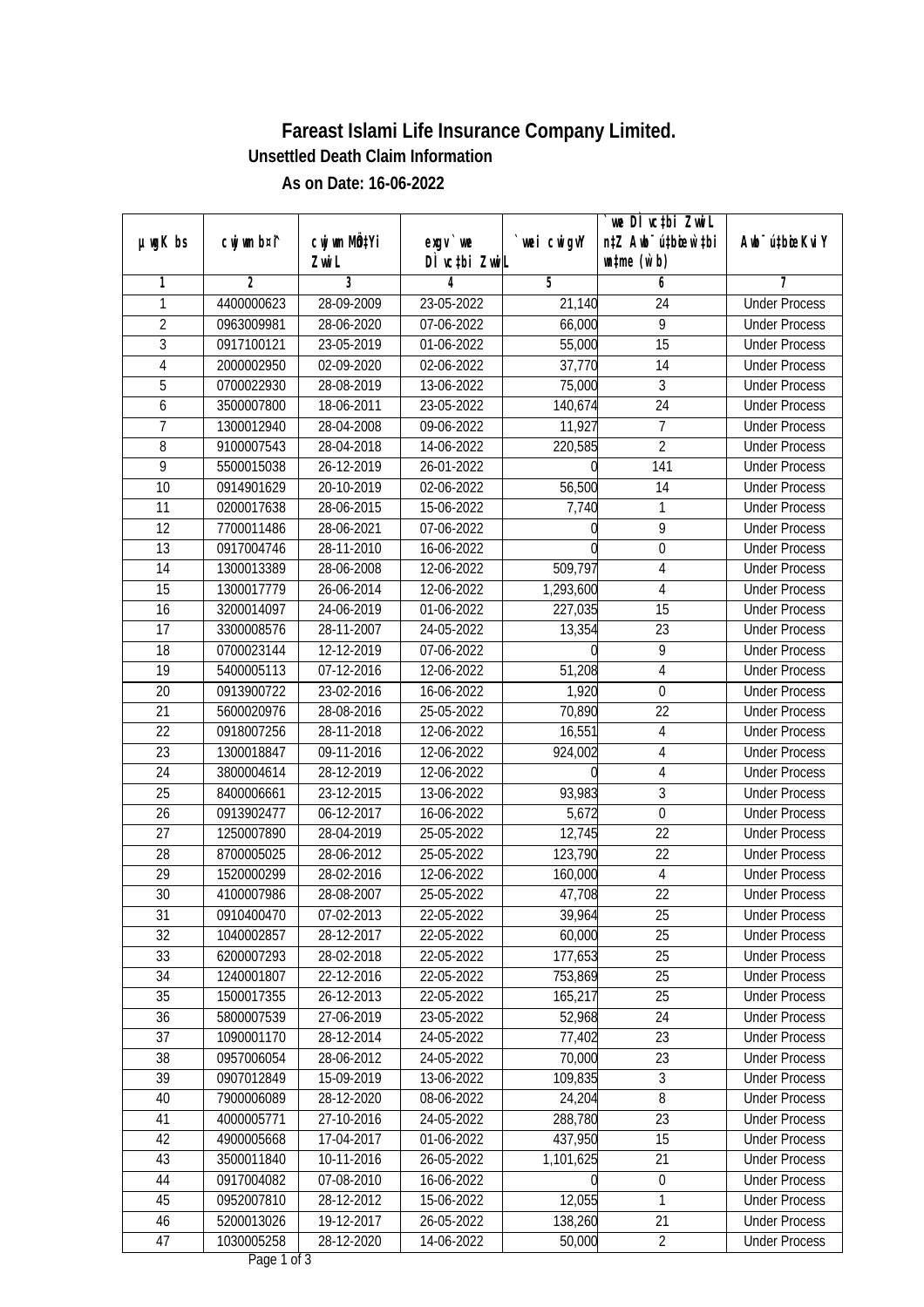# Fareast Islami Life Insurance Company Limited.

### Unsettled Death Claim Information

### As on Date: 16-06-2022

| µwgK bs | cwjwm b¤^i | cwjwm MÖn‡Yi ZvwiL | exgv`vwe DÌvc‡bi ZvwiL | `vwei cwigvY | `vwe DÌvc‡bi ZvwiL n‡Z Awb¯ú‡bœi w`‡bi wnmve (w`b) | Awb¯ú‡bœi KviY |
|---|---|---|---|---|---|---|
| 1 | 2 | 3 | 4 | 5 | 6 | 7 |
| 1 | 4400000623 | 28-09-2009 | 23-05-2022 | 21,140 | 24 | Under Process |
| 2 | 0963009981 | 28-06-2020 | 07-06-2022 | 66,000 | 9 | Under Process |
| 3 | 0917100121 | 23-05-2019 | 01-06-2022 | 55,000 | 15 | Under Process |
| 4 | 2000002950 | 02-09-2020 | 02-06-2022 | 37,770 | 14 | Under Process |
| 5 | 0700022930 | 28-08-2019 | 13-06-2022 | 75,000 | 3 | Under Process |
| 6 | 3500007800 | 18-06-2011 | 23-05-2022 | 140,674 | 24 | Under Process |
| 7 | 1300012940 | 28-04-2008 | 09-06-2022 | 11,927 | 7 | Under Process |
| 8 | 9100007543 | 28-04-2018 | 14-06-2022 | 220,585 | 2 | Under Process |
| 9 | 5500015038 | 26-12-2019 | 26-01-2022 | 0 | 141 | Under Process |
| 10 | 0914901629 | 20-10-2019 | 02-06-2022 | 56,500 | 14 | Under Process |
| 11 | 0200017638 | 28-06-2015 | 15-06-2022 | 7,740 | 1 | Under Process |
| 12 | 7700011486 | 28-06-2021 | 07-06-2022 | 0 | 9 | Under Process |
| 13 | 0917004746 | 28-11-2010 | 16-06-2022 | 0 | 0 | Under Process |
| 14 | 1300013389 | 28-06-2008 | 12-06-2022 | 509,797 | 4 | Under Process |
| 15 | 1300017779 | 26-06-2014 | 12-06-2022 | 1,293,600 | 4 | Under Process |
| 16 | 3200014097 | 24-06-2019 | 01-06-2022 | 227,035 | 15 | Under Process |
| 17 | 3300008576 | 28-11-2007 | 24-05-2022 | 13,354 | 23 | Under Process |
| 18 | 0700023144 | 12-12-2019 | 07-06-2022 | 0 | 9 | Under Process |
| 19 | 5400005113 | 07-12-2016 | 12-06-2022 | 51,208 | 4 | Under Process |
| 20 | 0913900722 | 23-02-2016 | 16-06-2022 | 1,920 | 0 | Under Process |
| 21 | 5600020976 | 28-08-2016 | 25-05-2022 | 70,890 | 22 | Under Process |
| 22 | 0918007256 | 28-11-2018 | 12-06-2022 | 16,551 | 4 | Under Process |
| 23 | 1300018847 | 09-11-2016 | 12-06-2022 | 924,002 | 4 | Under Process |
| 24 | 3800004614 | 28-12-2019 | 12-06-2022 | 0 | 4 | Under Process |
| 25 | 8400006661 | 23-12-2015 | 13-06-2022 | 93,983 | 3 | Under Process |
| 26 | 0913902477 | 06-12-2017 | 16-06-2022 | 5,672 | 0 | Under Process |
| 27 | 1250007890 | 28-04-2019 | 25-05-2022 | 12,745 | 22 | Under Process |
| 28 | 8700005025 | 28-06-2012 | 25-05-2022 | 123,790 | 22 | Under Process |
| 29 | 1520000299 | 28-02-2016 | 12-06-2022 | 160,000 | 4 | Under Process |
| 30 | 4100007986 | 28-08-2007 | 25-05-2022 | 47,708 | 22 | Under Process |
| 31 | 0910400470 | 07-02-2013 | 22-05-2022 | 39,964 | 25 | Under Process |
| 32 | 1040002857 | 28-12-2017 | 22-05-2022 | 60,000 | 25 | Under Process |
| 33 | 6200007293 | 28-02-2018 | 22-05-2022 | 177,653 | 25 | Under Process |
| 34 | 1240001807 | 22-12-2016 | 22-05-2022 | 753,869 | 25 | Under Process |
| 35 | 1500017355 | 26-12-2013 | 22-05-2022 | 165,217 | 25 | Under Process |
| 36 | 5800007539 | 27-06-2019 | 23-05-2022 | 52,968 | 24 | Under Process |
| 37 | 1090001170 | 28-12-2014 | 24-05-2022 | 77,402 | 23 | Under Process |
| 38 | 0957006054 | 28-06-2012 | 24-05-2022 | 70,000 | 23 | Under Process |
| 39 | 0907012849 | 15-09-2019 | 13-06-2022 | 109,835 | 3 | Under Process |
| 40 | 7900006089 | 28-12-2020 | 08-06-2022 | 24,204 | 8 | Under Process |
| 41 | 4000005771 | 27-10-2016 | 24-05-2022 | 288,780 | 23 | Under Process |
| 42 | 4900005668 | 17-04-2017 | 01-06-2022 | 437,950 | 15 | Under Process |
| 43 | 3500011840 | 10-11-2016 | 26-05-2022 | 1,101,625 | 21 | Under Process |
| 44 | 0917004082 | 07-08-2010 | 16-06-2022 | 0 | 0 | Under Process |
| 45 | 0952007810 | 28-12-2012 | 15-06-2022 | 12,055 | 1 | Under Process |
| 46 | 5200013026 | 19-12-2017 | 26-05-2022 | 138,260 | 21 | Under Process |
| 47 | 1030005258 | 28-12-2020 | 14-06-2022 | 50,000 | 2 | Under Process |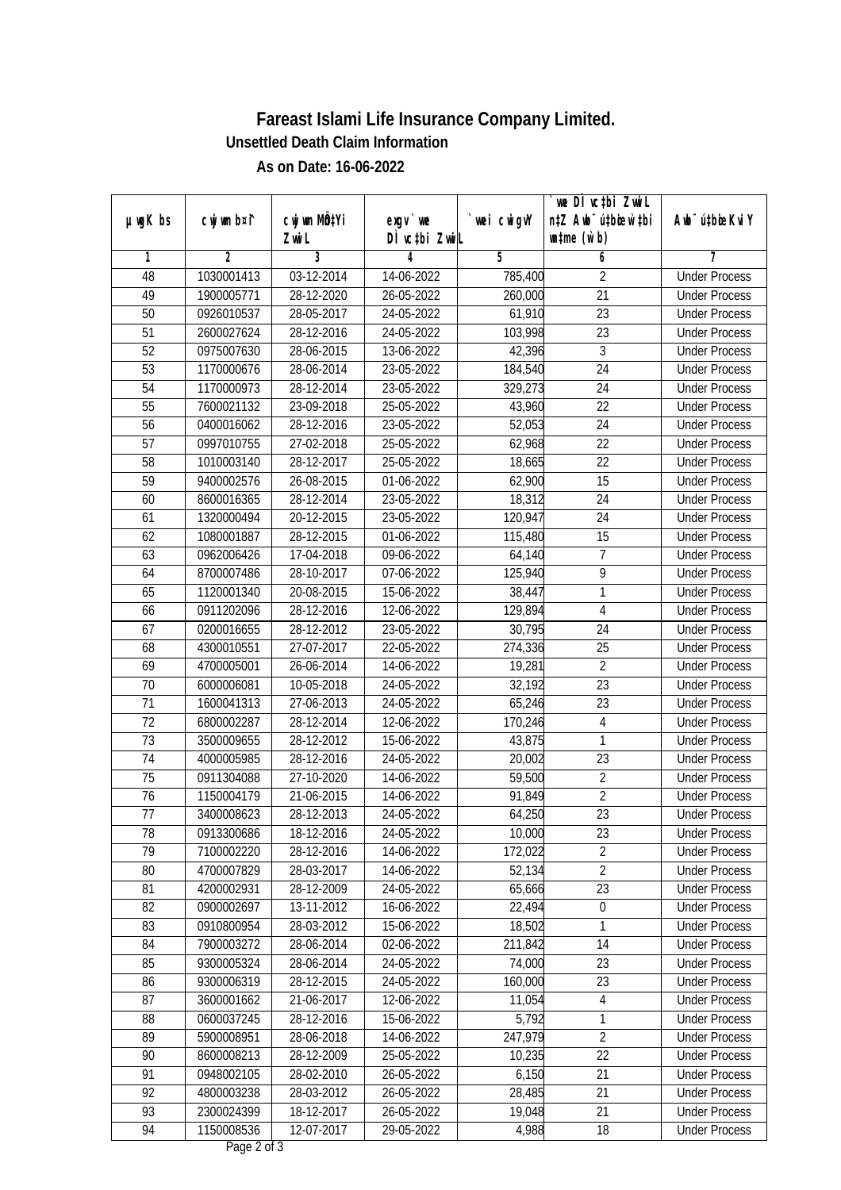# Fareast Islami Life Insurance Company Limited.

### Unsettled Death Claim Information

### As on Date: 16-06-2022

| µwgK bs | cwjwm bs¦ | cwjwm MÖn‡Yi ZvwiL | ebgv`vwe DÌvc‡bi ZvwiL | `vwei cwigvY | `vwe DÌvc‡bi ZvwiL n‡Z Awb¯úbœ w`‡bi mgqKvj (w`b) | Awb¯ú‡bœi KviY |
|---|---|---|---|---|---|---|
| 1 | 2 | 3 | 4 | 5 | 6 | 7 |
| 48 | 1030001413 | 03-12-2014 | 14-06-2022 | 785,400 | 2 | Under Process |
| 49 | 1900005771 | 28-12-2020 | 26-05-2022 | 260,000 | 21 | Under Process |
| 50 | 0926010537 | 28-05-2017 | 24-05-2022 | 61,910 | 23 | Under Process |
| 51 | 2600027624 | 28-12-2016 | 24-05-2022 | 103,998 | 23 | Under Process |
| 52 | 0975007630 | 28-06-2015 | 13-06-2022 | 42,396 | 3 | Under Process |
| 53 | 1170000676 | 28-06-2014 | 23-05-2022 | 184,540 | 24 | Under Process |
| 54 | 1170000973 | 28-12-2014 | 23-05-2022 | 329,273 | 24 | Under Process |
| 55 | 7600021132 | 23-09-2018 | 25-05-2022 | 43,960 | 22 | Under Process |
| 56 | 0400016062 | 28-12-2016 | 23-05-2022 | 52,053 | 24 | Under Process |
| 57 | 0997010755 | 27-02-2018 | 25-05-2022 | 62,968 | 22 | Under Process |
| 58 | 1010003140 | 28-12-2017 | 25-05-2022 | 18,665 | 22 | Under Process |
| 59 | 9400002576 | 26-08-2015 | 01-06-2022 | 62,900 | 15 | Under Process |
| 60 | 8600016365 | 28-12-2014 | 23-05-2022 | 18,312 | 24 | Under Process |
| 61 | 1320000494 | 20-12-2015 | 23-05-2022 | 120,947 | 24 | Under Process |
| 62 | 1080001887 | 28-12-2015 | 01-06-2022 | 115,480 | 15 | Under Process |
| 63 | 0962006426 | 17-04-2018 | 09-06-2022 | 64,140 | 7 | Under Process |
| 64 | 8700007486 | 28-10-2017 | 07-06-2022 | 125,940 | 9 | Under Process |
| 65 | 1120001340 | 20-08-2015 | 15-06-2022 | 38,447 | 1 | Under Process |
| 66 | 0911202096 | 28-12-2016 | 12-06-2022 | 129,894 | 4 | Under Process |
| 67 | 0200016655 | 28-12-2012 | 23-05-2022 | 30,795 | 24 | Under Process |
| 68 | 4300010551 | 27-07-2017 | 22-05-2022 | 274,336 | 25 | Under Process |
| 69 | 4700005001 | 26-06-2014 | 14-06-2022 | 19,281 | 2 | Under Process |
| 70 | 6000006081 | 10-05-2018 | 24-05-2022 | 32,192 | 23 | Under Process |
| 71 | 1600041313 | 27-06-2013 | 24-05-2022 | 65,246 | 23 | Under Process |
| 72 | 6800002287 | 28-12-2014 | 12-06-2022 | 170,246 | 4 | Under Process |
| 73 | 3500009655 | 28-12-2012 | 15-06-2022 | 43,875 | 1 | Under Process |
| 74 | 4000005985 | 28-12-2016 | 24-05-2022 | 20,002 | 23 | Under Process |
| 75 | 0911304088 | 27-10-2020 | 14-06-2022 | 59,500 | 2 | Under Process |
| 76 | 1150004179 | 21-06-2015 | 14-06-2022 | 91,849 | 2 | Under Process |
| 77 | 3400008623 | 28-12-2013 | 24-05-2022 | 64,250 | 23 | Under Process |
| 78 | 0913300686 | 18-12-2016 | 24-05-2022 | 10,000 | 23 | Under Process |
| 79 | 7100002220 | 28-12-2016 | 14-06-2022 | 172,022 | 2 | Under Process |
| 80 | 4700007829 | 28-03-2017 | 14-06-2022 | 52,134 | 2 | Under Process |
| 81 | 4200002931 | 28-12-2009 | 24-05-2022 | 65,666 | 23 | Under Process |
| 82 | 0900002697 | 13-11-2012 | 16-06-2022 | 22,494 | 0 | Under Process |
| 83 | 0910800954 | 28-03-2012 | 15-06-2022 | 18,502 | 1 | Under Process |
| 84 | 7900003272 | 28-06-2014 | 02-06-2022 | 211,842 | 14 | Under Process |
| 85 | 9300005324 | 28-06-2014 | 24-05-2022 | 74,000 | 23 | Under Process |
| 86 | 9300006319 | 28-12-2015 | 24-05-2022 | 160,000 | 23 | Under Process |
| 87 | 3600001662 | 21-06-2017 | 12-06-2022 | 11,054 | 4 | Under Process |
| 88 | 0600037245 | 28-12-2016 | 15-06-2022 | 5,792 | 1 | Under Process |
| 89 | 5900008951 | 28-06-2018 | 14-06-2022 | 247,979 | 2 | Under Process |
| 90 | 8600008213 | 28-12-2009 | 25-05-2022 | 10,235 | 22 | Under Process |
| 91 | 0948002105 | 28-02-2010 | 26-05-2022 | 6,150 | 21 | Under Process |
| 92 | 4800003238 | 28-03-2012 | 26-05-2022 | 28,485 | 21 | Under Process |
| 93 | 2300024399 | 18-12-2017 | 26-05-2022 | 19,048 | 21 | Under Process |
| 94 | 1150008536 | 12-07-2017 | 29-05-2022 | 4,988 | 18 | Under Process |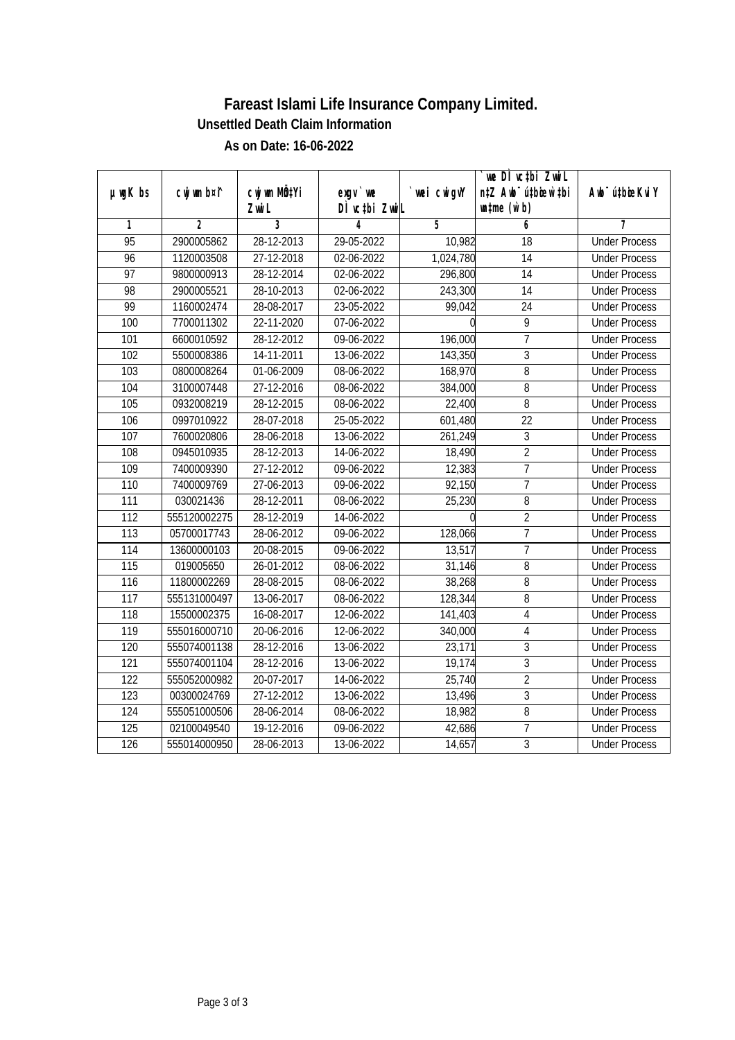# Fareast Islami Life Insurance Company Limited.

**Unsettled Death Claim Information**

**As on Date: 16-06-2022**

| µwgK bs | cwjwm b¤^i | cwjwm MÖn‡Yi ZvwiL | exgv`wei Dc¯'vc‡bi ZvwiL | `vwei cwigvY | `vwe Dc¯'vc‡bi ZvwiL n‡Z Awb¯úbœ `vwe¸‡jvi mgq (w`b) | Awb¯ú‡bœi KviY |
|---|---|---|---|---|---|---|
| 1 | 2 | 3 | 4 | 5 | 6 | 7 |
| 95 | 2900005862 | 28-12-2013 | 29-05-2022 | 10,982 | 18 | Under Process |
| 96 | 1120003508 | 27-12-2018 | 02-06-2022 | 1,024,780 | 14 | Under Process |
| 97 | 9800000913 | 28-12-2014 | 02-06-2022 | 296,800 | 14 | Under Process |
| 98 | 2900005521 | 28-10-2013 | 02-06-2022 | 243,300 | 14 | Under Process |
| 99 | 1160002474 | 28-08-2017 | 23-05-2022 | 99,042 | 24 | Under Process |
| 100 | 7700011302 | 22-11-2020 | 07-06-2022 | 0 | 9 | Under Process |
| 101 | 6600010592 | 28-12-2012 | 09-06-2022 | 196,000 | 7 | Under Process |
| 102 | 5500008386 | 14-11-2011 | 13-06-2022 | 143,350 | 3 | Under Process |
| 103 | 0800008264 | 01-06-2009 | 08-06-2022 | 168,970 | 8 | Under Process |
| 104 | 3100007448 | 27-12-2016 | 08-06-2022 | 384,000 | 8 | Under Process |
| 105 | 0932008219 | 28-12-2015 | 08-06-2022 | 22,400 | 8 | Under Process |
| 106 | 0997010922 | 28-07-2018 | 25-05-2022 | 601,480 | 22 | Under Process |
| 107 | 7600020806 | 28-06-2018 | 13-06-2022 | 261,249 | 3 | Under Process |
| 108 | 0945010935 | 28-12-2013 | 14-06-2022 | 18,490 | 2 | Under Process |
| 109 | 7400009390 | 27-12-2012 | 09-06-2022 | 12,383 | 7 | Under Process |
| 110 | 7400009769 | 27-06-2013 | 09-06-2022 | 92,150 | 7 | Under Process |
| 111 | 030021436 | 28-12-2011 | 08-06-2022 | 25,230 | 8 | Under Process |
| 112 | 555120002275 | 28-12-2019 | 14-06-2022 | 0 | 2 | Under Process |
| 113 | 05700017743 | 28-06-2012 | 09-06-2022 | 128,066 | 7 | Under Process |
| 114 | 13600000103 | 20-08-2015 | 09-06-2022 | 13,517 | 7 | Under Process |
| 115 | 019005650 | 26-01-2012 | 08-06-2022 | 31,146 | 8 | Under Process |
| 116 | 11800002269 | 28-08-2015 | 08-06-2022 | 38,268 | 8 | Under Process |
| 117 | 555131000497 | 13-06-2017 | 08-06-2022 | 128,344 | 8 | Under Process |
| 118 | 15500002375 | 16-08-2017 | 12-06-2022 | 141,403 | 4 | Under Process |
| 119 | 555016000710 | 20-06-2016 | 12-06-2022 | 340,000 | 4 | Under Process |
| 120 | 555074001138 | 28-12-2016 | 13-06-2022 | 23,171 | 3 | Under Process |
| 121 | 555074001104 | 28-12-2016 | 13-06-2022 | 19,174 | 3 | Under Process |
| 122 | 555052000982 | 20-07-2017 | 14-06-2022 | 25,740 | 2 | Under Process |
| 123 | 00300024769 | 27-12-2012 | 13-06-2022 | 13,496 | 3 | Under Process |
| 124 | 555051000506 | 28-06-2014 | 08-06-2022 | 18,982 | 8 | Under Process |
| 125 | 02100049540 | 19-12-2016 | 09-06-2022 | 42,686 | 7 | Under Process |
| 126 | 555014000950 | 28-06-2013 | 13-06-2022 | 14,657 | 3 | Under Process |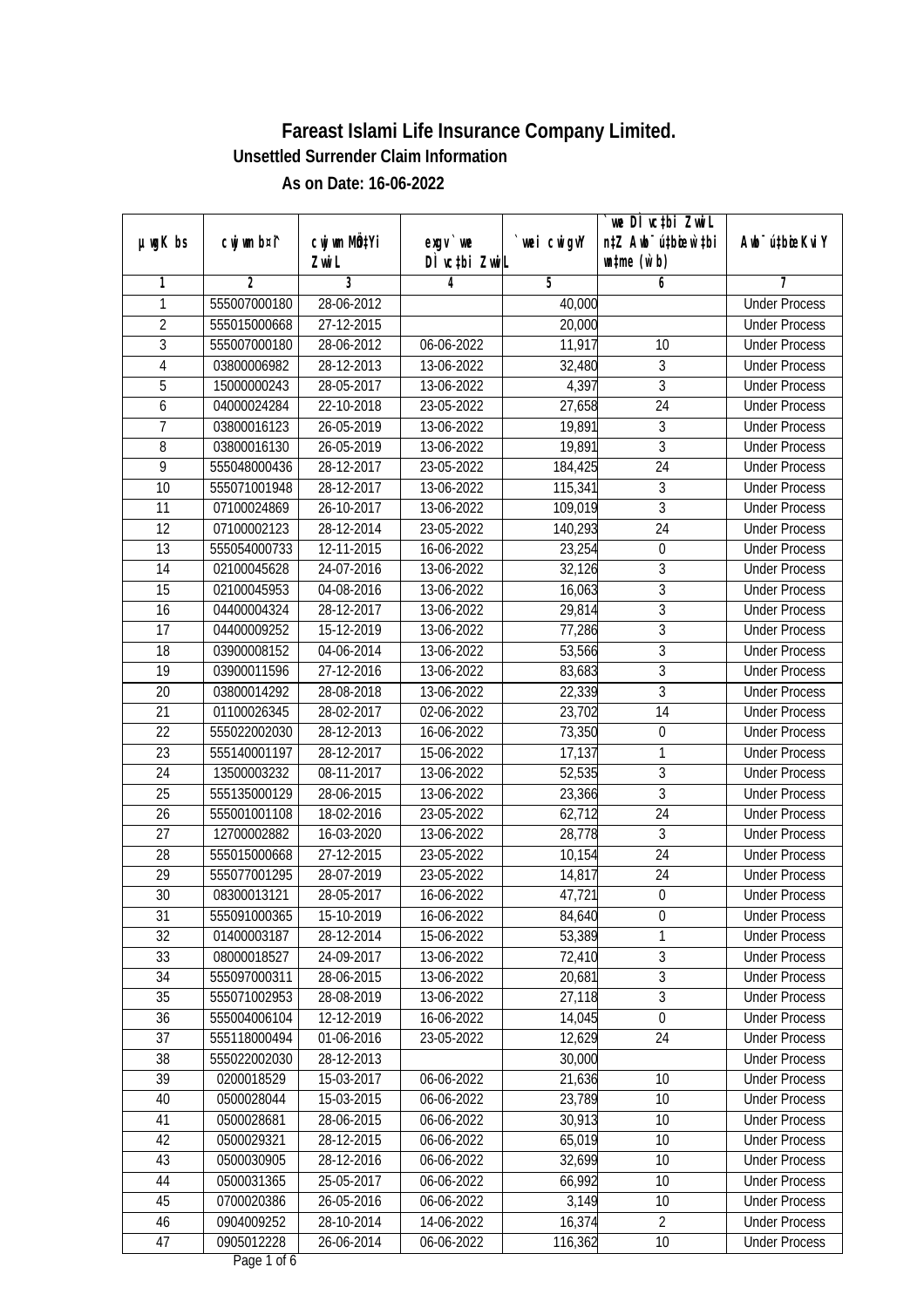# Fareast Islami Life Insurance Company Limited.

## Unsettled Surrender Claim Information

### As on Date: 16-06-2022

| µ.wgK bs | cwjwm b¤^i | cwjwm MÖn‡Yi ZvwiL | exgv`vwe DÌvc‡bi ZvwiL | `vwei cwigvY | `vwe DÌvc‡bi ZvwiL n‡Z Awb¯úbœ wbœ‡ei wmme (w`b) | Awb¯ú‡bœi KviY |
|---|---|---|---|---|---|---|
| 1 | 2 | 3 | 4 | 5 | 6 | 7 |
| 1 | 555007000180 | 28-06-2012 | | 40,000 | | Under Process |
| 2 | 555015000668 | 27-12-2015 | | 20,000 | | Under Process |
| 3 | 555007000180 | 28-06-2012 | 06-06-2022 | 11,917 | 10 | Under Process |
| 4 | 03800006982 | 28-12-2013 | 13-06-2022 | 32,480 | 3 | Under Process |
| 5 | 15000000243 | 28-05-2017 | 13-06-2022 | 4,397 | 3 | Under Process |
| 6 | 04000024284 | 22-10-2018 | 23-05-2022 | 27,658 | 24 | Under Process |
| 7 | 03800016123 | 26-05-2019 | 13-06-2022 | 19,891 | 3 | Under Process |
| 8 | 03800016130 | 26-05-2019 | 13-06-2022 | 19,891 | 3 | Under Process |
| 9 | 555048000436 | 28-12-2017 | 23-05-2022 | 184,425 | 24 | Under Process |
| 10 | 555071001948 | 28-12-2017 | 13-06-2022 | 115,341 | 3 | Under Process |
| 11 | 07100024869 | 26-10-2017 | 13-06-2022 | 109,019 | 3 | Under Process |
| 12 | 07100002123 | 28-12-2014 | 23-05-2022 | 140,293 | 24 | Under Process |
| 13 | 555054000733 | 12-11-2015 | 16-06-2022 | 23,254 | 0 | Under Process |
| 14 | 02100045628 | 24-07-2016 | 13-06-2022 | 32,126 | 3 | Under Process |
| 15 | 02100045953 | 04-08-2016 | 13-06-2022 | 16,063 | 3 | Under Process |
| 16 | 04400004324 | 28-12-2017 | 13-06-2022 | 29,814 | 3 | Under Process |
| 17 | 04400009252 | 15-12-2019 | 13-06-2022 | 77,286 | 3 | Under Process |
| 18 | 03900008152 | 04-06-2014 | 13-06-2022 | 53,566 | 3 | Under Process |
| 19 | 03900011596 | 27-12-2016 | 13-06-2022 | 83,683 | 3 | Under Process |
| 20 | 03800014292 | 28-08-2018 | 13-06-2022 | 22,339 | 3 | Under Process |
| 21 | 01100026345 | 28-02-2017 | 02-06-2022 | 23,702 | 14 | Under Process |
| 22 | 555022002030 | 28-12-2013 | 16-06-2022 | 73,350 | 0 | Under Process |
| 23 | 555140001197 | 28-12-2017 | 15-06-2022 | 17,137 | 1 | Under Process |
| 24 | 13500003232 | 08-11-2017 | 13-06-2022 | 52,535 | 3 | Under Process |
| 25 | 555135000129 | 28-06-2015 | 13-06-2022 | 23,366 | 3 | Under Process |
| 26 | 555001001108 | 18-02-2016 | 23-05-2022 | 62,712 | 24 | Under Process |
| 27 | 12700002882 | 16-03-2020 | 13-06-2022 | 28,778 | 3 | Under Process |
| 28 | 555015000668 | 27-12-2015 | 23-05-2022 | 10,154 | 24 | Under Process |
| 29 | 555077001295 | 28-07-2019 | 23-05-2022 | 14,817 | 24 | Under Process |
| 30 | 08300013121 | 28-05-2017 | 16-06-2022 | 47,721 | 0 | Under Process |
| 31 | 555091000365 | 15-10-2019 | 16-06-2022 | 84,640 | 0 | Under Process |
| 32 | 01400003187 | 28-12-2014 | 15-06-2022 | 53,389 | 1 | Under Process |
| 33 | 08000018527 | 24-09-2017 | 13-06-2022 | 72,410 | 3 | Under Process |
| 34 | 555097000311 | 28-06-2015 | 13-06-2022 | 20,681 | 3 | Under Process |
| 35 | 555071002953 | 28-08-2019 | 13-06-2022 | 27,118 | 3 | Under Process |
| 36 | 555004006104 | 12-12-2019 | 16-06-2022 | 14,045 | 0 | Under Process |
| 37 | 555118000494 | 01-06-2016 | 23-05-2022 | 12,629 | 24 | Under Process |
| 38 | 555022002030 | 28-12-2013 | | 30,000 | | Under Process |
| 39 | 0200018529 | 15-03-2017 | 06-06-2022 | 21,636 | 10 | Under Process |
| 40 | 0500028044 | 15-03-2015 | 06-06-2022 | 23,789 | 10 | Under Process |
| 41 | 0500028681 | 28-06-2015 | 06-06-2022 | 30,913 | 10 | Under Process |
| 42 | 0500029321 | 28-12-2015 | 06-06-2022 | 65,019 | 10 | Under Process |
| 43 | 0500030905 | 28-12-2016 | 06-06-2022 | 32,699 | 10 | Under Process |
| 44 | 0500031365 | 25-05-2017 | 06-06-2022 | 66,992 | 10 | Under Process |
| 45 | 0700020386 | 26-05-2016 | 06-06-2022 | 3,149 | 10 | Under Process |
| 46 | 0904009252 | 28-10-2014 | 14-06-2022 | 16,374 | 2 | Under Process |
| 47 | 0905012228 | 26-06-2014 | 06-06-2022 | 116,362 | 10 | Under Process |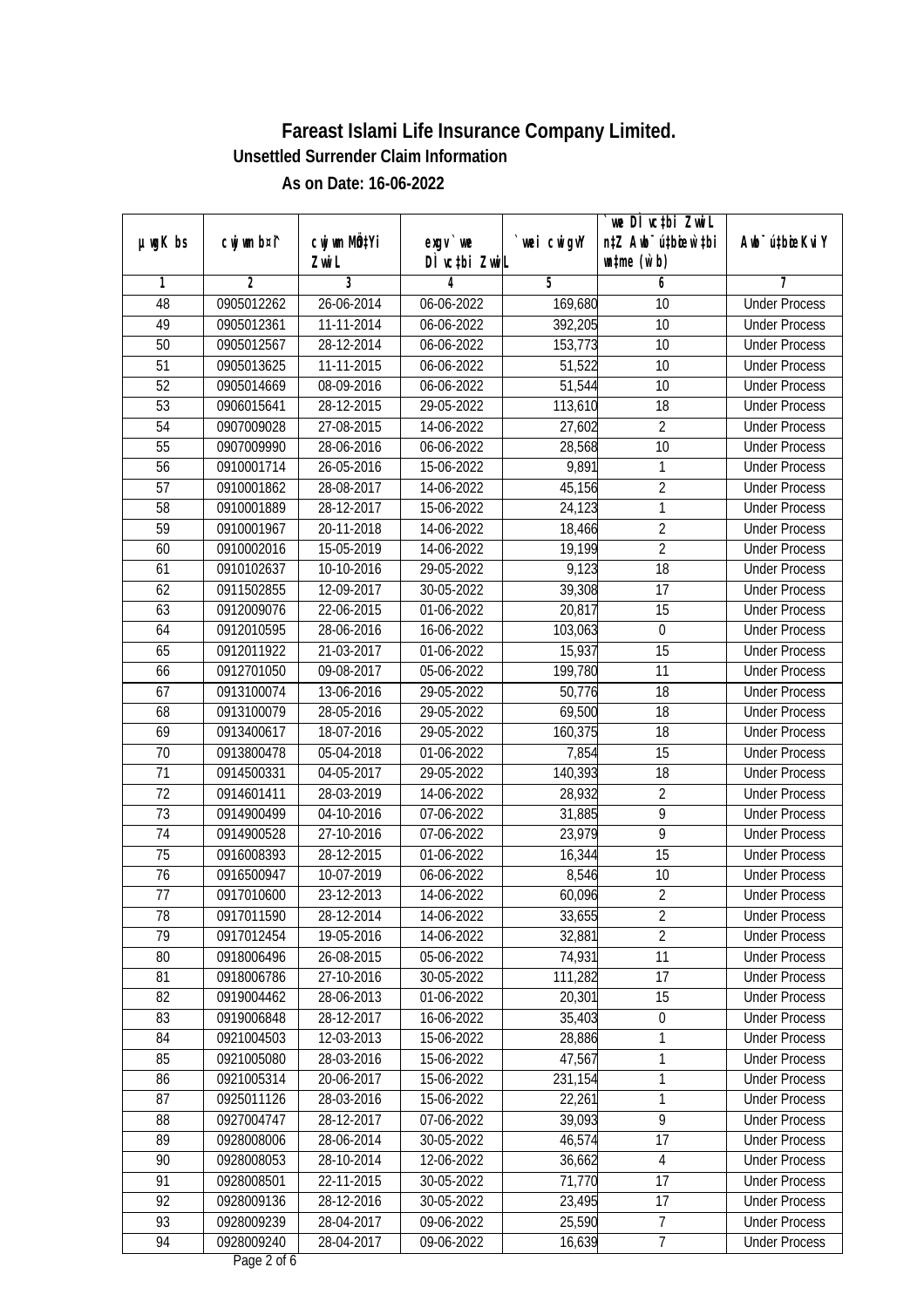# Fareast Islami Life Insurance Company Limited.

## Unsettled Surrender Claim Information

### As on Date: 16-06-2022

| µwgK bs | cwjwm bs¤^ | cwjwm MÖn‡Yi ZvwiL | exgv `vwe DÌvc‡bi ZvwiL | `vwei cwigvY | `vwe DÌvc‡bi ZvwiL n‡Z Awb¯úbœ w`‡bi mgqKvj (w`b) | Awb¯ú‡bœi KviY |
|---|---|---|---|---|---|---|
| 1 | 2 | 3 | 4 | 5 | 6 | 7 |
| 48 | 0905012262 | 26-06-2014 | 06-06-2022 | 169,680 | 10 | Under Process |
| 49 | 0905012361 | 11-11-2014 | 06-06-2022 | 392,205 | 10 | Under Process |
| 50 | 0905012567 | 28-12-2014 | 06-06-2022 | 153,773 | 10 | Under Process |
| 51 | 0905013625 | 11-11-2015 | 06-06-2022 | 51,522 | 10 | Under Process |
| 52 | 0905014669 | 08-09-2016 | 06-06-2022 | 51,544 | 10 | Under Process |
| 53 | 0906015641 | 28-12-2015 | 29-05-2022 | 113,610 | 18 | Under Process |
| 54 | 0907009028 | 27-08-2015 | 14-06-2022 | 27,602 | 2 | Under Process |
| 55 | 0907009990 | 28-06-2016 | 06-06-2022 | 28,568 | 10 | Under Process |
| 56 | 0910001714 | 26-05-2016 | 15-06-2022 | 9,891 | 1 | Under Process |
| 57 | 0910001862 | 28-08-2017 | 14-06-2022 | 45,156 | 2 | Under Process |
| 58 | 0910001889 | 28-12-2017 | 15-06-2022 | 24,123 | 1 | Under Process |
| 59 | 0910001967 | 20-11-2018 | 14-06-2022 | 18,466 | 2 | Under Process |
| 60 | 0910002016 | 15-05-2019 | 14-06-2022 | 19,199 | 2 | Under Process |
| 61 | 0910102637 | 10-10-2016 | 29-05-2022 | 9,123 | 18 | Under Process |
| 62 | 0911502855 | 12-09-2017 | 30-05-2022 | 39,308 | 17 | Under Process |
| 63 | 0912009076 | 22-06-2015 | 01-06-2022 | 20,817 | 15 | Under Process |
| 64 | 0912010595 | 28-06-2016 | 16-06-2022 | 103,063 | 0 | Under Process |
| 65 | 0912011922 | 21-03-2017 | 01-06-2022 | 15,937 | 15 | Under Process |
| 66 | 0912701050 | 09-08-2017 | 05-06-2022 | 199,780 | 11 | Under Process |
| 67 | 0913100074 | 13-06-2016 | 29-05-2022 | 50,776 | 18 | Under Process |
| 68 | 0913100079 | 28-05-2016 | 29-05-2022 | 69,500 | 18 | Under Process |
| 69 | 0913400617 | 18-07-2016 | 29-05-2022 | 160,375 | 18 | Under Process |
| 70 | 0913800478 | 05-04-2018 | 01-06-2022 | 7,854 | 15 | Under Process |
| 71 | 0914500331 | 04-05-2017 | 29-05-2022 | 140,393 | 18 | Under Process |
| 72 | 0914601411 | 28-03-2019 | 14-06-2022 | 28,932 | 2 | Under Process |
| 73 | 0914900499 | 04-10-2016 | 07-06-2022 | 31,885 | 9 | Under Process |
| 74 | 0914900528 | 27-10-2016 | 07-06-2022 | 23,979 | 9 | Under Process |
| 75 | 0916008393 | 28-12-2015 | 01-06-2022 | 16,344 | 15 | Under Process |
| 76 | 0916500947 | 10-07-2019 | 06-06-2022 | 8,546 | 10 | Under Process |
| 77 | 0917010600 | 23-12-2013 | 14-06-2022 | 60,096 | 2 | Under Process |
| 78 | 0917011590 | 28-12-2014 | 14-06-2022 | 33,655 | 2 | Under Process |
| 79 | 0917012454 | 19-05-2016 | 14-06-2022 | 32,881 | 2 | Under Process |
| 80 | 0918006496 | 26-08-2015 | 05-06-2022 | 74,931 | 11 | Under Process |
| 81 | 0918006786 | 27-10-2016 | 30-05-2022 | 111,282 | 17 | Under Process |
| 82 | 0919004462 | 28-06-2013 | 01-06-2022 | 20,301 | 15 | Under Process |
| 83 | 0919006848 | 28-12-2017 | 16-06-2022 | 35,403 | 0 | Under Process |
| 84 | 0921004503 | 12-03-2013 | 15-06-2022 | 28,886 | 1 | Under Process |
| 85 | 0921005080 | 28-03-2016 | 15-06-2022 | 47,567 | 1 | Under Process |
| 86 | 0921005314 | 20-06-2017 | 15-06-2022 | 231,154 | 1 | Under Process |
| 87 | 0925011126 | 28-03-2016 | 15-06-2022 | 22,261 | 1 | Under Process |
| 88 | 0927004747 | 28-12-2017 | 07-06-2022 | 39,093 | 9 | Under Process |
| 89 | 0928008006 | 28-06-2014 | 30-05-2022 | 46,574 | 17 | Under Process |
| 90 | 0928008053 | 28-10-2014 | 12-06-2022 | 36,662 | 4 | Under Process |
| 91 | 0928008501 | 22-11-2015 | 30-05-2022 | 71,770 | 17 | Under Process |
| 92 | 0928009136 | 28-12-2016 | 30-05-2022 | 23,495 | 17 | Under Process |
| 93 | 0928009239 | 28-04-2017 | 09-06-2022 | 25,590 | 7 | Under Process |
| 94 | 0928009240 | 28-04-2017 | 09-06-2022 | 16,639 | 7 | Under Process |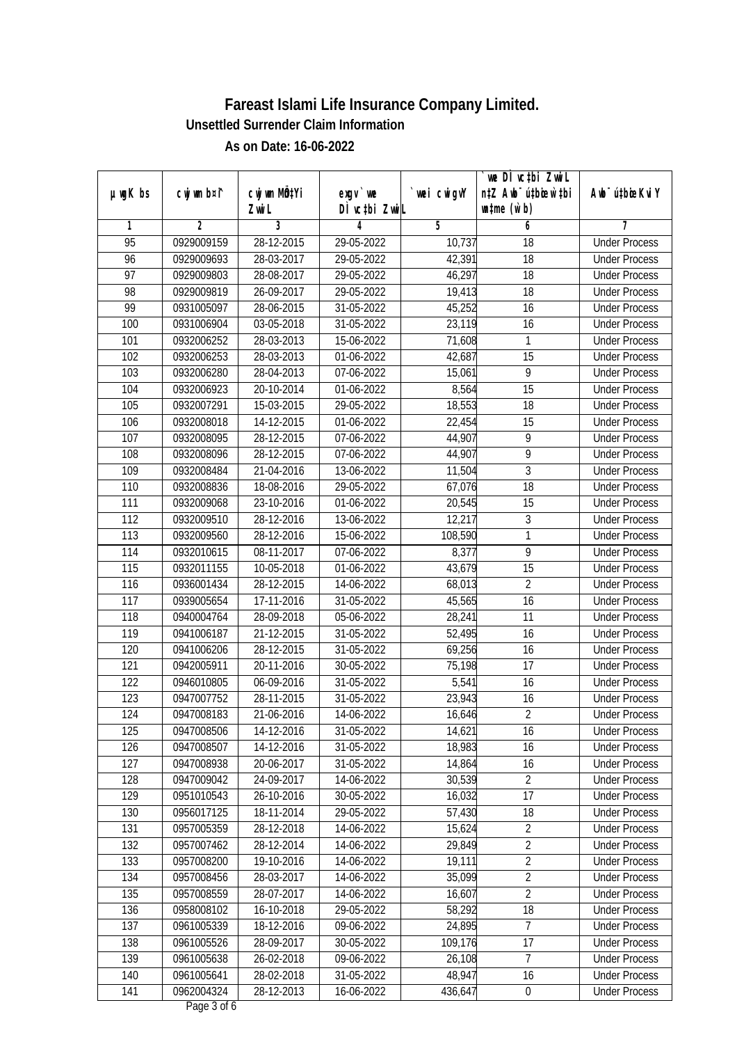# Fareast Islami Life Insurance Company Limited.

## Unsettled Surrender Claim Information

### As on Date: 16-06-2022

| µwgK bs | cwjwm b¤^i | cwjwm MÖ‡Yi ZvwiL | exgv `vwe DÌvc‡bi ZvwiL | `vwei cwigvY | `vwe DÌvc‡bi ZvwiL n‡Z Awb¯úbœ wb¯úwËi w`b (w`b) | Awb¯ú‡bœi KviY |
|---|---|---|---|---|---|---|
| 1 | 2 | 3 | 4 | 5 | 6 | 7 |
| 95 | 0929009159 | 28-12-2015 | 29-05-2022 | 10,737 | 18 | Under Process |
| 96 | 0929009693 | 28-03-2017 | 29-05-2022 | 42,391 | 18 | Under Process |
| 97 | 0929009803 | 28-08-2017 | 29-05-2022 | 46,297 | 18 | Under Process |
| 98 | 0929009819 | 26-09-2017 | 29-05-2022 | 19,413 | 18 | Under Process |
| 99 | 0931005097 | 28-06-2015 | 31-05-2022 | 45,252 | 16 | Under Process |
| 100 | 0931006904 | 03-05-2018 | 31-05-2022 | 23,119 | 16 | Under Process |
| 101 | 0932006252 | 28-03-2013 | 15-06-2022 | 71,608 | 1 | Under Process |
| 102 | 0932006253 | 28-03-2013 | 01-06-2022 | 42,687 | 15 | Under Process |
| 103 | 0932006280 | 28-04-2013 | 07-06-2022 | 15,061 | 9 | Under Process |
| 104 | 0932006923 | 20-10-2014 | 01-06-2022 | 8,564 | 15 | Under Process |
| 105 | 0932007291 | 15-03-2015 | 29-05-2022 | 18,553 | 18 | Under Process |
| 106 | 0932008018 | 14-12-2015 | 01-06-2022 | 22,454 | 15 | Under Process |
| 107 | 0932008095 | 28-12-2015 | 07-06-2022 | 44,907 | 9 | Under Process |
| 108 | 0932008096 | 28-12-2015 | 07-06-2022 | 44,907 | 9 | Under Process |
| 109 | 0932008484 | 21-04-2016 | 13-06-2022 | 11,504 | 3 | Under Process |
| 110 | 0932008836 | 18-08-2016 | 29-05-2022 | 67,076 | 18 | Under Process |
| 111 | 0932009068 | 23-10-2016 | 01-06-2022 | 20,545 | 15 | Under Process |
| 112 | 0932009510 | 28-12-2016 | 13-06-2022 | 12,217 | 3 | Under Process |
| 113 | 0932009560 | 28-12-2016 | 15-06-2022 | 108,590 | 1 | Under Process |
| 114 | 0932010615 | 08-11-2017 | 07-06-2022 | 8,377 | 9 | Under Process |
| 115 | 0932011155 | 10-05-2018 | 01-06-2022 | 43,679 | 15 | Under Process |
| 116 | 0936001434 | 28-12-2015 | 14-06-2022 | 68,013 | 2 | Under Process |
| 117 | 0939005654 | 17-11-2016 | 31-05-2022 | 45,565 | 16 | Under Process |
| 118 | 0940004764 | 28-09-2018 | 05-06-2022 | 28,241 | 11 | Under Process |
| 119 | 0941006187 | 21-12-2015 | 31-05-2022 | 52,495 | 16 | Under Process |
| 120 | 0941006206 | 28-12-2015 | 31-05-2022 | 69,256 | 16 | Under Process |
| 121 | 0942005911 | 20-11-2016 | 30-05-2022 | 75,198 | 17 | Under Process |
| 122 | 0946010805 | 06-09-2016 | 31-05-2022 | 5,541 | 16 | Under Process |
| 123 | 0947007752 | 28-11-2015 | 31-05-2022 | 23,943 | 16 | Under Process |
| 124 | 0947008183 | 21-06-2016 | 14-06-2022 | 16,646 | 2 | Under Process |
| 125 | 0947008506 | 14-12-2016 | 31-05-2022 | 14,621 | 16 | Under Process |
| 126 | 0947008507 | 14-12-2016 | 31-05-2022 | 18,983 | 16 | Under Process |
| 127 | 0947008938 | 20-06-2017 | 31-05-2022 | 14,864 | 16 | Under Process |
| 128 | 0947009042 | 24-09-2017 | 14-06-2022 | 30,539 | 2 | Under Process |
| 129 | 0951010543 | 26-10-2016 | 30-05-2022 | 16,032 | 17 | Under Process |
| 130 | 0956017125 | 18-11-2014 | 29-05-2022 | 57,430 | 18 | Under Process |
| 131 | 0957005359 | 28-12-2018 | 14-06-2022 | 15,624 | 2 | Under Process |
| 132 | 0957007462 | 28-12-2014 | 14-06-2022 | 29,849 | 2 | Under Process |
| 133 | 0957008200 | 19-10-2016 | 14-06-2022 | 19,111 | 2 | Under Process |
| 134 | 0957008456 | 28-03-2017 | 14-06-2022 | 35,099 | 2 | Under Process |
| 135 | 0957008559 | 28-07-2017 | 14-06-2022 | 16,607 | 2 | Under Process |
| 136 | 0958008102 | 16-10-2018 | 29-05-2022 | 58,292 | 18 | Under Process |
| 137 | 0961005339 | 18-12-2016 | 09-06-2022 | 24,895 | 7 | Under Process |
| 138 | 0961005526 | 28-09-2017 | 30-05-2022 | 109,176 | 17 | Under Process |
| 139 | 0961005638 | 26-02-2018 | 09-06-2022 | 26,108 | 7 | Under Process |
| 140 | 0961005641 | 28-02-2018 | 31-05-2022 | 48,947 | 16 | Under Process |
| 141 | 0962004324 | 28-12-2013 | 16-06-2022 | 436,647 | 0 | Under Process |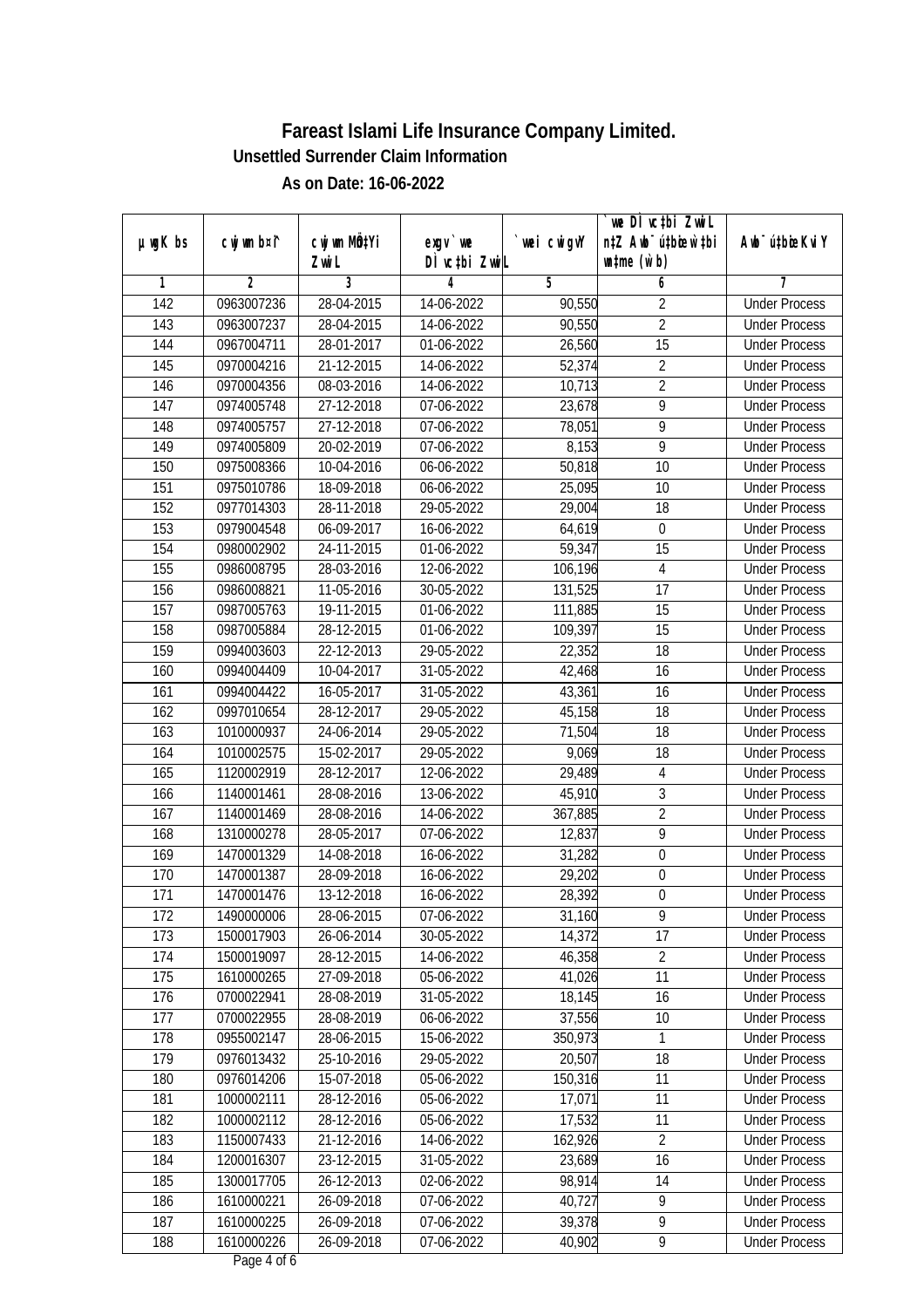# Fareast Islami Life Insurance Company Limited.

## Unsettled Surrender Claim Information

### As on Date: 16-06-2022

| µwgK bs | cwjwm b¤^i | cwjwm MÖn‡Yi ZvwiL | exgv`vwe DÌvc‡bi ZvwiL | `vwei cwigvY | `vwe DÌvc‡bi ZvwiL n‡Z Awb¯úbœ _vKvi mgqKvj (w`b) | Awb¯úbœ _vKvi KviY |
|---|---|---|---|---|---|---|
| 1 | 2 | 3 | 4 | 5 | 6 | 7 |
| 142 | 0963007236 | 28-04-2015 | 14-06-2022 | 90,550 | 2 | Under Process |
| 143 | 0963007237 | 28-04-2015 | 14-06-2022 | 90,550 | 2 | Under Process |
| 144 | 0967004711 | 28-01-2017 | 01-06-2022 | 26,560 | 15 | Under Process |
| 145 | 0970004216 | 21-12-2015 | 14-06-2022 | 52,374 | 2 | Under Process |
| 146 | 0970004356 | 08-03-2016 | 14-06-2022 | 10,713 | 2 | Under Process |
| 147 | 0974005748 | 27-12-2018 | 07-06-2022 | 23,678 | 9 | Under Process |
| 148 | 0974005757 | 27-12-2018 | 07-06-2022 | 78,051 | 9 | Under Process |
| 149 | 0974005809 | 20-02-2019 | 07-06-2022 | 8,153 | 9 | Under Process |
| 150 | 0975008366 | 10-04-2016 | 06-06-2022 | 50,818 | 10 | Under Process |
| 151 | 0975010786 | 18-09-2018 | 06-06-2022 | 25,095 | 10 | Under Process |
| 152 | 0977014303 | 28-11-2018 | 29-05-2022 | 29,004 | 18 | Under Process |
| 153 | 0979004548 | 06-09-2017 | 16-06-2022 | 64,619 | 0 | Under Process |
| 154 | 0980002902 | 24-11-2015 | 01-06-2022 | 59,347 | 15 | Under Process |
| 155 | 0986008795 | 28-03-2016 | 12-06-2022 | 106,196 | 4 | Under Process |
| 156 | 0986008821 | 11-05-2016 | 30-05-2022 | 131,525 | 17 | Under Process |
| 157 | 0987005763 | 19-11-2015 | 01-06-2022 | 111,885 | 15 | Under Process |
| 158 | 0987005884 | 28-12-2015 | 01-06-2022 | 109,397 | 15 | Under Process |
| 159 | 0994003603 | 22-12-2013 | 29-05-2022 | 22,352 | 18 | Under Process |
| 160 | 0994004409 | 10-04-2017 | 31-05-2022 | 42,468 | 16 | Under Process |
| 161 | 0994004422 | 16-05-2017 | 31-05-2022 | 43,361 | 16 | Under Process |
| 162 | 0997010654 | 28-12-2017 | 29-05-2022 | 45,158 | 18 | Under Process |
| 163 | 1010000937 | 24-06-2014 | 29-05-2022 | 71,504 | 18 | Under Process |
| 164 | 1010002575 | 15-02-2017 | 29-05-2022 | 9,069 | 18 | Under Process |
| 165 | 1120002919 | 28-12-2017 | 12-06-2022 | 29,489 | 4 | Under Process |
| 166 | 1140001461 | 28-08-2016 | 13-06-2022 | 45,910 | 3 | Under Process |
| 167 | 1140001469 | 28-08-2016 | 14-06-2022 | 367,885 | 2 | Under Process |
| 168 | 1310000278 | 28-05-2017 | 07-06-2022 | 12,837 | 9 | Under Process |
| 169 | 1470001329 | 14-08-2018 | 16-06-2022 | 31,282 | 0 | Under Process |
| 170 | 1470001387 | 28-09-2018 | 16-06-2022 | 29,202 | 0 | Under Process |
| 171 | 1470001476 | 13-12-2018 | 16-06-2022 | 28,392 | 0 | Under Process |
| 172 | 1490000006 | 28-06-2015 | 07-06-2022 | 31,160 | 9 | Under Process |
| 173 | 1500017903 | 26-06-2014 | 30-05-2022 | 14,372 | 17 | Under Process |
| 174 | 1500019097 | 28-12-2015 | 14-06-2022 | 46,358 | 2 | Under Process |
| 175 | 1610000265 | 27-09-2018 | 05-06-2022 | 41,026 | 11 | Under Process |
| 176 | 0700022941 | 28-08-2019 | 31-05-2022 | 18,145 | 16 | Under Process |
| 177 | 0700022955 | 28-08-2019 | 06-06-2022 | 37,556 | 10 | Under Process |
| 178 | 0955002147 | 28-06-2015 | 15-06-2022 | 350,973 | 1 | Under Process |
| 179 | 0976013432 | 25-10-2016 | 29-05-2022 | 20,507 | 18 | Under Process |
| 180 | 0976014206 | 15-07-2018 | 05-06-2022 | 150,316 | 11 | Under Process |
| 181 | 1000002111 | 28-12-2016 | 05-06-2022 | 17,071 | 11 | Under Process |
| 182 | 1000002112 | 28-12-2016 | 05-06-2022 | 17,532 | 11 | Under Process |
| 183 | 1150007433 | 21-12-2016 | 14-06-2022 | 162,926 | 2 | Under Process |
| 184 | 1200016307 | 23-12-2015 | 31-05-2022 | 23,689 | 16 | Under Process |
| 185 | 1300017705 | 26-12-2013 | 02-06-2022 | 98,914 | 14 | Under Process |
| 186 | 1610000221 | 26-09-2018 | 07-06-2022 | 40,727 | 9 | Under Process |
| 187 | 1610000225 | 26-09-2018 | 07-06-2022 | 39,378 | 9 | Under Process |
| 188 | 1610000226 | 26-09-2018 | 07-06-2022 | 40,902 | 9 | Under Process |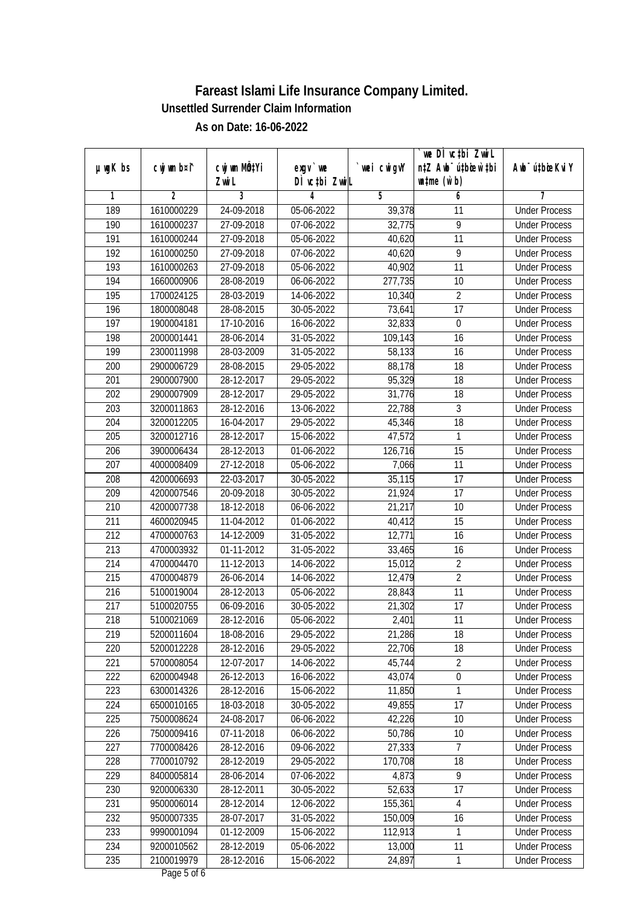# Fareast Islami Life Insurance Company Limited.

**Unsettled Surrender Claim Information**

**As on Date: 16-06-2022**

| µwgK bs | cwjwm b¤^i | cwjwm MÖn‡Yi ZvwiL | exgv`vwe DÌvc‡bi ZvwiL | `vwei cwigvY | `vwe DÌvc‡bi ZvwiL n‡Z Awb¯úbœK…Z mgqKvj (w`b) | Awb¯úbœi KviY |
|---|---|---|---|---|---|---|
| 1 | 2 | 3 | 4 | 5 | 6 | 7 |
| 189 | 1610000229 | 24-09-2018 | 05-06-2022 | 39,378 | 11 | Under Process |
| 190 | 1610000237 | 27-09-2018 | 07-06-2022 | 32,775 | 9 | Under Process |
| 191 | 1610000244 | 27-09-2018 | 05-06-2022 | 40,620 | 11 | Under Process |
| 192 | 1610000250 | 27-09-2018 | 07-06-2022 | 40,620 | 9 | Under Process |
| 193 | 1610000263 | 27-09-2018 | 05-06-2022 | 40,902 | 11 | Under Process |
| 194 | 1660000906 | 28-08-2019 | 06-06-2022 | 277,735 | 10 | Under Process |
| 195 | 1700024125 | 28-03-2019 | 14-06-2022 | 10,340 | 2 | Under Process |
| 196 | 1800008048 | 28-08-2015 | 30-05-2022 | 73,641 | 17 | Under Process |
| 197 | 1900004181 | 17-10-2016 | 16-06-2022 | 32,833 | 0 | Under Process |
| 198 | 2000001441 | 28-06-2014 | 31-05-2022 | 109,143 | 16 | Under Process |
| 199 | 2300011998 | 28-03-2009 | 31-05-2022 | 58,133 | 16 | Under Process |
| 200 | 2900006729 | 28-08-2015 | 29-05-2022 | 88,178 | 18 | Under Process |
| 201 | 2900007900 | 28-12-2017 | 29-05-2022 | 95,329 | 18 | Under Process |
| 202 | 2900007909 | 28-12-2017 | 29-05-2022 | 31,776 | 18 | Under Process |
| 203 | 3200011863 | 28-12-2016 | 13-06-2022 | 22,788 | 3 | Under Process |
| 204 | 3200012205 | 16-04-2017 | 29-05-2022 | 45,346 | 18 | Under Process |
| 205 | 3200012716 | 28-12-2017 | 15-06-2022 | 47,572 | 1 | Under Process |
| 206 | 3900006434 | 28-12-2013 | 01-06-2022 | 126,716 | 15 | Under Process |
| 207 | 4000008409 | 27-12-2018 | 05-06-2022 | 7,066 | 11 | Under Process |
| 208 | 4200006693 | 22-03-2017 | 30-05-2022 | 35,115 | 17 | Under Process |
| 209 | 4200007546 | 20-09-2018 | 30-05-2022 | 21,924 | 17 | Under Process |
| 210 | 4200007738 | 18-12-2018 | 06-06-2022 | 21,217 | 10 | Under Process |
| 211 | 4600020945 | 11-04-2012 | 01-06-2022 | 40,412 | 15 | Under Process |
| 212 | 4700000763 | 14-12-2009 | 31-05-2022 | 12,771 | 16 | Under Process |
| 213 | 4700003932 | 01-11-2012 | 31-05-2022 | 33,465 | 16 | Under Process |
| 214 | 4700004470 | 11-12-2013 | 14-06-2022 | 15,012 | 2 | Under Process |
| 215 | 4700004879 | 26-06-2014 | 14-06-2022 | 12,479 | 2 | Under Process |
| 216 | 5100019004 | 28-12-2013 | 05-06-2022 | 28,843 | 11 | Under Process |
| 217 | 5100020755 | 06-09-2016 | 30-05-2022 | 21,302 | 17 | Under Process |
| 218 | 5100021069 | 28-12-2016 | 05-06-2022 | 2,401 | 11 | Under Process |
| 219 | 5200011604 | 18-08-2016 | 29-05-2022 | 21,286 | 18 | Under Process |
| 220 | 5200012228 | 28-12-2016 | 29-05-2022 | 22,706 | 18 | Under Process |
| 221 | 5700008054 | 12-07-2017 | 14-06-2022 | 45,744 | 2 | Under Process |
| 222 | 6200004948 | 26-12-2013 | 16-06-2022 | 43,074 | 0 | Under Process |
| 223 | 6300014326 | 28-12-2016 | 15-06-2022 | 11,850 | 1 | Under Process |
| 224 | 6500010165 | 18-03-2018 | 30-05-2022 | 49,855 | 17 | Under Process |
| 225 | 7500008624 | 24-08-2017 | 06-06-2022 | 42,226 | 10 | Under Process |
| 226 | 7500009416 | 07-11-2018 | 06-06-2022 | 50,786 | 10 | Under Process |
| 227 | 7700008426 | 28-12-2016 | 09-06-2022 | 27,333 | 7 | Under Process |
| 228 | 7700010792 | 28-12-2019 | 29-05-2022 | 170,708 | 18 | Under Process |
| 229 | 8400005814 | 28-06-2014 | 07-06-2022 | 4,873 | 9 | Under Process |
| 230 | 9200006330 | 28-12-2011 | 30-05-2022 | 52,633 | 17 | Under Process |
| 231 | 9500006014 | 28-12-2014 | 12-06-2022 | 155,361 | 4 | Under Process |
| 232 | 9500007335 | 28-07-2017 | 31-05-2022 | 150,009 | 16 | Under Process |
| 233 | 9990001094 | 01-12-2009 | 15-06-2022 | 112,913 | 1 | Under Process |
| 234 | 9200010562 | 28-12-2019 | 05-06-2022 | 13,000 | 11 | Under Process |
| 235 | 2100019979 | 28-12-2016 | 15-06-2022 | 24,897 | 1 | Under Process |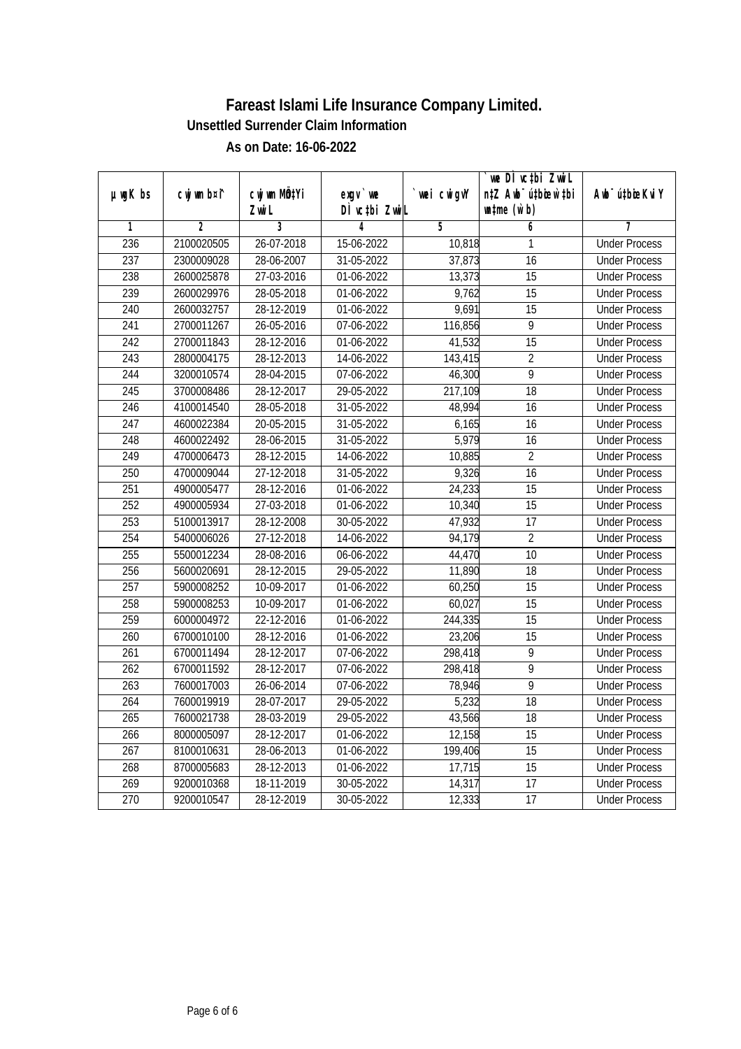# Fareast Islami Life Insurance Company Limited.

### Unsettled Surrender Claim Information

### As on Date: 16-06-2022

| µ wgK bs | cwjwm b¤^i | cwjwm MÖn‡Yi ZvwiL | exgv`vwe DÌvc‡bi ZvwiL | `vwei cwigvY | `vwe DÌvc‡bi ZvwiL n‡Z Awb¯úbœ _vKvi mgqKvj (w`b) | Awb¯ú‡bœi KviY |
|---|---|---|---|---|---|---|
| 1 | 2 | 3 | 4 | 5 | 6 | 7 |
| 236 | 2100020505 | 26-07-2018 | 15-06-2022 | 10,818 | 1 | Under Process |
| 237 | 2300009028 | 28-06-2007 | 31-05-2022 | 37,873 | 16 | Under Process |
| 238 | 2600025878 | 27-03-2016 | 01-06-2022 | 13,373 | 15 | Under Process |
| 239 | 2600029976 | 28-05-2018 | 01-06-2022 | 9,762 | 15 | Under Process |
| 240 | 2600032757 | 28-12-2019 | 01-06-2022 | 9,691 | 15 | Under Process |
| 241 | 2700011267 | 26-05-2016 | 07-06-2022 | 116,856 | 9 | Under Process |
| 242 | 2700011843 | 28-12-2016 | 01-06-2022 | 41,532 | 15 | Under Process |
| 243 | 2800004175 | 28-12-2013 | 14-06-2022 | 143,415 | 2 | Under Process |
| 244 | 3200010574 | 28-04-2015 | 07-06-2022 | 46,300 | 9 | Under Process |
| 245 | 3700008486 | 28-12-2017 | 29-05-2022 | 217,109 | 18 | Under Process |
| 246 | 4100014540 | 28-05-2018 | 31-05-2022 | 48,994 | 16 | Under Process |
| 247 | 4600022384 | 20-05-2015 | 31-05-2022 | 6,165 | 16 | Under Process |
| 248 | 4600022492 | 28-06-2015 | 31-05-2022 | 5,979 | 16 | Under Process |
| 249 | 4700006473 | 28-12-2015 | 14-06-2022 | 10,885 | 2 | Under Process |
| 250 | 4700009044 | 27-12-2018 | 31-05-2022 | 9,326 | 16 | Under Process |
| 251 | 4900005477 | 28-12-2016 | 01-06-2022 | 24,233 | 15 | Under Process |
| 252 | 4900005934 | 27-03-2018 | 01-06-2022 | 10,340 | 15 | Under Process |
| 253 | 5100013917 | 28-12-2008 | 30-05-2022 | 47,932 | 17 | Under Process |
| 254 | 5400006026 | 27-12-2018 | 14-06-2022 | 94,179 | 2 | Under Process |
| 255 | 5500012234 | 28-08-2016 | 06-06-2022 | 44,470 | 10 | Under Process |
| 256 | 5600020691 | 28-12-2015 | 29-05-2022 | 11,890 | 18 | Under Process |
| 257 | 5900008252 | 10-09-2017 | 01-06-2022 | 60,250 | 15 | Under Process |
| 258 | 5900008253 | 10-09-2017 | 01-06-2022 | 60,027 | 15 | Under Process |
| 259 | 6000004972 | 22-12-2016 | 01-06-2022 | 244,335 | 15 | Under Process |
| 260 | 6700010100 | 28-12-2016 | 01-06-2022 | 23,206 | 15 | Under Process |
| 261 | 6700011494 | 28-12-2017 | 07-06-2022 | 298,418 | 9 | Under Process |
| 262 | 6700011592 | 28-12-2017 | 07-06-2022 | 298,418 | 9 | Under Process |
| 263 | 7600017003 | 26-06-2014 | 07-06-2022 | 78,946 | 9 | Under Process |
| 264 | 7600019919 | 28-07-2017 | 29-05-2022 | 5,232 | 18 | Under Process |
| 265 | 7600021738 | 28-03-2019 | 29-05-2022 | 43,566 | 18 | Under Process |
| 266 | 8000005097 | 28-12-2017 | 01-06-2022 | 12,158 | 15 | Under Process |
| 267 | 8100010631 | 28-06-2013 | 01-06-2022 | 199,406 | 15 | Under Process |
| 268 | 8700005683 | 28-12-2013 | 01-06-2022 | 17,715 | 15 | Under Process |
| 269 | 9200010368 | 18-11-2019 | 30-05-2022 | 14,317 | 17 | Under Process |
| 270 | 9200010547 | 28-12-2019 | 30-05-2022 | 12,333 | 17 | Under Process |